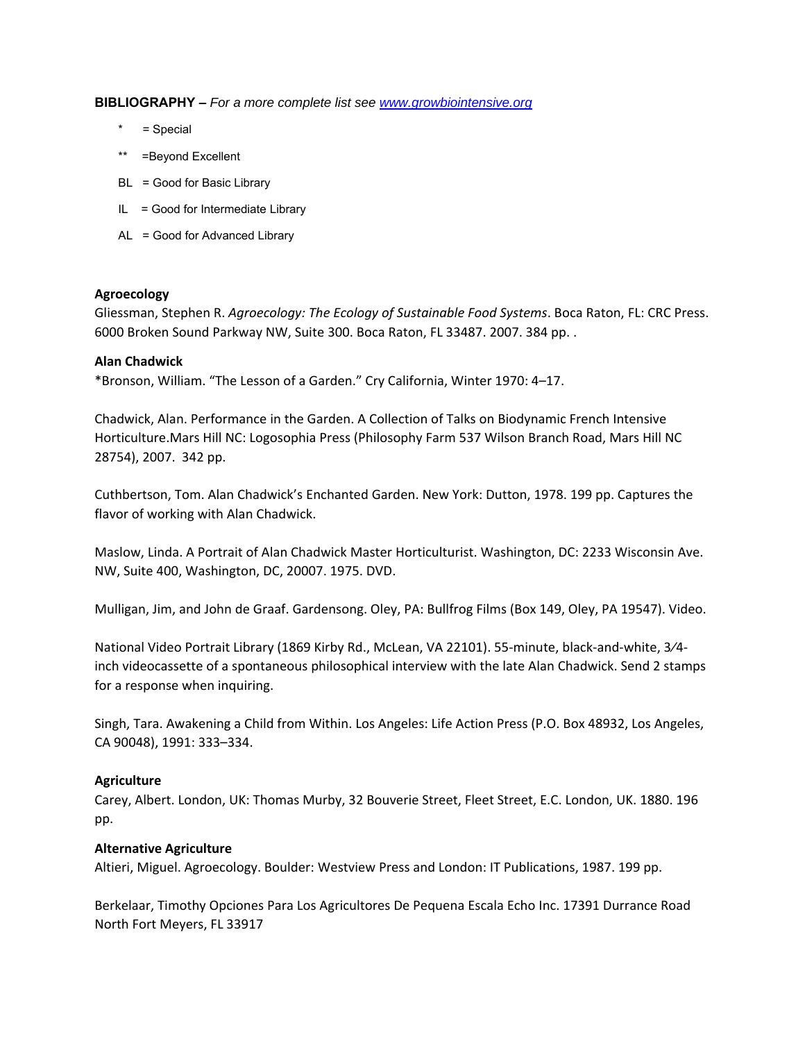**BIBLIOGRAPHY –** *For a more complete list see [www.growbiointensive.org](http://www.growbiointensive.org)*

- * = Special
- ** =Beyond Excellent
- BL = Good for Basic Library
- IL = Good for Intermediate Library
- AL = Good for Advanced Library

**Agroecology**

Gliessman, Stephen R. *Agroecology: The Ecology of Sustainable Food Systems*. Boca Raton, FL: CRC Press. 6000 Broken Sound Parkway NW, Suite 300. Boca Raton, FL 33487. 2007. 384 pp. .

**Alan Chadwick**

*Bronson, William. "The Lesson of a Garden." Cry California, Winter 1970: 4–17.

Chadwick, Alan. Performance in the Garden. A Collection of Talks on Biodynamic French Intensive Horticulture.Mars Hill NC: Logosophia Press (Philosophy Farm 537 Wilson Branch Road, Mars Hill NC 28754), 2007. 342 pp.

Cuthbertson, Tom. Alan Chadwick's Enchanted Garden. New York: Dutton, 1978. 199 pp. Captures the flavor of working with Alan Chadwick.

Maslow, Linda. A Portrait of Alan Chadwick Master Horticulturist. Washington, DC: 2233 Wisconsin Ave. NW, Suite 400, Washington, DC, 20007. 1975. DVD.

Mulligan, Jim, and John de Graaf. Gardensong. Oley, PA: Bullfrog Films (Box 149, Oley, PA 19547). Video.

National Video Portrait Library (1869 Kirby Rd., McLean, VA 22101). 55-minute, black-and-white, 3⁄4-inch videocassette of a spontaneous philosophical interview with the late Alan Chadwick. Send 2 stamps for a response when inquiring.

Singh, Tara. Awakening a Child from Within. Los Angeles: Life Action Press (P.O. Box 48932, Los Angeles, CA 90048), 1991: 333–334.

**Agriculture**

Carey, Albert. London, UK: Thomas Murby, 32 Bouverie Street, Fleet Street, E.C. London, UK. 1880. 196 pp.

**Alternative Agriculture**

Altieri, Miguel. Agroecology. Boulder: Westview Press and London: IT Publications, 1987. 199 pp.

Berkelaar, Timothy Opciones Para Los Agricultores De Pequena Escala Echo Inc. 17391 Durrance Road North Fort Meyers, FL 33917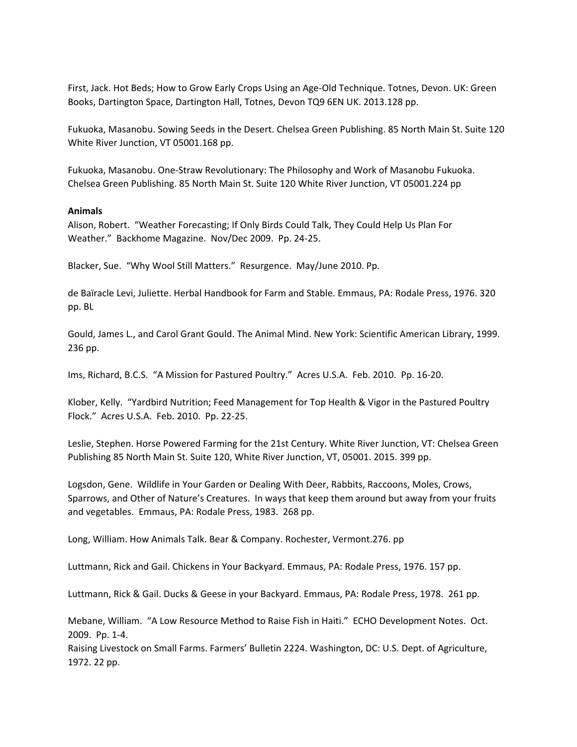First, Jack. Hot Beds; How to Grow Early Crops Using an Age-Old Technique. Totnes, Devon. UK: Green Books, Dartington Space, Dartington Hall, Totnes, Devon TQ9 6EN UK. 2013.128 pp.

Fukuoka, Masanobu. Sowing Seeds in the Desert. Chelsea Green Publishing. 85 North Main St. Suite 120 White River Junction, VT 05001.168 pp.

Fukuoka, Masanobu. One-Straw Revolutionary: The Philosophy and Work of Masanobu Fukuoka. Chelsea Green Publishing. 85 North Main St. Suite 120 White River Junction, VT 05001.224 pp

**Animals**

Alison, Robert. "Weather Forecasting; If Only Birds Could Talk, They Could Help Us Plan For Weather." Backhome Magazine. Nov/Dec 2009. Pp. 24-25.

Blacker, Sue. "Why Wool Still Matters." Resurgence. May/June 2010. Pp.

de Baïracle Levi, Juliette. Herbal Handbook for Farm and Stable. Emmaus, PA: Rodale Press, 1976. 320 pp. BL

Gould, James L., and Carol Grant Gould. The Animal Mind. New York: Scientific American Library, 1999. 236 pp.

Ims, Richard, B.C.S. "A Mission for Pastured Poultry." Acres U.S.A. Feb. 2010. Pp. 16-20.

Klober, Kelly. "Yardbird Nutrition; Feed Management for Top Health & Vigor in the Pastured Poultry Flock." Acres U.S.A. Feb. 2010. Pp. 22-25.

Leslie, Stephen. Horse Powered Farming for the 21st Century. White River Junction, VT: Chelsea Green Publishing 85 North Main St. Suite 120, White River Junction, VT, 05001. 2015. 399 pp.

Logsdon, Gene. Wildlife in Your Garden or Dealing With Deer, Rabbits, Raccoons, Moles, Crows, Sparrows, and Other of Nature's Creatures. In ways that keep them around but away from your fruits and vegetables. Emmaus, PA: Rodale Press, 1983. 268 pp.

Long, William. How Animals Talk. Bear & Company. Rochester, Vermont.276. pp

Luttmann, Rick and Gail. Chickens in Your Backyard. Emmaus, PA: Rodale Press, 1976. 157 pp.

Luttmann, Rick & Gail. Ducks & Geese in your Backyard. Emmaus, PA: Rodale Press, 1978. 261 pp.

Mebane, William. "A Low Resource Method to Raise Fish in Haiti." ECHO Development Notes. Oct. 2009. Pp. 1-4.

Raising Livestock on Small Farms. Farmers' Bulletin 2224. Washington, DC: U.S. Dept. of Agriculture, 1972. 22 pp.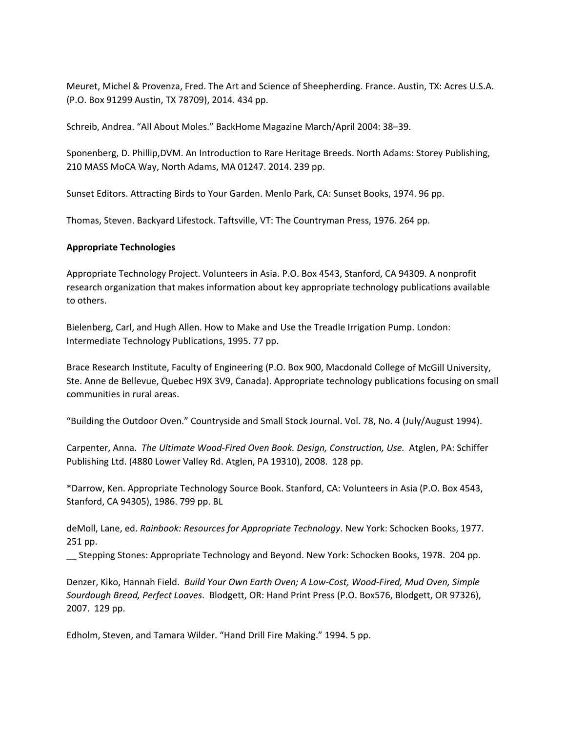Meuret, Michel & Provenza, Fred. The Art and Science of Sheepherding. France. Austin, TX: Acres U.S.A. (P.O. Box 91299 Austin, TX 78709), 2014. 434 pp.

Schreib, Andrea. "All About Moles." BackHome Magazine March/April 2004: 38–39.

Sponenberg, D. Phillip,DVM. An Introduction to Rare Heritage Breeds. North Adams: Storey Publishing, 210 MASS MoCA Way, North Adams, MA 01247. 2014. 239 pp.

Sunset Editors. Attracting Birds to Your Garden. Menlo Park, CA: Sunset Books, 1974. 96 pp.

Thomas, Steven. Backyard Lifestock. Taftsville, VT: The Countryman Press, 1976. 264 pp.

**Appropriate Technologies**

Appropriate Technology Project. Volunteers in Asia. P.O. Box 4543, Stanford, CA 94309. A nonprofit research organization that makes information about key appropriate technology publications available to others.

Bielenberg, Carl, and Hugh Allen. How to Make and Use the Treadle Irrigation Pump. London: Intermediate Technology Publications, 1995. 77 pp.

Brace Research Institute, Faculty of Engineering (P.O. Box 900, Macdonald College of McGill University, Ste. Anne de Bellevue, Quebec H9X 3V9, Canada). Appropriate technology publications focusing on small communities in rural areas.

"Building the Outdoor Oven." Countryside and Small Stock Journal. Vol. 78, No. 4 (July/August 1994).

Carpenter, Anna. *The Ultimate Wood-Fired Oven Book. Design, Construction, Use.* Atglen, PA: Schiffer Publishing Ltd. (4880 Lower Valley Rd. Atglen, PA 19310), 2008. 128 pp.

*Darrow, Ken. Appropriate Technology Source Book. Stanford, CA: Volunteers in Asia (P.O. Box 4543, Stanford, CA 94305), 1986. 799 pp. BL

deMoll, Lane, ed. *Rainbook: Resources for Appropriate Technology*. New York: Schocken Books, 1977. 251 pp.

__ Stepping Stones: Appropriate Technology and Beyond. New York: Schocken Books, 1978. 204 pp.

Denzer, Kiko, Hannah Field. *Build Your Own Earth Oven; A Low-Cost, Wood-Fired, Mud Oven, Simple Sourdough Bread, Perfect Loaves*. Blodgett, OR: Hand Print Press (P.O. Box576, Blodgett, OR 97326), 2007. 129 pp.

Edholm, Steven, and Tamara Wilder. "Hand Drill Fire Making." 1994. 5 pp.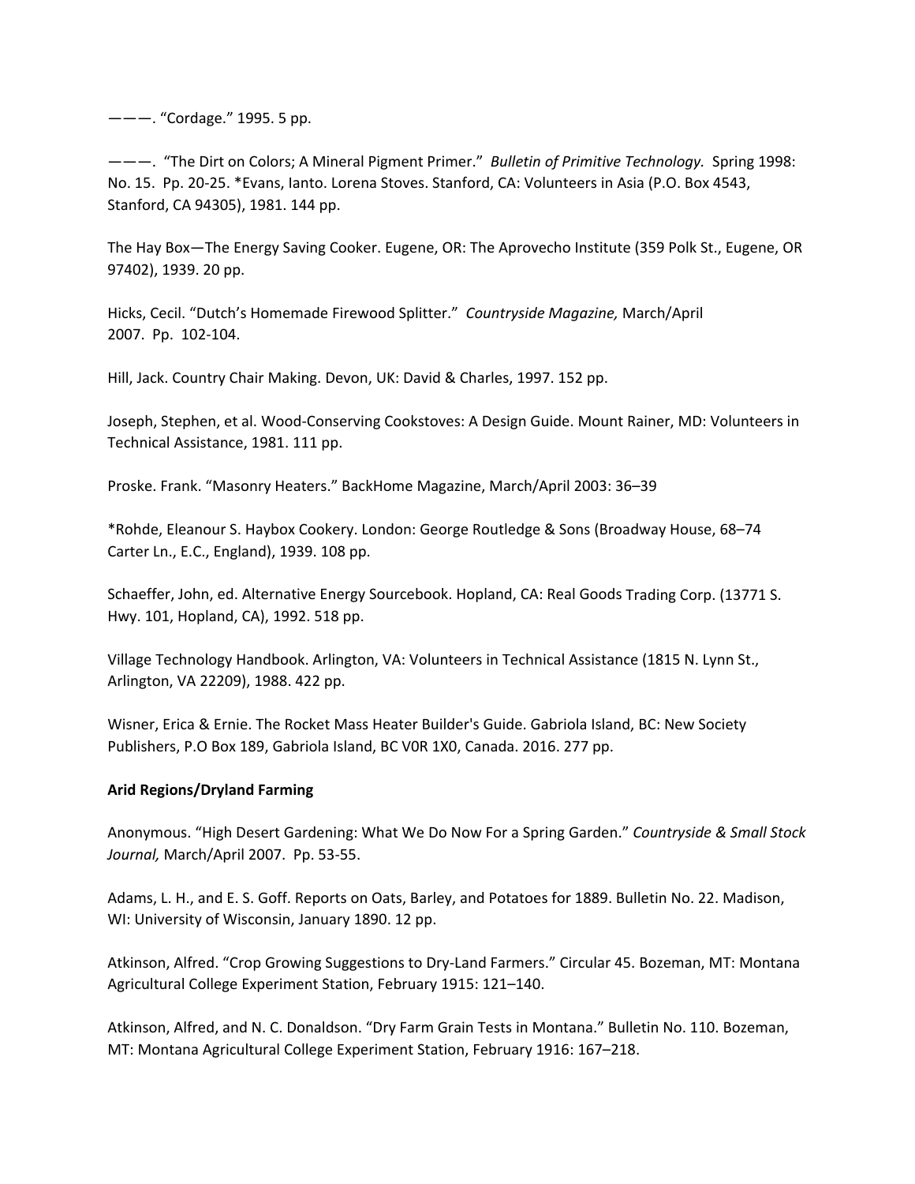———. "Cordage." 1995. 5 pp.

———. "The Dirt on Colors; A Mineral Pigment Primer." *Bulletin of Primitive Technology.* Spring 1998: No. 15. Pp. 20-25. *Evans, Ianto. Lorena Stoves. Stanford, CA: Volunteers in Asia (P.O. Box 4543, Stanford, CA 94305), 1981. 144 pp.

The Hay Box—The Energy Saving Cooker. Eugene, OR: The Aprovecho Institute (359 Polk St., Eugene, OR 97402), 1939. 20 pp.

Hicks, Cecil. "Dutch's Homemade Firewood Splitter." *Countryside Magazine,* March/April 2007. Pp. 102-104.

Hill, Jack. Country Chair Making. Devon, UK: David & Charles, 1997. 152 pp.

Joseph, Stephen, et al. Wood-Conserving Cookstoves: A Design Guide. Mount Rainer, MD: Volunteers in Technical Assistance, 1981. 111 pp.

Proske. Frank. "Masonry Heaters." BackHome Magazine, March/April 2003: 36–39

*Rohde, Eleanour S. Haybox Cookery. London: George Routledge & Sons (Broadway House, 68–74 Carter Ln., E.C., England), 1939. 108 pp.

Schaeffer, John, ed. Alternative Energy Sourcebook. Hopland, CA: Real Goods Trading Corp. (13771 S. Hwy. 101, Hopland, CA), 1992. 518 pp.

Village Technology Handbook. Arlington, VA: Volunteers in Technical Assistance (1815 N. Lynn St., Arlington, VA 22209), 1988. 422 pp.

Wisner, Erica & Ernie. The Rocket Mass Heater Builder's Guide. Gabriola Island, BC: New Society Publishers, P.O Box 189, Gabriola Island, BC V0R 1X0, Canada. 2016. 277 pp.

**Arid Regions/Dryland Farming**

Anonymous. "High Desert Gardening: What We Do Now For a Spring Garden." *Countryside & Small Stock Journal,* March/April 2007. Pp. 53-55.

Adams, L. H., and E. S. Goff. Reports on Oats, Barley, and Potatoes for 1889. Bulletin No. 22. Madison, WI: University of Wisconsin, January 1890. 12 pp.

Atkinson, Alfred. "Crop Growing Suggestions to Dry-Land Farmers." Circular 45. Bozeman, MT: Montana Agricultural College Experiment Station, February 1915: 121–140.

Atkinson, Alfred, and N. C. Donaldson. "Dry Farm Grain Tests in Montana." Bulletin No. 110. Bozeman, MT: Montana Agricultural College Experiment Station, February 1916: 167–218.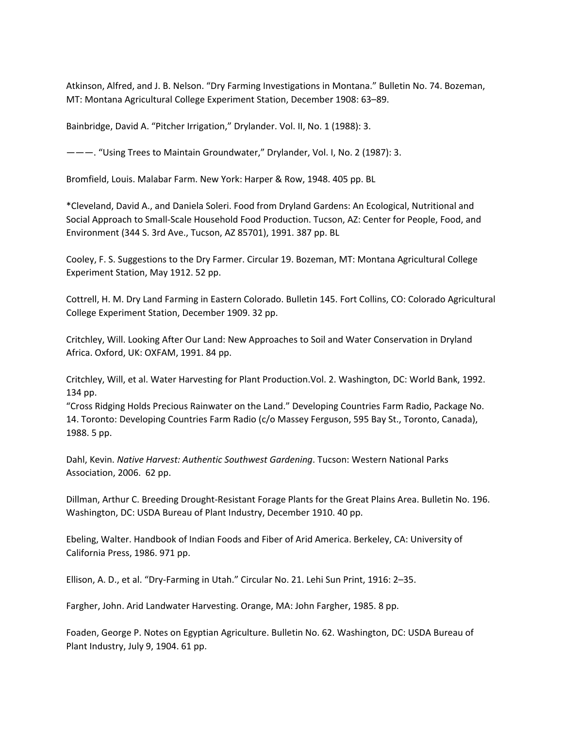Atkinson, Alfred, and J. B. Nelson. “Dry Farming Investigations in Montana.” Bulletin No. 74. Bozeman, MT: Montana Agricultural College Experiment Station, December 1908: 63–89.

Bainbridge, David A. “Pitcher Irrigation,” Drylander. Vol. II, No. 1 (1988): 3.

———. “Using Trees to Maintain Groundwater,” Drylander, Vol. I, No. 2 (1987): 3.

Bromfield, Louis. Malabar Farm. New York: Harper & Row, 1948. 405 pp. BL

*Cleveland, David A., and Daniela Soleri. Food from Dryland Gardens: An Ecological, Nutritional and Social Approach to Small-Scale Household Food Production. Tucson, AZ: Center for People, Food, and Environment (344 S. 3rd Ave., Tucson, AZ 85701), 1991. 387 pp. BL

Cooley, F. S. Suggestions to the Dry Farmer. Circular 19. Bozeman, MT: Montana Agricultural College Experiment Station, May 1912. 52 pp.

Cottrell, H. M. Dry Land Farming in Eastern Colorado. Bulletin 145. Fort Collins, CO: Colorado Agricultural College Experiment Station, December 1909. 32 pp.

Critchley, Will. Looking After Our Land: New Approaches to Soil and Water Conservation in Dryland Africa. Oxford, UK: OXFAM, 1991. 84 pp.

Critchley, Will, et al. Water Harvesting for Plant Production.Vol. 2. Washington, DC: World Bank, 1992. 134 pp.

“Cross Ridging Holds Precious Rainwater on the Land.” Developing Countries Farm Radio, Package No. 14. Toronto: Developing Countries Farm Radio (c/o Massey Ferguson, 595 Bay St., Toronto, Canada), 1988. 5 pp.

Dahl, Kevin. *Native Harvest: Authentic Southwest Gardening*. Tucson: Western National Parks Association, 2006. 62 pp.

Dillman, Arthur C. Breeding Drought-Resistant Forage Plants for the Great Plains Area. Bulletin No. 196. Washington, DC: USDA Bureau of Plant Industry, December 1910. 40 pp.

Ebeling, Walter. Handbook of Indian Foods and Fiber of Arid America. Berkeley, CA: University of California Press, 1986. 971 pp.

Ellison, A. D., et al. “Dry-Farming in Utah.” Circular No. 21. Lehi Sun Print, 1916: 2–35.

Fargher, John. Arid Landwater Harvesting. Orange, MA: John Fargher, 1985. 8 pp.

Foaden, George P. Notes on Egyptian Agriculture. Bulletin No. 62. Washington, DC: USDA Bureau of Plant Industry, July 9, 1904. 61 pp.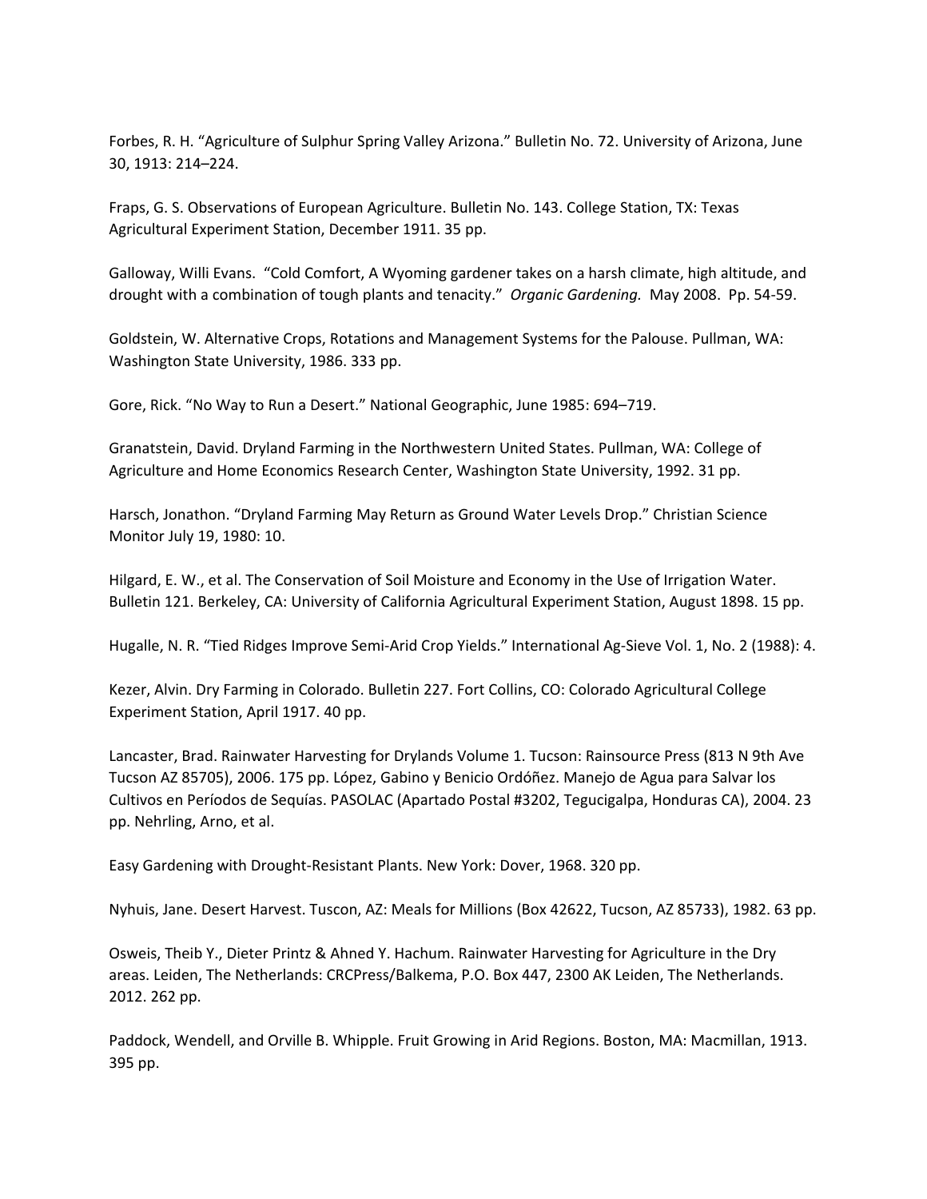Forbes, R. H. “Agriculture of Sulphur Spring Valley Arizona.” Bulletin No. 72. University of Arizona, June 30, 1913: 214–224.

Fraps, G. S. Observations of European Agriculture. Bulletin No. 143. College Station, TX: Texas Agricultural Experiment Station, December 1911. 35 pp.

Galloway, Willi Evans. “Cold Comfort, A Wyoming gardener takes on a harsh climate, high altitude, and drought with a combination of tough plants and tenacity.” *Organic Gardening.* May 2008. Pp. 54-59.

Goldstein, W. Alternative Crops, Rotations and Management Systems for the Palouse. Pullman, WA: Washington State University, 1986. 333 pp.

Gore, Rick. “No Way to Run a Desert.” National Geographic, June 1985: 694–719.

Granatstein, David. Dryland Farming in the Northwestern United States. Pullman, WA: College of Agriculture and Home Economics Research Center, Washington State University, 1992. 31 pp.

Harsch, Jonathon. “Dryland Farming May Return as Ground Water Levels Drop.” Christian Science Monitor July 19, 1980: 10.

Hilgard, E. W., et al. The Conservation of Soil Moisture and Economy in the Use of Irrigation Water. Bulletin 121. Berkeley, CA: University of California Agricultural Experiment Station, August 1898. 15 pp.

Hugalle, N. R. “Tied Ridges Improve Semi-Arid Crop Yields.” International Ag-Sieve Vol. 1, No. 2 (1988): 4.

Kezer, Alvin. Dry Farming in Colorado. Bulletin 227. Fort Collins, CO: Colorado Agricultural College Experiment Station, April 1917. 40 pp.

Lancaster, Brad. Rainwater Harvesting for Drylands Volume 1. Tucson: Rainsource Press (813 N 9th Ave Tucson AZ 85705), 2006. 175 pp. López, Gabino y Benicio Ordóñez. Manejo de Agua para Salvar los Cultivos en Períodos de Sequías. PASOLAC (Apartado Postal #3202, Tegucigalpa, Honduras CA), 2004. 23 pp. Nehrling, Arno, et al.

Easy Gardening with Drought-Resistant Plants. New York: Dover, 1968. 320 pp.

Nyhuis, Jane. Desert Harvest. Tuscon, AZ: Meals for Millions (Box 42622, Tucson, AZ 85733), 1982. 63 pp.

Osweis, Theib Y., Dieter Printz & Ahned Y. Hachum. Rainwater Harvesting for Agriculture in the Dry areas. Leiden, The Netherlands: CRCPress/Balkema, P.O. Box 447, 2300 AK Leiden, The Netherlands. 2012. 262 pp.

Paddock, Wendell, and Orville B. Whipple. Fruit Growing in Arid Regions. Boston, MA: Macmillan, 1913. 395 pp.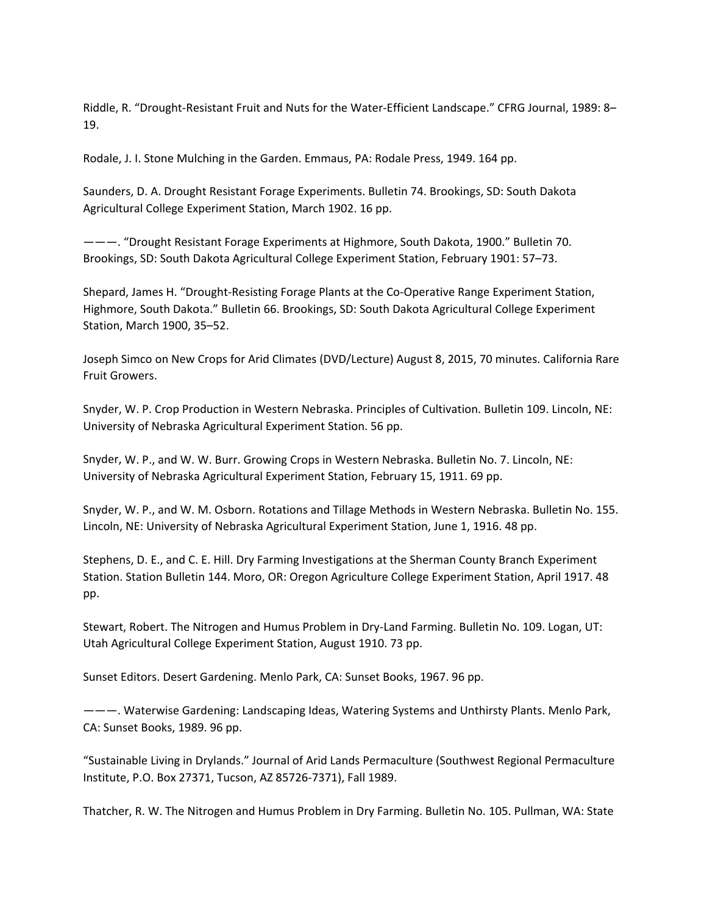Riddle, R. “Drought-Resistant Fruit and Nuts for the Water-Efficient Landscape.” CFRG Journal, 1989: 8–19.

Rodale, J. I. Stone Mulching in the Garden. Emmaus, PA: Rodale Press, 1949. 164 pp.

Saunders, D. A. Drought Resistant Forage Experiments. Bulletin 74. Brookings, SD: South Dakota Agricultural College Experiment Station, March 1902. 16 pp.

———. “Drought Resistant Forage Experiments at Highmore, South Dakota, 1900.” Bulletin 70. Brookings, SD: South Dakota Agricultural College Experiment Station, February 1901: 57–73.

Shepard, James H. “Drought-Resisting Forage Plants at the Co-Operative Range Experiment Station, Highmore, South Dakota.” Bulletin 66. Brookings, SD: South Dakota Agricultural College Experiment Station, March 1900, 35–52.

Joseph Simco on New Crops for Arid Climates (DVD/Lecture) August 8, 2015, 70 minutes. California Rare Fruit Growers.

Snyder, W. P. Crop Production in Western Nebraska. Principles of Cultivation. Bulletin 109. Lincoln, NE: University of Nebraska Agricultural Experiment Station. 56 pp.

Snyder, W. P., and W. W. Burr. Growing Crops in Western Nebraska. Bulletin No. 7. Lincoln, NE: University of Nebraska Agricultural Experiment Station, February 15, 1911. 69 pp.

Snyder, W. P., and W. M. Osborn. Rotations and Tillage Methods in Western Nebraska. Bulletin No. 155. Lincoln, NE: University of Nebraska Agricultural Experiment Station, June 1, 1916. 48 pp.

Stephens, D. E., and C. E. Hill. Dry Farming Investigations at the Sherman County Branch Experiment Station. Station Bulletin 144. Moro, OR: Oregon Agriculture College Experiment Station, April 1917. 48 pp.

Stewart, Robert. The Nitrogen and Humus Problem in Dry-Land Farming. Bulletin No. 109. Logan, UT: Utah Agricultural College Experiment Station, August 1910. 73 pp.

Sunset Editors. Desert Gardening. Menlo Park, CA: Sunset Books, 1967. 96 pp.

———. Waterwise Gardening: Landscaping Ideas, Watering Systems and Unthirsty Plants. Menlo Park, CA: Sunset Books, 1989. 96 pp.

“Sustainable Living in Drylands.” Journal of Arid Lands Permaculture (Southwest Regional Permaculture Institute, P.O. Box 27371, Tucson, AZ 85726-7371), Fall 1989.

Thatcher, R. W. The Nitrogen and Humus Problem in Dry Farming. Bulletin No. 105. Pullman, WA: State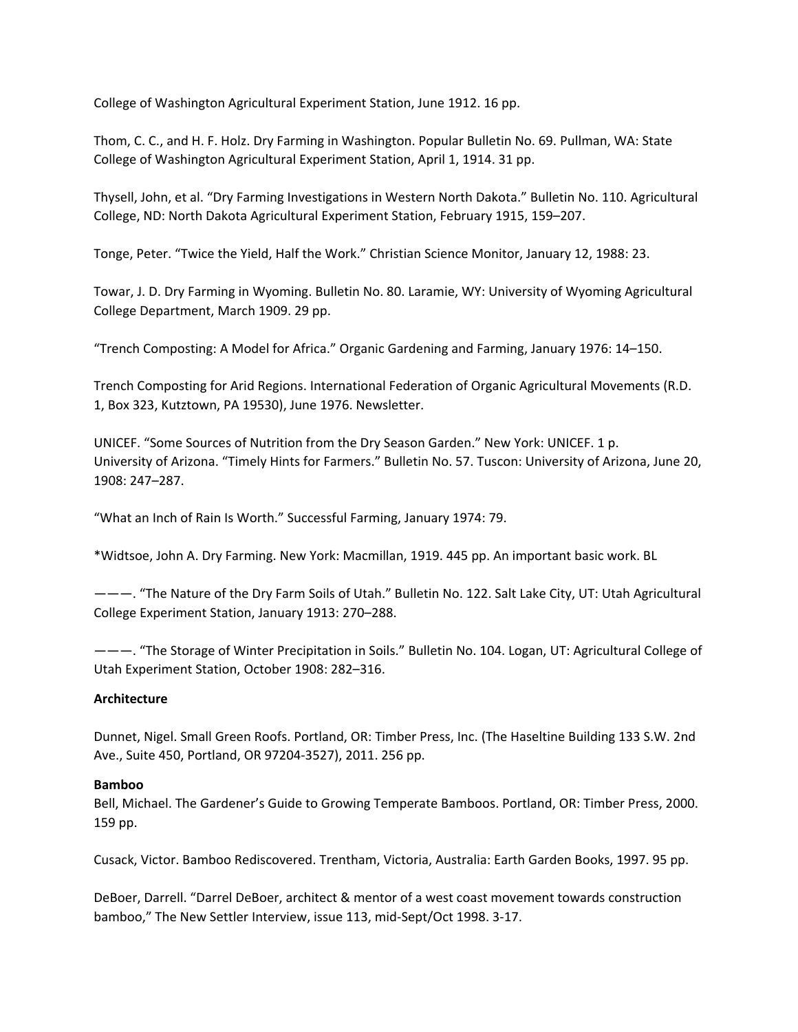College of Washington Agricultural Experiment Station, June 1912. 16 pp.

Thom, C. C., and H. F. Holz. Dry Farming in Washington. Popular Bulletin No. 69. Pullman, WA: State College of Washington Agricultural Experiment Station, April 1, 1914. 31 pp.

Thysell, John, et al. “Dry Farming Investigations in Western North Dakota.” Bulletin No. 110. Agricultural College, ND: North Dakota Agricultural Experiment Station, February 1915, 159–207.

Tonge, Peter. “Twice the Yield, Half the Work.” Christian Science Monitor, January 12, 1988: 23.

Towar, J. D. Dry Farming in Wyoming. Bulletin No. 80. Laramie, WY: University of Wyoming Agricultural College Department, March 1909. 29 pp.

“Trench Composting: A Model for Africa.” Organic Gardening and Farming, January 1976: 14–150.

Trench Composting for Arid Regions. International Federation of Organic Agricultural Movements (R.D. 1, Box 323, Kutztown, PA 19530), June 1976. Newsletter.

UNICEF. “Some Sources of Nutrition from the Dry Season Garden.” New York: UNICEF. 1 p.
University of Arizona. “Timely Hints for Farmers.” Bulletin No. 57. Tuscon: University of Arizona, June 20, 1908: 247–287.

“What an Inch of Rain Is Worth.” Successful Farming, January 1974: 79.

*Widtsoe, John A. Dry Farming. New York: Macmillan, 1919. 445 pp. An important basic work. BL

———. “The Nature of the Dry Farm Soils of Utah.” Bulletin No. 122. Salt Lake City, UT: Utah Agricultural College Experiment Station, January 1913: 270–288.

———. “The Storage of Winter Precipitation in Soils.” Bulletin No. 104. Logan, UT: Agricultural College of Utah Experiment Station, October 1908: 282–316.

**Architecture**

Dunnet, Nigel. Small Green Roofs. Portland, OR: Timber Press, Inc. (The Haseltine Building 133 S.W. 2nd Ave., Suite 450, Portland, OR 97204-3527), 2011. 256 pp.

**Bamboo**

Bell, Michael. The Gardener’s Guide to Growing Temperate Bamboos. Portland, OR: Timber Press, 2000. 159 pp.

Cusack, Victor. Bamboo Rediscovered. Trentham, Victoria, Australia: Earth Garden Books, 1997. 95 pp.

DeBoer, Darrell. “Darrel DeBoer, architect & mentor of a west coast movement towards construction bamboo,” The New Settler Interview, issue 113, mid-Sept/Oct 1998. 3-17.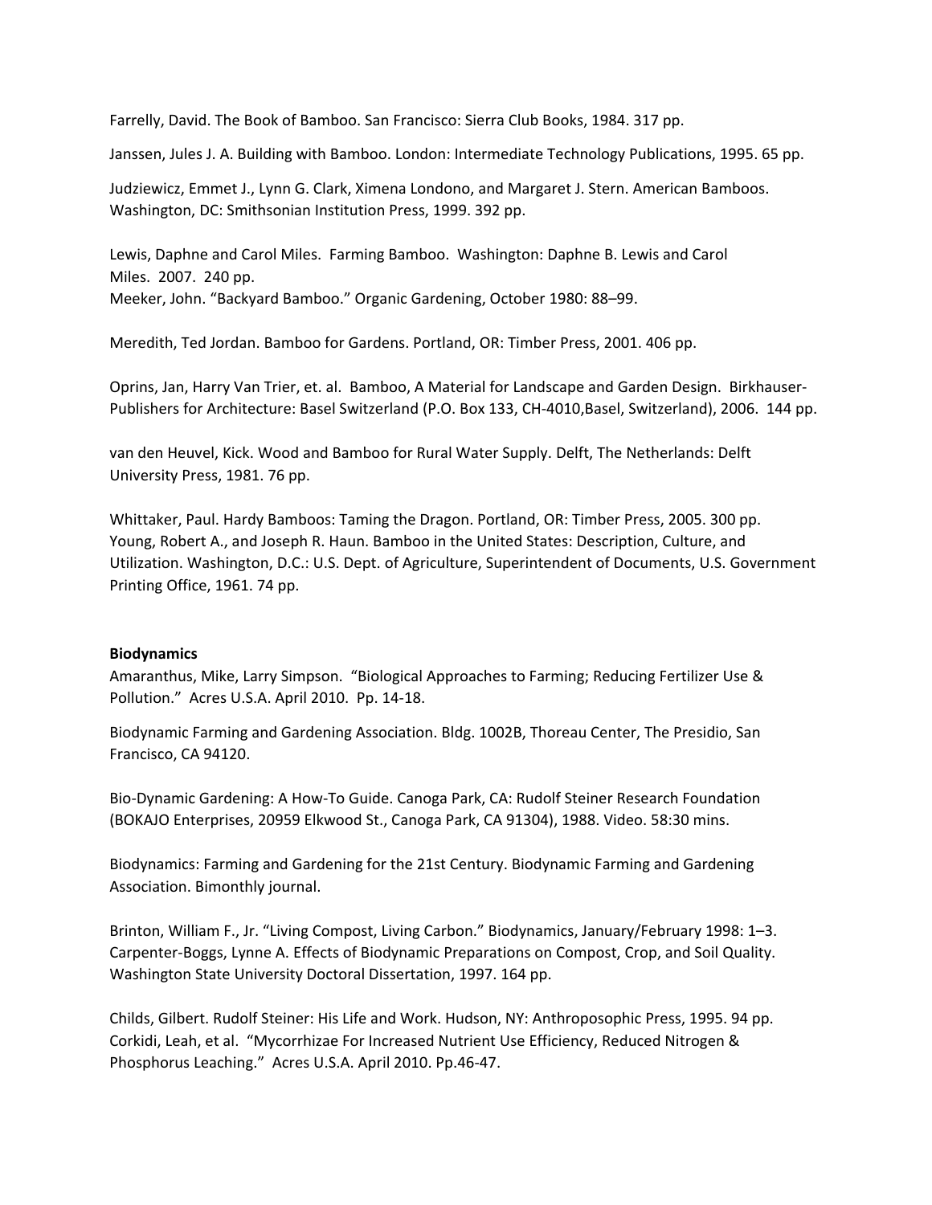Farrelly, David. The Book of Bamboo. San Francisco: Sierra Club Books, 1984. 317 pp.

Janssen, Jules J. A. Building with Bamboo. London: Intermediate Technology Publications, 1995. 65 pp.

Judziewicz, Emmet J., Lynn G. Clark, Ximena Londono, and Margaret J. Stern. American Bamboos. Washington, DC: Smithsonian Institution Press, 1999. 392 pp.

Lewis, Daphne and Carol Miles. Farming Bamboo. Washington: Daphne B. Lewis and Carol Miles. 2007. 240 pp.

Meeker, John. "Backyard Bamboo." Organic Gardening, October 1980: 88–99.

Meredith, Ted Jordan. Bamboo for Gardens. Portland, OR: Timber Press, 2001. 406 pp.

Oprins, Jan, Harry Van Trier, et. al. Bamboo, A Material for Landscape and Garden Design. Birkhauser-Publishers for Architecture: Basel Switzerland (P.O. Box 133, CH-4010,Basel, Switzerland), 2006. 144 pp.

van den Heuvel, Kick. Wood and Bamboo for Rural Water Supply. Delft, The Netherlands: Delft University Press, 1981. 76 pp.

Whittaker, Paul. Hardy Bamboos: Taming the Dragon. Portland, OR: Timber Press, 2005. 300 pp.

Young, Robert A., and Joseph R. Haun. Bamboo in the United States: Description, Culture, and Utilization. Washington, D.C.: U.S. Dept. of Agriculture, Superintendent of Documents, U.S. Government Printing Office, 1961. 74 pp.

**Biodynamics**

Amaranthus, Mike, Larry Simpson. "Biological Approaches to Farming; Reducing Fertilizer Use & Pollution." Acres U.S.A. April 2010. Pp. 14-18.

Biodynamic Farming and Gardening Association. Bldg. 1002B, Thoreau Center, The Presidio, San Francisco, CA 94120.

Bio-Dynamic Gardening: A How-To Guide. Canoga Park, CA: Rudolf Steiner Research Foundation (BOKAJO Enterprises, 20959 Elkwood St., Canoga Park, CA 91304), 1988. Video. 58:30 mins.

Biodynamics: Farming and Gardening for the 21st Century. Biodynamic Farming and Gardening Association. Bimonthly journal.

Brinton, William F., Jr. "Living Compost, Living Carbon." Biodynamics, January/February 1998: 1–3.

Carpenter-Boggs, Lynne A. Effects of Biodynamic Preparations on Compost, Crop, and Soil Quality. Washington State University Doctoral Dissertation, 1997. 164 pp.

Childs, Gilbert. Rudolf Steiner: His Life and Work. Hudson, NY: Anthroposophic Press, 1995. 94 pp.

Corkidi, Leah, et al. "Mycorrhizae For Increased Nutrient Use Efficiency, Reduced Nitrogen & Phosphorus Leaching." Acres U.S.A. April 2010. Pp.46-47.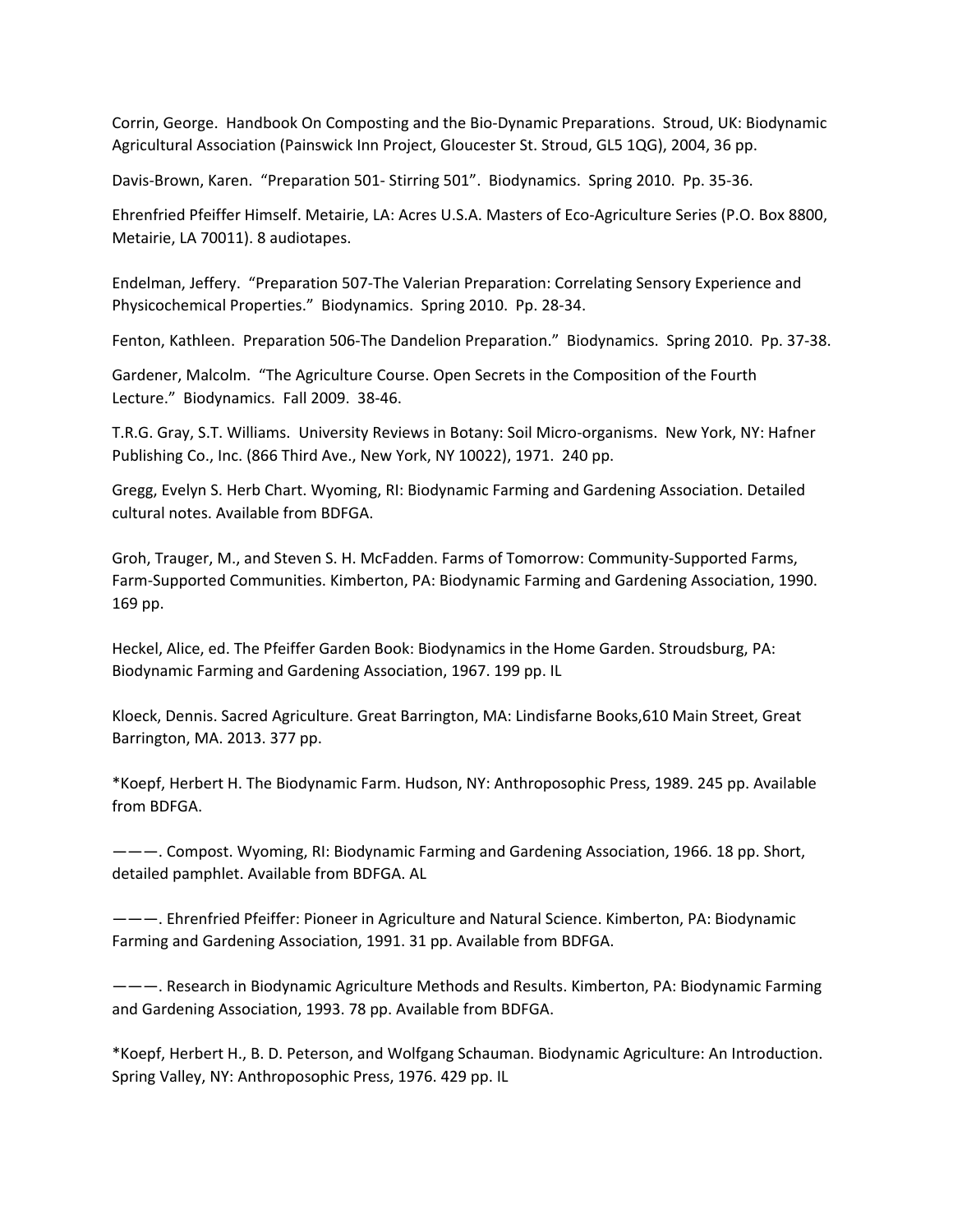Corrin, George. Handbook On Composting and the Bio-Dynamic Preparations. Stroud, UK: Biodynamic Agricultural Association (Painswick Inn Project, Gloucester St. Stroud, GL5 1QG), 2004, 36 pp.

Davis-Brown, Karen. "Preparation 501- Stirring 501". Biodynamics. Spring 2010. Pp. 35-36.

Ehrenfried Pfeiffer Himself. Metairie, LA: Acres U.S.A. Masters of Eco-Agriculture Series (P.O. Box 8800, Metairie, LA 70011). 8 audiotapes.

Endelman, Jeffery. "Preparation 507-The Valerian Preparation: Correlating Sensory Experience and Physicochemical Properties." Biodynamics. Spring 2010. Pp. 28-34.

Fenton, Kathleen. Preparation 506-The Dandelion Preparation." Biodynamics. Spring 2010. Pp. 37-38.

Gardener, Malcolm. "The Agriculture Course. Open Secrets in the Composition of the Fourth Lecture." Biodynamics. Fall 2009. 38-46.

T.R.G. Gray, S.T. Williams. University Reviews in Botany: Soil Micro-organisms. New York, NY: Hafner Publishing Co., Inc. (866 Third Ave., New York, NY 10022), 1971. 240 pp.

Gregg, Evelyn S. Herb Chart. Wyoming, RI: Biodynamic Farming and Gardening Association. Detailed cultural notes. Available from BDFGA.

Groh, Trauger, M., and Steven S. H. McFadden. Farms of Tomorrow: Community-Supported Farms, Farm-Supported Communities. Kimberton, PA: Biodynamic Farming and Gardening Association, 1990. 169 pp.

Heckel, Alice, ed. The Pfeiffer Garden Book: Biodynamics in the Home Garden. Stroudsburg, PA: Biodynamic Farming and Gardening Association, 1967. 199 pp. IL

Kloeck, Dennis. Sacred Agriculture. Great Barrington, MA: Lindisfarne Books,610 Main Street, Great Barrington, MA. 2013. 377 pp.

*Koepf, Herbert H. The Biodynamic Farm. Hudson, NY: Anthroposophic Press, 1989. 245 pp. Available from BDFGA.

———. Compost. Wyoming, RI: Biodynamic Farming and Gardening Association, 1966. 18 pp. Short, detailed pamphlet. Available from BDFGA. AL

———. Ehrenfried Pfeiffer: Pioneer in Agriculture and Natural Science. Kimberton, PA: Biodynamic Farming and Gardening Association, 1991. 31 pp. Available from BDFGA.

———. Research in Biodynamic Agriculture Methods and Results. Kimberton, PA: Biodynamic Farming and Gardening Association, 1993. 78 pp. Available from BDFGA.

*Koepf, Herbert H., B. D. Peterson, and Wolfgang Schauman. Biodynamic Agriculture: An Introduction. Spring Valley, NY: Anthroposophic Press, 1976. 429 pp. IL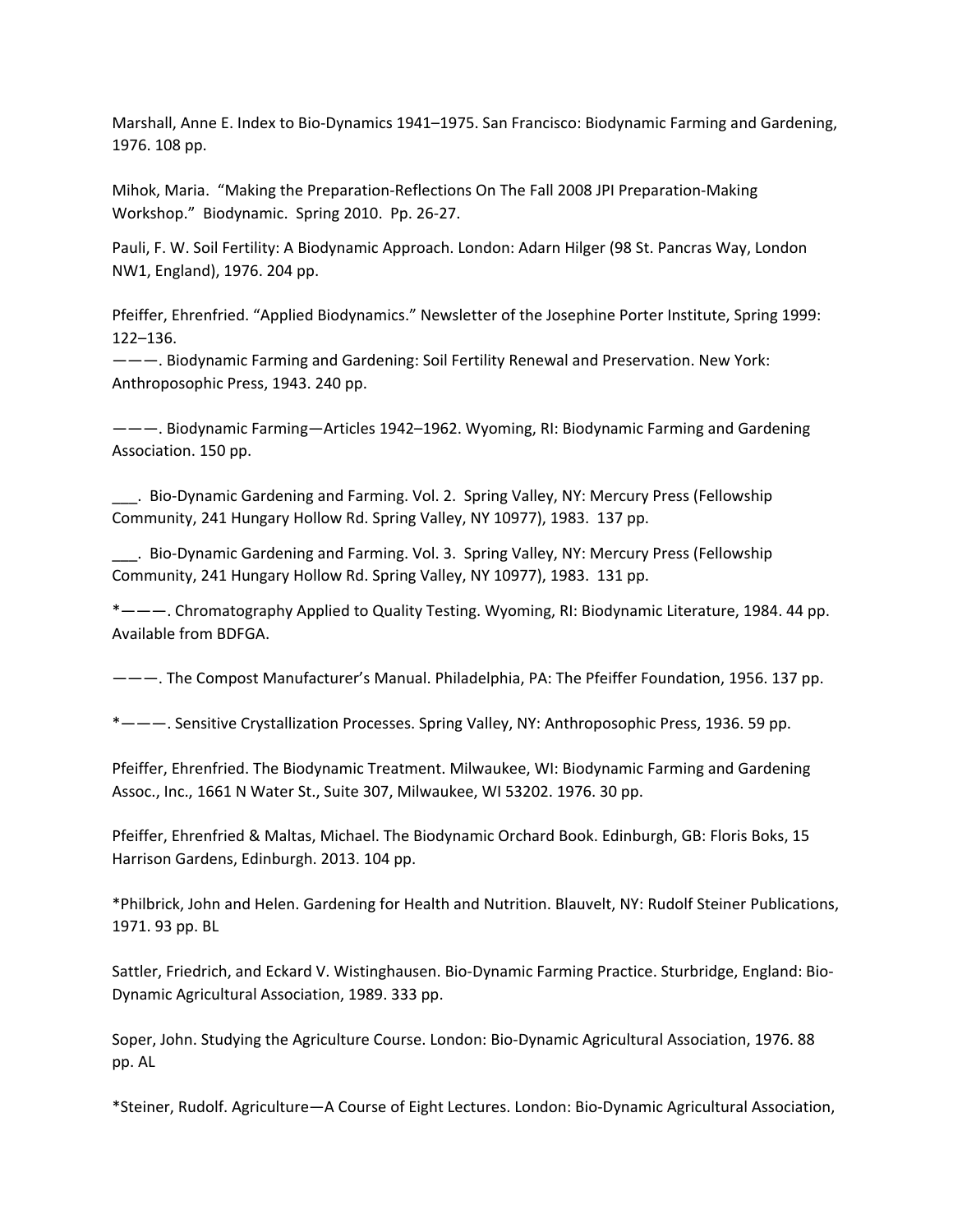Marshall, Anne E. Index to Bio-Dynamics 1941–1975. San Francisco: Biodynamic Farming and Gardening, 1976. 108 pp.

Mihok, Maria. "Making the Preparation-Reflections On The Fall 2008 JPI Preparation-Making Workshop." Biodynamic. Spring 2010. Pp. 26-27.

Pauli, F. W. Soil Fertility: A Biodynamic Approach. London: Adarn Hilger (98 St. Pancras Way, London NW1, England), 1976. 204 pp.

Pfeiffer, Ehrenfried. "Applied Biodynamics." Newsletter of the Josephine Porter Institute, Spring 1999: 122–136.

———. Biodynamic Farming and Gardening: Soil Fertility Renewal and Preservation. New York: Anthroposophic Press, 1943. 240 pp.

———. Biodynamic Farming—Articles 1942–1962. Wyoming, RI: Biodynamic Farming and Gardening Association. 150 pp.

___. Bio-Dynamic Gardening and Farming. Vol. 2. Spring Valley, NY: Mercury Press (Fellowship Community, 241 Hungary Hollow Rd. Spring Valley, NY 10977), 1983. 137 pp.

___. Bio-Dynamic Gardening and Farming. Vol. 3. Spring Valley, NY: Mercury Press (Fellowship Community, 241 Hungary Hollow Rd. Spring Valley, NY 10977), 1983. 131 pp.

*———. Chromatography Applied to Quality Testing. Wyoming, RI: Biodynamic Literature, 1984. 44 pp. Available from BDFGA.

———. The Compost Manufacturer's Manual. Philadelphia, PA: The Pfeiffer Foundation, 1956. 137 pp.

*———. Sensitive Crystallization Processes. Spring Valley, NY: Anthroposophic Press, 1936. 59 pp.

Pfeiffer, Ehrenfried. The Biodynamic Treatment. Milwaukee, WI: Biodynamic Farming and Gardening Assoc., Inc., 1661 N Water St., Suite 307, Milwaukee, WI 53202. 1976. 30 pp.

Pfeiffer, Ehrenfried & Maltas, Michael. The Biodynamic Orchard Book. Edinburgh, GB: Floris Boks, 15 Harrison Gardens, Edinburgh. 2013. 104 pp.

*Philbrick, John and Helen. Gardening for Health and Nutrition. Blauvelt, NY: Rudolf Steiner Publications, 1971. 93 pp. BL

Sattler, Friedrich, and Eckard V. Wistinghausen. Bio-Dynamic Farming Practice. Sturbridge, England: Bio-Dynamic Agricultural Association, 1989. 333 pp.

Soper, John. Studying the Agriculture Course. London: Bio-Dynamic Agricultural Association, 1976. 88 pp. AL

*Steiner, Rudolf. Agriculture—A Course of Eight Lectures. London: Bio-Dynamic Agricultural Association,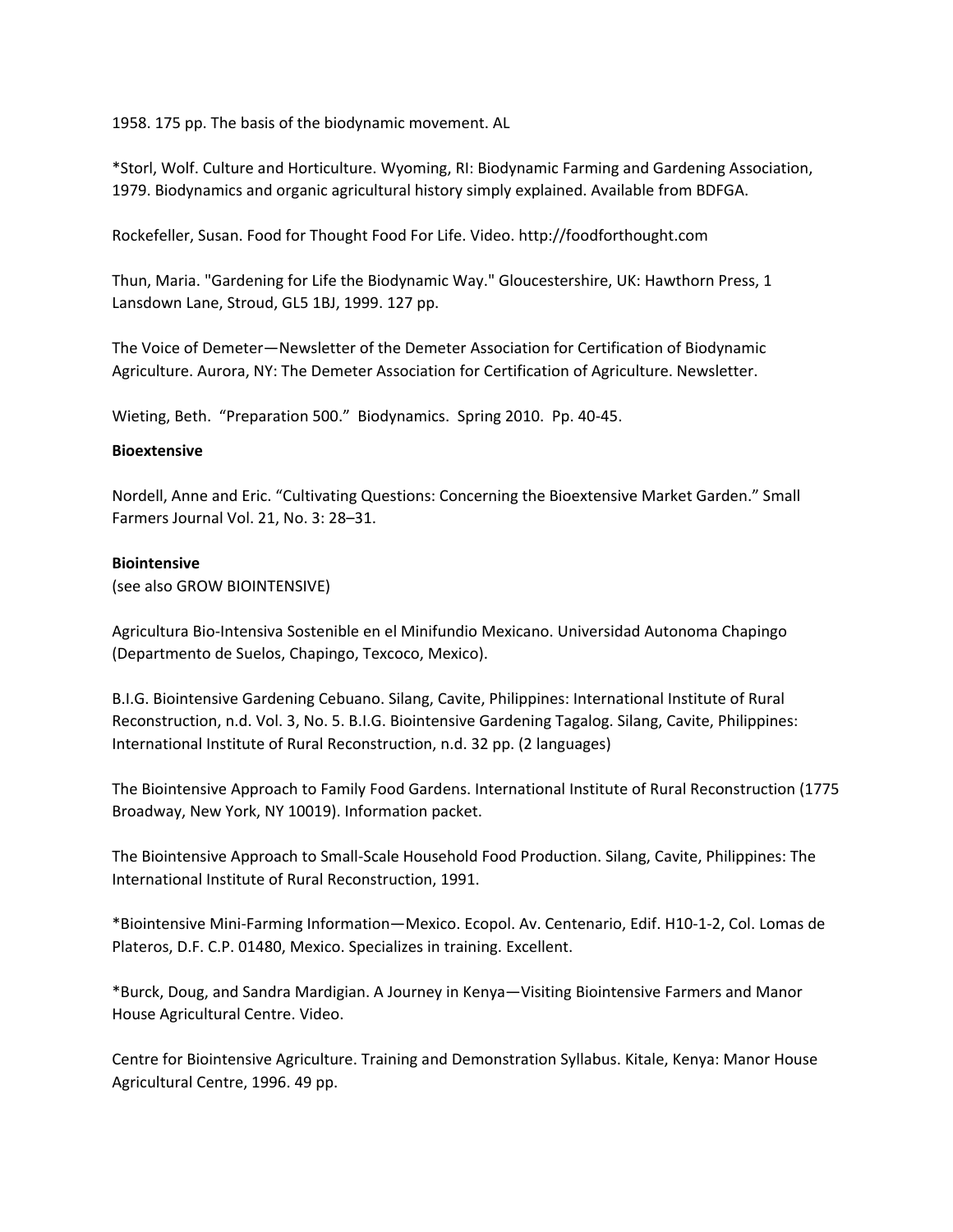1958. 175 pp. The basis of the biodynamic movement. AL

*Storl, Wolf. Culture and Horticulture. Wyoming, RI: Biodynamic Farming and Gardening Association, 1979. Biodynamics and organic agricultural history simply explained. Available from BDFGA.

Rockefeller, Susan. Food for Thought Food For Life. Video. http://foodforthought.com

Thun, Maria. "Gardening for Life the Biodynamic Way." Gloucestershire, UK: Hawthorn Press, 1 Lansdown Lane, Stroud, GL5 1BJ, 1999. 127 pp.

The Voice of Demeter—Newsletter of the Demeter Association for Certification of Biodynamic Agriculture. Aurora, NY: The Demeter Association for Certification of Agriculture. Newsletter.

Wieting, Beth. "Preparation 500." Biodynamics. Spring 2010. Pp. 40-45.

**Bioextensive**

Nordell, Anne and Eric. "Cultivating Questions: Concerning the Bioextensive Market Garden." Small Farmers Journal Vol. 21, No. 3: 28–31.

**Biointensive**
(see also GROW BIOINTENSIVE)

Agricultura Bio-Intensiva Sostenible en el Minifundio Mexicano. Universidad Autonoma Chapingo (Departmento de Suelos, Chapingo, Texcoco, Mexico).

B.I.G. Biointensive Gardening Cebuano. Silang, Cavite, Philippines: International Institute of Rural Reconstruction, n.d. Vol. 3, No. 5. B.I.G. Biointensive Gardening Tagalog. Silang, Cavite, Philippines: International Institute of Rural Reconstruction, n.d. 32 pp. (2 languages)

The Biointensive Approach to Family Food Gardens. International Institute of Rural Reconstruction (1775 Broadway, New York, NY 10019). Information packet.

The Biointensive Approach to Small-Scale Household Food Production. Silang, Cavite, Philippines: The International Institute of Rural Reconstruction, 1991.

*Biointensive Mini-Farming Information—Mexico. Ecopol. Av. Centenario, Edif. H10-1-2, Col. Lomas de Plateros, D.F. C.P. 01480, Mexico. Specializes in training. Excellent.

*Burck, Doug, and Sandra Mardigian. A Journey in Kenya—Visiting Biointensive Farmers and Manor House Agricultural Centre. Video.

Centre for Biointensive Agriculture. Training and Demonstration Syllabus. Kitale, Kenya: Manor House Agricultural Centre, 1996. 49 pp.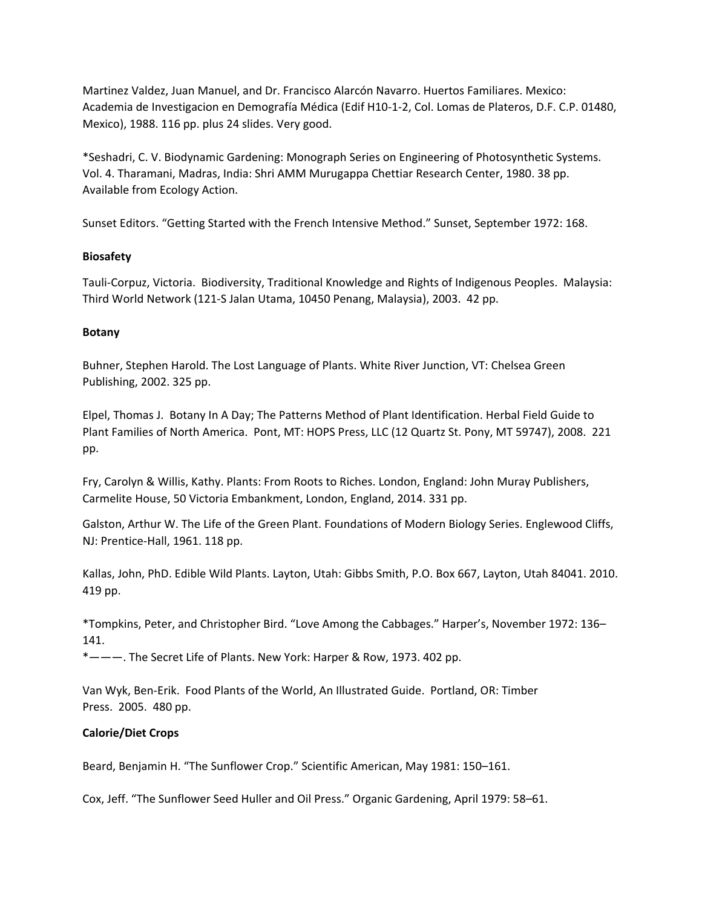Martinez Valdez, Juan Manuel, and Dr. Francisco Alarcón Navarro. Huertos Familiares. Mexico: Academia de Investigacion en Demografía Médica (Edif H10-1-2, Col. Lomas de Plateros, D.F. C.P. 01480, Mexico), 1988. 116 pp. plus 24 slides. Very good.

*Seshadri, C. V. Biodynamic Gardening: Monograph Series on Engineering of Photosynthetic Systems. Vol. 4. Tharamani, Madras, India: Shri AMM Murugappa Chettiar Research Center, 1980. 38 pp. Available from Ecology Action.

Sunset Editors. “Getting Started with the French Intensive Method.” Sunset, September 1972: 168.

**Biosafety**

Tauli-Corpuz, Victoria. Biodiversity, Traditional Knowledge and Rights of Indigenous Peoples. Malaysia: Third World Network (121-S Jalan Utama, 10450 Penang, Malaysia), 2003. 42 pp.

**Botany**

Buhner, Stephen Harold. The Lost Language of Plants. White River Junction, VT: Chelsea Green Publishing, 2002. 325 pp.

Elpel, Thomas J. Botany In A Day; The Patterns Method of Plant Identification. Herbal Field Guide to Plant Families of North America. Pont, MT: HOPS Press, LLC (12 Quartz St. Pony, MT 59747), 2008. 221 pp.

Fry, Carolyn & Willis, Kathy. Plants: From Roots to Riches. London, England: John Muray Publishers, Carmelite House, 50 Victoria Embankment, London, England, 2014. 331 pp.

Galston, Arthur W. The Life of the Green Plant. Foundations of Modern Biology Series. Englewood Cliffs, NJ: Prentice-Hall, 1961. 118 pp.

Kallas, John, PhD. Edible Wild Plants. Layton, Utah: Gibbs Smith, P.O. Box 667, Layton, Utah 84041. 2010. 419 pp.

*Tompkins, Peter, and Christopher Bird. “Love Among the Cabbages.” Harper’s, November 1972: 136–141.
*———. The Secret Life of Plants. New York: Harper & Row, 1973. 402 pp.

Van Wyk, Ben-Erik. Food Plants of the World, An Illustrated Guide. Portland, OR: Timber Press. 2005. 480 pp.

**Calorie/Diet Crops**

Beard, Benjamin H. “The Sunflower Crop.” Scientific American, May 1981: 150–161.

Cox, Jeff. “The Sunflower Seed Huller and Oil Press.” Organic Gardening, April 1979: 58–61.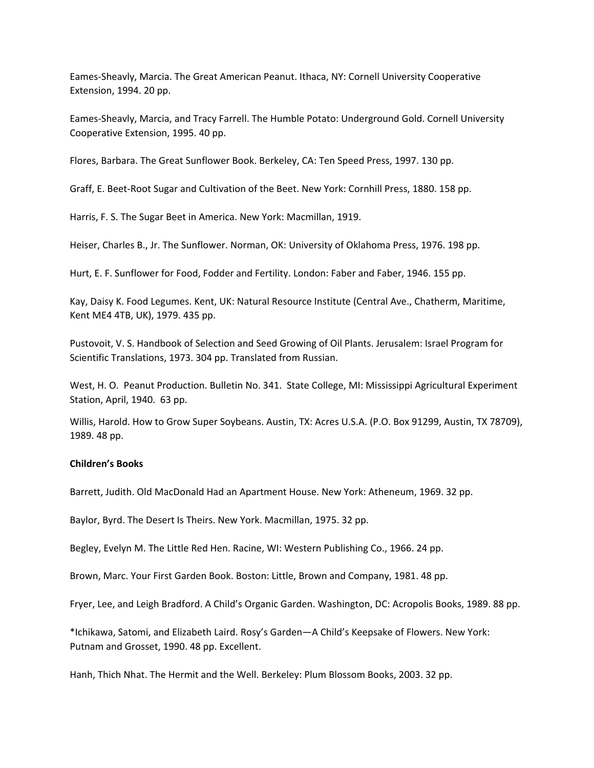Eames-Sheavly, Marcia. The Great American Peanut. Ithaca, NY: Cornell University Cooperative Extension, 1994. 20 pp.

Eames-Sheavly, Marcia, and Tracy Farrell. The Humble Potato: Underground Gold. Cornell University Cooperative Extension, 1995. 40 pp.

Flores, Barbara. The Great Sunflower Book. Berkeley, CA: Ten Speed Press, 1997. 130 pp.

Graff, E. Beet-Root Sugar and Cultivation of the Beet. New York: Cornhill Press, 1880. 158 pp.

Harris, F. S. The Sugar Beet in America. New York: Macmillan, 1919.

Heiser, Charles B., Jr. The Sunflower. Norman, OK: University of Oklahoma Press, 1976. 198 pp.

Hurt, E. F. Sunflower for Food, Fodder and Fertility. London: Faber and Faber, 1946. 155 pp.

Kay, Daisy K. Food Legumes. Kent, UK: Natural Resource Institute (Central Ave., Chatherm, Maritime, Kent ME4 4TB, UK), 1979. 435 pp.

Pustovoit, V. S. Handbook of Selection and Seed Growing of Oil Plants. Jerusalem: Israel Program for Scientific Translations, 1973. 304 pp. Translated from Russian.

West, H. O. Peanut Production. Bulletin No. 341. State College, MI: Mississippi Agricultural Experiment Station, April, 1940. 63 pp.

Willis, Harold. How to Grow Super Soybeans. Austin, TX: Acres U.S.A. (P.O. Box 91299, Austin, TX 78709), 1989. 48 pp.

**Children's Books**

Barrett, Judith. Old MacDonald Had an Apartment House. New York: Atheneum, 1969. 32 pp.

Baylor, Byrd. The Desert Is Theirs. New York. Macmillan, 1975. 32 pp.

Begley, Evelyn M. The Little Red Hen. Racine, WI: Western Publishing Co., 1966. 24 pp.

Brown, Marc. Your First Garden Book. Boston: Little, Brown and Company, 1981. 48 pp.

Fryer, Lee, and Leigh Bradford. A Child's Organic Garden. Washington, DC: Acropolis Books, 1989. 88 pp.

*Ichikawa, Satomi, and Elizabeth Laird. Rosy's Garden—A Child's Keepsake of Flowers. New York: Putnam and Grosset, 1990. 48 pp. Excellent.

Hanh, Thich Nhat. The Hermit and the Well. Berkeley: Plum Blossom Books, 2003. 32 pp.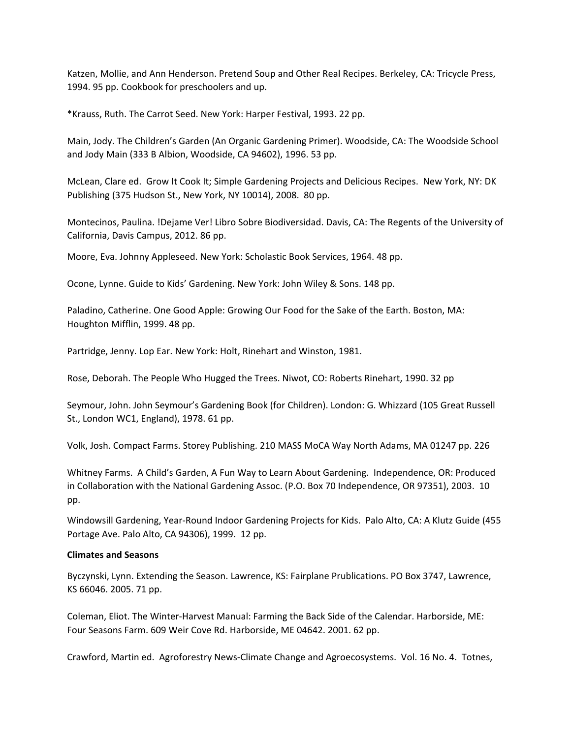Katzen, Mollie, and Ann Henderson. Pretend Soup and Other Real Recipes. Berkeley, CA: Tricycle Press, 1994. 95 pp. Cookbook for preschoolers and up.

*Krauss, Ruth. The Carrot Seed. New York: Harper Festival, 1993. 22 pp.

Main, Jody. The Children's Garden (An Organic Gardening Primer). Woodside, CA: The Woodside School and Jody Main (333 B Albion, Woodside, CA 94602), 1996. 53 pp.

McLean, Clare ed. Grow It Cook It; Simple Gardening Projects and Delicious Recipes. New York, NY: DK Publishing (375 Hudson St., New York, NY 10014), 2008. 80 pp.

Montecinos, Paulina. !Dejame Ver! Libro Sobre Biodiversidad. Davis, CA: The Regents of the University of California, Davis Campus, 2012. 86 pp.

Moore, Eva. Johnny Appleseed. New York: Scholastic Book Services, 1964. 48 pp.

Ocone, Lynne. Guide to Kids' Gardening. New York: John Wiley & Sons. 148 pp.

Paladino, Catherine. One Good Apple: Growing Our Food for the Sake of the Earth. Boston, MA: Houghton Mifflin, 1999. 48 pp.

Partridge, Jenny. Lop Ear. New York: Holt, Rinehart and Winston, 1981.

Rose, Deborah. The People Who Hugged the Trees. Niwot, CO: Roberts Rinehart, 1990. 32 pp

Seymour, John. John Seymour's Gardening Book (for Children). London: G. Whizzard (105 Great Russell St., London WC1, England), 1978. 61 pp.

Volk, Josh. Compact Farms. Storey Publishing. 210 MASS MoCA Way North Adams, MA 01247 pp. 226

Whitney Farms. A Child's Garden, A Fun Way to Learn About Gardening. Independence, OR: Produced in Collaboration with the National Gardening Assoc. (P.O. Box 70 Independence, OR 97351), 2003. 10 pp.

Windowsill Gardening, Year-Round Indoor Gardening Projects for Kids. Palo Alto, CA: A Klutz Guide (455 Portage Ave. Palo Alto, CA 94306), 1999. 12 pp.

**Climates and Seasons**

Byczynski, Lynn. Extending the Season. Lawrence, KS: Fairplane Prublications. PO Box 3747, Lawrence, KS 66046. 2005. 71 pp.

Coleman, Eliot. The Winter-Harvest Manual: Farming the Back Side of the Calendar. Harborside, ME: Four Seasons Farm. 609 Weir Cove Rd. Harborside, ME 04642. 2001. 62 pp.

Crawford, Martin ed. Agroforestry News-Climate Change and Agroecosystems. Vol. 16 No. 4. Totnes,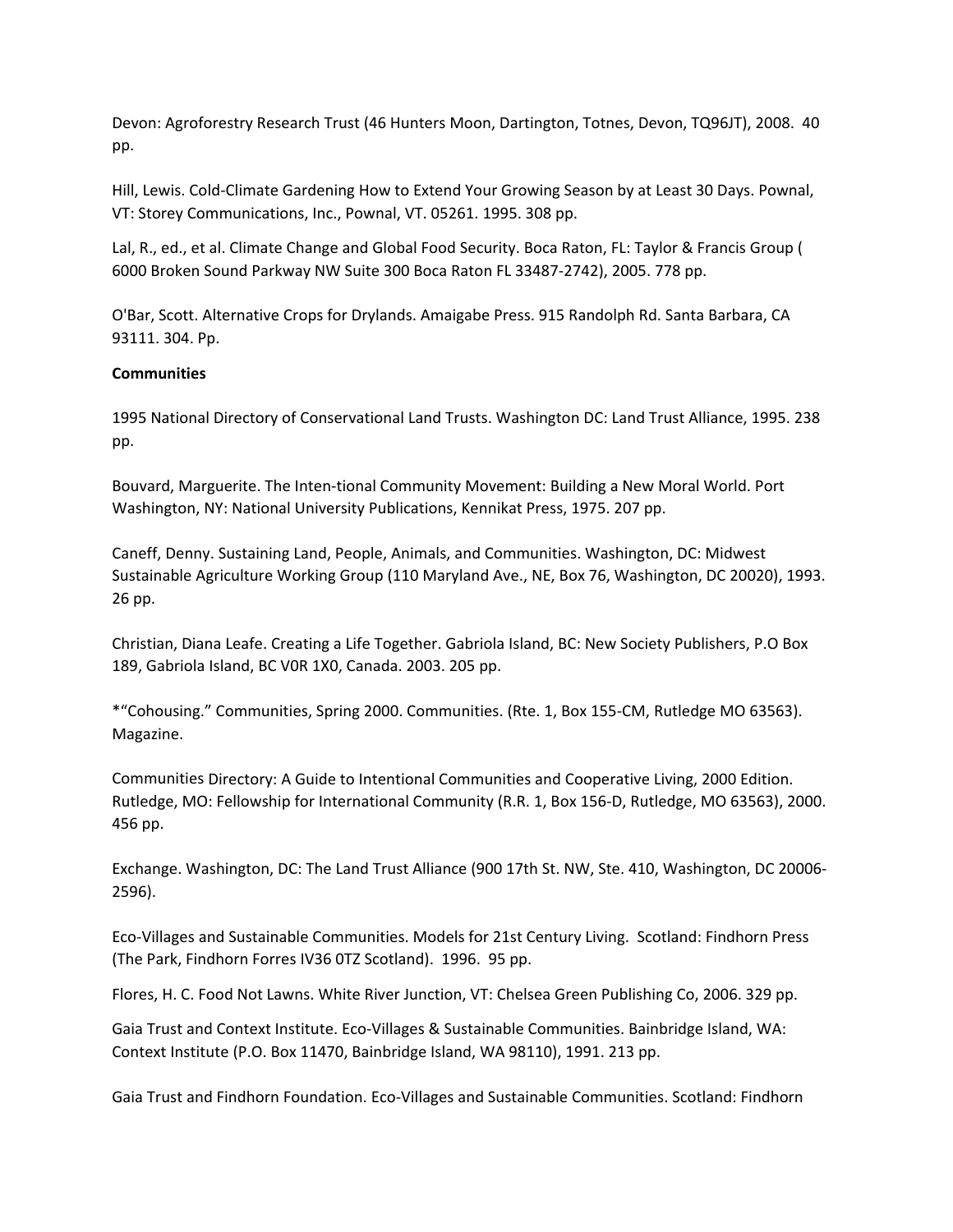Devon: Agroforestry Research Trust (46 Hunters Moon, Dartington, Totnes, Devon, TQ96JT), 2008. 40 pp.

Hill, Lewis. Cold-Climate Gardening How to Extend Your Growing Season by at Least 30 Days. Pownal, VT: Storey Communications, Inc., Pownal, VT. 05261. 1995. 308 pp.

Lal, R., ed., et al. Climate Change and Global Food Security. Boca Raton, FL: Taylor & Francis Group ( 6000 Broken Sound Parkway NW Suite 300 Boca Raton FL 33487-2742), 2005. 778 pp.

O'Bar, Scott. Alternative Crops for Drylands. Amaigabe Press. 915 Randolph Rd. Santa Barbara, CA 93111. 304. Pp.

**Communities**

1995 National Directory of Conservational Land Trusts. Washington DC: Land Trust Alliance, 1995. 238 pp.

Bouvard, Marguerite. The Inten-tional Community Movement: Building a New Moral World. Port Washington, NY: National University Publications, Kennikat Press, 1975. 207 pp.

Caneff, Denny. Sustaining Land, People, Animals, and Communities. Washington, DC: Midwest Sustainable Agriculture Working Group (110 Maryland Ave., NE, Box 76, Washington, DC 20020), 1993. 26 pp.

Christian, Diana Leafe. Creating a Life Together. Gabriola Island, BC: New Society Publishers, P.O Box 189, Gabriola Island, BC V0R 1X0, Canada. 2003. 205 pp.

*"Cohousing." Communities, Spring 2000. Communities. (Rte. 1, Box 155-CM, Rutledge MO 63563). Magazine.

Communities Directory: A Guide to Intentional Communities and Cooperative Living, 2000 Edition. Rutledge, MO: Fellowship for International Community (R.R. 1, Box 156-D, Rutledge, MO 63563), 2000. 456 pp.

Exchange. Washington, DC: The Land Trust Alliance (900 17th St. NW, Ste. 410, Washington, DC 20006-2596).

Eco-Villages and Sustainable Communities. Models for 21st Century Living. Scotland: Findhorn Press (The Park, Findhorn Forres IV36 0TZ Scotland). 1996. 95 pp.

Flores, H. C. Food Not Lawns. White River Junction, VT: Chelsea Green Publishing Co, 2006. 329 pp.

Gaia Trust and Context Institute. Eco-Villages & Sustainable Communities. Bainbridge Island, WA: Context Institute (P.O. Box 11470, Bainbridge Island, WA 98110), 1991. 213 pp.

Gaia Trust and Findhorn Foundation. Eco-Villages and Sustainable Communities. Scotland: Findhorn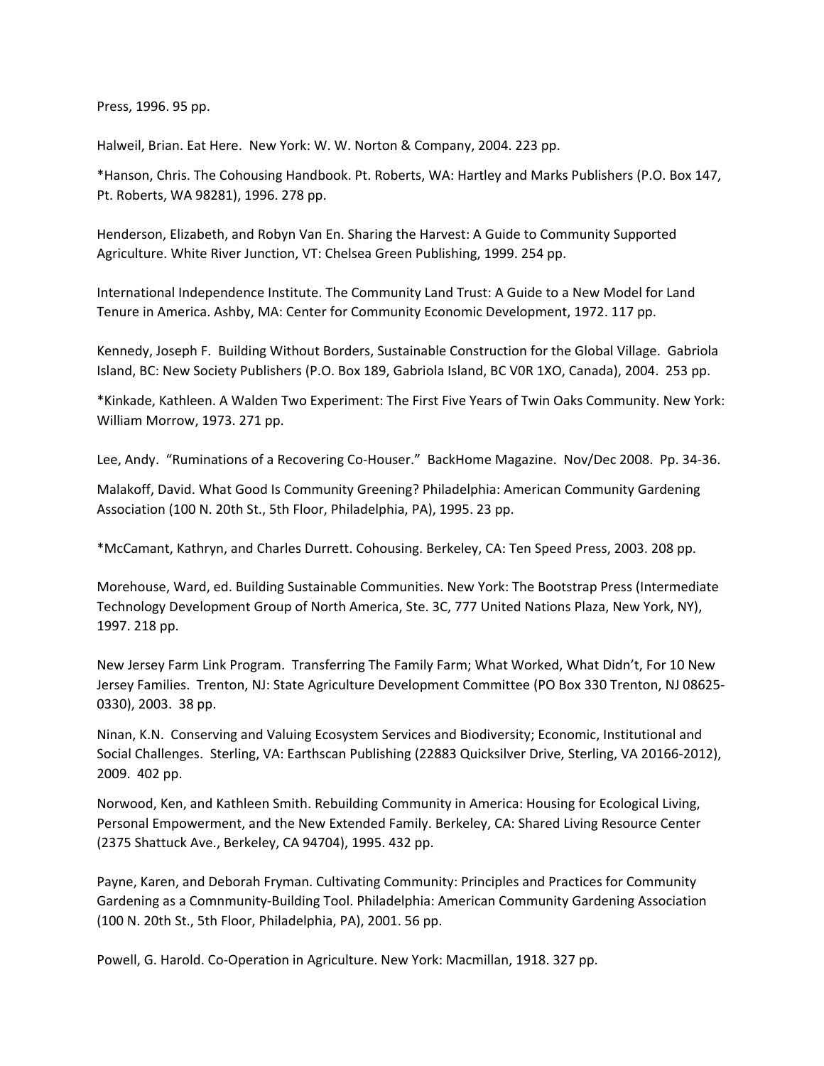Press, 1996. 95 pp.

Halweil, Brian. Eat Here. New York: W. W. Norton & Company, 2004. 223 pp.

*Hanson, Chris. The Cohousing Handbook. Pt. Roberts, WA: Hartley and Marks Publishers (P.O. Box 147, Pt. Roberts, WA 98281), 1996. 278 pp.

Henderson, Elizabeth, and Robyn Van En. Sharing the Harvest: A Guide to Community Supported Agriculture. White River Junction, VT: Chelsea Green Publishing, 1999. 254 pp.

International Independence Institute. The Community Land Trust: A Guide to a New Model for Land Tenure in America. Ashby, MA: Center for Community Economic Development, 1972. 117 pp.

Kennedy, Joseph F. Building Without Borders, Sustainable Construction for the Global Village. Gabriola Island, BC: New Society Publishers (P.O. Box 189, Gabriola Island, BC V0R 1XO, Canada), 2004. 253 pp.

*Kinkade, Kathleen. A Walden Two Experiment: The First Five Years of Twin Oaks Community. New York: William Morrow, 1973. 271 pp.

Lee, Andy. "Ruminations of a Recovering Co-Houser." BackHome Magazine. Nov/Dec 2008. Pp. 34-36.

Malakoff, David. What Good Is Community Greening? Philadelphia: American Community Gardening Association (100 N. 20th St., 5th Floor, Philadelphia, PA), 1995. 23 pp.

*McCamant, Kathryn, and Charles Durrett. Cohousing. Berkeley, CA: Ten Speed Press, 2003. 208 pp.

Morehouse, Ward, ed. Building Sustainable Communities. New York: The Bootstrap Press (Intermediate Technology Development Group of North America, Ste. 3C, 777 United Nations Plaza, New York, NY), 1997. 218 pp.

New Jersey Farm Link Program. Transferring The Family Farm; What Worked, What Didn't, For 10 New Jersey Families. Trenton, NJ: State Agriculture Development Committee (PO Box 330 Trenton, NJ 08625-0330), 2003. 38 pp.

Ninan, K.N. Conserving and Valuing Ecosystem Services and Biodiversity; Economic, Institutional and Social Challenges. Sterling, VA: Earthscan Publishing (22883 Quicksilver Drive, Sterling, VA 20166-2012), 2009. 402 pp.

Norwood, Ken, and Kathleen Smith. Rebuilding Community in America: Housing for Ecological Living, Personal Empowerment, and the New Extended Family. Berkeley, CA: Shared Living Resource Center (2375 Shattuck Ave., Berkeley, CA 94704), 1995. 432 pp.

Payne, Karen, and Deborah Fryman. Cultivating Community: Principles and Practices for Community Gardening as a Comnmunity-Building Tool. Philadelphia: American Community Gardening Association (100 N. 20th St., 5th Floor, Philadelphia, PA), 2001. 56 pp.

Powell, G. Harold. Co-Operation in Agriculture. New York: Macmillan, 1918. 327 pp.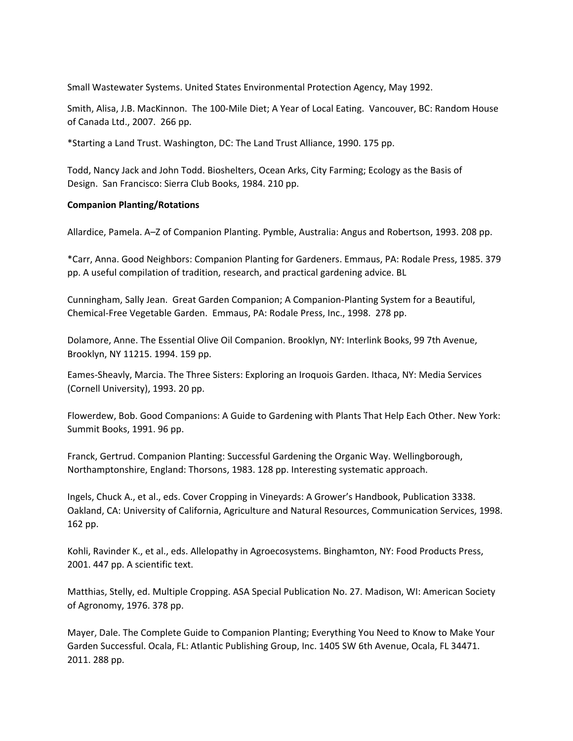Small Wastewater Systems. United States Environmental Protection Agency, May 1992.

Smith, Alisa, J.B. MacKinnon. The 100-Mile Diet; A Year of Local Eating. Vancouver, BC: Random House of Canada Ltd., 2007. 266 pp.

*Starting a Land Trust. Washington, DC: The Land Trust Alliance, 1990. 175 pp.

Todd, Nancy Jack and John Todd. Bioshelters, Ocean Arks, City Farming; Ecology as the Basis of Design. San Francisco: Sierra Club Books, 1984. 210 pp.

**Companion Planting/Rotations**

Allardice, Pamela. A–Z of Companion Planting. Pymble, Australia: Angus and Robertson, 1993. 208 pp.

*Carr, Anna. Good Neighbors: Companion Planting for Gardeners. Emmaus, PA: Rodale Press, 1985. 379 pp. A useful compilation of tradition, research, and practical gardening advice. BL

Cunningham, Sally Jean. Great Garden Companion; A Companion-Planting System for a Beautiful, Chemical-Free Vegetable Garden. Emmaus, PA: Rodale Press, Inc., 1998. 278 pp.

Dolamore, Anne. The Essential Olive Oil Companion. Brooklyn, NY: Interlink Books, 99 7th Avenue, Brooklyn, NY 11215. 1994. 159 pp.

Eames-Sheavly, Marcia. The Three Sisters: Exploring an Iroquois Garden. Ithaca, NY: Media Services (Cornell University), 1993. 20 pp.

Flowerdew, Bob. Good Companions: A Guide to Gardening with Plants That Help Each Other. New York: Summit Books, 1991. 96 pp.

Franck, Gertrud. Companion Planting: Successful Gardening the Organic Way. Wellingborough, Northamptonshire, England: Thorsons, 1983. 128 pp. Interesting systematic approach.

Ingels, Chuck A., et al., eds. Cover Cropping in Vineyards: A Grower's Handbook, Publication 3338. Oakland, CA: University of California, Agriculture and Natural Resources, Communication Services, 1998. 162 pp.

Kohli, Ravinder K., et al., eds. Allelopathy in Agroecosystems. Binghamton, NY: Food Products Press, 2001. 447 pp. A scientific text.

Matthias, Stelly, ed. Multiple Cropping. ASA Special Publication No. 27. Madison, WI: American Society of Agronomy, 1976. 378 pp.

Mayer, Dale. The Complete Guide to Companion Planting; Everything You Need to Know to Make Your Garden Successful. Ocala, FL: Atlantic Publishing Group, Inc. 1405 SW 6th Avenue, Ocala, FL 34471. 2011. 288 pp.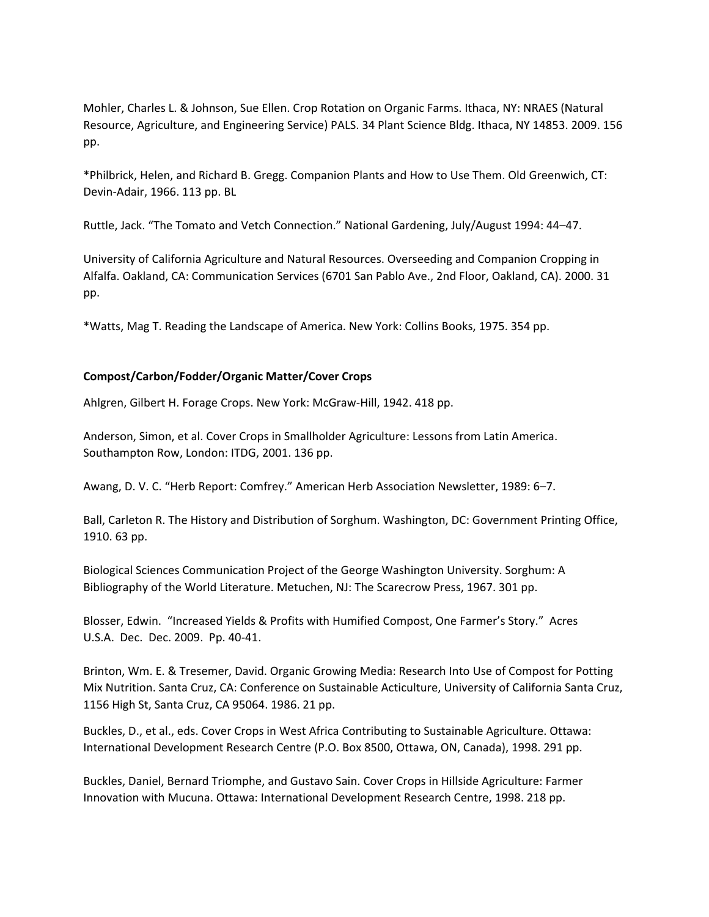Mohler, Charles L. & Johnson, Sue Ellen. Crop Rotation on Organic Farms. Ithaca, NY: NRAES (Natural Resource, Agriculture, and Engineering Service) PALS. 34 Plant Science Bldg. Ithaca, NY 14853. 2009. 156 pp.

*Philbrick, Helen, and Richard B. Gregg. Companion Plants and How to Use Them. Old Greenwich, CT: Devin-Adair, 1966. 113 pp. BL

Ruttle, Jack. "The Tomato and Vetch Connection." National Gardening, July/August 1994: 44–47.

University of California Agriculture and Natural Resources. Overseeding and Companion Cropping in Alfalfa. Oakland, CA: Communication Services (6701 San Pablo Ave., 2nd Floor, Oakland, CA). 2000. 31 pp.

*Watts, Mag T. Reading the Landscape of America. New York: Collins Books, 1975. 354 pp.

**Compost/Carbon/Fodder/Organic Matter/Cover Crops**

Ahlgren, Gilbert H. Forage Crops. New York: McGraw-Hill, 1942. 418 pp.

Anderson, Simon, et al. Cover Crops in Smallholder Agriculture: Lessons from Latin America. Southampton Row, London: ITDG, 2001. 136 pp.

Awang, D. V. C. "Herb Report: Comfrey." American Herb Association Newsletter, 1989: 6–7.

Ball, Carleton R. The History and Distribution of Sorghum. Washington, DC: Government Printing Office, 1910. 63 pp.

Biological Sciences Communication Project of the George Washington University. Sorghum: A Bibliography of the World Literature. Metuchen, NJ: The Scarecrow Press, 1967. 301 pp.

Blosser, Edwin. "Increased Yields & Profits with Humified Compost, One Farmer's Story." Acres U.S.A. Dec. Dec. 2009. Pp. 40-41.

Brinton, Wm. E. & Tresemer, David. Organic Growing Media: Research Into Use of Compost for Potting Mix Nutrition. Santa Cruz, CA: Conference on Sustainable Acticulture, University of California Santa Cruz, 1156 High St, Santa Cruz, CA 95064. 1986. 21 pp.

Buckles, D., et al., eds. Cover Crops in West Africa Contributing to Sustainable Agriculture. Ottawa: International Development Research Centre (P.O. Box 8500, Ottawa, ON, Canada), 1998. 291 pp.

Buckles, Daniel, Bernard Triomphe, and Gustavo Sain. Cover Crops in Hillside Agriculture: Farmer Innovation with Mucuna. Ottawa: International Development Research Centre, 1998. 218 pp.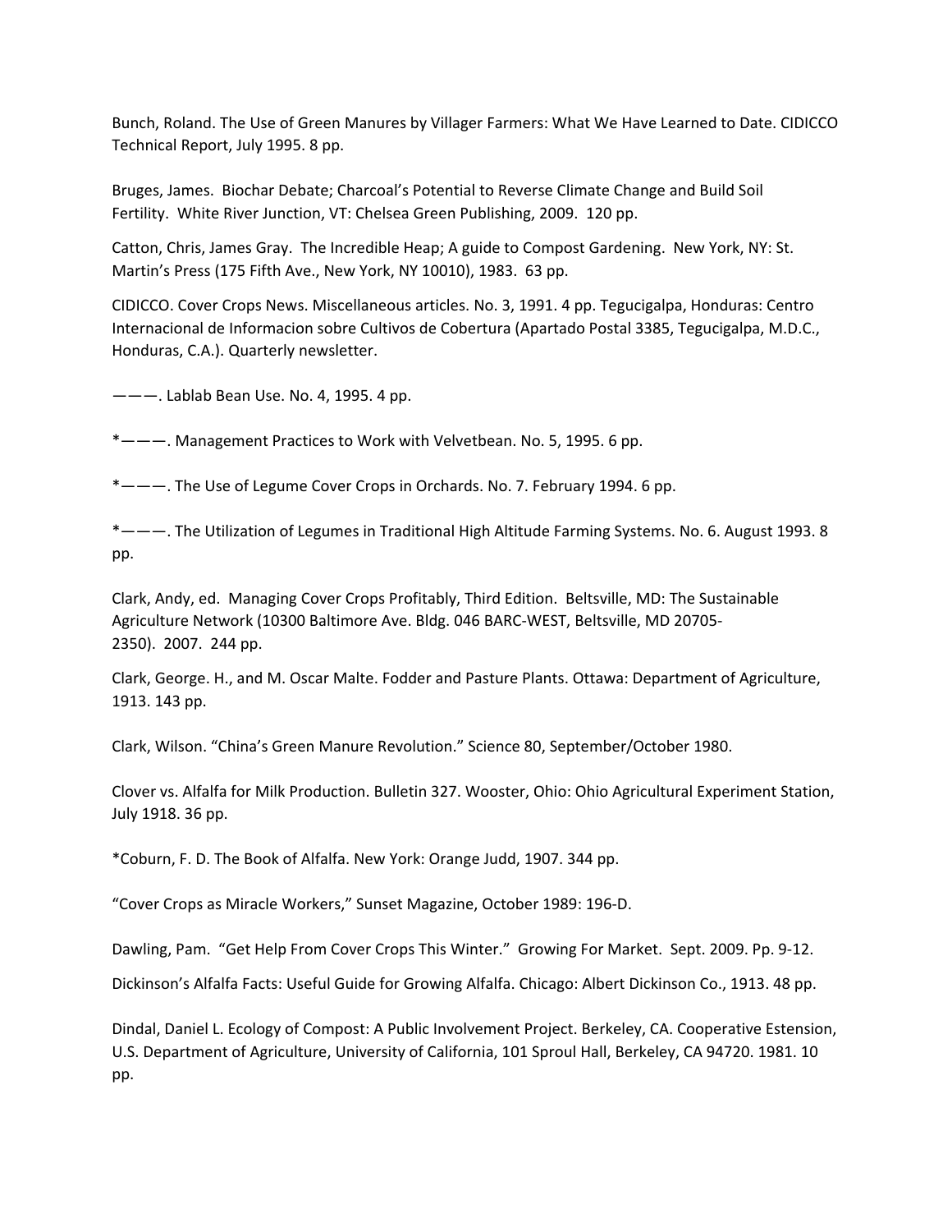Bunch, Roland. The Use of Green Manures by Villager Farmers: What We Have Learned to Date. CIDICCO Technical Report, July 1995. 8 pp.

Bruges, James. Biochar Debate; Charcoal's Potential to Reverse Climate Change and Build Soil Fertility. White River Junction, VT: Chelsea Green Publishing, 2009. 120 pp.

Catton, Chris, James Gray. The Incredible Heap; A guide to Compost Gardening. New York, NY: St. Martin's Press (175 Fifth Ave., New York, NY 10010), 1983. 63 pp.

CIDICCO. Cover Crops News. Miscellaneous articles. No. 3, 1991. 4 pp. Tegucigalpa, Honduras: Centro Internacional de Informacion sobre Cultivos de Cobertura (Apartado Postal 3385, Tegucigalpa, M.D.C., Honduras, C.A.). Quarterly newsletter.

———. Lablab Bean Use. No. 4, 1995. 4 pp.

*———. Management Practices to Work with Velvetbean. No. 5, 1995. 6 pp.

*———. The Use of Legume Cover Crops in Orchards. No. 7. February 1994. 6 pp.

*———. The Utilization of Legumes in Traditional High Altitude Farming Systems. No. 6. August 1993. 8 pp.

Clark, Andy, ed. Managing Cover Crops Profitably, Third Edition. Beltsville, MD: The Sustainable Agriculture Network (10300 Baltimore Ave. Bldg. 046 BARC-WEST, Beltsville, MD 20705-2350). 2007. 244 pp.

Clark, George. H., and M. Oscar Malte. Fodder and Pasture Plants. Ottawa: Department of Agriculture, 1913. 143 pp.

Clark, Wilson. "China's Green Manure Revolution." Science 80, September/October 1980.

Clover vs. Alfalfa for Milk Production. Bulletin 327. Wooster, Ohio: Ohio Agricultural Experiment Station, July 1918. 36 pp.

*Coburn, F. D. The Book of Alfalfa. New York: Orange Judd, 1907. 344 pp.

"Cover Crops as Miracle Workers," Sunset Magazine, October 1989: 196-D.

Dawling, Pam. "Get Help From Cover Crops This Winter." Growing For Market. Sept. 2009. Pp. 9-12.

Dickinson's Alfalfa Facts: Useful Guide for Growing Alfalfa. Chicago: Albert Dickinson Co., 1913. 48 pp.

Dindal, Daniel L. Ecology of Compost: A Public Involvement Project. Berkeley, CA. Cooperative Estension, U.S. Department of Agriculture, University of California, 101 Sproul Hall, Berkeley, CA 94720. 1981. 10 pp.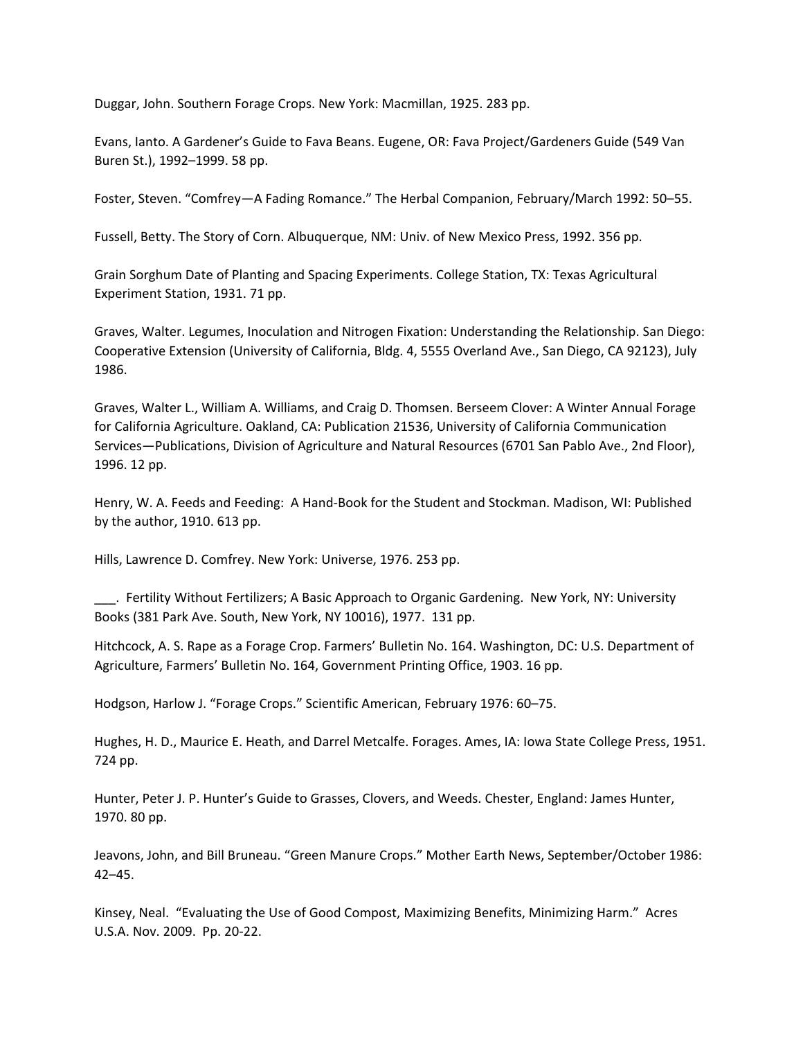Duggar, John. Southern Forage Crops. New York: Macmillan, 1925. 283 pp.

Evans, Ianto. A Gardener's Guide to Fava Beans. Eugene, OR: Fava Project/Gardeners Guide (549 Van Buren St.), 1992–1999. 58 pp.

Foster, Steven. "Comfrey—A Fading Romance." The Herbal Companion, February/March 1992: 50–55.

Fussell, Betty. The Story of Corn. Albuquerque, NM: Univ. of New Mexico Press, 1992. 356 pp.

Grain Sorghum Date of Planting and Spacing Experiments. College Station, TX: Texas Agricultural Experiment Station, 1931. 71 pp.

Graves, Walter. Legumes, Inoculation and Nitrogen Fixation: Understanding the Relationship. San Diego: Cooperative Extension (University of California, Bldg. 4, 5555 Overland Ave., San Diego, CA 92123), July 1986.

Graves, Walter L., William A. Williams, and Craig D. Thomsen. Berseem Clover: A Winter Annual Forage for California Agriculture. Oakland, CA: Publication 21536, University of California Communication Services—Publications, Division of Agriculture and Natural Resources (6701 San Pablo Ave., 2nd Floor), 1996. 12 pp.

Henry, W. A. Feeds and Feeding: A Hand-Book for the Student and Stockman. Madison, WI: Published by the author, 1910. 613 pp.

Hills, Lawrence D. Comfrey. New York: Universe, 1976. 253 pp.

___. Fertility Without Fertilizers; A Basic Approach to Organic Gardening. New York, NY: University Books (381 Park Ave. South, New York, NY 10016), 1977. 131 pp.

Hitchcock, A. S. Rape as a Forage Crop. Farmers' Bulletin No. 164. Washington, DC: U.S. Department of Agriculture, Farmers' Bulletin No. 164, Government Printing Office, 1903. 16 pp.

Hodgson, Harlow J. "Forage Crops." Scientific American, February 1976: 60–75.

Hughes, H. D., Maurice E. Heath, and Darrel Metcalfe. Forages. Ames, IA: Iowa State College Press, 1951. 724 pp.

Hunter, Peter J. P. Hunter's Guide to Grasses, Clovers, and Weeds. Chester, England: James Hunter, 1970. 80 pp.

Jeavons, John, and Bill Bruneau. "Green Manure Crops." Mother Earth News, September/October 1986: 42–45.

Kinsey, Neal. "Evaluating the Use of Good Compost, Maximizing Benefits, Minimizing Harm." Acres U.S.A. Nov. 2009. Pp. 20-22.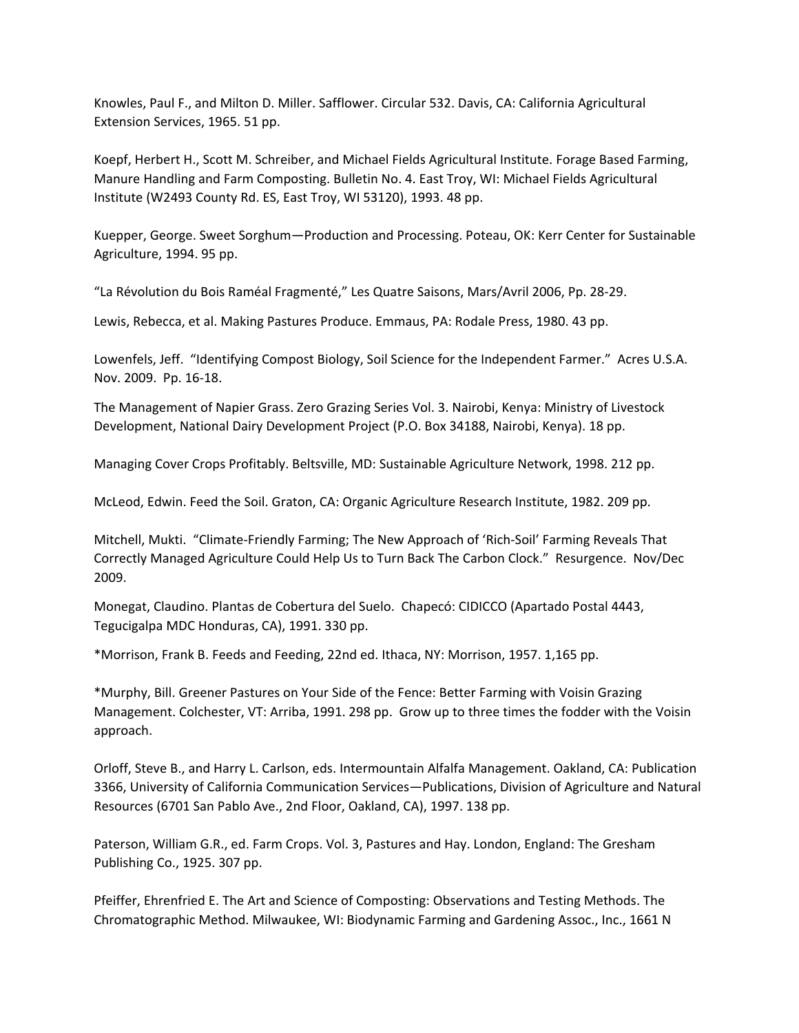Knowles, Paul F., and Milton D. Miller. Safflower. Circular 532. Davis, CA: California Agricultural Extension Services, 1965. 51 pp.

Koepf, Herbert H., Scott M. Schreiber, and Michael Fields Agricultural Institute. Forage Based Farming, Manure Handling and Farm Composting. Bulletin No. 4. East Troy, WI: Michael Fields Agricultural Institute (W2493 County Rd. ES, East Troy, WI 53120), 1993. 48 pp.

Kuepper, George. Sweet Sorghum—Production and Processing. Poteau, OK: Kerr Center for Sustainable Agriculture, 1994. 95 pp.

"La Révolution du Bois Raméal Fragmenté," Les Quatre Saisons, Mars/Avril 2006, Pp. 28-29.

Lewis, Rebecca, et al. Making Pastures Produce. Emmaus, PA: Rodale Press, 1980. 43 pp.

Lowenfels, Jeff. "Identifying Compost Biology, Soil Science for the Independent Farmer." Acres U.S.A. Nov. 2009. Pp. 16-18.

The Management of Napier Grass. Zero Grazing Series Vol. 3. Nairobi, Kenya: Ministry of Livestock Development, National Dairy Development Project (P.O. Box 34188, Nairobi, Kenya). 18 pp.

Managing Cover Crops Profitably. Beltsville, MD: Sustainable Agriculture Network, 1998. 212 pp.

McLeod, Edwin. Feed the Soil. Graton, CA: Organic Agriculture Research Institute, 1982. 209 pp.

Mitchell, Mukti. "Climate-Friendly Farming; The New Approach of 'Rich-Soil' Farming Reveals That Correctly Managed Agriculture Could Help Us to Turn Back The Carbon Clock." Resurgence. Nov/Dec 2009.

Monegat, Claudino. Plantas de Cobertura del Suelo. Chapecó: CIDICCO (Apartado Postal 4443, Tegucigalpa MDC Honduras, CA), 1991. 330 pp.

*Morrison, Frank B. Feeds and Feeding, 22nd ed. Ithaca, NY: Morrison, 1957. 1,165 pp.

*Murphy, Bill. Greener Pastures on Your Side of the Fence: Better Farming with Voisin Grazing Management. Colchester, VT: Arriba, 1991. 298 pp. Grow up to three times the fodder with the Voisin approach.

Orloff, Steve B., and Harry L. Carlson, eds. Intermountain Alfalfa Management. Oakland, CA: Publication 3366, University of California Communication Services—Publications, Division of Agriculture and Natural Resources (6701 San Pablo Ave., 2nd Floor, Oakland, CA), 1997. 138 pp.

Paterson, William G.R., ed. Farm Crops. Vol. 3, Pastures and Hay. London, England: The Gresham Publishing Co., 1925. 307 pp.

Pfeiffer, Ehrenfried E. The Art and Science of Composting: Observations and Testing Methods. The Chromatographic Method. Milwaukee, WI: Biodynamic Farming and Gardening Assoc., Inc., 1661 N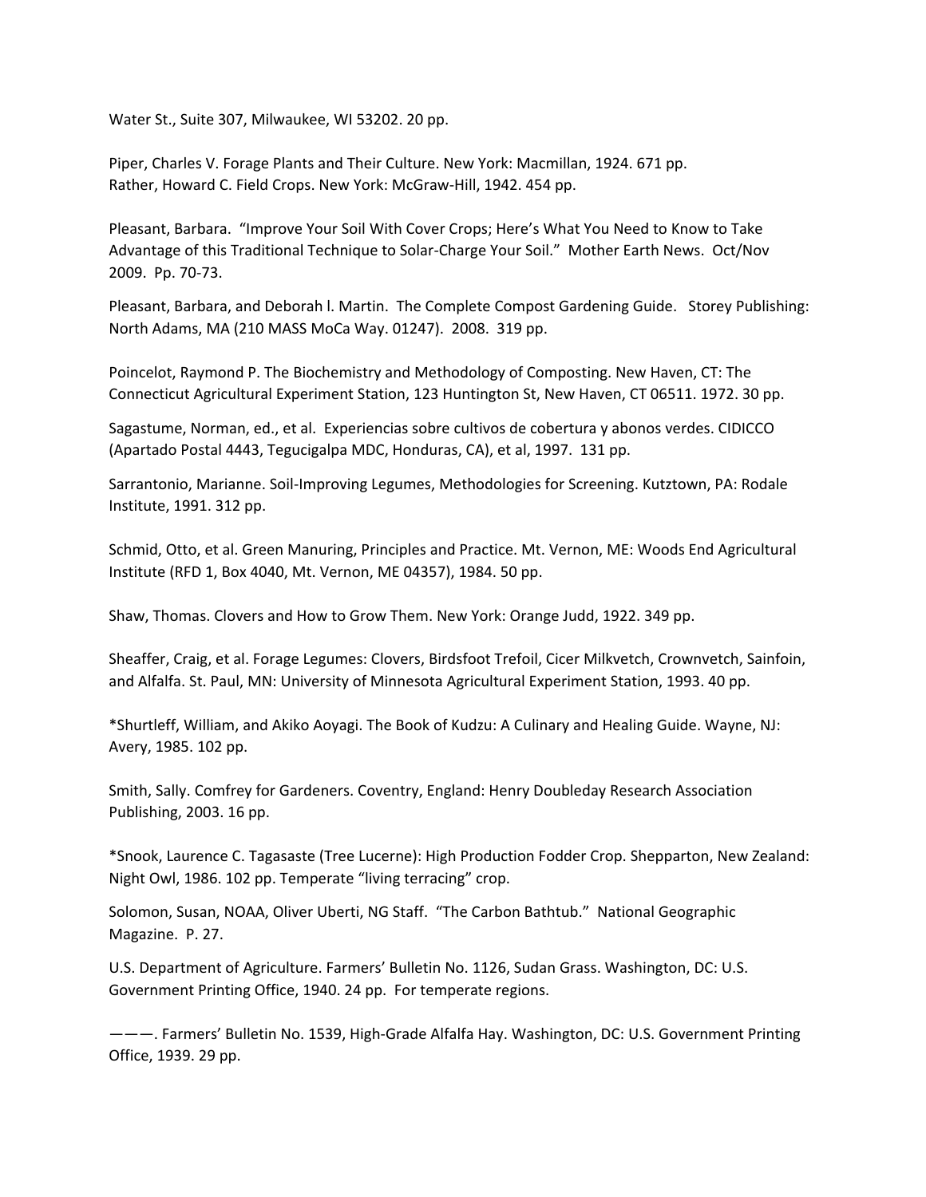Water St., Suite 307, Milwaukee, WI 53202. 20 pp.

Piper, Charles V. Forage Plants and Their Culture. New York: Macmillan, 1924. 671 pp.
Rather, Howard C. Field Crops. New York: McGraw-Hill, 1942. 454 pp.

Pleasant, Barbara. "Improve Your Soil With Cover Crops; Here's What You Need to Know to Take Advantage of this Traditional Technique to Solar-Charge Your Soil." Mother Earth News. Oct/Nov 2009. Pp. 70-73.

Pleasant, Barbara, and Deborah l. Martin. The Complete Compost Gardening Guide. Storey Publishing: North Adams, MA (210 MASS MoCa Way. 01247). 2008. 319 pp.

Poincelot, Raymond P. The Biochemistry and Methodology of Composting. New Haven, CT: The Connecticut Agricultural Experiment Station, 123 Huntington St, New Haven, CT 06511. 1972. 30 pp.

Sagastume, Norman, ed., et al. Experiencias sobre cultivos de cobertura y abonos verdes. CIDICCO (Apartado Postal 4443, Tegucigalpa MDC, Honduras, CA), et al, 1997. 131 pp.

Sarrantonio, Marianne. Soil-Improving Legumes, Methodologies for Screening. Kutztown, PA: Rodale Institute, 1991. 312 pp.

Schmid, Otto, et al. Green Manuring, Principles and Practice. Mt. Vernon, ME: Woods End Agricultural Institute (RFD 1, Box 4040, Mt. Vernon, ME 04357), 1984. 50 pp.

Shaw, Thomas. Clovers and How to Grow Them. New York: Orange Judd, 1922. 349 pp.

Sheaffer, Craig, et al. Forage Legumes: Clovers, Birdsfoot Trefoil, Cicer Milkvetch, Crownvetch, Sainfoin, and Alfalfa. St. Paul, MN: University of Minnesota Agricultural Experiment Station, 1993. 40 pp.

*Shurtleff, William, and Akiko Aoyagi. The Book of Kudzu: A Culinary and Healing Guide. Wayne, NJ: Avery, 1985. 102 pp.

Smith, Sally. Comfrey for Gardeners. Coventry, England: Henry Doubleday Research Association Publishing, 2003. 16 pp.

*Snook, Laurence C. Tagasaste (Tree Lucerne): High Production Fodder Crop. Shepparton, New Zealand: Night Owl, 1986. 102 pp. Temperate "living terracing" crop.

Solomon, Susan, NOAA, Oliver Uberti, NG Staff. "The Carbon Bathtub." National Geographic Magazine. P. 27.

U.S. Department of Agriculture. Farmers' Bulletin No. 1126, Sudan Grass. Washington, DC: U.S. Government Printing Office, 1940. 24 pp. For temperate regions.

———. Farmers' Bulletin No. 1539, High-Grade Alfalfa Hay. Washington, DC: U.S. Government Printing Office, 1939. 29 pp.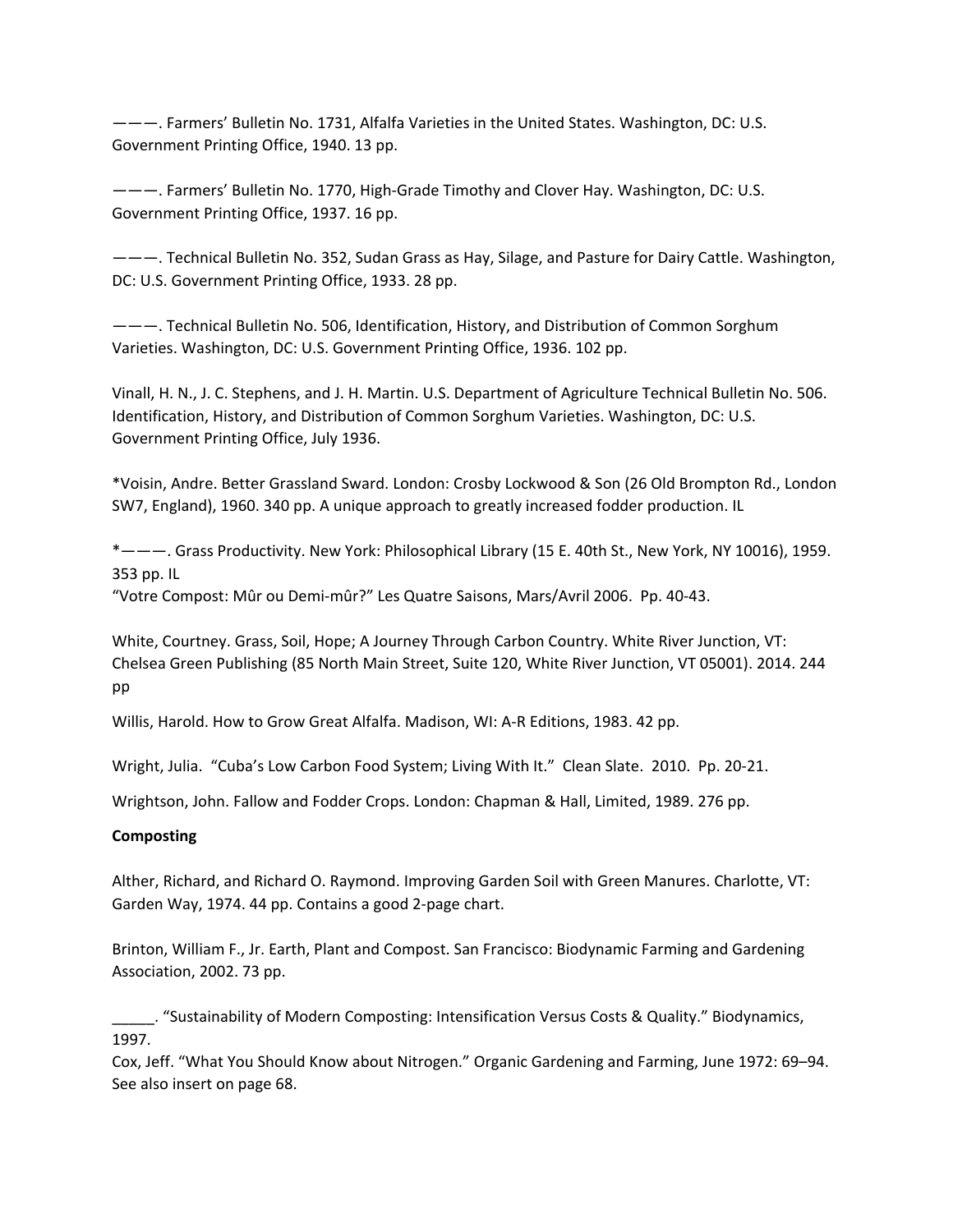———. Farmers' Bulletin No. 1731, Alfalfa Varieties in the United States. Washington, DC: U.S. Government Printing Office, 1940. 13 pp.

———. Farmers' Bulletin No. 1770, High-Grade Timothy and Clover Hay. Washington, DC: U.S. Government Printing Office, 1937. 16 pp.

———. Technical Bulletin No. 352, Sudan Grass as Hay, Silage, and Pasture for Dairy Cattle. Washington, DC: U.S. Government Printing Office, 1933. 28 pp.

———. Technical Bulletin No. 506, Identification, History, and Distribution of Common Sorghum Varieties. Washington, DC: U.S. Government Printing Office, 1936. 102 pp.

Vinall, H. N., J. C. Stephens, and J. H. Martin. U.S. Department of Agriculture Technical Bulletin No. 506. Identification, History, and Distribution of Common Sorghum Varieties. Washington, DC: U.S. Government Printing Office, July 1936.

*Voisin, Andre. Better Grassland Sward. London: Crosby Lockwood & Son (26 Old Brompton Rd., London SW7, England), 1960. 340 pp. A unique approach to greatly increased fodder production. IL

*———. Grass Productivity. New York: Philosophical Library (15 E. 40th St., New York, NY 10016), 1959. 353 pp. IL

"Votre Compost: Mûr ou Demi-mûr?" Les Quatre Saisons, Mars/Avril 2006. Pp. 40-43.

White, Courtney. Grass, Soil, Hope; A Journey Through Carbon Country. White River Junction, VT: Chelsea Green Publishing (85 North Main Street, Suite 120, White River Junction, VT 05001). 2014. 244 pp

Willis, Harold. How to Grow Great Alfalfa. Madison, WI: A-R Editions, 1983. 42 pp.

Wright, Julia. "Cuba's Low Carbon Food System; Living With It." Clean Slate. 2010. Pp. 20-21.

Wrightson, John. Fallow and Fodder Crops. London: Chapman & Hall, Limited, 1989. 276 pp.

**Composting**

Alther, Richard, and Richard O. Raymond. Improving Garden Soil with Green Manures. Charlotte, VT: Garden Way, 1974. 44 pp. Contains a good 2-page chart.

Brinton, William F., Jr. Earth, Plant and Compost. San Francisco: Biodynamic Farming and Gardening Association, 2002. 73 pp.

_____. "Sustainability of Modern Composting: Intensification Versus Costs & Quality." Biodynamics, 1997.

Cox, Jeff. "What You Should Know about Nitrogen." Organic Gardening and Farming, June 1972: 69–94. See also insert on page 68.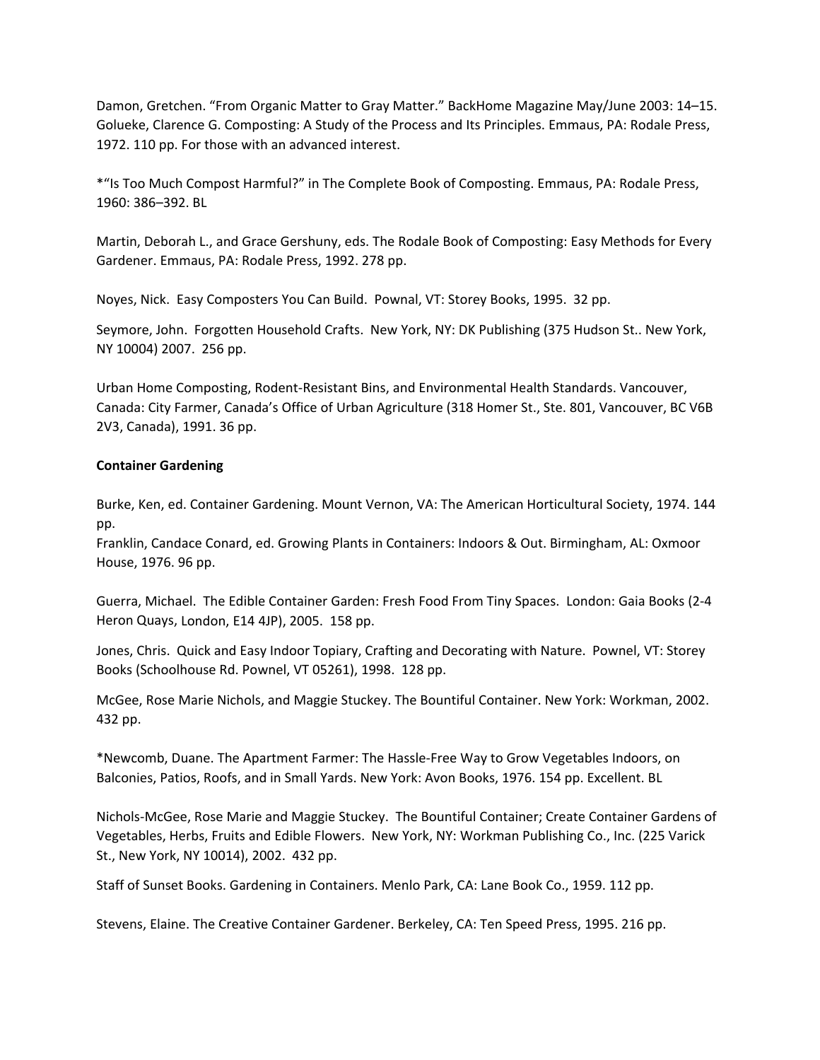Damon, Gretchen. “From Organic Matter to Gray Matter.” BackHome Magazine May/June 2003: 14–15.
Golueke, Clarence G. Composting: A Study of the Process and Its Principles. Emmaus, PA: Rodale Press, 1972. 110 pp. For those with an advanced interest.

*“Is Too Much Compost Harmful?” in The Complete Book of Composting. Emmaus, PA: Rodale Press, 1960: 386–392. BL

Martin, Deborah L., and Grace Gershuny, eds. The Rodale Book of Composting: Easy Methods for Every Gardener. Emmaus, PA: Rodale Press, 1992. 278 pp.

Noyes, Nick. Easy Composters You Can Build. Pownal, VT: Storey Books, 1995. 32 pp.

Seymore, John. Forgotten Household Crafts. New York, NY: DK Publishing (375 Hudson St.. New York, NY 10004) 2007. 256 pp.

Urban Home Composting, Rodent-Resistant Bins, and Environmental Health Standards. Vancouver, Canada: City Farmer, Canada’s Office of Urban Agriculture (318 Homer St., Ste. 801, Vancouver, BC V6B 2V3, Canada), 1991. 36 pp.

**Container Gardening**

Burke, Ken, ed. Container Gardening. Mount Vernon, VA: The American Horticultural Society, 1974. 144 pp.
Franklin, Candace Conard, ed. Growing Plants in Containers: Indoors & Out. Birmingham, AL: Oxmoor House, 1976. 96 pp.

Guerra, Michael. The Edible Container Garden: Fresh Food From Tiny Spaces. London: Gaia Books (2-4 Heron Quays, London, E14 4JP), 2005. 158 pp.

Jones, Chris. Quick and Easy Indoor Topiary, Crafting and Decorating with Nature. Pownel, VT: Storey Books (Schoolhouse Rd. Pownel, VT 05261), 1998. 128 pp.

McGee, Rose Marie Nichols, and Maggie Stuckey. The Bountiful Container. New York: Workman, 2002. 432 pp.

*Newcomb, Duane. The Apartment Farmer: The Hassle-Free Way to Grow Vegetables Indoors, on Balconies, Patios, Roofs, and in Small Yards. New York: Avon Books, 1976. 154 pp. Excellent. BL

Nichols-McGee, Rose Marie and Maggie Stuckey. The Bountiful Container; Create Container Gardens of Vegetables, Herbs, Fruits and Edible Flowers. New York, NY: Workman Publishing Co., Inc. (225 Varick St., New York, NY 10014), 2002. 432 pp.

Staff of Sunset Books. Gardening in Containers. Menlo Park, CA: Lane Book Co., 1959. 112 pp.

Stevens, Elaine. The Creative Container Gardener. Berkeley, CA: Ten Speed Press, 1995. 216 pp.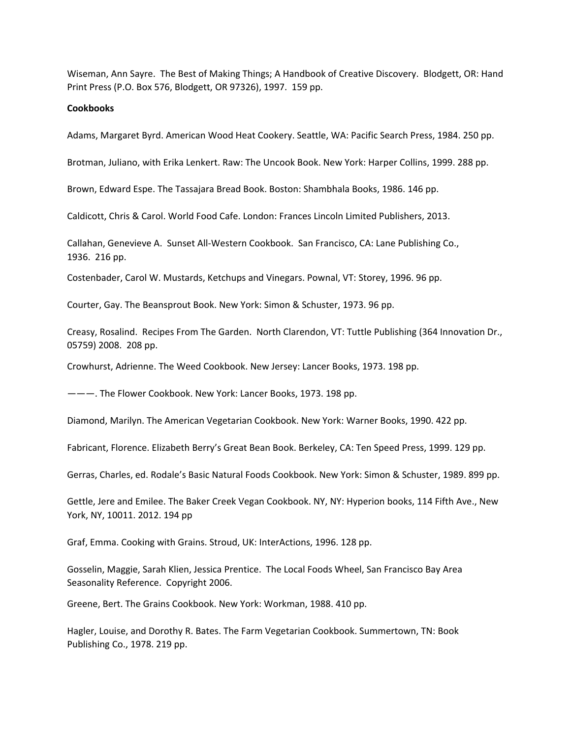Wiseman, Ann Sayre. The Best of Making Things; A Handbook of Creative Discovery. Blodgett, OR: Hand Print Press (P.O. Box 576, Blodgett, OR 97326), 1997. 159 pp.

**Cookbooks**

Adams, Margaret Byrd. American Wood Heat Cookery. Seattle, WA: Pacific Search Press, 1984. 250 pp.

Brotman, Juliano, with Erika Lenkert. Raw: The Uncook Book. New York: Harper Collins, 1999. 288 pp.

Brown, Edward Espe. The Tassajara Bread Book. Boston: Shambhala Books, 1986. 146 pp.

Caldicott, Chris & Carol. World Food Cafe. London: Frances Lincoln Limited Publishers, 2013.

Callahan, Genevieve A. Sunset All-Western Cookbook. San Francisco, CA: Lane Publishing Co., 1936. 216 pp.

Costenbader, Carol W. Mustards, Ketchups and Vinegars. Pownal, VT: Storey, 1996. 96 pp.

Courter, Gay. The Beansprout Book. New York: Simon & Schuster, 1973. 96 pp.

Creasy, Rosalind. Recipes From The Garden. North Clarendon, VT: Tuttle Publishing (364 Innovation Dr., 05759) 2008. 208 pp.

Crowhurst, Adrienne. The Weed Cookbook. New Jersey: Lancer Books, 1973. 198 pp.

———. The Flower Cookbook. New York: Lancer Books, 1973. 198 pp.

Diamond, Marilyn. The American Vegetarian Cookbook. New York: Warner Books, 1990. 422 pp.

Fabricant, Florence. Elizabeth Berry's Great Bean Book. Berkeley, CA: Ten Speed Press, 1999. 129 pp.

Gerras, Charles, ed. Rodale's Basic Natural Foods Cookbook. New York: Simon & Schuster, 1989. 899 pp.

Gettle, Jere and Emilee. The Baker Creek Vegan Cookbook. NY, NY: Hyperion books, 114 Fifth Ave., New York, NY, 10011. 2012. 194 pp

Graf, Emma. Cooking with Grains. Stroud, UK: InterActions, 1996. 128 pp.

Gosselin, Maggie, Sarah Klien, Jessica Prentice. The Local Foods Wheel, San Francisco Bay Area Seasonality Reference. Copyright 2006.

Greene, Bert. The Grains Cookbook. New York: Workman, 1988. 410 pp.

Hagler, Louise, and Dorothy R. Bates. The Farm Vegetarian Cookbook. Summertown, TN: Book Publishing Co., 1978. 219 pp.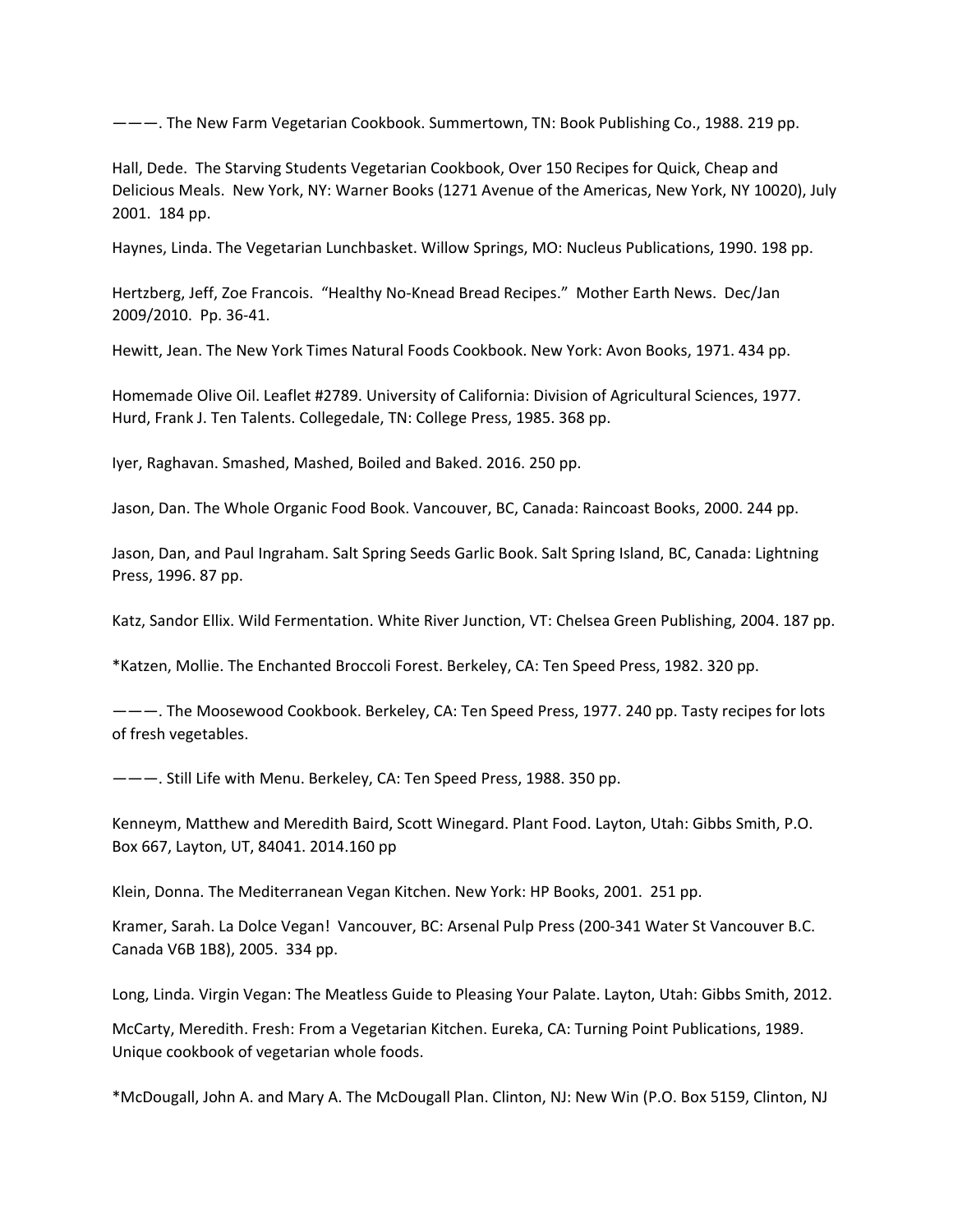———. The New Farm Vegetarian Cookbook. Summertown, TN: Book Publishing Co., 1988. 219 pp.

Hall, Dede. The Starving Students Vegetarian Cookbook, Over 150 Recipes for Quick, Cheap and Delicious Meals. New York, NY: Warner Books (1271 Avenue of the Americas, New York, NY 10020), July 2001. 184 pp.

Haynes, Linda. The Vegetarian Lunchbasket. Willow Springs, MO: Nucleus Publications, 1990. 198 pp.

Hertzberg, Jeff, Zoe Francois. "Healthy No-Knead Bread Recipes." Mother Earth News. Dec/Jan 2009/2010. Pp. 36-41.

Hewitt, Jean. The New York Times Natural Foods Cookbook. New York: Avon Books, 1971. 434 pp.

Homemade Olive Oil. Leaflet #2789. University of California: Division of Agricultural Sciences, 1977.
Hurd, Frank J. Ten Talents. Collegedale, TN: College Press, 1985. 368 pp.

Iyer, Raghavan. Smashed, Mashed, Boiled and Baked. 2016. 250 pp.

Jason, Dan. The Whole Organic Food Book. Vancouver, BC, Canada: Raincoast Books, 2000. 244 pp.

Jason, Dan, and Paul Ingraham. Salt Spring Seeds Garlic Book. Salt Spring Island, BC, Canada: Lightning Press, 1996. 87 pp.

Katz, Sandor Ellix. Wild Fermentation. White River Junction, VT: Chelsea Green Publishing, 2004. 187 pp.

*Katzen, Mollie. The Enchanted Broccoli Forest. Berkeley, CA: Ten Speed Press, 1982. 320 pp.

———. The Moosewood Cookbook. Berkeley, CA: Ten Speed Press, 1977. 240 pp. Tasty recipes for lots of fresh vegetables.

———. Still Life with Menu. Berkeley, CA: Ten Speed Press, 1988. 350 pp.

Kenneym, Matthew and Meredith Baird, Scott Winegard. Plant Food. Layton, Utah: Gibbs Smith, P.O. Box 667, Layton, UT, 84041. 2014.160 pp

Klein, Donna. The Mediterranean Vegan Kitchen. New York: HP Books, 2001. 251 pp.

Kramer, Sarah. La Dolce Vegan! Vancouver, BC: Arsenal Pulp Press (200-341 Water St Vancouver B.C. Canada V6B 1B8), 2005. 334 pp.

Long, Linda. Virgin Vegan: The Meatless Guide to Pleasing Your Palate. Layton, Utah: Gibbs Smith, 2012.

McCarty, Meredith. Fresh: From a Vegetarian Kitchen. Eureka, CA: Turning Point Publications, 1989. Unique cookbook of vegetarian whole foods.

*McDougall, John A. and Mary A. The McDougall Plan. Clinton, NJ: New Win (P.O. Box 5159, Clinton, NJ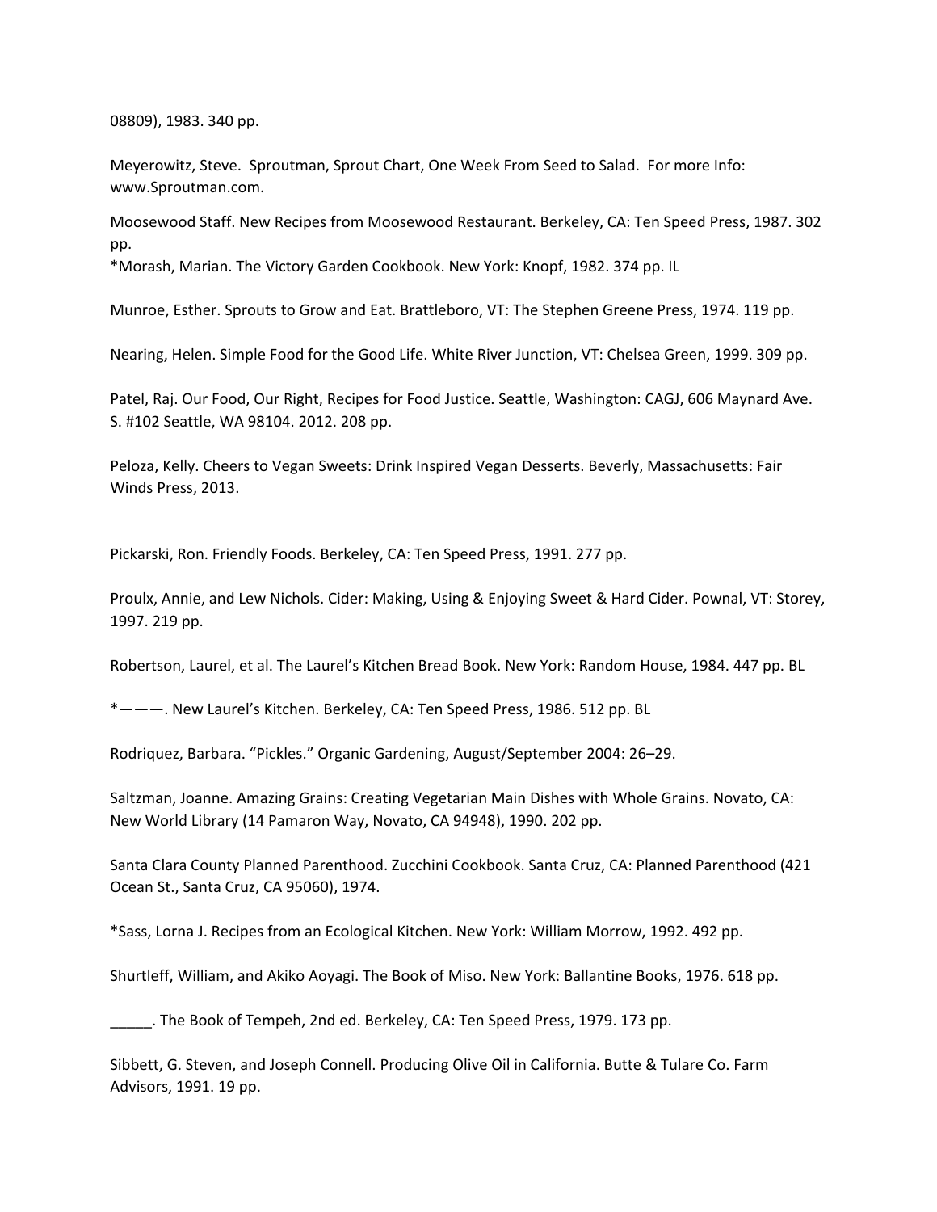08809), 1983. 340 pp.

Meyerowitz, Steve. Sproutman, Sprout Chart, One Week From Seed to Salad. For more Info: www.Sproutman.com.

Moosewood Staff. New Recipes from Moosewood Restaurant. Berkeley, CA: Ten Speed Press, 1987. 302 pp.
*Morash, Marian. The Victory Garden Cookbook. New York: Knopf, 1982. 374 pp. IL

Munroe, Esther. Sprouts to Grow and Eat. Brattleboro, VT: The Stephen Greene Press, 1974. 119 pp.

Nearing, Helen. Simple Food for the Good Life. White River Junction, VT: Chelsea Green, 1999. 309 pp.

Patel, Raj. Our Food, Our Right, Recipes for Food Justice. Seattle, Washington: CAGJ, 606 Maynard Ave. S. #102 Seattle, WA 98104. 2012. 208 pp.

Peloza, Kelly. Cheers to Vegan Sweets: Drink Inspired Vegan Desserts. Beverly, Massachusetts: Fair Winds Press, 2013.

Pickarski, Ron. Friendly Foods. Berkeley, CA: Ten Speed Press, 1991. 277 pp.

Proulx, Annie, and Lew Nichols. Cider: Making, Using & Enjoying Sweet & Hard Cider. Pownal, VT: Storey, 1997. 219 pp.

Robertson, Laurel, et al. The Laurel's Kitchen Bread Book. New York: Random House, 1984. 447 pp. BL

*———. New Laurel's Kitchen. Berkeley, CA: Ten Speed Press, 1986. 512 pp. BL

Rodriquez, Barbara. "Pickles." Organic Gardening, August/September 2004: 26–29.

Saltzman, Joanne. Amazing Grains: Creating Vegetarian Main Dishes with Whole Grains. Novato, CA: New World Library (14 Pamaron Way, Novato, CA 94948), 1990. 202 pp.

Santa Clara County Planned Parenthood. Zucchini Cookbook. Santa Cruz, CA: Planned Parenthood (421 Ocean St., Santa Cruz, CA 95060), 1974.

*Sass, Lorna J. Recipes from an Ecological Kitchen. New York: William Morrow, 1992. 492 pp.

Shurtleff, William, and Akiko Aoyagi. The Book of Miso. New York: Ballantine Books, 1976. 618 pp.

_____. The Book of Tempeh, 2nd ed. Berkeley, CA: Ten Speed Press, 1979. 173 pp.

Sibbett, G. Steven, and Joseph Connell. Producing Olive Oil in California. Butte & Tulare Co. Farm Advisors, 1991. 19 pp.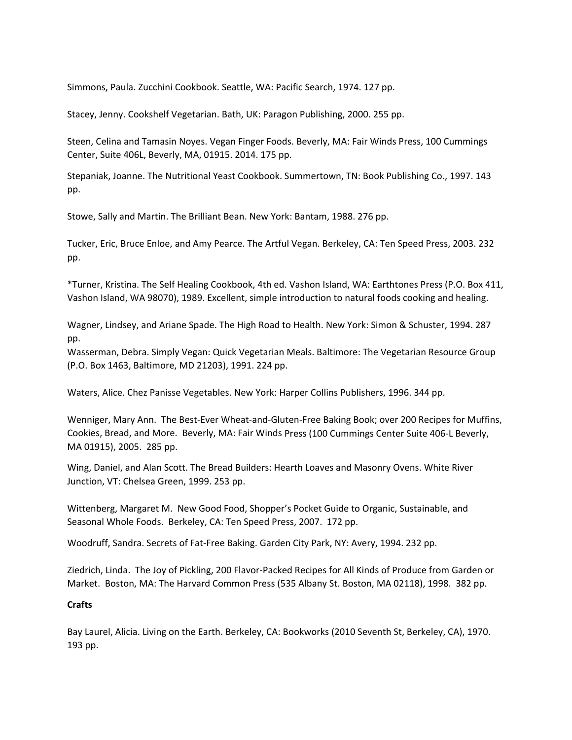Simmons, Paula. Zucchini Cookbook. Seattle, WA: Pacific Search, 1974. 127 pp.

Stacey, Jenny. Cookshelf Vegetarian. Bath, UK: Paragon Publishing, 2000. 255 pp.

Steen, Celina and Tamasin Noyes. Vegan Finger Foods. Beverly, MA: Fair Winds Press, 100 Cummings Center, Suite 406L, Beverly, MA, 01915. 2014. 175 pp.

Stepaniak, Joanne. The Nutritional Yeast Cookbook. Summertown, TN: Book Publishing Co., 1997. 143 pp.

Stowe, Sally and Martin. The Brilliant Bean. New York: Bantam, 1988. 276 pp.

Tucker, Eric, Bruce Enloe, and Amy Pearce. The Artful Vegan. Berkeley, CA: Ten Speed Press, 2003. 232 pp.

*Turner, Kristina. The Self Healing Cookbook, 4th ed. Vashon Island, WA: Earthtones Press (P.O. Box 411, Vashon Island, WA 98070), 1989. Excellent, simple introduction to natural foods cooking and healing.

Wagner, Lindsey, and Ariane Spade. The High Road to Health. New York: Simon & Schuster, 1994. 287 pp.

Wasserman, Debra. Simply Vegan: Quick Vegetarian Meals. Baltimore: The Vegetarian Resource Group (P.O. Box 1463, Baltimore, MD 21203), 1991. 224 pp.

Waters, Alice. Chez Panisse Vegetables. New York: Harper Collins Publishers, 1996. 344 pp.

Wenniger, Mary Ann. The Best-Ever Wheat-and-Gluten-Free Baking Book; over 200 Recipes for Muffins, Cookies, Bread, and More. Beverly, MA: Fair Winds Press (100 Cummings Center Suite 406-L Beverly, MA 01915), 2005. 285 pp.

Wing, Daniel, and Alan Scott. The Bread Builders: Hearth Loaves and Masonry Ovens. White River Junction, VT: Chelsea Green, 1999. 253 pp.

Wittenberg, Margaret M. New Good Food, Shopper's Pocket Guide to Organic, Sustainable, and Seasonal Whole Foods. Berkeley, CA: Ten Speed Press, 2007. 172 pp.

Woodruff, Sandra. Secrets of Fat-Free Baking. Garden City Park, NY: Avery, 1994. 232 pp.

Ziedrich, Linda. The Joy of Pickling, 200 Flavor-Packed Recipes for All Kinds of Produce from Garden or Market. Boston, MA: The Harvard Common Press (535 Albany St. Boston, MA 02118), 1998. 382 pp.

**Crafts**

Bay Laurel, Alicia. Living on the Earth. Berkeley, CA: Bookworks (2010 Seventh St, Berkeley, CA), 1970. 193 pp.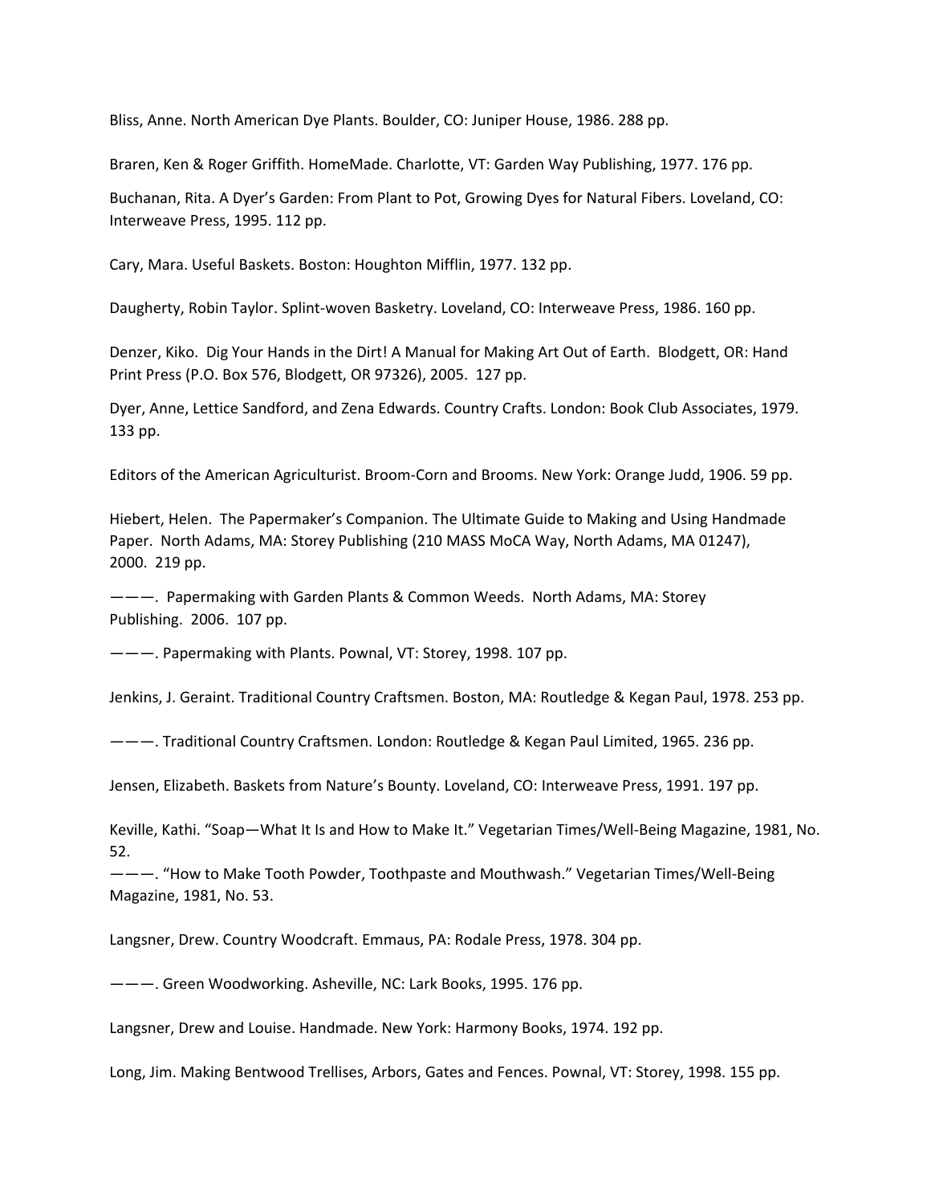Bliss, Anne. North American Dye Plants. Boulder, CO: Juniper House, 1986. 288 pp.

Braren, Ken & Roger Griffith. HomeMade. Charlotte, VT: Garden Way Publishing, 1977. 176 pp.

Buchanan, Rita. A Dyer's Garden: From Plant to Pot, Growing Dyes for Natural Fibers. Loveland, CO: Interweave Press, 1995. 112 pp.

Cary, Mara. Useful Baskets. Boston: Houghton Mifflin, 1977. 132 pp.

Daugherty, Robin Taylor. Splint-woven Basketry. Loveland, CO: Interweave Press, 1986. 160 pp.

Denzer, Kiko. Dig Your Hands in the Dirt! A Manual for Making Art Out of Earth. Blodgett, OR: Hand Print Press (P.O. Box 576, Blodgett, OR 97326), 2005. 127 pp.

Dyer, Anne, Lettice Sandford, and Zena Edwards. Country Crafts. London: Book Club Associates, 1979. 133 pp.

Editors of the American Agriculturist. Broom-Corn and Brooms. New York: Orange Judd, 1906. 59 pp.

Hiebert, Helen. The Papermaker's Companion. The Ultimate Guide to Making and Using Handmade Paper. North Adams, MA: Storey Publishing (210 MASS MoCA Way, North Adams, MA 01247), 2000. 219 pp.

———. Papermaking with Garden Plants & Common Weeds. North Adams, MA: Storey Publishing. 2006. 107 pp.

———. Papermaking with Plants. Pownal, VT: Storey, 1998. 107 pp.

Jenkins, J. Geraint. Traditional Country Craftsmen. Boston, MA: Routledge & Kegan Paul, 1978. 253 pp.

———. Traditional Country Craftsmen. London: Routledge & Kegan Paul Limited, 1965. 236 pp.

Jensen, Elizabeth. Baskets from Nature's Bounty. Loveland, CO: Interweave Press, 1991. 197 pp.

Keville, Kathi. "Soap—What It Is and How to Make It." Vegetarian Times/Well-Being Magazine, 1981, No. 52.

———. "How to Make Tooth Powder, Toothpaste and Mouthwash." Vegetarian Times/Well-Being Magazine, 1981, No. 53.

Langsner, Drew. Country Woodcraft. Emmaus, PA: Rodale Press, 1978. 304 pp.

———. Green Woodworking. Asheville, NC: Lark Books, 1995. 176 pp.

Langsner, Drew and Louise. Handmade. New York: Harmony Books, 1974. 192 pp.

Long, Jim. Making Bentwood Trellises, Arbors, Gates and Fences. Pownal, VT: Storey, 1998. 155 pp.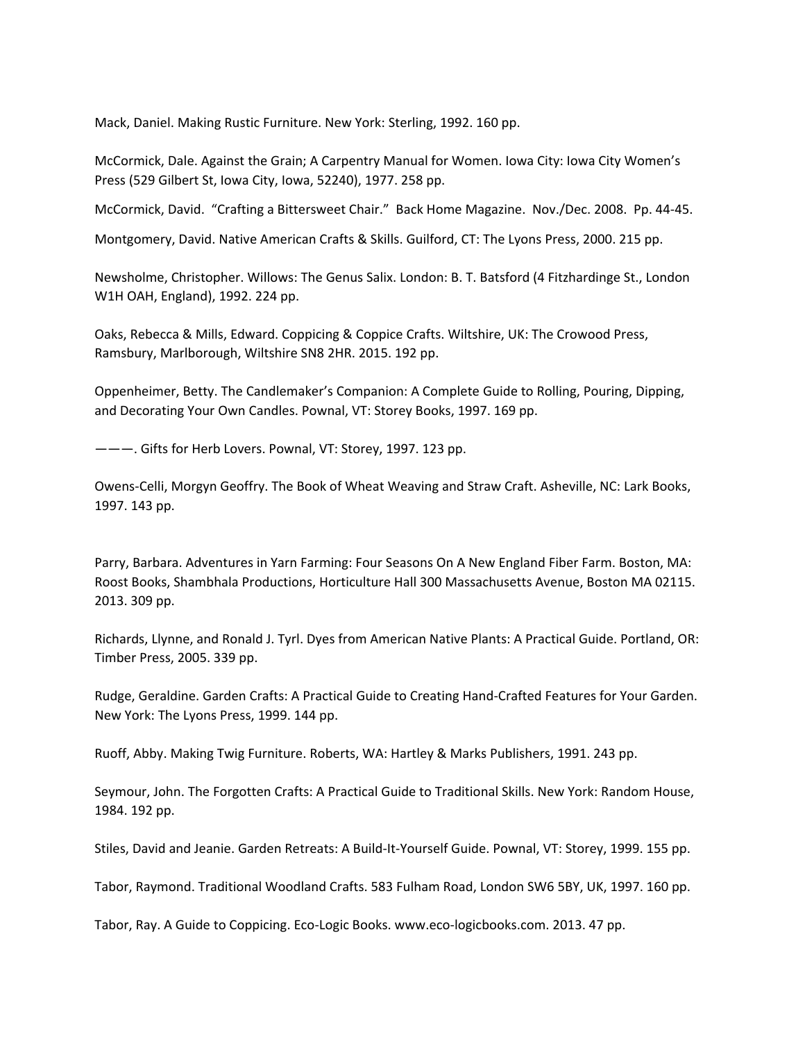Mack, Daniel. Making Rustic Furniture. New York: Sterling, 1992. 160 pp.

McCormick, Dale. Against the Grain; A Carpentry Manual for Women. Iowa City: Iowa City Women's Press (529 Gilbert St, Iowa City, Iowa, 52240), 1977. 258 pp.

McCormick, David. "Crafting a Bittersweet Chair." Back Home Magazine. Nov./Dec. 2008. Pp. 44-45.

Montgomery, David. Native American Crafts & Skills. Guilford, CT: The Lyons Press, 2000. 215 pp.

Newsholme, Christopher. Willows: The Genus Salix. London: B. T. Batsford (4 Fitzhardinge St., London W1H OAH, England), 1992. 224 pp.

Oaks, Rebecca & Mills, Edward. Coppicing & Coppice Crafts. Wiltshire, UK: The Crowood Press, Ramsbury, Marlborough, Wiltshire SN8 2HR. 2015. 192 pp.

Oppenheimer, Betty. The Candlemaker's Companion: A Complete Guide to Rolling, Pouring, Dipping, and Decorating Your Own Candles. Pownal, VT: Storey Books, 1997. 169 pp.

———. Gifts for Herb Lovers. Pownal, VT: Storey, 1997. 123 pp.

Owens-Celli, Morgyn Geoffry. The Book of Wheat Weaving and Straw Craft. Asheville, NC: Lark Books, 1997. 143 pp.

Parry, Barbara. Adventures in Yarn Farming: Four Seasons On A New England Fiber Farm. Boston, MA: Roost Books, Shambhala Productions, Horticulture Hall 300 Massachusetts Avenue, Boston MA 02115. 2013. 309 pp.

Richards, Llynne, and Ronald J. Tyrl. Dyes from American Native Plants: A Practical Guide. Portland, OR: Timber Press, 2005. 339 pp.

Rudge, Geraldine. Garden Crafts: A Practical Guide to Creating Hand-Crafted Features for Your Garden. New York: The Lyons Press, 1999. 144 pp.

Ruoff, Abby. Making Twig Furniture. Roberts, WA: Hartley & Marks Publishers, 1991. 243 pp.

Seymour, John. The Forgotten Crafts: A Practical Guide to Traditional Skills. New York: Random House, 1984. 192 pp.

Stiles, David and Jeanie. Garden Retreats: A Build-It-Yourself Guide. Pownal, VT: Storey, 1999. 155 pp.

Tabor, Raymond. Traditional Woodland Crafts. 583 Fulham Road, London SW6 5BY, UK, 1997. 160 pp.

Tabor, Ray. A Guide to Coppicing. Eco-Logic Books. www.eco-logicbooks.com. 2013. 47 pp.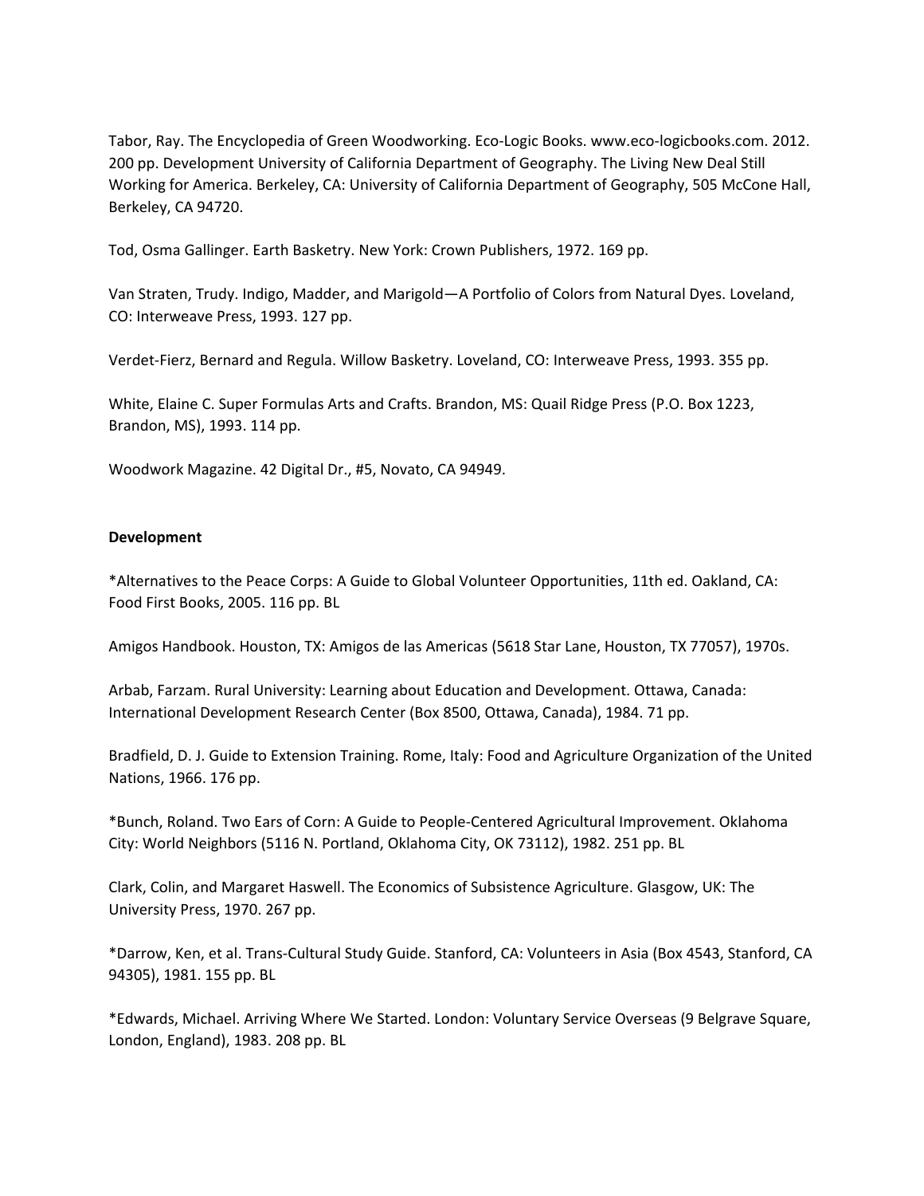Tabor, Ray. The Encyclopedia of Green Woodworking. Eco-Logic Books. www.eco-logicbooks.com. 2012. 200 pp. Development University of California Department of Geography. The Living New Deal Still Working for America. Berkeley, CA: University of California Department of Geography, 505 McCone Hall, Berkeley, CA 94720.

Tod, Osma Gallinger. Earth Basketry. New York: Crown Publishers, 1972. 169 pp.

Van Straten, Trudy. Indigo, Madder, and Marigold—A Portfolio of Colors from Natural Dyes. Loveland, CO: Interweave Press, 1993. 127 pp.

Verdet-Fierz, Bernard and Regula. Willow Basketry. Loveland, CO: Interweave Press, 1993. 355 pp.

White, Elaine C. Super Formulas Arts and Crafts. Brandon, MS: Quail Ridge Press (P.O. Box 1223, Brandon, MS), 1993. 114 pp.

Woodwork Magazine. 42 Digital Dr., #5, Novato, CA 94949.

**Development**

*Alternatives to the Peace Corps: A Guide to Global Volunteer Opportunities, 11th ed. Oakland, CA: Food First Books, 2005. 116 pp. BL

Amigos Handbook. Houston, TX: Amigos de las Americas (5618 Star Lane, Houston, TX 77057), 1970s.

Arbab, Farzam. Rural University: Learning about Education and Development. Ottawa, Canada: International Development Research Center (Box 8500, Ottawa, Canada), 1984. 71 pp.

Bradfield, D. J. Guide to Extension Training. Rome, Italy: Food and Agriculture Organization of the United Nations, 1966. 176 pp.

*Bunch, Roland. Two Ears of Corn: A Guide to People-Centered Agricultural Improvement. Oklahoma City: World Neighbors (5116 N. Portland, Oklahoma City, OK 73112), 1982. 251 pp. BL

Clark, Colin, and Margaret Haswell. The Economics of Subsistence Agriculture. Glasgow, UK: The University Press, 1970. 267 pp.

*Darrow, Ken, et al. Trans-Cultural Study Guide. Stanford, CA: Volunteers in Asia (Box 4543, Stanford, CA 94305), 1981. 155 pp. BL

*Edwards, Michael. Arriving Where We Started. London: Voluntary Service Overseas (9 Belgrave Square, London, England), 1983. 208 pp. BL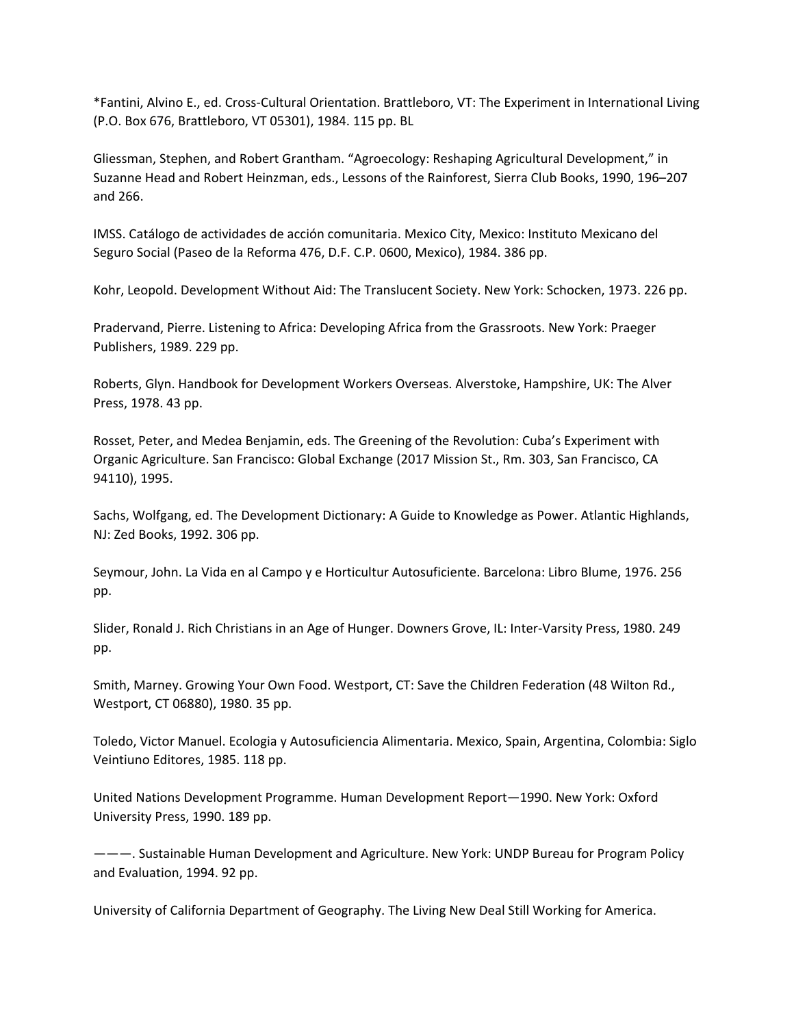*Fantini, Alvino E., ed. Cross-Cultural Orientation. Brattleboro, VT: The Experiment in International Living (P.O. Box 676, Brattleboro, VT 05301), 1984. 115 pp. BL

Gliessman, Stephen, and Robert Grantham. "Agroecology: Reshaping Agricultural Development," in Suzanne Head and Robert Heinzman, eds., Lessons of the Rainforest, Sierra Club Books, 1990, 196–207 and 266.

IMSS. Catálogo de actividades de acción comunitaria. Mexico City, Mexico: Instituto Mexicano del Seguro Social (Paseo de la Reforma 476, D.F. C.P. 0600, Mexico), 1984. 386 pp.

Kohr, Leopold. Development Without Aid: The Translucent Society. New York: Schocken, 1973. 226 pp.

Pradervand, Pierre. Listening to Africa: Developing Africa from the Grassroots. New York: Praeger Publishers, 1989. 229 pp.

Roberts, Glyn. Handbook for Development Workers Overseas. Alverstoke, Hampshire, UK: The Alver Press, 1978. 43 pp.

Rosset, Peter, and Medea Benjamin, eds. The Greening of the Revolution: Cuba's Experiment with Organic Agriculture. San Francisco: Global Exchange (2017 Mission St., Rm. 303, San Francisco, CA 94110), 1995.

Sachs, Wolfgang, ed. The Development Dictionary: A Guide to Knowledge as Power. Atlantic Highlands, NJ: Zed Books, 1992. 306 pp.

Seymour, John. La Vida en al Campo y e Horticultur Autosuficiente. Barcelona: Libro Blume, 1976. 256 pp.

Slider, Ronald J. Rich Christians in an Age of Hunger. Downers Grove, IL: Inter-Varsity Press, 1980. 249 pp.

Smith, Marney. Growing Your Own Food. Westport, CT: Save the Children Federation (48 Wilton Rd., Westport, CT 06880), 1980. 35 pp.

Toledo, Victor Manuel. Ecologia y Autosuficiencia Alimentaria. Mexico, Spain, Argentina, Colombia: Siglo Veintiuno Editores, 1985. 118 pp.

United Nations Development Programme. Human Development Report—1990. New York: Oxford University Press, 1990. 189 pp.

———. Sustainable Human Development and Agriculture. New York: UNDP Bureau for Program Policy and Evaluation, 1994. 92 pp.

University of California Department of Geography. The Living New Deal Still Working for America.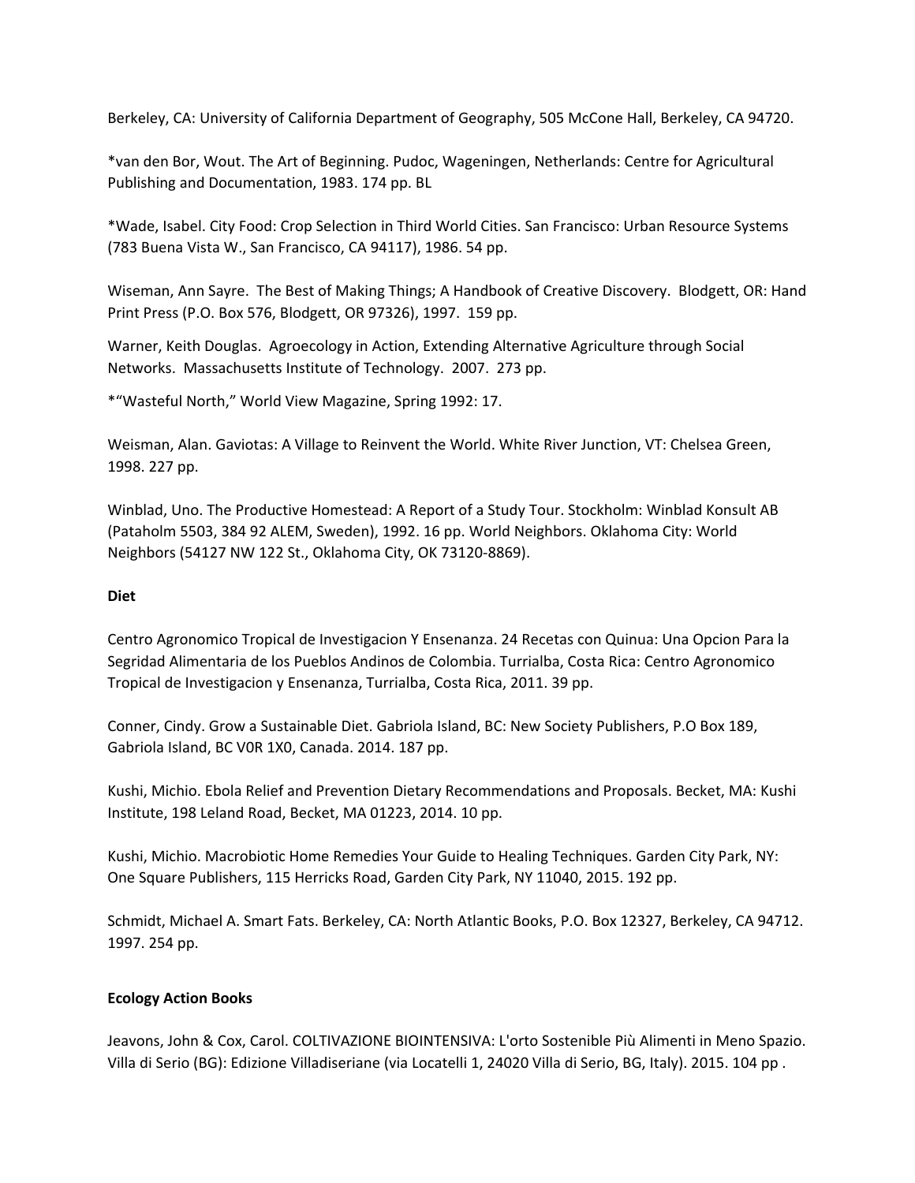Berkeley, CA: University of California Department of Geography, 505 McCone Hall, Berkeley, CA 94720.

*van den Bor, Wout. The Art of Beginning. Pudoc, Wageningen, Netherlands: Centre for Agricultural Publishing and Documentation, 1983. 174 pp. BL

*Wade, Isabel. City Food: Crop Selection in Third World Cities. San Francisco: Urban Resource Systems (783 Buena Vista W., San Francisco, CA 94117), 1986. 54 pp.

Wiseman, Ann Sayre. The Best of Making Things; A Handbook of Creative Discovery. Blodgett, OR: Hand Print Press (P.O. Box 576, Blodgett, OR 97326), 1997. 159 pp.

Warner, Keith Douglas. Agroecology in Action, Extending Alternative Agriculture through Social Networks. Massachusetts Institute of Technology. 2007. 273 pp.

*"Wasteful North," World View Magazine, Spring 1992: 17.

Weisman, Alan. Gaviotas: A Village to Reinvent the World. White River Junction, VT: Chelsea Green, 1998. 227 pp.

Winblad, Uno. The Productive Homestead: A Report of a Study Tour. Stockholm: Winblad Konsult AB (Pataholm 5503, 384 92 ALEM, Sweden), 1992. 16 pp. World Neighbors. Oklahoma City: World Neighbors (54127 NW 122 St., Oklahoma City, OK 73120-8869).

**Diet**

Centro Agronomico Tropical de Investigacion Y Ensenanza. 24 Recetas con Quinua: Una Opcion Para la Segridad Alimentaria de los Pueblos Andinos de Colombia. Turrialba, Costa Rica: Centro Agronomico Tropical de Investigacion y Ensenanza, Turrialba, Costa Rica, 2011. 39 pp.

Conner, Cindy. Grow a Sustainable Diet. Gabriola Island, BC: New Society Publishers, P.O Box 189, Gabriola Island, BC V0R 1X0, Canada. 2014. 187 pp.

Kushi, Michio. Ebola Relief and Prevention Dietary Recommendations and Proposals. Becket, MA: Kushi Institute, 198 Leland Road, Becket, MA 01223, 2014. 10 pp.

Kushi, Michio. Macrobiotic Home Remedies Your Guide to Healing Techniques. Garden City Park, NY: One Square Publishers, 115 Herricks Road, Garden City Park, NY 11040, 2015. 192 pp.

Schmidt, Michael A. Smart Fats. Berkeley, CA: North Atlantic Books, P.O. Box 12327, Berkeley, CA 94712. 1997. 254 pp.

**Ecology Action Books**

Jeavons, John & Cox, Carol. COLTIVAZIONE BIOINTENSIVA: L'orto Sostenible Più Alimenti in Meno Spazio. Villa di Serio (BG): Edizione Villadiseriane (via Locatelli 1, 24020 Villa di Serio, BG, Italy). 2015. 104 pp .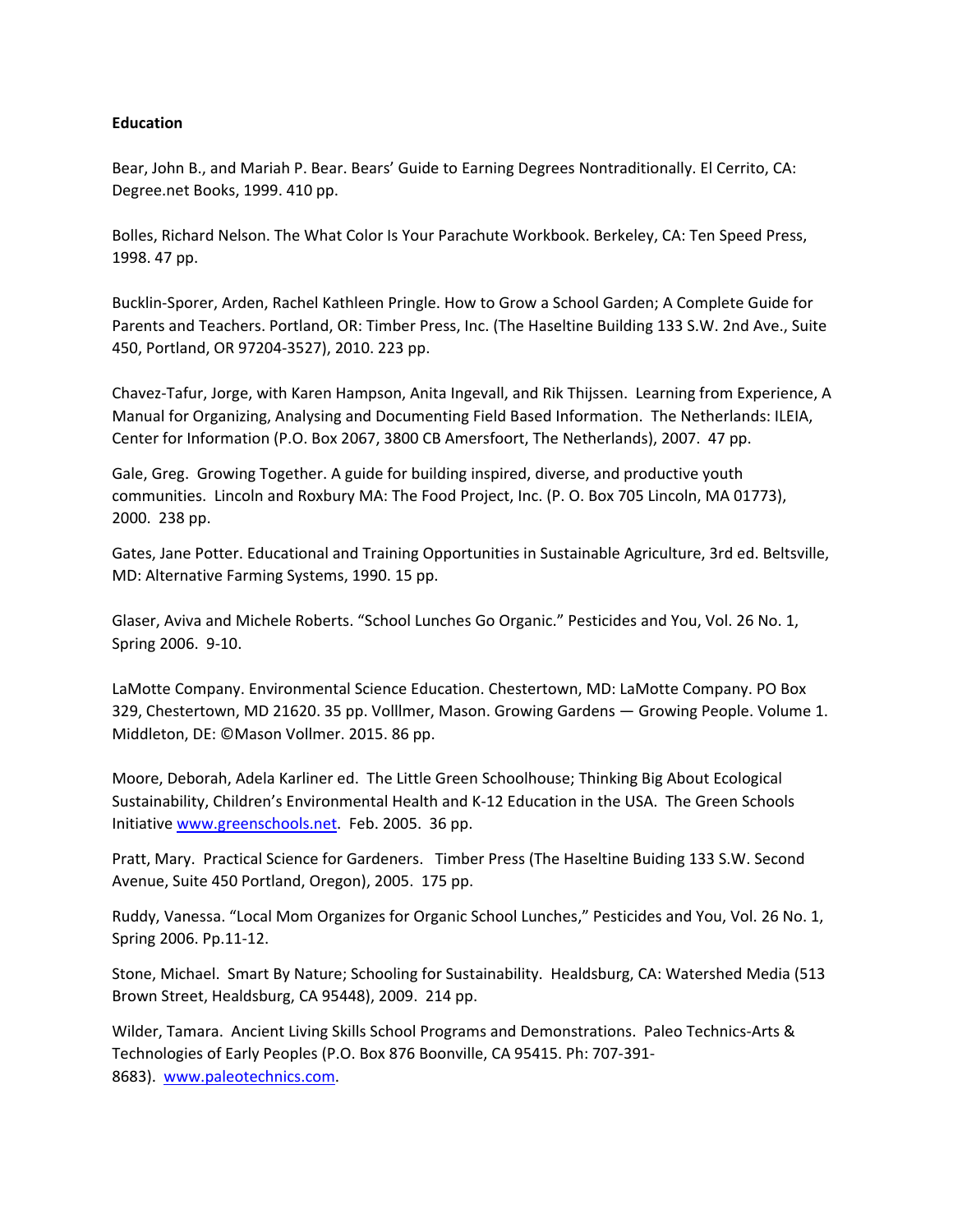**Education**

Bear, John B., and Mariah P. Bear. Bears' Guide to Earning Degrees Nontraditionally. El Cerrito, CA: Degree.net Books, 1999. 410 pp.

Bolles, Richard Nelson. The What Color Is Your Parachute Workbook. Berkeley, CA: Ten Speed Press, 1998. 47 pp.

Bucklin-Sporer, Arden, Rachel Kathleen Pringle. How to Grow a School Garden; A Complete Guide for Parents and Teachers. Portland, OR: Timber Press, Inc. (The Haseltine Building 133 S.W. 2nd Ave., Suite 450, Portland, OR 97204-3527), 2010. 223 pp.

Chavez-Tafur, Jorge, with Karen Hampson, Anita Ingevall, and Rik Thijssen. Learning from Experience, A Manual for Organizing, Analysing and Documenting Field Based Information. The Netherlands: ILEIA, Center for Information (P.O. Box 2067, 3800 CB Amersfoort, The Netherlands), 2007. 47 pp.

Gale, Greg. Growing Together. A guide for building inspired, diverse, and productive youth communities. Lincoln and Roxbury MA: The Food Project, Inc. (P. O. Box 705 Lincoln, MA 01773), 2000. 238 pp.

Gates, Jane Potter. Educational and Training Opportunities in Sustainable Agriculture, 3rd ed. Beltsville, MD: Alternative Farming Systems, 1990. 15 pp.

Glaser, Aviva and Michele Roberts. "School Lunches Go Organic." Pesticides and You, Vol. 26 No. 1, Spring 2006. 9-10.

LaMotte Company. Environmental Science Education. Chestertown, MD: LaMotte Company. PO Box 329, Chestertown, MD 21620. 35 pp. Volllmer, Mason. Growing Gardens — Growing People. Volume 1. Middleton, DE: ©Mason Vollmer. 2015. 86 pp.

Moore, Deborah, Adela Karliner ed. The Little Green Schoolhouse; Thinking Big About Ecological Sustainability, Children's Environmental Health and K-12 Education in the USA. The Green Schools Initiative www.greenschools.net. Feb. 2005. 36 pp.

Pratt, Mary. Practical Science for Gardeners. Timber Press (The Haseltine Buiding 133 S.W. Second Avenue, Suite 450 Portland, Oregon), 2005. 175 pp.

Ruddy, Vanessa. "Local Mom Organizes for Organic School Lunches," Pesticides and You, Vol. 26 No. 1, Spring 2006. Pp.11-12.

Stone, Michael. Smart By Nature; Schooling for Sustainability. Healdsburg, CA: Watershed Media (513 Brown Street, Healdsburg, CA 95448), 2009. 214 pp.

Wilder, Tamara. Ancient Living Skills School Programs and Demonstrations. Paleo Technics-Arts & Technologies of Early Peoples (P.O. Box 876 Boonville, CA 95415. Ph: 707-391-8683). www.paleotechnics.com.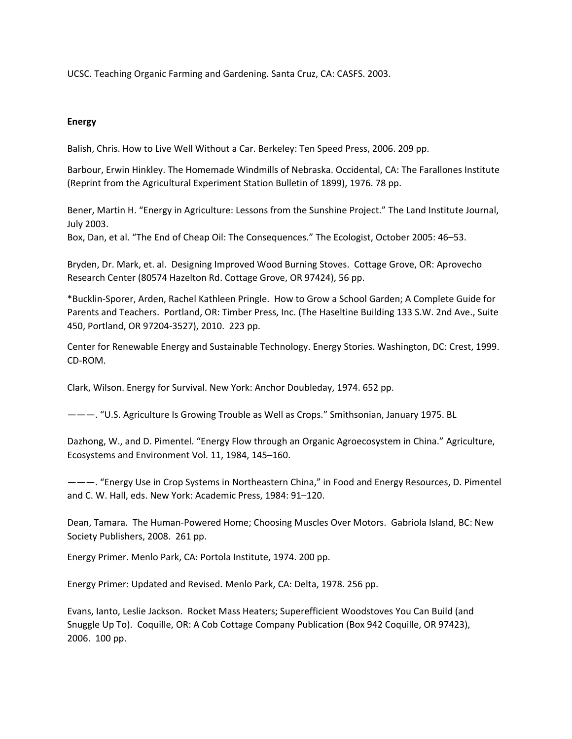UCSC. Teaching Organic Farming and Gardening. Santa Cruz, CA: CASFS. 2003.

**Energy**

Balish, Chris. How to Live Well Without a Car. Berkeley: Ten Speed Press, 2006. 209 pp.

Barbour, Erwin Hinkley. The Homemade Windmills of Nebraska. Occidental, CA: The Farallones Institute (Reprint from the Agricultural Experiment Station Bulletin of 1899), 1976. 78 pp.

Bener, Martin H. “Energy in Agriculture: Lessons from the Sunshine Project.” The Land Institute Journal, July 2003.

Box, Dan, et al. “The End of Cheap Oil: The Consequences.” The Ecologist, October 2005: 46–53.

Bryden, Dr. Mark, et. al. Designing Improved Wood Burning Stoves. Cottage Grove, OR: Aprovecho Research Center (80574 Hazelton Rd. Cottage Grove, OR 97424), 56 pp.

*Bucklin-Sporer, Arden, Rachel Kathleen Pringle. How to Grow a School Garden; A Complete Guide for Parents and Teachers. Portland, OR: Timber Press, Inc. (The Haseltine Building 133 S.W. 2nd Ave., Suite 450, Portland, OR 97204-3527), 2010. 223 pp.

Center for Renewable Energy and Sustainable Technology. Energy Stories. Washington, DC: Crest, 1999. CD-ROM.

Clark, Wilson. Energy for Survival. New York: Anchor Doubleday, 1974. 652 pp.

———. “U.S. Agriculture Is Growing Trouble as Well as Crops.” Smithsonian, January 1975. BL

Dazhong, W., and D. Pimentel. “Energy Flow through an Organic Agroecosystem in China.” Agriculture, Ecosystems and Environment Vol. 11, 1984, 145–160.

———. “Energy Use in Crop Systems in Northeastern China,” in Food and Energy Resources, D. Pimentel and C. W. Hall, eds. New York: Academic Press, 1984: 91–120.

Dean, Tamara. The Human-Powered Home; Choosing Muscles Over Motors. Gabriola Island, BC: New Society Publishers, 2008. 261 pp.

Energy Primer. Menlo Park, CA: Portola Institute, 1974. 200 pp.

Energy Primer: Updated and Revised. Menlo Park, CA: Delta, 1978. 256 pp.

Evans, Ianto, Leslie Jackson. Rocket Mass Heaters; Superefficient Woodstoves You Can Build (and Snuggle Up To). Coquille, OR: A Cob Cottage Company Publication (Box 942 Coquille, OR 97423), 2006. 100 pp.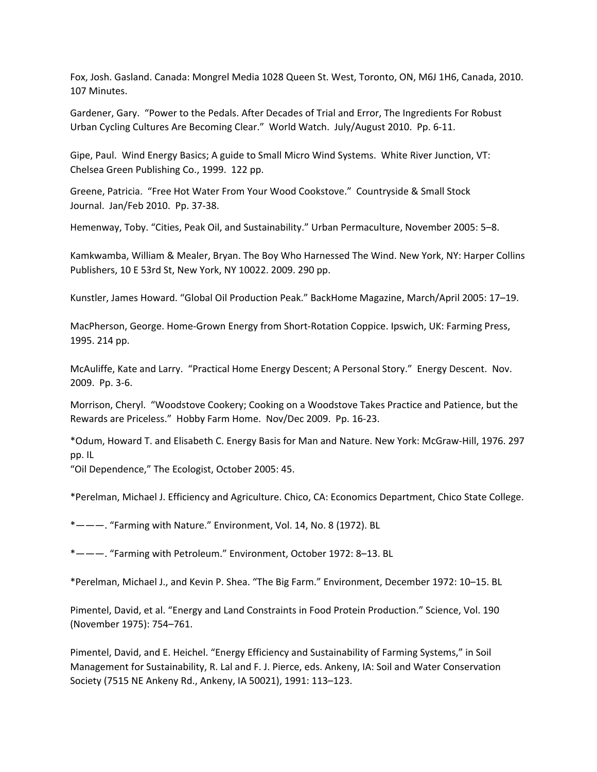Fox, Josh. Gasland. Canada: Mongrel Media 1028 Queen St. West, Toronto, ON, M6J 1H6, Canada, 2010. 107 Minutes.

Gardener, Gary. "Power to the Pedals. After Decades of Trial and Error, The Ingredients For Robust Urban Cycling Cultures Are Becoming Clear." World Watch. July/August 2010. Pp. 6-11.

Gipe, Paul. Wind Energy Basics; A guide to Small Micro Wind Systems. White River Junction, VT: Chelsea Green Publishing Co., 1999. 122 pp.

Greene, Patricia. "Free Hot Water From Your Wood Cookstove." Countryside & Small Stock Journal. Jan/Feb 2010. Pp. 37-38.

Hemenway, Toby. "Cities, Peak Oil, and Sustainability." Urban Permaculture, November 2005: 5–8.

Kamkwamba, William & Mealer, Bryan. The Boy Who Harnessed The Wind. New York, NY: Harper Collins Publishers, 10 E 53rd St, New York, NY 10022. 2009. 290 pp.

Kunstler, James Howard. "Global Oil Production Peak." BackHome Magazine, March/April 2005: 17–19.

MacPherson, George. Home-Grown Energy from Short-Rotation Coppice. Ipswich, UK: Farming Press, 1995. 214 pp.

McAuliffe, Kate and Larry. "Practical Home Energy Descent; A Personal Story." Energy Descent. Nov. 2009. Pp. 3-6.

Morrison, Cheryl. "Woodstove Cookery; Cooking on a Woodstove Takes Practice and Patience, but the Rewards are Priceless." Hobby Farm Home. Nov/Dec 2009. Pp. 16-23.

*Odum, Howard T. and Elisabeth C. Energy Basis for Man and Nature. New York: McGraw-Hill, 1976. 297 pp. IL

"Oil Dependence," The Ecologist, October 2005: 45.

*Perelman, Michael J. Efficiency and Agriculture. Chico, CA: Economics Department, Chico State College.

*———. "Farming with Nature." Environment, Vol. 14, No. 8 (1972). BL

*———. "Farming with Petroleum." Environment, October 1972: 8–13. BL

*Perelman, Michael J., and Kevin P. Shea. "The Big Farm." Environment, December 1972: 10–15. BL

Pimentel, David, et al. "Energy and Land Constraints in Food Protein Production." Science, Vol. 190 (November 1975): 754–761.

Pimentel, David, and E. Heichel. "Energy Efficiency and Sustainability of Farming Systems," in Soil Management for Sustainability, R. Lal and F. J. Pierce, eds. Ankeny, IA: Soil and Water Conservation Society (7515 NE Ankeny Rd., Ankeny, IA 50021), 1991: 113–123.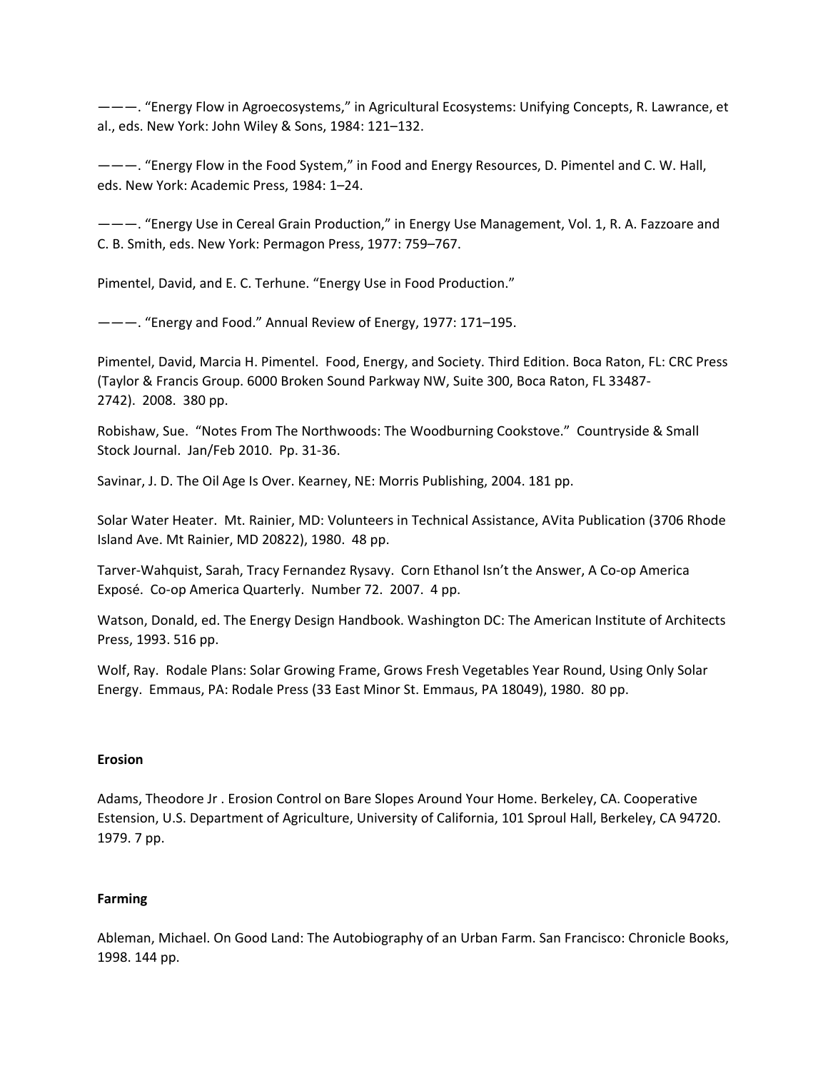———. “Energy Flow in Agroecosystems,” in Agricultural Ecosystems: Unifying Concepts, R. Lawrance, et al., eds. New York: John Wiley & Sons, 1984: 121–132.

———. “Energy Flow in the Food System,” in Food and Energy Resources, D. Pimentel and C. W. Hall, eds. New York: Academic Press, 1984: 1–24.

———. “Energy Use in Cereal Grain Production,” in Energy Use Management, Vol. 1, R. A. Fazzoare and C. B. Smith, eds. New York: Permagon Press, 1977: 759–767.

Pimentel, David, and E. C. Terhune. “Energy Use in Food Production.”

———. “Energy and Food.” Annual Review of Energy, 1977: 171–195.

Pimentel, David, Marcia H. Pimentel. Food, Energy, and Society. Third Edition. Boca Raton, FL: CRC Press (Taylor & Francis Group. 6000 Broken Sound Parkway NW, Suite 300, Boca Raton, FL 33487-2742). 2008. 380 pp.

Robishaw, Sue. “Notes From The Northwoods: The Woodburning Cookstove.” Countryside & Small Stock Journal. Jan/Feb 2010. Pp. 31-36.

Savinar, J. D. The Oil Age Is Over. Kearney, NE: Morris Publishing, 2004. 181 pp.

Solar Water Heater. Mt. Rainier, MD: Volunteers in Technical Assistance, AVita Publication (3706 Rhode Island Ave. Mt Rainier, MD 20822), 1980. 48 pp.

Tarver-Wahquist, Sarah, Tracy Fernandez Rysavy. Corn Ethanol Isn’t the Answer, A Co-op America Exposé. Co-op America Quarterly. Number 72. 2007. 4 pp.

Watson, Donald, ed. The Energy Design Handbook. Washington DC: The American Institute of Architects Press, 1993. 516 pp.

Wolf, Ray. Rodale Plans: Solar Growing Frame, Grows Fresh Vegetables Year Round, Using Only Solar Energy. Emmaus, PA: Rodale Press (33 East Minor St. Emmaus, PA 18049), 1980. 80 pp.

**Erosion**

Adams, Theodore Jr . Erosion Control on Bare Slopes Around Your Home. Berkeley, CA. Cooperative Estension, U.S. Department of Agriculture, University of California, 101 Sproul Hall, Berkeley, CA 94720. 1979. 7 pp.

**Farming**

Ableman, Michael. On Good Land: The Autobiography of an Urban Farm. San Francisco: Chronicle Books, 1998. 144 pp.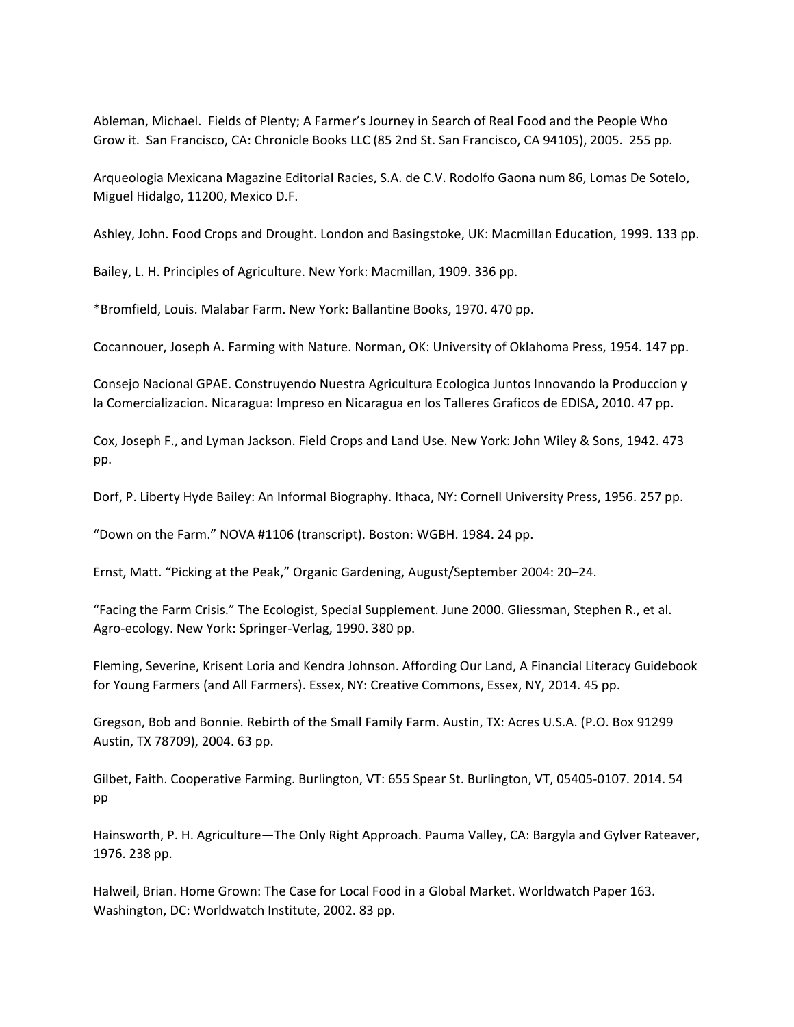Ableman, Michael. Fields of Plenty; A Farmer's Journey in Search of Real Food and the People Who Grow it. San Francisco, CA: Chronicle Books LLC (85 2nd St. San Francisco, CA 94105), 2005. 255 pp.

Arqueologia Mexicana Magazine Editorial Racies, S.A. de C.V. Rodolfo Gaona num 86, Lomas De Sotelo, Miguel Hidalgo, 11200, Mexico D.F.

Ashley, John. Food Crops and Drought. London and Basingstoke, UK: Macmillan Education, 1999. 133 pp.

Bailey, L. H. Principles of Agriculture. New York: Macmillan, 1909. 336 pp.

*Bromfield, Louis. Malabar Farm. New York: Ballantine Books, 1970. 470 pp.

Cocannouer, Joseph A. Farming with Nature. Norman, OK: University of Oklahoma Press, 1954. 147 pp.

Consejo Nacional GPAE. Construyendo Nuestra Agricultura Ecologica Juntos Innovando la Produccion y la Comercializacion. Nicaragua: Impreso en Nicaragua en los Talleres Graficos de EDISA, 2010. 47 pp.

Cox, Joseph F., and Lyman Jackson. Field Crops and Land Use. New York: John Wiley & Sons, 1942. 473 pp.

Dorf, P. Liberty Hyde Bailey: An Informal Biography. Ithaca, NY: Cornell University Press, 1956. 257 pp.

"Down on the Farm." NOVA #1106 (transcript). Boston: WGBH. 1984. 24 pp.

Ernst, Matt. "Picking at the Peak," Organic Gardening, August/September 2004: 20–24.

"Facing the Farm Crisis." The Ecologist, Special Supplement. June 2000. Gliessman, Stephen R., et al. Agro-ecology. New York: Springer-Verlag, 1990. 380 pp.

Fleming, Severine, Krisent Loria and Kendra Johnson. Affording Our Land, A Financial Literacy Guidebook for Young Farmers (and All Farmers). Essex, NY: Creative Commons, Essex, NY, 2014. 45 pp.

Gregson, Bob and Bonnie. Rebirth of the Small Family Farm. Austin, TX: Acres U.S.A. (P.O. Box 91299 Austin, TX 78709), 2004. 63 pp.

Gilbet, Faith. Cooperative Farming. Burlington, VT: 655 Spear St. Burlington, VT, 05405-0107. 2014. 54 pp

Hainsworth, P. H. Agriculture—The Only Right Approach. Pauma Valley, CA: Bargyla and Gylver Rateaver, 1976. 238 pp.

Halweil, Brian. Home Grown: The Case for Local Food in a Global Market. Worldwatch Paper 163. Washington, DC: Worldwatch Institute, 2002. 83 pp.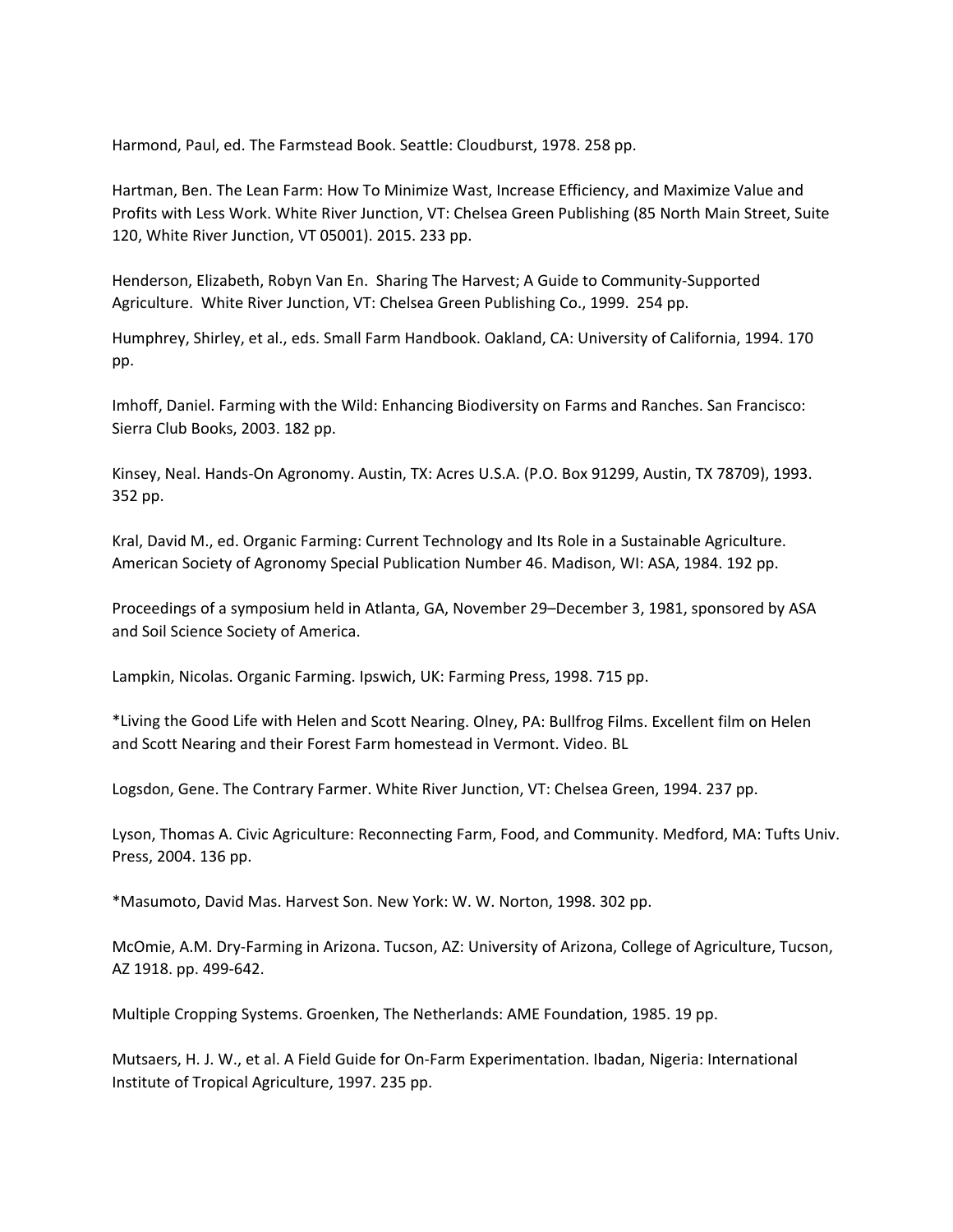Harmond, Paul, ed. The Farmstead Book. Seattle: Cloudburst, 1978. 258 pp.

Hartman, Ben. The Lean Farm: How To Minimize Wast, Increase Efficiency, and Maximize Value and Profits with Less Work. White River Junction, VT: Chelsea Green Publishing (85 North Main Street, Suite 120, White River Junction, VT 05001). 2015. 233 pp.

Henderson, Elizabeth, Robyn Van En. Sharing The Harvest; A Guide to Community-Supported Agriculture. White River Junction, VT: Chelsea Green Publishing Co., 1999. 254 pp.

Humphrey, Shirley, et al., eds. Small Farm Handbook. Oakland, CA: University of California, 1994. 170 pp.

Imhoff, Daniel. Farming with the Wild: Enhancing Biodiversity on Farms and Ranches. San Francisco: Sierra Club Books, 2003. 182 pp.

Kinsey, Neal. Hands-On Agronomy. Austin, TX: Acres U.S.A. (P.O. Box 91299, Austin, TX 78709), 1993. 352 pp.

Kral, David M., ed. Organic Farming: Current Technology and Its Role in a Sustainable Agriculture. American Society of Agronomy Special Publication Number 46. Madison, WI: ASA, 1984. 192 pp.

Proceedings of a symposium held in Atlanta, GA, November 29–December 3, 1981, sponsored by ASA and Soil Science Society of America.

Lampkin, Nicolas. Organic Farming. Ipswich, UK: Farming Press, 1998. 715 pp.

*Living the Good Life with Helen and Scott Nearing. Olney, PA: Bullfrog Films. Excellent film on Helen and Scott Nearing and their Forest Farm homestead in Vermont. Video. BL

Logsdon, Gene. The Contrary Farmer. White River Junction, VT: Chelsea Green, 1994. 237 pp.

Lyson, Thomas A. Civic Agriculture: Reconnecting Farm, Food, and Community. Medford, MA: Tufts Univ. Press, 2004. 136 pp.

*Masumoto, David Mas. Harvest Son. New York: W. W. Norton, 1998. 302 pp.

McOmie, A.M. Dry-Farming in Arizona. Tucson, AZ: University of Arizona, College of Agriculture, Tucson, AZ 1918. pp. 499-642.

Multiple Cropping Systems. Groenken, The Netherlands: AME Foundation, 1985. 19 pp.

Mutsaers, H. J. W., et al. A Field Guide for On-Farm Experimentation. Ibadan, Nigeria: International Institute of Tropical Agriculture, 1997. 235 pp.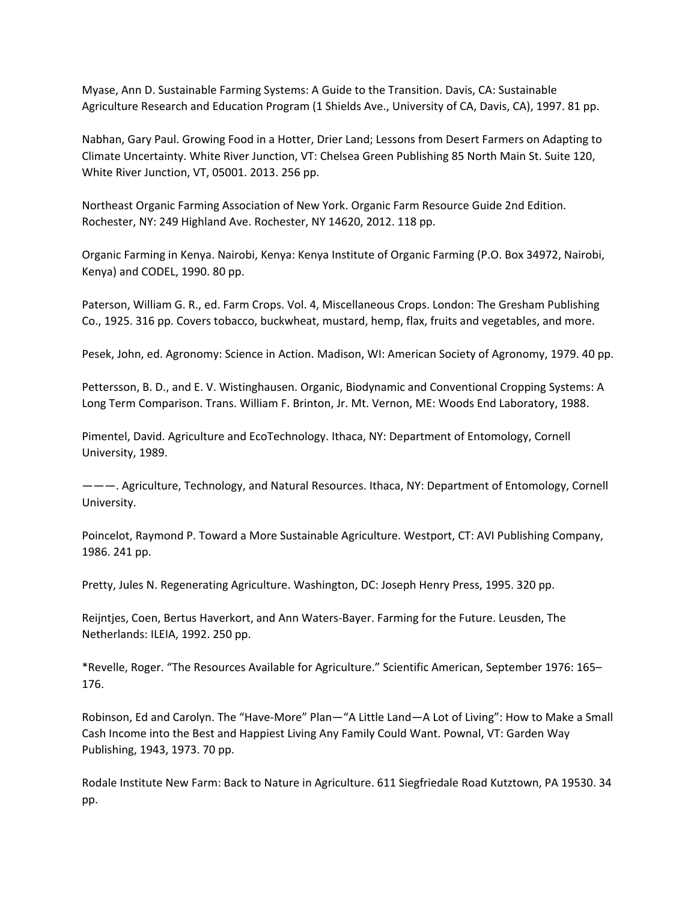Myase, Ann D. Sustainable Farming Systems: A Guide to the Transition. Davis, CA: Sustainable Agriculture Research and Education Program (1 Shields Ave., University of CA, Davis, CA), 1997. 81 pp.

Nabhan, Gary Paul. Growing Food in a Hotter, Drier Land; Lessons from Desert Farmers on Adapting to Climate Uncertainty. White River Junction, VT: Chelsea Green Publishing 85 North Main St. Suite 120, White River Junction, VT, 05001. 2013. 256 pp.

Northeast Organic Farming Association of New York. Organic Farm Resource Guide 2nd Edition. Rochester, NY: 249 Highland Ave. Rochester, NY 14620, 2012. 118 pp.

Organic Farming in Kenya. Nairobi, Kenya: Kenya Institute of Organic Farming (P.O. Box 34972, Nairobi, Kenya) and CODEL, 1990. 80 pp.

Paterson, William G. R., ed. Farm Crops. Vol. 4, Miscellaneous Crops. London: The Gresham Publishing Co., 1925. 316 pp. Covers tobacco, buckwheat, mustard, hemp, flax, fruits and vegetables, and more.

Pesek, John, ed. Agronomy: Science in Action. Madison, WI: American Society of Agronomy, 1979. 40 pp.

Pettersson, B. D., and E. V. Wistinghausen. Organic, Biodynamic and Conventional Cropping Systems: A Long Term Comparison. Trans. William F. Brinton, Jr. Mt. Vernon, ME: Woods End Laboratory, 1988.

Pimentel, David. Agriculture and EcoTechnology. Ithaca, NY: Department of Entomology, Cornell University, 1989.

———. Agriculture, Technology, and Natural Resources. Ithaca, NY: Department of Entomology, Cornell University.

Poincelot, Raymond P. Toward a More Sustainable Agriculture. Westport, CT: AVI Publishing Company, 1986. 241 pp.

Pretty, Jules N. Regenerating Agriculture. Washington, DC: Joseph Henry Press, 1995. 320 pp.

Reijntjes, Coen, Bertus Haverkort, and Ann Waters-Bayer. Farming for the Future. Leusden, The Netherlands: ILEIA, 1992. 250 pp.

*Revelle, Roger. “The Resources Available for Agriculture.” Scientific American, September 1976: 165–176.

Robinson, Ed and Carolyn. The “Have-More” Plan—“A Little Land—A Lot of Living”: How to Make a Small Cash Income into the Best and Happiest Living Any Family Could Want. Pownal, VT: Garden Way Publishing, 1943, 1973. 70 pp.

Rodale Institute New Farm: Back to Nature in Agriculture. 611 Siegfriedale Road Kutztown, PA 19530. 34 pp.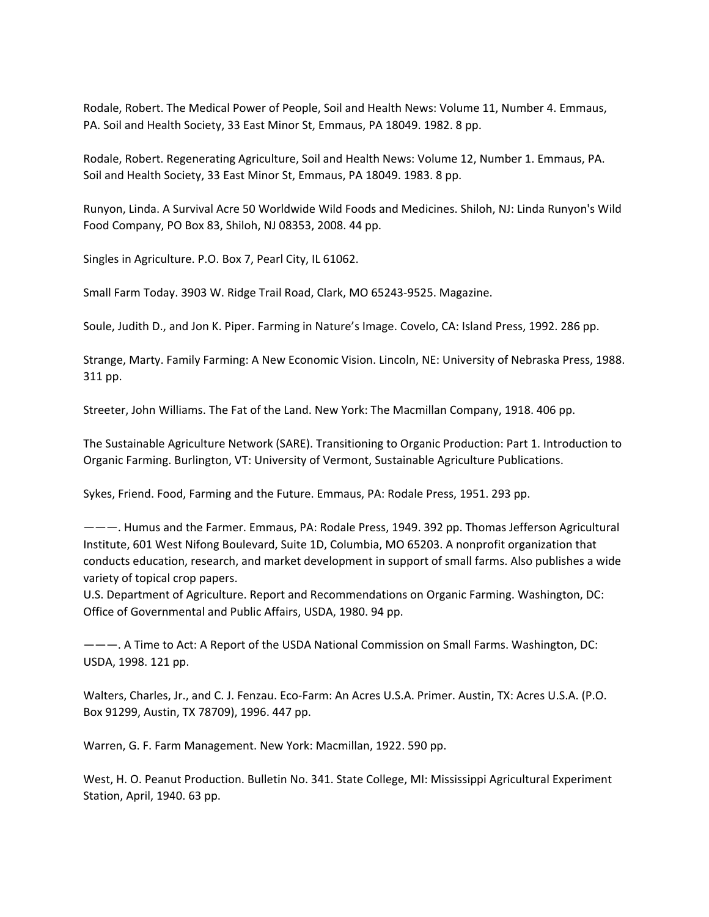Rodale, Robert. The Medical Power of People, Soil and Health News: Volume 11, Number 4. Emmaus, PA. Soil and Health Society, 33 East Minor St, Emmaus, PA 18049. 1982. 8 pp.

Rodale, Robert. Regenerating Agriculture, Soil and Health News: Volume 12, Number 1. Emmaus, PA. Soil and Health Society, 33 East Minor St, Emmaus, PA 18049. 1983. 8 pp.

Runyon, Linda. A Survival Acre 50 Worldwide Wild Foods and Medicines. Shiloh, NJ: Linda Runyon's Wild Food Company, PO Box 83, Shiloh, NJ 08353, 2008. 44 pp.

Singles in Agriculture. P.O. Box 7, Pearl City, IL 61062.

Small Farm Today. 3903 W. Ridge Trail Road, Clark, MO 65243-9525. Magazine.

Soule, Judith D., and Jon K. Piper. Farming in Nature's Image. Covelo, CA: Island Press, 1992. 286 pp.

Strange, Marty. Family Farming: A New Economic Vision. Lincoln, NE: University of Nebraska Press, 1988. 311 pp.

Streeter, John Williams. The Fat of the Land. New York: The Macmillan Company, 1918. 406 pp.

The Sustainable Agriculture Network (SARE). Transitioning to Organic Production: Part 1. Introduction to Organic Farming. Burlington, VT: University of Vermont, Sustainable Agriculture Publications.

Sykes, Friend. Food, Farming and the Future. Emmaus, PA: Rodale Press, 1951. 293 pp.

———. Humus and the Farmer. Emmaus, PA: Rodale Press, 1949. 392 pp. Thomas Jefferson Agricultural Institute, 601 West Nifong Boulevard, Suite 1D, Columbia, MO 65203. A nonprofit organization that conducts education, research, and market development in support of small farms. Also publishes a wide variety of topical crop papers.

U.S. Department of Agriculture. Report and Recommendations on Organic Farming. Washington, DC: Office of Governmental and Public Affairs, USDA, 1980. 94 pp.

———. A Time to Act: A Report of the USDA National Commission on Small Farms. Washington, DC: USDA, 1998. 121 pp.

Walters, Charles, Jr., and C. J. Fenzau. Eco-Farm: An Acres U.S.A. Primer. Austin, TX: Acres U.S.A. (P.O. Box 91299, Austin, TX 78709), 1996. 447 pp.

Warren, G. F. Farm Management. New York: Macmillan, 1922. 590 pp.

West, H. O. Peanut Production. Bulletin No. 341. State College, MI: Mississippi Agricultural Experiment Station, April, 1940. 63 pp.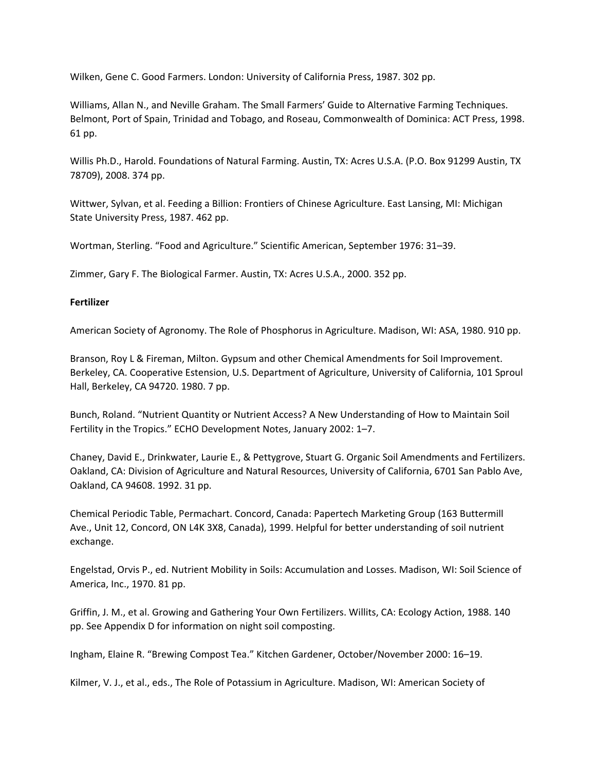Wilken, Gene C. Good Farmers. London: University of California Press, 1987. 302 pp.

Williams, Allan N., and Neville Graham. The Small Farmers' Guide to Alternative Farming Techniques. Belmont, Port of Spain, Trinidad and Tobago, and Roseau, Commonwealth of Dominica: ACT Press, 1998. 61 pp.

Willis Ph.D., Harold. Foundations of Natural Farming. Austin, TX: Acres U.S.A. (P.O. Box 91299 Austin, TX 78709), 2008. 374 pp.

Wittwer, Sylvan, et al. Feeding a Billion: Frontiers of Chinese Agriculture. East Lansing, MI: Michigan State University Press, 1987. 462 pp.

Wortman, Sterling. "Food and Agriculture." Scientific American, September 1976: 31–39.

Zimmer, Gary F. The Biological Farmer. Austin, TX: Acres U.S.A., 2000. 352 pp.

**Fertilizer**

American Society of Agronomy. The Role of Phosphorus in Agriculture. Madison, WI: ASA, 1980. 910 pp.

Branson, Roy L & Fireman, Milton. Gypsum and other Chemical Amendments for Soil Improvement. Berkeley, CA. Cooperative Estension, U.S. Department of Agriculture, University of California, 101 Sproul Hall, Berkeley, CA 94720. 1980. 7 pp.

Bunch, Roland. "Nutrient Quantity or Nutrient Access? A New Understanding of How to Maintain Soil Fertility in the Tropics." ECHO Development Notes, January 2002: 1–7.

Chaney, David E., Drinkwater, Laurie E., & Pettygrove, Stuart G. Organic Soil Amendments and Fertilizers. Oakland, CA: Division of Agriculture and Natural Resources, University of California, 6701 San Pablo Ave, Oakland, CA 94608. 1992. 31 pp.

Chemical Periodic Table, Permachart. Concord, Canada: Papertech Marketing Group (163 Buttermill Ave., Unit 12, Concord, ON L4K 3X8, Canada), 1999. Helpful for better understanding of soil nutrient exchange.

Engelstad, Orvis P., ed. Nutrient Mobility in Soils: Accumulation and Losses. Madison, WI: Soil Science of America, Inc., 1970. 81 pp.

Griffin, J. M., et al. Growing and Gathering Your Own Fertilizers. Willits, CA: Ecology Action, 1988. 140 pp. See Appendix D for information on night soil composting.

Ingham, Elaine R. "Brewing Compost Tea." Kitchen Gardener, October/November 2000: 16–19.

Kilmer, V. J., et al., eds., The Role of Potassium in Agriculture. Madison, WI: American Society of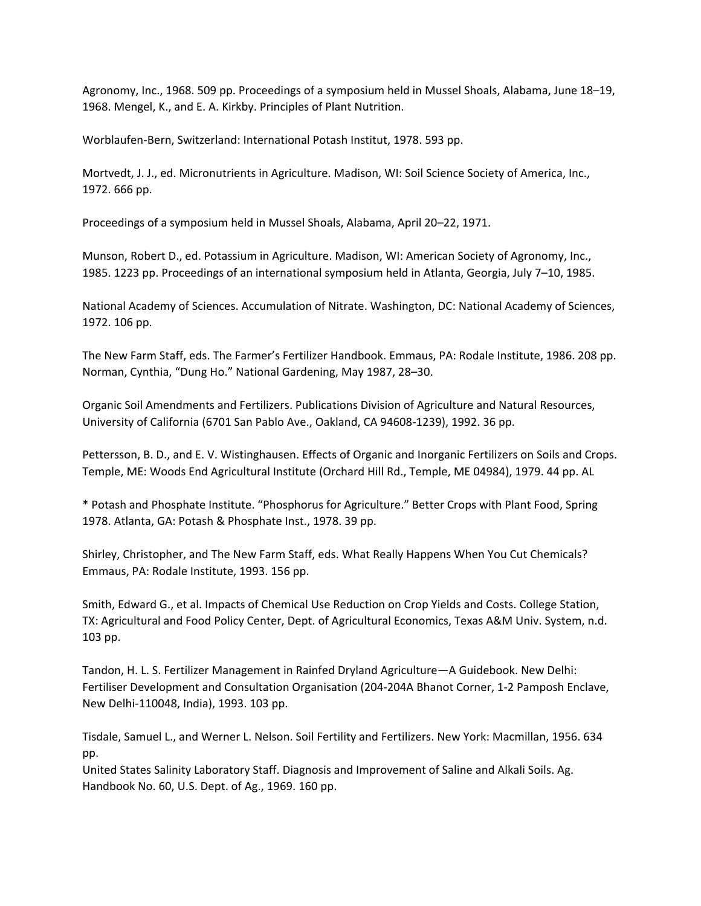Agronomy, Inc., 1968. 509 pp. Proceedings of a symposium held in Mussel Shoals, Alabama, June 18–19, 1968. Mengel, K., and E. A. Kirkby. Principles of Plant Nutrition.

Worblaufen-Bern, Switzerland: International Potash Institut, 1978. 593 pp.

Mortvedt, J. J., ed. Micronutrients in Agriculture. Madison, WI: Soil Science Society of America, Inc., 1972. 666 pp.

Proceedings of a symposium held in Mussel Shoals, Alabama, April 20–22, 1971.

Munson, Robert D., ed. Potassium in Agriculture. Madison, WI: American Society of Agronomy, Inc., 1985. 1223 pp. Proceedings of an international symposium held in Atlanta, Georgia, July 7–10, 1985.

National Academy of Sciences. Accumulation of Nitrate. Washington, DC: National Academy of Sciences, 1972. 106 pp.

The New Farm Staff, eds. The Farmer's Fertilizer Handbook. Emmaus, PA: Rodale Institute, 1986. 208 pp. Norman, Cynthia, "Dung Ho." National Gardening, May 1987, 28–30.

Organic Soil Amendments and Fertilizers. Publications Division of Agriculture and Natural Resources, University of California (6701 San Pablo Ave., Oakland, CA 94608-1239), 1992. 36 pp.

Pettersson, B. D., and E. V. Wistinghausen. Effects of Organic and Inorganic Fertilizers on Soils and Crops. Temple, ME: Woods End Agricultural Institute (Orchard Hill Rd., Temple, ME 04984), 1979. 44 pp. AL

* Potash and Phosphate Institute. "Phosphorus for Agriculture." Better Crops with Plant Food, Spring 1978. Atlanta, GA: Potash & Phosphate Inst., 1978. 39 pp.

Shirley, Christopher, and The New Farm Staff, eds. What Really Happens When You Cut Chemicals? Emmaus, PA: Rodale Institute, 1993. 156 pp.

Smith, Edward G., et al. Impacts of Chemical Use Reduction on Crop Yields and Costs. College Station, TX: Agricultural and Food Policy Center, Dept. of Agricultural Economics, Texas A&M Univ. System, n.d. 103 pp.

Tandon, H. L. S. Fertilizer Management in Rainfed Dryland Agriculture—A Guidebook. New Delhi: Fertiliser Development and Consultation Organisation (204-204A Bhanot Corner, 1-2 Pamposh Enclave, New Delhi-110048, India), 1993. 103 pp.

Tisdale, Samuel L., and Werner L. Nelson. Soil Fertility and Fertilizers. New York: Macmillan, 1956. 634 pp.
United States Salinity Laboratory Staff. Diagnosis and Improvement of Saline and Alkali Soils. Ag. Handbook No. 60, U.S. Dept. of Ag., 1969. 160 pp.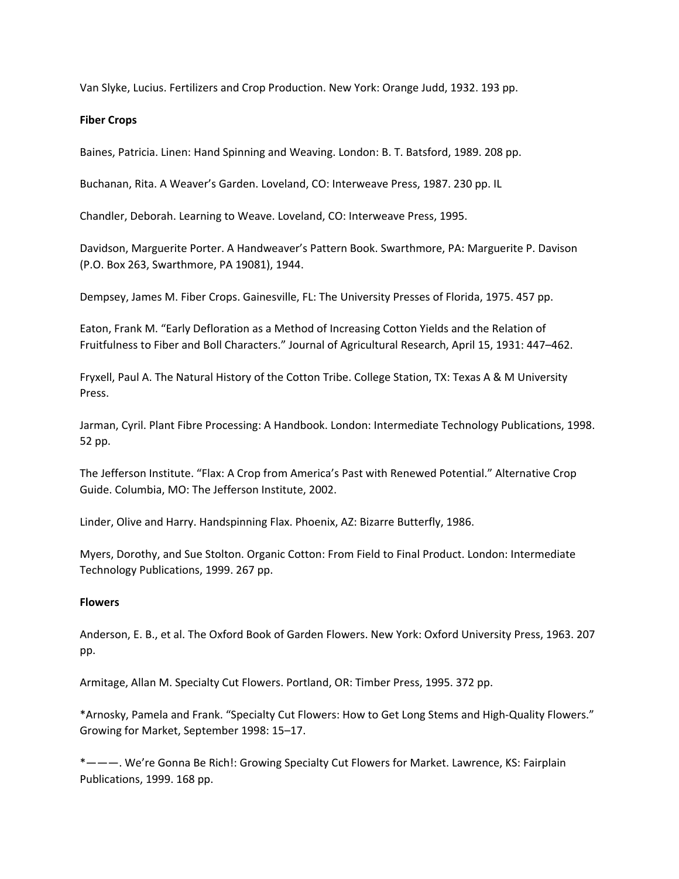Van Slyke, Lucius. Fertilizers and Crop Production. New York: Orange Judd, 1932. 193 pp.

**Fiber Crops**

Baines, Patricia. Linen: Hand Spinning and Weaving. London: B. T. Batsford, 1989. 208 pp.

Buchanan, Rita. A Weaver's Garden. Loveland, CO: Interweave Press, 1987. 230 pp. IL

Chandler, Deborah. Learning to Weave. Loveland, CO: Interweave Press, 1995.

Davidson, Marguerite Porter. A Handweaver's Pattern Book. Swarthmore, PA: Marguerite P. Davison (P.O. Box 263, Swarthmore, PA 19081), 1944.

Dempsey, James M. Fiber Crops. Gainesville, FL: The University Presses of Florida, 1975. 457 pp.

Eaton, Frank M. "Early Defloration as a Method of Increasing Cotton Yields and the Relation of Fruitfulness to Fiber and Boll Characters." Journal of Agricultural Research, April 15, 1931: 447–462.

Fryxell, Paul A. The Natural History of the Cotton Tribe. College Station, TX: Texas A & M University Press.

Jarman, Cyril. Plant Fibre Processing: A Handbook. London: Intermediate Technology Publications, 1998. 52 pp.

The Jefferson Institute. "Flax: A Crop from America's Past with Renewed Potential." Alternative Crop Guide. Columbia, MO: The Jefferson Institute, 2002.

Linder, Olive and Harry. Handspinning Flax. Phoenix, AZ: Bizarre Butterfly, 1986.

Myers, Dorothy, and Sue Stolton. Organic Cotton: From Field to Final Product. London: Intermediate Technology Publications, 1999. 267 pp.

**Flowers**

Anderson, E. B., et al. The Oxford Book of Garden Flowers. New York: Oxford University Press, 1963. 207 pp.

Armitage, Allan M. Specialty Cut Flowers. Portland, OR: Timber Press, 1995. 372 pp.

*Arnosky, Pamela and Frank. "Specialty Cut Flowers: How to Get Long Stems and High-Quality Flowers." Growing for Market, September 1998: 15–17.

*———. We're Gonna Be Rich!: Growing Specialty Cut Flowers for Market. Lawrence, KS: Fairplain Publications, 1999. 168 pp.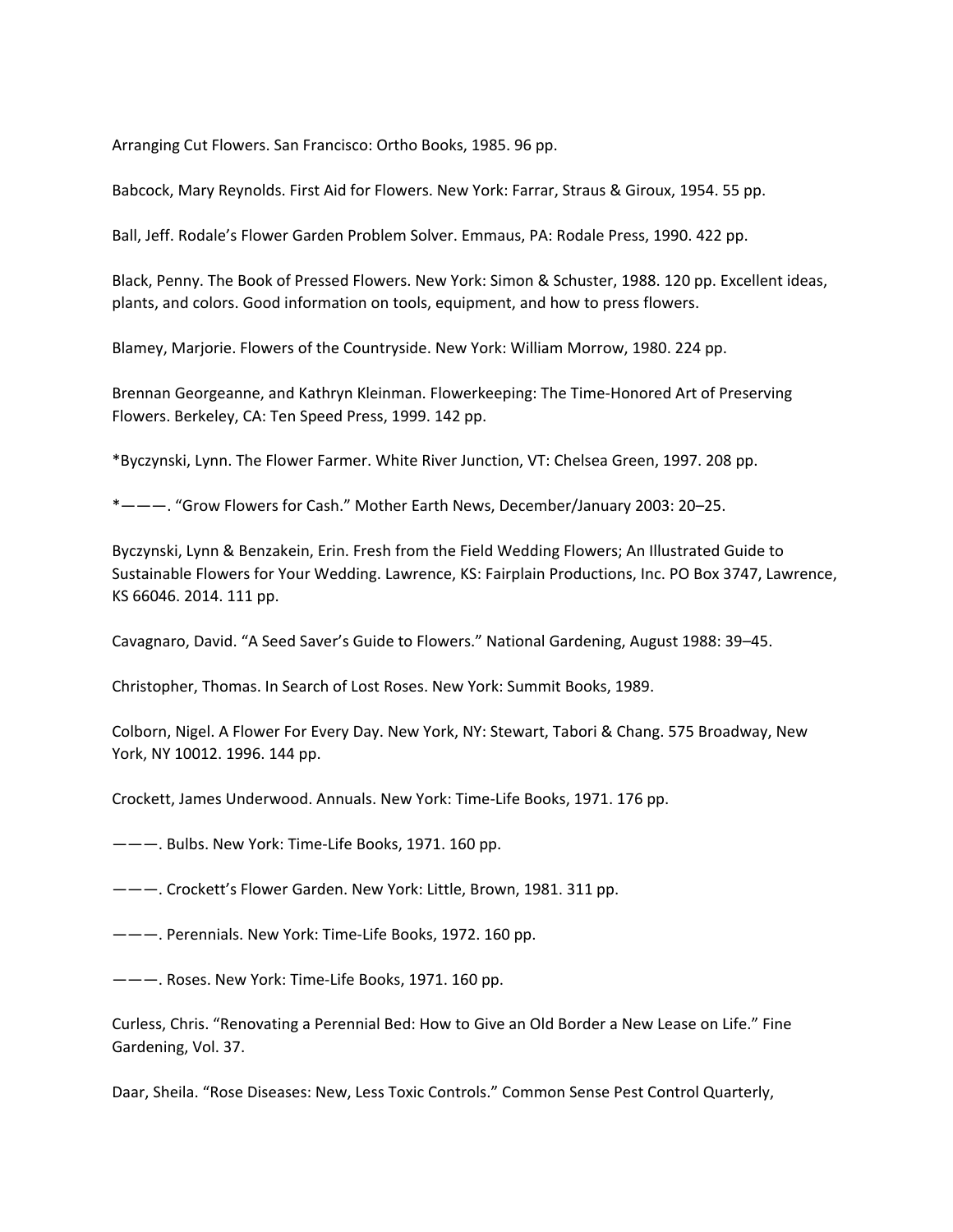Arranging Cut Flowers. San Francisco: Ortho Books, 1985. 96 pp.

Babcock, Mary Reynolds. First Aid for Flowers. New York: Farrar, Straus & Giroux, 1954. 55 pp.

Ball, Jeff. Rodale's Flower Garden Problem Solver. Emmaus, PA: Rodale Press, 1990. 422 pp.

Black, Penny. The Book of Pressed Flowers. New York: Simon & Schuster, 1988. 120 pp. Excellent ideas, plants, and colors. Good information on tools, equipment, and how to press flowers.

Blamey, Marjorie. Flowers of the Countryside. New York: William Morrow, 1980. 224 pp.

Brennan Georgeanne, and Kathryn Kleinman. Flowerkeeping: The Time-Honored Art of Preserving Flowers. Berkeley, CA: Ten Speed Press, 1999. 142 pp.

*Byczynski, Lynn. The Flower Farmer. White River Junction, VT: Chelsea Green, 1997. 208 pp.

*———. "Grow Flowers for Cash." Mother Earth News, December/January 2003: 20–25.

Byczynski, Lynn & Benzakein, Erin. Fresh from the Field Wedding Flowers; An Illustrated Guide to Sustainable Flowers for Your Wedding. Lawrence, KS: Fairplain Productions, Inc. PO Box 3747, Lawrence, KS 66046. 2014. 111 pp.

Cavagnaro, David. "A Seed Saver's Guide to Flowers." National Gardening, August 1988: 39–45.

Christopher, Thomas. In Search of Lost Roses. New York: Summit Books, 1989.

Colborn, Nigel. A Flower For Every Day. New York, NY: Stewart, Tabori & Chang. 575 Broadway, New York, NY 10012. 1996. 144 pp.

Crockett, James Underwood. Annuals. New York: Time-Life Books, 1971. 176 pp.

———. Bulbs. New York: Time-Life Books, 1971. 160 pp.

———. Crockett's Flower Garden. New York: Little, Brown, 1981. 311 pp.

———. Perennials. New York: Time-Life Books, 1972. 160 pp.

———. Roses. New York: Time-Life Books, 1971. 160 pp.

Curless, Chris. "Renovating a Perennial Bed: How to Give an Old Border a New Lease on Life." Fine Gardening, Vol. 37.

Daar, Sheila. "Rose Diseases: New, Less Toxic Controls." Common Sense Pest Control Quarterly,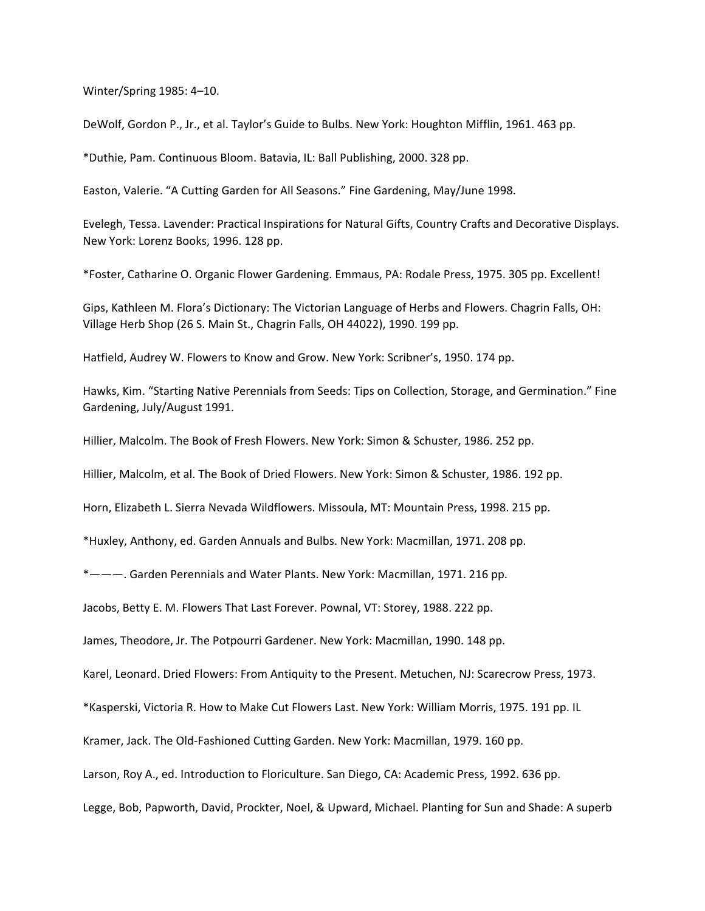Winter/Spring 1985: 4–10.

DeWolf, Gordon P., Jr., et al. Taylor's Guide to Bulbs. New York: Houghton Mifflin, 1961. 463 pp.

*Duthie, Pam. Continuous Bloom. Batavia, IL: Ball Publishing, 2000. 328 pp.

Easton, Valerie. "A Cutting Garden for All Seasons." Fine Gardening, May/June 1998.

Evelegh, Tessa. Lavender: Practical Inspirations for Natural Gifts, Country Crafts and Decorative Displays. New York: Lorenz Books, 1996. 128 pp.

*Foster, Catharine O. Organic Flower Gardening. Emmaus, PA: Rodale Press, 1975. 305 pp. Excellent!

Gips, Kathleen M. Flora's Dictionary: The Victorian Language of Herbs and Flowers. Chagrin Falls, OH: Village Herb Shop (26 S. Main St., Chagrin Falls, OH 44022), 1990. 199 pp.

Hatfield, Audrey W. Flowers to Know and Grow. New York: Scribner's, 1950. 174 pp.

Hawks, Kim. "Starting Native Perennials from Seeds: Tips on Collection, Storage, and Germination." Fine Gardening, July/August 1991.

Hillier, Malcolm. The Book of Fresh Flowers. New York: Simon & Schuster, 1986. 252 pp.

Hillier, Malcolm, et al. The Book of Dried Flowers. New York: Simon & Schuster, 1986. 192 pp.

Horn, Elizabeth L. Sierra Nevada Wildflowers. Missoula, MT: Mountain Press, 1998. 215 pp.

*Huxley, Anthony, ed. Garden Annuals and Bulbs. New York: Macmillan, 1971. 208 pp.

*———. Garden Perennials and Water Plants. New York: Macmillan, 1971. 216 pp.

Jacobs, Betty E. M. Flowers That Last Forever. Pownal, VT: Storey, 1988. 222 pp.

James, Theodore, Jr. The Potpourri Gardener. New York: Macmillan, 1990. 148 pp.

Karel, Leonard. Dried Flowers: From Antiquity to the Present. Metuchen, NJ: Scarecrow Press, 1973.

*Kasperski, Victoria R. How to Make Cut Flowers Last. New York: William Morris, 1975. 191 pp. IL

Kramer, Jack. The Old-Fashioned Cutting Garden. New York: Macmillan, 1979. 160 pp.

Larson, Roy A., ed. Introduction to Floriculture. San Diego, CA: Academic Press, 1992. 636 pp.

Legge, Bob, Papworth, David, Prockter, Noel, & Upward, Michael. Planting for Sun and Shade: A superb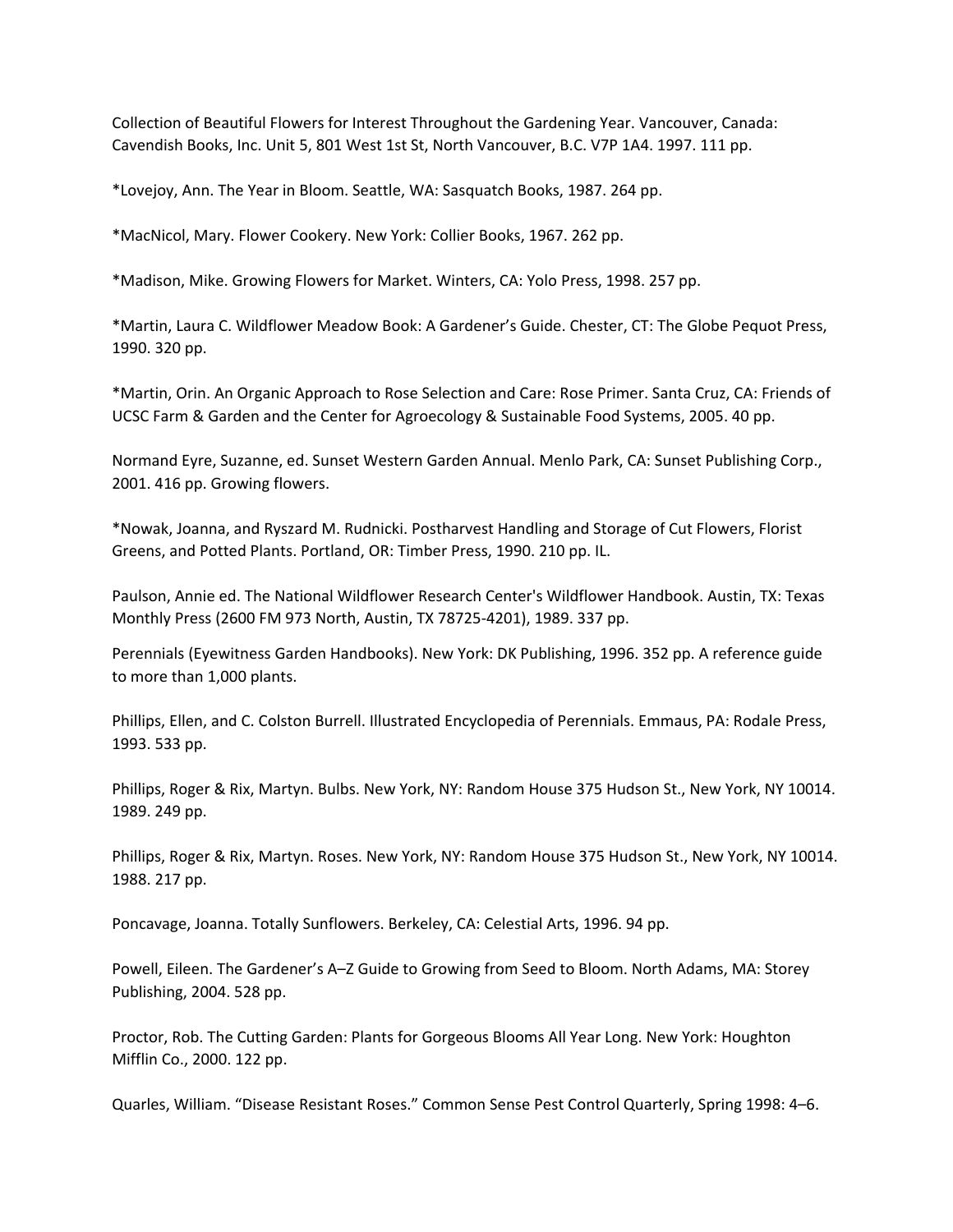Collection of Beautiful Flowers for Interest Throughout the Gardening Year. Vancouver, Canada: Cavendish Books, Inc. Unit 5, 801 West 1st St, North Vancouver, B.C. V7P 1A4. 1997. 111 pp.

*Lovejoy, Ann. The Year in Bloom. Seattle, WA: Sasquatch Books, 1987. 264 pp.

*MacNicol, Mary. Flower Cookery. New York: Collier Books, 1967. 262 pp.

*Madison, Mike. Growing Flowers for Market. Winters, CA: Yolo Press, 1998. 257 pp.

*Martin, Laura C. Wildflower Meadow Book: A Gardener's Guide. Chester, CT: The Globe Pequot Press, 1990. 320 pp.

*Martin, Orin. An Organic Approach to Rose Selection and Care: Rose Primer. Santa Cruz, CA: Friends of UCSC Farm & Garden and the Center for Agroecology & Sustainable Food Systems, 2005. 40 pp.

Normand Eyre, Suzanne, ed. Sunset Western Garden Annual. Menlo Park, CA: Sunset Publishing Corp., 2001. 416 pp. Growing flowers.

*Nowak, Joanna, and Ryszard M. Rudnicki. Postharvest Handling and Storage of Cut Flowers, Florist Greens, and Potted Plants. Portland, OR: Timber Press, 1990. 210 pp. IL.

Paulson, Annie ed. The National Wildflower Research Center's Wildflower Handbook. Austin, TX: Texas Monthly Press (2600 FM 973 North, Austin, TX 78725-4201), 1989. 337 pp.

Perennials (Eyewitness Garden Handbooks). New York: DK Publishing, 1996. 352 pp. A reference guide to more than 1,000 plants.

Phillips, Ellen, and C. Colston Burrell. Illustrated Encyclopedia of Perennials. Emmaus, PA: Rodale Press, 1993. 533 pp.

Phillips, Roger & Rix, Martyn. Bulbs. New York, NY: Random House 375 Hudson St., New York, NY 10014. 1989. 249 pp.

Phillips, Roger & Rix, Martyn. Roses. New York, NY: Random House 375 Hudson St., New York, NY 10014. 1988. 217 pp.

Poncavage, Joanna. Totally Sunflowers. Berkeley, CA: Celestial Arts, 1996. 94 pp.

Powell, Eileen. The Gardener's A–Z Guide to Growing from Seed to Bloom. North Adams, MA: Storey Publishing, 2004. 528 pp.

Proctor, Rob. The Cutting Garden: Plants for Gorgeous Blooms All Year Long. New York: Houghton Mifflin Co., 2000. 122 pp.

Quarles, William. "Disease Resistant Roses." Common Sense Pest Control Quarterly, Spring 1998: 4–6.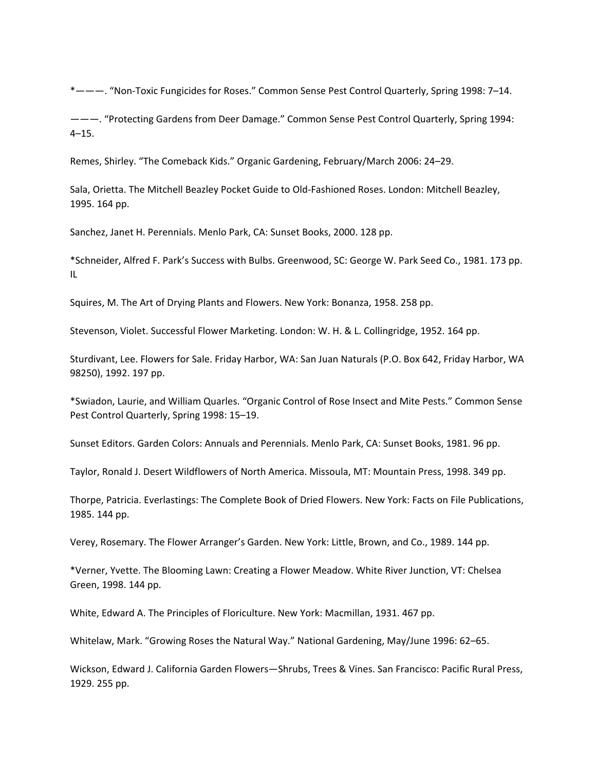*———. “Non-Toxic Fungicides for Roses.” Common Sense Pest Control Quarterly, Spring 1998: 7–14.

———. “Protecting Gardens from Deer Damage.” Common Sense Pest Control Quarterly, Spring 1994: 4–15.

Remes, Shirley. “The Comeback Kids.” Organic Gardening, February/March 2006: 24–29.

Sala, Orietta. The Mitchell Beazley Pocket Guide to Old-Fashioned Roses. London: Mitchell Beazley, 1995. 164 pp.

Sanchez, Janet H. Perennials. Menlo Park, CA: Sunset Books, 2000. 128 pp.

*Schneider, Alfred F. Park’s Success with Bulbs. Greenwood, SC: George W. Park Seed Co., 1981. 173 pp. IL

Squires, M. The Art of Drying Plants and Flowers. New York: Bonanza, 1958. 258 pp.

Stevenson, Violet. Successful Flower Marketing. London: W. H. & L. Collingridge, 1952. 164 pp.

Sturdivant, Lee. Flowers for Sale. Friday Harbor, WA: San Juan Naturals (P.O. Box 642, Friday Harbor, WA 98250), 1992. 197 pp.

*Swiadon, Laurie, and William Quarles. “Organic Control of Rose Insect and Mite Pests.” Common Sense Pest Control Quarterly, Spring 1998: 15–19.

Sunset Editors. Garden Colors: Annuals and Perennials. Menlo Park, CA: Sunset Books, 1981. 96 pp.

Taylor, Ronald J. Desert Wildflowers of North America. Missoula, MT: Mountain Press, 1998. 349 pp.

Thorpe, Patricia. Everlastings: The Complete Book of Dried Flowers. New York: Facts on File Publications, 1985. 144 pp.

Verey, Rosemary. The Flower Arranger’s Garden. New York: Little, Brown, and Co., 1989. 144 pp.

*Verner, Yvette. The Blooming Lawn: Creating a Flower Meadow. White River Junction, VT: Chelsea Green, 1998. 144 pp.

White, Edward A. The Principles of Floriculture. New York: Macmillan, 1931. 467 pp.

Whitelaw, Mark. “Growing Roses the Natural Way.” National Gardening, May/June 1996: 62–65.

Wickson, Edward J. California Garden Flowers—Shrubs, Trees & Vines. San Francisco: Pacific Rural Press, 1929. 255 pp.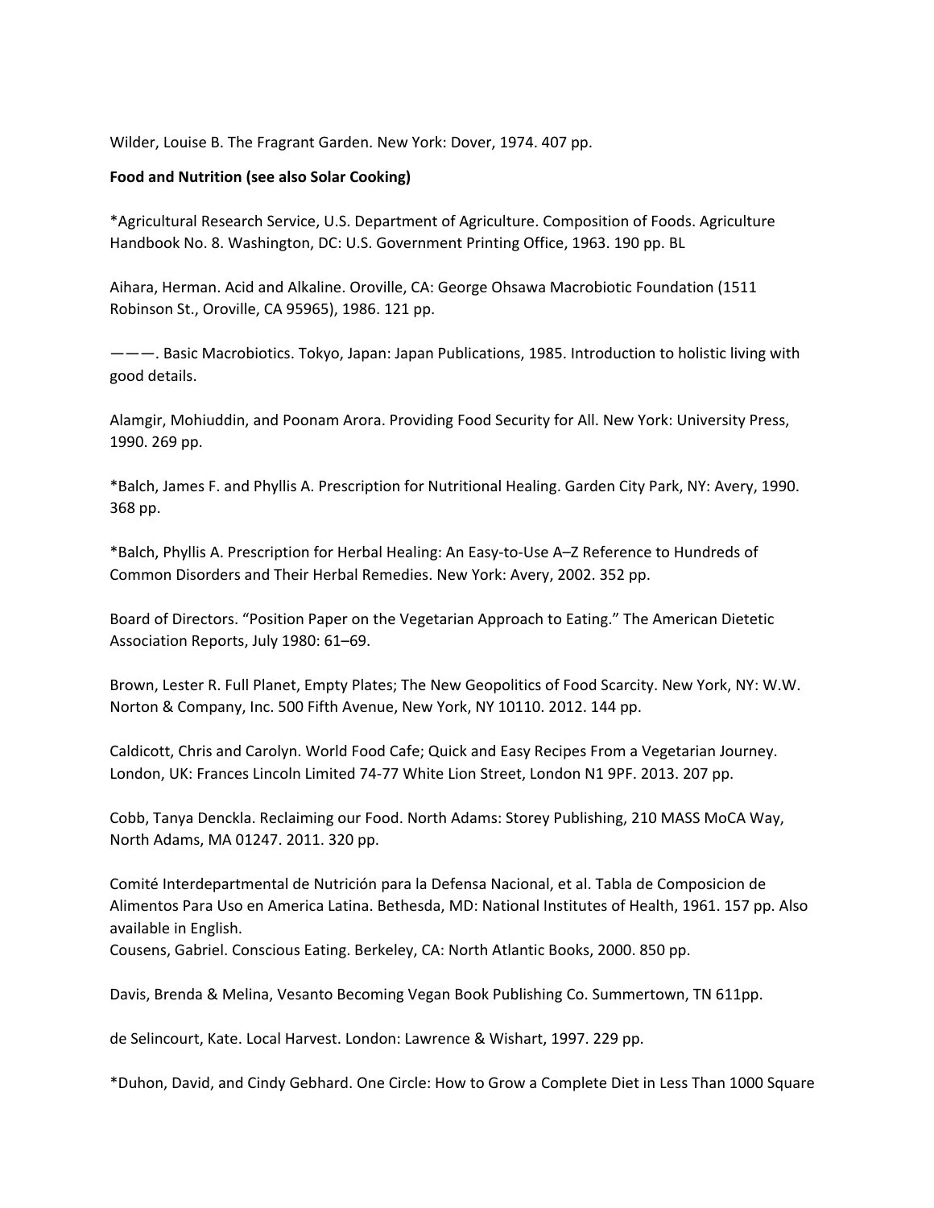Wilder, Louise B. The Fragrant Garden. New York: Dover, 1974. 407 pp.

**Food and Nutrition (see also Solar Cooking)**

*Agricultural Research Service, U.S. Department of Agriculture. Composition of Foods. Agriculture Handbook No. 8. Washington, DC: U.S. Government Printing Office, 1963. 190 pp. BL

Aihara, Herman. Acid and Alkaline. Oroville, CA: George Ohsawa Macrobiotic Foundation (1511 Robinson St., Oroville, CA 95965), 1986. 121 pp.

———. Basic Macrobiotics. Tokyo, Japan: Japan Publications, 1985. Introduction to holistic living with good details.

Alamgir, Mohiuddin, and Poonam Arora. Providing Food Security for All. New York: University Press, 1990. 269 pp.

*Balch, James F. and Phyllis A. Prescription for Nutritional Healing. Garden City Park, NY: Avery, 1990. 368 pp.

*Balch, Phyllis A. Prescription for Herbal Healing: An Easy-to-Use A–Z Reference to Hundreds of Common Disorders and Their Herbal Remedies. New York: Avery, 2002. 352 pp.

Board of Directors. “Position Paper on the Vegetarian Approach to Eating.” The American Dietetic Association Reports, July 1980: 61–69.

Brown, Lester R. Full Planet, Empty Plates; The New Geopolitics of Food Scarcity. New York, NY: W.W. Norton & Company, Inc. 500 Fifth Avenue, New York, NY 10110. 2012. 144 pp.

Caldicott, Chris and Carolyn. World Food Cafe; Quick and Easy Recipes From a Vegetarian Journey. London, UK: Frances Lincoln Limited 74-77 White Lion Street, London N1 9PF. 2013. 207 pp.

Cobb, Tanya Denckla. Reclaiming our Food. North Adams: Storey Publishing, 210 MASS MoCA Way, North Adams, MA 01247. 2011. 320 pp.

Comité Interdepartmental de Nutrición para la Defensa Nacional, et al. Tabla de Composicion de Alimentos Para Uso en America Latina. Bethesda, MD: National Institutes of Health, 1961. 157 pp. Also available in English.

Cousens, Gabriel. Conscious Eating. Berkeley, CA: North Atlantic Books, 2000. 850 pp.

Davis, Brenda & Melina, Vesanto Becoming Vegan Book Publishing Co. Summertown, TN 611pp.

de Selincourt, Kate. Local Harvest. London: Lawrence & Wishart, 1997. 229 pp.

*Duhon, David, and Cindy Gebhard. One Circle: How to Grow a Complete Diet in Less Than 1000 Square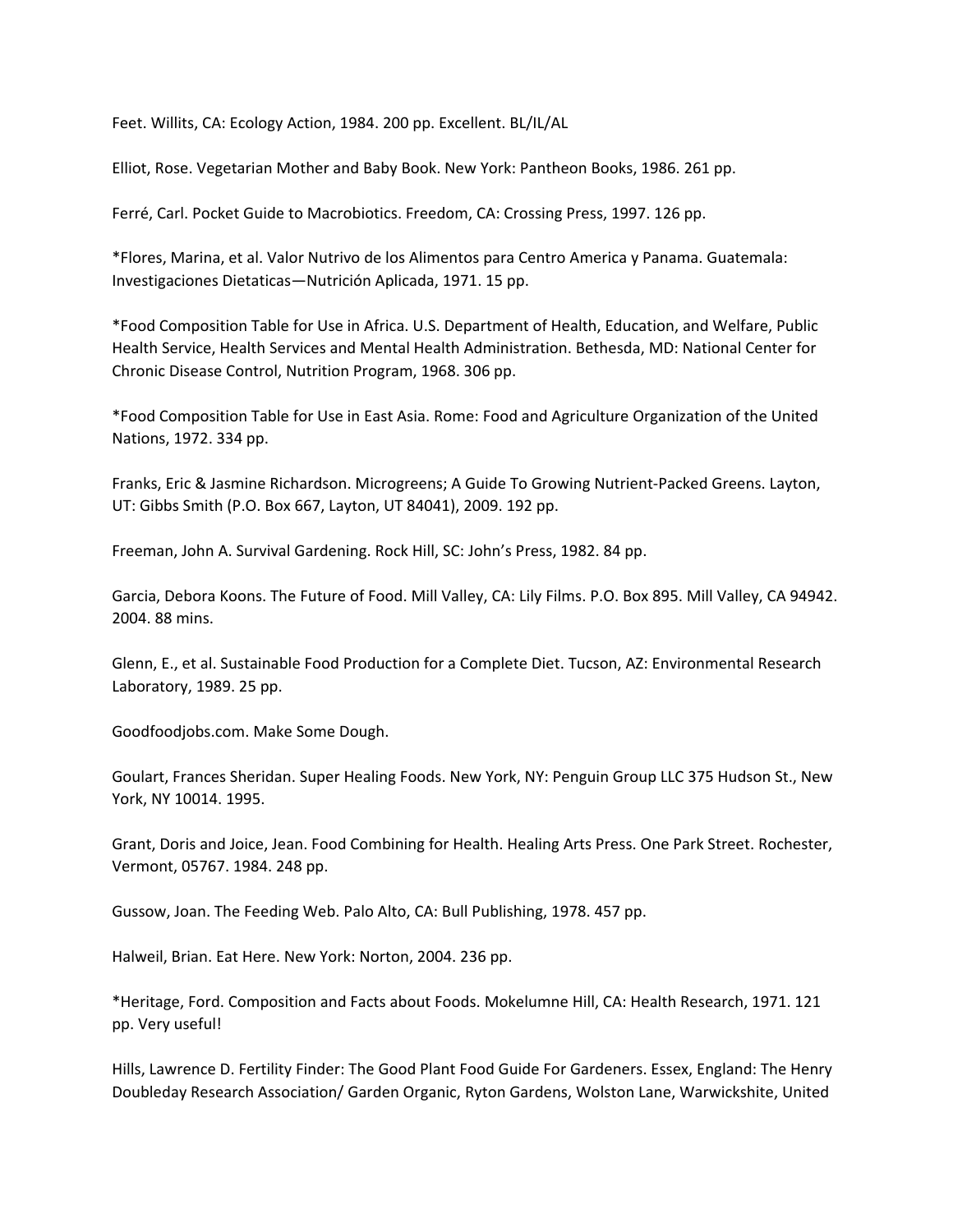Feet. Willits, CA: Ecology Action, 1984. 200 pp. Excellent. BL/IL/AL

Elliot, Rose. Vegetarian Mother and Baby Book. New York: Pantheon Books, 1986. 261 pp.

Ferré, Carl. Pocket Guide to Macrobiotics. Freedom, CA: Crossing Press, 1997. 126 pp.

*Flores, Marina, et al. Valor Nutrivo de los Alimentos para Centro America y Panama. Guatemala: Investigaciones Dietaticas—Nutrición Aplicada, 1971. 15 pp.

*Food Composition Table for Use in Africa. U.S. Department of Health, Education, and Welfare, Public Health Service, Health Services and Mental Health Administration. Bethesda, MD: National Center for Chronic Disease Control, Nutrition Program, 1968. 306 pp.

*Food Composition Table for Use in East Asia. Rome: Food and Agriculture Organization of the United Nations, 1972. 334 pp.

Franks, Eric & Jasmine Richardson. Microgreens; A Guide To Growing Nutrient-Packed Greens. Layton, UT: Gibbs Smith (P.O. Box 667, Layton, UT 84041), 2009. 192 pp.

Freeman, John A. Survival Gardening. Rock Hill, SC: John's Press, 1982. 84 pp.

Garcia, Debora Koons. The Future of Food. Mill Valley, CA: Lily Films. P.O. Box 895. Mill Valley, CA 94942. 2004. 88 mins.

Glenn, E., et al. Sustainable Food Production for a Complete Diet. Tucson, AZ: Environmental Research Laboratory, 1989. 25 pp.

Goodfoodjobs.com. Make Some Dough.

Goulart, Frances Sheridan. Super Healing Foods. New York, NY: Penguin Group LLC 375 Hudson St., New York, NY 10014. 1995.

Grant, Doris and Joice, Jean. Food Combining for Health. Healing Arts Press. One Park Street. Rochester, Vermont, 05767. 1984. 248 pp.

Gussow, Joan. The Feeding Web. Palo Alto, CA: Bull Publishing, 1978. 457 pp.

Halweil, Brian. Eat Here. New York: Norton, 2004. 236 pp.

*Heritage, Ford. Composition and Facts about Foods. Mokelumne Hill, CA: Health Research, 1971. 121 pp. Very useful!

Hills, Lawrence D. Fertility Finder: The Good Plant Food Guide For Gardeners. Essex, England: The Henry Doubleday Research Association/ Garden Organic, Ryton Gardens, Wolston Lane, Warwickshite, United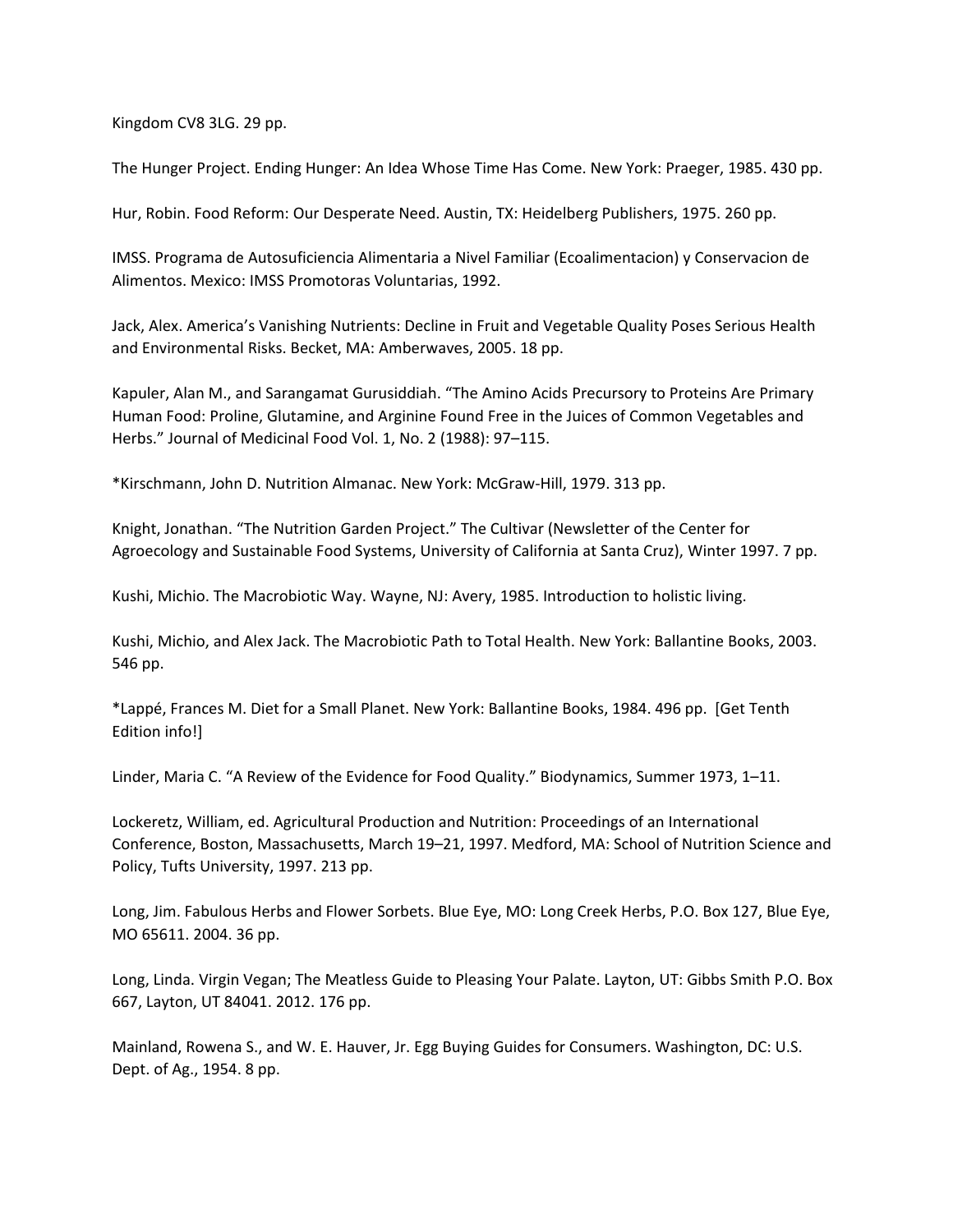Kingdom CV8 3LG. 29 pp.

The Hunger Project. Ending Hunger: An Idea Whose Time Has Come. New York: Praeger, 1985. 430 pp.

Hur, Robin. Food Reform: Our Desperate Need. Austin, TX: Heidelberg Publishers, 1975. 260 pp.

IMSS. Programa de Autosuficiencia Alimentaria a Nivel Familiar (Ecoalimentacion) y Conservacion de Alimentos. Mexico: IMSS Promotoras Voluntarias, 1992.

Jack, Alex. America's Vanishing Nutrients: Decline in Fruit and Vegetable Quality Poses Serious Health and Environmental Risks. Becket, MA: Amberwaves, 2005. 18 pp.

Kapuler, Alan M., and Sarangamat Gurusiddiah. "The Amino Acids Precursory to Proteins Are Primary Human Food: Proline, Glutamine, and Arginine Found Free in the Juices of Common Vegetables and Herbs." Journal of Medicinal Food Vol. 1, No. 2 (1988): 97–115.

*Kirschmann, John D. Nutrition Almanac. New York: McGraw-Hill, 1979. 313 pp.

Knight, Jonathan. "The Nutrition Garden Project." The Cultivar (Newsletter of the Center for Agroecology and Sustainable Food Systems, University of California at Santa Cruz), Winter 1997. 7 pp.

Kushi, Michio. The Macrobiotic Way. Wayne, NJ: Avery, 1985. Introduction to holistic living.

Kushi, Michio, and Alex Jack. The Macrobiotic Path to Total Health. New York: Ballantine Books, 2003. 546 pp.

*Lappé, Frances M. Diet for a Small Planet. New York: Ballantine Books, 1984. 496 pp. [Get Tenth Edition info!]

Linder, Maria C. "A Review of the Evidence for Food Quality." Biodynamics, Summer 1973, 1–11.

Lockeretz, William, ed. Agricultural Production and Nutrition: Proceedings of an International Conference, Boston, Massachusetts, March 19–21, 1997. Medford, MA: School of Nutrition Science and Policy, Tufts University, 1997. 213 pp.

Long, Jim. Fabulous Herbs and Flower Sorbets. Blue Eye, MO: Long Creek Herbs, P.O. Box 127, Blue Eye, MO 65611. 2004. 36 pp.

Long, Linda. Virgin Vegan; The Meatless Guide to Pleasing Your Palate. Layton, UT: Gibbs Smith P.O. Box 667, Layton, UT 84041. 2012. 176 pp.

Mainland, Rowena S., and W. E. Hauver, Jr. Egg Buying Guides for Consumers. Washington, DC: U.S. Dept. of Ag., 1954. 8 pp.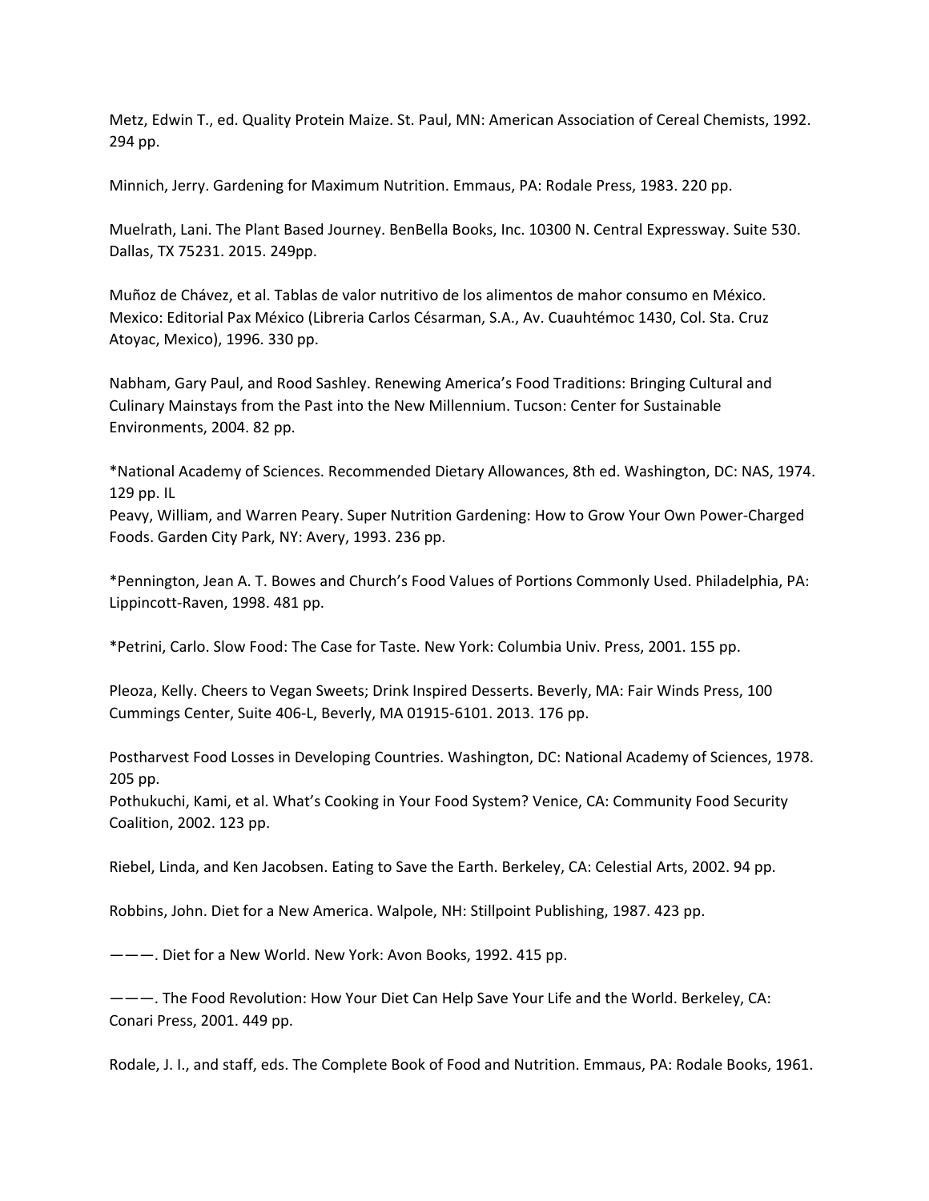Metz, Edwin T., ed. Quality Protein Maize. St. Paul, MN: American Association of Cereal Chemists, 1992. 294 pp.

Minnich, Jerry. Gardening for Maximum Nutrition. Emmaus, PA: Rodale Press, 1983. 220 pp.

Muelrath, Lani. The Plant Based Journey. BenBella Books, Inc. 10300 N. Central Expressway. Suite 530. Dallas, TX 75231. 2015. 249pp.

Muñoz de Chávez, et al. Tablas de valor nutritivo de los alimentos de mahor consumo en México. Mexico: Editorial Pax México (Libreria Carlos Césarman, S.A., Av. Cuauhtémoc 1430, Col. Sta. Cruz Atoyac, Mexico), 1996. 330 pp.

Nabham, Gary Paul, and Rood Sashley. Renewing America's Food Traditions: Bringing Cultural and Culinary Mainstays from the Past into the New Millennium. Tucson: Center for Sustainable Environments, 2004. 82 pp.

*National Academy of Sciences. Recommended Dietary Allowances, 8th ed. Washington, DC: NAS, 1974. 129 pp. IL

Peavy, William, and Warren Peary. Super Nutrition Gardening: How to Grow Your Own Power-Charged Foods. Garden City Park, NY: Avery, 1993. 236 pp.

*Pennington, Jean A. T. Bowes and Church's Food Values of Portions Commonly Used. Philadelphia, PA: Lippincott-Raven, 1998. 481 pp.

*Petrini, Carlo. Slow Food: The Case for Taste. New York: Columbia Univ. Press, 2001. 155 pp.

Pleoza, Kelly. Cheers to Vegan Sweets; Drink Inspired Desserts. Beverly, MA: Fair Winds Press, 100 Cummings Center, Suite 406-L, Beverly, MA 01915-6101. 2013. 176 pp.

Postharvest Food Losses in Developing Countries. Washington, DC: National Academy of Sciences, 1978. 205 pp.

Pothukuchi, Kami, et al. What's Cooking in Your Food System? Venice, CA: Community Food Security Coalition, 2002. 123 pp.

Riebel, Linda, and Ken Jacobsen. Eating to Save the Earth. Berkeley, CA: Celestial Arts, 2002. 94 pp.

Robbins, John. Diet for a New America. Walpole, NH: Stillpoint Publishing, 1987. 423 pp.

———. Diet for a New World. New York: Avon Books, 1992. 415 pp.

———. The Food Revolution: How Your Diet Can Help Save Your Life and the World. Berkeley, CA: Conari Press, 2001. 449 pp.

Rodale, J. I., and staff, eds. The Complete Book of Food and Nutrition. Emmaus, PA: Rodale Books, 1961.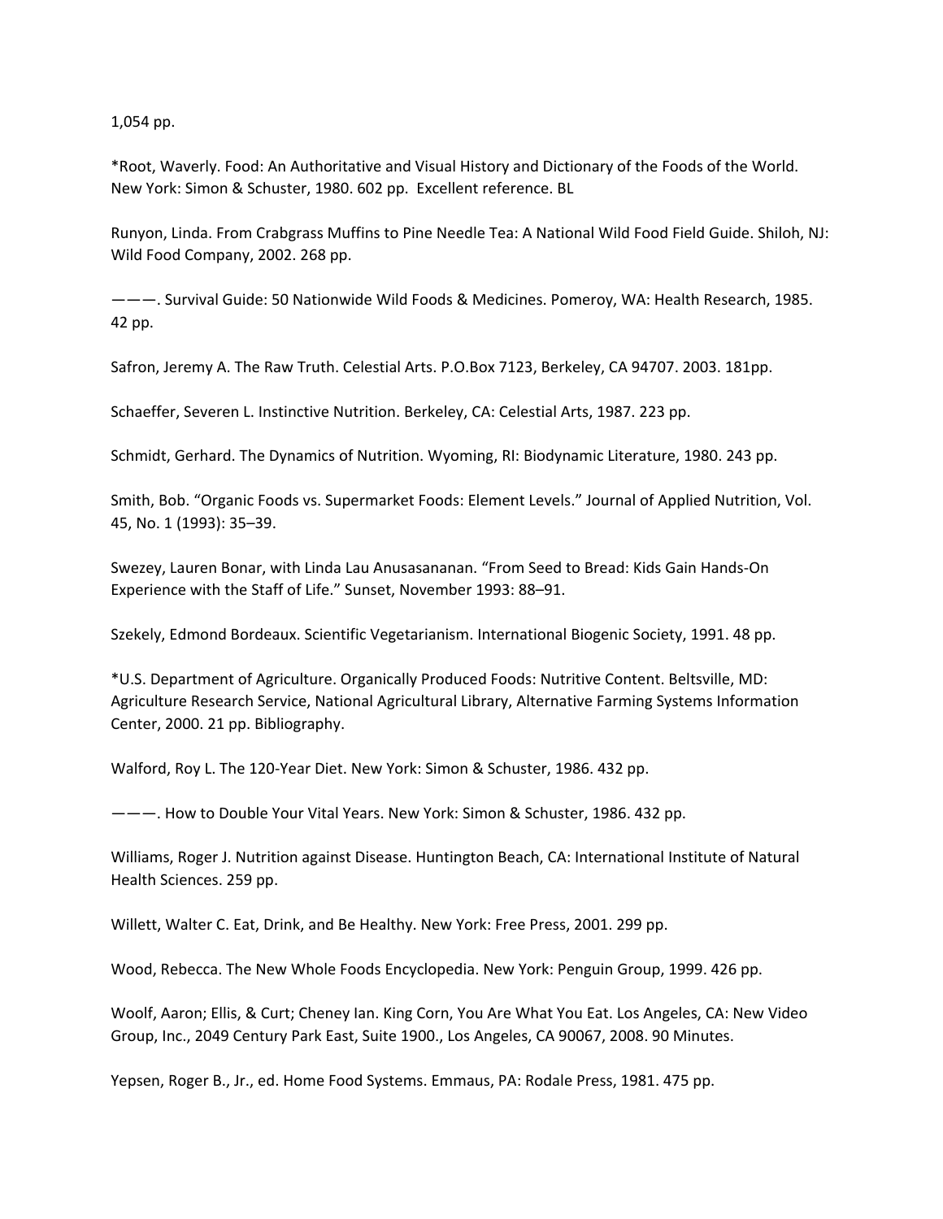1,054 pp.

*Root, Waverly. Food: An Authoritative and Visual History and Dictionary of the Foods of the World. New York: Simon & Schuster, 1980. 602 pp.  Excellent reference. BL

Runyon, Linda. From Crabgrass Muffins to Pine Needle Tea: A National Wild Food Field Guide. Shiloh, NJ: Wild Food Company, 2002. 268 pp.

———. Survival Guide: 50 Nationwide Wild Foods & Medicines. Pomeroy, WA: Health Research, 1985. 42 pp.

Safron, Jeremy A. The Raw Truth. Celestial Arts. P.O.Box 7123, Berkeley, CA 94707. 2003. 181pp.

Schaeffer, Severen L. Instinctive Nutrition. Berkeley, CA: Celestial Arts, 1987. 223 pp.

Schmidt, Gerhard. The Dynamics of Nutrition. Wyoming, RI: Biodynamic Literature, 1980. 243 pp.

Smith, Bob. "Organic Foods vs. Supermarket Foods: Element Levels." Journal of Applied Nutrition, Vol. 45, No. 1 (1993): 35–39.

Swezey, Lauren Bonar, with Linda Lau Anusasananan. "From Seed to Bread: Kids Gain Hands-On Experience with the Staff of Life." Sunset, November 1993: 88–91.

Szekely, Edmond Bordeaux. Scientific Vegetarianism. International Biogenic Society, 1991. 48 pp.

*U.S. Department of Agriculture. Organically Produced Foods: Nutritive Content. Beltsville, MD: Agriculture Research Service, National Agricultural Library, Alternative Farming Systems Information Center, 2000. 21 pp. Bibliography.

Walford, Roy L. The 120-Year Diet. New York: Simon & Schuster, 1986. 432 pp.

———. How to Double Your Vital Years. New York: Simon & Schuster, 1986. 432 pp.

Williams, Roger J. Nutrition against Disease. Huntington Beach, CA: International Institute of Natural Health Sciences. 259 pp.

Willett, Walter C. Eat, Drink, and Be Healthy. New York: Free Press, 2001. 299 pp.

Wood, Rebecca. The New Whole Foods Encyclopedia. New York: Penguin Group, 1999. 426 pp.

Woolf, Aaron; Ellis, & Curt; Cheney Ian. King Corn, You Are What You Eat. Los Angeles, CA: New Video Group, Inc., 2049 Century Park East, Suite 1900., Los Angeles, CA 90067, 2008. 90 Minutes.

Yepsen, Roger B., Jr., ed. Home Food Systems. Emmaus, PA: Rodale Press, 1981. 475 pp.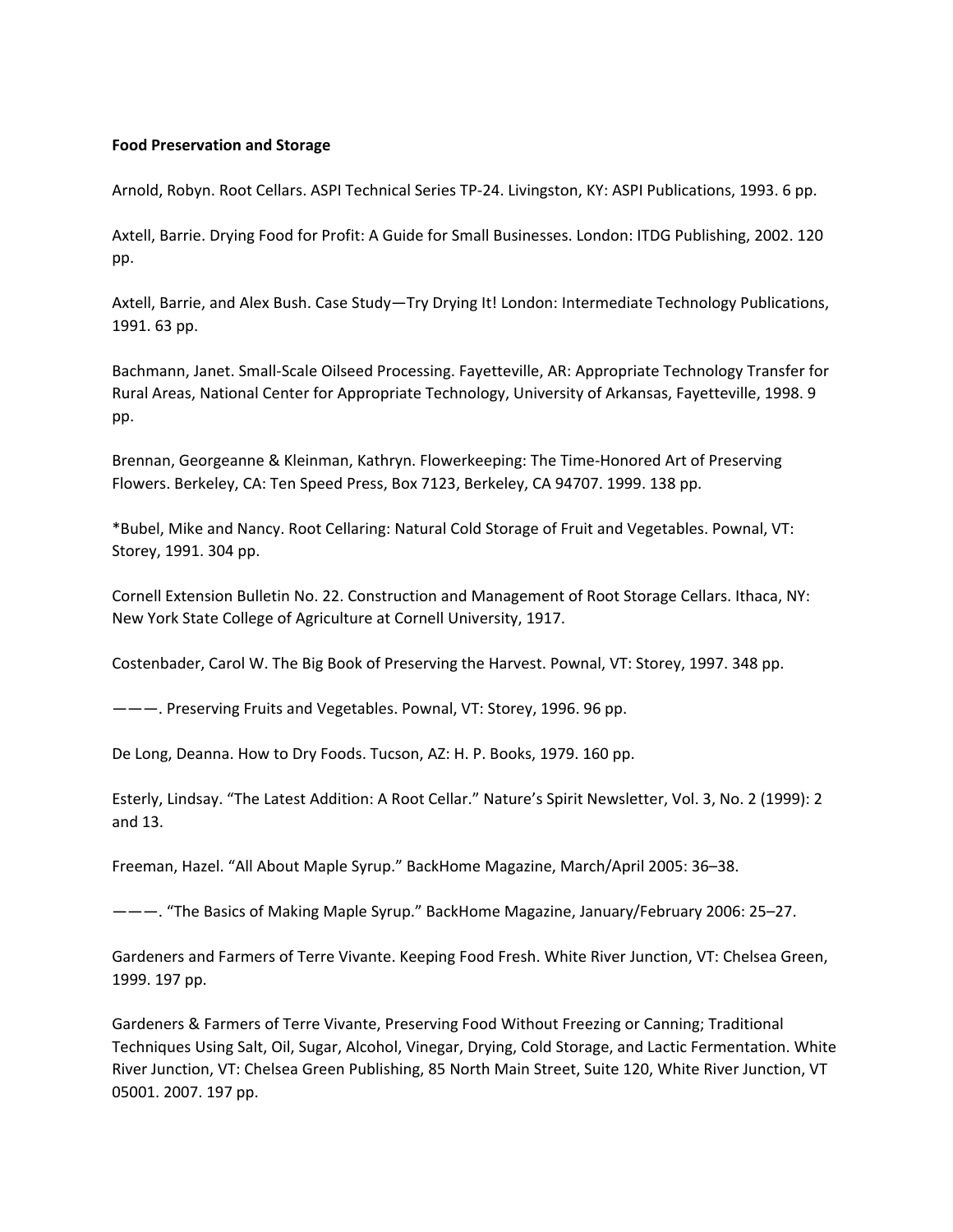**Food Preservation and Storage**

Arnold, Robyn. Root Cellars. ASPI Technical Series TP-24. Livingston, KY: ASPI Publications, 1993. 6 pp.

Axtell, Barrie. Drying Food for Profit: A Guide for Small Businesses. London: ITDG Publishing, 2002. 120 pp.

Axtell, Barrie, and Alex Bush. Case Study—Try Drying It! London: Intermediate Technology Publications, 1991. 63 pp.

Bachmann, Janet. Small-Scale Oilseed Processing. Fayetteville, AR: Appropriate Technology Transfer for Rural Areas, National Center for Appropriate Technology, University of Arkansas, Fayetteville, 1998. 9 pp.

Brennan, Georgeanne & Kleinman, Kathryn. Flowerkeeping: The Time-Honored Art of Preserving Flowers. Berkeley, CA: Ten Speed Press, Box 7123, Berkeley, CA 94707. 1999. 138 pp.

*Bubel, Mike and Nancy. Root Cellaring: Natural Cold Storage of Fruit and Vegetables. Pownal, VT: Storey, 1991. 304 pp.

Cornell Extension Bulletin No. 22. Construction and Management of Root Storage Cellars. Ithaca, NY: New York State College of Agriculture at Cornell University, 1917.

Costenbader, Carol W. The Big Book of Preserving the Harvest. Pownal, VT: Storey, 1997. 348 pp.

———. Preserving Fruits and Vegetables. Pownal, VT: Storey, 1996. 96 pp.

De Long, Deanna. How to Dry Foods. Tucson, AZ: H. P. Books, 1979. 160 pp.

Esterly, Lindsay. "The Latest Addition: A Root Cellar." Nature's Spirit Newsletter, Vol. 3, No. 2 (1999): 2 and 13.

Freeman, Hazel. "All About Maple Syrup." BackHome Magazine, March/April 2005: 36–38.

———. "The Basics of Making Maple Syrup." BackHome Magazine, January/February 2006: 25–27.

Gardeners and Farmers of Terre Vivante. Keeping Food Fresh. White River Junction, VT: Chelsea Green, 1999. 197 pp.

Gardeners & Farmers of Terre Vivante, Preserving Food Without Freezing or Canning; Traditional Techniques Using Salt, Oil, Sugar, Alcohol, Vinegar, Drying, Cold Storage, and Lactic Fermentation. White River Junction, VT: Chelsea Green Publishing, 85 North Main Street, Suite 120, White River Junction, VT 05001. 2007. 197 pp.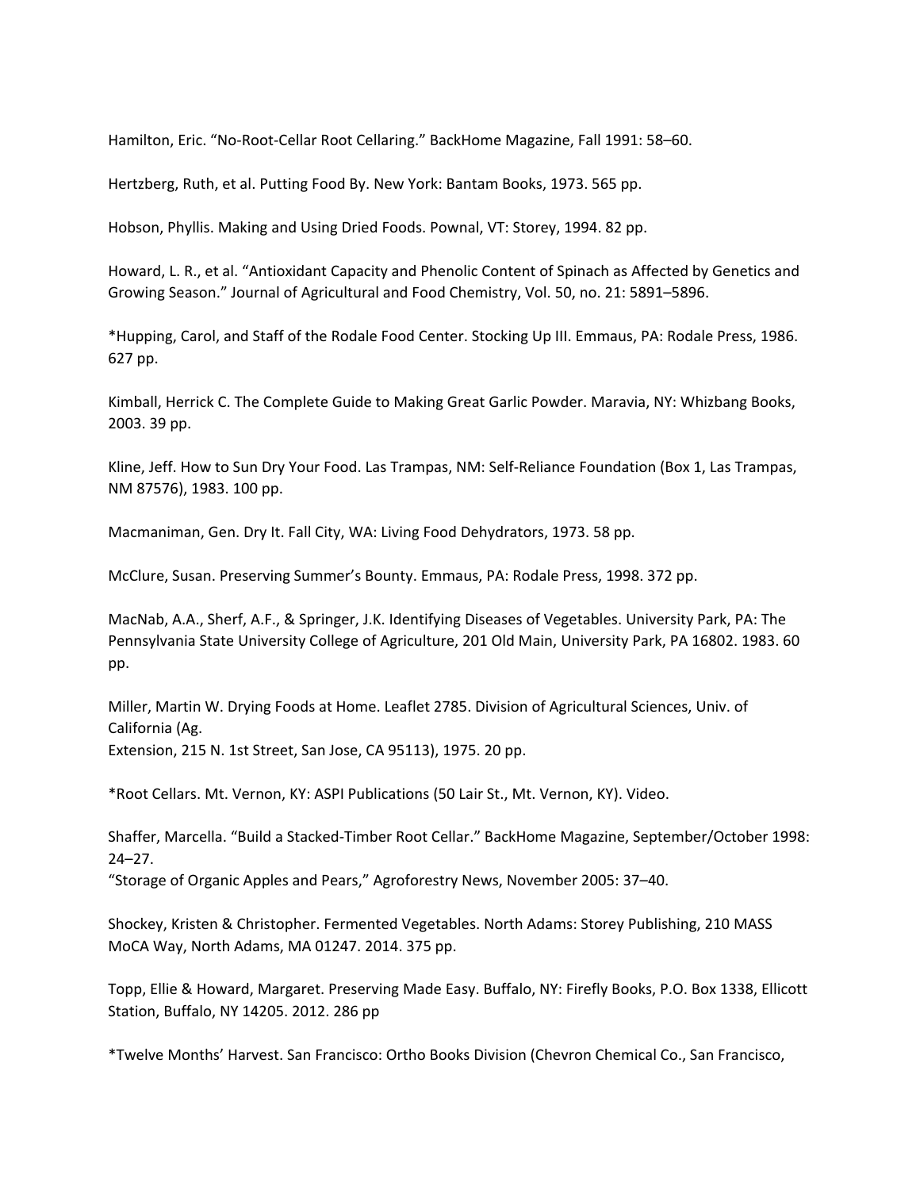Hamilton, Eric. “No-Root-Cellar Root Cellaring.” BackHome Magazine, Fall 1991: 58–60.

Hertzberg, Ruth, et al. Putting Food By. New York: Bantam Books, 1973. 565 pp.

Hobson, Phyllis. Making and Using Dried Foods. Pownal, VT: Storey, 1994. 82 pp.

Howard, L. R., et al. “Antioxidant Capacity and Phenolic Content of Spinach as Affected by Genetics and Growing Season.” Journal of Agricultural and Food Chemistry, Vol. 50, no. 21: 5891–5896.

*Hupping, Carol, and Staff of the Rodale Food Center. Stocking Up III. Emmaus, PA: Rodale Press, 1986. 627 pp.

Kimball, Herrick C. The Complete Guide to Making Great Garlic Powder. Maravia, NY: Whizbang Books, 2003. 39 pp.

Kline, Jeff. How to Sun Dry Your Food. Las Trampas, NM: Self-Reliance Foundation (Box 1, Las Trampas, NM 87576), 1983. 100 pp.

Macmaniman, Gen. Dry It. Fall City, WA: Living Food Dehydrators, 1973. 58 pp.

McClure, Susan. Preserving Summer’s Bounty. Emmaus, PA: Rodale Press, 1998. 372 pp.

MacNab, A.A., Sherf, A.F., & Springer, J.K. Identifying Diseases of Vegetables. University Park, PA: The Pennsylvania State University College of Agriculture, 201 Old Main, University Park, PA 16802. 1983. 60 pp.

Miller, Martin W. Drying Foods at Home. Leaflet 2785. Division of Agricultural Sciences, Univ. of California (Ag.
Extension, 215 N. 1st Street, San Jose, CA 95113), 1975. 20 pp.

*Root Cellars. Mt. Vernon, KY: ASPI Publications (50 Lair St., Mt. Vernon, KY). Video.

Shaffer, Marcella. “Build a Stacked-Timber Root Cellar.” BackHome Magazine, September/October 1998: 24–27.
“Storage of Organic Apples and Pears,” Agroforestry News, November 2005: 37–40.

Shockey, Kristen & Christopher. Fermented Vegetables. North Adams: Storey Publishing, 210 MASS MoCA Way, North Adams, MA 01247. 2014. 375 pp.

Topp, Ellie & Howard, Margaret. Preserving Made Easy. Buffalo, NY: Firefly Books, P.O. Box 1338, Ellicott Station, Buffalo, NY 14205. 2012. 286 pp

*Twelve Months’ Harvest. San Francisco: Ortho Books Division (Chevron Chemical Co., San Francisco,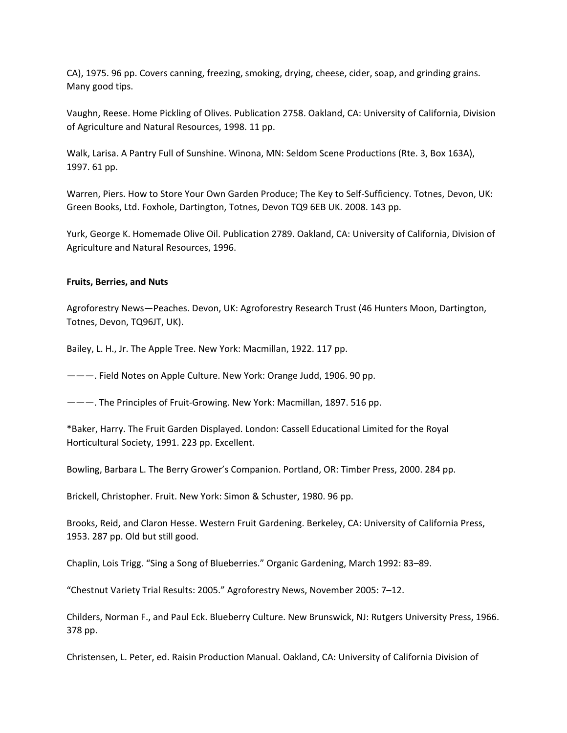CA), 1975. 96 pp. Covers canning, freezing, smoking, drying, cheese, cider, soap, and grinding grains. Many good tips.

Vaughn, Reese. Home Pickling of Olives. Publication 2758. Oakland, CA: University of California, Division of Agriculture and Natural Resources, 1998. 11 pp.

Walk, Larisa. A Pantry Full of Sunshine. Winona, MN: Seldom Scene Productions (Rte. 3, Box 163A), 1997. 61 pp.

Warren, Piers. How to Store Your Own Garden Produce; The Key to Self-Sufficiency. Totnes, Devon, UK: Green Books, Ltd. Foxhole, Dartington, Totnes, Devon TQ9 6EB UK. 2008. 143 pp.

Yurk, George K. Homemade Olive Oil. Publication 2789. Oakland, CA: University of California, Division of Agriculture and Natural Resources, 1996.

**Fruits, Berries, and Nuts**

Agroforestry News—Peaches. Devon, UK: Agroforestry Research Trust (46 Hunters Moon, Dartington, Totnes, Devon, TQ96JT, UK).

Bailey, L. H., Jr. The Apple Tree. New York: Macmillan, 1922. 117 pp.

———. Field Notes on Apple Culture. New York: Orange Judd, 1906. 90 pp.

———. The Principles of Fruit-Growing. New York: Macmillan, 1897. 516 pp.

*Baker, Harry. The Fruit Garden Displayed. London: Cassell Educational Limited for the Royal Horticultural Society, 1991. 223 pp. Excellent.

Bowling, Barbara L. The Berry Grower's Companion. Portland, OR: Timber Press, 2000. 284 pp.

Brickell, Christopher. Fruit. New York: Simon & Schuster, 1980. 96 pp.

Brooks, Reid, and Claron Hesse. Western Fruit Gardening. Berkeley, CA: University of California Press, 1953. 287 pp. Old but still good.

Chaplin, Lois Trigg. "Sing a Song of Blueberries." Organic Gardening, March 1992: 83–89.

"Chestnut Variety Trial Results: 2005." Agroforestry News, November 2005: 7–12.

Childers, Norman F., and Paul Eck. Blueberry Culture. New Brunswick, NJ: Rutgers University Press, 1966. 378 pp.

Christensen, L. Peter, ed. Raisin Production Manual. Oakland, CA: University of California Division of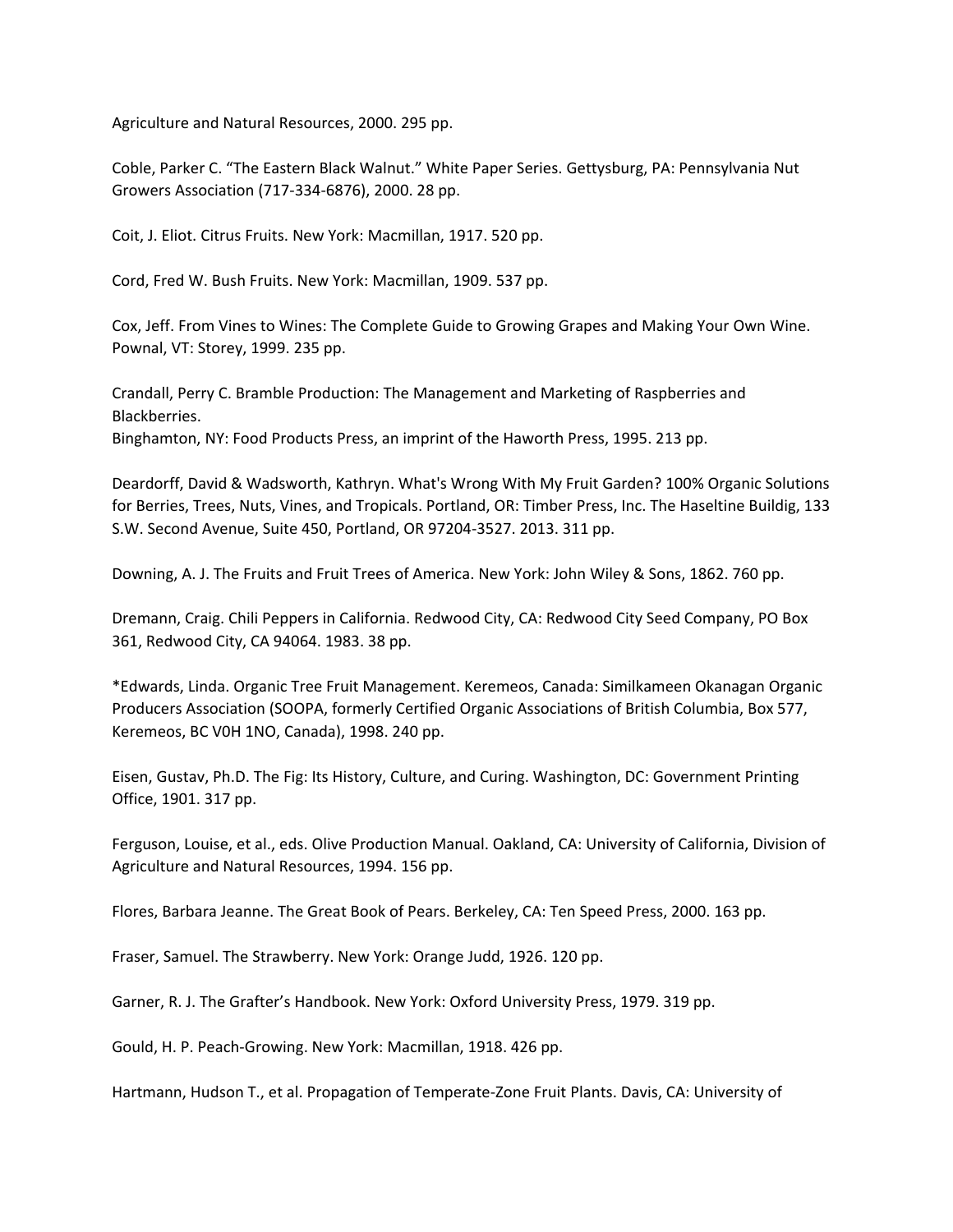Agriculture and Natural Resources, 2000. 295 pp.

Coble, Parker C. “The Eastern Black Walnut.” White Paper Series. Gettysburg, PA: Pennsylvania Nut Growers Association (717-334-6876), 2000. 28 pp.

Coit, J. Eliot. Citrus Fruits. New York: Macmillan, 1917. 520 pp.

Cord, Fred W. Bush Fruits. New York: Macmillan, 1909. 537 pp.

Cox, Jeff. From Vines to Wines: The Complete Guide to Growing Grapes and Making Your Own Wine. Pownal, VT: Storey, 1999. 235 pp.

Crandall, Perry C. Bramble Production: The Management and Marketing of Raspberries and Blackberries.
Binghamton, NY: Food Products Press, an imprint of the Haworth Press, 1995. 213 pp.

Deardorff, David & Wadsworth, Kathryn. What's Wrong With My Fruit Garden? 100% Organic Solutions for Berries, Trees, Nuts, Vines, and Tropicals. Portland, OR: Timber Press, Inc. The Haseltine Buildig, 133 S.W. Second Avenue, Suite 450, Portland, OR 97204-3527. 2013. 311 pp.

Downing, A. J. The Fruits and Fruit Trees of America. New York: John Wiley & Sons, 1862. 760 pp.

Dremann, Craig. Chili Peppers in California. Redwood City, CA: Redwood City Seed Company, PO Box 361, Redwood City, CA 94064. 1983. 38 pp.

*Edwards, Linda. Organic Tree Fruit Management. Keremeos, Canada: Similkameen Okanagan Organic Producers Association (SOOPA, formerly Certified Organic Associations of British Columbia, Box 577, Keremeos, BC V0H 1NO, Canada), 1998. 240 pp.

Eisen, Gustav, Ph.D. The Fig: Its History, Culture, and Curing. Washington, DC: Government Printing Office, 1901. 317 pp.

Ferguson, Louise, et al., eds. Olive Production Manual. Oakland, CA: University of California, Division of Agriculture and Natural Resources, 1994. 156 pp.

Flores, Barbara Jeanne. The Great Book of Pears. Berkeley, CA: Ten Speed Press, 2000. 163 pp.

Fraser, Samuel. The Strawberry. New York: Orange Judd, 1926. 120 pp.

Garner, R. J. The Grafter’s Handbook. New York: Oxford University Press, 1979. 319 pp.

Gould, H. P. Peach-Growing. New York: Macmillan, 1918. 426 pp.

Hartmann, Hudson T., et al. Propagation of Temperate-Zone Fruit Plants. Davis, CA: University of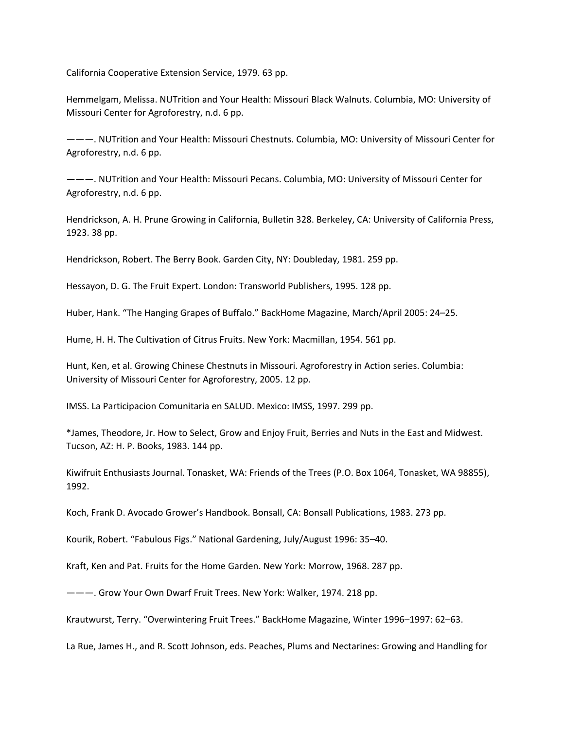California Cooperative Extension Service, 1979. 63 pp.

Hemmelgam, Melissa. NUTrition and Your Health: Missouri Black Walnuts. Columbia, MO: University of Missouri Center for Agroforestry, n.d. 6 pp.

———. NUTrition and Your Health: Missouri Chestnuts. Columbia, MO: University of Missouri Center for Agroforestry, n.d. 6 pp.

———. NUTrition and Your Health: Missouri Pecans. Columbia, MO: University of Missouri Center for Agroforestry, n.d. 6 pp.

Hendrickson, A. H. Prune Growing in California, Bulletin 328. Berkeley, CA: University of California Press, 1923. 38 pp.

Hendrickson, Robert. The Berry Book. Garden City, NY: Doubleday, 1981. 259 pp.

Hessayon, D. G. The Fruit Expert. London: Transworld Publishers, 1995. 128 pp.

Huber, Hank. “The Hanging Grapes of Buffalo.” BackHome Magazine, March/April 2005: 24–25.

Hume, H. H. The Cultivation of Citrus Fruits. New York: Macmillan, 1954. 561 pp.

Hunt, Ken, et al. Growing Chinese Chestnuts in Missouri. Agroforestry in Action series. Columbia: University of Missouri Center for Agroforestry, 2005. 12 pp.

IMSS. La Participacion Comunitaria en SALUD. Mexico: IMSS, 1997. 299 pp.

*James, Theodore, Jr. How to Select, Grow and Enjoy Fruit, Berries and Nuts in the East and Midwest. Tucson, AZ: H. P. Books, 1983. 144 pp.

Kiwifruit Enthusiasts Journal. Tonasket, WA: Friends of the Trees (P.O. Box 1064, Tonasket, WA 98855), 1992.

Koch, Frank D. Avocado Grower’s Handbook. Bonsall, CA: Bonsall Publications, 1983. 273 pp.

Kourik, Robert. “Fabulous Figs.” National Gardening, July/August 1996: 35–40.

Kraft, Ken and Pat. Fruits for the Home Garden. New York: Morrow, 1968. 287 pp.

———. Grow Your Own Dwarf Fruit Trees. New York: Walker, 1974. 218 pp.

Krautwurst, Terry. “Overwintering Fruit Trees.” BackHome Magazine, Winter 1996–1997: 62–63.

La Rue, James H., and R. Scott Johnson, eds. Peaches, Plums and Nectarines: Growing and Handling for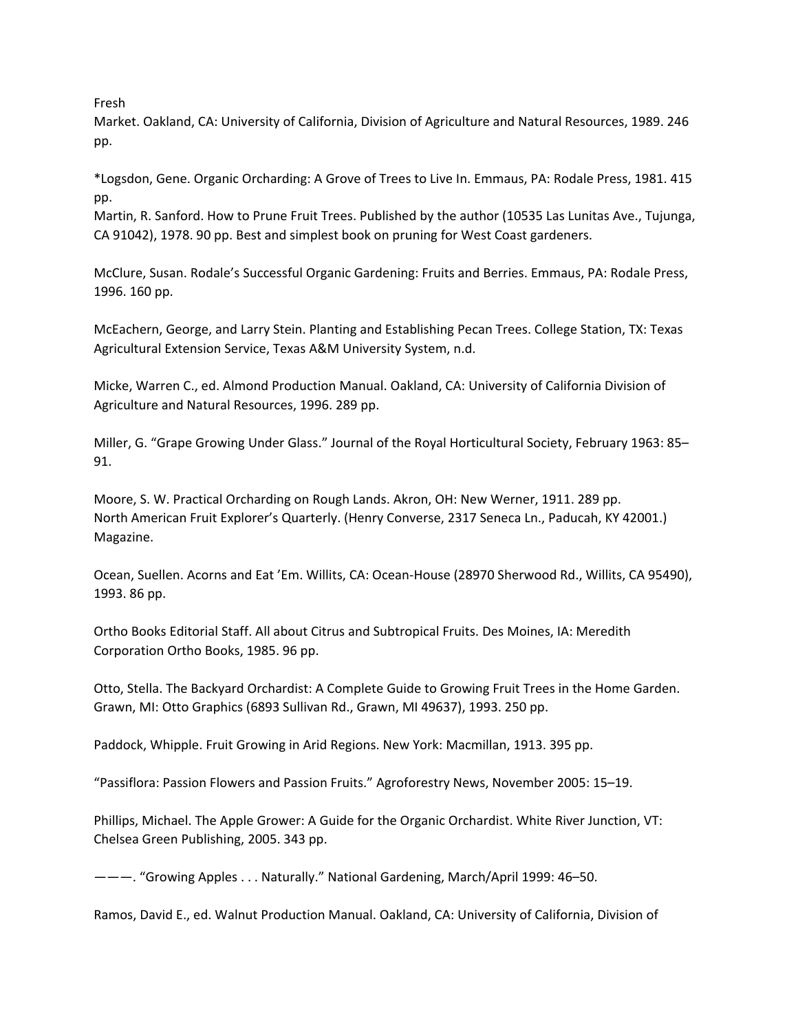Fresh
Market. Oakland, CA: University of California, Division of Agriculture and Natural Resources, 1989. 246 pp.

*Logsdon, Gene. Organic Orcharding: A Grove of Trees to Live In. Emmaus, PA: Rodale Press, 1981. 415 pp.
Martin, R. Sanford. How to Prune Fruit Trees. Published by the author (10535 Las Lunitas Ave., Tujunga, CA 91042), 1978. 90 pp. Best and simplest book on pruning for West Coast gardeners.

McClure, Susan. Rodale's Successful Organic Gardening: Fruits and Berries. Emmaus, PA: Rodale Press, 1996. 160 pp.

McEachern, George, and Larry Stein. Planting and Establishing Pecan Trees. College Station, TX: Texas Agricultural Extension Service, Texas A&M University System, n.d.

Micke, Warren C., ed. Almond Production Manual. Oakland, CA: University of California Division of Agriculture and Natural Resources, 1996. 289 pp.

Miller, G. "Grape Growing Under Glass." Journal of the Royal Horticultural Society, February 1963: 85–91.

Moore, S. W. Practical Orcharding on Rough Lands. Akron, OH: New Werner, 1911. 289 pp.
North American Fruit Explorer's Quarterly. (Henry Converse, 2317 Seneca Ln., Paducah, KY 42001.) Magazine.

Ocean, Suellen. Acorns and Eat 'Em. Willits, CA: Ocean-House (28970 Sherwood Rd., Willits, CA 95490), 1993. 86 pp.

Ortho Books Editorial Staff. All about Citrus and Subtropical Fruits. Des Moines, IA: Meredith Corporation Ortho Books, 1985. 96 pp.

Otto, Stella. The Backyard Orchardist: A Complete Guide to Growing Fruit Trees in the Home Garden. Grawn, MI: Otto Graphics (6893 Sullivan Rd., Grawn, MI 49637), 1993. 250 pp.

Paddock, Whipple. Fruit Growing in Arid Regions. New York: Macmillan, 1913. 395 pp.

"Passiflora: Passion Flowers and Passion Fruits." Agroforestry News, November 2005: 15–19.

Phillips, Michael. The Apple Grower: A Guide for the Organic Orchardist. White River Junction, VT: Chelsea Green Publishing, 2005. 343 pp.

———. "Growing Apples . . . Naturally." National Gardening, March/April 1999: 46–50.

Ramos, David E., ed. Walnut Production Manual. Oakland, CA: University of California, Division of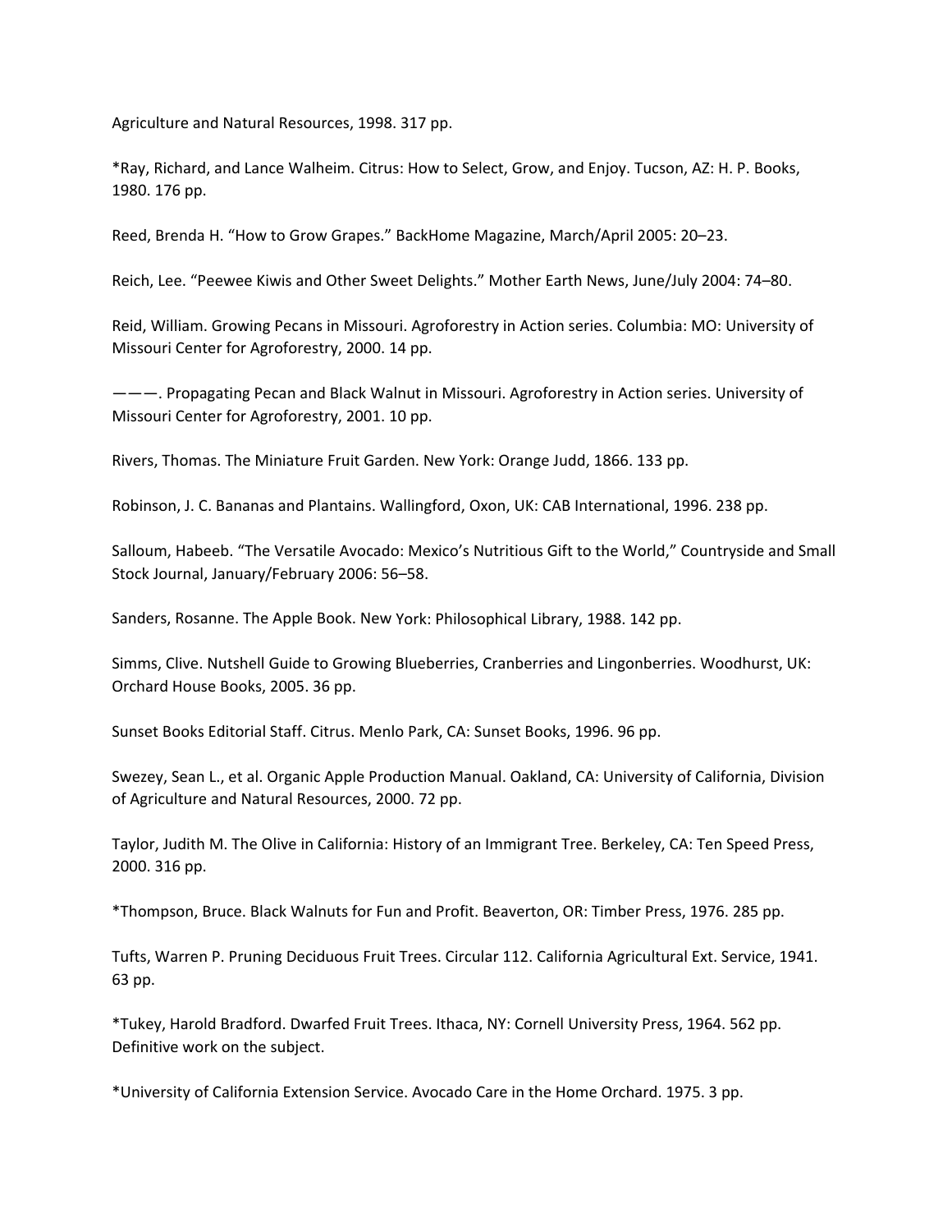Agriculture and Natural Resources, 1998. 317 pp.

*Ray, Richard, and Lance Walheim. Citrus: How to Select, Grow, and Enjoy. Tucson, AZ: H. P. Books, 1980. 176 pp.

Reed, Brenda H. "How to Grow Grapes." BackHome Magazine, March/April 2005: 20–23.

Reich, Lee. "Peewee Kiwis and Other Sweet Delights." Mother Earth News, June/July 2004: 74–80.

Reid, William. Growing Pecans in Missouri. Agroforestry in Action series. Columbia: MO: University of Missouri Center for Agroforestry, 2000. 14 pp.

———. Propagating Pecan and Black Walnut in Missouri. Agroforestry in Action series. University of Missouri Center for Agroforestry, 2001. 10 pp.

Rivers, Thomas. The Miniature Fruit Garden. New York: Orange Judd, 1866. 133 pp.

Robinson, J. C. Bananas and Plantains. Wallingford, Oxon, UK: CAB International, 1996. 238 pp.

Salloum, Habeeb. "The Versatile Avocado: Mexico's Nutritious Gift to the World," Countryside and Small Stock Journal, January/February 2006: 56–58.

Sanders, Rosanne. The Apple Book. New York: Philosophical Library, 1988. 142 pp.

Simms, Clive. Nutshell Guide to Growing Blueberries, Cranberries and Lingonberries. Woodhurst, UK: Orchard House Books, 2005. 36 pp.

Sunset Books Editorial Staff. Citrus. Menlo Park, CA: Sunset Books, 1996. 96 pp.

Swezey, Sean L., et al. Organic Apple Production Manual. Oakland, CA: University of California, Division of Agriculture and Natural Resources, 2000. 72 pp.

Taylor, Judith M. The Olive in California: History of an Immigrant Tree. Berkeley, CA: Ten Speed Press, 2000. 316 pp.

*Thompson, Bruce. Black Walnuts for Fun and Profit. Beaverton, OR: Timber Press, 1976. 285 pp.

Tufts, Warren P. Pruning Deciduous Fruit Trees. Circular 112. California Agricultural Ext. Service, 1941. 63 pp.

*Tukey, Harold Bradford. Dwarfed Fruit Trees. Ithaca, NY: Cornell University Press, 1964. 562 pp. Definitive work on the subject.

*University of California Extension Service. Avocado Care in the Home Orchard. 1975. 3 pp.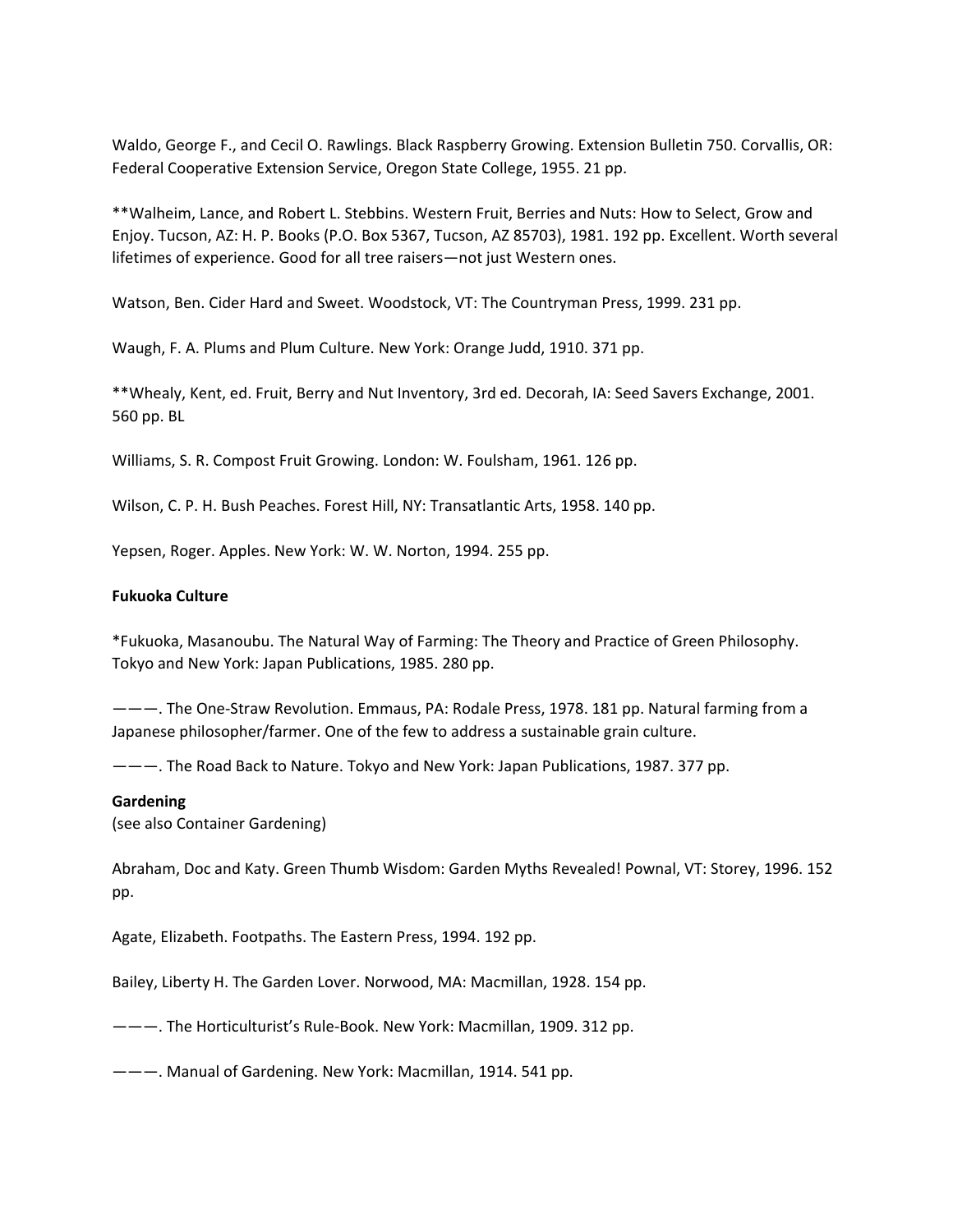Waldo, George F., and Cecil O. Rawlings. Black Raspberry Growing. Extension Bulletin 750. Corvallis, OR: Federal Cooperative Extension Service, Oregon State College, 1955. 21 pp.

**Walheim, Lance, and Robert L. Stebbins. Western Fruit, Berries and Nuts: How to Select, Grow and Enjoy. Tucson, AZ: H. P. Books (P.O. Box 5367, Tucson, AZ 85703), 1981. 192 pp. Excellent. Worth several lifetimes of experience. Good for all tree raisers—not just Western ones.

Watson, Ben. Cider Hard and Sweet. Woodstock, VT: The Countryman Press, 1999. 231 pp.

Waugh, F. A. Plums and Plum Culture. New York: Orange Judd, 1910. 371 pp.

**Whealy, Kent, ed. Fruit, Berry and Nut Inventory, 3rd ed. Decorah, IA: Seed Savers Exchange, 2001. 560 pp. BL

Williams, S. R. Compost Fruit Growing. London: W. Foulsham, 1961. 126 pp.

Wilson, C. P. H. Bush Peaches. Forest Hill, NY: Transatlantic Arts, 1958. 140 pp.

Yepsen, Roger. Apples. New York: W. W. Norton, 1994. 255 pp.

**Fukuoka Culture**

*Fukuoka, Masanoubu. The Natural Way of Farming: The Theory and Practice of Green Philosophy. Tokyo and New York: Japan Publications, 1985. 280 pp.

———. The One-Straw Revolution. Emmaus, PA: Rodale Press, 1978. 181 pp. Natural farming from a Japanese philosopher/farmer. One of the few to address a sustainable grain culture.

———. The Road Back to Nature. Tokyo and New York: Japan Publications, 1987. 377 pp.

**Gardening**
(see also Container Gardening)

Abraham, Doc and Katy. Green Thumb Wisdom: Garden Myths Revealed! Pownal, VT: Storey, 1996. 152 pp.

Agate, Elizabeth. Footpaths. The Eastern Press, 1994. 192 pp.

Bailey, Liberty H. The Garden Lover. Norwood, MA: Macmillan, 1928. 154 pp.

———. The Horticulturist's Rule-Book. New York: Macmillan, 1909. 312 pp.

———. Manual of Gardening. New York: Macmillan, 1914. 541 pp.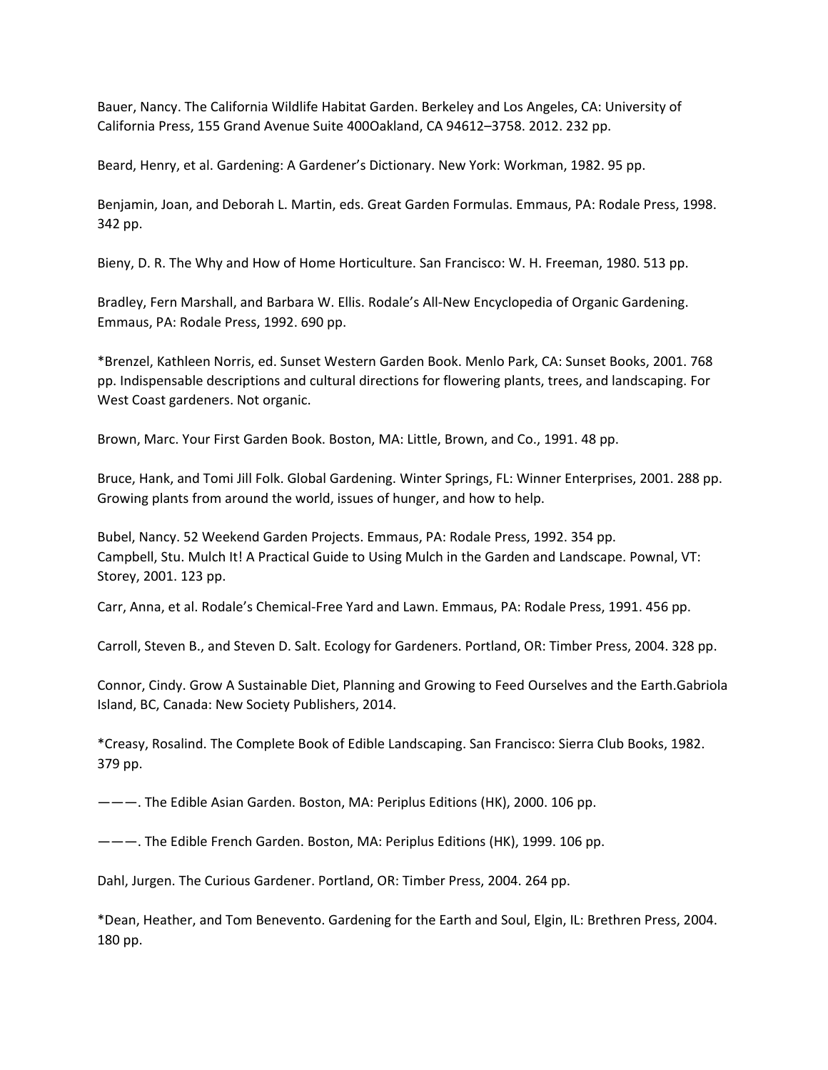Bauer, Nancy. The California Wildlife Habitat Garden. Berkeley and Los Angeles, CA: University of California Press, 155 Grand Avenue Suite 400Oakland, CA 94612–3758. 2012. 232 pp.

Beard, Henry, et al. Gardening: A Gardener's Dictionary. New York: Workman, 1982. 95 pp.

Benjamin, Joan, and Deborah L. Martin, eds. Great Garden Formulas. Emmaus, PA: Rodale Press, 1998. 342 pp.

Bieny, D. R. The Why and How of Home Horticulture. San Francisco: W. H. Freeman, 1980. 513 pp.

Bradley, Fern Marshall, and Barbara W. Ellis. Rodale's All-New Encyclopedia of Organic Gardening. Emmaus, PA: Rodale Press, 1992. 690 pp.

*Brenzel, Kathleen Norris, ed. Sunset Western Garden Book. Menlo Park, CA: Sunset Books, 2001. 768 pp. Indispensable descriptions and cultural directions for flowering plants, trees, and landscaping. For West Coast gardeners. Not organic.

Brown, Marc. Your First Garden Book. Boston, MA: Little, Brown, and Co., 1991. 48 pp.

Bruce, Hank, and Tomi Jill Folk. Global Gardening. Winter Springs, FL: Winner Enterprises, 2001. 288 pp. Growing plants from around the world, issues of hunger, and how to help.

Bubel, Nancy. 52 Weekend Garden Projects. Emmaus, PA: Rodale Press, 1992. 354 pp.

Campbell, Stu. Mulch It! A Practical Guide to Using Mulch in the Garden and Landscape. Pownal, VT: Storey, 2001. 123 pp.

Carr, Anna, et al. Rodale's Chemical-Free Yard and Lawn. Emmaus, PA: Rodale Press, 1991. 456 pp.

Carroll, Steven B., and Steven D. Salt. Ecology for Gardeners. Portland, OR: Timber Press, 2004. 328 pp.

Connor, Cindy. Grow A Sustainable Diet, Planning and Growing to Feed Ourselves and the Earth.Gabriola Island, BC, Canada: New Society Publishers, 2014.

*Creasy, Rosalind. The Complete Book of Edible Landscaping. San Francisco: Sierra Club Books, 1982. 379 pp.

———. The Edible Asian Garden. Boston, MA: Periplus Editions (HK), 2000. 106 pp.

———. The Edible French Garden. Boston, MA: Periplus Editions (HK), 1999. 106 pp.

Dahl, Jurgen. The Curious Gardener. Portland, OR: Timber Press, 2004. 264 pp.

*Dean, Heather, and Tom Benevento. Gardening for the Earth and Soul, Elgin, IL: Brethren Press, 2004. 180 pp.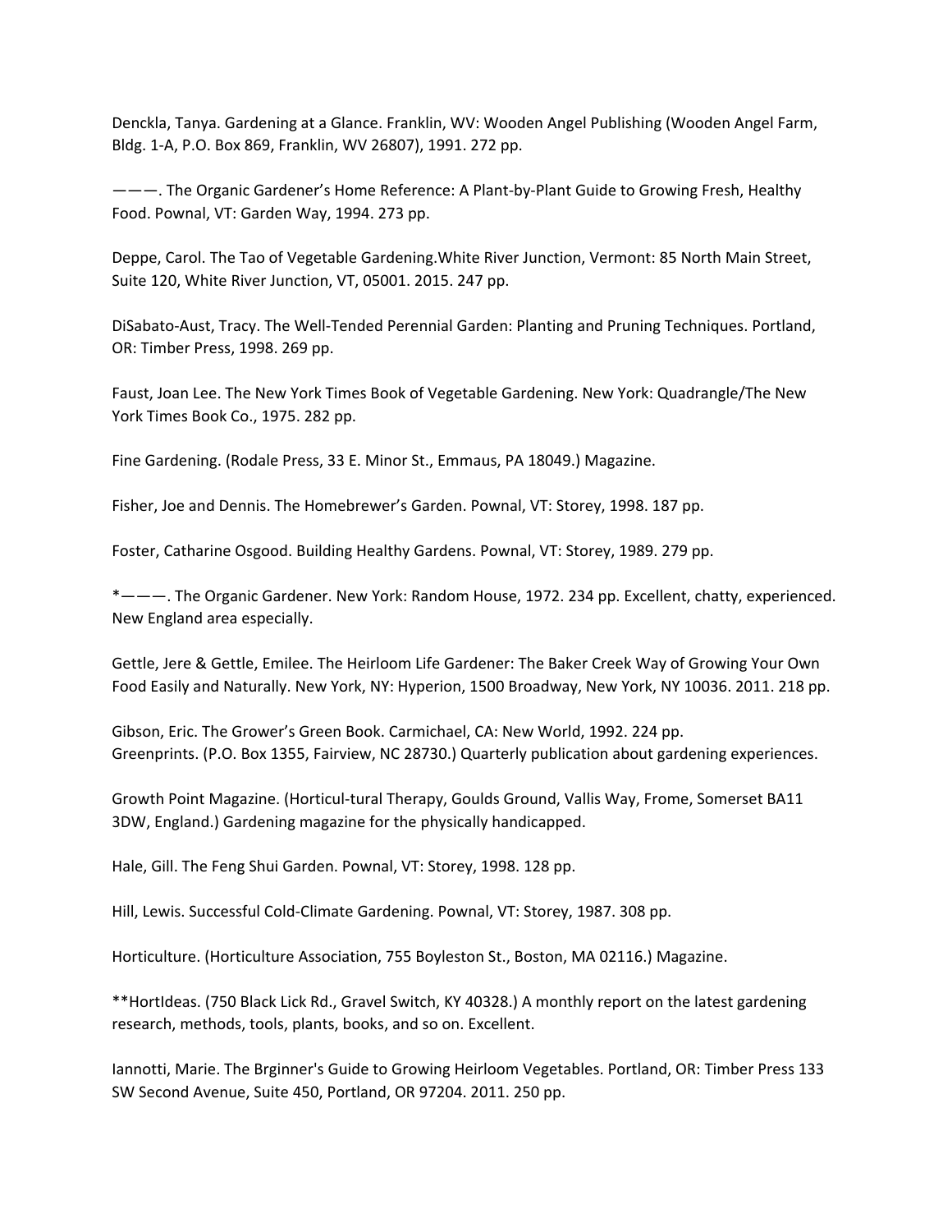Denckla, Tanya. Gardening at a Glance. Franklin, WV: Wooden Angel Publishing (Wooden Angel Farm, Bldg. 1-A, P.O. Box 869, Franklin, WV 26807), 1991. 272 pp.

———. The Organic Gardener's Home Reference: A Plant-by-Plant Guide to Growing Fresh, Healthy Food. Pownal, VT: Garden Way, 1994. 273 pp.

Deppe, Carol. The Tao of Vegetable Gardening.White River Junction, Vermont: 85 North Main Street, Suite 120, White River Junction, VT, 05001. 2015. 247 pp.

DiSabato-Aust, Tracy. The Well-Tended Perennial Garden: Planting and Pruning Techniques. Portland, OR: Timber Press, 1998. 269 pp.

Faust, Joan Lee. The New York Times Book of Vegetable Gardening. New York: Quadrangle/The New York Times Book Co., 1975. 282 pp.

Fine Gardening. (Rodale Press, 33 E. Minor St., Emmaus, PA 18049.) Magazine.

Fisher, Joe and Dennis. The Homebrewer's Garden. Pownal, VT: Storey, 1998. 187 pp.

Foster, Catharine Osgood. Building Healthy Gardens. Pownal, VT: Storey, 1989. 279 pp.

*———. The Organic Gardener. New York: Random House, 1972. 234 pp. Excellent, chatty, experienced. New England area especially.

Gettle, Jere & Gettle, Emilee. The Heirloom Life Gardener: The Baker Creek Way of Growing Your Own Food Easily and Naturally. New York, NY: Hyperion, 1500 Broadway, New York, NY 10036. 2011. 218 pp.

Gibson, Eric. The Grower's Green Book. Carmichael, CA: New World, 1992. 224 pp.
Greenprints. (P.O. Box 1355, Fairview, NC 28730.) Quarterly publication about gardening experiences.

Growth Point Magazine. (Horticul-tural Therapy, Goulds Ground, Vallis Way, Frome, Somerset BA11 3DW, England.) Gardening magazine for the physically handicapped.

Hale, Gill. The Feng Shui Garden. Pownal, VT: Storey, 1998. 128 pp.

Hill, Lewis. Successful Cold-Climate Gardening. Pownal, VT: Storey, 1987. 308 pp.

Horticulture. (Horticulture Association, 755 Boyleston St., Boston, MA 02116.) Magazine.

**HortIdeas. (750 Black Lick Rd., Gravel Switch, KY 40328.) A monthly report on the latest gardening research, methods, tools, plants, books, and so on. Excellent.

Iannotti, Marie. The Brginner's Guide to Growing Heirloom Vegetables. Portland, OR: Timber Press 133 SW Second Avenue, Suite 450, Portland, OR 97204. 2011. 250 pp.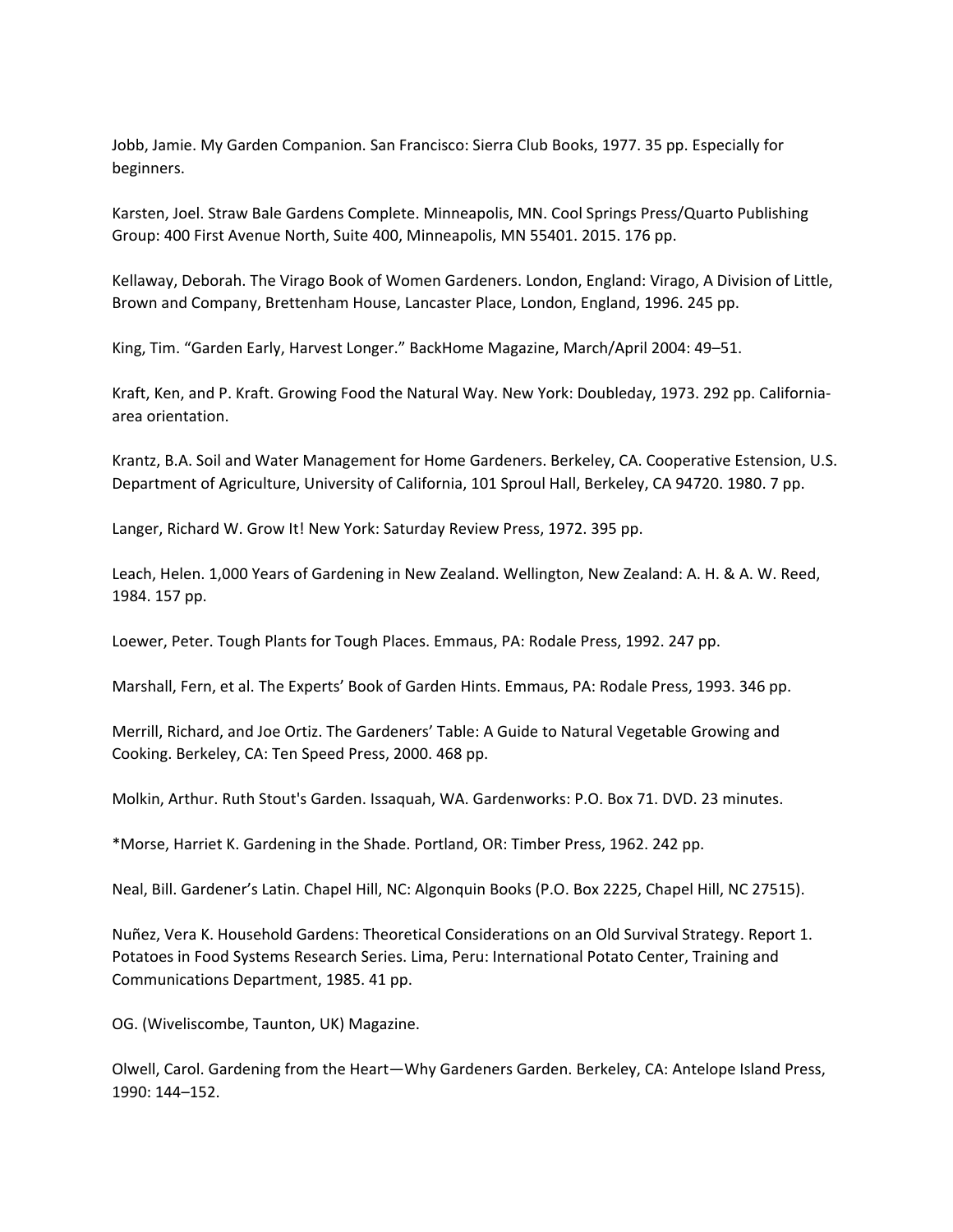Jobb, Jamie. My Garden Companion. San Francisco: Sierra Club Books, 1977. 35 pp. Especially for beginners.

Karsten, Joel. Straw Bale Gardens Complete. Minneapolis, MN. Cool Springs Press/Quarto Publishing Group: 400 First Avenue North, Suite 400, Minneapolis, MN 55401. 2015. 176 pp.

Kellaway, Deborah. The Virago Book of Women Gardeners. London, England: Virago, A Division of Little, Brown and Company, Brettenham House, Lancaster Place, London, England, 1996. 245 pp.

King, Tim. "Garden Early, Harvest Longer." BackHome Magazine, March/April 2004: 49–51.

Kraft, Ken, and P. Kraft. Growing Food the Natural Way. New York: Doubleday, 1973. 292 pp. California-area orientation.

Krantz, B.A. Soil and Water Management for Home Gardeners. Berkeley, CA. Cooperative Estension, U.S. Department of Agriculture, University of California, 101 Sproul Hall, Berkeley, CA 94720. 1980. 7 pp.

Langer, Richard W. Grow It! New York: Saturday Review Press, 1972. 395 pp.

Leach, Helen. 1,000 Years of Gardening in New Zealand. Wellington, New Zealand: A. H. & A. W. Reed, 1984. 157 pp.

Loewer, Peter. Tough Plants for Tough Places. Emmaus, PA: Rodale Press, 1992. 247 pp.

Marshall, Fern, et al. The Experts' Book of Garden Hints. Emmaus, PA: Rodale Press, 1993. 346 pp.

Merrill, Richard, and Joe Ortiz. The Gardeners' Table: A Guide to Natural Vegetable Growing and Cooking. Berkeley, CA: Ten Speed Press, 2000. 468 pp.

Molkin, Arthur. Ruth Stout's Garden. Issaquah, WA. Gardenworks: P.O. Box 71. DVD. 23 minutes.

*Morse, Harriet K. Gardening in the Shade. Portland, OR: Timber Press, 1962. 242 pp.

Neal, Bill. Gardener's Latin. Chapel Hill, NC: Algonquin Books (P.O. Box 2225, Chapel Hill, NC 27515).

Nuñez, Vera K. Household Gardens: Theoretical Considerations on an Old Survival Strategy. Report 1. Potatoes in Food Systems Research Series. Lima, Peru: International Potato Center, Training and Communications Department, 1985. 41 pp.

OG. (Wiveliscombe, Taunton, UK) Magazine.

Olwell, Carol. Gardening from the Heart—Why Gardeners Garden. Berkeley, CA: Antelope Island Press, 1990: 144–152.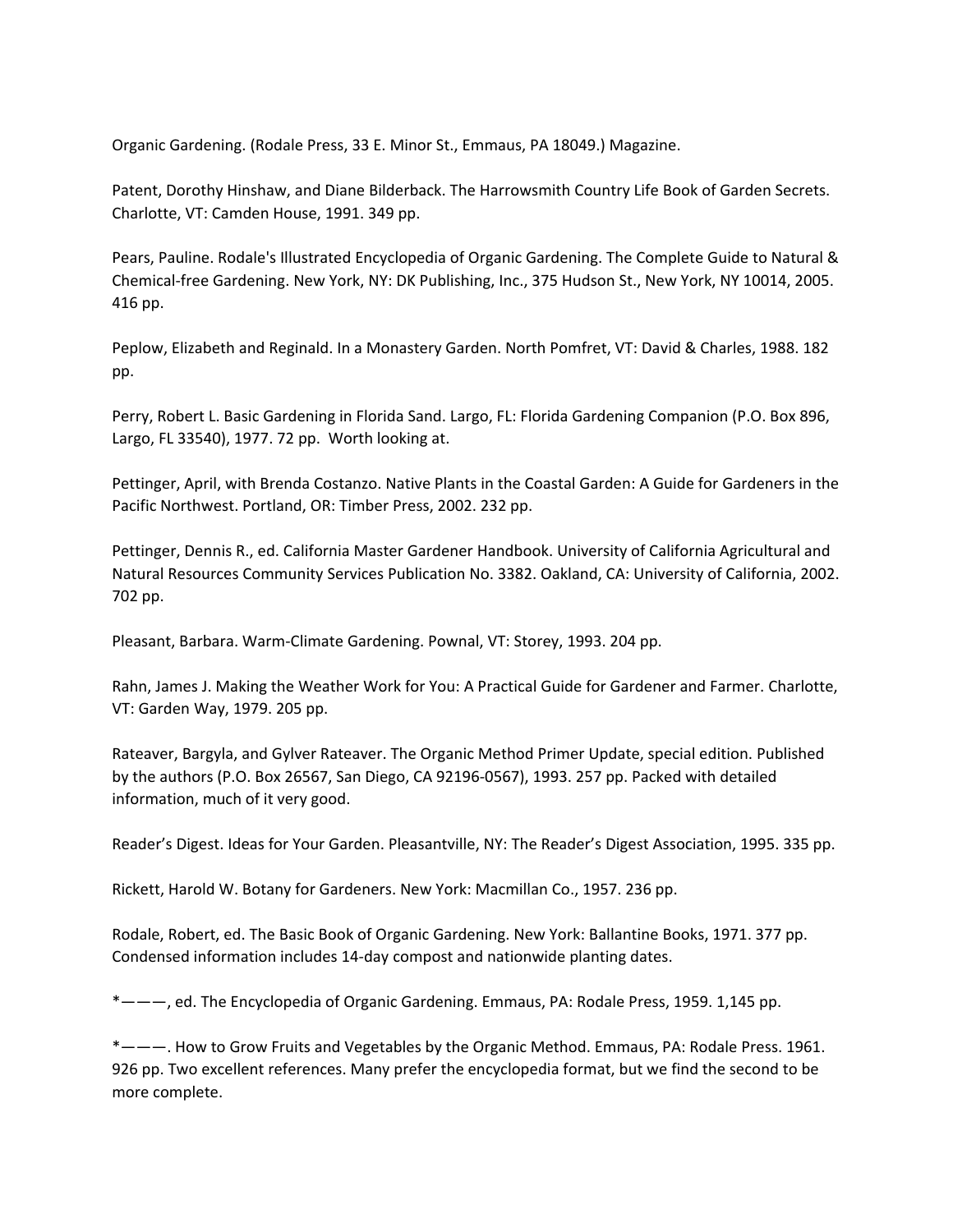Organic Gardening. (Rodale Press, 33 E. Minor St., Emmaus, PA 18049.) Magazine.

Patent, Dorothy Hinshaw, and Diane Bilderback. The Harrowsmith Country Life Book of Garden Secrets. Charlotte, VT: Camden House, 1991. 349 pp.

Pears, Pauline. Rodale's Illustrated Encyclopedia of Organic Gardening. The Complete Guide to Natural & Chemical-free Gardening. New York, NY: DK Publishing, Inc., 375 Hudson St., New York, NY 10014, 2005. 416 pp.

Peplow, Elizabeth and Reginald. In a Monastery Garden. North Pomfret, VT: David & Charles, 1988. 182 pp.

Perry, Robert L. Basic Gardening in Florida Sand. Largo, FL: Florida Gardening Companion (P.O. Box 896, Largo, FL 33540), 1977. 72 pp. Worth looking at.

Pettinger, April, with Brenda Costanzo. Native Plants in the Coastal Garden: A Guide for Gardeners in the Pacific Northwest. Portland, OR: Timber Press, 2002. 232 pp.

Pettinger, Dennis R., ed. California Master Gardener Handbook. University of California Agricultural and Natural Resources Community Services Publication No. 3382. Oakland, CA: University of California, 2002. 702 pp.

Pleasant, Barbara. Warm-Climate Gardening. Pownal, VT: Storey, 1993. 204 pp.

Rahn, James J. Making the Weather Work for You: A Practical Guide for Gardener and Farmer. Charlotte, VT: Garden Way, 1979. 205 pp.

Rateaver, Bargyla, and Gylver Rateaver. The Organic Method Primer Update, special edition. Published by the authors (P.O. Box 26567, San Diego, CA 92196-0567), 1993. 257 pp. Packed with detailed information, much of it very good.

Reader's Digest. Ideas for Your Garden. Pleasantville, NY: The Reader's Digest Association, 1995. 335 pp.

Rickett, Harold W. Botany for Gardeners. New York: Macmillan Co., 1957. 236 pp.

Rodale, Robert, ed. The Basic Book of Organic Gardening. New York: Ballantine Books, 1971. 377 pp. Condensed information includes 14-day compost and nationwide planting dates.

*———, ed. The Encyclopedia of Organic Gardening. Emmaus, PA: Rodale Press, 1959. 1,145 pp.

*———. How to Grow Fruits and Vegetables by the Organic Method. Emmaus, PA: Rodale Press. 1961. 926 pp. Two excellent references. Many prefer the encyclopedia format, but we find the second to be more complete.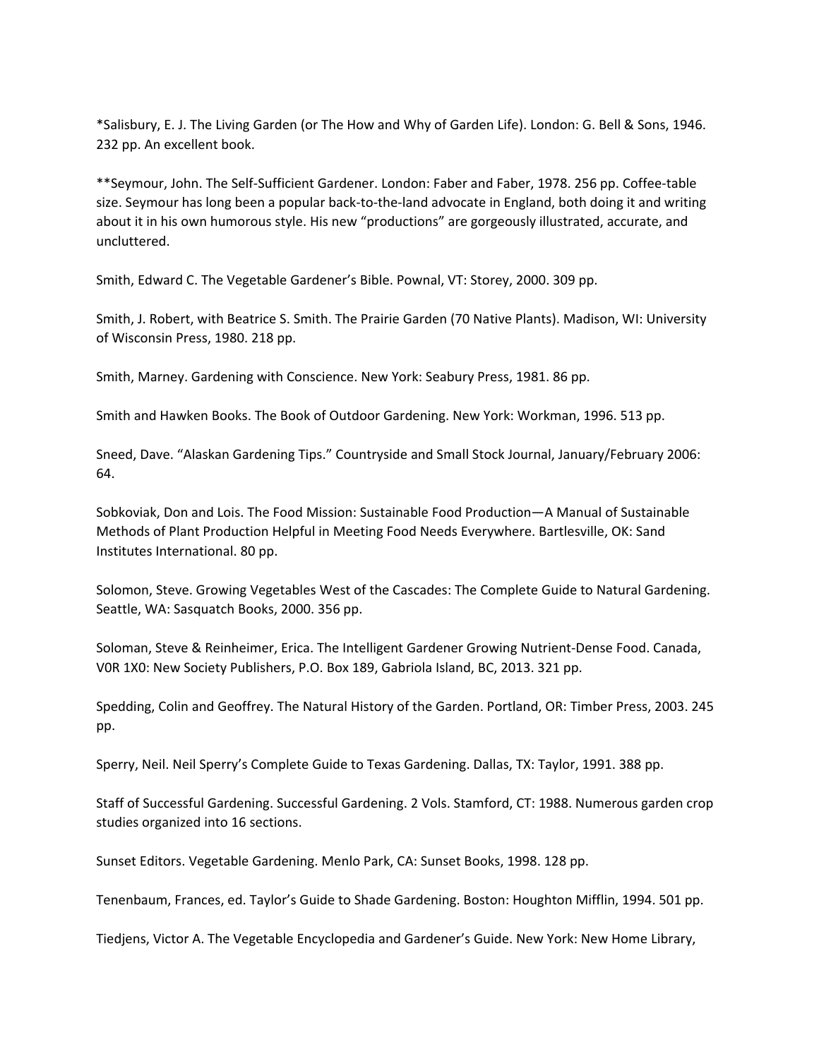*Salisbury, E. J. The Living Garden (or The How and Why of Garden Life). London: G. Bell & Sons, 1946. 232 pp. An excellent book.

**Seymour, John. The Self-Sufficient Gardener. London: Faber and Faber, 1978. 256 pp. Coffee-table size. Seymour has long been a popular back-to-the-land advocate in England, both doing it and writing about it in his own humorous style. His new “productions” are gorgeously illustrated, accurate, and uncluttered.

Smith, Edward C. The Vegetable Gardener’s Bible. Pownal, VT: Storey, 2000. 309 pp.

Smith, J. Robert, with Beatrice S. Smith. The Prairie Garden (70 Native Plants). Madison, WI: University of Wisconsin Press, 1980. 218 pp.

Smith, Marney. Gardening with Conscience. New York: Seabury Press, 1981. 86 pp.

Smith and Hawken Books. The Book of Outdoor Gardening. New York: Workman, 1996. 513 pp.

Sneed, Dave. “Alaskan Gardening Tips.” Countryside and Small Stock Journal, January/February 2006: 64.

Sobkoviak, Don and Lois. The Food Mission: Sustainable Food Production—A Manual of Sustainable Methods of Plant Production Helpful in Meeting Food Needs Everywhere. Bartlesville, OK: Sand Institutes International. 80 pp.

Solomon, Steve. Growing Vegetables West of the Cascades: The Complete Guide to Natural Gardening. Seattle, WA: Sasquatch Books, 2000. 356 pp.

Soloman, Steve & Reinheimer, Erica. The Intelligent Gardener Growing Nutrient-Dense Food. Canada, V0R 1X0: New Society Publishers, P.O. Box 189, Gabriola Island, BC, 2013. 321 pp.

Spedding, Colin and Geoffrey. The Natural History of the Garden. Portland, OR: Timber Press, 2003. 245 pp.

Sperry, Neil. Neil Sperry’s Complete Guide to Texas Gardening. Dallas, TX: Taylor, 1991. 388 pp.

Staff of Successful Gardening. Successful Gardening. 2 Vols. Stamford, CT: 1988. Numerous garden crop studies organized into 16 sections.

Sunset Editors. Vegetable Gardening. Menlo Park, CA: Sunset Books, 1998. 128 pp.

Tenenbaum, Frances, ed. Taylor’s Guide to Shade Gardening. Boston: Houghton Mifflin, 1994. 501 pp.

Tiedjens, Victor A. The Vegetable Encyclopedia and Gardener’s Guide. New York: New Home Library,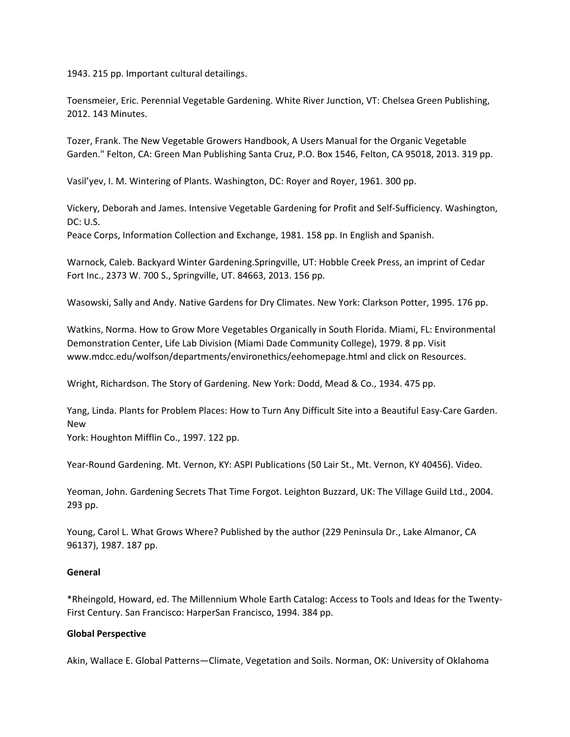1943. 215 pp. Important cultural detailings.

Toensmeier, Eric. Perennial Vegetable Gardening. White River Junction, VT: Chelsea Green Publishing, 2012. 143 Minutes.

Tozer, Frank. The New Vegetable Growers Handbook, A Users Manual for the Organic Vegetable Garden." Felton, CA: Green Man Publishing Santa Cruz, P.O. Box 1546, Felton, CA 95018, 2013. 319 pp.

Vasil'yev, I. M. Wintering of Plants. Washington, DC: Royer and Royer, 1961. 300 pp.

Vickery, Deborah and James. Intensive Vegetable Gardening for Profit and Self-Sufficiency. Washington, DC: U.S. Peace Corps, Information Collection and Exchange, 1981. 158 pp. In English and Spanish.

Warnock, Caleb. Backyard Winter Gardening.Springville, UT: Hobble Creek Press, an imprint of Cedar Fort Inc., 2373 W. 700 S., Springville, UT. 84663, 2013. 156 pp.

Wasowski, Sally and Andy. Native Gardens for Dry Climates. New York: Clarkson Potter, 1995. 176 pp.

Watkins, Norma. How to Grow More Vegetables Organically in South Florida. Miami, FL: Environmental Demonstration Center, Life Lab Division (Miami Dade Community College), 1979. 8 pp. Visit www.mdcc.edu/wolfson/departments/environethics/eehomepage.html and click on Resources.

Wright, Richardson. The Story of Gardening. New York: Dodd, Mead & Co., 1934. 475 pp.

Yang, Linda. Plants for Problem Places: How to Turn Any Difficult Site into a Beautiful Easy-Care Garden. New York: Houghton Mifflin Co., 1997. 122 pp.

Year-Round Gardening. Mt. Vernon, KY: ASPI Publications (50 Lair St., Mt. Vernon, KY 40456). Video.

Yeoman, John. Gardening Secrets That Time Forgot. Leighton Buzzard, UK: The Village Guild Ltd., 2004. 293 pp.

Young, Carol L. What Grows Where? Published by the author (229 Peninsula Dr., Lake Almanor, CA 96137), 1987. 187 pp.

**General**

*Rheingold, Howard, ed. The Millennium Whole Earth Catalog: Access to Tools and Ideas for the Twenty-First Century. San Francisco: HarperSan Francisco, 1994. 384 pp.

**Global Perspective**

Akin, Wallace E. Global Patterns—Climate, Vegetation and Soils. Norman, OK: University of Oklahoma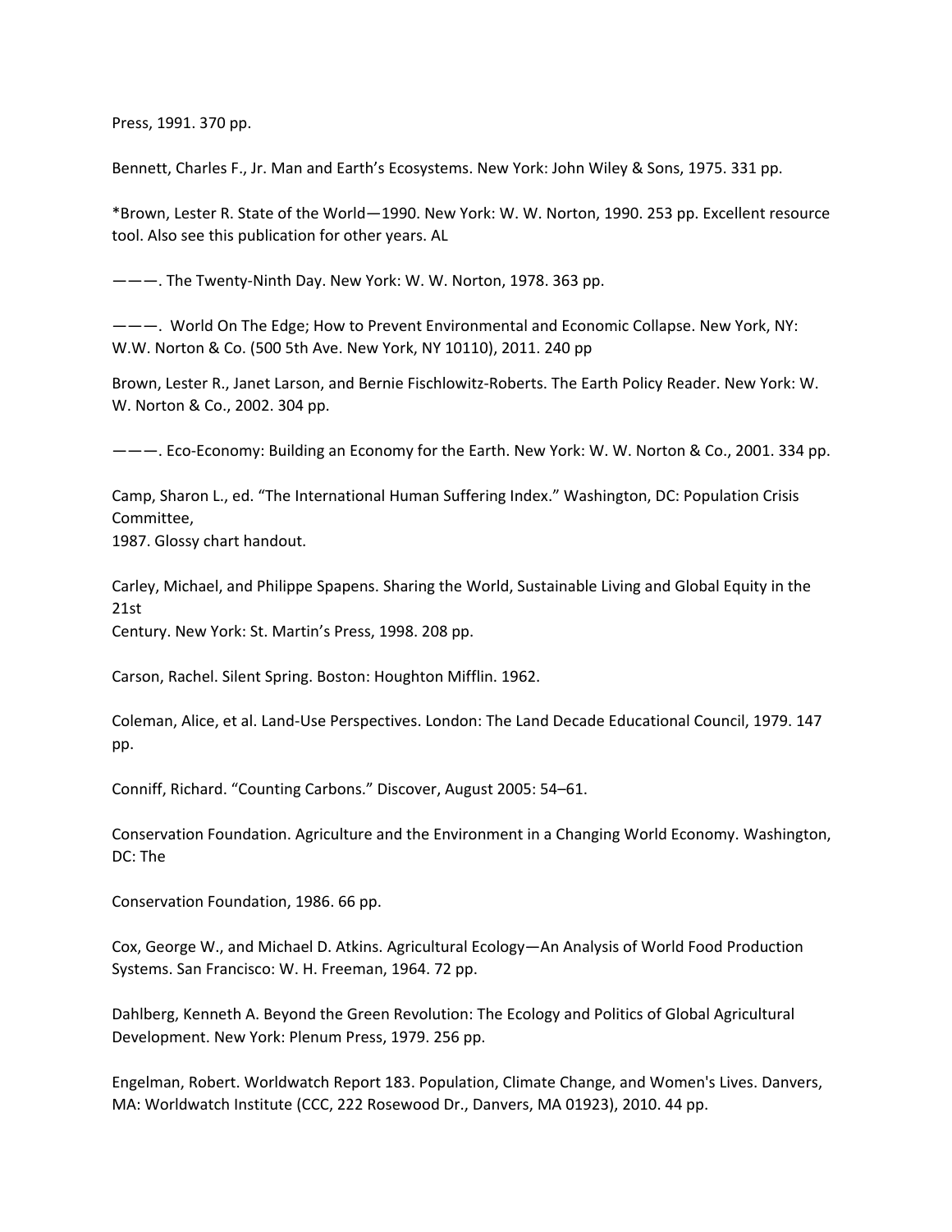Press, 1991. 370 pp.

Bennett, Charles F., Jr. Man and Earth's Ecosystems. New York: John Wiley & Sons, 1975. 331 pp.

*Brown, Lester R. State of the World—1990. New York: W. W. Norton, 1990. 253 pp. Excellent resource tool. Also see this publication for other years. AL

———. The Twenty-Ninth Day. New York: W. W. Norton, 1978. 363 pp.

———. World On The Edge; How to Prevent Environmental and Economic Collapse. New York, NY: W.W. Norton & Co. (500 5th Ave. New York, NY 10110), 2011. 240 pp

Brown, Lester R., Janet Larson, and Bernie Fischlowitz-Roberts. The Earth Policy Reader. New York: W. W. Norton & Co., 2002. 304 pp.

———. Eco-Economy: Building an Economy for the Earth. New York: W. W. Norton & Co., 2001. 334 pp.

Camp, Sharon L., ed. "The International Human Suffering Index." Washington, DC: Population Crisis Committee,
1987. Glossy chart handout.

Carley, Michael, and Philippe Spapens. Sharing the World, Sustainable Living and Global Equity in the 21st
Century. New York: St. Martin's Press, 1998. 208 pp.

Carson, Rachel. Silent Spring. Boston: Houghton Mifflin. 1962.

Coleman, Alice, et al. Land-Use Perspectives. London: The Land Decade Educational Council, 1979. 147 pp.

Conniff, Richard. "Counting Carbons." Discover, August 2005: 54–61.

Conservation Foundation. Agriculture and the Environment in a Changing World Economy. Washington, DC: The

Conservation Foundation, 1986. 66 pp.

Cox, George W., and Michael D. Atkins. Agricultural Ecology—An Analysis of World Food Production Systems. San Francisco: W. H. Freeman, 1964. 72 pp.

Dahlberg, Kenneth A. Beyond the Green Revolution: The Ecology and Politics of Global Agricultural Development. New York: Plenum Press, 1979. 256 pp.

Engelman, Robert. Worldwatch Report 183. Population, Climate Change, and Women's Lives. Danvers, MA: Worldwatch Institute (CCC, 222 Rosewood Dr., Danvers, MA 01923), 2010. 44 pp.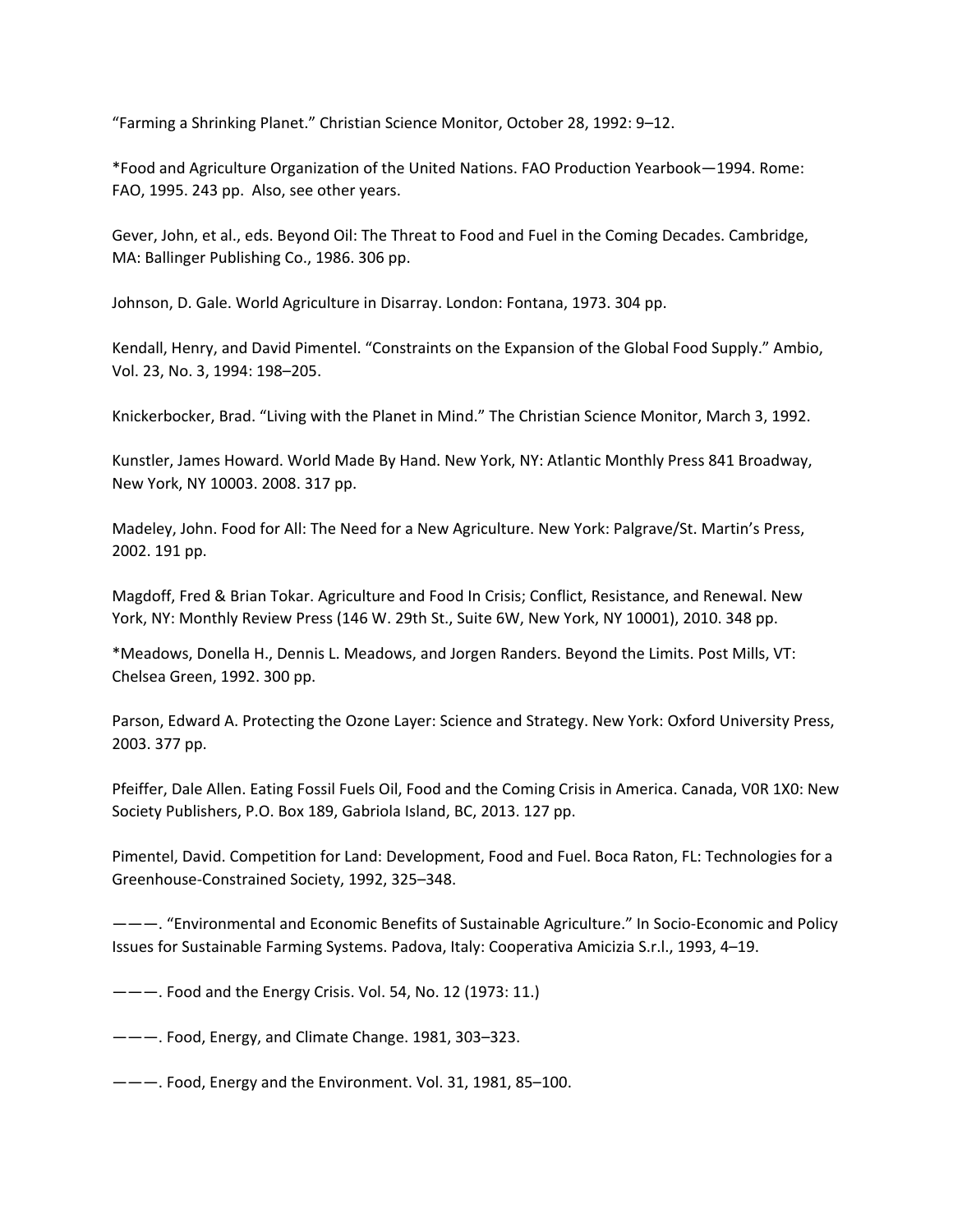"Farming a Shrinking Planet." Christian Science Monitor, October 28, 1992: 9–12.

*Food and Agriculture Organization of the United Nations. FAO Production Yearbook—1994. Rome: FAO, 1995. 243 pp.  Also, see other years.

Gever, John, et al., eds. Beyond Oil: The Threat to Food and Fuel in the Coming Decades. Cambridge, MA: Ballinger Publishing Co., 1986. 306 pp.

Johnson, D. Gale. World Agriculture in Disarray. London: Fontana, 1973. 304 pp.

Kendall, Henry, and David Pimentel. "Constraints on the Expansion of the Global Food Supply." Ambio, Vol. 23, No. 3, 1994: 198–205.

Knickerbocker, Brad. "Living with the Planet in Mind." The Christian Science Monitor, March 3, 1992.

Kunstler, James Howard. World Made By Hand. New York, NY: Atlantic Monthly Press 841 Broadway, New York, NY 10003. 2008. 317 pp.

Madeley, John. Food for All: The Need for a New Agriculture. New York: Palgrave/St. Martin's Press, 2002. 191 pp.

Magdoff, Fred & Brian Tokar. Agriculture and Food In Crisis; Conflict, Resistance, and Renewal. New York, NY: Monthly Review Press (146 W. 29th St., Suite 6W, New York, NY 10001), 2010. 348 pp.

*Meadows, Donella H., Dennis L. Meadows, and Jorgen Randers. Beyond the Limits. Post Mills, VT: Chelsea Green, 1992. 300 pp.

Parson, Edward A. Protecting the Ozone Layer: Science and Strategy. New York: Oxford University Press, 2003. 377 pp.

Pfeiffer, Dale Allen. Eating Fossil Fuels Oil, Food and the Coming Crisis in America. Canada, V0R 1X0: New Society Publishers, P.O. Box 189, Gabriola Island, BC, 2013. 127 pp.

Pimentel, David. Competition for Land: Development, Food and Fuel. Boca Raton, FL: Technologies for a Greenhouse-Constrained Society, 1992, 325–348.

———. "Environmental and Economic Benefits of Sustainable Agriculture." In Socio-Economic and Policy Issues for Sustainable Farming Systems. Padova, Italy: Cooperativa Amicizia S.r.l., 1993, 4–19.

———. Food and the Energy Crisis. Vol. 54, No. 12 (1973: 11.)

———. Food, Energy, and Climate Change. 1981, 303–323.

———. Food, Energy and the Environment. Vol. 31, 1981, 85–100.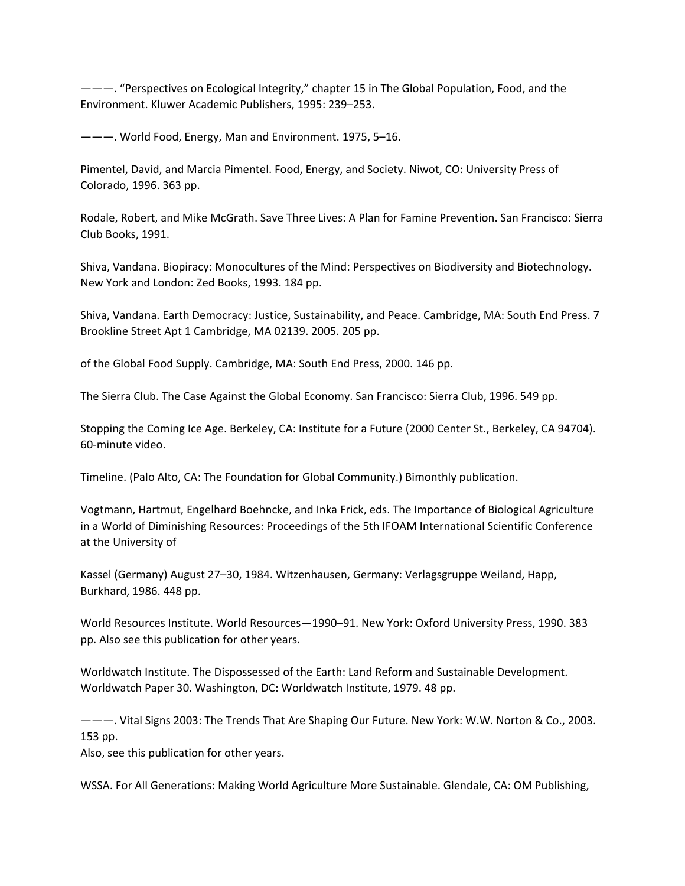———. "Perspectives on Ecological Integrity," chapter 15 in The Global Population, Food, and the Environment. Kluwer Academic Publishers, 1995: 239–253.

———. World Food, Energy, Man and Environment. 1975, 5–16.

Pimentel, David, and Marcia Pimentel. Food, Energy, and Society. Niwot, CO: University Press of Colorado, 1996. 363 pp.

Rodale, Robert, and Mike McGrath. Save Three Lives: A Plan for Famine Prevention. San Francisco: Sierra Club Books, 1991.

Shiva, Vandana. Biopiracy: Monocultures of the Mind: Perspectives on Biodiversity and Biotechnology. New York and London: Zed Books, 1993. 184 pp.

Shiva, Vandana. Earth Democracy: Justice, Sustainability, and Peace. Cambridge, MA: South End Press. 7 Brookline Street Apt 1 Cambridge, MA 02139. 2005. 205 pp.

of the Global Food Supply. Cambridge, MA: South End Press, 2000. 146 pp.

The Sierra Club. The Case Against the Global Economy. San Francisco: Sierra Club, 1996. 549 pp.

Stopping the Coming Ice Age. Berkeley, CA: Institute for a Future (2000 Center St., Berkeley, CA 94704). 60-minute video.

Timeline. (Palo Alto, CA: The Foundation for Global Community.) Bimonthly publication.

Vogtmann, Hartmut, Engelhard Boehncke, and Inka Frick, eds. The Importance of Biological Agriculture in a World of Diminishing Resources: Proceedings of the 5th IFOAM International Scientific Conference at the University of

Kassel (Germany) August 27–30, 1984. Witzenhausen, Germany: Verlagsgruppe Weiland, Happ, Burkhard, 1986. 448 pp.

World Resources Institute. World Resources—1990–91. New York: Oxford University Press, 1990. 383 pp. Also see this publication for other years.

Worldwatch Institute. The Dispossessed of the Earth: Land Reform and Sustainable Development. Worldwatch Paper 30. Washington, DC: Worldwatch Institute, 1979. 48 pp.

———. Vital Signs 2003: The Trends That Are Shaping Our Future. New York: W.W. Norton & Co., 2003. 153 pp.
Also, see this publication for other years.

WSSA. For All Generations: Making World Agriculture More Sustainable. Glendale, CA: OM Publishing,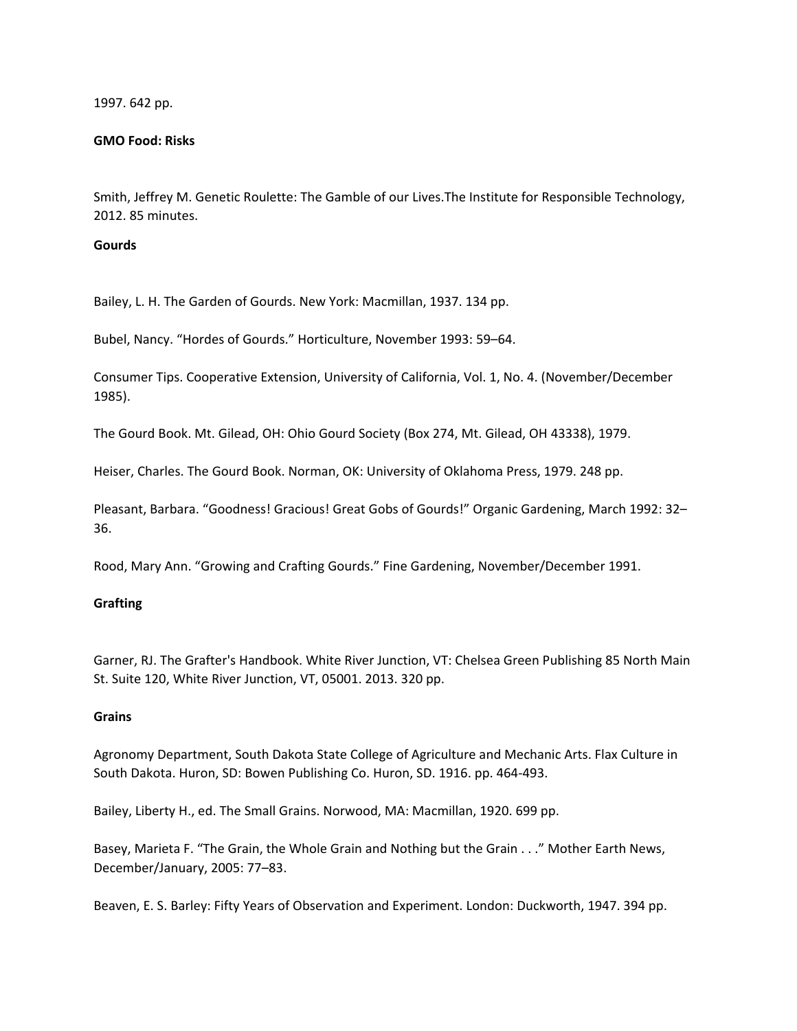1997. 642 pp.

**GMO Food: Risks**

Smith, Jeffrey M. Genetic Roulette: The Gamble of our Lives.The Institute for Responsible Technology, 2012. 85 minutes.

**Gourds**

Bailey, L. H. The Garden of Gourds. New York: Macmillan, 1937. 134 pp.

Bubel, Nancy. "Hordes of Gourds." Horticulture, November 1993: 59–64.

Consumer Tips. Cooperative Extension, University of California, Vol. 1, No. 4. (November/December 1985).

The Gourd Book. Mt. Gilead, OH: Ohio Gourd Society (Box 274, Mt. Gilead, OH 43338), 1979.

Heiser, Charles. The Gourd Book. Norman, OK: University of Oklahoma Press, 1979. 248 pp.

Pleasant, Barbara. "Goodness! Gracious! Great Gobs of Gourds!" Organic Gardening, March 1992: 32–36.

Rood, Mary Ann. "Growing and Crafting Gourds." Fine Gardening, November/December 1991.

**Grafting**

Garner, RJ. The Grafter's Handbook. White River Junction, VT: Chelsea Green Publishing 85 North Main St. Suite 120, White River Junction, VT, 05001. 2013. 320 pp.

**Grains**

Agronomy Department, South Dakota State College of Agriculture and Mechanic Arts. Flax Culture in South Dakota. Huron, SD: Bowen Publishing Co. Huron, SD. 1916. pp. 464-493.

Bailey, Liberty H., ed. The Small Grains. Norwood, MA: Macmillan, 1920. 699 pp.

Basey, Marieta F. "The Grain, the Whole Grain and Nothing but the Grain . . ." Mother Earth News, December/January, 2005: 77–83.

Beaven, E. S. Barley: Fifty Years of Observation and Experiment. London: Duckworth, 1947. 394 pp.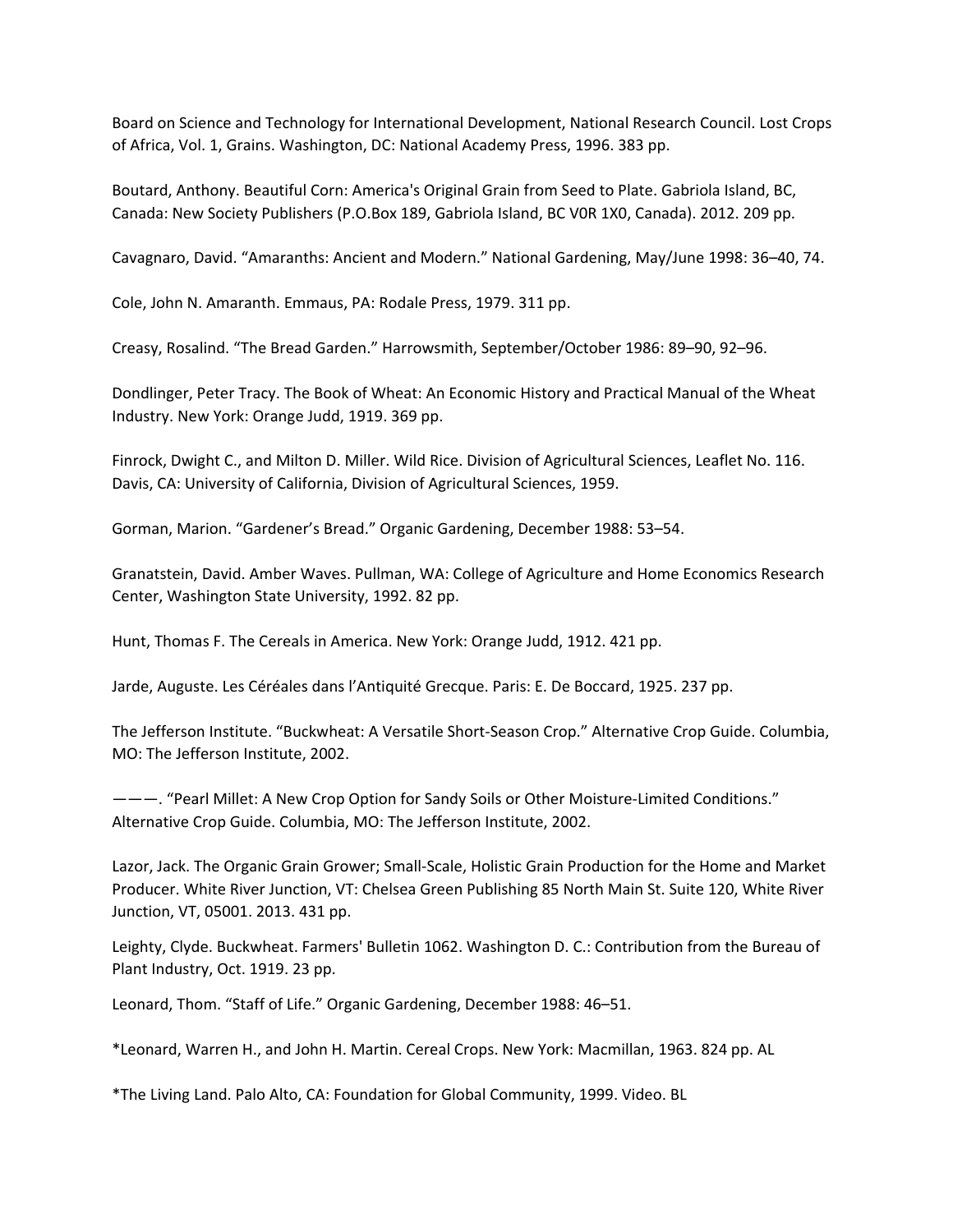Board on Science and Technology for International Development, National Research Council. Lost Crops of Africa, Vol. 1, Grains. Washington, DC: National Academy Press, 1996. 383 pp.

Boutard, Anthony. Beautiful Corn: America's Original Grain from Seed to Plate. Gabriola Island, BC, Canada: New Society Publishers (P.O.Box 189, Gabriola Island, BC V0R 1X0, Canada). 2012. 209 pp.

Cavagnaro, David. “Amaranths: Ancient and Modern.” National Gardening, May/June 1998: 36–40, 74.

Cole, John N. Amaranth. Emmaus, PA: Rodale Press, 1979. 311 pp.

Creasy, Rosalind. “The Bread Garden.” Harrowsmith, September/October 1986: 89–90, 92–96.

Dondlinger, Peter Tracy. The Book of Wheat: An Economic History and Practical Manual of the Wheat Industry. New York: Orange Judd, 1919. 369 pp.

Finrock, Dwight C., and Milton D. Miller. Wild Rice. Division of Agricultural Sciences, Leaflet No. 116. Davis, CA: University of California, Division of Agricultural Sciences, 1959.

Gorman, Marion. “Gardener’s Bread.” Organic Gardening, December 1988: 53–54.

Granatstein, David. Amber Waves. Pullman, WA: College of Agriculture and Home Economics Research Center, Washington State University, 1992. 82 pp.

Hunt, Thomas F. The Cereals in America. New York: Orange Judd, 1912. 421 pp.

Jarde, Auguste. Les Céréales dans l’Antiquité Grecque. Paris: E. De Boccard, 1925. 237 pp.

The Jefferson Institute. “Buckwheat: A Versatile Short-Season Crop.” Alternative Crop Guide. Columbia, MO: The Jefferson Institute, 2002.

———. “Pearl Millet: A New Crop Option for Sandy Soils or Other Moisture-Limited Conditions.” Alternative Crop Guide. Columbia, MO: The Jefferson Institute, 2002.

Lazor, Jack. The Organic Grain Grower; Small-Scale, Holistic Grain Production for the Home and Market Producer. White River Junction, VT: Chelsea Green Publishing 85 North Main St. Suite 120, White River Junction, VT, 05001. 2013. 431 pp.

Leighty, Clyde. Buckwheat. Farmers' Bulletin 1062. Washington D. C.: Contribution from the Bureau of Plant Industry, Oct. 1919. 23 pp.

Leonard, Thom. “Staff of Life.” Organic Gardening, December 1988: 46–51.

*Leonard, Warren H., and John H. Martin. Cereal Crops. New York: Macmillan, 1963. 824 pp. AL

*The Living Land. Palo Alto, CA: Foundation for Global Community, 1999. Video. BL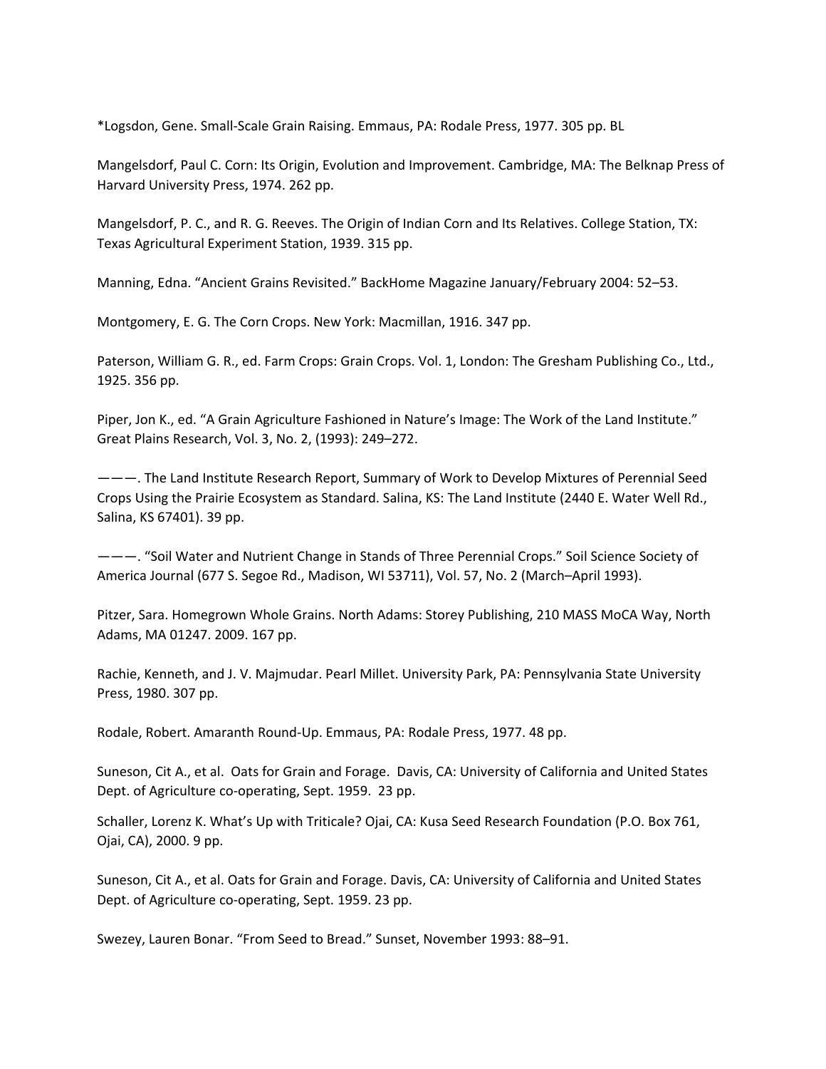*Logsdon, Gene. Small-Scale Grain Raising. Emmaus, PA: Rodale Press, 1977. 305 pp. BL

Mangelsdorf, Paul C. Corn: Its Origin, Evolution and Improvement. Cambridge, MA: The Belknap Press of Harvard University Press, 1974. 262 pp.

Mangelsdorf, P. C., and R. G. Reeves. The Origin of Indian Corn and Its Relatives. College Station, TX: Texas Agricultural Experiment Station, 1939. 315 pp.

Manning, Edna. “Ancient Grains Revisited.” BackHome Magazine January/February 2004: 52–53.

Montgomery, E. G. The Corn Crops. New York: Macmillan, 1916. 347 pp.

Paterson, William G. R., ed. Farm Crops: Grain Crops. Vol. 1, London: The Gresham Publishing Co., Ltd., 1925. 356 pp.

Piper, Jon K., ed. “A Grain Agriculture Fashioned in Nature’s Image: The Work of the Land Institute.” Great Plains Research, Vol. 3, No. 2, (1993): 249–272.

———. The Land Institute Research Report, Summary of Work to Develop Mixtures of Perennial Seed Crops Using the Prairie Ecosystem as Standard. Salina, KS: The Land Institute (2440 E. Water Well Rd., Salina, KS 67401). 39 pp.

———. “Soil Water and Nutrient Change in Stands of Three Perennial Crops.” Soil Science Society of America Journal (677 S. Segoe Rd., Madison, WI 53711), Vol. 57, No. 2 (March–April 1993).

Pitzer, Sara. Homegrown Whole Grains. North Adams: Storey Publishing, 210 MASS MoCA Way, North Adams, MA 01247. 2009. 167 pp.

Rachie, Kenneth, and J. V. Majmudar. Pearl Millet. University Park, PA: Pennsylvania State University Press, 1980. 307 pp.

Rodale, Robert. Amaranth Round-Up. Emmaus, PA: Rodale Press, 1977. 48 pp.

Suneson, Cit A., et al. Oats for Grain and Forage. Davis, CA: University of California and United States Dept. of Agriculture co-operating, Sept. 1959. 23 pp.

Schaller, Lorenz K. What’s Up with Triticale? Ojai, CA: Kusa Seed Research Foundation (P.O. Box 761, Ojai, CA), 2000. 9 pp.

Suneson, Cit A., et al. Oats for Grain and Forage. Davis, CA: University of California and United States Dept. of Agriculture co-operating, Sept. 1959. 23 pp.

Swezey, Lauren Bonar. “From Seed to Bread.” Sunset, November 1993: 88–91.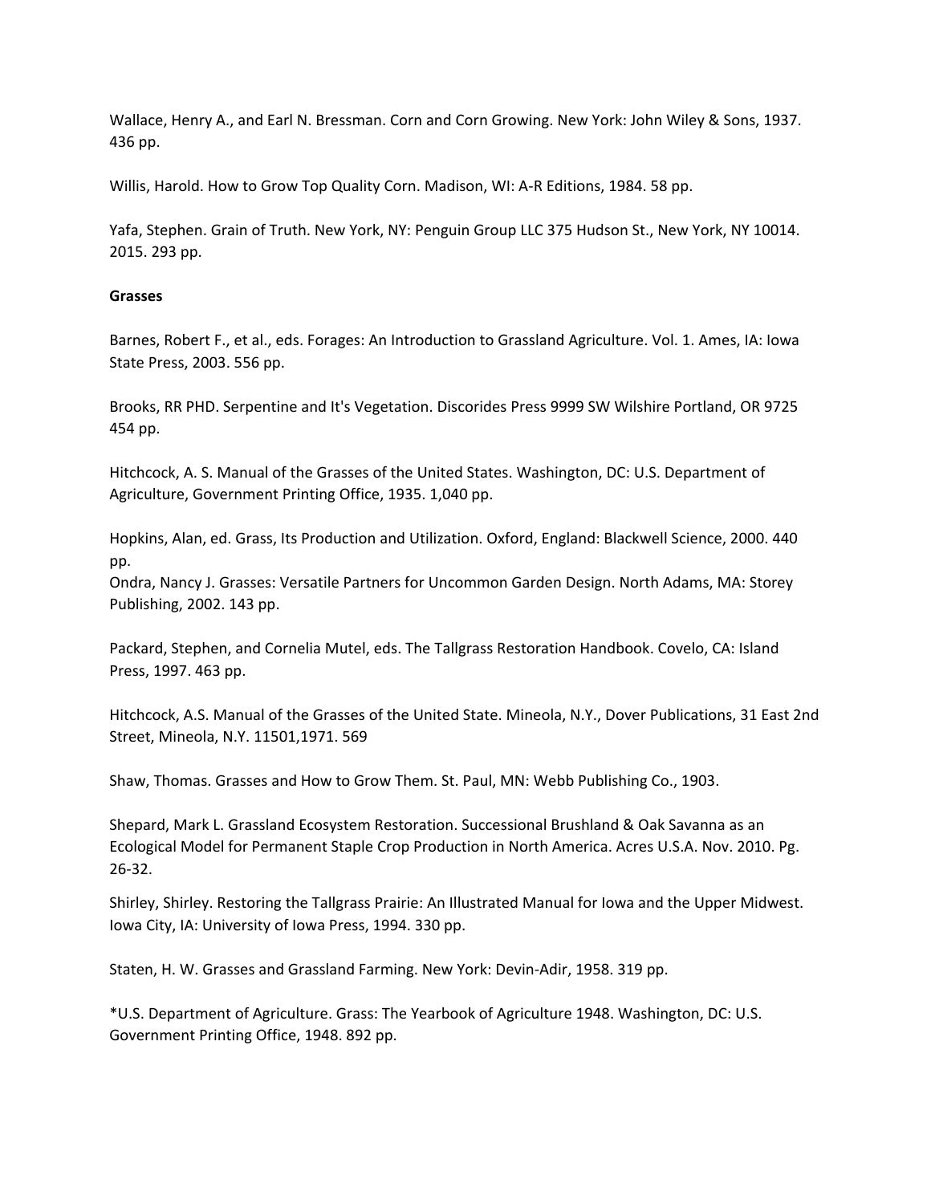Wallace, Henry A., and Earl N. Bressman. Corn and Corn Growing. New York: John Wiley & Sons, 1937. 436 pp.

Willis, Harold. How to Grow Top Quality Corn. Madison, WI: A-R Editions, 1984. 58 pp.

Yafa, Stephen. Grain of Truth. New York, NY: Penguin Group LLC 375 Hudson St., New York, NY 10014. 2015. 293 pp.

**Grasses**

Barnes, Robert F., et al., eds. Forages: An Introduction to Grassland Agriculture. Vol. 1. Ames, IA: Iowa State Press, 2003. 556 pp.

Brooks, RR PHD. Serpentine and It's Vegetation. Discorides Press 9999 SW Wilshire Portland, OR 9725 454 pp.

Hitchcock, A. S. Manual of the Grasses of the United States. Washington, DC: U.S. Department of Agriculture, Government Printing Office, 1935. 1,040 pp.

Hopkins, Alan, ed. Grass, Its Production and Utilization. Oxford, England: Blackwell Science, 2000. 440 pp.
Ondra, Nancy J. Grasses: Versatile Partners for Uncommon Garden Design. North Adams, MA: Storey Publishing, 2002. 143 pp.

Packard, Stephen, and Cornelia Mutel, eds. The Tallgrass Restoration Handbook. Covelo, CA: Island Press, 1997. 463 pp.

Hitchcock, A.S. Manual of the Grasses of the United State. Mineola, N.Y., Dover Publications, 31 East 2nd Street, Mineola, N.Y. 11501,1971. 569

Shaw, Thomas. Grasses and How to Grow Them. St. Paul, MN: Webb Publishing Co., 1903.

Shepard, Mark L. Grassland Ecosystem Restoration. Successional Brushland & Oak Savanna as an Ecological Model for Permanent Staple Crop Production in North America. Acres U.S.A. Nov. 2010. Pg. 26-32.

Shirley, Shirley. Restoring the Tallgrass Prairie: An Illustrated Manual for Iowa and the Upper Midwest. Iowa City, IA: University of Iowa Press, 1994. 330 pp.

Staten, H. W. Grasses and Grassland Farming. New York: Devin-Adir, 1958. 319 pp.

*U.S. Department of Agriculture. Grass: The Yearbook of Agriculture 1948. Washington, DC: U.S. Government Printing Office, 1948. 892 pp.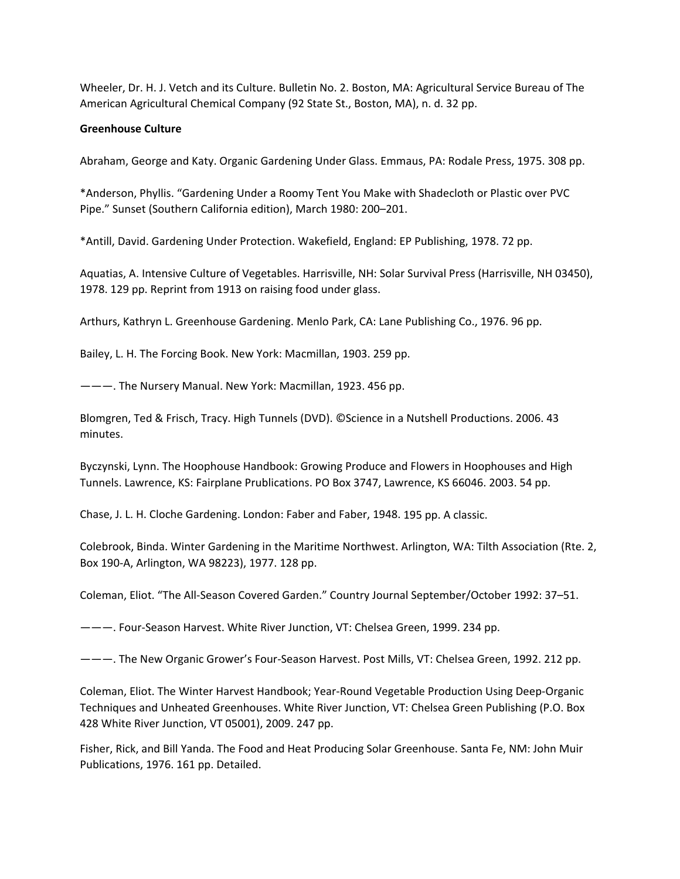Wheeler, Dr. H. J. Vetch and its Culture. Bulletin No. 2. Boston, MA: Agricultural Service Bureau of The American Agricultural Chemical Company (92 State St., Boston, MA), n. d. 32 pp.

**Greenhouse Culture**

Abraham, George and Katy. Organic Gardening Under Glass. Emmaus, PA: Rodale Press, 1975. 308 pp.

*Anderson, Phyllis. “Gardening Under a Roomy Tent You Make with Shadecloth or Plastic over PVC Pipe.” Sunset (Southern California edition), March 1980: 200–201.

*Antill, David. Gardening Under Protection. Wakefield, England: EP Publishing, 1978. 72 pp.

Aquatias, A. Intensive Culture of Vegetables. Harrisville, NH: Solar Survival Press (Harrisville, NH 03450), 1978. 129 pp. Reprint from 1913 on raising food under glass.

Arthurs, Kathryn L. Greenhouse Gardening. Menlo Park, CA: Lane Publishing Co., 1976. 96 pp.

Bailey, L. H. The Forcing Book. New York: Macmillan, 1903. 259 pp.

———. The Nursery Manual. New York: Macmillan, 1923. 456 pp.

Blomgren, Ted & Frisch, Tracy. High Tunnels (DVD). ©Science in a Nutshell Productions. 2006. 43 minutes.

Byczynski, Lynn. The Hoophouse Handbook: Growing Produce and Flowers in Hoophouses and High Tunnels. Lawrence, KS: Fairplane Prublications. PO Box 3747, Lawrence, KS 66046. 2003. 54 pp.

Chase, J. L. H. Cloche Gardening. London: Faber and Faber, 1948. 195 pp. A classic.

Colebrook, Binda. Winter Gardening in the Maritime Northwest. Arlington, WA: Tilth Association (Rte. 2, Box 190-A, Arlington, WA 98223), 1977. 128 pp.

Coleman, Eliot. “The All-Season Covered Garden.” Country Journal September/October 1992: 37–51.

———. Four-Season Harvest. White River Junction, VT: Chelsea Green, 1999. 234 pp.

———. The New Organic Grower’s Four-Season Harvest. Post Mills, VT: Chelsea Green, 1992. 212 pp.

Coleman, Eliot. The Winter Harvest Handbook; Year-Round Vegetable Production Using Deep-Organic Techniques and Unheated Greenhouses. White River Junction, VT: Chelsea Green Publishing (P.O. Box 428 White River Junction, VT 05001), 2009. 247 pp.

Fisher, Rick, and Bill Yanda. The Food and Heat Producing Solar Greenhouse. Santa Fe, NM: John Muir Publications, 1976. 161 pp. Detailed.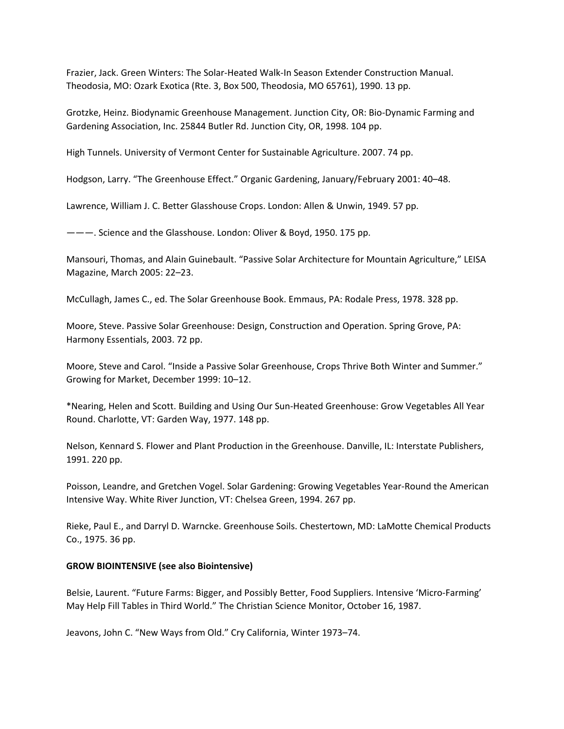Frazier, Jack. Green Winters: The Solar-Heated Walk-In Season Extender Construction Manual. Theodosia, MO: Ozark Exotica (Rte. 3, Box 500, Theodosia, MO 65761), 1990. 13 pp.

Grotzke, Heinz. Biodynamic Greenhouse Management. Junction City, OR: Bio-Dynamic Farming and Gardening Association, Inc. 25844 Butler Rd. Junction City, OR, 1998. 104 pp.

High Tunnels. University of Vermont Center for Sustainable Agriculture. 2007. 74 pp.

Hodgson, Larry. “The Greenhouse Effect.” Organic Gardening, January/February 2001: 40–48.

Lawrence, William J. C. Better Glasshouse Crops. London: Allen & Unwin, 1949. 57 pp.

———. Science and the Glasshouse. London: Oliver & Boyd, 1950. 175 pp.

Mansouri, Thomas, and Alain Guinebault. “Passive Solar Architecture for Mountain Agriculture,” LEISA Magazine, March 2005: 22–23.

McCullagh, James C., ed. The Solar Greenhouse Book. Emmaus, PA: Rodale Press, 1978. 328 pp.

Moore, Steve. Passive Solar Greenhouse: Design, Construction and Operation. Spring Grove, PA: Harmony Essentials, 2003. 72 pp.

Moore, Steve and Carol. “Inside a Passive Solar Greenhouse, Crops Thrive Both Winter and Summer.” Growing for Market, December 1999: 10–12.

*Nearing, Helen and Scott. Building and Using Our Sun-Heated Greenhouse: Grow Vegetables All Year Round. Charlotte, VT: Garden Way, 1977. 148 pp.

Nelson, Kennard S. Flower and Plant Production in the Greenhouse. Danville, IL: Interstate Publishers, 1991. 220 pp.

Poisson, Leandre, and Gretchen Vogel. Solar Gardening: Growing Vegetables Year-Round the American Intensive Way. White River Junction, VT: Chelsea Green, 1994. 267 pp.

Rieke, Paul E., and Darryl D. Warncke. Greenhouse Soils. Chestertown, MD: LaMotte Chemical Products Co., 1975. 36 pp.

**GROW BIOINTENSIVE (see also Biointensive)**

Belsie, Laurent. “Future Farms: Bigger, and Possibly Better, Food Suppliers. Intensive ‘Micro-Farming’ May Help Fill Tables in Third World.” The Christian Science Monitor, October 16, 1987.

Jeavons, John C. “New Ways from Old.” Cry California, Winter 1973–74.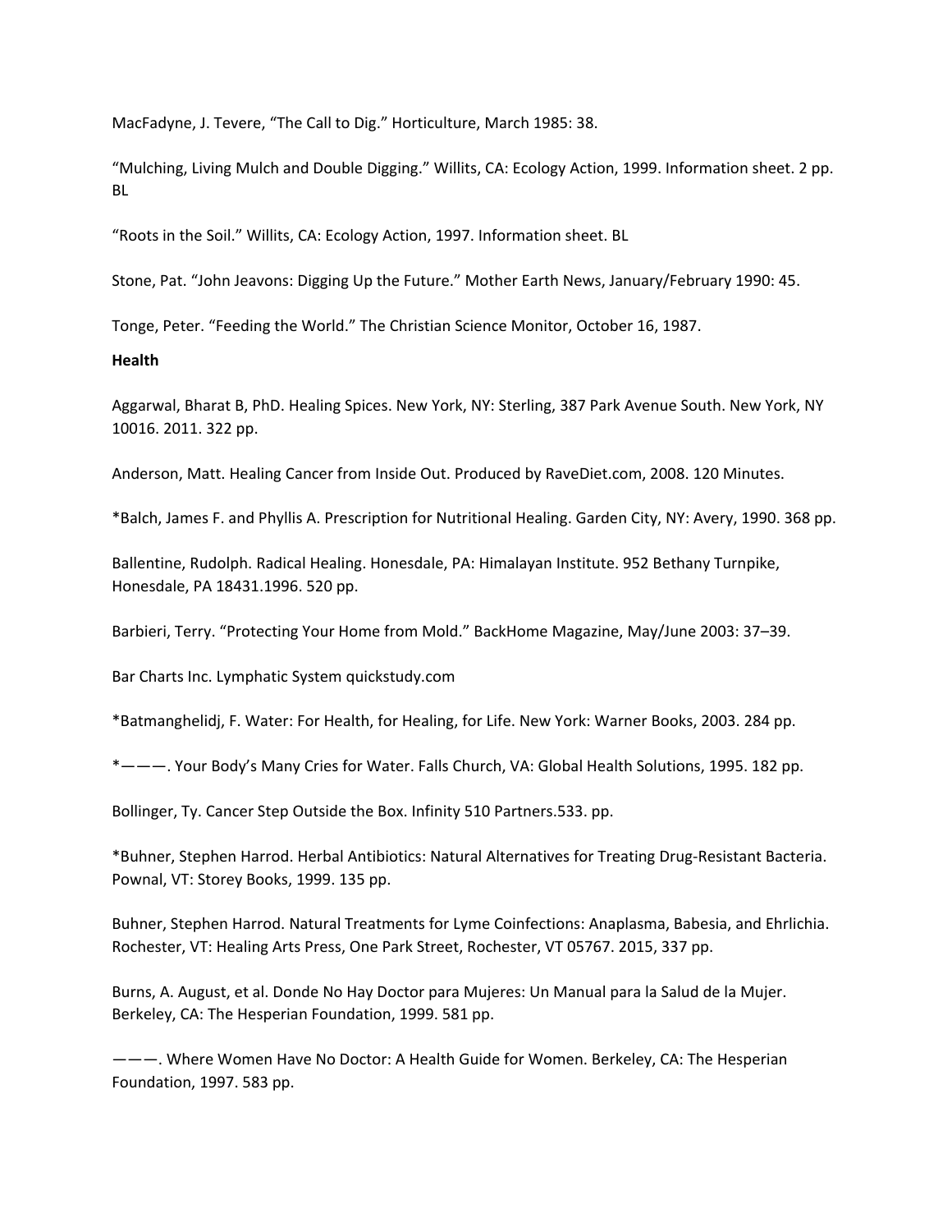MacFadyne, J. Tevere, “The Call to Dig.” Horticulture, March 1985: 38.

“Mulching, Living Mulch and Double Digging.” Willits, CA: Ecology Action, 1999. Information sheet. 2 pp. BL

“Roots in the Soil.” Willits, CA: Ecology Action, 1997. Information sheet. BL

Stone, Pat. “John Jeavons: Digging Up the Future.” Mother Earth News, January/February 1990: 45.

Tonge, Peter. “Feeding the World.” The Christian Science Monitor, October 16, 1987.

**Health**

Aggarwal, Bharat B, PhD. Healing Spices. New York, NY: Sterling, 387 Park Avenue South. New York, NY 10016. 2011. 322 pp.

Anderson, Matt. Healing Cancer from Inside Out. Produced by RaveDiet.com, 2008. 120 Minutes.

*Balch, James F. and Phyllis A. Prescription for Nutritional Healing. Garden City, NY: Avery, 1990. 368 pp.

Ballentine, Rudolph. Radical Healing. Honesdale, PA: Himalayan Institute. 952 Bethany Turnpike, Honesdale, PA 18431.1996. 520 pp.

Barbieri, Terry. “Protecting Your Home from Mold.” BackHome Magazine, May/June 2003: 37–39.

Bar Charts Inc. Lymphatic System quickstudy.com

*Batmanghelidj, F. Water: For Health, for Healing, for Life. New York: Warner Books, 2003. 284 pp.

*———. Your Body’s Many Cries for Water. Falls Church, VA: Global Health Solutions, 1995. 182 pp.

Bollinger, Ty. Cancer Step Outside the Box. Infinity 510 Partners.533. pp.

*Buhner, Stephen Harrod. Herbal Antibiotics: Natural Alternatives for Treating Drug-Resistant Bacteria. Pownal, VT: Storey Books, 1999. 135 pp.

Buhner, Stephen Harrod. Natural Treatments for Lyme Coinfections: Anaplasma, Babesia, and Ehrlichia. Rochester, VT: Healing Arts Press, One Park Street, Rochester, VT 05767. 2015, 337 pp.

Burns, A. August, et al. Donde No Hay Doctor para Mujeres: Un Manual para la Salud de la Mujer. Berkeley, CA: The Hesperian Foundation, 1999. 581 pp.

———. Where Women Have No Doctor: A Health Guide for Women. Berkeley, CA: The Hesperian Foundation, 1997. 583 pp.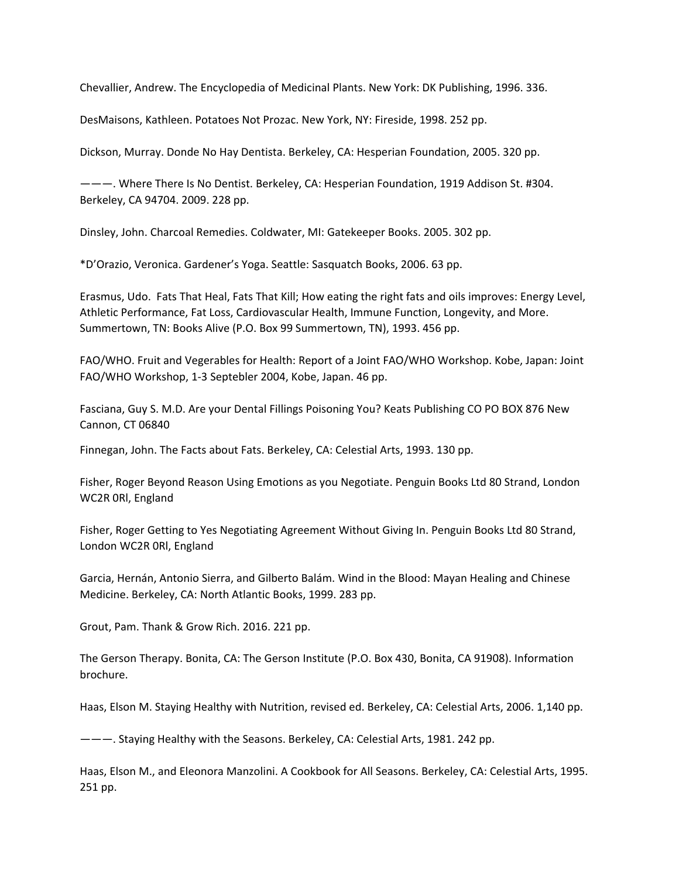Chevallier, Andrew. The Encyclopedia of Medicinal Plants. New York: DK Publishing, 1996. 336.

DesMaisons, Kathleen. Potatoes Not Prozac. New York, NY: Fireside, 1998. 252 pp.

Dickson, Murray. Donde No Hay Dentista. Berkeley, CA: Hesperian Foundation, 2005. 320 pp.

———. Where There Is No Dentist. Berkeley, CA: Hesperian Foundation, 1919 Addison St. #304. Berkeley, CA 94704. 2009. 228 pp.

Dinsley, John. Charcoal Remedies. Coldwater, MI: Gatekeeper Books. 2005. 302 pp.

*D'Orazio, Veronica. Gardener's Yoga. Seattle: Sasquatch Books, 2006. 63 pp.

Erasmus, Udo. Fats That Heal, Fats That Kill; How eating the right fats and oils improves: Energy Level, Athletic Performance, Fat Loss, Cardiovascular Health, Immune Function, Longevity, and More. Summertown, TN: Books Alive (P.O. Box 99 Summertown, TN), 1993. 456 pp.

FAO/WHO. Fruit and Vegerables for Health: Report of a Joint FAO/WHO Workshop. Kobe, Japan: Joint FAO/WHO Workshop, 1-3 Septebler 2004, Kobe, Japan. 46 pp.

Fasciana, Guy S. M.D. Are your Dental Fillings Poisoning You? Keats Publishing CO PO BOX 876 New Cannon, CT 06840

Finnegan, John. The Facts about Fats. Berkeley, CA: Celestial Arts, 1993. 130 pp.

Fisher, Roger Beyond Reason Using Emotions as you Negotiate. Penguin Books Ltd 80 Strand, London WC2R 0Rl, England

Fisher, Roger Getting to Yes Negotiating Agreement Without Giving In. Penguin Books Ltd 80 Strand, London WC2R 0Rl, England

Garcia, Hernán, Antonio Sierra, and Gilberto Balám. Wind in the Blood: Mayan Healing and Chinese Medicine. Berkeley, CA: North Atlantic Books, 1999. 283 pp.

Grout, Pam. Thank & Grow Rich. 2016. 221 pp.

The Gerson Therapy. Bonita, CA: The Gerson Institute (P.O. Box 430, Bonita, CA 91908). Information brochure.

Haas, Elson M. Staying Healthy with Nutrition, revised ed. Berkeley, CA: Celestial Arts, 2006. 1,140 pp.

———. Staying Healthy with the Seasons. Berkeley, CA: Celestial Arts, 1981. 242 pp.

Haas, Elson M., and Eleonora Manzolini. A Cookbook for All Seasons. Berkeley, CA: Celestial Arts, 1995. 251 pp.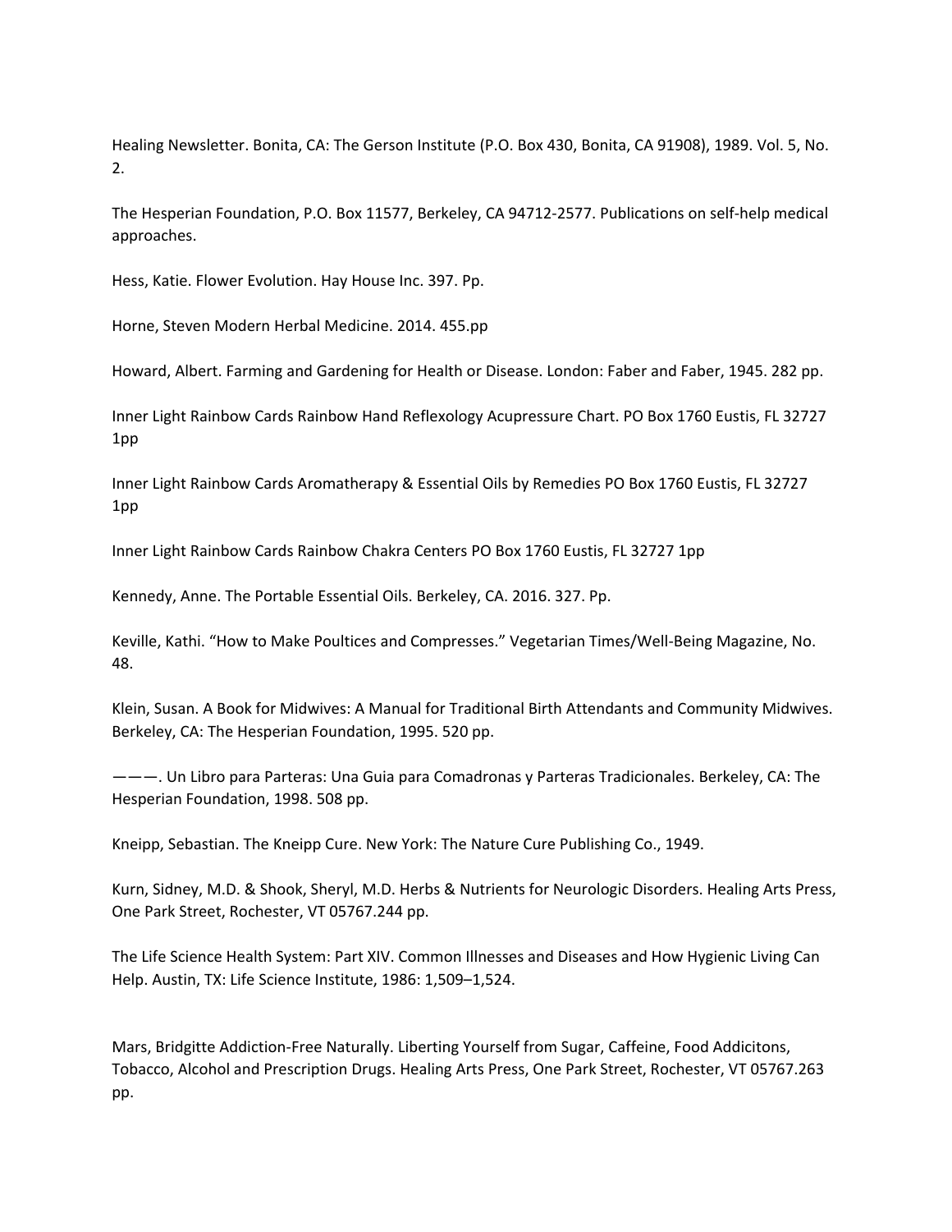Healing Newsletter. Bonita, CA: The Gerson Institute (P.O. Box 430, Bonita, CA 91908), 1989. Vol. 5, No. 2.

The Hesperian Foundation, P.O. Box 11577, Berkeley, CA 94712-2577. Publications on self-help medical approaches.

Hess, Katie. Flower Evolution. Hay House Inc. 397. Pp.

Horne, Steven Modern Herbal Medicine. 2014. 455.pp

Howard, Albert. Farming and Gardening for Health or Disease. London: Faber and Faber, 1945. 282 pp.

Inner Light Rainbow Cards Rainbow Hand Reflexology Acupressure Chart. PO Box 1760 Eustis, FL 32727 1pp

Inner Light Rainbow Cards Aromatherapy & Essential Oils by Remedies PO Box 1760 Eustis, FL 32727 1pp

Inner Light Rainbow Cards Rainbow Chakra Centers PO Box 1760 Eustis, FL 32727 1pp

Kennedy, Anne. The Portable Essential Oils. Berkeley, CA. 2016. 327. Pp.

Keville, Kathi. "How to Make Poultices and Compresses." Vegetarian Times/Well-Being Magazine, No. 48.

Klein, Susan. A Book for Midwives: A Manual for Traditional Birth Attendants and Community Midwives. Berkeley, CA: The Hesperian Foundation, 1995. 520 pp.

———. Un Libro para Parteras: Una Guia para Comadronas y Parteras Tradicionales. Berkeley, CA: The Hesperian Foundation, 1998. 508 pp.

Kneipp, Sebastian. The Kneipp Cure. New York: The Nature Cure Publishing Co., 1949.

Kurn, Sidney, M.D. & Shook, Sheryl, M.D. Herbs & Nutrients for Neurologic Disorders. Healing Arts Press, One Park Street, Rochester, VT 05767.244 pp.

The Life Science Health System: Part XIV. Common Illnesses and Diseases and How Hygienic Living Can Help. Austin, TX: Life Science Institute, 1986: 1,509–1,524.

Mars, Bridgitte Addiction-Free Naturally. Liberting Yourself from Sugar, Caffeine, Food Addicitons, Tobacco, Alcohol and Prescription Drugs. Healing Arts Press, One Park Street, Rochester, VT 05767.263 pp.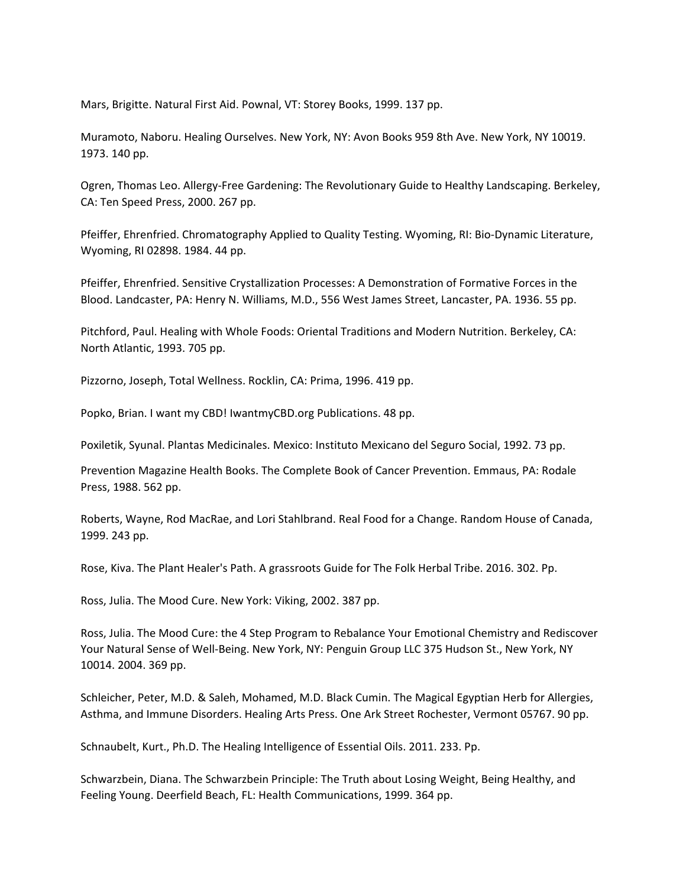Mars, Brigitte. Natural First Aid. Pownal, VT: Storey Books, 1999. 137 pp.

Muramoto, Naboru. Healing Ourselves. New York, NY: Avon Books 959 8th Ave. New York, NY 10019. 1973. 140 pp.

Ogren, Thomas Leo. Allergy-Free Gardening: The Revolutionary Guide to Healthy Landscaping. Berkeley, CA: Ten Speed Press, 2000. 267 pp.

Pfeiffer, Ehrenfried. Chromatography Applied to Quality Testing. Wyoming, RI: Bio-Dynamic Literature, Wyoming, RI 02898. 1984. 44 pp.

Pfeiffer, Ehrenfried. Sensitive Crystallization Processes: A Demonstration of Formative Forces in the Blood. Landcaster, PA: Henry N. Williams, M.D., 556 West James Street, Lancaster, PA. 1936. 55 pp.

Pitchford, Paul. Healing with Whole Foods: Oriental Traditions and Modern Nutrition. Berkeley, CA: North Atlantic, 1993. 705 pp.

Pizzorno, Joseph, Total Wellness. Rocklin, CA: Prima, 1996. 419 pp.

Popko, Brian. I want my CBD! IwantmyCBD.org Publications. 48 pp.

Poxiletik, Syunal. Plantas Medicinales. Mexico: Instituto Mexicano del Seguro Social, 1992. 73 pp.

Prevention Magazine Health Books. The Complete Book of Cancer Prevention. Emmaus, PA: Rodale Press, 1988. 562 pp.

Roberts, Wayne, Rod MacRae, and Lori Stahlbrand. Real Food for a Change. Random House of Canada, 1999. 243 pp.

Rose, Kiva. The Plant Healer's Path. A grassroots Guide for The Folk Herbal Tribe. 2016. 302. Pp.

Ross, Julia. The Mood Cure. New York: Viking, 2002. 387 pp.

Ross, Julia. The Mood Cure: the 4 Step Program to Rebalance Your Emotional Chemistry and Rediscover Your Natural Sense of Well-Being. New York, NY: Penguin Group LLC 375 Hudson St., New York, NY 10014. 2004. 369 pp.

Schleicher, Peter, M.D. & Saleh, Mohamed, M.D. Black Cumin. The Magical Egyptian Herb for Allergies, Asthma, and Immune Disorders. Healing Arts Press. One Ark Street Rochester, Vermont 05767. 90 pp.

Schnaubelt, Kurt., Ph.D. The Healing Intelligence of Essential Oils. 2011. 233. Pp.

Schwarzbein, Diana. The Schwarzbein Principle: The Truth about Losing Weight, Being Healthy, and Feeling Young. Deerfield Beach, FL: Health Communications, 1999. 364 pp.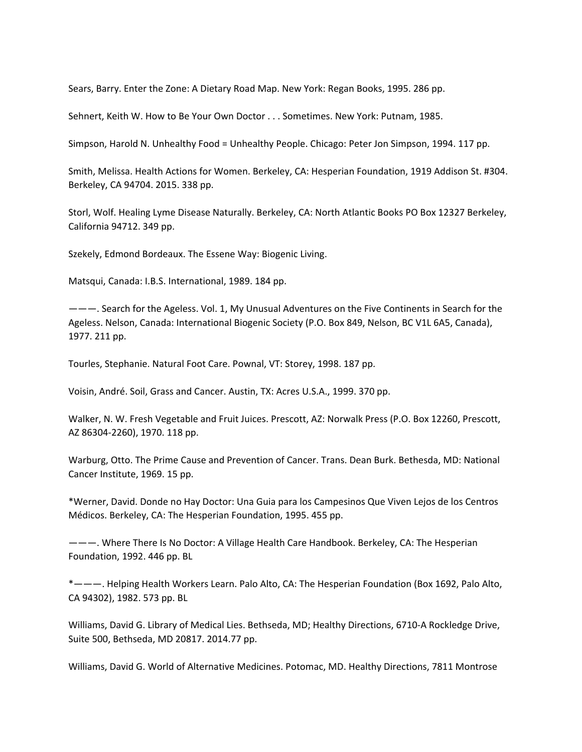Sears, Barry. Enter the Zone: A Dietary Road Map. New York: Regan Books, 1995. 286 pp.

Sehnert, Keith W. How to Be Your Own Doctor . . . Sometimes. New York: Putnam, 1985.

Simpson, Harold N. Unhealthy Food = Unhealthy People. Chicago: Peter Jon Simpson, 1994. 117 pp.

Smith, Melissa. Health Actions for Women. Berkeley, CA: Hesperian Foundation, 1919 Addison St. #304. Berkeley, CA 94704. 2015. 338 pp.

Storl, Wolf. Healing Lyme Disease Naturally. Berkeley, CA: North Atlantic Books PO Box 12327 Berkeley, California 94712. 349 pp.

Szekely, Edmond Bordeaux. The Essene Way: Biogenic Living.

Matsqui, Canada: I.B.S. International, 1989. 184 pp.

———. Search for the Ageless. Vol. 1, My Unusual Adventures on the Five Continents in Search for the Ageless. Nelson, Canada: International Biogenic Society (P.O. Box 849, Nelson, BC V1L 6A5, Canada), 1977. 211 pp.

Tourles, Stephanie. Natural Foot Care. Pownal, VT: Storey, 1998. 187 pp.

Voisin, André. Soil, Grass and Cancer. Austin, TX: Acres U.S.A., 1999. 370 pp.

Walker, N. W. Fresh Vegetable and Fruit Juices. Prescott, AZ: Norwalk Press (P.O. Box 12260, Prescott, AZ 86304-2260), 1970. 118 pp.

Warburg, Otto. The Prime Cause and Prevention of Cancer. Trans. Dean Burk. Bethesda, MD: National Cancer Institute, 1969. 15 pp.

*Werner, David. Donde no Hay Doctor: Una Guia para los Campesinos Que Viven Lejos de los Centros Médicos. Berkeley, CA: The Hesperian Foundation, 1995. 455 pp.

———. Where There Is No Doctor: A Village Health Care Handbook. Berkeley, CA: The Hesperian Foundation, 1992. 446 pp. BL

*———. Helping Health Workers Learn. Palo Alto, CA: The Hesperian Foundation (Box 1692, Palo Alto, CA 94302), 1982. 573 pp. BL

Williams, David G. Library of Medical Lies. Bethseda, MD; Healthy Directions, 6710-A Rockledge Drive, Suite 500, Bethseda, MD 20817. 2014.77 pp.

Williams, David G. World of Alternative Medicines. Potomac, MD. Healthy Directions, 7811 Montrose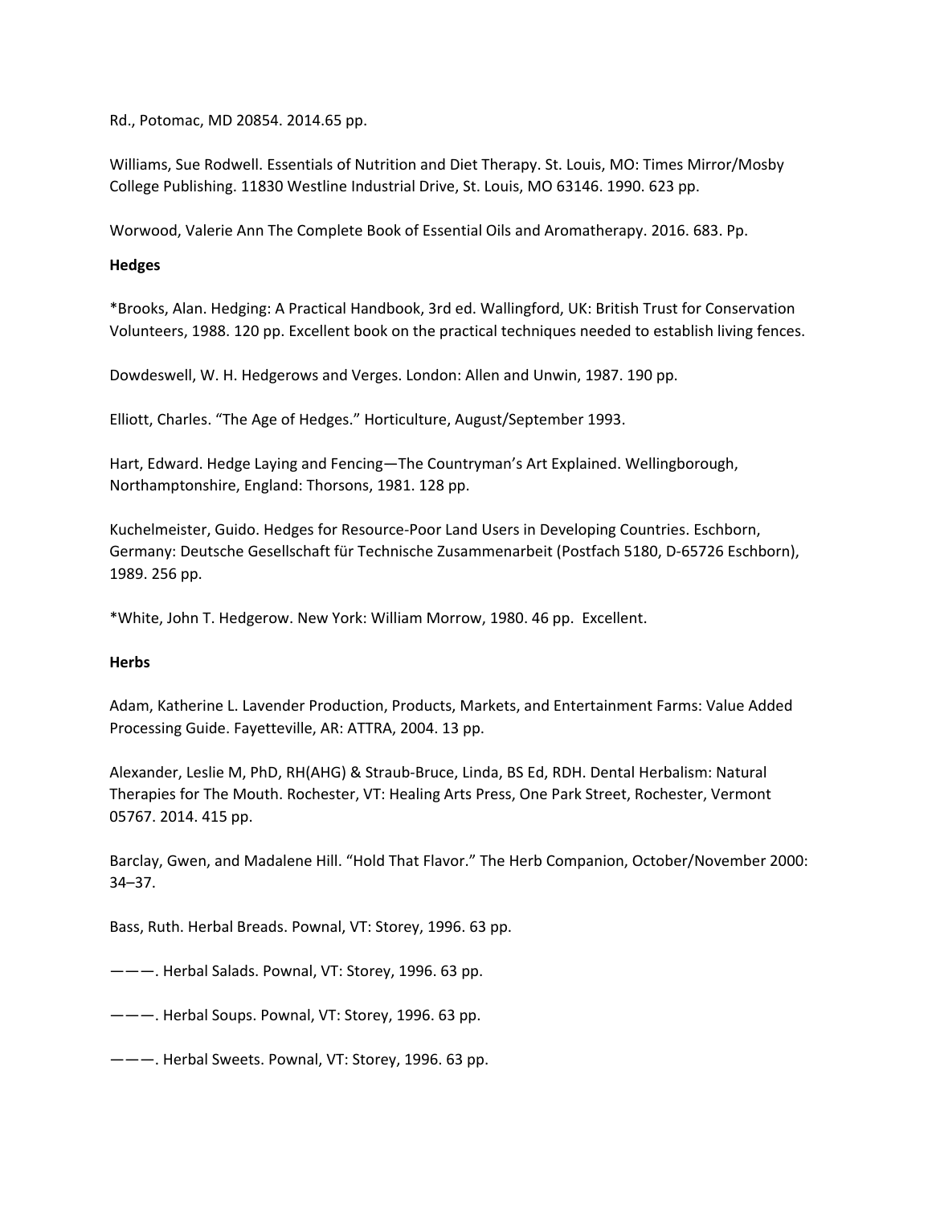Rd., Potomac, MD 20854. 2014.65 pp.

Williams, Sue Rodwell. Essentials of Nutrition and Diet Therapy. St. Louis, MO: Times Mirror/Mosby College Publishing. 11830 Westline Industrial Drive, St. Louis, MO 63146. 1990. 623 pp.

Worwood, Valerie Ann The Complete Book of Essential Oils and Aromatherapy. 2016. 683. Pp.

**Hedges**

*Brooks, Alan. Hedging: A Practical Handbook, 3rd ed. Wallingford, UK: British Trust for Conservation Volunteers, 1988. 120 pp. Excellent book on the practical techniques needed to establish living fences.

Dowdeswell, W. H. Hedgerows and Verges. London: Allen and Unwin, 1987. 190 pp.

Elliott, Charles. "The Age of Hedges." Horticulture, August/September 1993.

Hart, Edward. Hedge Laying and Fencing—The Countryman's Art Explained. Wellingborough, Northamptonshire, England: Thorsons, 1981. 128 pp.

Kuchelmeister, Guido. Hedges for Resource-Poor Land Users in Developing Countries. Eschborn, Germany: Deutsche Gesellschaft für Technische Zusammenarbeit (Postfach 5180, D-65726 Eschborn), 1989. 256 pp.

*White, John T. Hedgerow. New York: William Morrow, 1980. 46 pp. Excellent.

**Herbs**

Adam, Katherine L. Lavender Production, Products, Markets, and Entertainment Farms: Value Added Processing Guide. Fayetteville, AR: ATTRA, 2004. 13 pp.

Alexander, Leslie M, PhD, RH(AHG) & Straub-Bruce, Linda, BS Ed, RDH. Dental Herbalism: Natural Therapies for The Mouth. Rochester, VT: Healing Arts Press, One Park Street, Rochester, Vermont 05767. 2014. 415 pp.

Barclay, Gwen, and Madalene Hill. "Hold That Flavor." The Herb Companion, October/November 2000: 34–37.

Bass, Ruth. Herbal Breads. Pownal, VT: Storey, 1996. 63 pp.

———. Herbal Salads. Pownal, VT: Storey, 1996. 63 pp.

———. Herbal Soups. Pownal, VT: Storey, 1996. 63 pp.

———. Herbal Sweets. Pownal, VT: Storey, 1996. 63 pp.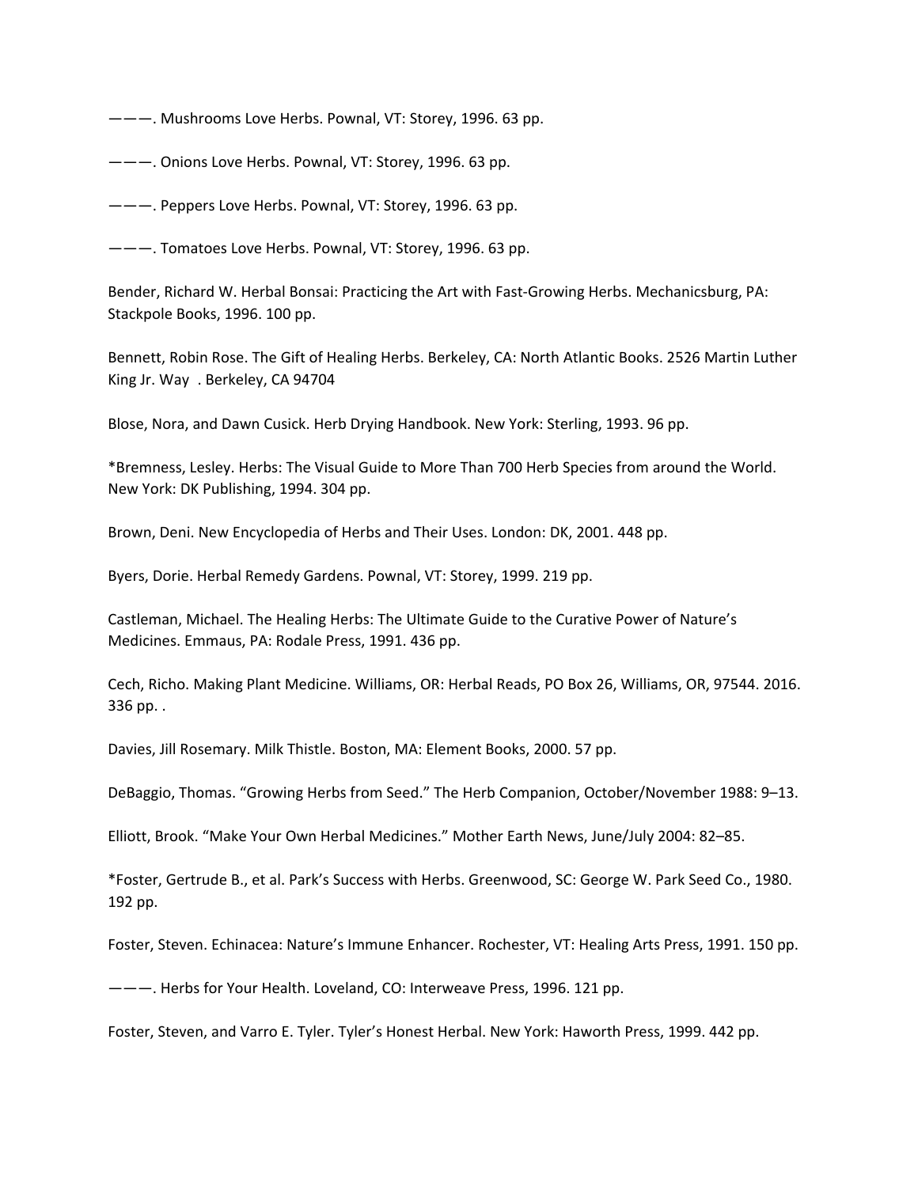———. Mushrooms Love Herbs. Pownal, VT: Storey, 1996. 63 pp.

———. Onions Love Herbs. Pownal, VT: Storey, 1996. 63 pp.

———. Peppers Love Herbs. Pownal, VT: Storey, 1996. 63 pp.

———. Tomatoes Love Herbs. Pownal, VT: Storey, 1996. 63 pp.

Bender, Richard W. Herbal Bonsai: Practicing the Art with Fast-Growing Herbs. Mechanicsburg, PA: Stackpole Books, 1996. 100 pp.

Bennett, Robin Rose. The Gift of Healing Herbs. Berkeley, CA: North Atlantic Books. 2526 Martin Luther King Jr. Way . Berkeley, CA 94704

Blose, Nora, and Dawn Cusick. Herb Drying Handbook. New York: Sterling, 1993. 96 pp.

*Bremness, Lesley. Herbs: The Visual Guide to More Than 700 Herb Species from around the World. New York: DK Publishing, 1994. 304 pp.

Brown, Deni. New Encyclopedia of Herbs and Their Uses. London: DK, 2001. 448 pp.

Byers, Dorie. Herbal Remedy Gardens. Pownal, VT: Storey, 1999. 219 pp.

Castleman, Michael. The Healing Herbs: The Ultimate Guide to the Curative Power of Nature's Medicines. Emmaus, PA: Rodale Press, 1991. 436 pp.

Cech, Richo. Making Plant Medicine. Williams, OR: Herbal Reads, PO Box 26, Williams, OR, 97544. 2016. 336 pp. .

Davies, Jill Rosemary. Milk Thistle. Boston, MA: Element Books, 2000. 57 pp.

DeBaggio, Thomas. "Growing Herbs from Seed." The Herb Companion, October/November 1988: 9–13.

Elliott, Brook. "Make Your Own Herbal Medicines." Mother Earth News, June/July 2004: 82–85.

*Foster, Gertrude B., et al. Park's Success with Herbs. Greenwood, SC: George W. Park Seed Co., 1980. 192 pp.

Foster, Steven. Echinacea: Nature's Immune Enhancer. Rochester, VT: Healing Arts Press, 1991. 150 pp.

———. Herbs for Your Health. Loveland, CO: Interweave Press, 1996. 121 pp.

Foster, Steven, and Varro E. Tyler. Tyler's Honest Herbal. New York: Haworth Press, 1999. 442 pp.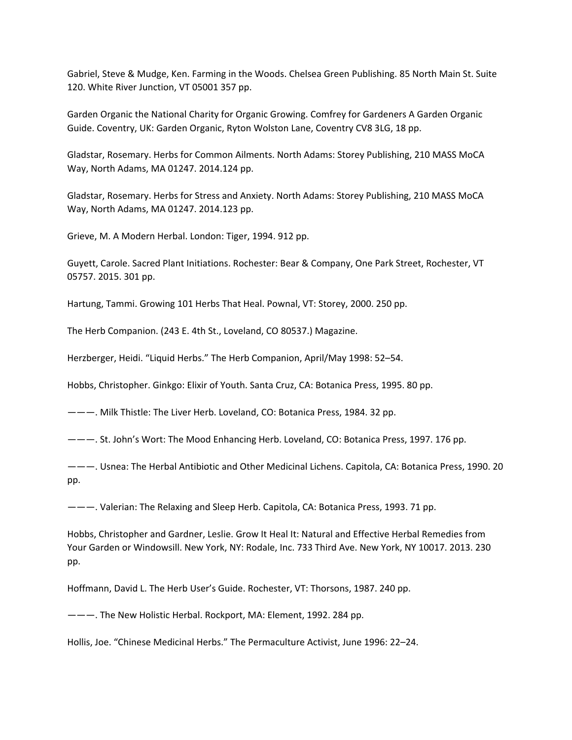Gabriel, Steve & Mudge, Ken. Farming in the Woods. Chelsea Green Publishing. 85 North Main St. Suite 120. White River Junction, VT 05001 357 pp.

Garden Organic the National Charity for Organic Growing. Comfrey for Gardeners A Garden Organic Guide. Coventry, UK: Garden Organic, Ryton Wolston Lane, Coventry CV8 3LG, 18 pp.

Gladstar, Rosemary. Herbs for Common Ailments. North Adams: Storey Publishing, 210 MASS MoCA Way, North Adams, MA 01247. 2014.124 pp.

Gladstar, Rosemary. Herbs for Stress and Anxiety. North Adams: Storey Publishing, 210 MASS MoCA Way, North Adams, MA 01247. 2014.123 pp.

Grieve, M. A Modern Herbal. London: Tiger, 1994. 912 pp.

Guyett, Carole. Sacred Plant Initiations. Rochester: Bear & Company, One Park Street, Rochester, VT 05757. 2015. 301 pp.

Hartung, Tammi. Growing 101 Herbs That Heal. Pownal, VT: Storey, 2000. 250 pp.

The Herb Companion. (243 E. 4th St., Loveland, CO 80537.) Magazine.

Herzberger, Heidi. "Liquid Herbs." The Herb Companion, April/May 1998: 52–54.

Hobbs, Christopher. Ginkgo: Elixir of Youth. Santa Cruz, CA: Botanica Press, 1995. 80 pp.

———. Milk Thistle: The Liver Herb. Loveland, CO: Botanica Press, 1984. 32 pp.

———. St. John's Wort: The Mood Enhancing Herb. Loveland, CO: Botanica Press, 1997. 176 pp.

———. Usnea: The Herbal Antibiotic and Other Medicinal Lichens. Capitola, CA: Botanica Press, 1990. 20 pp.

———. Valerian: The Relaxing and Sleep Herb. Capitola, CA: Botanica Press, 1993. 71 pp.

Hobbs, Christopher and Gardner, Leslie. Grow It Heal It: Natural and Effective Herbal Remedies from Your Garden or Windowsill. New York, NY: Rodale, Inc. 733 Third Ave. New York, NY 10017. 2013. 230 pp.

Hoffmann, David L. The Herb User's Guide. Rochester, VT: Thorsons, 1987. 240 pp.

———. The New Holistic Herbal. Rockport, MA: Element, 1992. 284 pp.

Hollis, Joe. "Chinese Medicinal Herbs." The Permaculture Activist, June 1996: 22–24.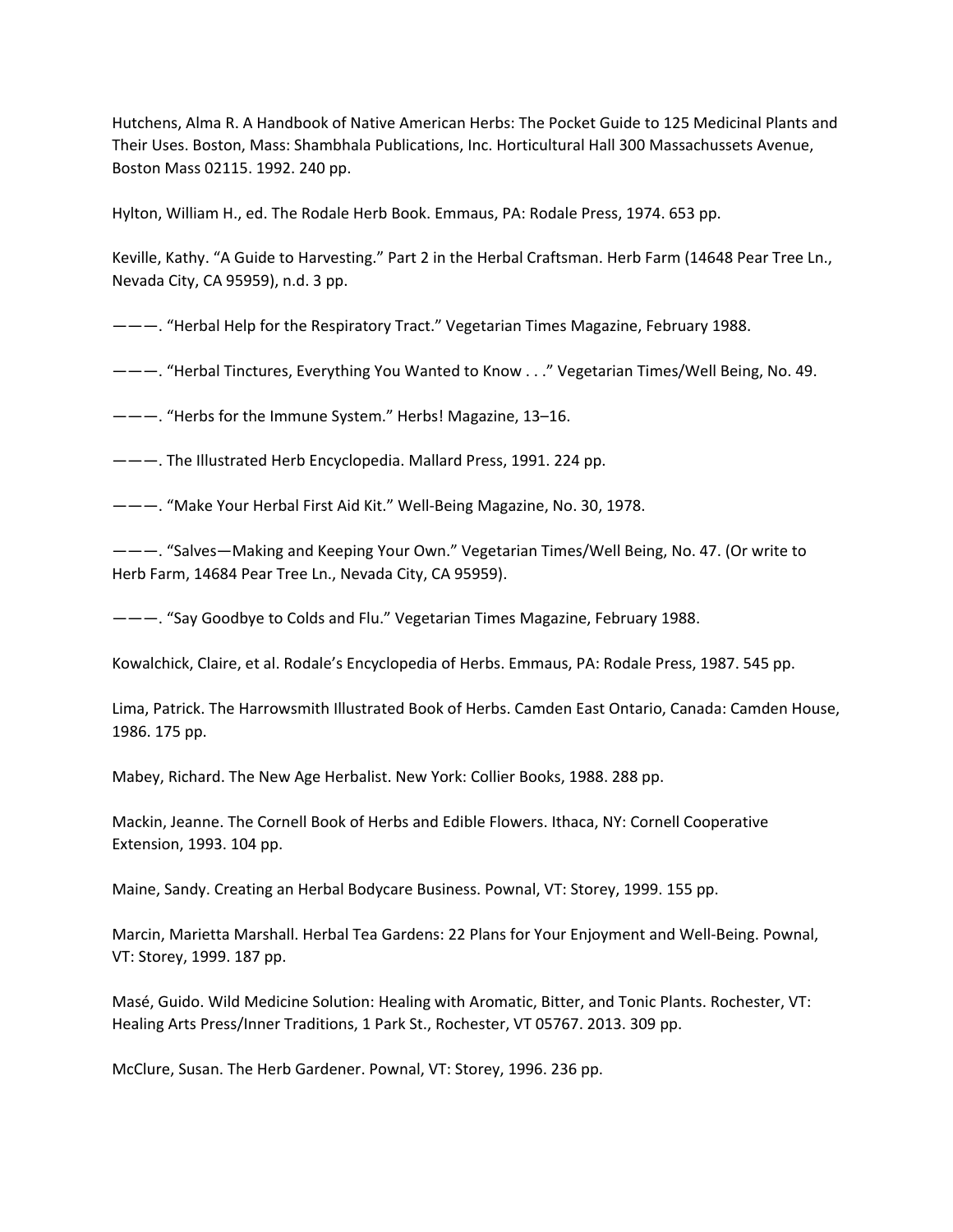Hutchens, Alma R. A Handbook of Native American Herbs: The Pocket Guide to 125 Medicinal Plants and Their Uses. Boston, Mass: Shambhala Publications, Inc. Horticultural Hall 300 Massachussets Avenue, Boston Mass 02115. 1992. 240 pp.

Hylton, William H., ed. The Rodale Herb Book. Emmaus, PA: Rodale Press, 1974. 653 pp.

Keville, Kathy. "A Guide to Harvesting." Part 2 in the Herbal Craftsman. Herb Farm (14648 Pear Tree Ln., Nevada City, CA 95959), n.d. 3 pp.

———. "Herbal Help for the Respiratory Tract." Vegetarian Times Magazine, February 1988.

———. "Herbal Tinctures, Everything You Wanted to Know . . ." Vegetarian Times/Well Being, No. 49.

———. "Herbs for the Immune System." Herbs! Magazine, 13–16.

———. The Illustrated Herb Encyclopedia. Mallard Press, 1991. 224 pp.

———. "Make Your Herbal First Aid Kit." Well-Being Magazine, No. 30, 1978.

———. "Salves—Making and Keeping Your Own." Vegetarian Times/Well Being, No. 47. (Or write to Herb Farm, 14684 Pear Tree Ln., Nevada City, CA 95959).

———. "Say Goodbye to Colds and Flu." Vegetarian Times Magazine, February 1988.

Kowalchick, Claire, et al. Rodale's Encyclopedia of Herbs. Emmaus, PA: Rodale Press, 1987. 545 pp.

Lima, Patrick. The Harrowsmith Illustrated Book of Herbs. Camden East Ontario, Canada: Camden House, 1986. 175 pp.

Mabey, Richard. The New Age Herbalist. New York: Collier Books, 1988. 288 pp.

Mackin, Jeanne. The Cornell Book of Herbs and Edible Flowers. Ithaca, NY: Cornell Cooperative Extension, 1993. 104 pp.

Maine, Sandy. Creating an Herbal Bodycare Business. Pownal, VT: Storey, 1999. 155 pp.

Marcin, Marietta Marshall. Herbal Tea Gardens: 22 Plans for Your Enjoyment and Well-Being. Pownal, VT: Storey, 1999. 187 pp.

Masé, Guido. Wild Medicine Solution: Healing with Aromatic, Bitter, and Tonic Plants. Rochester, VT: Healing Arts Press/Inner Traditions, 1 Park St., Rochester, VT 05767. 2013. 309 pp.

McClure, Susan. The Herb Gardener. Pownal, VT: Storey, 1996. 236 pp.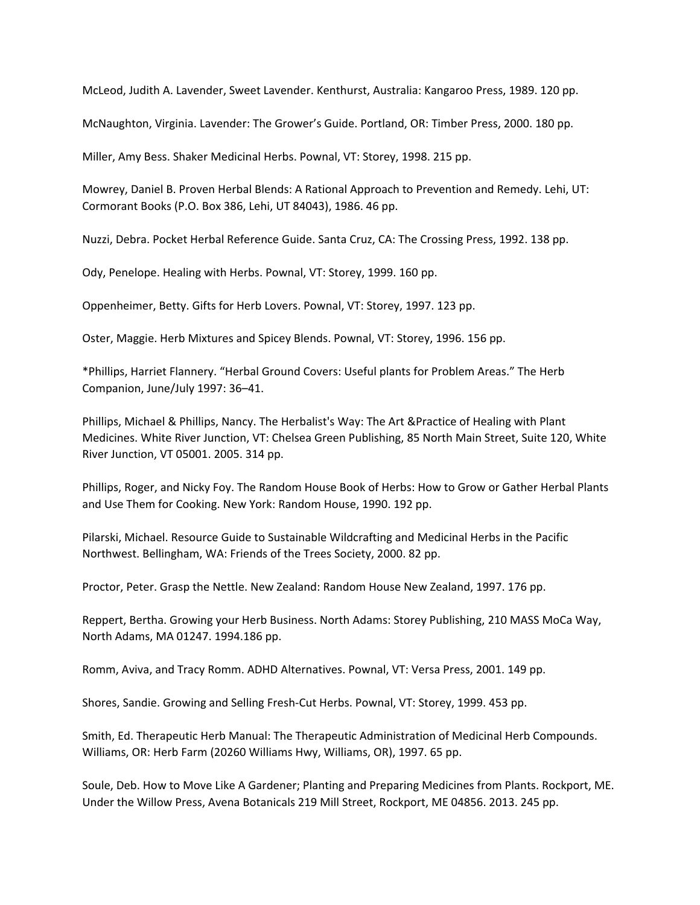McLeod, Judith A. Lavender, Sweet Lavender. Kenthurst, Australia: Kangaroo Press, 1989. 120 pp.

McNaughton, Virginia. Lavender: The Grower's Guide. Portland, OR: Timber Press, 2000. 180 pp.

Miller, Amy Bess. Shaker Medicinal Herbs. Pownal, VT: Storey, 1998. 215 pp.

Mowrey, Daniel B. Proven Herbal Blends: A Rational Approach to Prevention and Remedy. Lehi, UT: Cormorant Books (P.O. Box 386, Lehi, UT 84043), 1986. 46 pp.

Nuzzi, Debra. Pocket Herbal Reference Guide. Santa Cruz, CA: The Crossing Press, 1992. 138 pp.

Ody, Penelope. Healing with Herbs. Pownal, VT: Storey, 1999. 160 pp.

Oppenheimer, Betty. Gifts for Herb Lovers. Pownal, VT: Storey, 1997. 123 pp.

Oster, Maggie. Herb Mixtures and Spicey Blends. Pownal, VT: Storey, 1996. 156 pp.

*Phillips, Harriet Flannery. "Herbal Ground Covers: Useful plants for Problem Areas." The Herb Companion, June/July 1997: 36–41.

Phillips, Michael & Phillips, Nancy. The Herbalist's Way: The Art &Practice of Healing with Plant Medicines. White River Junction, VT: Chelsea Green Publishing, 85 North Main Street, Suite 120, White River Junction, VT 05001. 2005. 314 pp.

Phillips, Roger, and Nicky Foy. The Random House Book of Herbs: How to Grow or Gather Herbal Plants and Use Them for Cooking. New York: Random House, 1990. 192 pp.

Pilarski, Michael. Resource Guide to Sustainable Wildcrafting and Medicinal Herbs in the Pacific Northwest. Bellingham, WA: Friends of the Trees Society, 2000. 82 pp.

Proctor, Peter. Grasp the Nettle. New Zealand: Random House New Zealand, 1997. 176 pp.

Reppert, Bertha. Growing your Herb Business. North Adams: Storey Publishing, 210 MASS MoCa Way, North Adams, MA 01247. 1994.186 pp.

Romm, Aviva, and Tracy Romm. ADHD Alternatives. Pownal, VT: Versa Press, 2001. 149 pp.

Shores, Sandie. Growing and Selling Fresh-Cut Herbs. Pownal, VT: Storey, 1999. 453 pp.

Smith, Ed. Therapeutic Herb Manual: The Therapeutic Administration of Medicinal Herb Compounds. Williams, OR: Herb Farm (20260 Williams Hwy, Williams, OR), 1997. 65 pp.

Soule, Deb. How to Move Like A Gardener; Planting and Preparing Medicines from Plants. Rockport, ME. Under the Willow Press, Avena Botanicals 219 Mill Street, Rockport, ME 04856. 2013. 245 pp.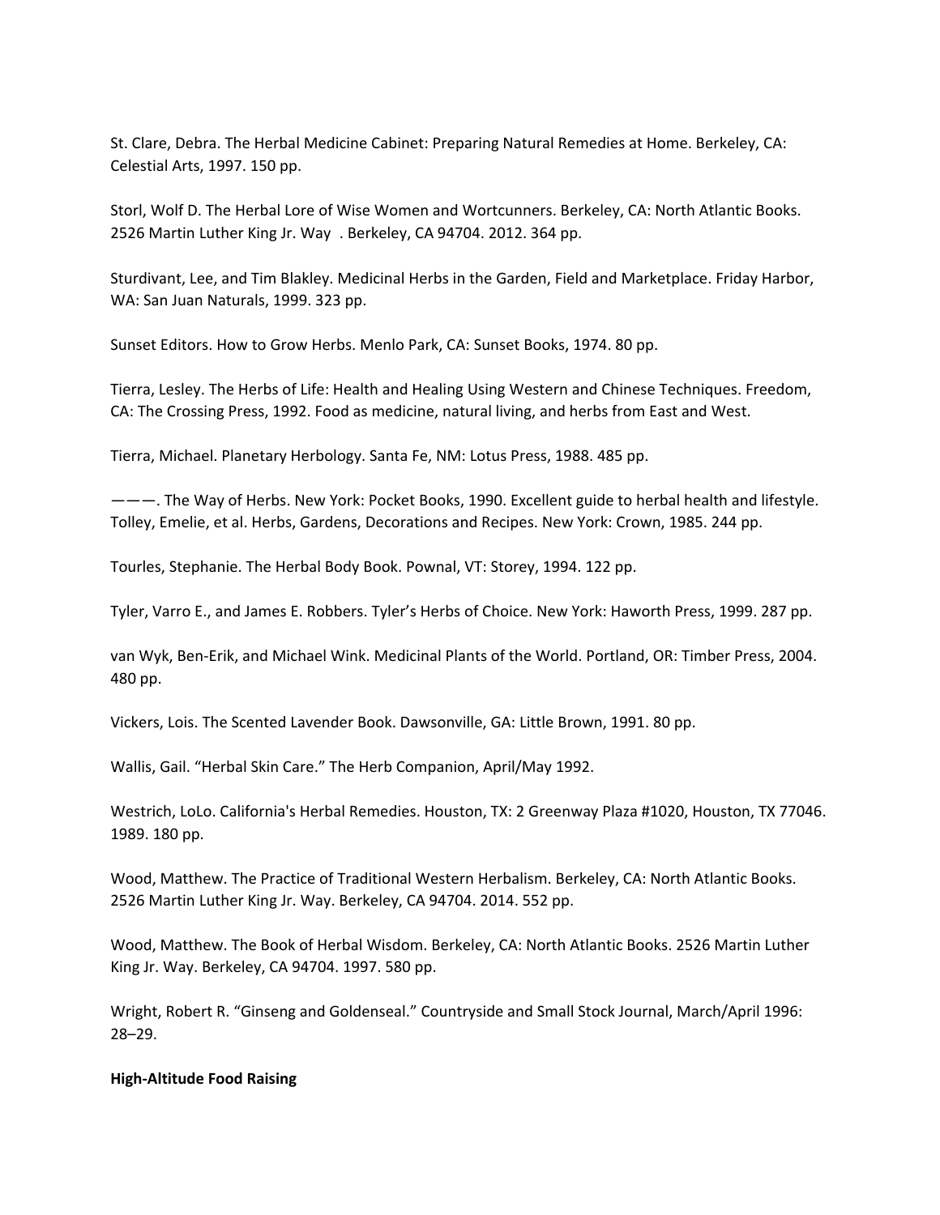St. Clare, Debra. The Herbal Medicine Cabinet: Preparing Natural Remedies at Home. Berkeley, CA: Celestial Arts, 1997. 150 pp.

Storl, Wolf D. The Herbal Lore of Wise Women and Wortcunners. Berkeley, CA: North Atlantic Books. 2526 Martin Luther King Jr. Way . Berkeley, CA 94704. 2012. 364 pp.

Sturdivant, Lee, and Tim Blakley. Medicinal Herbs in the Garden, Field and Marketplace. Friday Harbor, WA: San Juan Naturals, 1999. 323 pp.

Sunset Editors. How to Grow Herbs. Menlo Park, CA: Sunset Books, 1974. 80 pp.

Tierra, Lesley. The Herbs of Life: Health and Healing Using Western and Chinese Techniques. Freedom, CA: The Crossing Press, 1992. Food as medicine, natural living, and herbs from East and West.

Tierra, Michael. Planetary Herbology. Santa Fe, NM: Lotus Press, 1988. 485 pp.

———. The Way of Herbs. New York: Pocket Books, 1990. Excellent guide to herbal health and lifestyle.
Tolley, Emelie, et al. Herbs, Gardens, Decorations and Recipes. New York: Crown, 1985. 244 pp.

Tourles, Stephanie. The Herbal Body Book. Pownal, VT: Storey, 1994. 122 pp.

Tyler, Varro E., and James E. Robbers. Tyler's Herbs of Choice. New York: Haworth Press, 1999. 287 pp.

van Wyk, Ben-Erik, and Michael Wink. Medicinal Plants of the World. Portland, OR: Timber Press, 2004. 480 pp.

Vickers, Lois. The Scented Lavender Book. Dawsonville, GA: Little Brown, 1991. 80 pp.

Wallis, Gail. "Herbal Skin Care." The Herb Companion, April/May 1992.

Westrich, LoLo. California's Herbal Remedies. Houston, TX: 2 Greenway Plaza #1020, Houston, TX 77046. 1989. 180 pp.

Wood, Matthew. The Practice of Traditional Western Herbalism. Berkeley, CA: North Atlantic Books. 2526 Martin Luther King Jr. Way. Berkeley, CA 94704. 2014. 552 pp.

Wood, Matthew. The Book of Herbal Wisdom. Berkeley, CA: North Atlantic Books. 2526 Martin Luther King Jr. Way. Berkeley, CA 94704. 1997. 580 pp.

Wright, Robert R. "Ginseng and Goldenseal." Countryside and Small Stock Journal, March/April 1996: 28–29.

**High-Altitude Food Raising**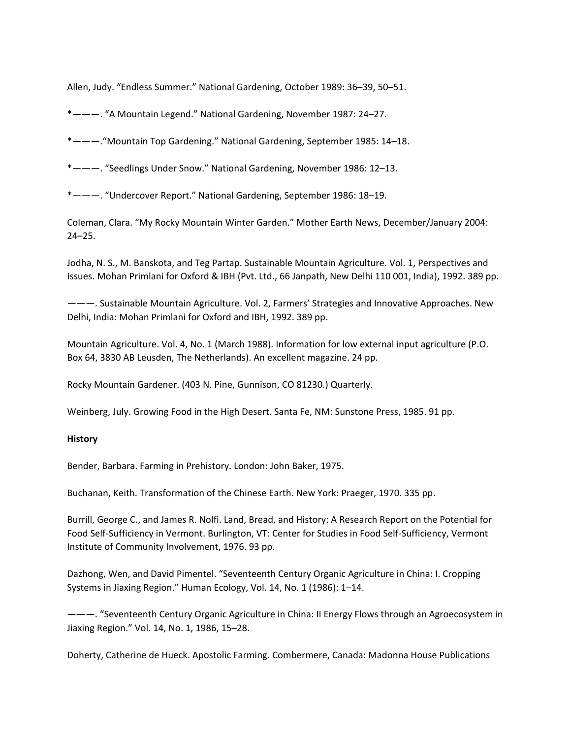Allen, Judy. “Endless Summer.” National Gardening, October 1989: 36–39, 50–51.

*———. “A Mountain Legend.” National Gardening, November 1987: 24–27.

*———.“Mountain Top Gardening.” National Gardening, September 1985: 14–18.

*———. “Seedlings Under Snow.” National Gardening, November 1986: 12–13.

*———. “Undercover Report.” National Gardening, September 1986: 18–19.

Coleman, Clara. “My Rocky Mountain Winter Garden.” Mother Earth News, December/January 2004: 24–25.

Jodha, N. S., M. Banskota, and Teg Partap. Sustainable Mountain Agriculture. Vol. 1, Perspectives and Issues. Mohan Primlani for Oxford & IBH (Pvt. Ltd., 66 Janpath, New Delhi 110 001, India), 1992. 389 pp.

———. Sustainable Mountain Agriculture. Vol. 2, Farmers’ Strategies and Innovative Approaches. New Delhi, India: Mohan Primlani for Oxford and IBH, 1992. 389 pp.

Mountain Agriculture. Vol. 4, No. 1 (March 1988). Information for low external input agriculture (P.O. Box 64, 3830 AB Leusden, The Netherlands). An excellent magazine. 24 pp.

Rocky Mountain Gardener. (403 N. Pine, Gunnison, CO 81230.) Quarterly.

Weinberg, July. Growing Food in the High Desert. Santa Fe, NM: Sunstone Press, 1985. 91 pp.

**History**

Bender, Barbara. Farming in Prehistory. London: John Baker, 1975.

Buchanan, Keith. Transformation of the Chinese Earth. New York: Praeger, 1970. 335 pp.

Burrill, George C., and James R. Nolfi. Land, Bread, and History: A Research Report on the Potential for Food Self-Sufficiency in Vermont. Burlington, VT: Center for Studies in Food Self-Sufficiency, Vermont Institute of Community Involvement, 1976. 93 pp.

Dazhong, Wen, and David Pimentel. “Seventeenth Century Organic Agriculture in China: I. Cropping Systems in Jiaxing Region.” Human Ecology, Vol. 14, No. 1 (1986): 1–14.

———. “Seventeenth Century Organic Agriculture in China: II Energy Flows through an Agroecosystem in Jiaxing Region.” Vol. 14, No. 1, 1986, 15–28.

Doherty, Catherine de Hueck. Apostolic Farming. Combermere, Canada: Madonna House Publications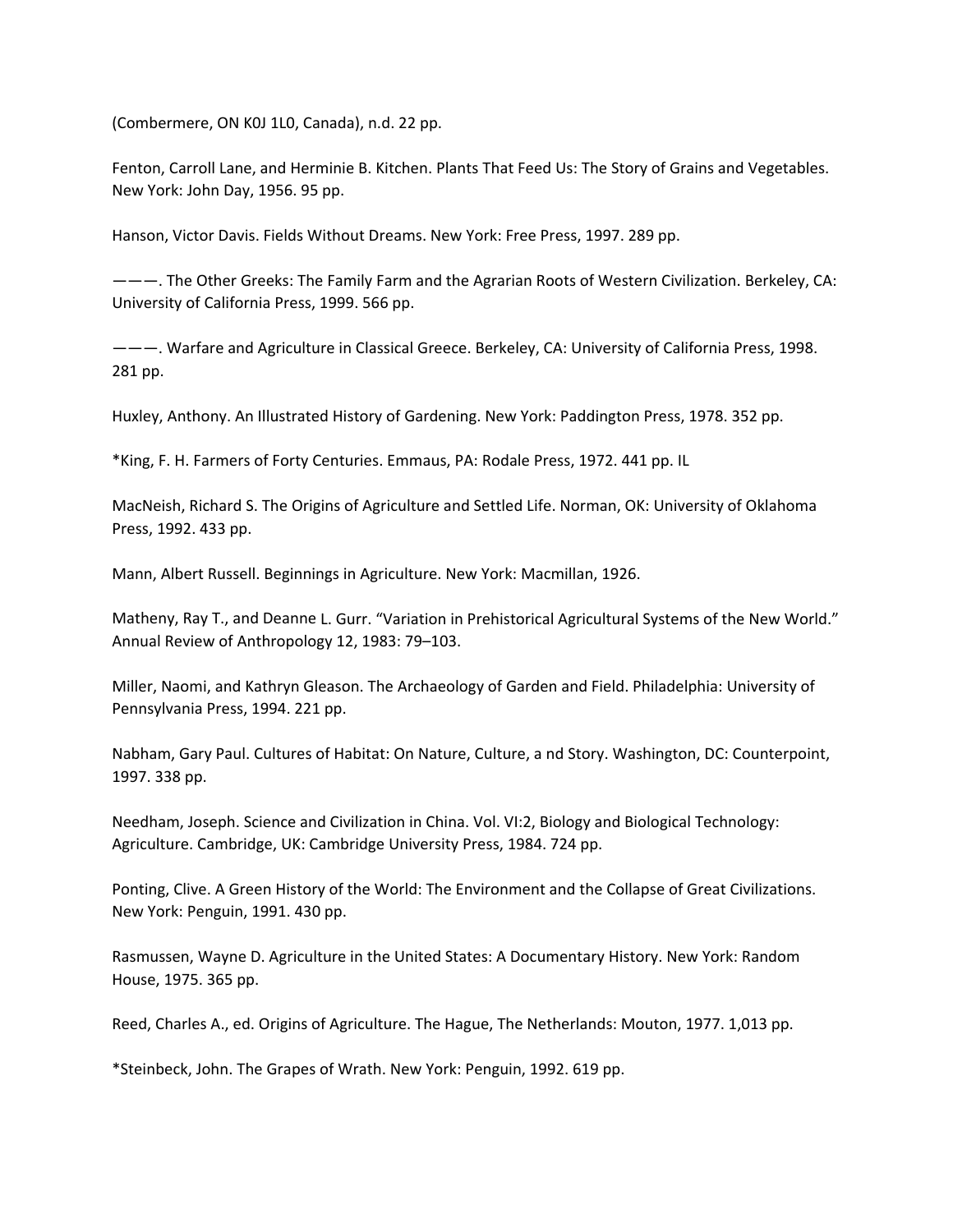(Combermere, ON K0J 1L0, Canada), n.d. 22 pp.

Fenton, Carroll Lane, and Herminie B. Kitchen. Plants That Feed Us: The Story of Grains and Vegetables. New York: John Day, 1956. 95 pp.

Hanson, Victor Davis. Fields Without Dreams. New York: Free Press, 1997. 289 pp.

———. The Other Greeks: The Family Farm and the Agrarian Roots of Western Civilization. Berkeley, CA: University of California Press, 1999. 566 pp.

———. Warfare and Agriculture in Classical Greece. Berkeley, CA: University of California Press, 1998. 281 pp.

Huxley, Anthony. An Illustrated History of Gardening. New York: Paddington Press, 1978. 352 pp.

*King, F. H. Farmers of Forty Centuries. Emmaus, PA: Rodale Press, 1972. 441 pp. IL

MacNeish, Richard S. The Origins of Agriculture and Settled Life. Norman, OK: University of Oklahoma Press, 1992. 433 pp.

Mann, Albert Russell. Beginnings in Agriculture. New York: Macmillan, 1926.

Matheny, Ray T., and Deanne L. Gurr. “Variation in Prehistorical Agricultural Systems of the New World.” Annual Review of Anthropology 12, 1983: 79–103.

Miller, Naomi, and Kathryn Gleason. The Archaeology of Garden and Field. Philadelphia: University of Pennsylvania Press, 1994. 221 pp.

Nabham, Gary Paul. Cultures of Habitat: On Nature, Culture, a nd Story. Washington, DC: Counterpoint, 1997. 338 pp.

Needham, Joseph. Science and Civilization in China. Vol. VI:2, Biology and Biological Technology: Agriculture. Cambridge, UK: Cambridge University Press, 1984. 724 pp.

Ponting, Clive. A Green History of the World: The Environment and the Collapse of Great Civilizations. New York: Penguin, 1991. 430 pp.

Rasmussen, Wayne D. Agriculture in the United States: A Documentary History. New York: Random House, 1975. 365 pp.

Reed, Charles A., ed. Origins of Agriculture. The Hague, The Netherlands: Mouton, 1977. 1,013 pp.

*Steinbeck, John. The Grapes of Wrath. New York: Penguin, 1992. 619 pp.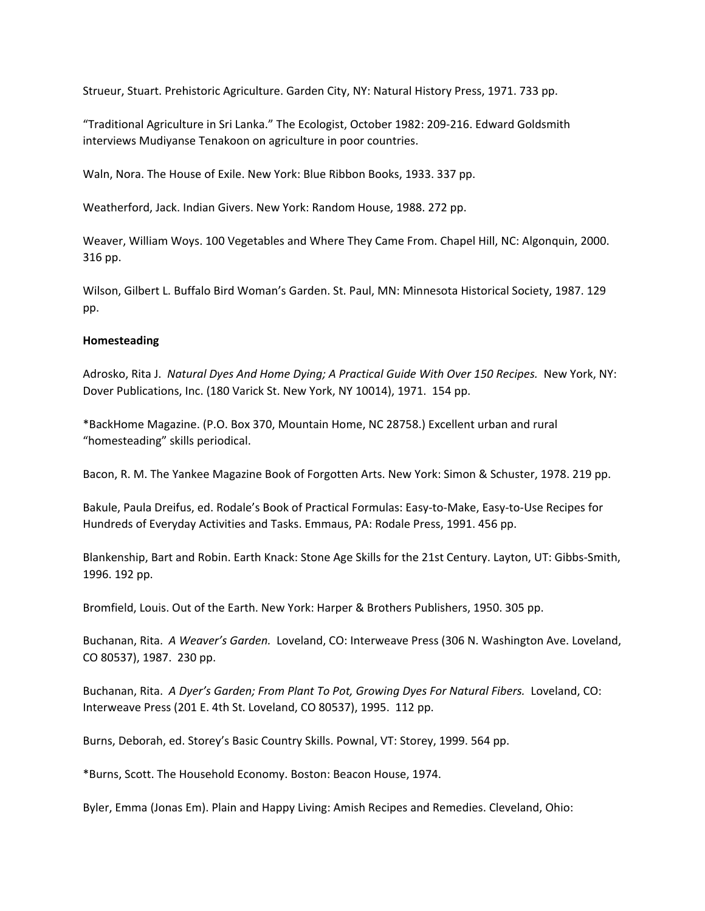Strueur, Stuart. Prehistoric Agriculture. Garden City, NY: Natural History Press, 1971. 733 pp.

"Traditional Agriculture in Sri Lanka." The Ecologist, October 1982: 209-216. Edward Goldsmith interviews Mudiyanse Tenakoon on agriculture in poor countries.

Waln, Nora. The House of Exile. New York: Blue Ribbon Books, 1933. 337 pp.

Weatherford, Jack. Indian Givers. New York: Random House, 1988. 272 pp.

Weaver, William Woys. 100 Vegetables and Where They Came From. Chapel Hill, NC: Algonquin, 2000. 316 pp.

Wilson, Gilbert L. Buffalo Bird Woman's Garden. St. Paul, MN: Minnesota Historical Society, 1987. 129 pp.

**Homesteading**

Adrosko, Rita J. *Natural Dyes And Home Dying; A Practical Guide With Over 150 Recipes.* New York, NY: Dover Publications, Inc. (180 Varick St. New York, NY 10014), 1971. 154 pp.

*BackHome Magazine. (P.O. Box 370, Mountain Home, NC 28758.) Excellent urban and rural "homesteading" skills periodical.

Bacon, R. M. The Yankee Magazine Book of Forgotten Arts. New York: Simon & Schuster, 1978. 219 pp.

Bakule, Paula Dreifus, ed. Rodale's Book of Practical Formulas: Easy-to-Make, Easy-to-Use Recipes for Hundreds of Everyday Activities and Tasks. Emmaus, PA: Rodale Press, 1991. 456 pp.

Blankenship, Bart and Robin. Earth Knack: Stone Age Skills for the 21st Century. Layton, UT: Gibbs-Smith, 1996. 192 pp.

Bromfield, Louis. Out of the Earth. New York: Harper & Brothers Publishers, 1950. 305 pp.

Buchanan, Rita. *A Weaver's Garden.* Loveland, CO: Interweave Press (306 N. Washington Ave. Loveland, CO 80537), 1987. 230 pp.

Buchanan, Rita. *A Dyer's Garden; From Plant To Pot, Growing Dyes For Natural Fibers.* Loveland, CO: Interweave Press (201 E. 4th St. Loveland, CO 80537), 1995. 112 pp.

Burns, Deborah, ed. Storey's Basic Country Skills. Pownal, VT: Storey, 1999. 564 pp.

*Burns, Scott. The Household Economy. Boston: Beacon House, 1974.

Byler, Emma (Jonas Em). Plain and Happy Living: Amish Recipes and Remedies. Cleveland, Ohio: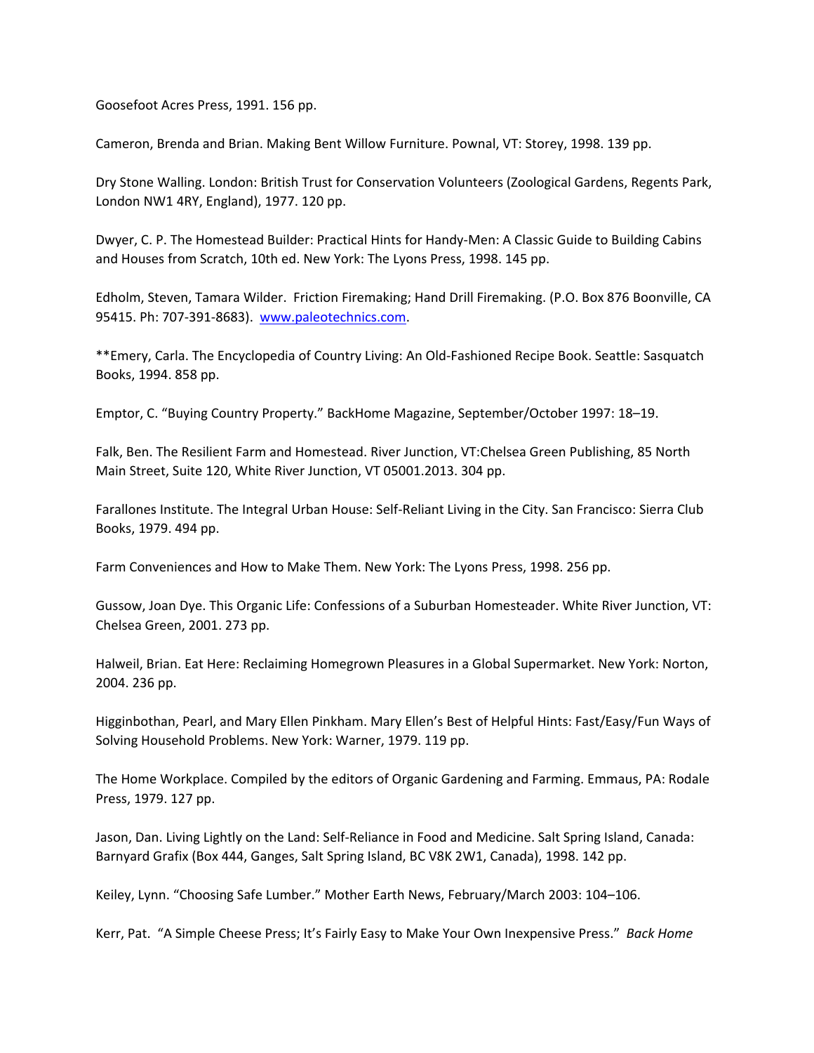Goosefoot Acres Press, 1991. 156 pp.

Cameron, Brenda and Brian. Making Bent Willow Furniture. Pownal, VT: Storey, 1998. 139 pp.

Dry Stone Walling. London: British Trust for Conservation Volunteers (Zoological Gardens, Regents Park, London NW1 4RY, England), 1977. 120 pp.

Dwyer, C. P. The Homestead Builder: Practical Hints for Handy-Men: A Classic Guide to Building Cabins and Houses from Scratch, 10th ed. New York: The Lyons Press, 1998. 145 pp.

Edholm, Steven, Tamara Wilder. Friction Firemaking; Hand Drill Firemaking. (P.O. Box 876 Boonville, CA 95415. Ph: 707-391-8683). [www.paleotechnics.com](http://www.paleotechnics.com).

**Emery, Carla. The Encyclopedia of Country Living: An Old-Fashioned Recipe Book. Seattle: Sasquatch Books, 1994. 858 pp.

Emptor, C. "Buying Country Property." BackHome Magazine, September/October 1997: 18–19.

Falk, Ben. The Resilient Farm and Homestead. River Junction, VT:Chelsea Green Publishing, 85 North Main Street, Suite 120, White River Junction, VT 05001.2013. 304 pp.

Farallones Institute. The Integral Urban House: Self-Reliant Living in the City. San Francisco: Sierra Club Books, 1979. 494 pp.

Farm Conveniences and How to Make Them. New York: The Lyons Press, 1998. 256 pp.

Gussow, Joan Dye. This Organic Life: Confessions of a Suburban Homesteader. White River Junction, VT: Chelsea Green, 2001. 273 pp.

Halweil, Brian. Eat Here: Reclaiming Homegrown Pleasures in a Global Supermarket. New York: Norton, 2004. 236 pp.

Higginbothan, Pearl, and Mary Ellen Pinkham. Mary Ellen's Best of Helpful Hints: Fast/Easy/Fun Ways of Solving Household Problems. New York: Warner, 1979. 119 pp.

The Home Workplace. Compiled by the editors of Organic Gardening and Farming. Emmaus, PA: Rodale Press, 1979. 127 pp.

Jason, Dan. Living Lightly on the Land: Self-Reliance in Food and Medicine. Salt Spring Island, Canada: Barnyard Grafix (Box 444, Ganges, Salt Spring Island, BC V8K 2W1, Canada), 1998. 142 pp.

Keiley, Lynn. "Choosing Safe Lumber." Mother Earth News, February/March 2003: 104–106.

Kerr, Pat. "A Simple Cheese Press; It's Fairly Easy to Make Your Own Inexpensive Press." *Back Home*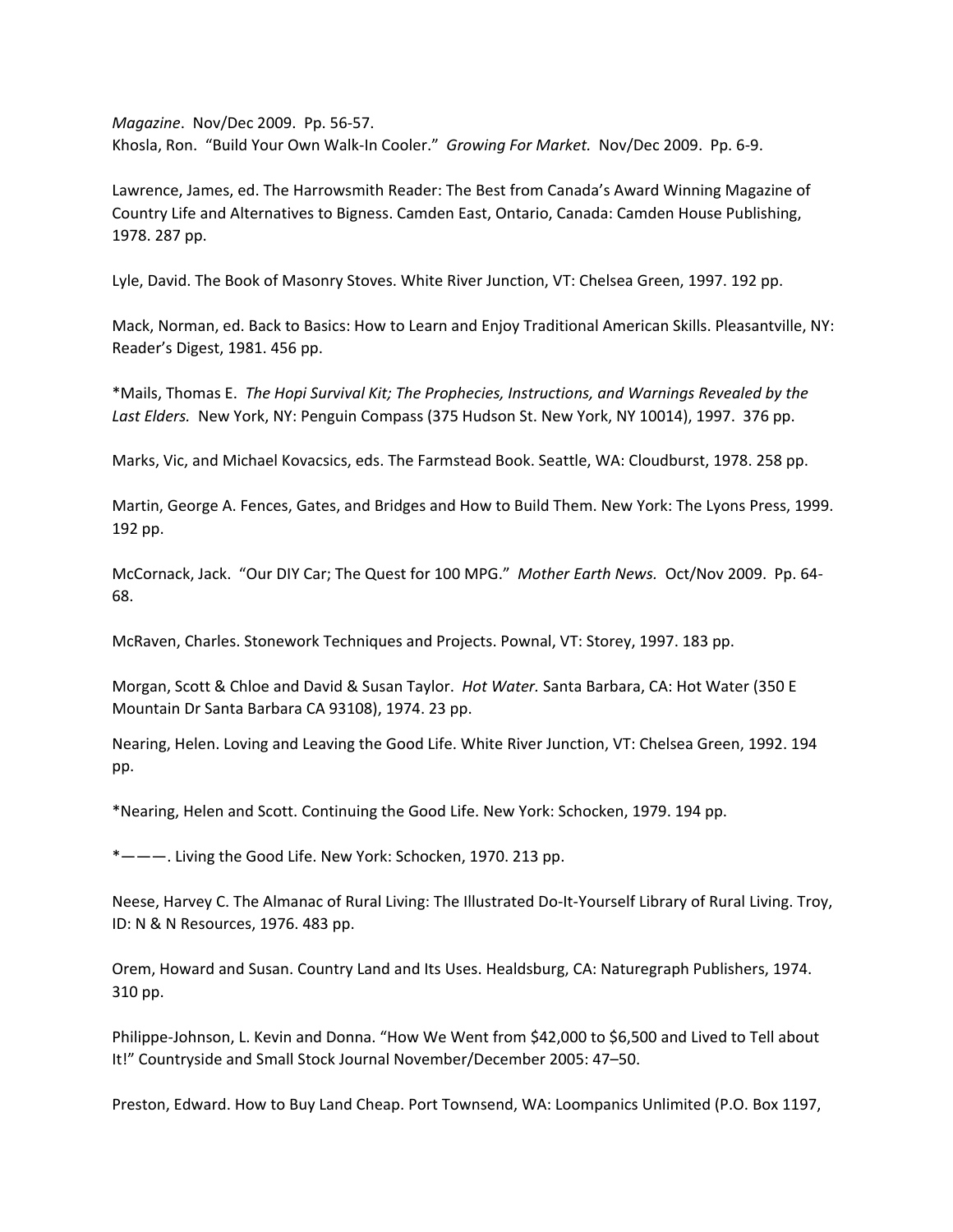*Magazine*. Nov/Dec 2009. Pp. 56-57.
Khosla, Ron. "Build Your Own Walk-In Cooler." *Growing For Market.* Nov/Dec 2009. Pp. 6-9.

Lawrence, James, ed. The Harrowsmith Reader: The Best from Canada's Award Winning Magazine of Country Life and Alternatives to Bigness. Camden East, Ontario, Canada: Camden House Publishing, 1978. 287 pp.

Lyle, David. The Book of Masonry Stoves. White River Junction, VT: Chelsea Green, 1997. 192 pp.

Mack, Norman, ed. Back to Basics: How to Learn and Enjoy Traditional American Skills. Pleasantville, NY: Reader's Digest, 1981. 456 pp.

*Mails, Thomas E. *The Hopi Survival Kit; The Prophecies, Instructions, and Warnings Revealed by the Last Elders.* New York, NY: Penguin Compass (375 Hudson St. New York, NY 10014), 1997. 376 pp.

Marks, Vic, and Michael Kovacsics, eds. The Farmstead Book. Seattle, WA: Cloudburst, 1978. 258 pp.

Martin, George A. Fences, Gates, and Bridges and How to Build Them. New York: The Lyons Press, 1999. 192 pp.

McCornack, Jack. "Our DIY Car; The Quest for 100 MPG." *Mother Earth News.* Oct/Nov 2009. Pp. 64-68.

McRaven, Charles. Stonework Techniques and Projects. Pownal, VT: Storey, 1997. 183 pp.

Morgan, Scott & Chloe and David & Susan Taylor. *Hot Water.* Santa Barbara, CA: Hot Water (350 E Mountain Dr Santa Barbara CA 93108), 1974. 23 pp.

Nearing, Helen. Loving and Leaving the Good Life. White River Junction, VT: Chelsea Green, 1992. 194 pp.

*Nearing, Helen and Scott. Continuing the Good Life. New York: Schocken, 1979. 194 pp.

*———. Living the Good Life. New York: Schocken, 1970. 213 pp.

Neese, Harvey C. The Almanac of Rural Living: The Illustrated Do-It-Yourself Library of Rural Living. Troy, ID: N & N Resources, 1976. 483 pp.

Orem, Howard and Susan. Country Land and Its Uses. Healdsburg, CA: Naturegraph Publishers, 1974. 310 pp.

Philippe-Johnson, L. Kevin and Donna. "How We Went from $42,000 to $6,500 and Lived to Tell about It!" Countryside and Small Stock Journal November/December 2005: 47–50.

Preston, Edward. How to Buy Land Cheap. Port Townsend, WA: Loompanics Unlimited (P.O. Box 1197,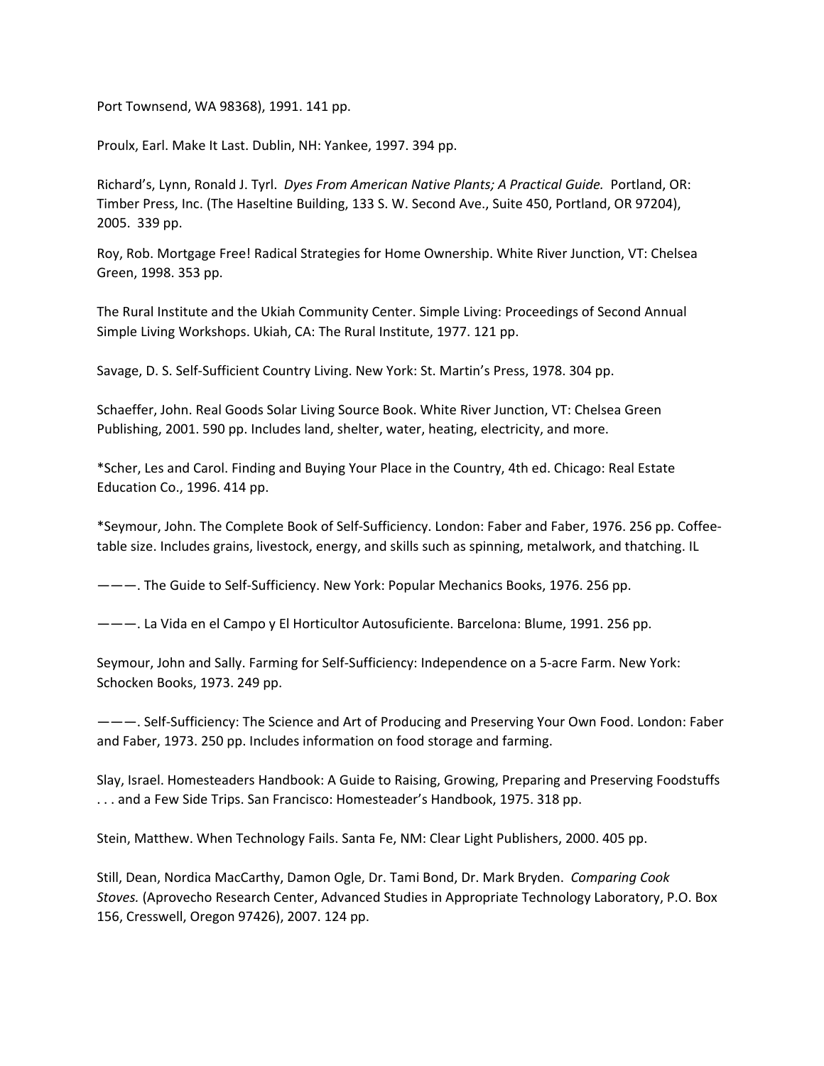Port Townsend, WA 98368), 1991. 141 pp.

Proulx, Earl. Make It Last. Dublin, NH: Yankee, 1997. 394 pp.

Richard's, Lynn, Ronald J. Tyrl. *Dyes From American Native Plants; A Practical Guide.* Portland, OR: Timber Press, Inc. (The Haseltine Building, 133 S. W. Second Ave., Suite 450, Portland, OR 97204), 2005. 339 pp.

Roy, Rob. Mortgage Free! Radical Strategies for Home Ownership. White River Junction, VT: Chelsea Green, 1998. 353 pp.

The Rural Institute and the Ukiah Community Center. Simple Living: Proceedings of Second Annual Simple Living Workshops. Ukiah, CA: The Rural Institute, 1977. 121 pp.

Savage, D. S. Self-Sufficient Country Living. New York: St. Martin's Press, 1978. 304 pp.

Schaeffer, John. Real Goods Solar Living Source Book. White River Junction, VT: Chelsea Green Publishing, 2001. 590 pp. Includes land, shelter, water, heating, electricity, and more.

*Scher, Les and Carol. Finding and Buying Your Place in the Country, 4th ed. Chicago: Real Estate Education Co., 1996. 414 pp.

*Seymour, John. The Complete Book of Self-Sufficiency. London: Faber and Faber, 1976. 256 pp. Coffee-table size. Includes grains, livestock, energy, and skills such as spinning, metalwork, and thatching. IL

———. The Guide to Self-Sufficiency. New York: Popular Mechanics Books, 1976. 256 pp.

———. La Vida en el Campo y El Horticultor Autosuficiente. Barcelona: Blume, 1991. 256 pp.

Seymour, John and Sally. Farming for Self-Sufficiency: Independence on a 5-acre Farm. New York: Schocken Books, 1973. 249 pp.

———. Self-Sufficiency: The Science and Art of Producing and Preserving Your Own Food. London: Faber and Faber, 1973. 250 pp. Includes information on food storage and farming.

Slay, Israel. Homesteaders Handbook: A Guide to Raising, Growing, Preparing and Preserving Foodstuffs . . . and a Few Side Trips. San Francisco: Homesteader's Handbook, 1975. 318 pp.

Stein, Matthew. When Technology Fails. Santa Fe, NM: Clear Light Publishers, 2000. 405 pp.

Still, Dean, Nordica MacCarthy, Damon Ogle, Dr. Tami Bond, Dr. Mark Bryden. *Comparing Cook Stoves.* (Aprovecho Research Center, Advanced Studies in Appropriate Technology Laboratory, P.O. Box 156, Cresswell, Oregon 97426), 2007. 124 pp.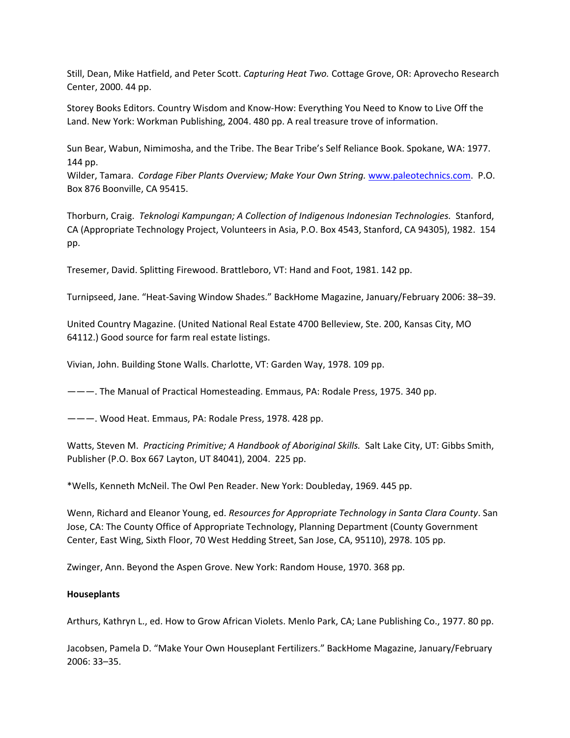Still, Dean, Mike Hatfield, and Peter Scott. *Capturing Heat Two.* Cottage Grove, OR: Aprovecho Research Center, 2000. 44 pp.

Storey Books Editors. Country Wisdom and Know-How: Everything You Need to Know to Live Off the Land. New York: Workman Publishing, 2004. 480 pp. A real treasure trove of information.

Sun Bear, Wabun, Nimimosha, and the Tribe. The Bear Tribe's Self Reliance Book. Spokane, WA: 1977. 144 pp.
Wilder, Tamara. *Cordage Fiber Plants Overview; Make Your Own String.* www.paleotechnics.com. P.O. Box 876 Boonville, CA 95415.

Thorburn, Craig. *Teknologi Kampungan; A Collection of Indigenous Indonesian Technologies.* Stanford, CA (Appropriate Technology Project, Volunteers in Asia, P.O. Box 4543, Stanford, CA 94305), 1982. 154 pp.

Tresemer, David. Splitting Firewood. Brattleboro, VT: Hand and Foot, 1981. 142 pp.

Turnipseed, Jane. "Heat-Saving Window Shades." BackHome Magazine, January/February 2006: 38–39.

United Country Magazine. (United National Real Estate 4700 Belleview, Ste. 200, Kansas City, MO 64112.) Good source for farm real estate listings.

Vivian, John. Building Stone Walls. Charlotte, VT: Garden Way, 1978. 109 pp.

———. The Manual of Practical Homesteading. Emmaus, PA: Rodale Press, 1975. 340 pp.

———. Wood Heat. Emmaus, PA: Rodale Press, 1978. 428 pp.

Watts, Steven M. *Practicing Primitive; A Handbook of Aboriginal Skills.* Salt Lake City, UT: Gibbs Smith, Publisher (P.O. Box 667 Layton, UT 84041), 2004. 225 pp.

*Wells, Kenneth McNeil. The Owl Pen Reader. New York: Doubleday, 1969. 445 pp.

Wenn, Richard and Eleanor Young, ed. *Resources for Appropriate Technology in Santa Clara County*. San Jose, CA: The County Office of Appropriate Technology, Planning Department (County Government Center, East Wing, Sixth Floor, 70 West Hedding Street, San Jose, CA, 95110), 2978. 105 pp.

Zwinger, Ann. Beyond the Aspen Grove. New York: Random House, 1970. 368 pp.

**Houseplants**

Arthurs, Kathryn L., ed. How to Grow African Violets. Menlo Park, CA; Lane Publishing Co., 1977. 80 pp.

Jacobsen, Pamela D. "Make Your Own Houseplant Fertilizers." BackHome Magazine, January/February 2006: 33–35.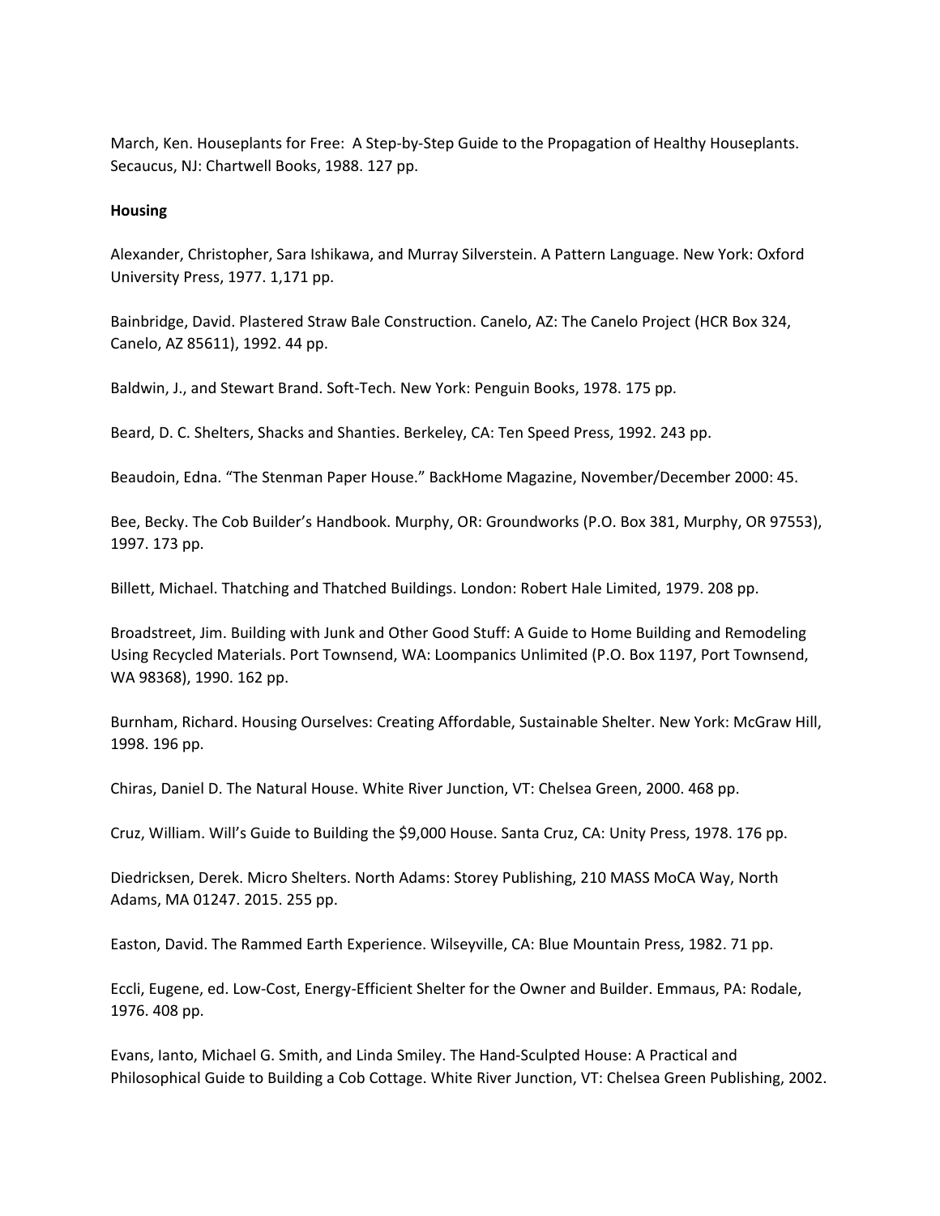March, Ken. Houseplants for Free: A Step-by-Step Guide to the Propagation of Healthy Houseplants. Secaucus, NJ: Chartwell Books, 1988. 127 pp.

**Housing**

Alexander, Christopher, Sara Ishikawa, and Murray Silverstein. A Pattern Language. New York: Oxford University Press, 1977. 1,171 pp.

Bainbridge, David. Plastered Straw Bale Construction. Canelo, AZ: The Canelo Project (HCR Box 324, Canelo, AZ 85611), 1992. 44 pp.

Baldwin, J., and Stewart Brand. Soft-Tech. New York: Penguin Books, 1978. 175 pp.

Beard, D. C. Shelters, Shacks and Shanties. Berkeley, CA: Ten Speed Press, 1992. 243 pp.

Beaudoin, Edna. "The Stenman Paper House." BackHome Magazine, November/December 2000: 45.

Bee, Becky. The Cob Builder's Handbook. Murphy, OR: Groundworks (P.O. Box 381, Murphy, OR 97553), 1997. 173 pp.

Billett, Michael. Thatching and Thatched Buildings. London: Robert Hale Limited, 1979. 208 pp.

Broadstreet, Jim. Building with Junk and Other Good Stuff: A Guide to Home Building and Remodeling Using Recycled Materials. Port Townsend, WA: Loompanics Unlimited (P.O. Box 1197, Port Townsend, WA 98368), 1990. 162 pp.

Burnham, Richard. Housing Ourselves: Creating Affordable, Sustainable Shelter. New York: McGraw Hill, 1998. 196 pp.

Chiras, Daniel D. The Natural House. White River Junction, VT: Chelsea Green, 2000. 468 pp.

Cruz, William. Will's Guide to Building the $9,000 House. Santa Cruz, CA: Unity Press, 1978. 176 pp.

Diedricksen, Derek. Micro Shelters. North Adams: Storey Publishing, 210 MASS MoCA Way, North Adams, MA 01247. 2015. 255 pp.

Easton, David. The Rammed Earth Experience. Wilseyville, CA: Blue Mountain Press, 1982. 71 pp.

Eccli, Eugene, ed. Low-Cost, Energy-Efficient Shelter for the Owner and Builder. Emmaus, PA: Rodale, 1976. 408 pp.

Evans, Ianto, Michael G. Smith, and Linda Smiley. The Hand-Sculpted House: A Practical and Philosophical Guide to Building a Cob Cottage. White River Junction, VT: Chelsea Green Publishing, 2002.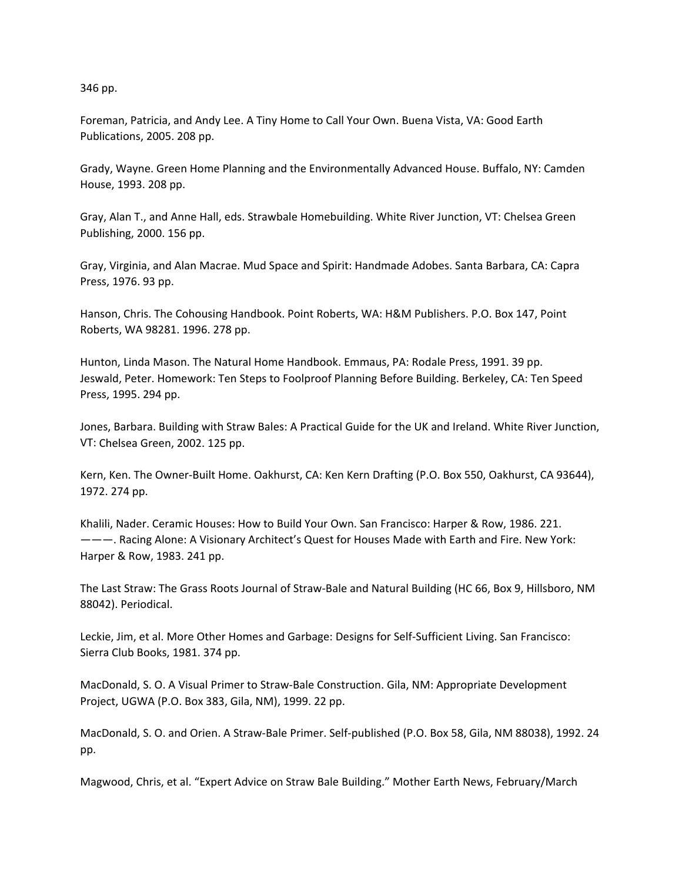346 pp.

Foreman, Patricia, and Andy Lee. A Tiny Home to Call Your Own. Buena Vista, VA: Good Earth Publications, 2005. 208 pp.

Grady, Wayne. Green Home Planning and the Environmentally Advanced House. Buffalo, NY: Camden House, 1993. 208 pp.

Gray, Alan T., and Anne Hall, eds. Strawbale Homebuilding. White River Junction, VT: Chelsea Green Publishing, 2000. 156 pp.

Gray, Virginia, and Alan Macrae. Mud Space and Spirit: Handmade Adobes. Santa Barbara, CA: Capra Press, 1976. 93 pp.

Hanson, Chris. The Cohousing Handbook. Point Roberts, WA: H&M Publishers. P.O. Box 147, Point Roberts, WA 98281. 1996. 278 pp.

Hunton, Linda Mason. The Natural Home Handbook. Emmaus, PA: Rodale Press, 1991. 39 pp.
Jeswald, Peter. Homework: Ten Steps to Foolproof Planning Before Building. Berkeley, CA: Ten Speed Press, 1995. 294 pp.

Jones, Barbara. Building with Straw Bales: A Practical Guide for the UK and Ireland. White River Junction, VT: Chelsea Green, 2002. 125 pp.

Kern, Ken. The Owner-Built Home. Oakhurst, CA: Ken Kern Drafting (P.O. Box 550, Oakhurst, CA 93644), 1972. 274 pp.

Khalili, Nader. Ceramic Houses: How to Build Your Own. San Francisco: Harper & Row, 1986. 221.
———. Racing Alone: A Visionary Architect's Quest for Houses Made with Earth and Fire. New York: Harper & Row, 1983. 241 pp.

The Last Straw: The Grass Roots Journal of Straw-Bale and Natural Building (HC 66, Box 9, Hillsboro, NM 88042). Periodical.

Leckie, Jim, et al. More Other Homes and Garbage: Designs for Self-Sufficient Living. San Francisco: Sierra Club Books, 1981. 374 pp.

MacDonald, S. O. A Visual Primer to Straw-Bale Construction. Gila, NM: Appropriate Development Project, UGWA (P.O. Box 383, Gila, NM), 1999. 22 pp.

MacDonald, S. O. and Orien. A Straw-Bale Primer. Self-published (P.O. Box 58, Gila, NM 88038), 1992. 24 pp.

Magwood, Chris, et al. "Expert Advice on Straw Bale Building." Mother Earth News, February/March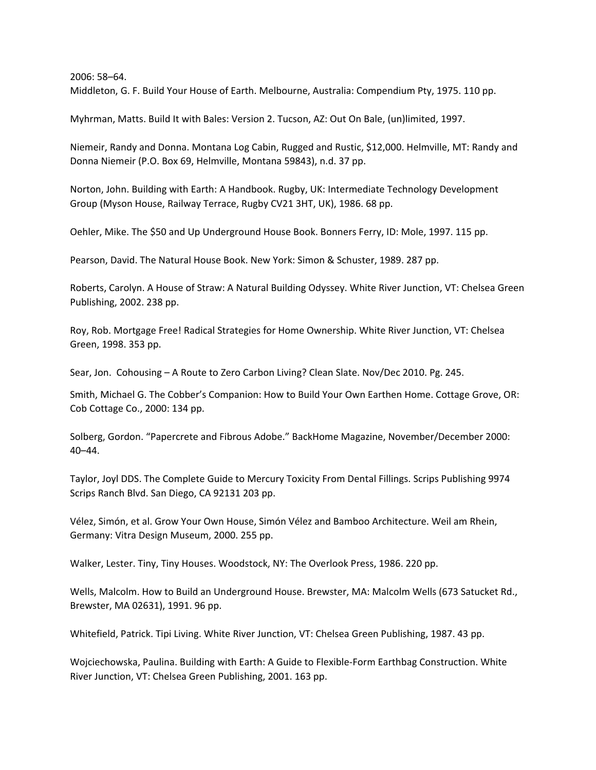2006: 58–64.

Middleton, G. F. Build Your House of Earth. Melbourne, Australia: Compendium Pty, 1975. 110 pp.

Myhrman, Matts. Build It with Bales: Version 2. Tucson, AZ: Out On Bale, (un)limited, 1997.

Niemeir, Randy and Donna. Montana Log Cabin, Rugged and Rustic, $12,000. Helmville, MT: Randy and Donna Niemeir (P.O. Box 69, Helmville, Montana 59843), n.d. 37 pp.

Norton, John. Building with Earth: A Handbook. Rugby, UK: Intermediate Technology Development Group (Myson House, Railway Terrace, Rugby CV21 3HT, UK), 1986. 68 pp.

Oehler, Mike. The $50 and Up Underground House Book. Bonners Ferry, ID: Mole, 1997. 115 pp.

Pearson, David. The Natural House Book. New York: Simon & Schuster, 1989. 287 pp.

Roberts, Carolyn. A House of Straw: A Natural Building Odyssey. White River Junction, VT: Chelsea Green Publishing, 2002. 238 pp.

Roy, Rob. Mortgage Free! Radical Strategies for Home Ownership. White River Junction, VT: Chelsea Green, 1998. 353 pp.

Sear, Jon. Cohousing – A Route to Zero Carbon Living? Clean Slate. Nov/Dec 2010. Pg. 245.

Smith, Michael G. The Cobber's Companion: How to Build Your Own Earthen Home. Cottage Grove, OR: Cob Cottage Co., 2000: 134 pp.

Solberg, Gordon. "Papercrete and Fibrous Adobe." BackHome Magazine, November/December 2000: 40–44.

Taylor, Joyl DDS. The Complete Guide to Mercury Toxicity From Dental Fillings. Scrips Publishing 9974 Scrips Ranch Blvd. San Diego, CA 92131 203 pp.

Vélez, Simón, et al. Grow Your Own House, Simón Vélez and Bamboo Architecture. Weil am Rhein, Germany: Vitra Design Museum, 2000. 255 pp.

Walker, Lester. Tiny, Tiny Houses. Woodstock, NY: The Overlook Press, 1986. 220 pp.

Wells, Malcolm. How to Build an Underground House. Brewster, MA: Malcolm Wells (673 Satucket Rd., Brewster, MA 02631), 1991. 96 pp.

Whitefield, Patrick. Tipi Living. White River Junction, VT: Chelsea Green Publishing, 1987. 43 pp.

Wojciechowska, Paulina. Building with Earth: A Guide to Flexible-Form Earthbag Construction. White River Junction, VT: Chelsea Green Publishing, 2001. 163 pp.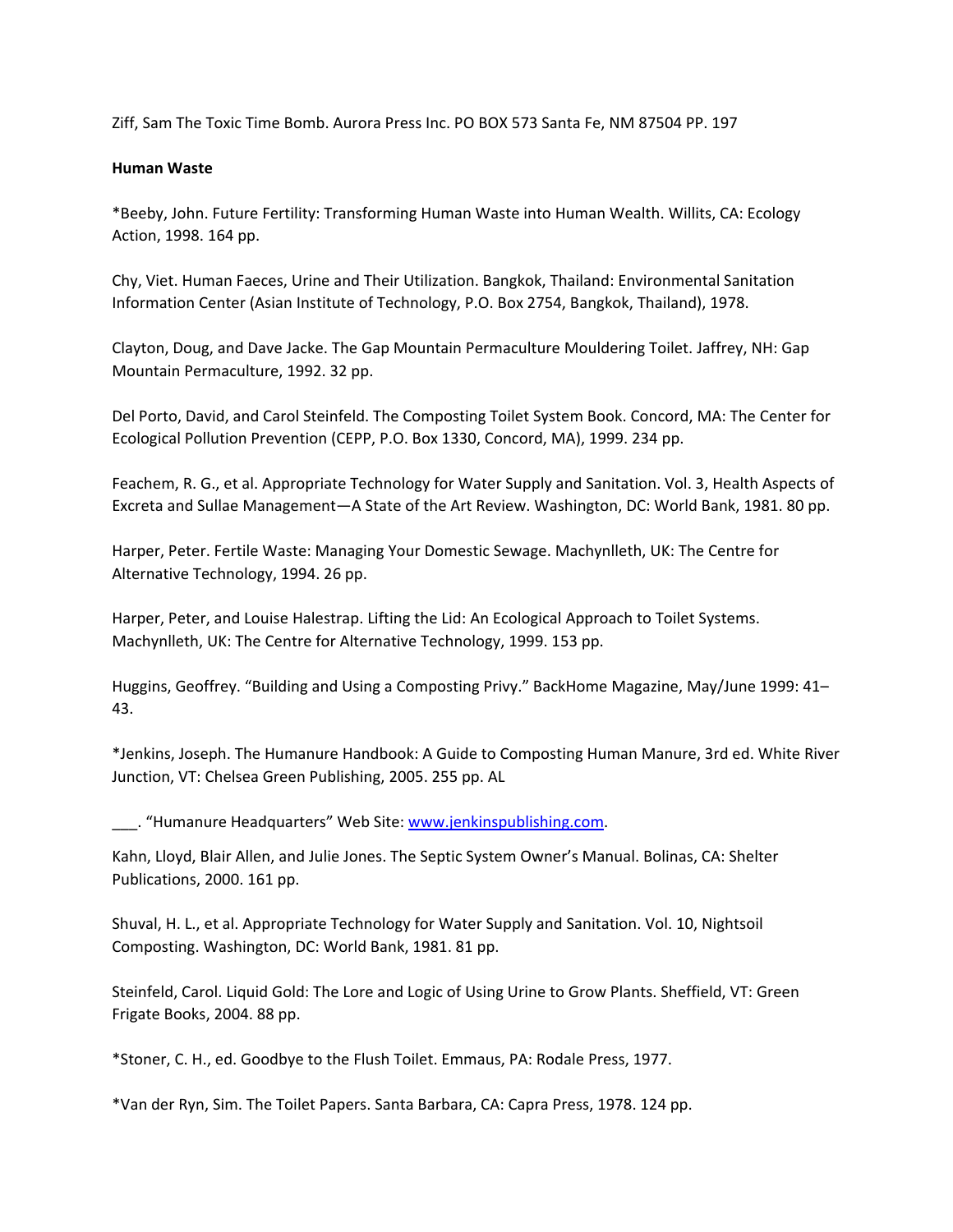Ziff, Sam The Toxic Time Bomb. Aurora Press Inc. PO BOX 573 Santa Fe, NM 87504 PP. 197

**Human Waste**

*Beeby, John. Future Fertility: Transforming Human Waste into Human Wealth. Willits, CA: Ecology Action, 1998. 164 pp.

Chy, Viet. Human Faeces, Urine and Their Utilization. Bangkok, Thailand: Environmental Sanitation Information Center (Asian Institute of Technology, P.O. Box 2754, Bangkok, Thailand), 1978.

Clayton, Doug, and Dave Jacke. The Gap Mountain Permaculture Mouldering Toilet. Jaffrey, NH: Gap Mountain Permaculture, 1992. 32 pp.

Del Porto, David, and Carol Steinfeld. The Composting Toilet System Book. Concord, MA: The Center for Ecological Pollution Prevention (CEPP, P.O. Box 1330, Concord, MA), 1999. 234 pp.

Feachem, R. G., et al. Appropriate Technology for Water Supply and Sanitation. Vol. 3, Health Aspects of Excreta and Sullae Management—A State of the Art Review. Washington, DC: World Bank, 1981. 80 pp.

Harper, Peter. Fertile Waste: Managing Your Domestic Sewage. Machynlleth, UK: The Centre for Alternative Technology, 1994. 26 pp.

Harper, Peter, and Louise Halestrap. Lifting the Lid: An Ecological Approach to Toilet Systems. Machynlleth, UK: The Centre for Alternative Technology, 1999. 153 pp.

Huggins, Geoffrey. "Building and Using a Composting Privy." BackHome Magazine, May/June 1999: 41–43.

*Jenkins, Joseph. The Humanure Handbook: A Guide to Composting Human Manure, 3rd ed. White River Junction, VT: Chelsea Green Publishing, 2005. 255 pp. AL

___. "Humanure Headquarters" Web Site: www.jenkinspublishing.com.

Kahn, Lloyd, Blair Allen, and Julie Jones. The Septic System Owner's Manual. Bolinas, CA: Shelter Publications, 2000. 161 pp.

Shuval, H. L., et al. Appropriate Technology for Water Supply and Sanitation. Vol. 10, Nightsoil Composting. Washington, DC: World Bank, 1981. 81 pp.

Steinfeld, Carol. Liquid Gold: The Lore and Logic of Using Urine to Grow Plants. Sheffield, VT: Green Frigate Books, 2004. 88 pp.

*Stoner, C. H., ed. Goodbye to the Flush Toilet. Emmaus, PA: Rodale Press, 1977.

*Van der Ryn, Sim. The Toilet Papers. Santa Barbara, CA: Capra Press, 1978. 124 pp.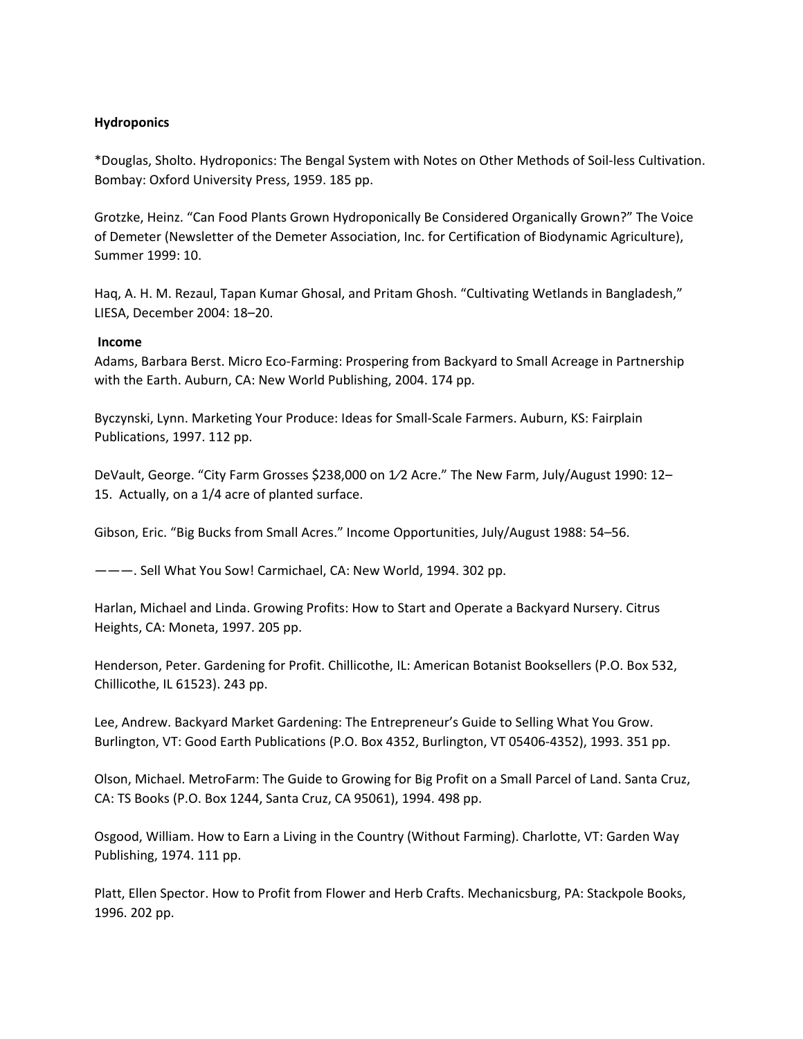**Hydroponics**

*Douglas, Sholto. Hydroponics: The Bengal System with Notes on Other Methods of Soil-less Cultivation. Bombay: Oxford University Press, 1959. 185 pp.

Grotzke, Heinz. "Can Food Plants Grown Hydroponically Be Considered Organically Grown?" The Voice of Demeter (Newsletter of the Demeter Association, Inc. for Certification of Biodynamic Agriculture), Summer 1999: 10.

Haq, A. H. M. Rezaul, Tapan Kumar Ghosal, and Pritam Ghosh. "Cultivating Wetlands in Bangladesh," LIESA, December 2004: 18–20.

**Income**

Adams, Barbara Berst. Micro Eco-Farming: Prospering from Backyard to Small Acreage in Partnership with the Earth. Auburn, CA: New World Publishing, 2004. 174 pp.

Byczynski, Lynn. Marketing Your Produce: Ideas for Small-Scale Farmers. Auburn, KS: Fairplain Publications, 1997. 112 pp.

DeVault, George. "City Farm Grosses $238,000 on 1⁄2 Acre." The New Farm, July/August 1990: 12–15. Actually, on a 1/4 acre of planted surface.

Gibson, Eric. "Big Bucks from Small Acres." Income Opportunities, July/August 1988: 54–56.

———. Sell What You Sow! Carmichael, CA: New World, 1994. 302 pp.

Harlan, Michael and Linda. Growing Profits: How to Start and Operate a Backyard Nursery. Citrus Heights, CA: Moneta, 1997. 205 pp.

Henderson, Peter. Gardening for Profit. Chillicothe, IL: American Botanist Booksellers (P.O. Box 532, Chillicothe, IL 61523). 243 pp.

Lee, Andrew. Backyard Market Gardening: The Entrepreneur's Guide to Selling What You Grow. Burlington, VT: Good Earth Publications (P.O. Box 4352, Burlington, VT 05406-4352), 1993. 351 pp.

Olson, Michael. MetroFarm: The Guide to Growing for Big Profit on a Small Parcel of Land. Santa Cruz, CA: TS Books (P.O. Box 1244, Santa Cruz, CA 95061), 1994. 498 pp.

Osgood, William. How to Earn a Living in the Country (Without Farming). Charlotte, VT: Garden Way Publishing, 1974. 111 pp.

Platt, Ellen Spector. How to Profit from Flower and Herb Crafts. Mechanicsburg, PA: Stackpole Books, 1996. 202 pp.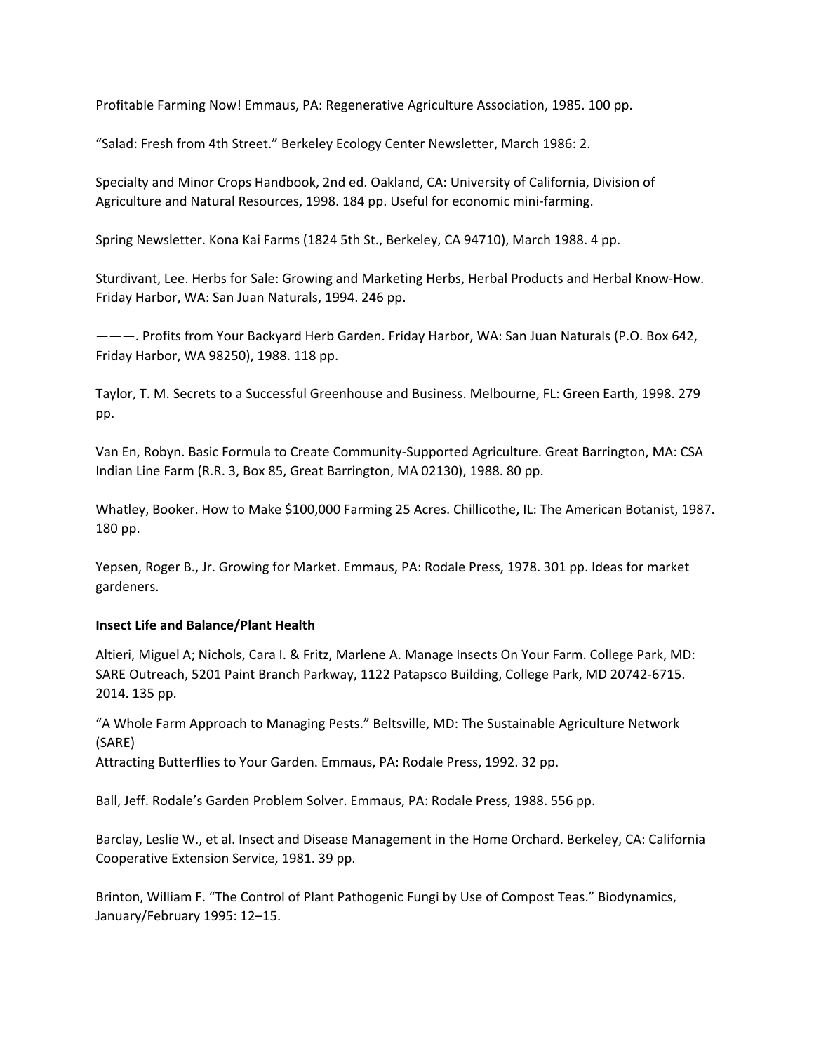Profitable Farming Now! Emmaus, PA: Regenerative Agriculture Association, 1985. 100 pp.

“Salad: Fresh from 4th Street.” Berkeley Ecology Center Newsletter, March 1986: 2.

Specialty and Minor Crops Handbook, 2nd ed. Oakland, CA: University of California, Division of Agriculture and Natural Resources, 1998. 184 pp. Useful for economic mini-farming.

Spring Newsletter. Kona Kai Farms (1824 5th St., Berkeley, CA 94710), March 1988. 4 pp.

Sturdivant, Lee. Herbs for Sale: Growing and Marketing Herbs, Herbal Products and Herbal Know-How. Friday Harbor, WA: San Juan Naturals, 1994. 246 pp.

———. Profits from Your Backyard Herb Garden. Friday Harbor, WA: San Juan Naturals (P.O. Box 642, Friday Harbor, WA 98250), 1988. 118 pp.

Taylor, T. M. Secrets to a Successful Greenhouse and Business. Melbourne, FL: Green Earth, 1998. 279 pp.

Van En, Robyn. Basic Formula to Create Community-Supported Agriculture. Great Barrington, MA: CSA Indian Line Farm (R.R. 3, Box 85, Great Barrington, MA 02130), 1988. 80 pp.

Whatley, Booker. How to Make $100,000 Farming 25 Acres. Chillicothe, IL: The American Botanist, 1987. 180 pp.

Yepsen, Roger B., Jr. Growing for Market. Emmaus, PA: Rodale Press, 1978. 301 pp. Ideas for market gardeners.

**Insect Life and Balance/Plant Health**

Altieri, Miguel A; Nichols, Cara I. & Fritz, Marlene A. Manage Insects On Your Farm. College Park, MD: SARE Outreach, 5201 Paint Branch Parkway, 1122 Patapsco Building, College Park, MD 20742-6715. 2014. 135 pp.

“A Whole Farm Approach to Managing Pests.” Beltsville, MD: The Sustainable Agriculture Network (SARE)

Attracting Butterflies to Your Garden. Emmaus, PA: Rodale Press, 1992. 32 pp.

Ball, Jeff. Rodale’s Garden Problem Solver. Emmaus, PA: Rodale Press, 1988. 556 pp.

Barclay, Leslie W., et al. Insect and Disease Management in the Home Orchard. Berkeley, CA: California Cooperative Extension Service, 1981. 39 pp.

Brinton, William F. “The Control of Plant Pathogenic Fungi by Use of Compost Teas.” Biodynamics, January/February 1995: 12–15.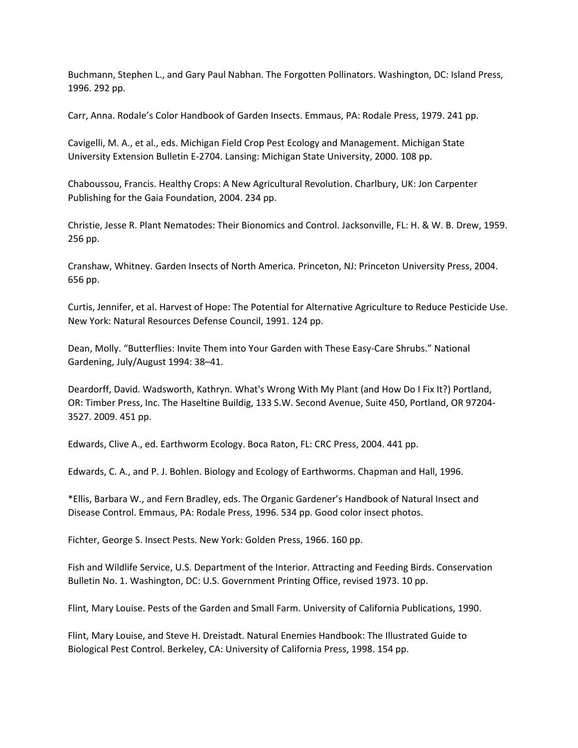Buchmann, Stephen L., and Gary Paul Nabhan. The Forgotten Pollinators. Washington, DC: Island Press, 1996. 292 pp.

Carr, Anna. Rodale's Color Handbook of Garden Insects. Emmaus, PA: Rodale Press, 1979. 241 pp.

Cavigelli, M. A., et al., eds. Michigan Field Crop Pest Ecology and Management. Michigan State University Extension Bulletin E-2704. Lansing: Michigan State University, 2000. 108 pp.

Chaboussou, Francis. Healthy Crops: A New Agricultural Revolution. Charlbury, UK: Jon Carpenter Publishing for the Gaia Foundation, 2004. 234 pp.

Christie, Jesse R. Plant Nematodes: Their Bionomics and Control. Jacksonville, FL: H. & W. B. Drew, 1959. 256 pp.

Cranshaw, Whitney. Garden Insects of North America. Princeton, NJ: Princeton University Press, 2004. 656 pp.

Curtis, Jennifer, et al. Harvest of Hope: The Potential for Alternative Agriculture to Reduce Pesticide Use. New York: Natural Resources Defense Council, 1991. 124 pp.

Dean, Molly. "Butterflies: Invite Them into Your Garden with These Easy-Care Shrubs." National Gardening, July/August 1994: 38–41.

Deardorff, David. Wadsworth, Kathryn. What's Wrong With My Plant (and How Do I Fix It?) Portland, OR: Timber Press, Inc. The Haseltine Buildig, 133 S.W. Second Avenue, Suite 450, Portland, OR 97204-3527. 2009. 451 pp.

Edwards, Clive A., ed. Earthworm Ecology. Boca Raton, FL: CRC Press, 2004. 441 pp.

Edwards, C. A., and P. J. Bohlen. Biology and Ecology of Earthworms. Chapman and Hall, 1996.

*Ellis, Barbara W., and Fern Bradley, eds. The Organic Gardener's Handbook of Natural Insect and Disease Control. Emmaus, PA: Rodale Press, 1996. 534 pp. Good color insect photos.

Fichter, George S. Insect Pests. New York: Golden Press, 1966. 160 pp.

Fish and Wildlife Service, U.S. Department of the Interior. Attracting and Feeding Birds. Conservation Bulletin No. 1. Washington, DC: U.S. Government Printing Office, revised 1973. 10 pp.

Flint, Mary Louise. Pests of the Garden and Small Farm. University of California Publications, 1990.

Flint, Mary Louise, and Steve H. Dreistadt. Natural Enemies Handbook: The Illustrated Guide to Biological Pest Control. Berkeley, CA: University of California Press, 1998. 154 pp.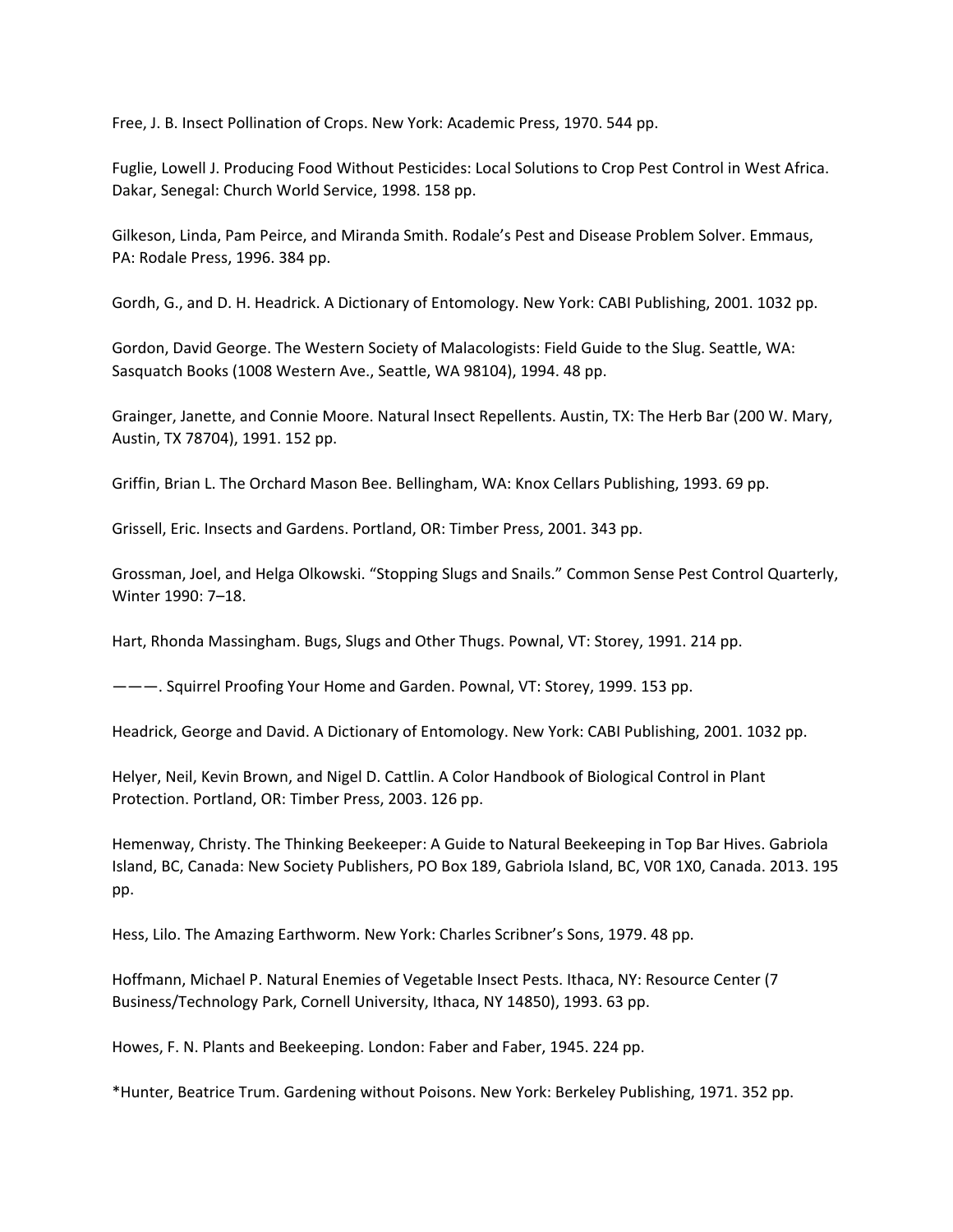Free, J. B. Insect Pollination of Crops. New York: Academic Press, 1970. 544 pp.

Fuglie, Lowell J. Producing Food Without Pesticides: Local Solutions to Crop Pest Control in West Africa. Dakar, Senegal: Church World Service, 1998. 158 pp.

Gilkeson, Linda, Pam Peirce, and Miranda Smith. Rodale's Pest and Disease Problem Solver. Emmaus, PA: Rodale Press, 1996. 384 pp.

Gordh, G., and D. H. Headrick. A Dictionary of Entomology. New York: CABI Publishing, 2001. 1032 pp.

Gordon, David George. The Western Society of Malacologists: Field Guide to the Slug. Seattle, WA: Sasquatch Books (1008 Western Ave., Seattle, WA 98104), 1994. 48 pp.

Grainger, Janette, and Connie Moore. Natural Insect Repellents. Austin, TX: The Herb Bar (200 W. Mary, Austin, TX 78704), 1991. 152 pp.

Griffin, Brian L. The Orchard Mason Bee. Bellingham, WA: Knox Cellars Publishing, 1993. 69 pp.

Grissell, Eric. Insects and Gardens. Portland, OR: Timber Press, 2001. 343 pp.

Grossman, Joel, and Helga Olkowski. "Stopping Slugs and Snails." Common Sense Pest Control Quarterly, Winter 1990: 7–18.

Hart, Rhonda Massingham. Bugs, Slugs and Other Thugs. Pownal, VT: Storey, 1991. 214 pp.

———. Squirrel Proofing Your Home and Garden. Pownal, VT: Storey, 1999. 153 pp.

Headrick, George and David. A Dictionary of Entomology. New York: CABI Publishing, 2001. 1032 pp.

Helyer, Neil, Kevin Brown, and Nigel D. Cattlin. A Color Handbook of Biological Control in Plant Protection. Portland, OR: Timber Press, 2003. 126 pp.

Hemenway, Christy. The Thinking Beekeeper: A Guide to Natural Beekeeping in Top Bar Hives. Gabriola Island, BC, Canada: New Society Publishers, PO Box 189, Gabriola Island, BC, V0R 1X0, Canada. 2013. 195 pp.

Hess, Lilo. The Amazing Earthworm. New York: Charles Scribner's Sons, 1979. 48 pp.

Hoffmann, Michael P. Natural Enemies of Vegetable Insect Pests. Ithaca, NY: Resource Center (7 Business/Technology Park, Cornell University, Ithaca, NY 14850), 1993. 63 pp.

Howes, F. N. Plants and Beekeeping. London: Faber and Faber, 1945. 224 pp.

*Hunter, Beatrice Trum. Gardening without Poisons. New York: Berkeley Publishing, 1971. 352 pp.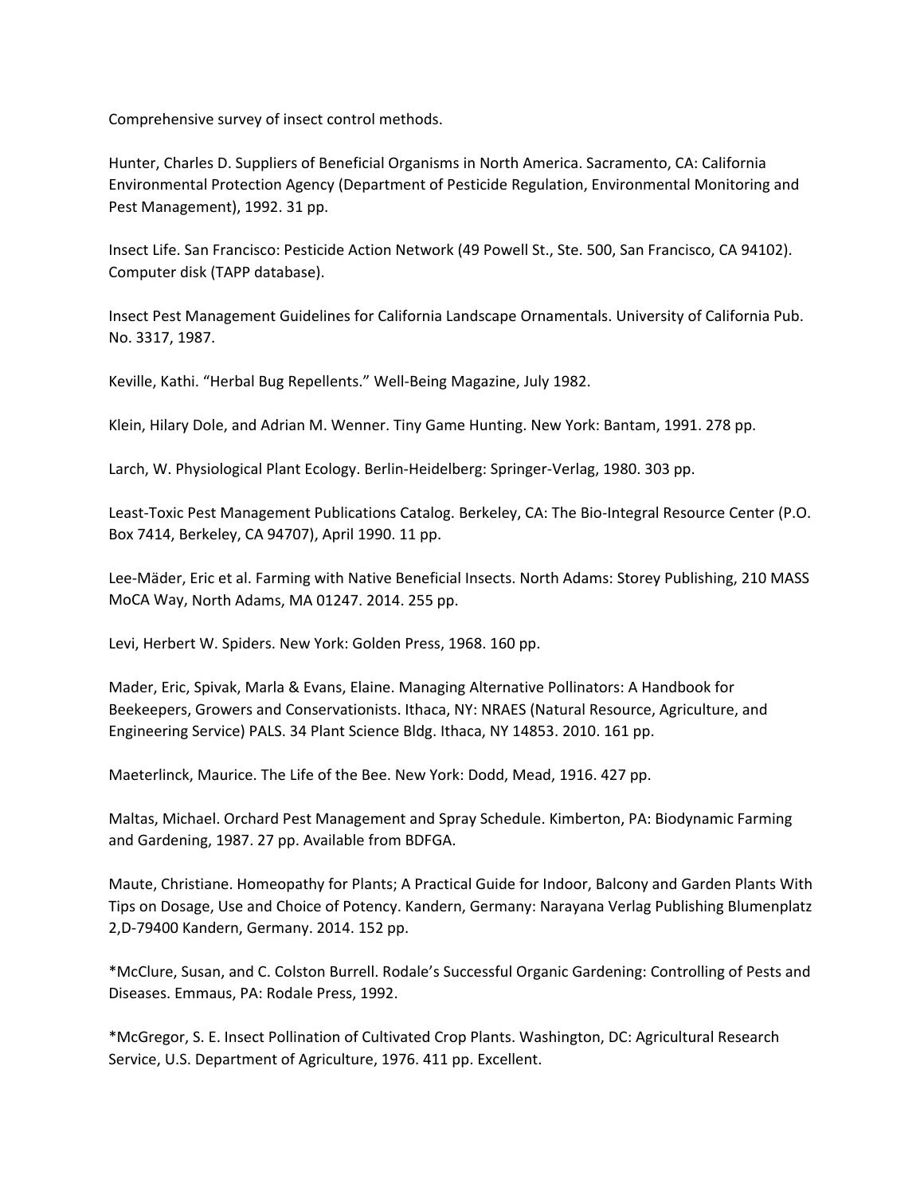Comprehensive survey of insect control methods.

Hunter, Charles D. Suppliers of Beneficial Organisms in North America. Sacramento, CA: California Environmental Protection Agency (Department of Pesticide Regulation, Environmental Monitoring and Pest Management), 1992. 31 pp.

Insect Life. San Francisco: Pesticide Action Network (49 Powell St., Ste. 500, San Francisco, CA 94102). Computer disk (TAPP database).

Insect Pest Management Guidelines for California Landscape Ornamentals. University of California Pub. No. 3317, 1987.

Keville, Kathi. "Herbal Bug Repellents." Well-Being Magazine, July 1982.

Klein, Hilary Dole, and Adrian M. Wenner. Tiny Game Hunting. New York: Bantam, 1991. 278 pp.

Larch, W. Physiological Plant Ecology. Berlin-Heidelberg: Springer-Verlag, 1980. 303 pp.

Least-Toxic Pest Management Publications Catalog. Berkeley, CA: The Bio-Integral Resource Center (P.O. Box 7414, Berkeley, CA 94707), April 1990. 11 pp.

Lee-Mäder, Eric et al. Farming with Native Beneficial Insects. North Adams: Storey Publishing, 210 MASS MoCA Way, North Adams, MA 01247. 2014. 255 pp.

Levi, Herbert W. Spiders. New York: Golden Press, 1968. 160 pp.

Mader, Eric, Spivak, Marla & Evans, Elaine. Managing Alternative Pollinators: A Handbook for Beekeepers, Growers and Conservationists. Ithaca, NY: NRAES (Natural Resource, Agriculture, and Engineering Service) PALS. 34 Plant Science Bldg. Ithaca, NY 14853. 2010. 161 pp.

Maeterlinck, Maurice. The Life of the Bee. New York: Dodd, Mead, 1916. 427 pp.

Maltas, Michael. Orchard Pest Management and Spray Schedule. Kimberton, PA: Biodynamic Farming and Gardening, 1987. 27 pp. Available from BDFGA.

Maute, Christiane. Homeopathy for Plants; A Practical Guide for Indoor, Balcony and Garden Plants With Tips on Dosage, Use and Choice of Potency. Kandern, Germany: Narayana Verlag Publishing Blumenplatz 2,D-79400 Kandern, Germany. 2014. 152 pp.

*McClure, Susan, and C. Colston Burrell. Rodale's Successful Organic Gardening: Controlling of Pests and Diseases. Emmaus, PA: Rodale Press, 1992.

*McGregor, S. E. Insect Pollination of Cultivated Crop Plants. Washington, DC: Agricultural Research Service, U.S. Department of Agriculture, 1976. 411 pp. Excellent.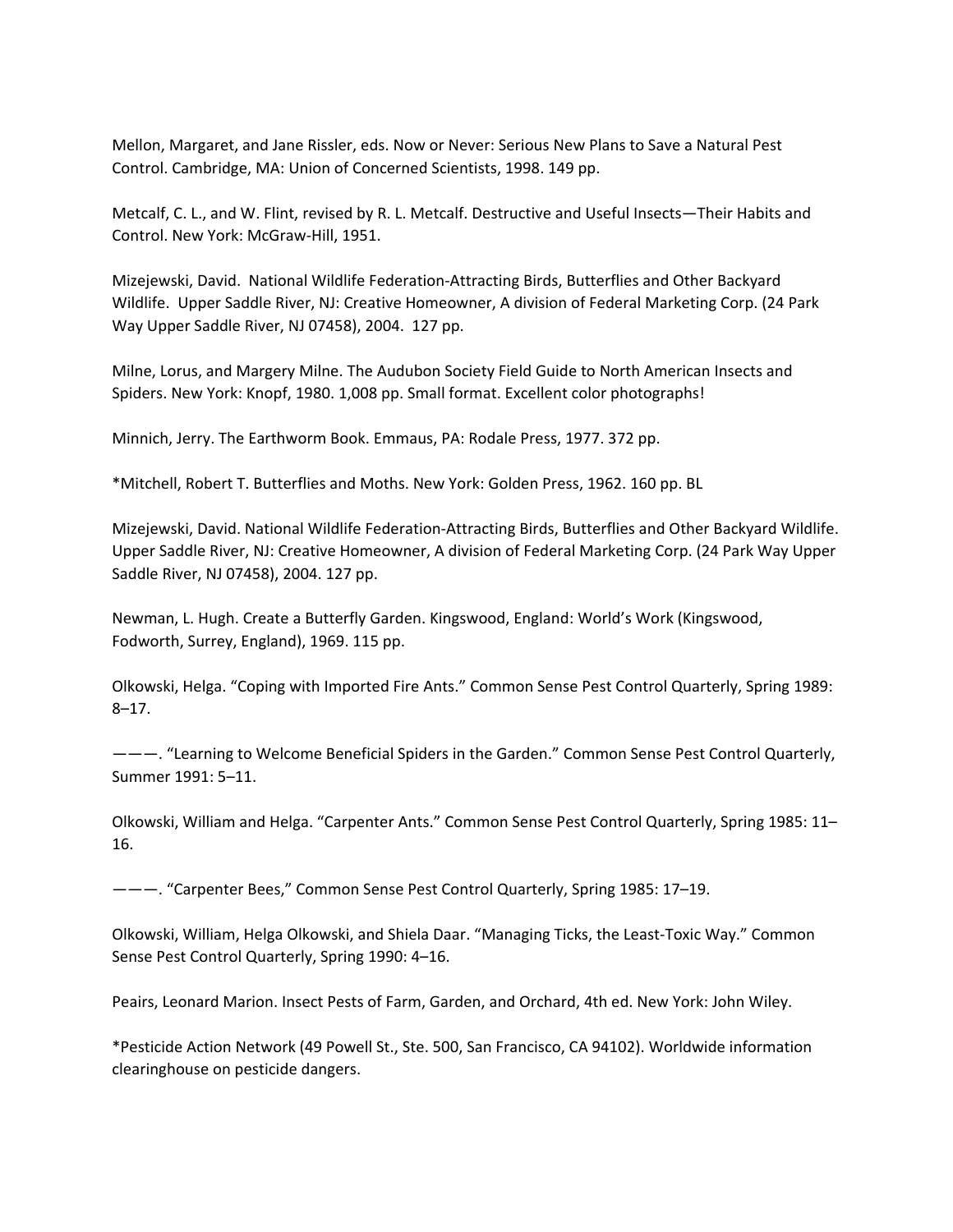Mellon, Margaret, and Jane Rissler, eds. Now or Never: Serious New Plans to Save a Natural Pest Control. Cambridge, MA: Union of Concerned Scientists, 1998. 149 pp.

Metcalf, C. L., and W. Flint, revised by R. L. Metcalf. Destructive and Useful Insects—Their Habits and Control. New York: McGraw-Hill, 1951.

Mizejewski, David. National Wildlife Federation-Attracting Birds, Butterflies and Other Backyard Wildlife. Upper Saddle River, NJ: Creative Homeowner, A division of Federal Marketing Corp. (24 Park Way Upper Saddle River, NJ 07458), 2004. 127 pp.

Milne, Lorus, and Margery Milne. The Audubon Society Field Guide to North American Insects and Spiders. New York: Knopf, 1980. 1,008 pp. Small format. Excellent color photographs!

Minnich, Jerry. The Earthworm Book. Emmaus, PA: Rodale Press, 1977. 372 pp.

*Mitchell, Robert T. Butterflies and Moths. New York: Golden Press, 1962. 160 pp. BL

Mizejewski, David. National Wildlife Federation-Attracting Birds, Butterflies and Other Backyard Wildlife. Upper Saddle River, NJ: Creative Homeowner, A division of Federal Marketing Corp. (24 Park Way Upper Saddle River, NJ 07458), 2004. 127 pp.

Newman, L. Hugh. Create a Butterfly Garden. Kingswood, England: World's Work (Kingswood, Fodworth, Surrey, England), 1969. 115 pp.

Olkowski, Helga. "Coping with Imported Fire Ants." Common Sense Pest Control Quarterly, Spring 1989: 8–17.

———. "Learning to Welcome Beneficial Spiders in the Garden." Common Sense Pest Control Quarterly, Summer 1991: 5–11.

Olkowski, William and Helga. "Carpenter Ants." Common Sense Pest Control Quarterly, Spring 1985: 11–16.

———. "Carpenter Bees," Common Sense Pest Control Quarterly, Spring 1985: 17–19.

Olkowski, William, Helga Olkowski, and Shiela Daar. "Managing Ticks, the Least-Toxic Way." Common Sense Pest Control Quarterly, Spring 1990: 4–16.

Peairs, Leonard Marion. Insect Pests of Farm, Garden, and Orchard, 4th ed. New York: John Wiley.

*Pesticide Action Network (49 Powell St., Ste. 500, San Francisco, CA 94102). Worldwide information clearinghouse on pesticide dangers.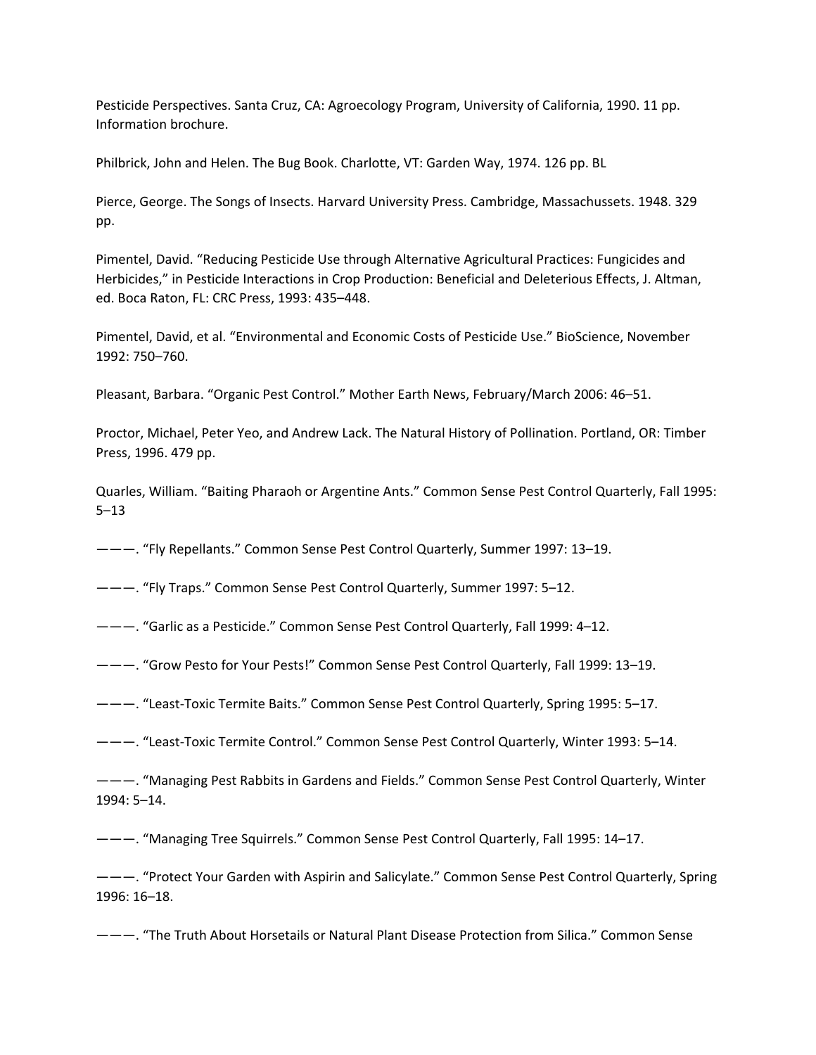Pesticide Perspectives. Santa Cruz, CA: Agroecology Program, University of California, 1990. 11 pp. Information brochure.

Philbrick, John and Helen. The Bug Book. Charlotte, VT: Garden Way, 1974. 126 pp. BL

Pierce, George. The Songs of Insects. Harvard University Press. Cambridge, Massachussets. 1948. 329 pp.

Pimentel, David. "Reducing Pesticide Use through Alternative Agricultural Practices: Fungicides and Herbicides," in Pesticide Interactions in Crop Production: Beneficial and Deleterious Effects, J. Altman, ed. Boca Raton, FL: CRC Press, 1993: 435–448.

Pimentel, David, et al. "Environmental and Economic Costs of Pesticide Use." BioScience, November 1992: 750–760.

Pleasant, Barbara. "Organic Pest Control." Mother Earth News, February/March 2006: 46–51.

Proctor, Michael, Peter Yeo, and Andrew Lack. The Natural History of Pollination. Portland, OR: Timber Press, 1996. 479 pp.

Quarles, William. "Baiting Pharaoh or Argentine Ants." Common Sense Pest Control Quarterly, Fall 1995: 5–13

———. "Fly Repellants." Common Sense Pest Control Quarterly, Summer 1997: 13–19.

———. "Fly Traps." Common Sense Pest Control Quarterly, Summer 1997: 5–12.

———. "Garlic as a Pesticide." Common Sense Pest Control Quarterly, Fall 1999: 4–12.

———. "Grow Pesto for Your Pests!" Common Sense Pest Control Quarterly, Fall 1999: 13–19.

———. "Least-Toxic Termite Baits." Common Sense Pest Control Quarterly, Spring 1995: 5–17.

———. "Least-Toxic Termite Control." Common Sense Pest Control Quarterly, Winter 1993: 5–14.

———. "Managing Pest Rabbits in Gardens and Fields." Common Sense Pest Control Quarterly, Winter 1994: 5–14.

———. "Managing Tree Squirrels." Common Sense Pest Control Quarterly, Fall 1995: 14–17.

———. "Protect Your Garden with Aspirin and Salicylate." Common Sense Pest Control Quarterly, Spring 1996: 16–18.

———. "The Truth About Horsetails or Natural Plant Disease Protection from Silica." Common Sense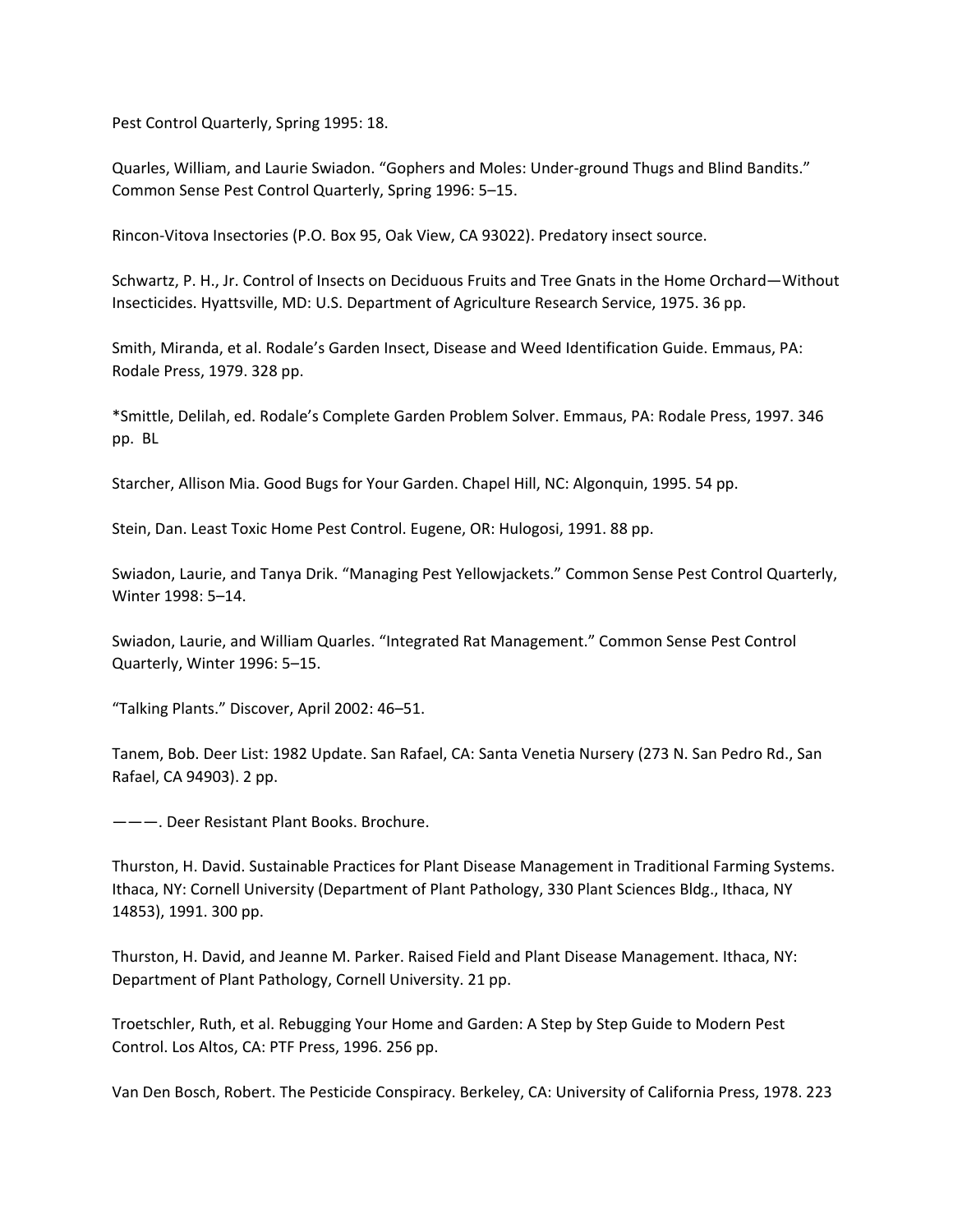Pest Control Quarterly, Spring 1995: 18.

Quarles, William, and Laurie Swiadon. "Gophers and Moles: Under-ground Thugs and Blind Bandits." Common Sense Pest Control Quarterly, Spring 1996: 5–15.

Rincon-Vitova Insectories (P.O. Box 95, Oak View, CA 93022). Predatory insect source.

Schwartz, P. H., Jr. Control of Insects on Deciduous Fruits and Tree Gnats in the Home Orchard—Without Insecticides. Hyattsville, MD: U.S. Department of Agriculture Research Service, 1975. 36 pp.

Smith, Miranda, et al. Rodale's Garden Insect, Disease and Weed Identification Guide. Emmaus, PA: Rodale Press, 1979. 328 pp.

*Smittle, Delilah, ed. Rodale's Complete Garden Problem Solver. Emmaus, PA: Rodale Press, 1997. 346 pp.  BL

Starcher, Allison Mia. Good Bugs for Your Garden. Chapel Hill, NC: Algonquin, 1995. 54 pp.

Stein, Dan. Least Toxic Home Pest Control. Eugene, OR: Hulogosi, 1991. 88 pp.

Swiadon, Laurie, and Tanya Drik. "Managing Pest Yellowjackets." Common Sense Pest Control Quarterly, Winter 1998: 5–14.

Swiadon, Laurie, and William Quarles. "Integrated Rat Management." Common Sense Pest Control Quarterly, Winter 1996: 5–15.

"Talking Plants." Discover, April 2002: 46–51.

Tanem, Bob. Deer List: 1982 Update. San Rafael, CA: Santa Venetia Nursery (273 N. San Pedro Rd., San Rafael, CA 94903). 2 pp.

———. Deer Resistant Plant Books. Brochure.

Thurston, H. David. Sustainable Practices for Plant Disease Management in Traditional Farming Systems. Ithaca, NY: Cornell University (Department of Plant Pathology, 330 Plant Sciences Bldg., Ithaca, NY 14853), 1991. 300 pp.

Thurston, H. David, and Jeanne M. Parker. Raised Field and Plant Disease Management. Ithaca, NY: Department of Plant Pathology, Cornell University. 21 pp.

Troetschler, Ruth, et al. Rebugging Your Home and Garden: A Step by Step Guide to Modern Pest Control. Los Altos, CA: PTF Press, 1996. 256 pp.

Van Den Bosch, Robert. The Pesticide Conspiracy. Berkeley, CA: University of California Press, 1978. 223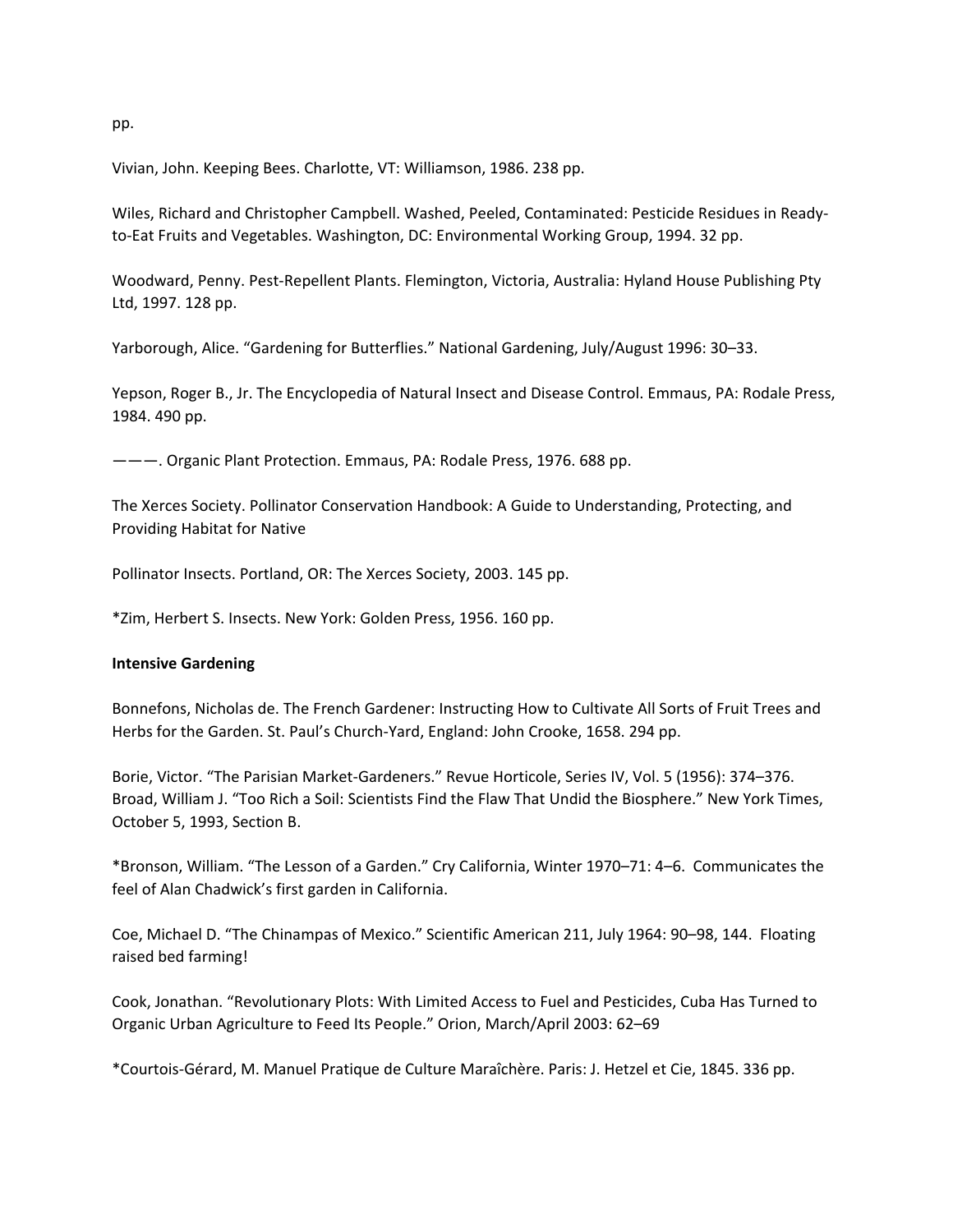pp.

Vivian, John. Keeping Bees. Charlotte, VT: Williamson, 1986. 238 pp.

Wiles, Richard and Christopher Campbell. Washed, Peeled, Contaminated: Pesticide Residues in Ready-to-Eat Fruits and Vegetables. Washington, DC: Environmental Working Group, 1994. 32 pp.

Woodward, Penny. Pest-Repellent Plants. Flemington, Victoria, Australia: Hyland House Publishing Pty Ltd, 1997. 128 pp.

Yarborough, Alice. "Gardening for Butterflies." National Gardening, July/August 1996: 30–33.

Yepson, Roger B., Jr. The Encyclopedia of Natural Insect and Disease Control. Emmaus, PA: Rodale Press, 1984. 490 pp.

———. Organic Plant Protection. Emmaus, PA: Rodale Press, 1976. 688 pp.

The Xerces Society. Pollinator Conservation Handbook: A Guide to Understanding, Protecting, and Providing Habitat for Native

Pollinator Insects. Portland, OR: The Xerces Society, 2003. 145 pp.

*Zim, Herbert S. Insects. New York: Golden Press, 1956. 160 pp.

**Intensive Gardening**

Bonnefons, Nicholas de. The French Gardener: Instructing How to Cultivate All Sorts of Fruit Trees and Herbs for the Garden. St. Paul's Church-Yard, England: John Crooke, 1658. 294 pp.

Borie, Victor. "The Parisian Market-Gardeners." Revue Horticole, Series IV, Vol. 5 (1956): 374–376.
Broad, William J. "Too Rich a Soil: Scientists Find the Flaw That Undid the Biosphere." New York Times, October 5, 1993, Section B.

*Bronson, William. "The Lesson of a Garden." Cry California, Winter 1970–71: 4–6. Communicates the feel of Alan Chadwick's first garden in California.

Coe, Michael D. "The Chinampas of Mexico." Scientific American 211, July 1964: 90–98, 144. Floating raised bed farming!

Cook, Jonathan. "Revolutionary Plots: With Limited Access to Fuel and Pesticides, Cuba Has Turned to Organic Urban Agriculture to Feed Its People." Orion, March/April 2003: 62–69

*Courtois-Gérard, M. Manuel Pratique de Culture Maraîchère. Paris: J. Hetzel et Cie, 1845. 336 pp.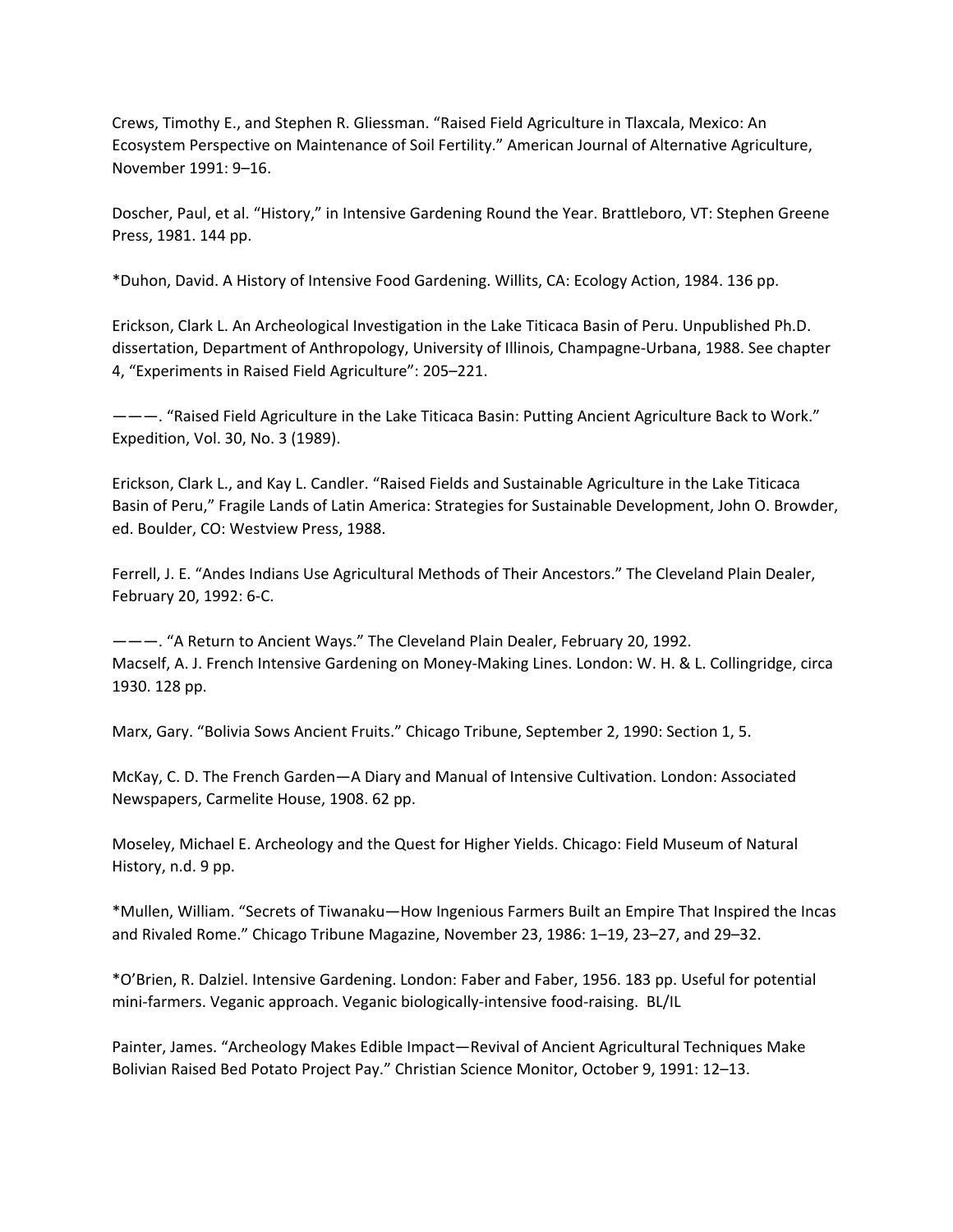Crews, Timothy E., and Stephen R. Gliessman. “Raised Field Agriculture in Tlaxcala, Mexico: An Ecosystem Perspective on Maintenance of Soil Fertility.” American Journal of Alternative Agriculture, November 1991: 9–16.

Doscher, Paul, et al. “History,” in Intensive Gardening Round the Year. Brattleboro, VT: Stephen Greene Press, 1981. 144 pp.

*Duhon, David. A History of Intensive Food Gardening. Willits, CA: Ecology Action, 1984. 136 pp.

Erickson, Clark L. An Archeological Investigation in the Lake Titicaca Basin of Peru. Unpublished Ph.D. dissertation, Department of Anthropology, University of Illinois, Champagne-Urbana, 1988. See chapter 4, “Experiments in Raised Field Agriculture”: 205–221.

———. “Raised Field Agriculture in the Lake Titicaca Basin: Putting Ancient Agriculture Back to Work.” Expedition, Vol. 30, No. 3 (1989).

Erickson, Clark L., and Kay L. Candler. “Raised Fields and Sustainable Agriculture in the Lake Titicaca Basin of Peru,” Fragile Lands of Latin America: Strategies for Sustainable Development, John O. Browder, ed. Boulder, CO: Westview Press, 1988.

Ferrell, J. E. “Andes Indians Use Agricultural Methods of Their Ancestors.” The Cleveland Plain Dealer, February 20, 1992: 6-C.

———. “A Return to Ancient Ways.” The Cleveland Plain Dealer, February 20, 1992.

Macself, A. J. French Intensive Gardening on Money-Making Lines. London: W. H. & L. Collingridge, circa 1930. 128 pp.

Marx, Gary. “Bolivia Sows Ancient Fruits.” Chicago Tribune, September 2, 1990: Section 1, 5.

McKay, C. D. The French Garden—A Diary and Manual of Intensive Cultivation. London: Associated Newspapers, Carmelite House, 1908. 62 pp.

Moseley, Michael E. Archeology and the Quest for Higher Yields. Chicago: Field Museum of Natural History, n.d. 9 pp.

*Mullen, William. “Secrets of Tiwanaku—How Ingenious Farmers Built an Empire That Inspired the Incas and Rivaled Rome.” Chicago Tribune Magazine, November 23, 1986: 1–19, 23–27, and 29–32.

*O’Brien, R. Dalziel. Intensive Gardening. London: Faber and Faber, 1956. 183 pp. Useful for potential mini-farmers. Veganic approach. Veganic biologically-intensive food-raising. BL/IL

Painter, James. “Archeology Makes Edible Impact—Revival of Ancient Agricultural Techniques Make Bolivian Raised Bed Potato Project Pay.” Christian Science Monitor, October 9, 1991: 12–13.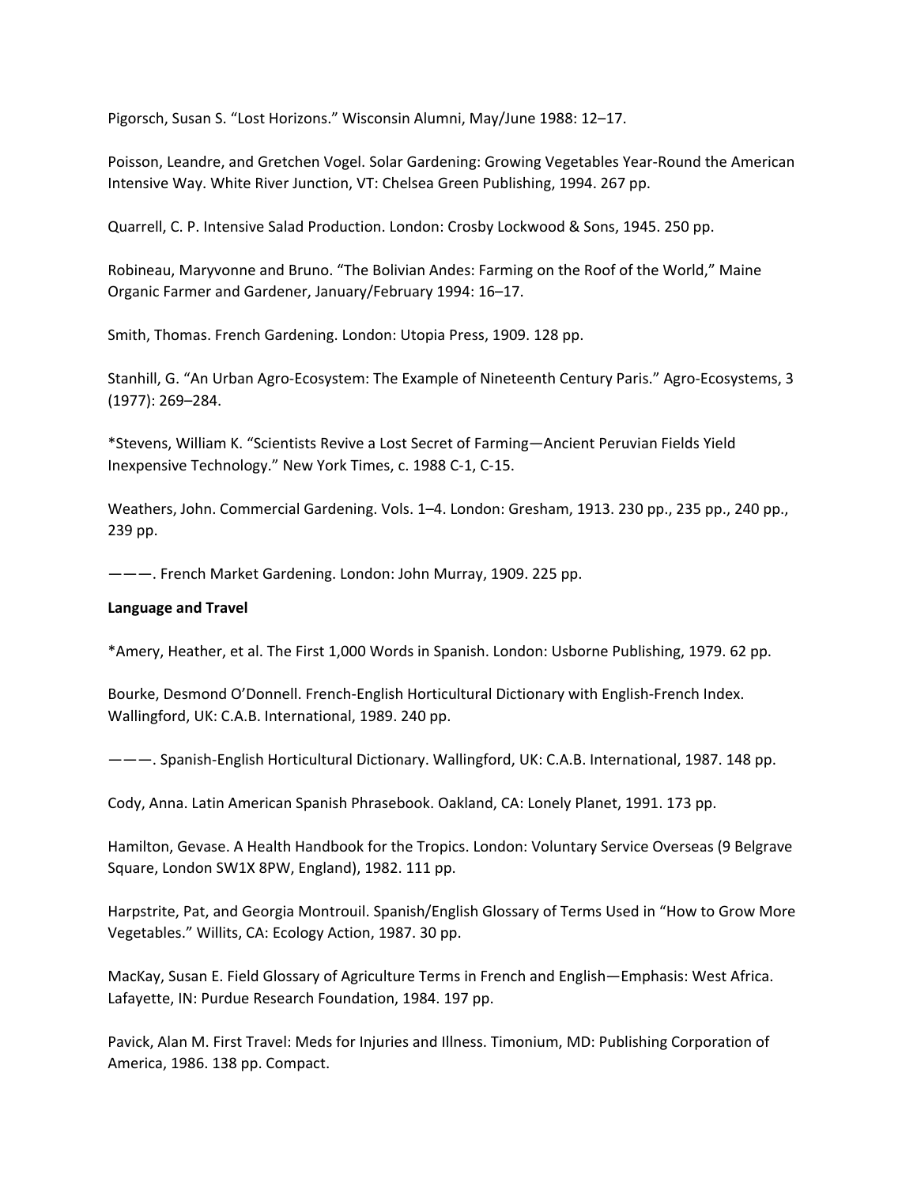Pigorsch, Susan S. “Lost Horizons.” Wisconsin Alumni, May/June 1988: 12–17.

Poisson, Leandre, and Gretchen Vogel. Solar Gardening: Growing Vegetables Year-Round the American Intensive Way. White River Junction, VT: Chelsea Green Publishing, 1994. 267 pp.

Quarrell, C. P. Intensive Salad Production. London: Crosby Lockwood & Sons, 1945. 250 pp.

Robineau, Maryvonne and Bruno. “The Bolivian Andes: Farming on the Roof of the World,” Maine Organic Farmer and Gardener, January/February 1994: 16–17.

Smith, Thomas. French Gardening. London: Utopia Press, 1909. 128 pp.

Stanhill, G. “An Urban Agro-Ecosystem: The Example of Nineteenth Century Paris.” Agro-Ecosystems, 3 (1977): 269–284.

*Stevens, William K. “Scientists Revive a Lost Secret of Farming—Ancient Peruvian Fields Yield Inexpensive Technology.” New York Times, c. 1988 C-1, C-15.

Weathers, John. Commercial Gardening. Vols. 1–4. London: Gresham, 1913. 230 pp., 235 pp., 240 pp., 239 pp.

———. French Market Gardening. London: John Murray, 1909. 225 pp.

**Language and Travel**

*Amery, Heather, et al. The First 1,000 Words in Spanish. London: Usborne Publishing, 1979. 62 pp.

Bourke, Desmond O’Donnell. French-English Horticultural Dictionary with English-French Index. Wallingford, UK: C.A.B. International, 1989. 240 pp.

———. Spanish-English Horticultural Dictionary. Wallingford, UK: C.A.B. International, 1987. 148 pp.

Cody, Anna. Latin American Spanish Phrasebook. Oakland, CA: Lonely Planet, 1991. 173 pp.

Hamilton, Gevase. A Health Handbook for the Tropics. London: Voluntary Service Overseas (9 Belgrave Square, London SW1X 8PW, England), 1982. 111 pp.

Harpstrite, Pat, and Georgia Montrouil. Spanish/English Glossary of Terms Used in “How to Grow More Vegetables.” Willits, CA: Ecology Action, 1987. 30 pp.

MacKay, Susan E. Field Glossary of Agriculture Terms in French and English—Emphasis: West Africa. Lafayette, IN: Purdue Research Foundation, 1984. 197 pp.

Pavick, Alan M. First Travel: Meds for Injuries and Illness. Timonium, MD: Publishing Corporation of America, 1986. 138 pp. Compact.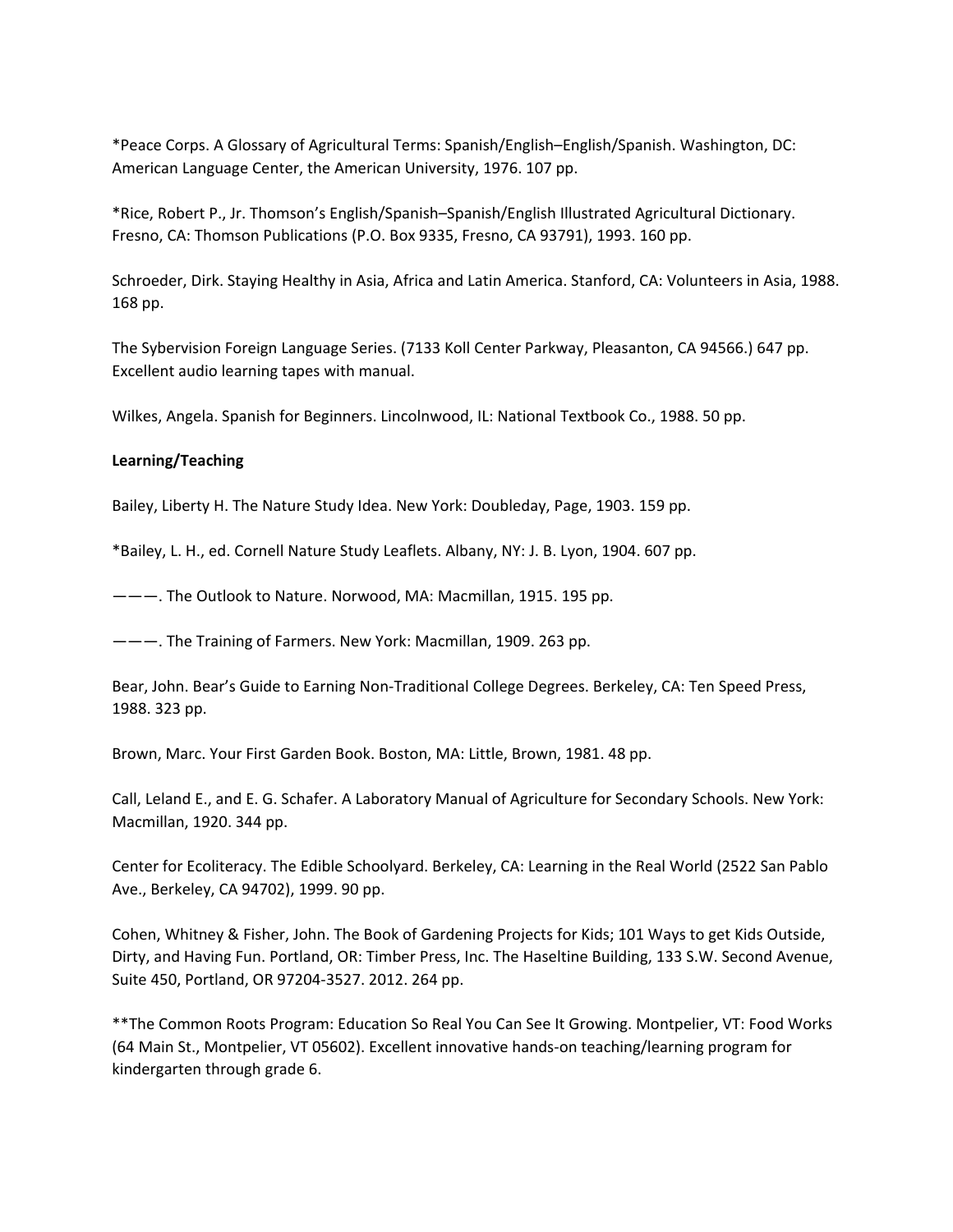*Peace Corps. A Glossary of Agricultural Terms: Spanish/English–English/Spanish. Washington, DC: American Language Center, the American University, 1976. 107 pp.

*Rice, Robert P., Jr. Thomson's English/Spanish–Spanish/English Illustrated Agricultural Dictionary. Fresno, CA: Thomson Publications (P.O. Box 9335, Fresno, CA 93791), 1993. 160 pp.

Schroeder, Dirk. Staying Healthy in Asia, Africa and Latin America. Stanford, CA: Volunteers in Asia, 1988. 168 pp.

The Sybervision Foreign Language Series. (7133 Koll Center Parkway, Pleasanton, CA 94566.) 647 pp. Excellent audio learning tapes with manual.

Wilkes, Angela. Spanish for Beginners. Lincolnwood, IL: National Textbook Co., 1988. 50 pp.

**Learning/Teaching**

Bailey, Liberty H. The Nature Study Idea. New York: Doubleday, Page, 1903. 159 pp.

*Bailey, L. H., ed. Cornell Nature Study Leaflets. Albany, NY: J. B. Lyon, 1904. 607 pp.

———. The Outlook to Nature. Norwood, MA: Macmillan, 1915. 195 pp.

———. The Training of Farmers. New York: Macmillan, 1909. 263 pp.

Bear, John. Bear's Guide to Earning Non-Traditional College Degrees. Berkeley, CA: Ten Speed Press, 1988. 323 pp.

Brown, Marc. Your First Garden Book. Boston, MA: Little, Brown, 1981. 48 pp.

Call, Leland E., and E. G. Schafer. A Laboratory Manual of Agriculture for Secondary Schools. New York: Macmillan, 1920. 344 pp.

Center for Ecoliteracy. The Edible Schoolyard. Berkeley, CA: Learning in the Real World (2522 San Pablo Ave., Berkeley, CA 94702), 1999. 90 pp.

Cohen, Whitney & Fisher, John. The Book of Gardening Projects for Kids; 101 Ways to get Kids Outside, Dirty, and Having Fun. Portland, OR: Timber Press, Inc. The Haseltine Building, 133 S.W. Second Avenue, Suite 450, Portland, OR 97204-3527. 2012. 264 pp.

**The Common Roots Program: Education So Real You Can See It Growing. Montpelier, VT: Food Works (64 Main St., Montpelier, VT 05602). Excellent innovative hands-on teaching/learning program for kindergarten through grade 6.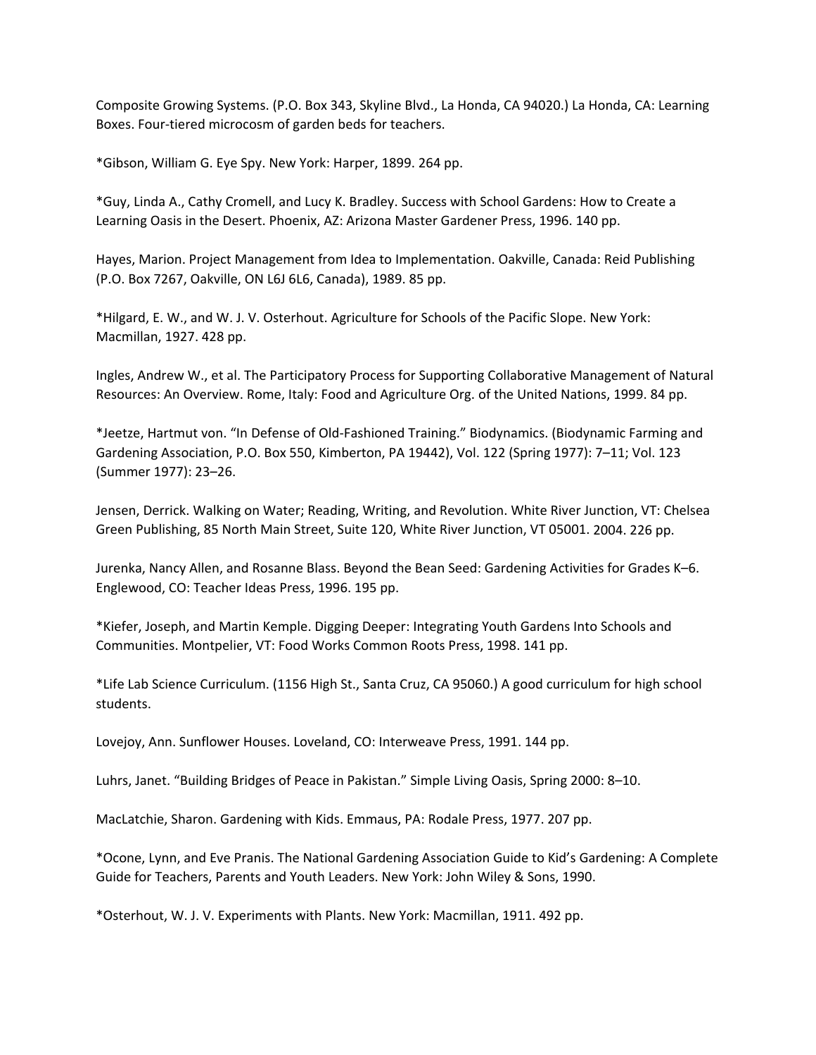Composite Growing Systems. (P.O. Box 343, Skyline Blvd., La Honda, CA 94020.) La Honda, CA: Learning Boxes. Four-tiered microcosm of garden beds for teachers.

*Gibson, William G. Eye Spy. New York: Harper, 1899. 264 pp.

*Guy, Linda A., Cathy Cromell, and Lucy K. Bradley. Success with School Gardens: How to Create a Learning Oasis in the Desert. Phoenix, AZ: Arizona Master Gardener Press, 1996. 140 pp.

Hayes, Marion. Project Management from Idea to Implementation. Oakville, Canada: Reid Publishing (P.O. Box 7267, Oakville, ON L6J 6L6, Canada), 1989. 85 pp.

*Hilgard, E. W., and W. J. V. Osterhout. Agriculture for Schools of the Pacific Slope. New York: Macmillan, 1927. 428 pp.

Ingles, Andrew W., et al. The Participatory Process for Supporting Collaborative Management of Natural Resources: An Overview. Rome, Italy: Food and Agriculture Org. of the United Nations, 1999. 84 pp.

*Jeetze, Hartmut von. “In Defense of Old-Fashioned Training.” Biodynamics. (Biodynamic Farming and Gardening Association, P.O. Box 550, Kimberton, PA 19442), Vol. 122 (Spring 1977): 7–11; Vol. 123 (Summer 1977): 23–26.

Jensen, Derrick. Walking on Water; Reading, Writing, and Revolution. White River Junction, VT: Chelsea Green Publishing, 85 North Main Street, Suite 120, White River Junction, VT 05001. 2004. 226 pp.

Jurenka, Nancy Allen, and Rosanne Blass. Beyond the Bean Seed: Gardening Activities for Grades K–6. Englewood, CO: Teacher Ideas Press, 1996. 195 pp.

*Kiefer, Joseph, and Martin Kemple. Digging Deeper: Integrating Youth Gardens Into Schools and Communities. Montpelier, VT: Food Works Common Roots Press, 1998. 141 pp.

*Life Lab Science Curriculum. (1156 High St., Santa Cruz, CA 95060.) A good curriculum for high school students.

Lovejoy, Ann. Sunflower Houses. Loveland, CO: Interweave Press, 1991. 144 pp.

Luhrs, Janet. “Building Bridges of Peace in Pakistan.” Simple Living Oasis, Spring 2000: 8–10.

MacLatchie, Sharon. Gardening with Kids. Emmaus, PA: Rodale Press, 1977. 207 pp.

*Ocone, Lynn, and Eve Pranis. The National Gardening Association Guide to Kid’s Gardening: A Complete Guide for Teachers, Parents and Youth Leaders. New York: John Wiley & Sons, 1990.

*Osterhout, W. J. V. Experiments with Plants. New York: Macmillan, 1911. 492 pp.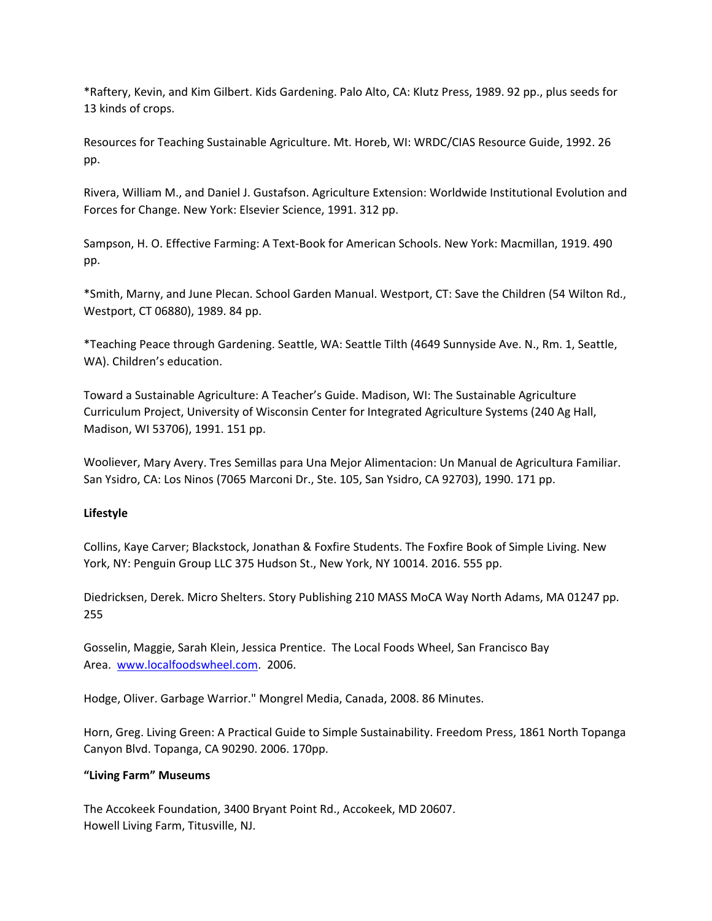*Raftery, Kevin, and Kim Gilbert. Kids Gardening. Palo Alto, CA: Klutz Press, 1989. 92 pp., plus seeds for 13 kinds of crops.

Resources for Teaching Sustainable Agriculture. Mt. Horeb, WI: WRDC/CIAS Resource Guide, 1992. 26 pp.

Rivera, William M., and Daniel J. Gustafson. Agriculture Extension: Worldwide Institutional Evolution and Forces for Change. New York: Elsevier Science, 1991. 312 pp.

Sampson, H. O. Effective Farming: A Text-Book for American Schools. New York: Macmillan, 1919. 490 pp.

*Smith, Marny, and June Plecan. School Garden Manual. Westport, CT: Save the Children (54 Wilton Rd., Westport, CT 06880), 1989. 84 pp.

*Teaching Peace through Gardening. Seattle, WA: Seattle Tilth (4649 Sunnyside Ave. N., Rm. 1, Seattle, WA). Children's education.

Toward a Sustainable Agriculture: A Teacher's Guide. Madison, WI: The Sustainable Agriculture Curriculum Project, University of Wisconsin Center for Integrated Agriculture Systems (240 Ag Hall, Madison, WI 53706), 1991. 151 pp.

Wooliever, Mary Avery. Tres Semillas para Una Mejor Alimentacion: Un Manual de Agricultura Familiar. San Ysidro, CA: Los Ninos (7065 Marconi Dr., Ste. 105, San Ysidro, CA 92703), 1990. 171 pp.

**Lifestyle**

Collins, Kaye Carver; Blackstock, Jonathan & Foxfire Students. The Foxfire Book of Simple Living. New York, NY: Penguin Group LLC 375 Hudson St., New York, NY 10014. 2016. 555 pp.

Diedricksen, Derek. Micro Shelters. Story Publishing 210 MASS MoCA Way North Adams, MA 01247 pp. 255

Gosselin, Maggie, Sarah Klein, Jessica Prentice. The Local Foods Wheel, San Francisco Bay Area. [www.localfoodswheel.com](http://www.localfoodswheel.com). 2006.

Hodge, Oliver. Garbage Warrior." Mongrel Media, Canada, 2008. 86 Minutes.

Horn, Greg. Living Green: A Practical Guide to Simple Sustainability. Freedom Press, 1861 North Topanga Canyon Blvd. Topanga, CA 90290. 2006. 170pp.

**"Living Farm" Museums**

The Accokeek Foundation, 3400 Bryant Point Rd., Accokeek, MD 20607.
Howell Living Farm, Titusville, NJ.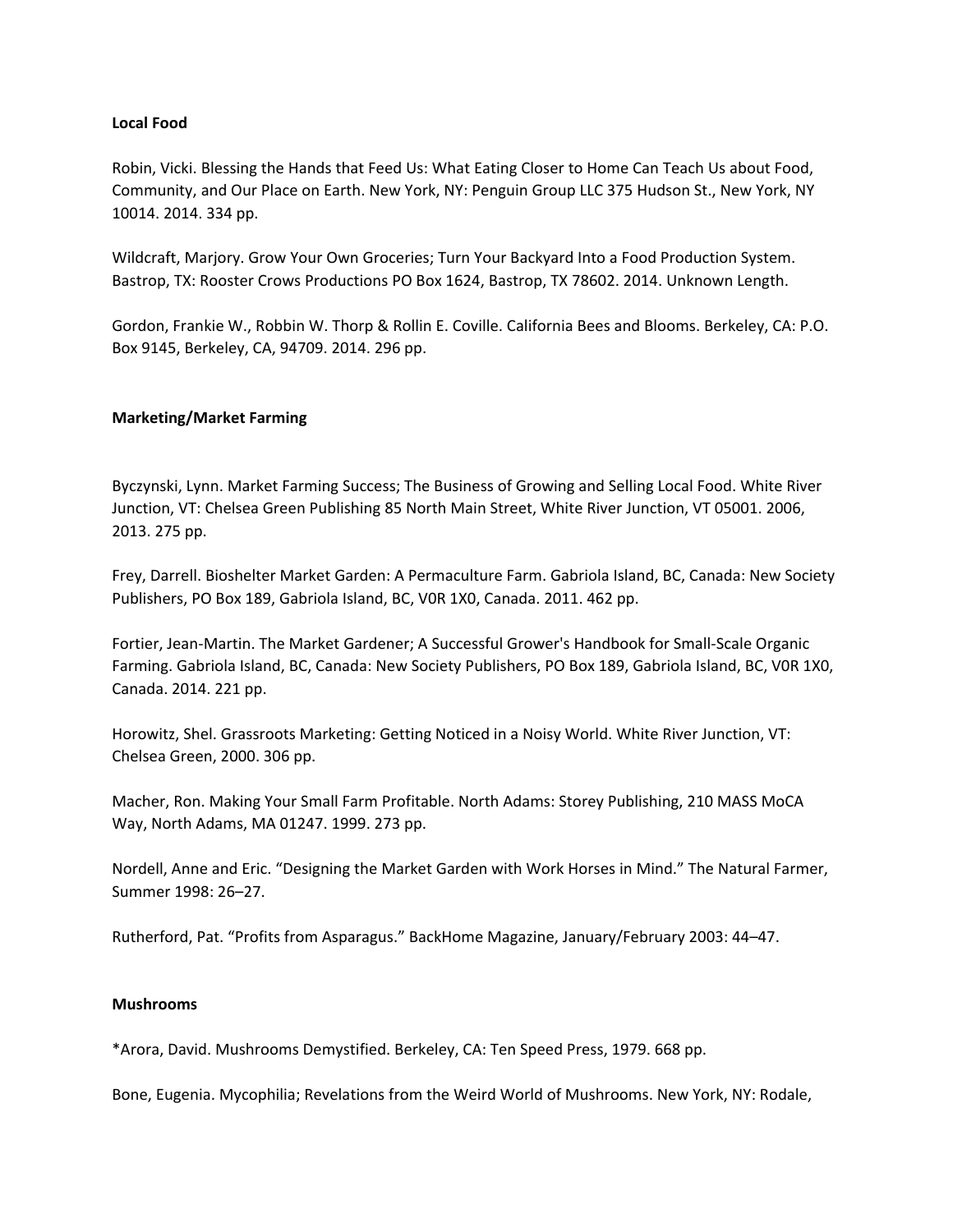**Local Food**

Robin, Vicki. Blessing the Hands that Feed Us: What Eating Closer to Home Can Teach Us about Food, Community, and Our Place on Earth. New York, NY: Penguin Group LLC 375 Hudson St., New York, NY 10014. 2014. 334 pp.

Wildcraft, Marjory. Grow Your Own Groceries; Turn Your Backyard Into a Food Production System. Bastrop, TX: Rooster Crows Productions PO Box 1624, Bastrop, TX 78602. 2014. Unknown Length.

Gordon, Frankie W., Robbin W. Thorp & Rollin E. Coville. California Bees and Blooms. Berkeley, CA: P.O. Box 9145, Berkeley, CA, 94709. 2014. 296 pp.

**Marketing/Market Farming**

Byczynski, Lynn. Market Farming Success; The Business of Growing and Selling Local Food. White River Junction, VT: Chelsea Green Publishing 85 North Main Street, White River Junction, VT 05001. 2006, 2013. 275 pp.

Frey, Darrell. Bioshelter Market Garden: A Permaculture Farm. Gabriola Island, BC, Canada: New Society Publishers, PO Box 189, Gabriola Island, BC, V0R 1X0, Canada. 2011. 462 pp.

Fortier, Jean-Martin. The Market Gardener; A Successful Grower's Handbook for Small-Scale Organic Farming. Gabriola Island, BC, Canada: New Society Publishers, PO Box 189, Gabriola Island, BC, V0R 1X0, Canada. 2014. 221 pp.

Horowitz, Shel. Grassroots Marketing: Getting Noticed in a Noisy World. White River Junction, VT: Chelsea Green, 2000. 306 pp.

Macher, Ron. Making Your Small Farm Profitable. North Adams: Storey Publishing, 210 MASS MoCA Way, North Adams, MA 01247. 1999. 273 pp.

Nordell, Anne and Eric. "Designing the Market Garden with Work Horses in Mind." The Natural Farmer, Summer 1998: 26–27.

Rutherford, Pat. "Profits from Asparagus." BackHome Magazine, January/February 2003: 44–47.

**Mushrooms**

*Arora, David. Mushrooms Demystified. Berkeley, CA: Ten Speed Press, 1979. 668 pp.

Bone, Eugenia. Mycophilia; Revelations from the Weird World of Mushrooms. New York, NY: Rodale,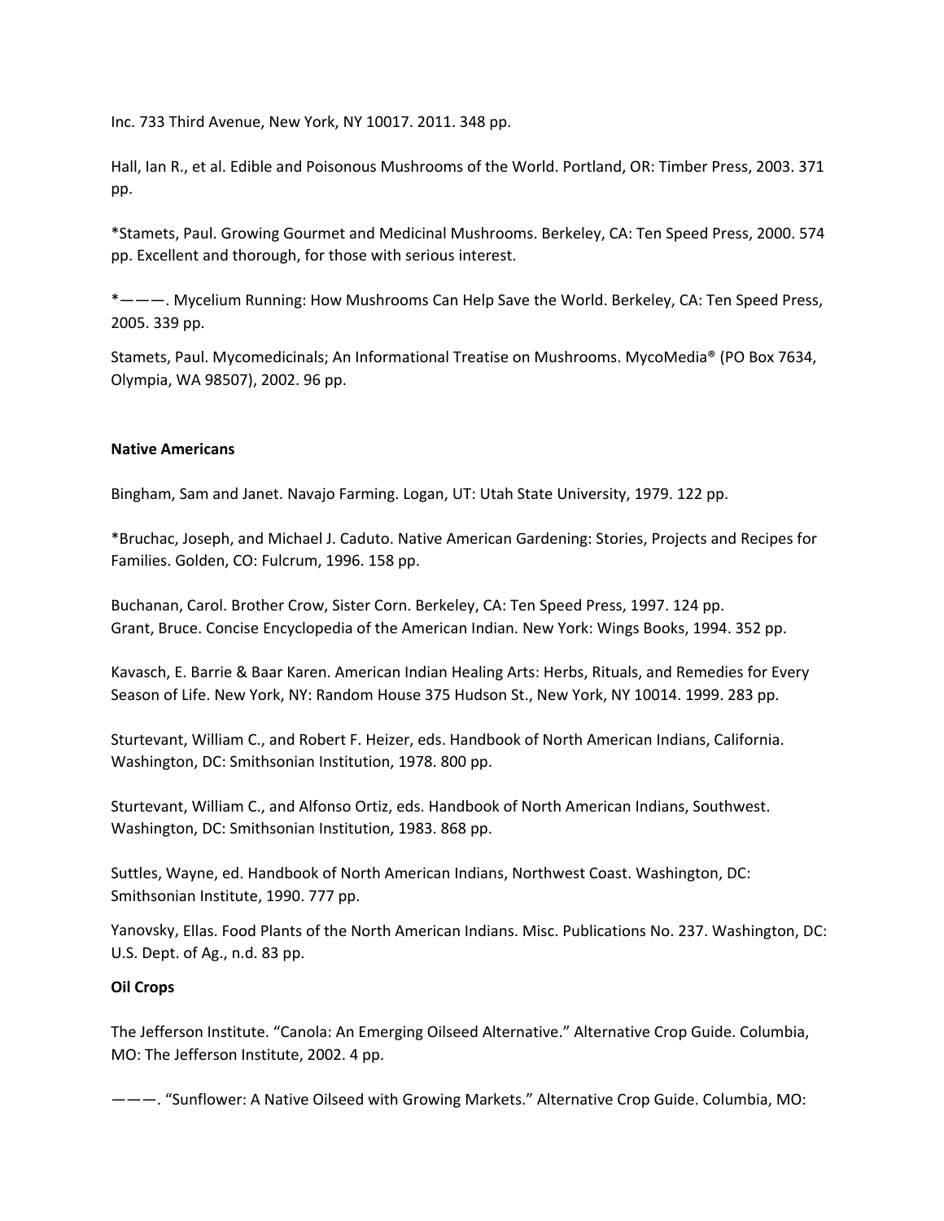Inc. 733 Third Avenue, New York, NY 10017. 2011. 348 pp.

Hall, Ian R., et al. Edible and Poisonous Mushrooms of the World. Portland, OR: Timber Press, 2003. 371 pp.

*Stamets, Paul. Growing Gourmet and Medicinal Mushrooms. Berkeley, CA: Ten Speed Press, 2000. 574 pp. Excellent and thorough, for those with serious interest.

*———. Mycelium Running: How Mushrooms Can Help Save the World. Berkeley, CA: Ten Speed Press, 2005. 339 pp.

Stamets, Paul. Mycomedicinals; An Informational Treatise on Mushrooms. MycoMedia® (PO Box 7634, Olympia, WA 98507), 2002. 96 pp.

**Native Americans**

Bingham, Sam and Janet. Navajo Farming. Logan, UT: Utah State University, 1979. 122 pp.

*Bruchac, Joseph, and Michael J. Caduto. Native American Gardening: Stories, Projects and Recipes for Families. Golden, CO: Fulcrum, 1996. 158 pp.

Buchanan, Carol. Brother Crow, Sister Corn. Berkeley, CA: Ten Speed Press, 1997. 124 pp.
Grant, Bruce. Concise Encyclopedia of the American Indian. New York: Wings Books, 1994. 352 pp.

Kavasch, E. Barrie & Baar Karen. American Indian Healing Arts: Herbs, Rituals, and Remedies for Every Season of Life. New York, NY: Random House 375 Hudson St., New York, NY 10014. 1999. 283 pp.

Sturtevant, William C., and Robert F. Heizer, eds. Handbook of North American Indians, California. Washington, DC: Smithsonian Institution, 1978. 800 pp.

Sturtevant, William C., and Alfonso Ortiz, eds. Handbook of North American Indians, Southwest. Washington, DC: Smithsonian Institution, 1983. 868 pp.

Suttles, Wayne, ed. Handbook of North American Indians, Northwest Coast. Washington, DC: Smithsonian Institute, 1990. 777 pp.

Yanovsky, Ellas. Food Plants of the North American Indians. Misc. Publications No. 237. Washington, DC: U.S. Dept. of Ag., n.d. 83 pp.

**Oil Crops**

The Jefferson Institute. "Canola: An Emerging Oilseed Alternative." Alternative Crop Guide. Columbia, MO: The Jefferson Institute, 2002. 4 pp.

———. "Sunflower: A Native Oilseed with Growing Markets." Alternative Crop Guide. Columbia, MO: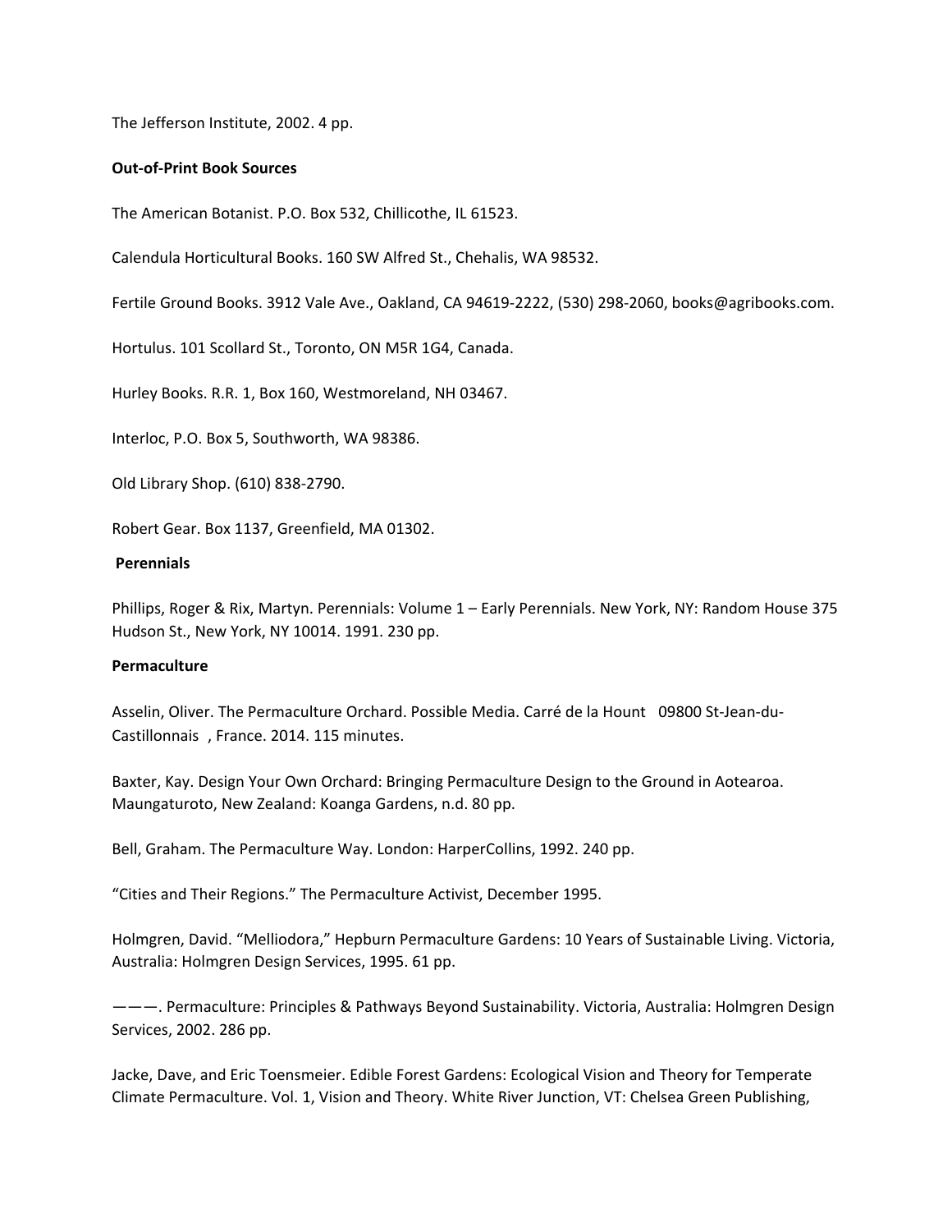The Jefferson Institute, 2002. 4 pp.

**Out-of-Print Book Sources**

The American Botanist. P.O. Box 532, Chillicothe, IL 61523.

Calendula Horticultural Books. 160 SW Alfred St., Chehalis, WA 98532.

Fertile Ground Books. 3912 Vale Ave., Oakland, CA 94619-2222, (530) 298-2060, books@agribooks.com.

Hortulus. 101 Scollard St., Toronto, ON M5R 1G4, Canada.

Hurley Books. R.R. 1, Box 160, Westmoreland, NH 03467.

Interloc, P.O. Box 5, Southworth, WA 98386.

Old Library Shop. (610) 838-2790.

Robert Gear. Box 1137, Greenfield, MA 01302.

**Perennials**

Phillips, Roger & Rix, Martyn. Perennials: Volume 1 – Early Perennials. New York, NY: Random House 375 Hudson St., New York, NY 10014. 1991. 230 pp.

**Permaculture**

Asselin, Oliver. The Permaculture Orchard. Possible Media. Carré de la Hount 09800 St-Jean-du-Castillonnais , France. 2014. 115 minutes.

Baxter, Kay. Design Your Own Orchard: Bringing Permaculture Design to the Ground in Aotearoa. Maungaturoto, New Zealand: Koanga Gardens, n.d. 80 pp.

Bell, Graham. The Permaculture Way. London: HarperCollins, 1992. 240 pp.

"Cities and Their Regions." The Permaculture Activist, December 1995.

Holmgren, David. "Melliodora," Hepburn Permaculture Gardens: 10 Years of Sustainable Living. Victoria, Australia: Holmgren Design Services, 1995. 61 pp.

———. Permaculture: Principles & Pathways Beyond Sustainability. Victoria, Australia: Holmgren Design Services, 2002. 286 pp.

Jacke, Dave, and Eric Toensmeier. Edible Forest Gardens: Ecological Vision and Theory for Temperate Climate Permaculture. Vol. 1, Vision and Theory. White River Junction, VT: Chelsea Green Publishing,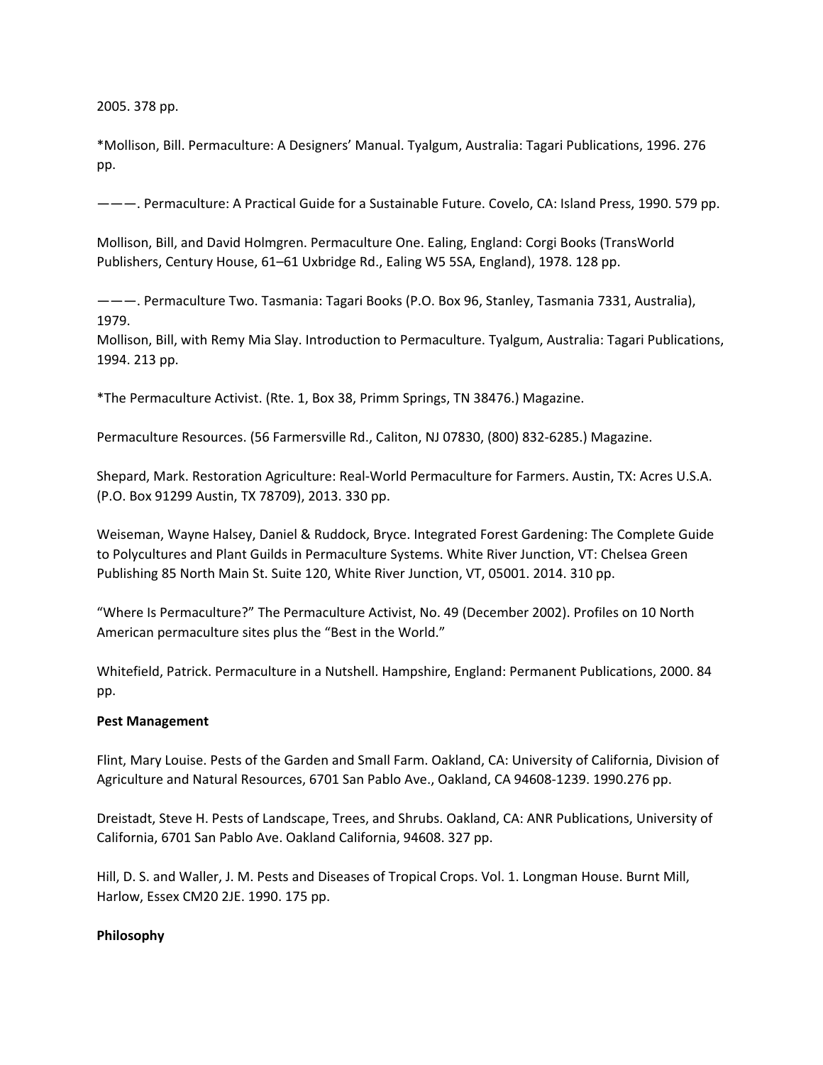2005. 378 pp.

*Mollison, Bill. Permaculture: A Designers' Manual. Tyalgum, Australia: Tagari Publications, 1996. 276 pp.

———. Permaculture: A Practical Guide for a Sustainable Future. Covelo, CA: Island Press, 1990. 579 pp.

Mollison, Bill, and David Holmgren. Permaculture One. Ealing, England: Corgi Books (TransWorld Publishers, Century House, 61–61 Uxbridge Rd., Ealing W5 5SA, England), 1978. 128 pp.

———. Permaculture Two. Tasmania: Tagari Books (P.O. Box 96, Stanley, Tasmania 7331, Australia), 1979.
Mollison, Bill, with Remy Mia Slay. Introduction to Permaculture. Tyalgum, Australia: Tagari Publications, 1994. 213 pp.

*The Permaculture Activist. (Rte. 1, Box 38, Primm Springs, TN 38476.) Magazine.

Permaculture Resources. (56 Farmersville Rd., Caliton, NJ 07830, (800) 832-6285.) Magazine.

Shepard, Mark. Restoration Agriculture: Real-World Permaculture for Farmers. Austin, TX: Acres U.S.A. (P.O. Box 91299 Austin, TX 78709), 2013. 330 pp.

Weiseman, Wayne Halsey, Daniel & Ruddock, Bryce. Integrated Forest Gardening: The Complete Guide to Polycultures and Plant Guilds in Permaculture Systems. White River Junction, VT: Chelsea Green Publishing 85 North Main St. Suite 120, White River Junction, VT, 05001. 2014. 310 pp.

"Where Is Permaculture?" The Permaculture Activist, No. 49 (December 2002). Profiles on 10 North American permaculture sites plus the "Best in the World."

Whitefield, Patrick. Permaculture in a Nutshell. Hampshire, England: Permanent Publications, 2000. 84 pp.

**Pest Management**

Flint, Mary Louise. Pests of the Garden and Small Farm. Oakland, CA: University of California, Division of Agriculture and Natural Resources, 6701 San Pablo Ave., Oakland, CA 94608-1239. 1990.276 pp.

Dreistadt, Steve H. Pests of Landscape, Trees, and Shrubs. Oakland, CA: ANR Publications, University of California, 6701 San Pablo Ave. Oakland California, 94608. 327 pp.

Hill, D. S. and Waller, J. M. Pests and Diseases of Tropical Crops. Vol. 1. Longman House. Burnt Mill, Harlow, Essex CM20 2JE. 1990. 175 pp.

**Philosophy**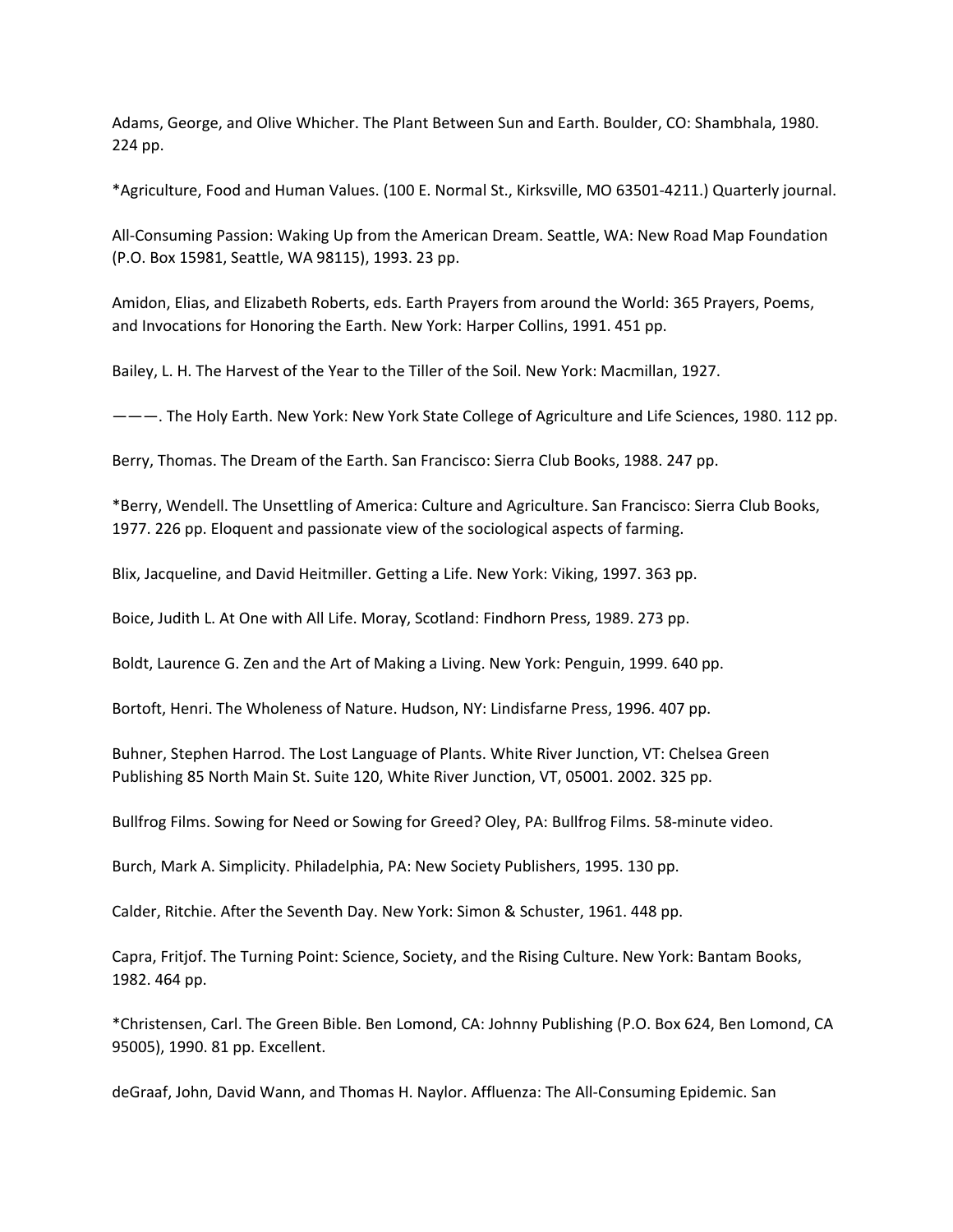Adams, George, and Olive Whicher. The Plant Between Sun and Earth. Boulder, CO: Shambhala, 1980. 224 pp.

*Agriculture, Food and Human Values. (100 E. Normal St., Kirksville, MO 63501-4211.) Quarterly journal.

All-Consuming Passion: Waking Up from the American Dream. Seattle, WA: New Road Map Foundation (P.O. Box 15981, Seattle, WA 98115), 1993. 23 pp.

Amidon, Elias, and Elizabeth Roberts, eds. Earth Prayers from around the World: 365 Prayers, Poems, and Invocations for Honoring the Earth. New York: Harper Collins, 1991. 451 pp.

Bailey, L. H. The Harvest of the Year to the Tiller of the Soil. New York: Macmillan, 1927.

———. The Holy Earth. New York: New York State College of Agriculture and Life Sciences, 1980. 112 pp.

Berry, Thomas. The Dream of the Earth. San Francisco: Sierra Club Books, 1988. 247 pp.

*Berry, Wendell. The Unsettling of America: Culture and Agriculture. San Francisco: Sierra Club Books, 1977. 226 pp. Eloquent and passionate view of the sociological aspects of farming.

Blix, Jacqueline, and David Heitmiller. Getting a Life. New York: Viking, 1997. 363 pp.

Boice, Judith L. At One with All Life. Moray, Scotland: Findhorn Press, 1989. 273 pp.

Boldt, Laurence G. Zen and the Art of Making a Living. New York: Penguin, 1999. 640 pp.

Bortoft, Henri. The Wholeness of Nature. Hudson, NY: Lindisfarne Press, 1996. 407 pp.

Buhner, Stephen Harrod. The Lost Language of Plants. White River Junction, VT: Chelsea Green Publishing 85 North Main St. Suite 120, White River Junction, VT, 05001. 2002. 325 pp.

Bullfrog Films. Sowing for Need or Sowing for Greed? Oley, PA: Bullfrog Films. 58-minute video.

Burch, Mark A. Simplicity. Philadelphia, PA: New Society Publishers, 1995. 130 pp.

Calder, Ritchie. After the Seventh Day. New York: Simon & Schuster, 1961. 448 pp.

Capra, Fritjof. The Turning Point: Science, Society, and the Rising Culture. New York: Bantam Books, 1982. 464 pp.

*Christensen, Carl. The Green Bible. Ben Lomond, CA: Johnny Publishing (P.O. Box 624, Ben Lomond, CA 95005), 1990. 81 pp. Excellent.

deGraaf, John, David Wann, and Thomas H. Naylor. Affluenza: The All-Consuming Epidemic. San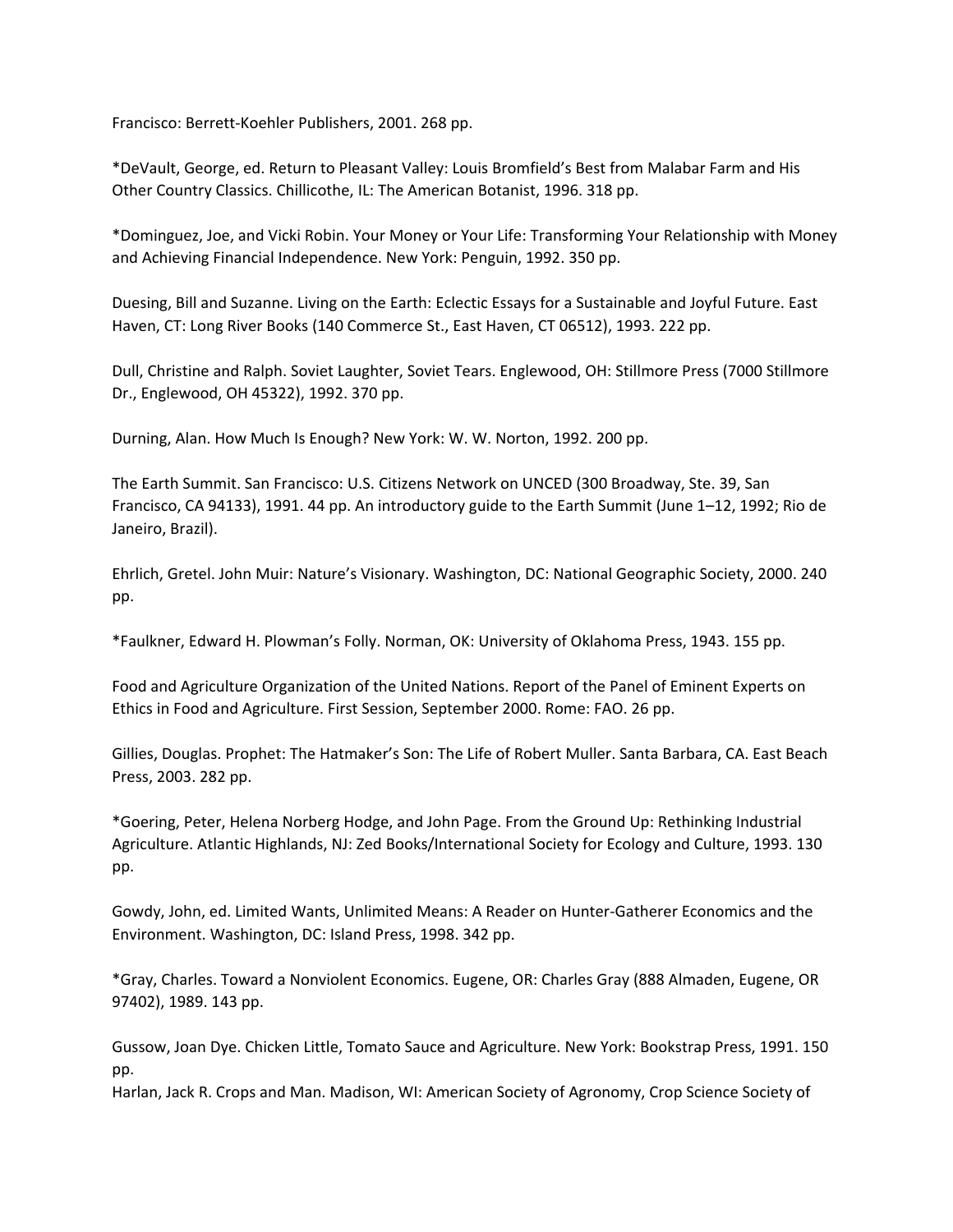Francisco: Berrett-Koehler Publishers, 2001. 268 pp.

*DeVault, George, ed. Return to Pleasant Valley: Louis Bromfield's Best from Malabar Farm and His Other Country Classics. Chillicothe, IL: The American Botanist, 1996. 318 pp.

*Dominguez, Joe, and Vicki Robin. Your Money or Your Life: Transforming Your Relationship with Money and Achieving Financial Independence. New York: Penguin, 1992. 350 pp.

Duesing, Bill and Suzanne. Living on the Earth: Eclectic Essays for a Sustainable and Joyful Future. East Haven, CT: Long River Books (140 Commerce St., East Haven, CT 06512), 1993. 222 pp.

Dull, Christine and Ralph. Soviet Laughter, Soviet Tears. Englewood, OH: Stillmore Press (7000 Stillmore Dr., Englewood, OH 45322), 1992. 370 pp.

Durning, Alan. How Much Is Enough? New York: W. W. Norton, 1992. 200 pp.

The Earth Summit. San Francisco: U.S. Citizens Network on UNCED (300 Broadway, Ste. 39, San Francisco, CA 94133), 1991. 44 pp. An introductory guide to the Earth Summit (June 1–12, 1992; Rio de Janeiro, Brazil).

Ehrlich, Gretel. John Muir: Nature's Visionary. Washington, DC: National Geographic Society, 2000. 240 pp.

*Faulkner, Edward H. Plowman's Folly. Norman, OK: University of Oklahoma Press, 1943. 155 pp.

Food and Agriculture Organization of the United Nations. Report of the Panel of Eminent Experts on Ethics in Food and Agriculture. First Session, September 2000. Rome: FAO. 26 pp.

Gillies, Douglas. Prophet: The Hatmaker's Son: The Life of Robert Muller. Santa Barbara, CA. East Beach Press, 2003. 282 pp.

*Goering, Peter, Helena Norberg Hodge, and John Page. From the Ground Up: Rethinking Industrial Agriculture. Atlantic Highlands, NJ: Zed Books/International Society for Ecology and Culture, 1993. 130 pp.

Gowdy, John, ed. Limited Wants, Unlimited Means: A Reader on Hunter-Gatherer Economics and the Environment. Washington, DC: Island Press, 1998. 342 pp.

*Gray, Charles. Toward a Nonviolent Economics. Eugene, OR: Charles Gray (888 Almaden, Eugene, OR 97402), 1989. 143 pp.

Gussow, Joan Dye. Chicken Little, Tomato Sauce and Agriculture. New York: Bookstrap Press, 1991. 150 pp.

Harlan, Jack R. Crops and Man. Madison, WI: American Society of Agronomy, Crop Science Society of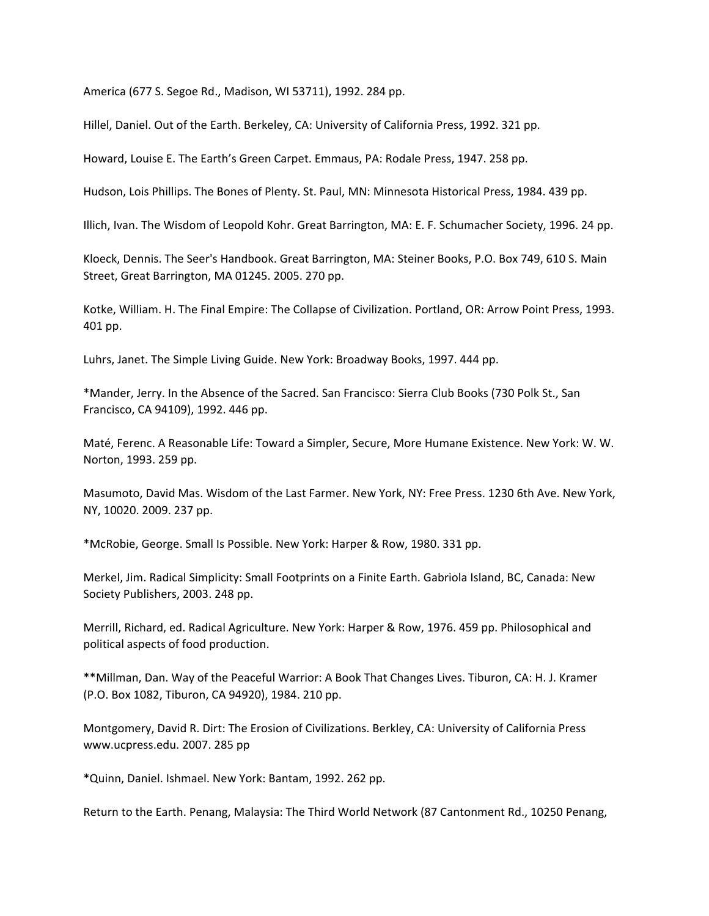America (677 S. Segoe Rd., Madison, WI 53711), 1992. 284 pp.

Hillel, Daniel. Out of the Earth. Berkeley, CA: University of California Press, 1992. 321 pp.

Howard, Louise E. The Earth's Green Carpet. Emmaus, PA: Rodale Press, 1947. 258 pp.

Hudson, Lois Phillips. The Bones of Plenty. St. Paul, MN: Minnesota Historical Press, 1984. 439 pp.

Illich, Ivan. The Wisdom of Leopold Kohr. Great Barrington, MA: E. F. Schumacher Society, 1996. 24 pp.

Kloeck, Dennis. The Seer's Handbook. Great Barrington, MA: Steiner Books, P.O. Box 749, 610 S. Main Street, Great Barrington, MA 01245. 2005. 270 pp.

Kotke, William. H. The Final Empire: The Collapse of Civilization. Portland, OR: Arrow Point Press, 1993. 401 pp.

Luhrs, Janet. The Simple Living Guide. New York: Broadway Books, 1997. 444 pp.

*Mander, Jerry. In the Absence of the Sacred. San Francisco: Sierra Club Books (730 Polk St., San Francisco, CA 94109), 1992. 446 pp.

Maté, Ferenc. A Reasonable Life: Toward a Simpler, Secure, More Humane Existence. New York: W. W. Norton, 1993. 259 pp.

Masumoto, David Mas. Wisdom of the Last Farmer. New York, NY: Free Press. 1230 6th Ave. New York, NY, 10020. 2009. 237 pp.

*McRobie, George. Small Is Possible. New York: Harper & Row, 1980. 331 pp.

Merkel, Jim. Radical Simplicity: Small Footprints on a Finite Earth. Gabriola Island, BC, Canada: New Society Publishers, 2003. 248 pp.

Merrill, Richard, ed. Radical Agriculture. New York: Harper & Row, 1976. 459 pp. Philosophical and political aspects of food production.

**Millman, Dan. Way of the Peaceful Warrior: A Book That Changes Lives. Tiburon, CA: H. J. Kramer (P.O. Box 1082, Tiburon, CA 94920), 1984. 210 pp.

Montgomery, David R. Dirt: The Erosion of Civilizations. Berkley, CA: University of California Press www.ucpress.edu. 2007. 285 pp

*Quinn, Daniel. Ishmael. New York: Bantam, 1992. 262 pp.

Return to the Earth. Penang, Malaysia: The Third World Network (87 Cantonment Rd., 10250 Penang,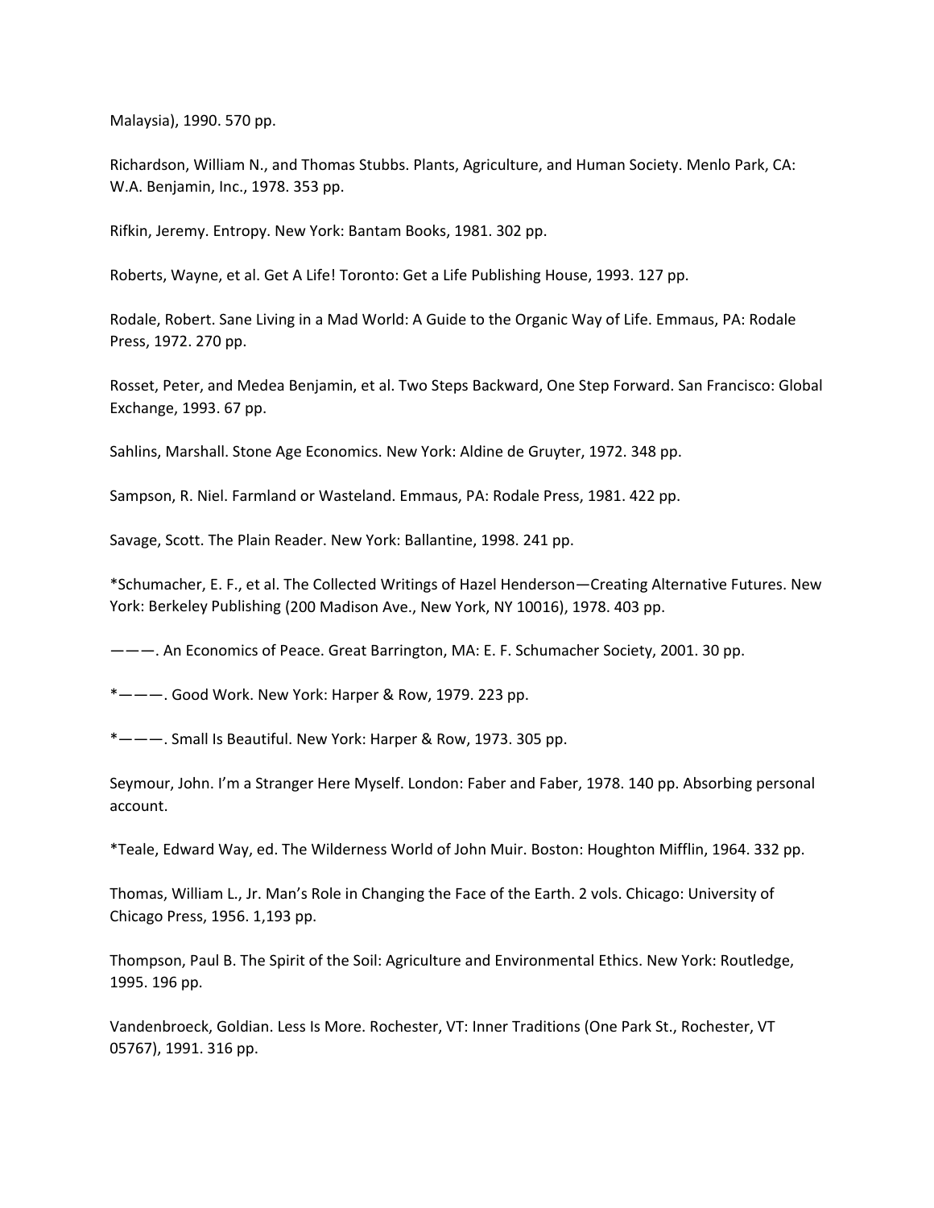Malaysia), 1990. 570 pp.

Richardson, William N., and Thomas Stubbs. Plants, Agriculture, and Human Society. Menlo Park, CA: W.A. Benjamin, Inc., 1978. 353 pp.

Rifkin, Jeremy. Entropy. New York: Bantam Books, 1981. 302 pp.

Roberts, Wayne, et al. Get A Life! Toronto: Get a Life Publishing House, 1993. 127 pp.

Rodale, Robert. Sane Living in a Mad World: A Guide to the Organic Way of Life. Emmaus, PA: Rodale Press, 1972. 270 pp.

Rosset, Peter, and Medea Benjamin, et al. Two Steps Backward, One Step Forward. San Francisco: Global Exchange, 1993. 67 pp.

Sahlins, Marshall. Stone Age Economics. New York: Aldine de Gruyter, 1972. 348 pp.

Sampson, R. Niel. Farmland or Wasteland. Emmaus, PA: Rodale Press, 1981. 422 pp.

Savage, Scott. The Plain Reader. New York: Ballantine, 1998. 241 pp.

*Schumacher, E. F., et al. The Collected Writings of Hazel Henderson—Creating Alternative Futures. New York: Berkeley Publishing (200 Madison Ave., New York, NY 10016), 1978. 403 pp.

———. An Economics of Peace. Great Barrington, MA: E. F. Schumacher Society, 2001. 30 pp.

*———. Good Work. New York: Harper & Row, 1979. 223 pp.

*———. Small Is Beautiful. New York: Harper & Row, 1973. 305 pp.

Seymour, John. I'm a Stranger Here Myself. London: Faber and Faber, 1978. 140 pp. Absorbing personal account.

*Teale, Edward Way, ed. The Wilderness World of John Muir. Boston: Houghton Mifflin, 1964. 332 pp.

Thomas, William L., Jr. Man's Role in Changing the Face of the Earth. 2 vols. Chicago: University of Chicago Press, 1956. 1,193 pp.

Thompson, Paul B. The Spirit of the Soil: Agriculture and Environmental Ethics. New York: Routledge, 1995. 196 pp.

Vandenbroeck, Goldian. Less Is More. Rochester, VT: Inner Traditions (One Park St., Rochester, VT 05767), 1991. 316 pp.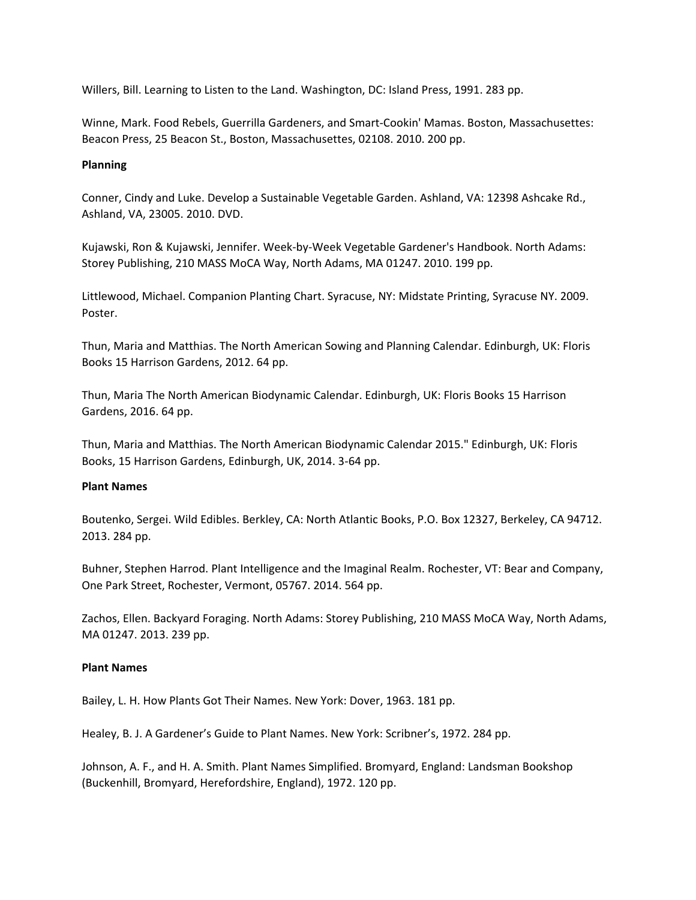Willers, Bill. Learning to Listen to the Land. Washington, DC: Island Press, 1991. 283 pp.

Winne, Mark. Food Rebels, Guerrilla Gardeners, and Smart-Cookin' Mamas. Boston, Massachusettes: Beacon Press, 25 Beacon St., Boston, Massachusettes, 02108. 2010. 200 pp.

**Planning**

Conner, Cindy and Luke. Develop a Sustainable Vegetable Garden. Ashland, VA: 12398 Ashcake Rd., Ashland, VA, 23005. 2010. DVD.

Kujawski, Ron & Kujawski, Jennifer. Week-by-Week Vegetable Gardener's Handbook. North Adams: Storey Publishing, 210 MASS MoCA Way, North Adams, MA 01247. 2010. 199 pp.

Littlewood, Michael. Companion Planting Chart. Syracuse, NY: Midstate Printing, Syracuse NY. 2009. Poster.

Thun, Maria and Matthias. The North American Sowing and Planning Calendar. Edinburgh, UK: Floris Books 15 Harrison Gardens, 2012. 64 pp.

Thun, Maria The North American Biodynamic Calendar. Edinburgh, UK: Floris Books 15 Harrison Gardens, 2016. 64 pp.

Thun, Maria and Matthias. The North American Biodynamic Calendar 2015." Edinburgh, UK: Floris Books, 15 Harrison Gardens, Edinburgh, UK, 2014. 3-64 pp.

**Plant Names**

Boutenko, Sergei. Wild Edibles. Berkley, CA: North Atlantic Books, P.O. Box 12327, Berkeley, CA 94712. 2013. 284 pp.

Buhner, Stephen Harrod. Plant Intelligence and the Imaginal Realm. Rochester, VT: Bear and Company, One Park Street, Rochester, Vermont, 05767. 2014. 564 pp.

Zachos, Ellen. Backyard Foraging. North Adams: Storey Publishing, 210 MASS MoCA Way, North Adams, MA 01247. 2013. 239 pp.

**Plant Names**

Bailey, L. H. How Plants Got Their Names. New York: Dover, 1963. 181 pp.

Healey, B. J. A Gardener's Guide to Plant Names. New York: Scribner's, 1972. 284 pp.

Johnson, A. F., and H. A. Smith. Plant Names Simplified. Bromyard, England: Landsman Bookshop (Buckenhill, Bromyard, Herefordshire, England), 1972. 120 pp.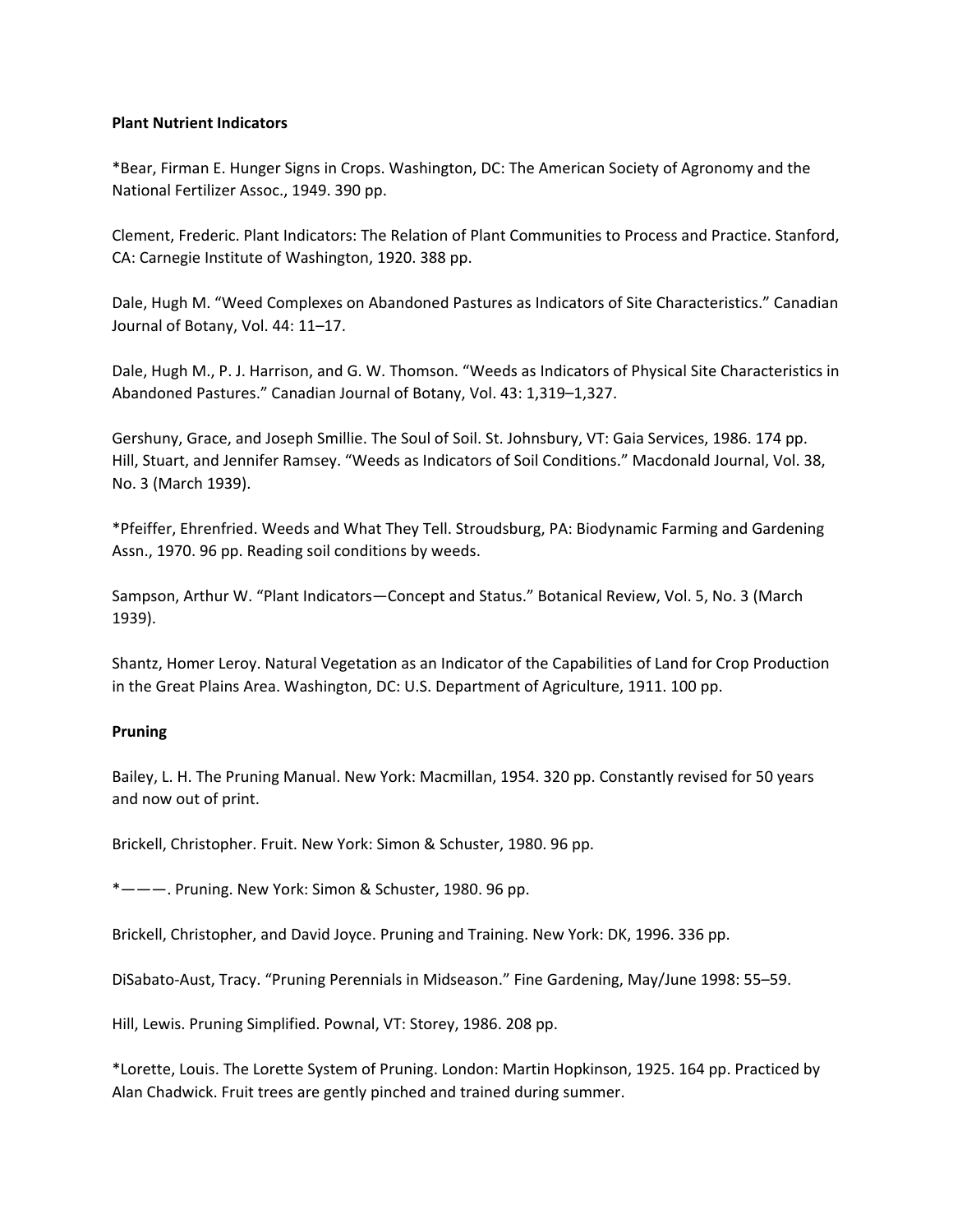**Plant Nutrient Indicators**

*Bear, Firman E. Hunger Signs in Crops. Washington, DC: The American Society of Agronomy and the National Fertilizer Assoc., 1949. 390 pp.

Clement, Frederic. Plant Indicators: The Relation of Plant Communities to Process and Practice. Stanford, CA: Carnegie Institute of Washington, 1920. 388 pp.

Dale, Hugh M. "Weed Complexes on Abandoned Pastures as Indicators of Site Characteristics." Canadian Journal of Botany, Vol. 44: 11–17.

Dale, Hugh M., P. J. Harrison, and G. W. Thomson. "Weeds as Indicators of Physical Site Characteristics in Abandoned Pastures." Canadian Journal of Botany, Vol. 43: 1,319–1,327.

Gershuny, Grace, and Joseph Smillie. The Soul of Soil. St. Johnsbury, VT: Gaia Services, 1986. 174 pp.
Hill, Stuart, and Jennifer Ramsey. "Weeds as Indicators of Soil Conditions." Macdonald Journal, Vol. 38, No. 3 (March 1939).

*Pfeiffer, Ehrenfried. Weeds and What They Tell. Stroudsburg, PA: Biodynamic Farming and Gardening Assn., 1970. 96 pp. Reading soil conditions by weeds.

Sampson, Arthur W. "Plant Indicators—Concept and Status." Botanical Review, Vol. 5, No. 3 (March 1939).

Shantz, Homer Leroy. Natural Vegetation as an Indicator of the Capabilities of Land for Crop Production in the Great Plains Area. Washington, DC: U.S. Department of Agriculture, 1911. 100 pp.

**Pruning**

Bailey, L. H. The Pruning Manual. New York: Macmillan, 1954. 320 pp. Constantly revised for 50 years and now out of print.

Brickell, Christopher. Fruit. New York: Simon & Schuster, 1980. 96 pp.

*———. Pruning. New York: Simon & Schuster, 1980. 96 pp.

Brickell, Christopher, and David Joyce. Pruning and Training. New York: DK, 1996. 336 pp.

DiSabato-Aust, Tracy. "Pruning Perennials in Midseason." Fine Gardening, May/June 1998: 55–59.

Hill, Lewis. Pruning Simplified. Pownal, VT: Storey, 1986. 208 pp.

*Lorette, Louis. The Lorette System of Pruning. London: Martin Hopkinson, 1925. 164 pp. Practiced by Alan Chadwick. Fruit trees are gently pinched and trained during summer.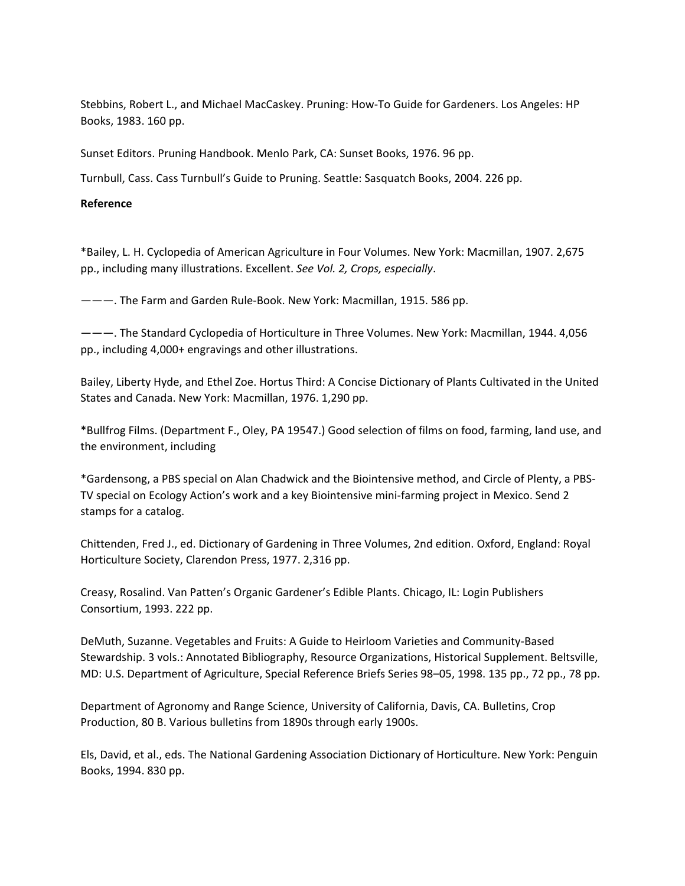Stebbins, Robert L., and Michael MacCaskey. Pruning: How-To Guide for Gardeners. Los Angeles: HP Books, 1983. 160 pp.

Sunset Editors. Pruning Handbook. Menlo Park, CA: Sunset Books, 1976. 96 pp.

Turnbull, Cass. Cass Turnbull's Guide to Pruning. Seattle: Sasquatch Books, 2004. 226 pp.

**Reference**

*Bailey, L. H. Cyclopedia of American Agriculture in Four Volumes. New York: Macmillan, 1907. 2,675 pp., including many illustrations. Excellent. *See Vol. 2, Crops, especially*.

———. The Farm and Garden Rule-Book. New York: Macmillan, 1915. 586 pp.

———. The Standard Cyclopedia of Horticulture in Three Volumes. New York: Macmillan, 1944. 4,056 pp., including 4,000+ engravings and other illustrations.

Bailey, Liberty Hyde, and Ethel Zoe. Hortus Third: A Concise Dictionary of Plants Cultivated in the United States and Canada. New York: Macmillan, 1976. 1,290 pp.

*Bullfrog Films. (Department F., Oley, PA 19547.) Good selection of films on food, farming, land use, and the environment, including

*Gardensong, a PBS special on Alan Chadwick and the Biointensive method, and Circle of Plenty, a PBS-TV special on Ecology Action's work and a key Biointensive mini-farming project in Mexico. Send 2 stamps for a catalog.

Chittenden, Fred J., ed. Dictionary of Gardening in Three Volumes, 2nd edition. Oxford, England: Royal Horticulture Society, Clarendon Press, 1977. 2,316 pp.

Creasy, Rosalind. Van Patten's Organic Gardener's Edible Plants. Chicago, IL: Login Publishers Consortium, 1993. 222 pp.

DeMuth, Suzanne. Vegetables and Fruits: A Guide to Heirloom Varieties and Community-Based Stewardship. 3 vols.: Annotated Bibliography, Resource Organizations, Historical Supplement. Beltsville, MD: U.S. Department of Agriculture, Special Reference Briefs Series 98–05, 1998. 135 pp., 72 pp., 78 pp.

Department of Agronomy and Range Science, University of California, Davis, CA. Bulletins, Crop Production, 80 B. Various bulletins from 1890s through early 1900s.

Els, David, et al., eds. The National Gardening Association Dictionary of Horticulture. New York: Penguin Books, 1994. 830 pp.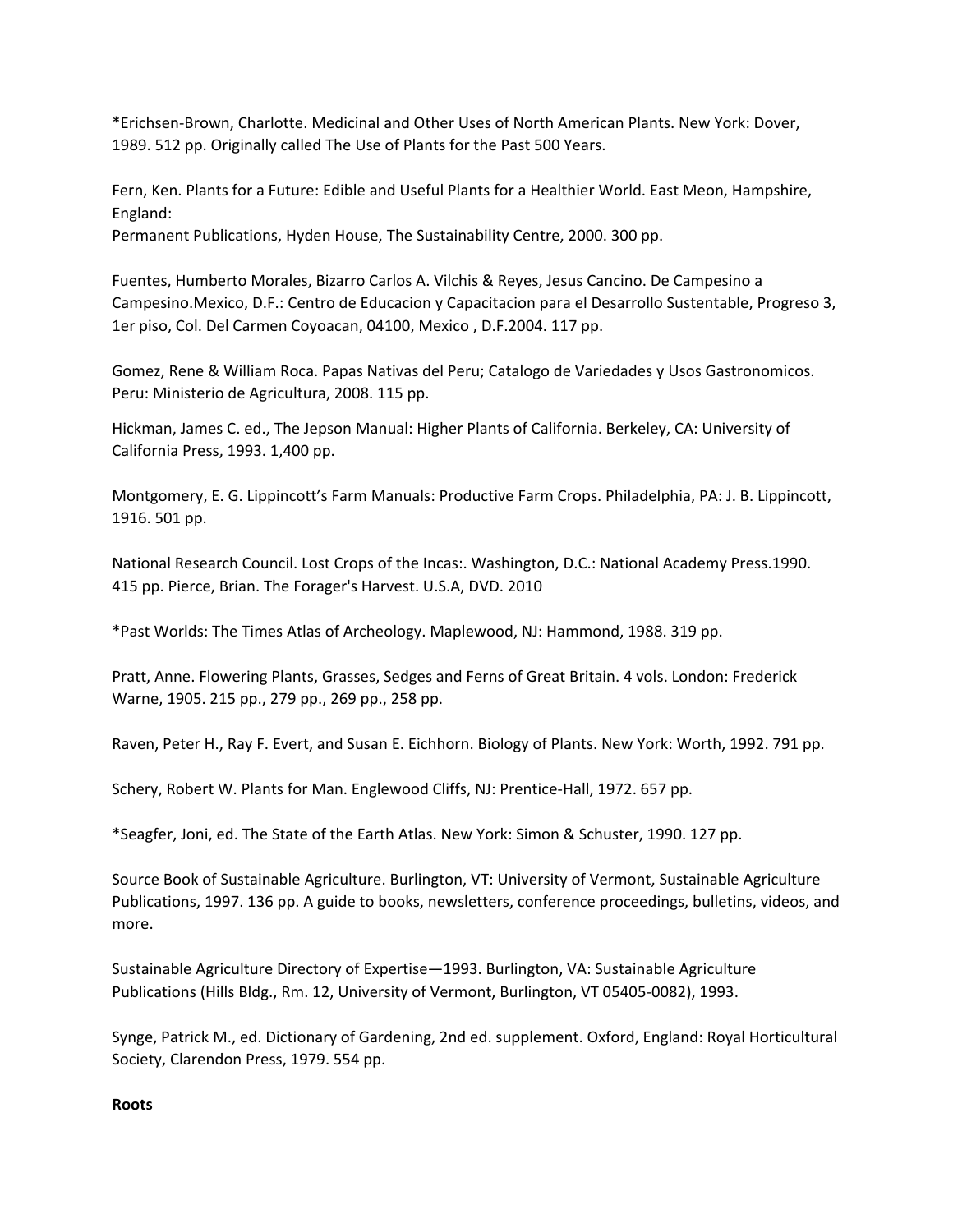*Erichsen-Brown, Charlotte. Medicinal and Other Uses of North American Plants. New York: Dover, 1989. 512 pp. Originally called The Use of Plants for the Past 500 Years.

Fern, Ken. Plants for a Future: Edible and Useful Plants for a Healthier World. East Meon, Hampshire, England:
Permanent Publications, Hyden House, The Sustainability Centre, 2000. 300 pp.

Fuentes, Humberto Morales, Bizarro Carlos A. Vilchis & Reyes, Jesus Cancino. De Campesino a Campesino.Mexico, D.F.: Centro de Educacion y Capacitacion para el Desarrollo Sustentable, Progreso 3, 1er piso, Col. Del Carmen Coyoacan, 04100, Mexico , D.F.2004. 117 pp.

Gomez, Rene & William Roca. Papas Nativas del Peru; Catalogo de Variedades y Usos Gastronomicos. Peru: Ministerio de Agricultura, 2008. 115 pp.

Hickman, James C. ed., The Jepson Manual: Higher Plants of California. Berkeley, CA: University of California Press, 1993. 1,400 pp.

Montgomery, E. G. Lippincott's Farm Manuals: Productive Farm Crops. Philadelphia, PA: J. B. Lippincott, 1916. 501 pp.

National Research Council. Lost Crops of the Incas:. Washington, D.C.: National Academy Press.1990. 415 pp. Pierce, Brian. The Forager's Harvest. U.S.A, DVD. 2010

*Past Worlds: The Times Atlas of Archeology. Maplewood, NJ: Hammond, 1988. 319 pp.

Pratt, Anne. Flowering Plants, Grasses, Sedges and Ferns of Great Britain. 4 vols. London: Frederick Warne, 1905. 215 pp., 279 pp., 269 pp., 258 pp.

Raven, Peter H., Ray F. Evert, and Susan E. Eichhorn. Biology of Plants. New York: Worth, 1992. 791 pp.

Schery, Robert W. Plants for Man. Englewood Cliffs, NJ: Prentice-Hall, 1972. 657 pp.

*Seagfer, Joni, ed. The State of the Earth Atlas. New York: Simon & Schuster, 1990. 127 pp.

Source Book of Sustainable Agriculture. Burlington, VT: University of Vermont, Sustainable Agriculture Publications, 1997. 136 pp. A guide to books, newsletters, conference proceedings, bulletins, videos, and more.

Sustainable Agriculture Directory of Expertise—1993. Burlington, VA: Sustainable Agriculture Publications (Hills Bldg., Rm. 12, University of Vermont, Burlington, VT 05405-0082), 1993.

Synge, Patrick M., ed. Dictionary of Gardening, 2nd ed. supplement. Oxford, England: Royal Horticultural Society, Clarendon Press, 1979. 554 pp.

**Roots**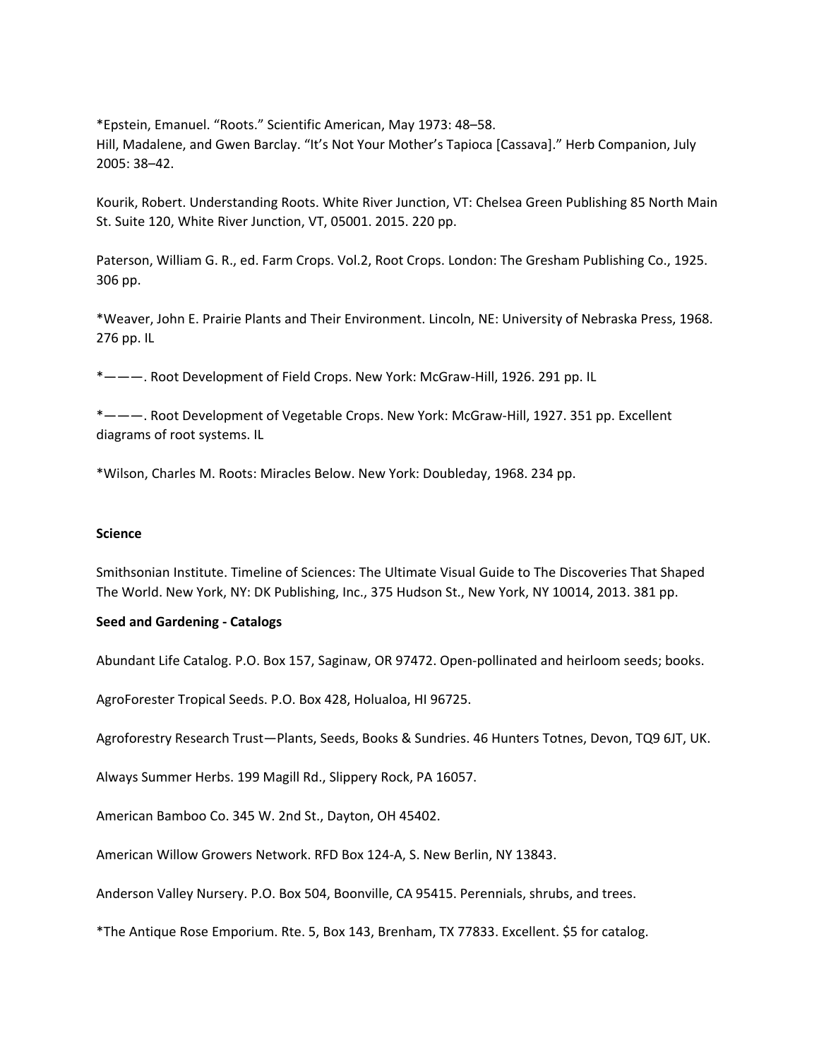*Epstein, Emanuel. “Roots.” Scientific American, May 1973: 48–58.
Hill, Madalene, and Gwen Barclay. “It’s Not Your Mother’s Tapioca [Cassava].” Herb Companion, July 2005: 38–42.

Kourik, Robert. Understanding Roots. White River Junction, VT: Chelsea Green Publishing 85 North Main St. Suite 120, White River Junction, VT, 05001. 2015. 220 pp.

Paterson, William G. R., ed. Farm Crops. Vol.2, Root Crops. London: The Gresham Publishing Co., 1925. 306 pp.

*Weaver, John E. Prairie Plants and Their Environment. Lincoln, NE: University of Nebraska Press, 1968. 276 pp. IL

*———. Root Development of Field Crops. New York: McGraw-Hill, 1926. 291 pp. IL

*———. Root Development of Vegetable Crops. New York: McGraw-Hill, 1927. 351 pp. Excellent diagrams of root systems. IL

*Wilson, Charles M. Roots: Miracles Below. New York: Doubleday, 1968. 234 pp.

**Science**

Smithsonian Institute. Timeline of Sciences: The Ultimate Visual Guide to The Discoveries That Shaped The World. New York, NY: DK Publishing, Inc., 375 Hudson St., New York, NY 10014, 2013. 381 pp.

**Seed and Gardening - Catalogs**

Abundant Life Catalog. P.O. Box 157, Saginaw, OR 97472. Open-pollinated and heirloom seeds; books.

AgroForester Tropical Seeds. P.O. Box 428, Holualoa, HI 96725.

Agroforestry Research Trust—Plants, Seeds, Books & Sundries. 46 Hunters Totnes, Devon, TQ9 6JT, UK.

Always Summer Herbs. 199 Magill Rd., Slippery Rock, PA 16057.

American Bamboo Co. 345 W. 2nd St., Dayton, OH 45402.

American Willow Growers Network. RFD Box 124-A, S. New Berlin, NY 13843.

Anderson Valley Nursery. P.O. Box 504, Boonville, CA 95415. Perennials, shrubs, and trees.

*The Antique Rose Emporium. Rte. 5, Box 143, Brenham, TX 77833. Excellent. $5 for catalog.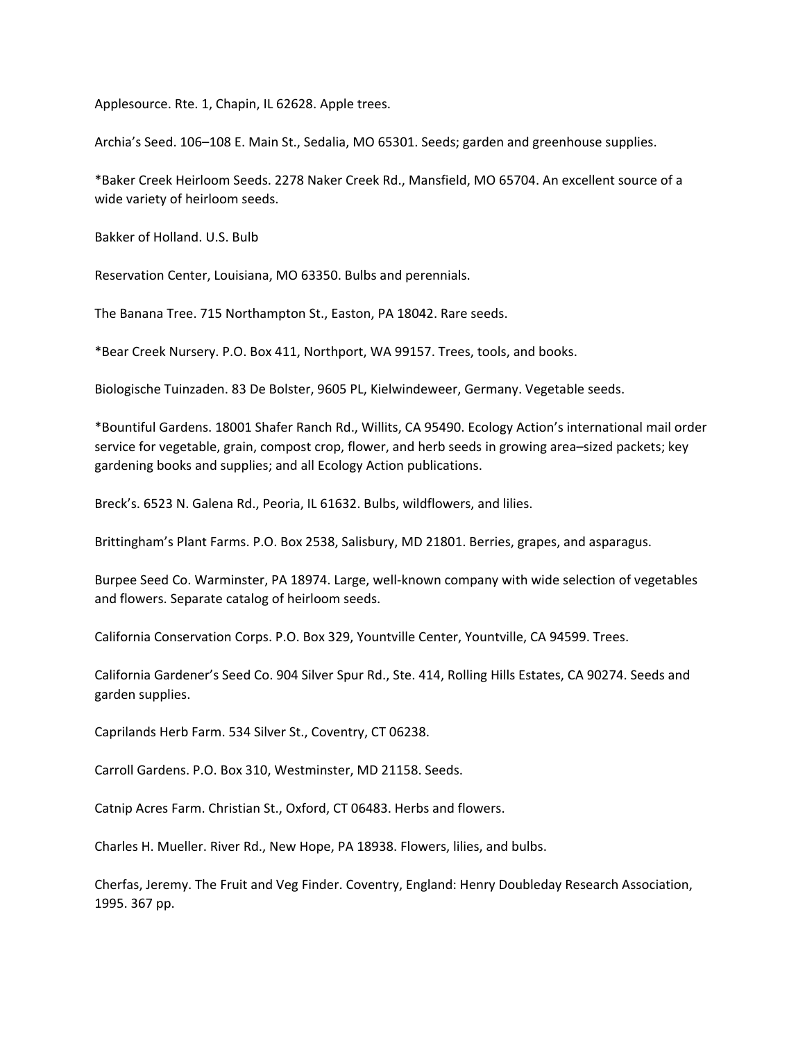Applesource. Rte. 1, Chapin, IL 62628. Apple trees.

Archia's Seed. 106–108 E. Main St., Sedalia, MO 65301. Seeds; garden and greenhouse supplies.

*Baker Creek Heirloom Seeds. 2278 Naker Creek Rd., Mansfield, MO 65704. An excellent source of a wide variety of heirloom seeds.

Bakker of Holland. U.S. Bulb

Reservation Center, Louisiana, MO 63350. Bulbs and perennials.

The Banana Tree. 715 Northampton St., Easton, PA 18042. Rare seeds.

*Bear Creek Nursery. P.O. Box 411, Northport, WA 99157. Trees, tools, and books.

Biologische Tuinzaden. 83 De Bolster, 9605 PL, Kielwindeweer, Germany. Vegetable seeds.

*Bountiful Gardens. 18001 Shafer Ranch Rd., Willits, CA 95490. Ecology Action's international mail order service for vegetable, grain, compost crop, flower, and herb seeds in growing area–sized packets; key gardening books and supplies; and all Ecology Action publications.

Breck's. 6523 N. Galena Rd., Peoria, IL 61632. Bulbs, wildflowers, and lilies.

Brittingham's Plant Farms. P.O. Box 2538, Salisbury, MD 21801. Berries, grapes, and asparagus.

Burpee Seed Co. Warminster, PA 18974. Large, well-known company with wide selection of vegetables and flowers. Separate catalog of heirloom seeds.

California Conservation Corps. P.O. Box 329, Yountville Center, Yountville, CA 94599. Trees.

California Gardener's Seed Co. 904 Silver Spur Rd., Ste. 414, Rolling Hills Estates, CA 90274. Seeds and garden supplies.

Caprilands Herb Farm. 534 Silver St., Coventry, CT 06238.

Carroll Gardens. P.O. Box 310, Westminster, MD 21158. Seeds.

Catnip Acres Farm. Christian St., Oxford, CT 06483. Herbs and flowers.

Charles H. Mueller. River Rd., New Hope, PA 18938. Flowers, lilies, and bulbs.

Cherfas, Jeremy. The Fruit and Veg Finder. Coventry, England: Henry Doubleday Research Association, 1995. 367 pp.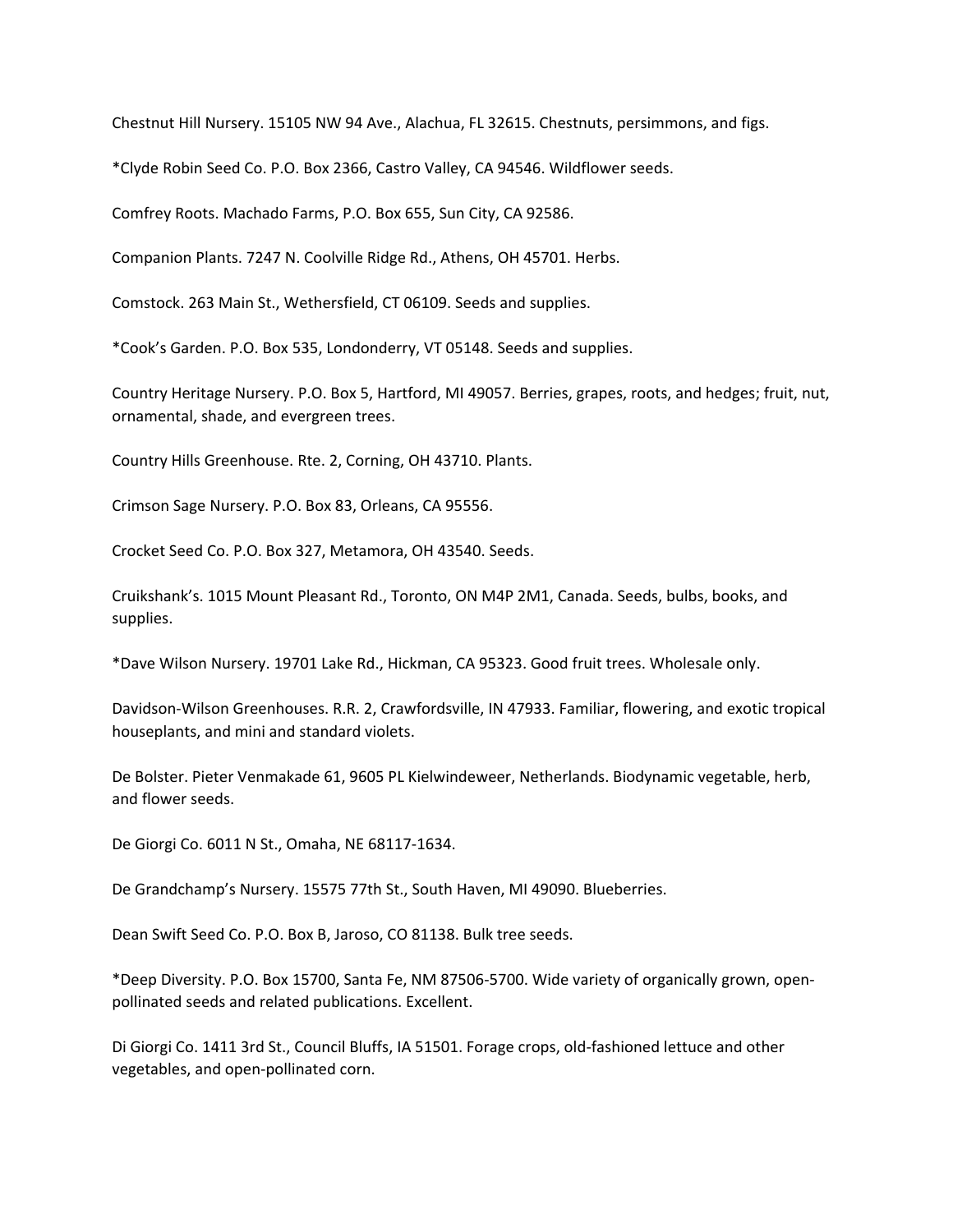Chestnut Hill Nursery. 15105 NW 94 Ave., Alachua, FL 32615. Chestnuts, persimmons, and figs.

*Clyde Robin Seed Co. P.O. Box 2366, Castro Valley, CA 94546. Wildflower seeds.

Comfrey Roots. Machado Farms, P.O. Box 655, Sun City, CA 92586.

Companion Plants. 7247 N. Coolville Ridge Rd., Athens, OH 45701. Herbs.

Comstock. 263 Main St., Wethersfield, CT 06109. Seeds and supplies.

*Cook's Garden. P.O. Box 535, Londonderry, VT 05148. Seeds and supplies.

Country Heritage Nursery. P.O. Box 5, Hartford, MI 49057. Berries, grapes, roots, and hedges; fruit, nut, ornamental, shade, and evergreen trees.

Country Hills Greenhouse. Rte. 2, Corning, OH 43710. Plants.

Crimson Sage Nursery. P.O. Box 83, Orleans, CA 95556.

Crocket Seed Co. P.O. Box 327, Metamora, OH 43540. Seeds.

Cruikshank's. 1015 Mount Pleasant Rd., Toronto, ON M4P 2M1, Canada. Seeds, bulbs, books, and supplies.

*Dave Wilson Nursery. 19701 Lake Rd., Hickman, CA 95323. Good fruit trees. Wholesale only.

Davidson-Wilson Greenhouses. R.R. 2, Crawfordsville, IN 47933. Familiar, flowering, and exotic tropical houseplants, and mini and standard violets.

De Bolster. Pieter Venmakade 61, 9605 PL Kielwindeweer, Netherlands. Biodynamic vegetable, herb, and flower seeds.

De Giorgi Co. 6011 N St., Omaha, NE 68117-1634.

De Grandchamp's Nursery. 15575 77th St., South Haven, MI 49090. Blueberries.

Dean Swift Seed Co. P.O. Box B, Jaroso, CO 81138. Bulk tree seeds.

*Deep Diversity. P.O. Box 15700, Santa Fe, NM 87506-5700. Wide variety of organically grown, open-pollinated seeds and related publications. Excellent.

Di Giorgi Co. 1411 3rd St., Council Bluffs, IA 51501. Forage crops, old-fashioned lettuce and other vegetables, and open-pollinated corn.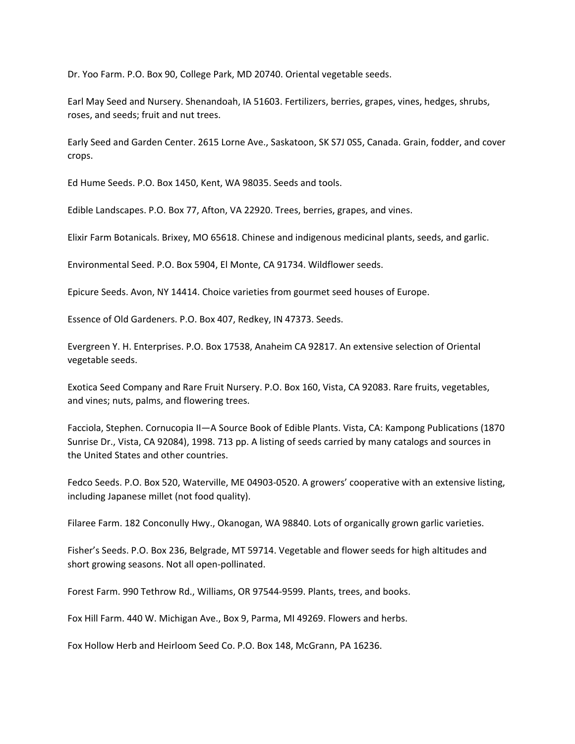Dr. Yoo Farm. P.O. Box 90, College Park, MD 20740. Oriental vegetable seeds.

Earl May Seed and Nursery. Shenandoah, IA 51603. Fertilizers, berries, grapes, vines, hedges, shrubs, roses, and seeds; fruit and nut trees.

Early Seed and Garden Center. 2615 Lorne Ave., Saskatoon, SK S7J 0S5, Canada. Grain, fodder, and cover crops.

Ed Hume Seeds. P.O. Box 1450, Kent, WA 98035. Seeds and tools.

Edible Landscapes. P.O. Box 77, Afton, VA 22920. Trees, berries, grapes, and vines.

Elixir Farm Botanicals. Brixey, MO 65618. Chinese and indigenous medicinal plants, seeds, and garlic.

Environmental Seed. P.O. Box 5904, El Monte, CA 91734. Wildflower seeds.

Epicure Seeds. Avon, NY 14414. Choice varieties from gourmet seed houses of Europe.

Essence of Old Gardeners. P.O. Box 407, Redkey, IN 47373. Seeds.

Evergreen Y. H. Enterprises. P.O. Box 17538, Anaheim CA 92817. An extensive selection of Oriental vegetable seeds.

Exotica Seed Company and Rare Fruit Nursery. P.O. Box 160, Vista, CA 92083. Rare fruits, vegetables, and vines; nuts, palms, and flowering trees.

Facciola, Stephen. Cornucopia II—A Source Book of Edible Plants. Vista, CA: Kampong Publications (1870 Sunrise Dr., Vista, CA 92084), 1998. 713 pp. A listing of seeds carried by many catalogs and sources in the United States and other countries.

Fedco Seeds. P.O. Box 520, Waterville, ME 04903-0520. A growers' cooperative with an extensive listing, including Japanese millet (not food quality).

Filaree Farm. 182 Conconully Hwy., Okanogan, WA 98840. Lots of organically grown garlic varieties.

Fisher's Seeds. P.O. Box 236, Belgrade, MT 59714. Vegetable and flower seeds for high altitudes and short growing seasons. Not all open-pollinated.

Forest Farm. 990 Tethrow Rd., Williams, OR 97544-9599. Plants, trees, and books.

Fox Hill Farm. 440 W. Michigan Ave., Box 9, Parma, MI 49269. Flowers and herbs.

Fox Hollow Herb and Heirloom Seed Co. P.O. Box 148, McGrann, PA 16236.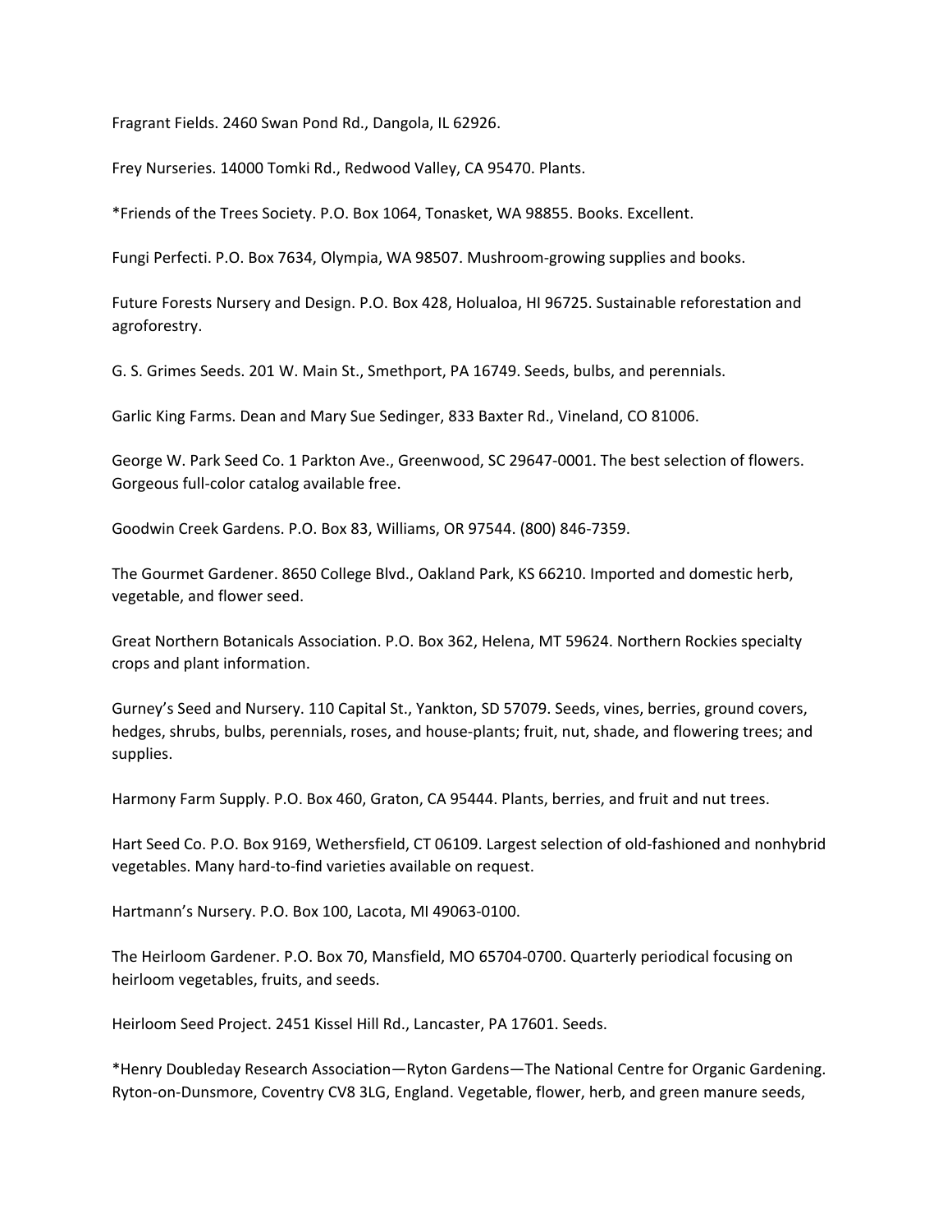Fragrant Fields. 2460 Swan Pond Rd., Dangola, IL 62926.

Frey Nurseries. 14000 Tomki Rd., Redwood Valley, CA 95470. Plants.

*Friends of the Trees Society. P.O. Box 1064, Tonasket, WA 98855. Books. Excellent.

Fungi Perfecti. P.O. Box 7634, Olympia, WA 98507. Mushroom-growing supplies and books.

Future Forests Nursery and Design. P.O. Box 428, Holualoa, HI 96725. Sustainable reforestation and agroforestry.

G. S. Grimes Seeds. 201 W. Main St., Smethport, PA 16749. Seeds, bulbs, and perennials.

Garlic King Farms. Dean and Mary Sue Sedinger, 833 Baxter Rd., Vineland, CO 81006.

George W. Park Seed Co. 1 Parkton Ave., Greenwood, SC 29647-0001. The best selection of flowers. Gorgeous full-color catalog available free.

Goodwin Creek Gardens. P.O. Box 83, Williams, OR 97544. (800) 846-7359.

The Gourmet Gardener. 8650 College Blvd., Oakland Park, KS 66210. Imported and domestic herb, vegetable, and flower seed.

Great Northern Botanicals Association. P.O. Box 362, Helena, MT 59624. Northern Rockies specialty crops and plant information.

Gurney's Seed and Nursery. 110 Capital St., Yankton, SD 57079. Seeds, vines, berries, ground covers, hedges, shrubs, bulbs, perennials, roses, and house-plants; fruit, nut, shade, and flowering trees; and supplies.

Harmony Farm Supply. P.O. Box 460, Graton, CA 95444. Plants, berries, and fruit and nut trees.

Hart Seed Co. P.O. Box 9169, Wethersfield, CT 06109. Largest selection of old-fashioned and nonhybrid vegetables. Many hard-to-find varieties available on request.

Hartmann's Nursery. P.O. Box 100, Lacota, MI 49063-0100.

The Heirloom Gardener. P.O. Box 70, Mansfield, MO 65704-0700. Quarterly periodical focusing on heirloom vegetables, fruits, and seeds.

Heirloom Seed Project. 2451 Kissel Hill Rd., Lancaster, PA 17601. Seeds.

*Henry Doubleday Research Association—Ryton Gardens—The National Centre for Organic Gardening. Ryton-on-Dunsmore, Coventry CV8 3LG, England. Vegetable, flower, herb, and green manure seeds,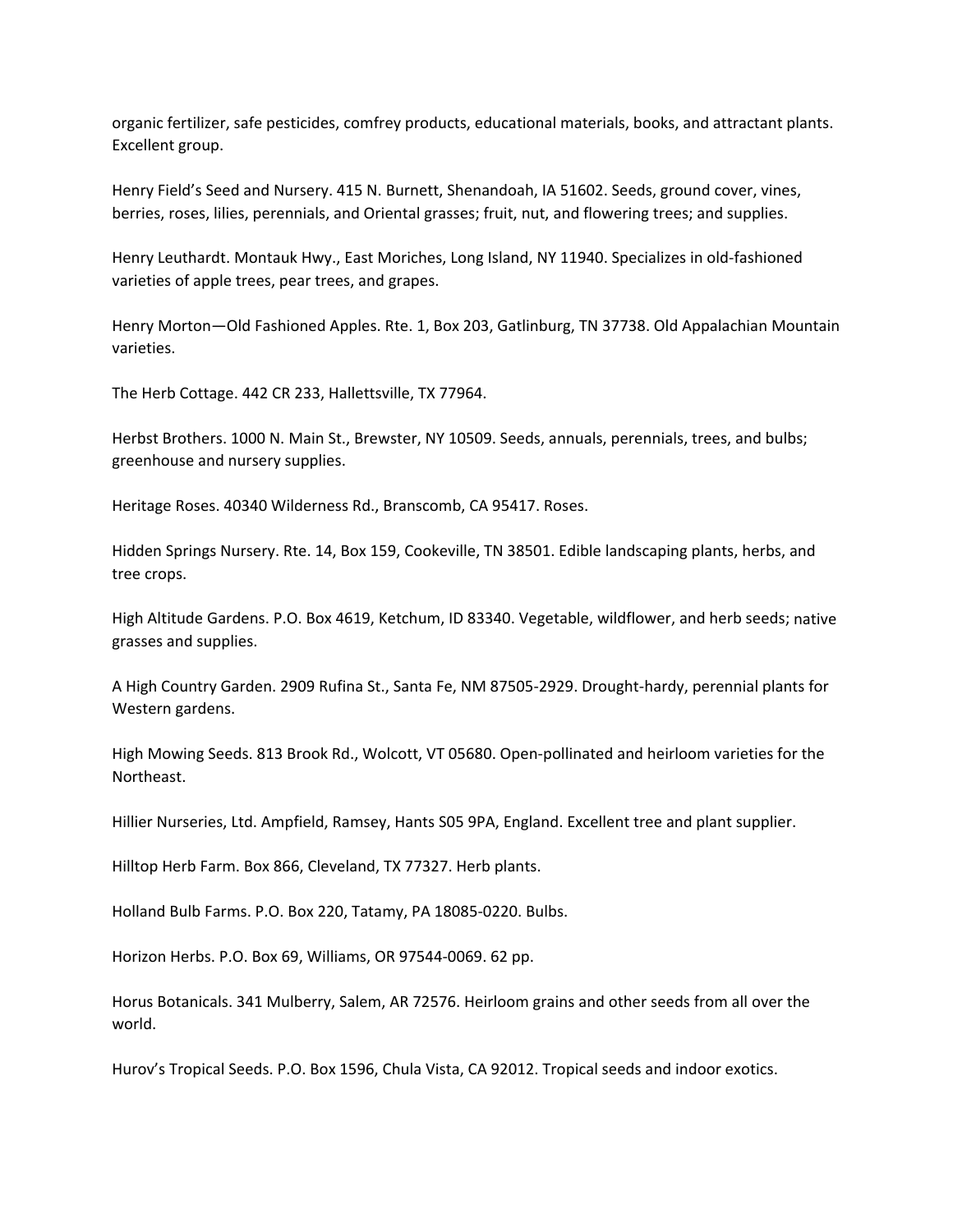organic fertilizer, safe pesticides, comfrey products, educational materials, books, and attractant plants. Excellent group.

Henry Field's Seed and Nursery. 415 N. Burnett, Shenandoah, IA 51602. Seeds, ground cover, vines, berries, roses, lilies, perennials, and Oriental grasses; fruit, nut, and flowering trees; and supplies.

Henry Leuthardt. Montauk Hwy., East Moriches, Long Island, NY 11940. Specializes in old-fashioned varieties of apple trees, pear trees, and grapes.

Henry Morton—Old Fashioned Apples. Rte. 1, Box 203, Gatlinburg, TN 37738. Old Appalachian Mountain varieties.

The Herb Cottage. 442 CR 233, Hallettsville, TX 77964.

Herbst Brothers. 1000 N. Main St., Brewster, NY 10509. Seeds, annuals, perennials, trees, and bulbs; greenhouse and nursery supplies.

Heritage Roses. 40340 Wilderness Rd., Branscomb, CA 95417. Roses.

Hidden Springs Nursery. Rte. 14, Box 159, Cookeville, TN 38501. Edible landscaping plants, herbs, and tree crops.

High Altitude Gardens. P.O. Box 4619, Ketchum, ID 83340. Vegetable, wildflower, and herb seeds; native grasses and supplies.

A High Country Garden. 2909 Rufina St., Santa Fe, NM 87505-2929. Drought-hardy, perennial plants for Western gardens.

High Mowing Seeds. 813 Brook Rd., Wolcott, VT 05680. Open-pollinated and heirloom varieties for the Northeast.

Hillier Nurseries, Ltd. Ampfield, Ramsey, Hants S05 9PA, England. Excellent tree and plant supplier.

Hilltop Herb Farm. Box 866, Cleveland, TX 77327. Herb plants.

Holland Bulb Farms. P.O. Box 220, Tatamy, PA 18085-0220. Bulbs.

Horizon Herbs. P.O. Box 69, Williams, OR 97544-0069. 62 pp.

Horus Botanicals. 341 Mulberry, Salem, AR 72576. Heirloom grains and other seeds from all over the world.

Hurov's Tropical Seeds. P.O. Box 1596, Chula Vista, CA 92012. Tropical seeds and indoor exotics.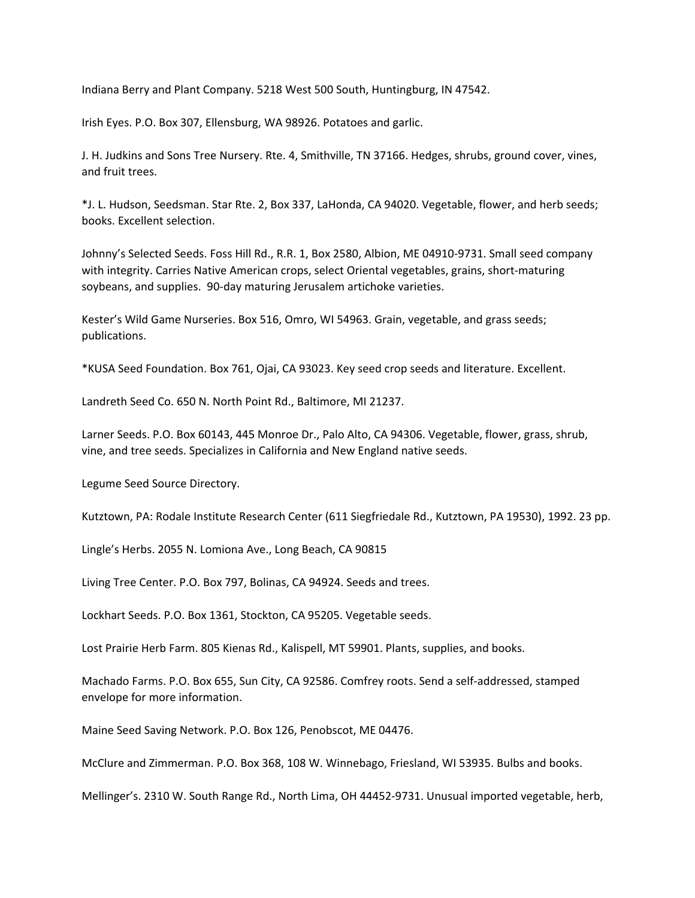Indiana Berry and Plant Company. 5218 West 500 South, Huntingburg, IN 47542.

Irish Eyes. P.O. Box 307, Ellensburg, WA 98926. Potatoes and garlic.

J. H. Judkins and Sons Tree Nursery. Rte. 4, Smithville, TN 37166. Hedges, shrubs, ground cover, vines, and fruit trees.

*J. L. Hudson, Seedsman. Star Rte. 2, Box 337, LaHonda, CA 94020. Vegetable, flower, and herb seeds; books. Excellent selection.

Johnny's Selected Seeds. Foss Hill Rd., R.R. 1, Box 2580, Albion, ME 04910-9731. Small seed company with integrity. Carries Native American crops, select Oriental vegetables, grains, short-maturing soybeans, and supplies. 90-day maturing Jerusalem artichoke varieties.

Kester's Wild Game Nurseries. Box 516, Omro, WI 54963. Grain, vegetable, and grass seeds; publications.

*KUSA Seed Foundation. Box 761, Ojai, CA 93023. Key seed crop seeds and literature. Excellent.

Landreth Seed Co. 650 N. North Point Rd., Baltimore, MI 21237.

Larner Seeds. P.O. Box 60143, 445 Monroe Dr., Palo Alto, CA 94306. Vegetable, flower, grass, shrub, vine, and tree seeds. Specializes in California and New England native seeds.

Legume Seed Source Directory.

Kutztown, PA: Rodale Institute Research Center (611 Siegfriedale Rd., Kutztown, PA 19530), 1992. 23 pp.

Lingle's Herbs. 2055 N. Lomiona Ave., Long Beach, CA 90815

Living Tree Center. P.O. Box 797, Bolinas, CA 94924. Seeds and trees.

Lockhart Seeds. P.O. Box 1361, Stockton, CA 95205. Vegetable seeds.

Lost Prairie Herb Farm. 805 Kienas Rd., Kalispell, MT 59901. Plants, supplies, and books.

Machado Farms. P.O. Box 655, Sun City, CA 92586. Comfrey roots. Send a self-addressed, stamped envelope for more information.

Maine Seed Saving Network. P.O. Box 126, Penobscot, ME 04476.

McClure and Zimmerman. P.O. Box 368, 108 W. Winnebago, Friesland, WI 53935. Bulbs and books.

Mellinger's. 2310 W. South Range Rd., North Lima, OH 44452-9731. Unusual imported vegetable, herb,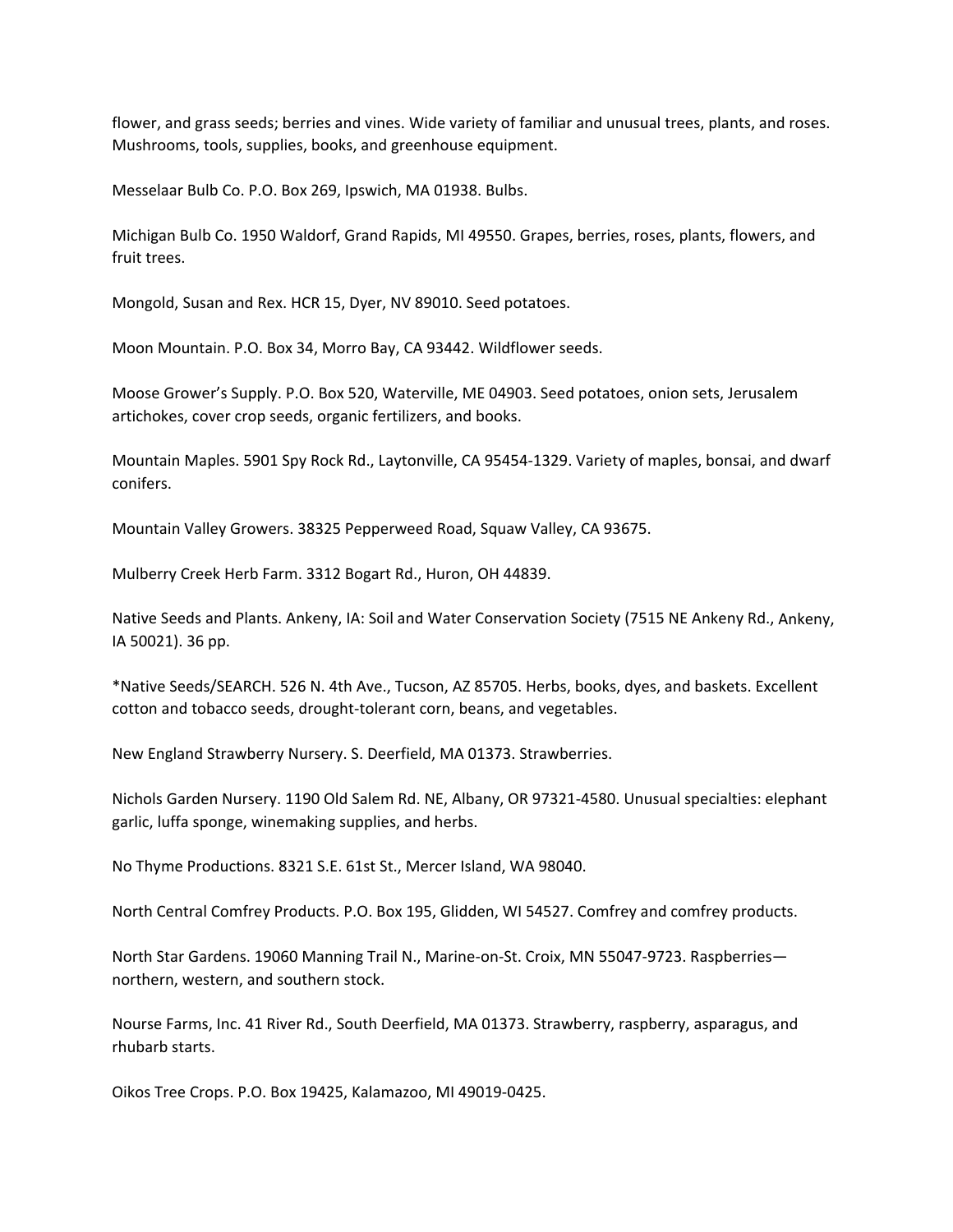flower, and grass seeds; berries and vines. Wide variety of familiar and unusual trees, plants, and roses. Mushrooms, tools, supplies, books, and greenhouse equipment.

Messelaar Bulb Co. P.O. Box 269, Ipswich, MA 01938. Bulbs.

Michigan Bulb Co. 1950 Waldorf, Grand Rapids, MI 49550. Grapes, berries, roses, plants, flowers, and fruit trees.

Mongold, Susan and Rex. HCR 15, Dyer, NV 89010. Seed potatoes.

Moon Mountain. P.O. Box 34, Morro Bay, CA 93442. Wildflower seeds.

Moose Grower's Supply. P.O. Box 520, Waterville, ME 04903. Seed potatoes, onion sets, Jerusalem artichokes, cover crop seeds, organic fertilizers, and books.

Mountain Maples. 5901 Spy Rock Rd., Laytonville, CA 95454-1329. Variety of maples, bonsai, and dwarf conifers.

Mountain Valley Growers. 38325 Pepperweed Road, Squaw Valley, CA 93675.

Mulberry Creek Herb Farm. 3312 Bogart Rd., Huron, OH 44839.

Native Seeds and Plants. Ankeny, IA: Soil and Water Conservation Society (7515 NE Ankeny Rd., Ankeny, IA 50021). 36 pp.

*Native Seeds/SEARCH. 526 N. 4th Ave., Tucson, AZ 85705. Herbs, books, dyes, and baskets. Excellent cotton and tobacco seeds, drought-tolerant corn, beans, and vegetables.

New England Strawberry Nursery. S. Deerfield, MA 01373. Strawberries.

Nichols Garden Nursery. 1190 Old Salem Rd. NE, Albany, OR 97321-4580. Unusual specialties: elephant garlic, luffa sponge, winemaking supplies, and herbs.

No Thyme Productions. 8321 S.E. 61st St., Mercer Island, WA 98040.

North Central Comfrey Products. P.O. Box 195, Glidden, WI 54527. Comfrey and comfrey products.

North Star Gardens. 19060 Manning Trail N., Marine-on-St. Croix, MN 55047-9723. Raspberries—northern, western, and southern stock.

Nourse Farms, Inc. 41 River Rd., South Deerfield, MA 01373. Strawberry, raspberry, asparagus, and rhubarb starts.

Oikos Tree Crops. P.O. Box 19425, Kalamazoo, MI 49019-0425.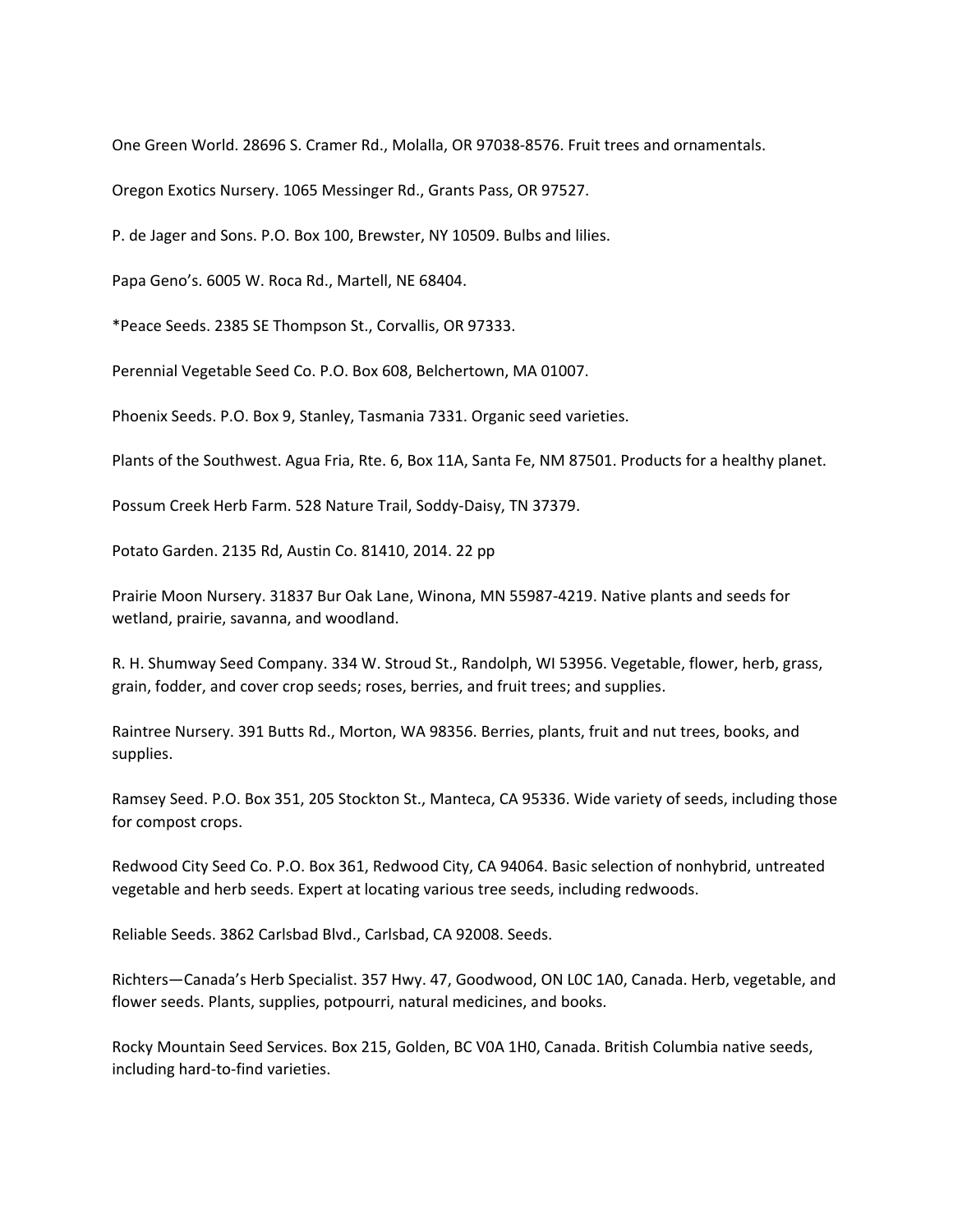One Green World. 28696 S. Cramer Rd., Molalla, OR 97038-8576. Fruit trees and ornamentals.

Oregon Exotics Nursery. 1065 Messinger Rd., Grants Pass, OR 97527.

P. de Jager and Sons. P.O. Box 100, Brewster, NY 10509. Bulbs and lilies.

Papa Geno's. 6005 W. Roca Rd., Martell, NE 68404.

*Peace Seeds. 2385 SE Thompson St., Corvallis, OR 97333.

Perennial Vegetable Seed Co. P.O. Box 608, Belchertown, MA 01007.

Phoenix Seeds. P.O. Box 9, Stanley, Tasmania 7331. Organic seed varieties.

Plants of the Southwest. Agua Fria, Rte. 6, Box 11A, Santa Fe, NM 87501. Products for a healthy planet.

Possum Creek Herb Farm. 528 Nature Trail, Soddy-Daisy, TN 37379.

Potato Garden. 2135 Rd, Austin Co. 81410, 2014. 22 pp

Prairie Moon Nursery. 31837 Bur Oak Lane, Winona, MN 55987-4219. Native plants and seeds for wetland, prairie, savanna, and woodland.

R. H. Shumway Seed Company. 334 W. Stroud St., Randolph, WI 53956. Vegetable, flower, herb, grass, grain, fodder, and cover crop seeds; roses, berries, and fruit trees; and supplies.

Raintree Nursery. 391 Butts Rd., Morton, WA 98356. Berries, plants, fruit and nut trees, books, and supplies.

Ramsey Seed. P.O. Box 351, 205 Stockton St., Manteca, CA 95336. Wide variety of seeds, including those for compost crops.

Redwood City Seed Co. P.O. Box 361, Redwood City, CA 94064. Basic selection of nonhybrid, untreated vegetable and herb seeds. Expert at locating various tree seeds, including redwoods.

Reliable Seeds. 3862 Carlsbad Blvd., Carlsbad, CA 92008. Seeds.

Richters—Canada's Herb Specialist. 357 Hwy. 47, Goodwood, ON L0C 1A0, Canada. Herb, vegetable, and flower seeds. Plants, supplies, potpourri, natural medicines, and books.

Rocky Mountain Seed Services. Box 215, Golden, BC V0A 1H0, Canada. British Columbia native seeds, including hard-to-find varieties.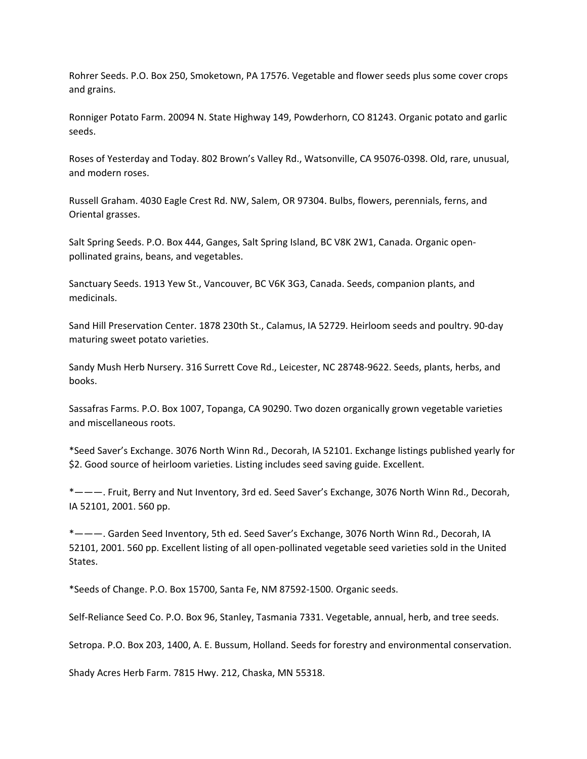Rohrer Seeds. P.O. Box 250, Smoketown, PA 17576. Vegetable and flower seeds plus some cover crops and grains.

Ronniger Potato Farm. 20094 N. State Highway 149, Powderhorn, CO 81243. Organic potato and garlic seeds.

Roses of Yesterday and Today. 802 Brown's Valley Rd., Watsonville, CA 95076-0398. Old, rare, unusual, and modern roses.

Russell Graham. 4030 Eagle Crest Rd. NW, Salem, OR 97304. Bulbs, flowers, perennials, ferns, and Oriental grasses.

Salt Spring Seeds. P.O. Box 444, Ganges, Salt Spring Island, BC V8K 2W1, Canada. Organic open-pollinated grains, beans, and vegetables.

Sanctuary Seeds. 1913 Yew St., Vancouver, BC V6K 3G3, Canada. Seeds, companion plants, and medicinals.

Sand Hill Preservation Center. 1878 230th St., Calamus, IA 52729. Heirloom seeds and poultry. 90-day maturing sweet potato varieties.

Sandy Mush Herb Nursery. 316 Surrett Cove Rd., Leicester, NC 28748-9622. Seeds, plants, herbs, and books.

Sassafras Farms. P.O. Box 1007, Topanga, CA 90290. Two dozen organically grown vegetable varieties and miscellaneous roots.

*Seed Saver's Exchange. 3076 North Winn Rd., Decorah, IA 52101. Exchange listings published yearly for $2. Good source of heirloom varieties. Listing includes seed saving guide. Excellent.

*———. Fruit, Berry and Nut Inventory, 3rd ed. Seed Saver's Exchange, 3076 North Winn Rd., Decorah, IA 52101, 2001. 560 pp.

*———. Garden Seed Inventory, 5th ed. Seed Saver's Exchange, 3076 North Winn Rd., Decorah, IA 52101, 2001. 560 pp. Excellent listing of all open-pollinated vegetable seed varieties sold in the United States.

*Seeds of Change. P.O. Box 15700, Santa Fe, NM 87592-1500. Organic seeds.

Self-Reliance Seed Co. P.O. Box 96, Stanley, Tasmania 7331. Vegetable, annual, herb, and tree seeds.

Setropa. P.O. Box 203, 1400, A. E. Bussum, Holland. Seeds for forestry and environmental conservation.

Shady Acres Herb Farm. 7815 Hwy. 212, Chaska, MN 55318.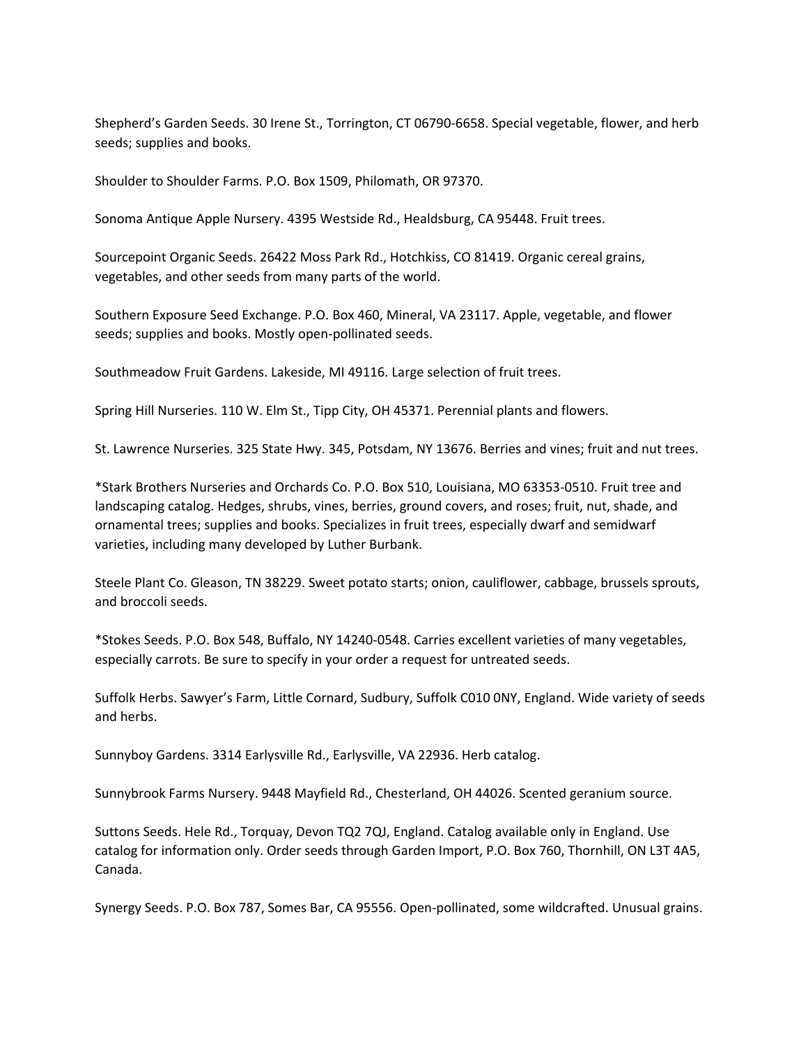Shepherd's Garden Seeds. 30 Irene St., Torrington, CT 06790-6658. Special vegetable, flower, and herb seeds; supplies and books.

Shoulder to Shoulder Farms. P.O. Box 1509, Philomath, OR 97370.

Sonoma Antique Apple Nursery. 4395 Westside Rd., Healdsburg, CA 95448. Fruit trees.

Sourcepoint Organic Seeds. 26422 Moss Park Rd., Hotchkiss, CO 81419. Organic cereal grains, vegetables, and other seeds from many parts of the world.

Southern Exposure Seed Exchange. P.O. Box 460, Mineral, VA 23117. Apple, vegetable, and flower seeds; supplies and books. Mostly open-pollinated seeds.

Southmeadow Fruit Gardens. Lakeside, MI 49116. Large selection of fruit trees.

Spring Hill Nurseries. 110 W. Elm St., Tipp City, OH 45371. Perennial plants and flowers.

St. Lawrence Nurseries. 325 State Hwy. 345, Potsdam, NY 13676. Berries and vines; fruit and nut trees.

*Stark Brothers Nurseries and Orchards Co. P.O. Box 510, Louisiana, MO 63353-0510. Fruit tree and landscaping catalog. Hedges, shrubs, vines, berries, ground covers, and roses; fruit, nut, shade, and ornamental trees; supplies and books. Specializes in fruit trees, especially dwarf and semidwarf varieties, including many developed by Luther Burbank.

Steele Plant Co. Gleason, TN 38229. Sweet potato starts; onion, cauliflower, cabbage, brussels sprouts, and broccoli seeds.

*Stokes Seeds. P.O. Box 548, Buffalo, NY 14240-0548. Carries excellent varieties of many vegetables, especially carrots. Be sure to specify in your order a request for untreated seeds.

Suffolk Herbs. Sawyer's Farm, Little Cornard, Sudbury, Suffolk C010 0NY, England. Wide variety of seeds and herbs.

Sunnyboy Gardens. 3314 Earlysville Rd., Earlysville, VA 22936. Herb catalog.

Sunnybrook Farms Nursery. 9448 Mayfield Rd., Chesterland, OH 44026. Scented geranium source.

Suttons Seeds. Hele Rd., Torquay, Devon TQ2 7QJ, England. Catalog available only in England. Use catalog for information only. Order seeds through Garden Import, P.O. Box 760, Thornhill, ON L3T 4A5, Canada.

Synergy Seeds. P.O. Box 787, Somes Bar, CA 95556. Open-pollinated, some wildcrafted. Unusual grains.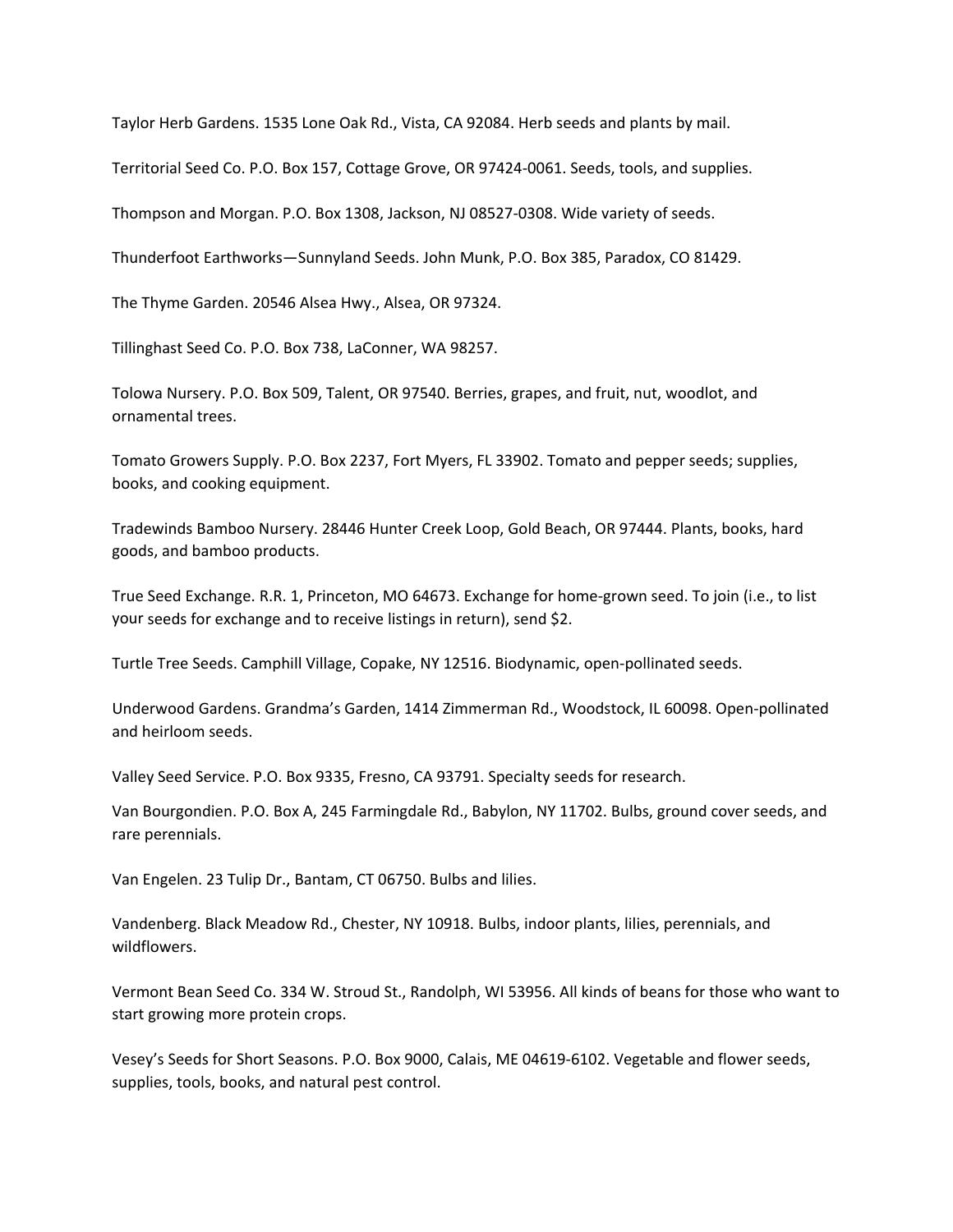Taylor Herb Gardens. 1535 Lone Oak Rd., Vista, CA 92084. Herb seeds and plants by mail.

Territorial Seed Co. P.O. Box 157, Cottage Grove, OR 97424-0061. Seeds, tools, and supplies.

Thompson and Morgan. P.O. Box 1308, Jackson, NJ 08527-0308. Wide variety of seeds.

Thunderfoot Earthworks—Sunnyland Seeds. John Munk, P.O. Box 385, Paradox, CO 81429.

The Thyme Garden. 20546 Alsea Hwy., Alsea, OR 97324.

Tillinghast Seed Co. P.O. Box 738, LaConner, WA 98257.

Tolowa Nursery. P.O. Box 509, Talent, OR 97540. Berries, grapes, and fruit, nut, woodlot, and ornamental trees.

Tomato Growers Supply. P.O. Box 2237, Fort Myers, FL 33902. Tomato and pepper seeds; supplies, books, and cooking equipment.

Tradewinds Bamboo Nursery. 28446 Hunter Creek Loop, Gold Beach, OR 97444. Plants, books, hard goods, and bamboo products.

True Seed Exchange. R.R. 1, Princeton, MO 64673. Exchange for home-grown seed. To join (i.e., to list your seeds for exchange and to receive listings in return), send $2.

Turtle Tree Seeds. Camphill Village, Copake, NY 12516. Biodynamic, open-pollinated seeds.

Underwood Gardens. Grandma's Garden, 1414 Zimmerman Rd., Woodstock, IL 60098. Open-pollinated and heirloom seeds.

Valley Seed Service. P.O. Box 9335, Fresno, CA 93791. Specialty seeds for research.

Van Bourgondien. P.O. Box A, 245 Farmingdale Rd., Babylon, NY 11702. Bulbs, ground cover seeds, and rare perennials.

Van Engelen. 23 Tulip Dr., Bantam, CT 06750. Bulbs and lilies.

Vandenberg. Black Meadow Rd., Chester, NY 10918. Bulbs, indoor plants, lilies, perennials, and wildflowers.

Vermont Bean Seed Co. 334 W. Stroud St., Randolph, WI 53956. All kinds of beans for those who want to start growing more protein crops.

Vesey's Seeds for Short Seasons. P.O. Box 9000, Calais, ME 04619-6102. Vegetable and flower seeds, supplies, tools, books, and natural pest control.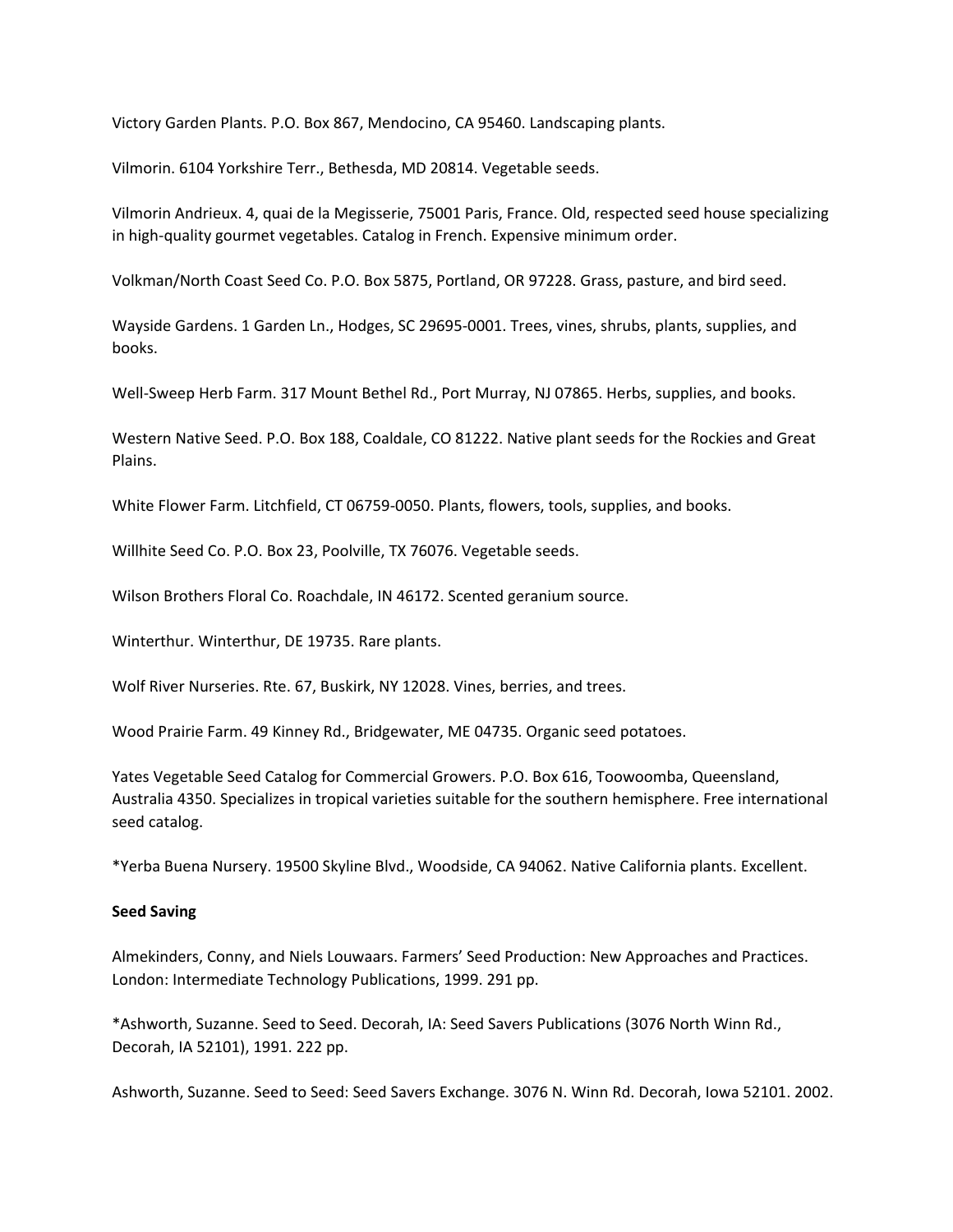Victory Garden Plants. P.O. Box 867, Mendocino, CA 95460. Landscaping plants.

Vilmorin. 6104 Yorkshire Terr., Bethesda, MD 20814. Vegetable seeds.

Vilmorin Andrieux. 4, quai de la Megisserie, 75001 Paris, France. Old, respected seed house specializing in high-quality gourmet vegetables. Catalog in French. Expensive minimum order.

Volkman/North Coast Seed Co. P.O. Box 5875, Portland, OR 97228. Grass, pasture, and bird seed.

Wayside Gardens. 1 Garden Ln., Hodges, SC 29695-0001. Trees, vines, shrubs, plants, supplies, and books.

Well-Sweep Herb Farm. 317 Mount Bethel Rd., Port Murray, NJ 07865. Herbs, supplies, and books.

Western Native Seed. P.O. Box 188, Coaldale, CO 81222. Native plant seeds for the Rockies and Great Plains.

White Flower Farm. Litchfield, CT 06759-0050. Plants, flowers, tools, supplies, and books.

Willhite Seed Co. P.O. Box 23, Poolville, TX 76076. Vegetable seeds.

Wilson Brothers Floral Co. Roachdale, IN 46172. Scented geranium source.

Winterthur. Winterthur, DE 19735. Rare plants.

Wolf River Nurseries. Rte. 67, Buskirk, NY 12028. Vines, berries, and trees.

Wood Prairie Farm. 49 Kinney Rd., Bridgewater, ME 04735. Organic seed potatoes.

Yates Vegetable Seed Catalog for Commercial Growers. P.O. Box 616, Toowoomba, Queensland, Australia 4350. Specializes in tropical varieties suitable for the southern hemisphere. Free international seed catalog.

*Yerba Buena Nursery. 19500 Skyline Blvd., Woodside, CA 94062. Native California plants. Excellent.

**Seed Saving**

Almekinders, Conny, and Niels Louwaars. Farmers' Seed Production: New Approaches and Practices. London: Intermediate Technology Publications, 1999. 291 pp.

*Ashworth, Suzanne. Seed to Seed. Decorah, IA: Seed Savers Publications (3076 North Winn Rd., Decorah, IA 52101), 1991. 222 pp.

Ashworth, Suzanne. Seed to Seed: Seed Savers Exchange. 3076 N. Winn Rd. Decorah, Iowa 52101. 2002.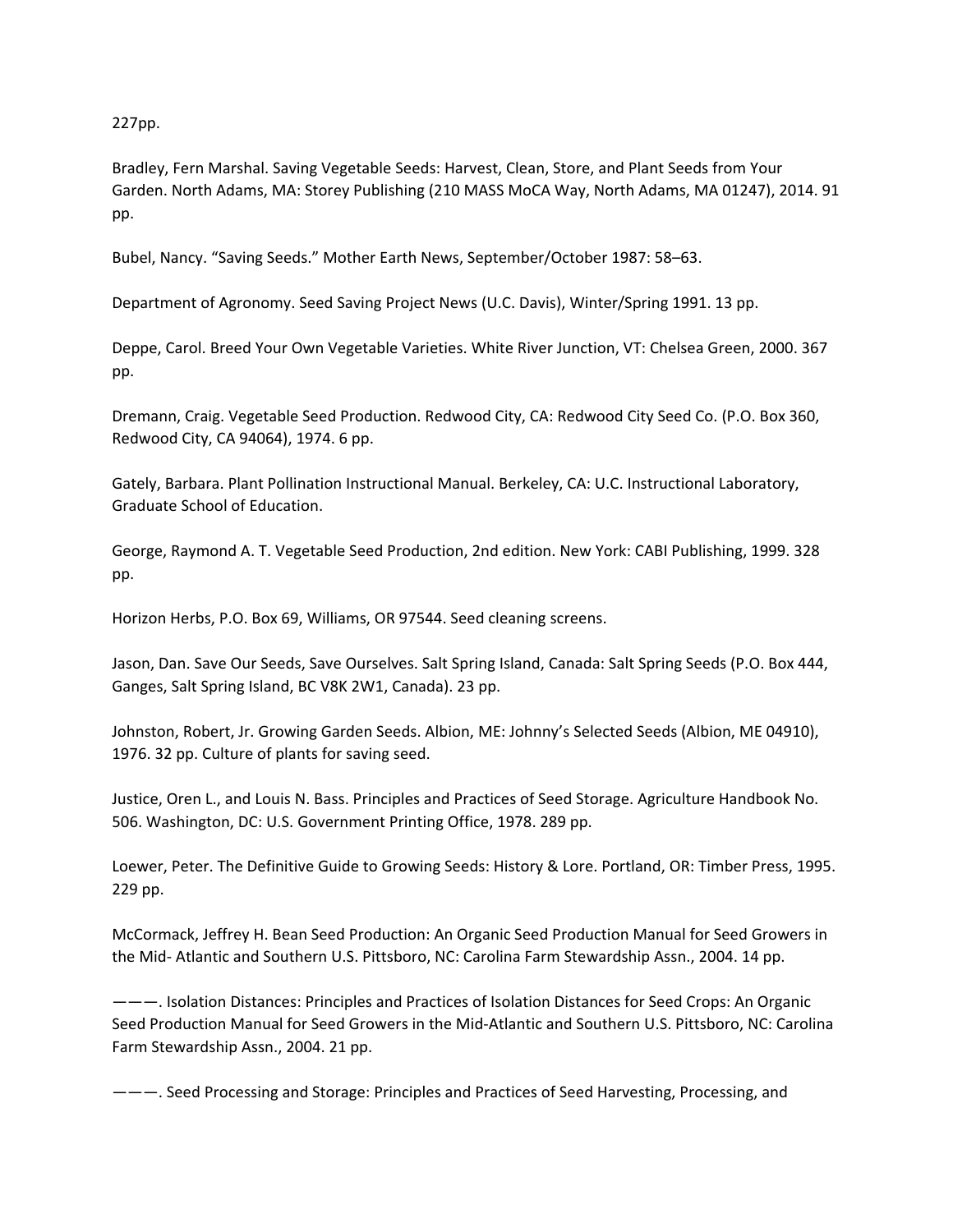227pp.

Bradley, Fern Marshal. Saving Vegetable Seeds: Harvest, Clean, Store, and Plant Seeds from Your Garden. North Adams, MA: Storey Publishing (210 MASS MoCA Way, North Adams, MA 01247), 2014. 91 pp.

Bubel, Nancy. "Saving Seeds." Mother Earth News, September/October 1987: 58–63.

Department of Agronomy. Seed Saving Project News (U.C. Davis), Winter/Spring 1991. 13 pp.

Deppe, Carol. Breed Your Own Vegetable Varieties. White River Junction, VT: Chelsea Green, 2000. 367 pp.

Dremann, Craig. Vegetable Seed Production. Redwood City, CA: Redwood City Seed Co. (P.O. Box 360, Redwood City, CA 94064), 1974. 6 pp.

Gately, Barbara. Plant Pollination Instructional Manual. Berkeley, CA: U.C. Instructional Laboratory, Graduate School of Education.

George, Raymond A. T. Vegetable Seed Production, 2nd edition. New York: CABI Publishing, 1999. 328 pp.

Horizon Herbs, P.O. Box 69, Williams, OR 97544. Seed cleaning screens.

Jason, Dan. Save Our Seeds, Save Ourselves. Salt Spring Island, Canada: Salt Spring Seeds (P.O. Box 444, Ganges, Salt Spring Island, BC V8K 2W1, Canada). 23 pp.

Johnston, Robert, Jr. Growing Garden Seeds. Albion, ME: Johnny's Selected Seeds (Albion, ME 04910), 1976. 32 pp. Culture of plants for saving seed.

Justice, Oren L., and Louis N. Bass. Principles and Practices of Seed Storage. Agriculture Handbook No. 506. Washington, DC: U.S. Government Printing Office, 1978. 289 pp.

Loewer, Peter. The Definitive Guide to Growing Seeds: History & Lore. Portland, OR: Timber Press, 1995. 229 pp.

McCormack, Jeffrey H. Bean Seed Production: An Organic Seed Production Manual for Seed Growers in the Mid- Atlantic and Southern U.S. Pittsboro, NC: Carolina Farm Stewardship Assn., 2004. 14 pp.

———. Isolation Distances: Principles and Practices of Isolation Distances for Seed Crops: An Organic Seed Production Manual for Seed Growers in the Mid-Atlantic and Southern U.S. Pittsboro, NC: Carolina Farm Stewardship Assn., 2004. 21 pp.

———. Seed Processing and Storage: Principles and Practices of Seed Harvesting, Processing, and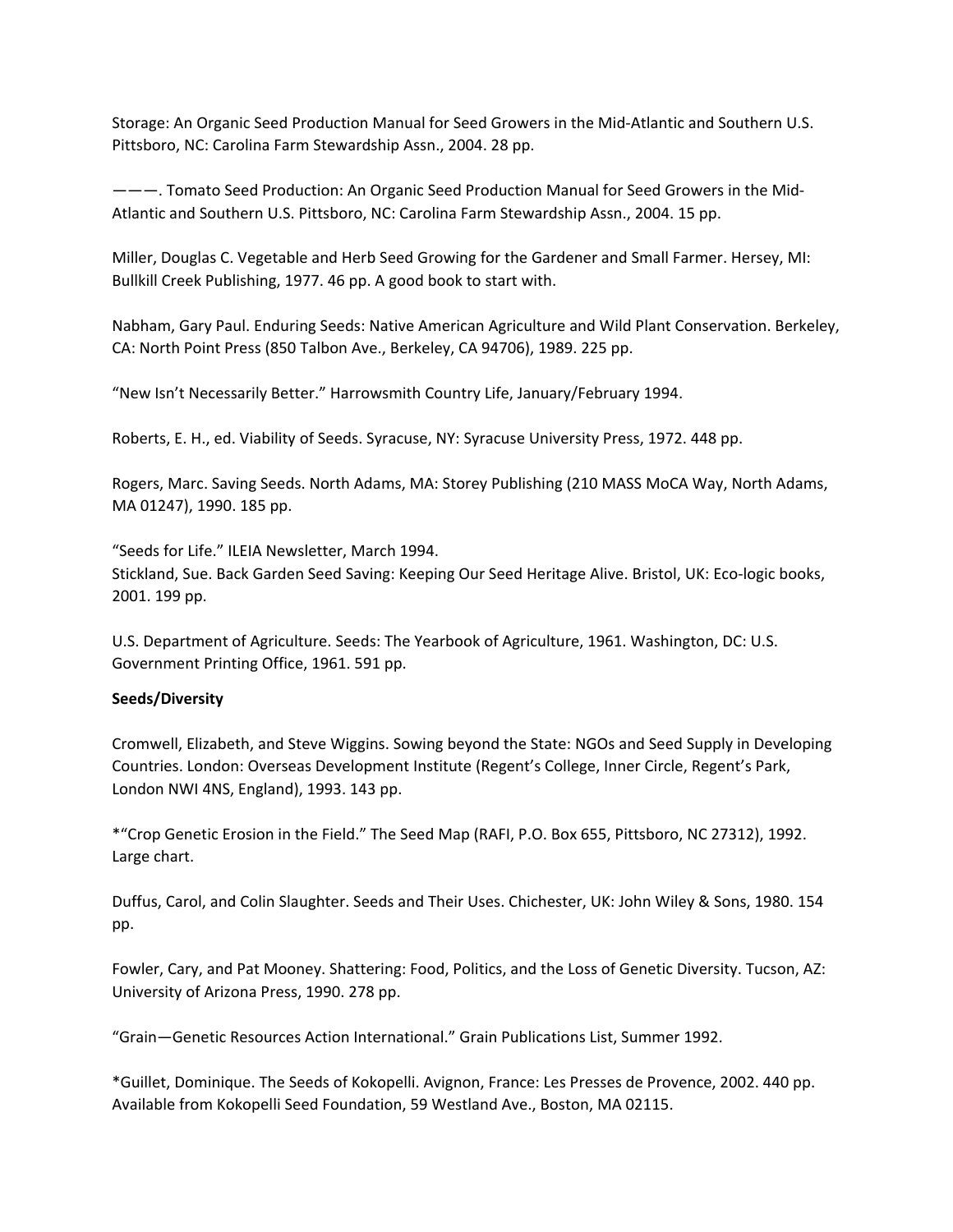Storage: An Organic Seed Production Manual for Seed Growers in the Mid-Atlantic and Southern U.S. Pittsboro, NC: Carolina Farm Stewardship Assn., 2004. 28 pp.

———. Tomato Seed Production: An Organic Seed Production Manual for Seed Growers in the Mid-Atlantic and Southern U.S. Pittsboro, NC: Carolina Farm Stewardship Assn., 2004. 15 pp.

Miller, Douglas C. Vegetable and Herb Seed Growing for the Gardener and Small Farmer. Hersey, MI: Bullkill Creek Publishing, 1977. 46 pp. A good book to start with.

Nabham, Gary Paul. Enduring Seeds: Native American Agriculture and Wild Plant Conservation. Berkeley, CA: North Point Press (850 Talbon Ave., Berkeley, CA 94706), 1989. 225 pp.

"New Isn't Necessarily Better." Harrowsmith Country Life, January/February 1994.

Roberts, E. H., ed. Viability of Seeds. Syracuse, NY: Syracuse University Press, 1972. 448 pp.

Rogers, Marc. Saving Seeds. North Adams, MA: Storey Publishing (210 MASS MoCA Way, North Adams, MA 01247), 1990. 185 pp.

"Seeds for Life." ILEIA Newsletter, March 1994.
Stickland, Sue. Back Garden Seed Saving: Keeping Our Seed Heritage Alive. Bristol, UK: Eco-logic books, 2001. 199 pp.

U.S. Department of Agriculture. Seeds: The Yearbook of Agriculture, 1961. Washington, DC: U.S. Government Printing Office, 1961. 591 pp.

**Seeds/Diversity**

Cromwell, Elizabeth, and Steve Wiggins. Sowing beyond the State: NGOs and Seed Supply in Developing Countries. London: Overseas Development Institute (Regent's College, Inner Circle, Regent's Park, London NWI 4NS, England), 1993. 143 pp.

*"Crop Genetic Erosion in the Field." The Seed Map (RAFI, P.O. Box 655, Pittsboro, NC 27312), 1992. Large chart.

Duffus, Carol, and Colin Slaughter. Seeds and Their Uses. Chichester, UK: John Wiley & Sons, 1980. 154 pp.

Fowler, Cary, and Pat Mooney. Shattering: Food, Politics, and the Loss of Genetic Diversity. Tucson, AZ: University of Arizona Press, 1990. 278 pp.

"Grain—Genetic Resources Action International." Grain Publications List, Summer 1992.

*Guillet, Dominique. The Seeds of Kokopelli. Avignon, France: Les Presses de Provence, 2002. 440 pp. Available from Kokopelli Seed Foundation, 59 Westland Ave., Boston, MA 02115.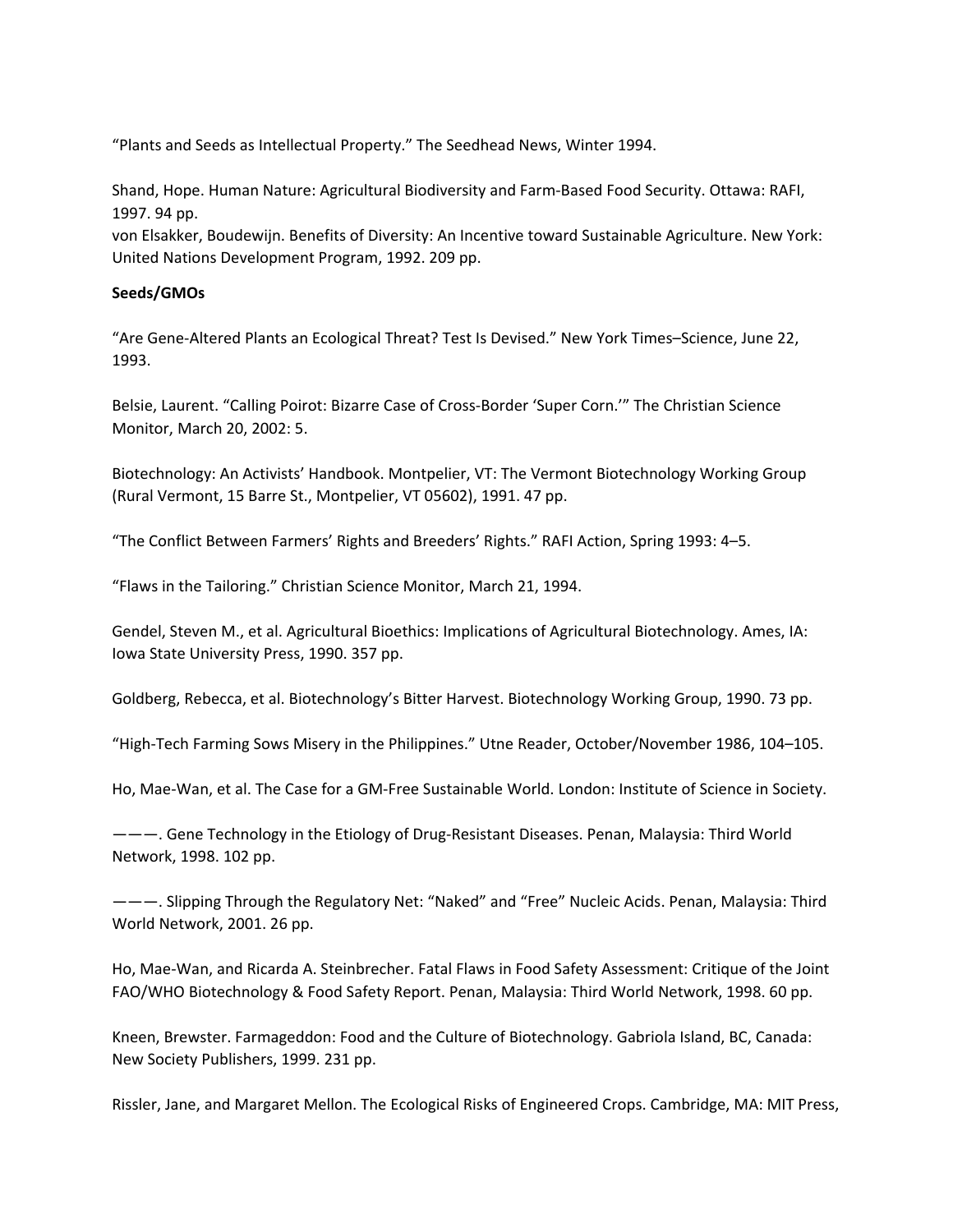"Plants and Seeds as Intellectual Property." The Seedhead News, Winter 1994.

Shand, Hope. Human Nature: Agricultural Biodiversity and Farm-Based Food Security. Ottawa: RAFI, 1997. 94 pp.
von Elsakker, Boudewijn. Benefits of Diversity: An Incentive toward Sustainable Agriculture. New York: United Nations Development Program, 1992. 209 pp.

**Seeds/GMOs**

"Are Gene-Altered Plants an Ecological Threat? Test Is Devised." New York Times–Science, June 22, 1993.

Belsie, Laurent. "Calling Poirot: Bizarre Case of Cross-Border 'Super Corn.'" The Christian Science Monitor, March 20, 2002: 5.

Biotechnology: An Activists' Handbook. Montpelier, VT: The Vermont Biotechnology Working Group (Rural Vermont, 15 Barre St., Montpelier, VT 05602), 1991. 47 pp.

"The Conflict Between Farmers' Rights and Breeders' Rights." RAFI Action, Spring 1993: 4–5.

"Flaws in the Tailoring." Christian Science Monitor, March 21, 1994.

Gendel, Steven M., et al. Agricultural Bioethics: Implications of Agricultural Biotechnology. Ames, IA: Iowa State University Press, 1990. 357 pp.

Goldberg, Rebecca, et al. Biotechnology's Bitter Harvest. Biotechnology Working Group, 1990. 73 pp.

"High-Tech Farming Sows Misery in the Philippines." Utne Reader, October/November 1986, 104–105.

Ho, Mae-Wan, et al. The Case for a GM-Free Sustainable World. London: Institute of Science in Society.

———. Gene Technology in the Etiology of Drug-Resistant Diseases. Penan, Malaysia: Third World Network, 1998. 102 pp.

———. Slipping Through the Regulatory Net: "Naked" and "Free" Nucleic Acids. Penan, Malaysia: Third World Network, 2001. 26 pp.

Ho, Mae-Wan, and Ricarda A. Steinbrecher. Fatal Flaws in Food Safety Assessment: Critique of the Joint FAO/WHO Biotechnology & Food Safety Report. Penan, Malaysia: Third World Network, 1998. 60 pp.

Kneen, Brewster. Farmageddon: Food and the Culture of Biotechnology. Gabriola Island, BC, Canada: New Society Publishers, 1999. 231 pp.

Rissler, Jane, and Margaret Mellon. The Ecological Risks of Engineered Crops. Cambridge, MA: MIT Press,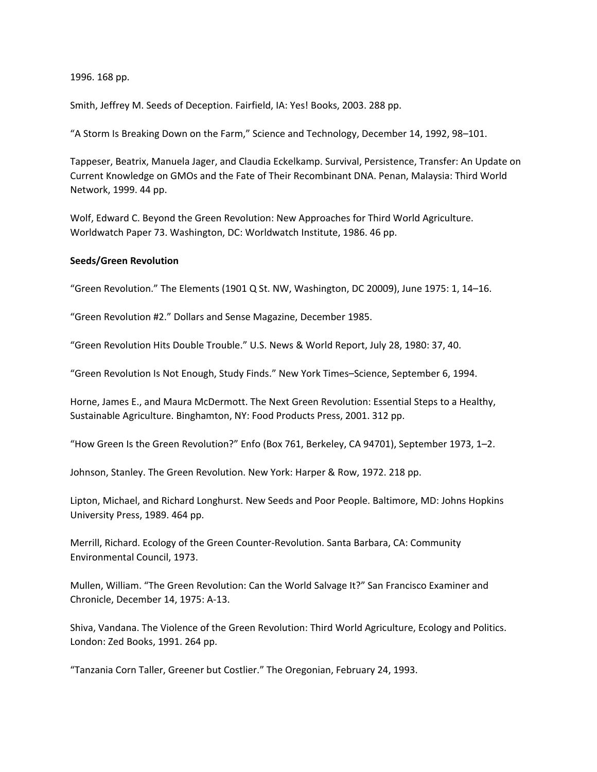1996. 168 pp.

Smith, Jeffrey M. Seeds of Deception. Fairfield, IA: Yes! Books, 2003. 288 pp.

“A Storm Is Breaking Down on the Farm,” Science and Technology, December 14, 1992, 98–101.

Tappeser, Beatrix, Manuela Jager, and Claudia Eckelkamp. Survival, Persistence, Transfer: An Update on Current Knowledge on GMOs and the Fate of Their Recombinant DNA. Penan, Malaysia: Third World Network, 1999. 44 pp.

Wolf, Edward C. Beyond the Green Revolution: New Approaches for Third World Agriculture. Worldwatch Paper 73. Washington, DC: Worldwatch Institute, 1986. 46 pp.

**Seeds/Green Revolution**

“Green Revolution.” The Elements (1901 Q St. NW, Washington, DC 20009), June 1975: 1, 14–16.

“Green Revolution #2.” Dollars and Sense Magazine, December 1985.

“Green Revolution Hits Double Trouble.” U.S. News & World Report, July 28, 1980: 37, 40.

“Green Revolution Is Not Enough, Study Finds.” New York Times–Science, September 6, 1994.

Horne, James E., and Maura McDermott. The Next Green Revolution: Essential Steps to a Healthy, Sustainable Agriculture. Binghamton, NY: Food Products Press, 2001. 312 pp.

“How Green Is the Green Revolution?” Enfo (Box 761, Berkeley, CA 94701), September 1973, 1–2.

Johnson, Stanley. The Green Revolution. New York: Harper & Row, 1972. 218 pp.

Lipton, Michael, and Richard Longhurst. New Seeds and Poor People. Baltimore, MD: Johns Hopkins University Press, 1989. 464 pp.

Merrill, Richard. Ecology of the Green Counter-Revolution. Santa Barbara, CA: Community Environmental Council, 1973.

Mullen, William. “The Green Revolution: Can the World Salvage It?” San Francisco Examiner and Chronicle, December 14, 1975: A-13.

Shiva, Vandana. The Violence of the Green Revolution: Third World Agriculture, Ecology and Politics. London: Zed Books, 1991. 264 pp.

“Tanzania Corn Taller, Greener but Costlier.” The Oregonian, February 24, 1993.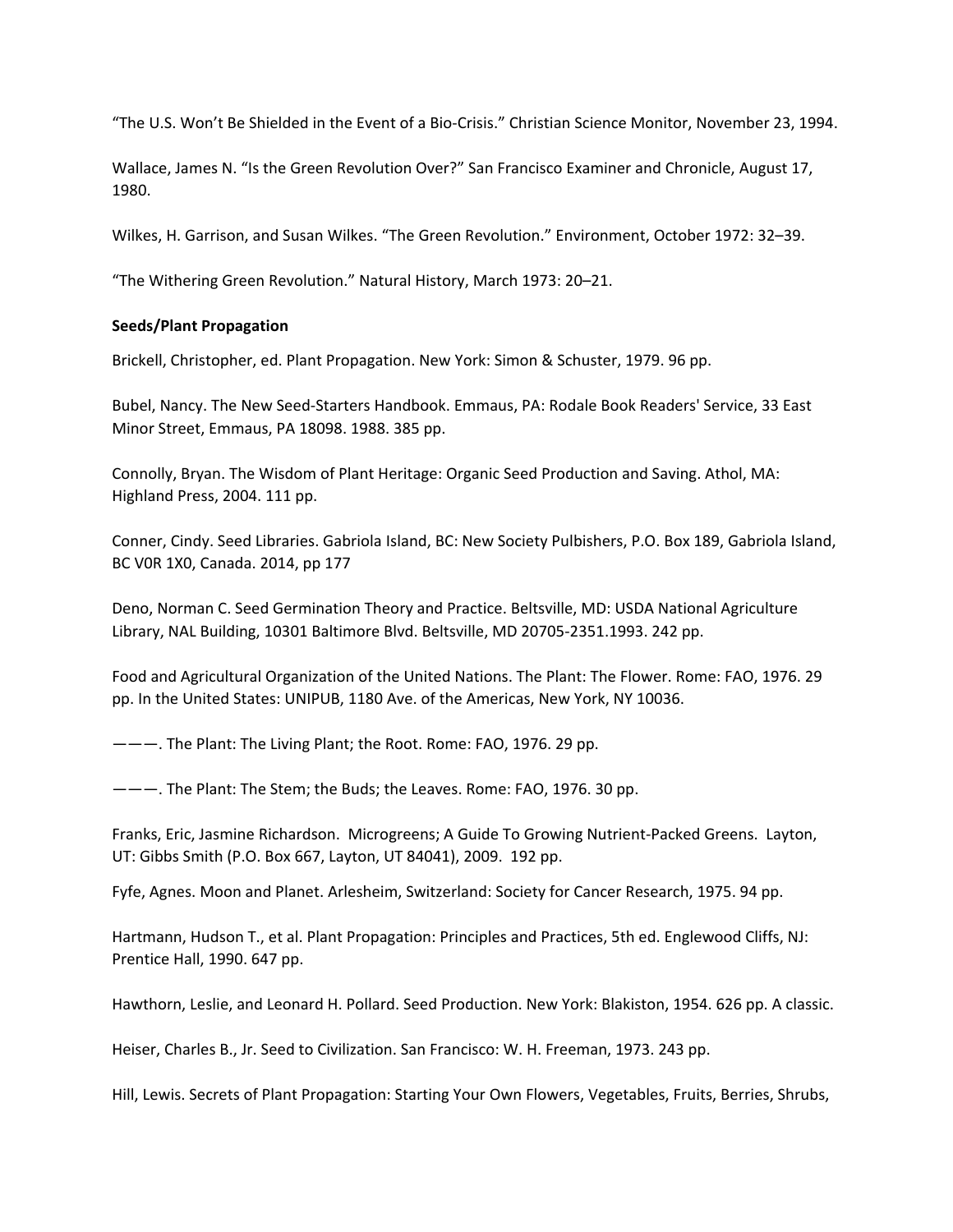“The U.S. Won’t Be Shielded in the Event of a Bio-Crisis.” Christian Science Monitor, November 23, 1994.

Wallace, James N. “Is the Green Revolution Over?” San Francisco Examiner and Chronicle, August 17, 1980.

Wilkes, H. Garrison, and Susan Wilkes. “The Green Revolution.” Environment, October 1972: 32–39.

“The Withering Green Revolution.” Natural History, March 1973: 20–21.

**Seeds/Plant Propagation**

Brickell, Christopher, ed. Plant Propagation. New York: Simon & Schuster, 1979. 96 pp.

Bubel, Nancy. The New Seed-Starters Handbook. Emmaus, PA: Rodale Book Readers' Service, 33 East Minor Street, Emmaus, PA 18098. 1988. 385 pp.

Connolly, Bryan. The Wisdom of Plant Heritage: Organic Seed Production and Saving. Athol, MA: Highland Press, 2004. 111 pp.

Conner, Cindy. Seed Libraries. Gabriola Island, BC: New Society Pulbishers, P.O. Box 189, Gabriola Island, BC V0R 1X0, Canada. 2014, pp 177

Deno, Norman C. Seed Germination Theory and Practice. Beltsville, MD: USDA National Agriculture Library, NAL Building, 10301 Baltimore Blvd. Beltsville, MD 20705-2351.1993. 242 pp.

Food and Agricultural Organization of the United Nations. The Plant: The Flower. Rome: FAO, 1976. 29 pp. In the United States: UNIPUB, 1180 Ave. of the Americas, New York, NY 10036.

———. The Plant: The Living Plant; the Root. Rome: FAO, 1976. 29 pp.

———. The Plant: The Stem; the Buds; the Leaves. Rome: FAO, 1976. 30 pp.

Franks, Eric, Jasmine Richardson. Microgreens; A Guide To Growing Nutrient-Packed Greens. Layton, UT: Gibbs Smith (P.O. Box 667, Layton, UT 84041), 2009. 192 pp.

Fyfe, Agnes. Moon and Planet. Arlesheim, Switzerland: Society for Cancer Research, 1975. 94 pp.

Hartmann, Hudson T., et al. Plant Propagation: Principles and Practices, 5th ed. Englewood Cliffs, NJ: Prentice Hall, 1990. 647 pp.

Hawthorn, Leslie, and Leonard H. Pollard. Seed Production. New York: Blakiston, 1954. 626 pp. A classic.

Heiser, Charles B., Jr. Seed to Civilization. San Francisco: W. H. Freeman, 1973. 243 pp.

Hill, Lewis. Secrets of Plant Propagation: Starting Your Own Flowers, Vegetables, Fruits, Berries, Shrubs,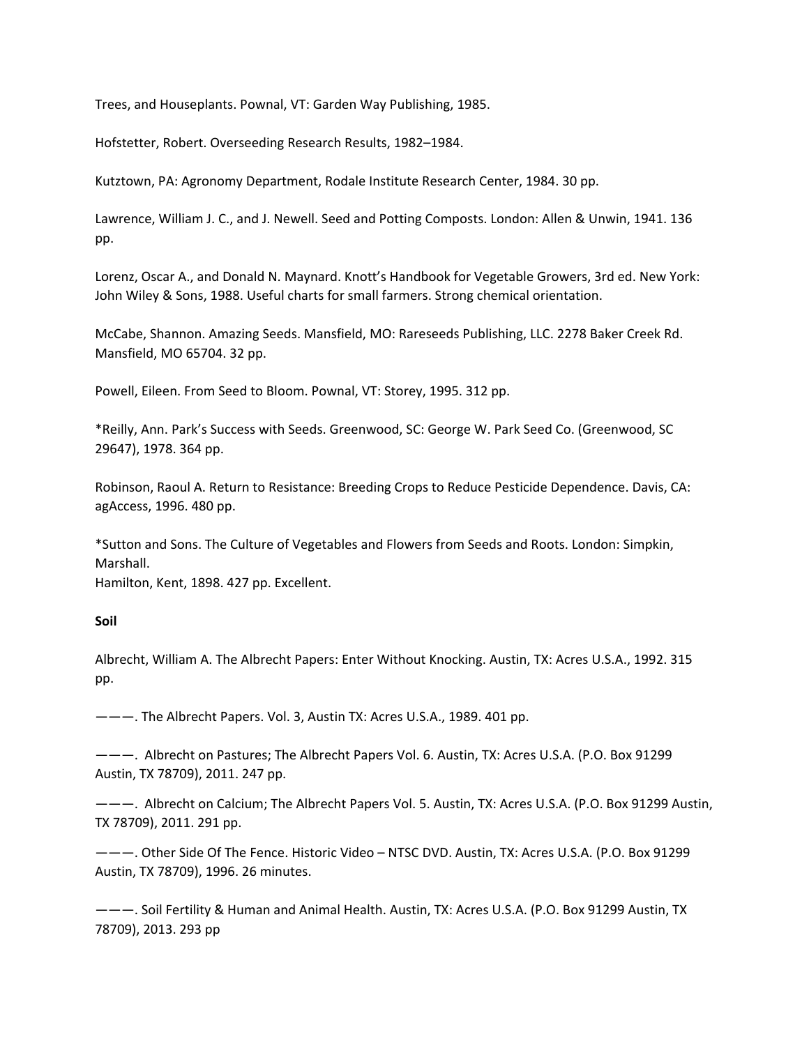Trees, and Houseplants. Pownal, VT: Garden Way Publishing, 1985.

Hofstetter, Robert. Overseeding Research Results, 1982–1984.

Kutztown, PA: Agronomy Department, Rodale Institute Research Center, 1984. 30 pp.

Lawrence, William J. C., and J. Newell. Seed and Potting Composts. London: Allen & Unwin, 1941. 136 pp.

Lorenz, Oscar A., and Donald N. Maynard. Knott's Handbook for Vegetable Growers, 3rd ed. New York: John Wiley & Sons, 1988. Useful charts for small farmers. Strong chemical orientation.

McCabe, Shannon. Amazing Seeds. Mansfield, MO: Rareseeds Publishing, LLC. 2278 Baker Creek Rd. Mansfield, MO 65704. 32 pp.

Powell, Eileen. From Seed to Bloom. Pownal, VT: Storey, 1995. 312 pp.

*Reilly, Ann. Park's Success with Seeds. Greenwood, SC: George W. Park Seed Co. (Greenwood, SC 29647), 1978. 364 pp.

Robinson, Raoul A. Return to Resistance: Breeding Crops to Reduce Pesticide Dependence. Davis, CA: agAccess, 1996. 480 pp.

*Sutton and Sons. The Culture of Vegetables and Flowers from Seeds and Roots. London: Simpkin, Marshall.
Hamilton, Kent, 1898. 427 pp. Excellent.

**Soil**

Albrecht, William A. The Albrecht Papers: Enter Without Knocking. Austin, TX: Acres U.S.A., 1992. 315 pp.

———. The Albrecht Papers. Vol. 3, Austin TX: Acres U.S.A., 1989. 401 pp.

———. Albrecht on Pastures; The Albrecht Papers Vol. 6. Austin, TX: Acres U.S.A. (P.O. Box 91299 Austin, TX 78709), 2011. 247 pp.

———. Albrecht on Calcium; The Albrecht Papers Vol. 5. Austin, TX: Acres U.S.A. (P.O. Box 91299 Austin, TX 78709), 2011. 291 pp.

———. Other Side Of The Fence. Historic Video – NTSC DVD. Austin, TX: Acres U.S.A. (P.O. Box 91299 Austin, TX 78709), 1996. 26 minutes.

———. Soil Fertility & Human and Animal Health. Austin, TX: Acres U.S.A. (P.O. Box 91299 Austin, TX 78709), 2013. 293 pp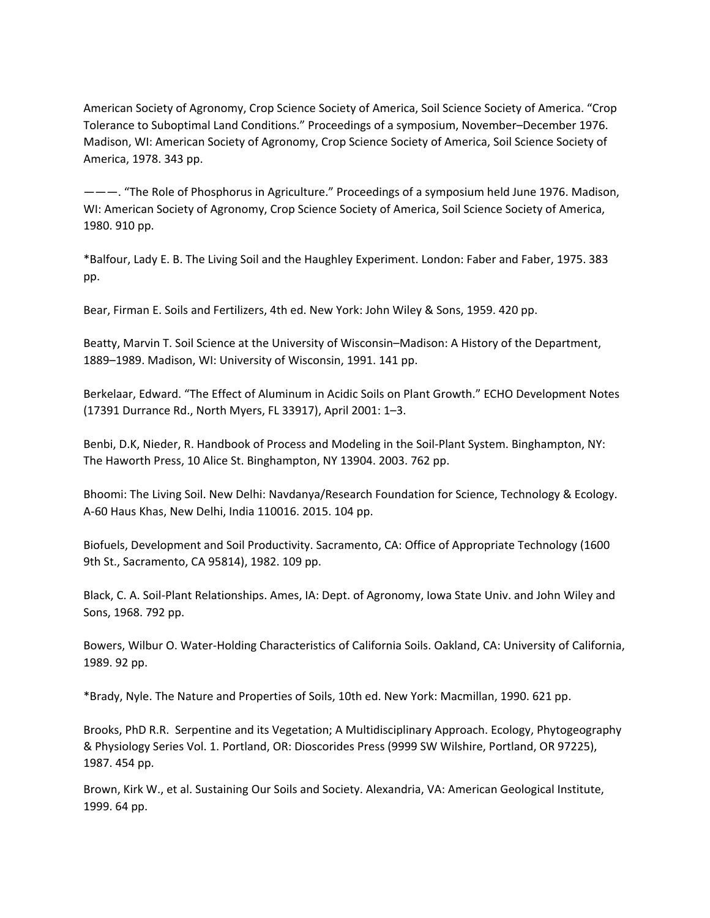American Society of Agronomy, Crop Science Society of America, Soil Science Society of America. "Crop Tolerance to Suboptimal Land Conditions." Proceedings of a symposium, November–December 1976. Madison, WI: American Society of Agronomy, Crop Science Society of America, Soil Science Society of America, 1978. 343 pp.

———. "The Role of Phosphorus in Agriculture." Proceedings of a symposium held June 1976. Madison, WI: American Society of Agronomy, Crop Science Society of America, Soil Science Society of America, 1980. 910 pp.

*Balfour, Lady E. B. The Living Soil and the Haughley Experiment. London: Faber and Faber, 1975. 383 pp.

Bear, Firman E. Soils and Fertilizers, 4th ed. New York: John Wiley & Sons, 1959. 420 pp.

Beatty, Marvin T. Soil Science at the University of Wisconsin–Madison: A History of the Department, 1889–1989. Madison, WI: University of Wisconsin, 1991. 141 pp.

Berkelaar, Edward. "The Effect of Aluminum in Acidic Soils on Plant Growth." ECHO Development Notes (17391 Durrance Rd., North Myers, FL 33917), April 2001: 1–3.

Benbi, D.K, Nieder, R. Handbook of Process and Modeling in the Soil-Plant System. Binghampton, NY: The Haworth Press, 10 Alice St. Binghampton, NY 13904. 2003. 762 pp.

Bhoomi: The Living Soil. New Delhi: Navdanya/Research Foundation for Science, Technology & Ecology. A-60 Haus Khas, New Delhi, India 110016. 2015. 104 pp.

Biofuels, Development and Soil Productivity. Sacramento, CA: Office of Appropriate Technology (1600 9th St., Sacramento, CA 95814), 1982. 109 pp.

Black, C. A. Soil-Plant Relationships. Ames, IA: Dept. of Agronomy, Iowa State Univ. and John Wiley and Sons, 1968. 792 pp.

Bowers, Wilbur O. Water-Holding Characteristics of California Soils. Oakland, CA: University of California, 1989. 92 pp.

*Brady, Nyle. The Nature and Properties of Soils, 10th ed. New York: Macmillan, 1990. 621 pp.

Brooks, PhD R.R. Serpentine and its Vegetation; A Multidisciplinary Approach. Ecology, Phytogeography & Physiology Series Vol. 1. Portland, OR: Dioscorides Press (9999 SW Wilshire, Portland, OR 97225), 1987. 454 pp.

Brown, Kirk W., et al. Sustaining Our Soils and Society. Alexandria, VA: American Geological Institute, 1999. 64 pp.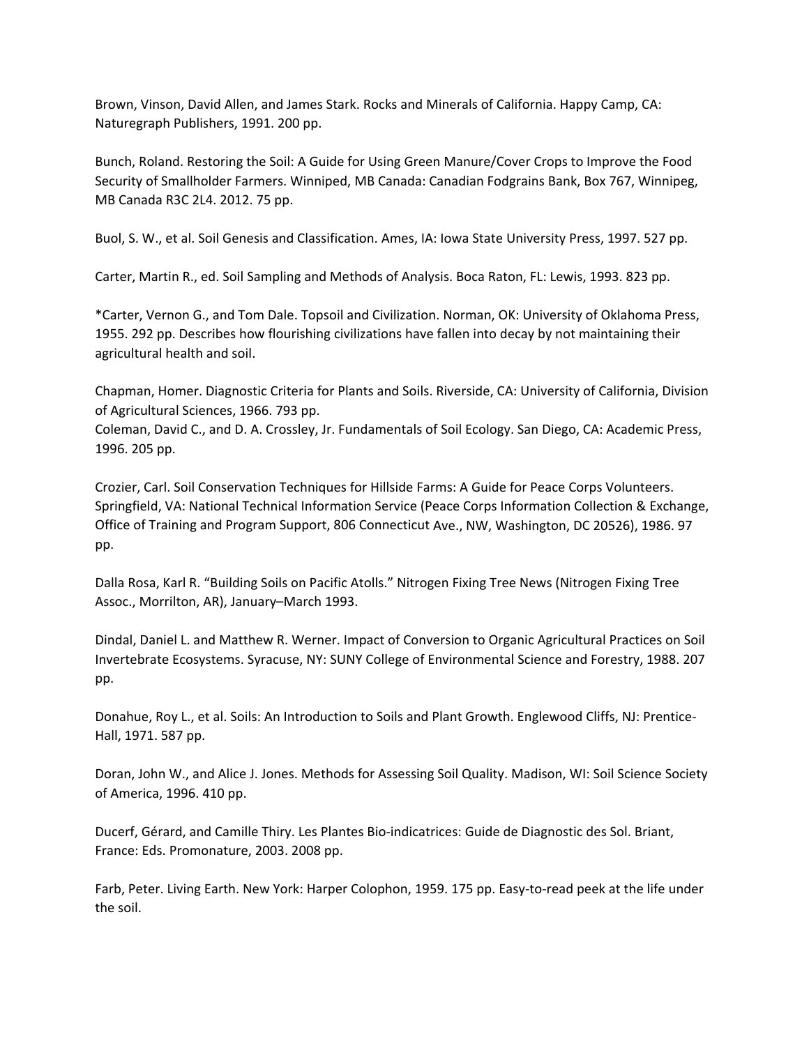Brown, Vinson, David Allen, and James Stark. Rocks and Minerals of California. Happy Camp, CA: Naturegraph Publishers, 1991. 200 pp.

Bunch, Roland. Restoring the Soil: A Guide for Using Green Manure/Cover Crops to Improve the Food Security of Smallholder Farmers. Winniped, MB Canada: Canadian Fodgrains Bank, Box 767, Winnipeg, MB Canada R3C 2L4. 2012. 75 pp.

Buol, S. W., et al. Soil Genesis and Classification. Ames, IA: Iowa State University Press, 1997. 527 pp.

Carter, Martin R., ed. Soil Sampling and Methods of Analysis. Boca Raton, FL: Lewis, 1993. 823 pp.

*Carter, Vernon G., and Tom Dale. Topsoil and Civilization. Norman, OK: University of Oklahoma Press, 1955. 292 pp. Describes how flourishing civilizations have fallen into decay by not maintaining their agricultural health and soil.

Chapman, Homer. Diagnostic Criteria for Plants and Soils. Riverside, CA: University of California, Division of Agricultural Sciences, 1966. 793 pp.

Coleman, David C., and D. A. Crossley, Jr. Fundamentals of Soil Ecology. San Diego, CA: Academic Press, 1996. 205 pp.

Crozier, Carl. Soil Conservation Techniques for Hillside Farms: A Guide for Peace Corps Volunteers. Springfield, VA: National Technical Information Service (Peace Corps Information Collection & Exchange, Office of Training and Program Support, 806 Connecticut Ave., NW, Washington, DC 20526), 1986. 97 pp.

Dalla Rosa, Karl R. "Building Soils on Pacific Atolls." Nitrogen Fixing Tree News (Nitrogen Fixing Tree Assoc., Morrilton, AR), January–March 1993.

Dindal, Daniel L. and Matthew R. Werner. Impact of Conversion to Organic Agricultural Practices on Soil Invertebrate Ecosystems. Syracuse, NY: SUNY College of Environmental Science and Forestry, 1988. 207 pp.

Donahue, Roy L., et al. Soils: An Introduction to Soils and Plant Growth. Englewood Cliffs, NJ: Prentice-Hall, 1971. 587 pp.

Doran, John W., and Alice J. Jones. Methods for Assessing Soil Quality. Madison, WI: Soil Science Society of America, 1996. 410 pp.

Ducerf, Gérard, and Camille Thiry. Les Plantes Bio-indicatrices: Guide de Diagnostic des Sol. Briant, France: Eds. Promonature, 2003. 2008 pp.

Farb, Peter. Living Earth. New York: Harper Colophon, 1959. 175 pp. Easy-to-read peek at the life under the soil.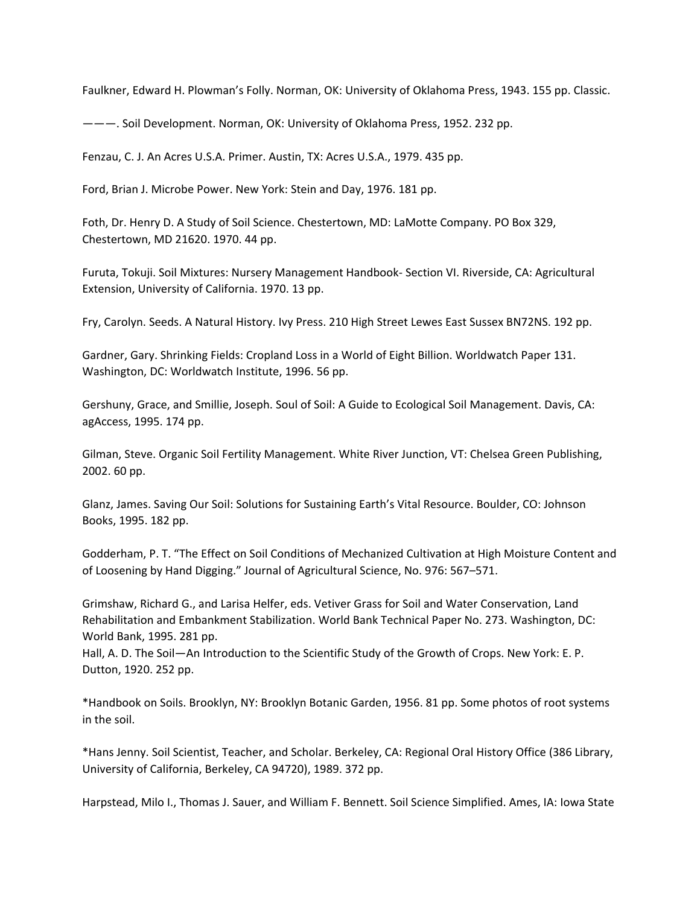Faulkner, Edward H. Plowman's Folly. Norman, OK: University of Oklahoma Press, 1943. 155 pp. Classic.

———. Soil Development. Norman, OK: University of Oklahoma Press, 1952. 232 pp.

Fenzau, C. J. An Acres U.S.A. Primer. Austin, TX: Acres U.S.A., 1979. 435 pp.

Ford, Brian J. Microbe Power. New York: Stein and Day, 1976. 181 pp.

Foth, Dr. Henry D. A Study of Soil Science. Chestertown, MD: LaMotte Company. PO Box 329, Chestertown, MD 21620. 1970. 44 pp.

Furuta, Tokuji. Soil Mixtures: Nursery Management Handbook- Section VI. Riverside, CA: Agricultural Extension, University of California. 1970. 13 pp.

Fry, Carolyn. Seeds. A Natural History. Ivy Press. 210 High Street Lewes East Sussex BN72NS. 192 pp.

Gardner, Gary. Shrinking Fields: Cropland Loss in a World of Eight Billion. Worldwatch Paper 131. Washington, DC: Worldwatch Institute, 1996. 56 pp.

Gershuny, Grace, and Smillie, Joseph. Soul of Soil: A Guide to Ecological Soil Management. Davis, CA: agAccess, 1995. 174 pp.

Gilman, Steve. Organic Soil Fertility Management. White River Junction, VT: Chelsea Green Publishing, 2002. 60 pp.

Glanz, James. Saving Our Soil: Solutions for Sustaining Earth's Vital Resource. Boulder, CO: Johnson Books, 1995. 182 pp.

Godderham, P. T. "The Effect on Soil Conditions of Mechanized Cultivation at High Moisture Content and of Loosening by Hand Digging." Journal of Agricultural Science, No. 976: 567–571.

Grimshaw, Richard G., and Larisa Helfer, eds. Vetiver Grass for Soil and Water Conservation, Land Rehabilitation and Embankment Stabilization. World Bank Technical Paper No. 273. Washington, DC: World Bank, 1995. 281 pp.

Hall, A. D. The Soil—An Introduction to the Scientific Study of the Growth of Crops. New York: E. P. Dutton, 1920. 252 pp.

*Handbook on Soils. Brooklyn, NY: Brooklyn Botanic Garden, 1956. 81 pp. Some photos of root systems in the soil.

*Hans Jenny. Soil Scientist, Teacher, and Scholar. Berkeley, CA: Regional Oral History Office (386 Library, University of California, Berkeley, CA 94720), 1989. 372 pp.

Harpstead, Milo I., Thomas J. Sauer, and William F. Bennett. Soil Science Simplified. Ames, IA: Iowa State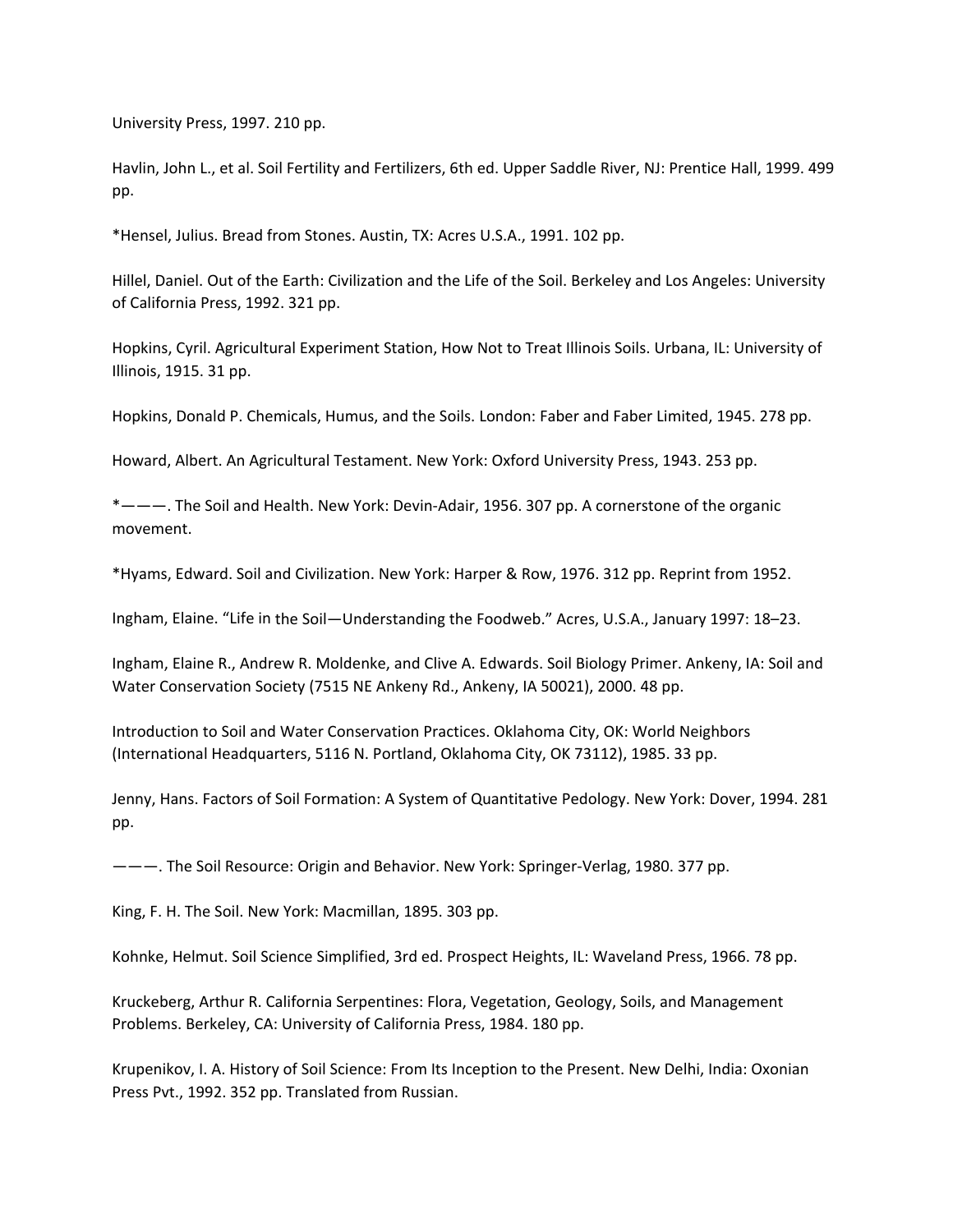University Press, 1997. 210 pp.

Havlin, John L., et al. Soil Fertility and Fertilizers, 6th ed. Upper Saddle River, NJ: Prentice Hall, 1999. 499 pp.

*Hensel, Julius. Bread from Stones. Austin, TX: Acres U.S.A., 1991. 102 pp.

Hillel, Daniel. Out of the Earth: Civilization and the Life of the Soil. Berkeley and Los Angeles: University of California Press, 1992. 321 pp.

Hopkins, Cyril. Agricultural Experiment Station, How Not to Treat Illinois Soils. Urbana, IL: University of Illinois, 1915. 31 pp.

Hopkins, Donald P. Chemicals, Humus, and the Soils. London: Faber and Faber Limited, 1945. 278 pp.

Howard, Albert. An Agricultural Testament. New York: Oxford University Press, 1943. 253 pp.

*———. The Soil and Health. New York: Devin-Adair, 1956. 307 pp. A cornerstone of the organic movement.

*Hyams, Edward. Soil and Civilization. New York: Harper & Row, 1976. 312 pp. Reprint from 1952.

Ingham, Elaine. "Life in the Soil—Understanding the Foodweb." Acres, U.S.A., January 1997: 18–23.

Ingham, Elaine R., Andrew R. Moldenke, and Clive A. Edwards. Soil Biology Primer. Ankeny, IA: Soil and Water Conservation Society (7515 NE Ankeny Rd., Ankeny, IA 50021), 2000. 48 pp.

Introduction to Soil and Water Conservation Practices. Oklahoma City, OK: World Neighbors (International Headquarters, 5116 N. Portland, Oklahoma City, OK 73112), 1985. 33 pp.

Jenny, Hans. Factors of Soil Formation: A System of Quantitative Pedology. New York: Dover, 1994. 281 pp.

———. The Soil Resource: Origin and Behavior. New York: Springer-Verlag, 1980. 377 pp.

King, F. H. The Soil. New York: Macmillan, 1895. 303 pp.

Kohnke, Helmut. Soil Science Simplified, 3rd ed. Prospect Heights, IL: Waveland Press, 1966. 78 pp.

Kruckeberg, Arthur R. California Serpentines: Flora, Vegetation, Geology, Soils, and Management Problems. Berkeley, CA: University of California Press, 1984. 180 pp.

Krupenikov, I. A. History of Soil Science: From Its Inception to the Present. New Delhi, India: Oxonian Press Pvt., 1992. 352 pp. Translated from Russian.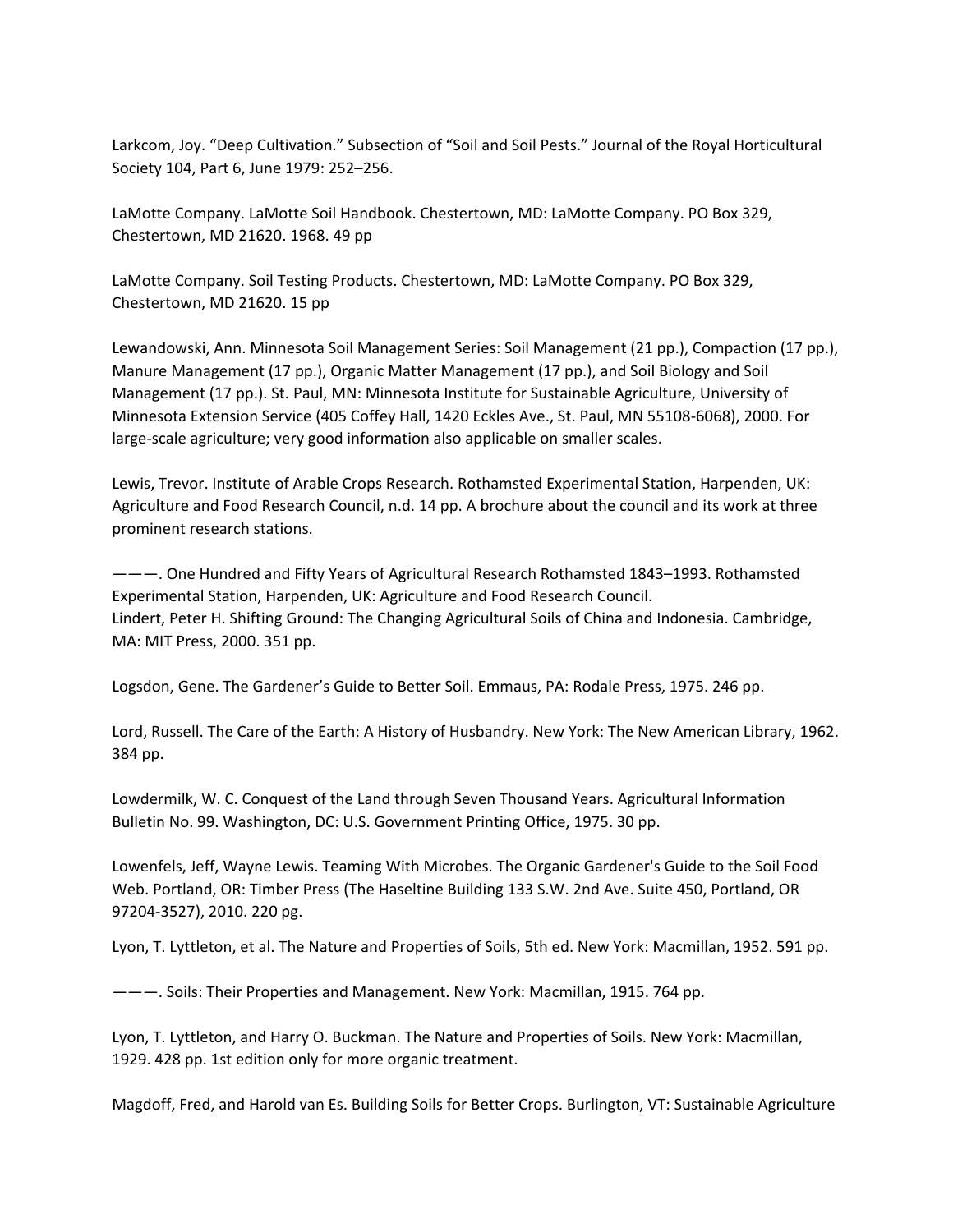Larkcom, Joy. “Deep Cultivation.” Subsection of “Soil and Soil Pests.” Journal of the Royal Horticultural Society 104, Part 6, June 1979: 252–256.

LaMotte Company. LaMotte Soil Handbook. Chestertown, MD: LaMotte Company. PO Box 329, Chestertown, MD 21620. 1968. 49 pp

LaMotte Company. Soil Testing Products. Chestertown, MD: LaMotte Company. PO Box 329, Chestertown, MD 21620. 15 pp

Lewandowski, Ann. Minnesota Soil Management Series: Soil Management (21 pp.), Compaction (17 pp.), Manure Management (17 pp.), Organic Matter Management (17 pp.), and Soil Biology and Soil Management (17 pp.). St. Paul, MN: Minnesota Institute for Sustainable Agriculture, University of Minnesota Extension Service (405 Coffey Hall, 1420 Eckles Ave., St. Paul, MN 55108-6068), 2000. For large-scale agriculture; very good information also applicable on smaller scales.

Lewis, Trevor. Institute of Arable Crops Research. Rothamsted Experimental Station, Harpenden, UK: Agriculture and Food Research Council, n.d. 14 pp. A brochure about the council and its work at three prominent research stations.

———. One Hundred and Fifty Years of Agricultural Research Rothamsted 1843–1993. Rothamsted Experimental Station, Harpenden, UK: Agriculture and Food Research Council.

Lindert, Peter H. Shifting Ground: The Changing Agricultural Soils of China and Indonesia. Cambridge, MA: MIT Press, 2000. 351 pp.

Logsdon, Gene. The Gardener’s Guide to Better Soil. Emmaus, PA: Rodale Press, 1975. 246 pp.

Lord, Russell. The Care of the Earth: A History of Husbandry. New York: The New American Library, 1962. 384 pp.

Lowdermilk, W. C. Conquest of the Land through Seven Thousand Years. Agricultural Information Bulletin No. 99. Washington, DC: U.S. Government Printing Office, 1975. 30 pp.

Lowenfels, Jeff, Wayne Lewis. Teaming With Microbes. The Organic Gardener's Guide to the Soil Food Web. Portland, OR: Timber Press (The Haseltine Building 133 S.W. 2nd Ave. Suite 450, Portland, OR 97204-3527), 2010. 220 pg.

Lyon, T. Lyttleton, et al. The Nature and Properties of Soils, 5th ed. New York: Macmillan, 1952. 591 pp.

———. Soils: Their Properties and Management. New York: Macmillan, 1915. 764 pp.

Lyon, T. Lyttleton, and Harry O. Buckman. The Nature and Properties of Soils. New York: Macmillan, 1929. 428 pp. 1st edition only for more organic treatment.

Magdoff, Fred, and Harold van Es. Building Soils for Better Crops. Burlington, VT: Sustainable Agriculture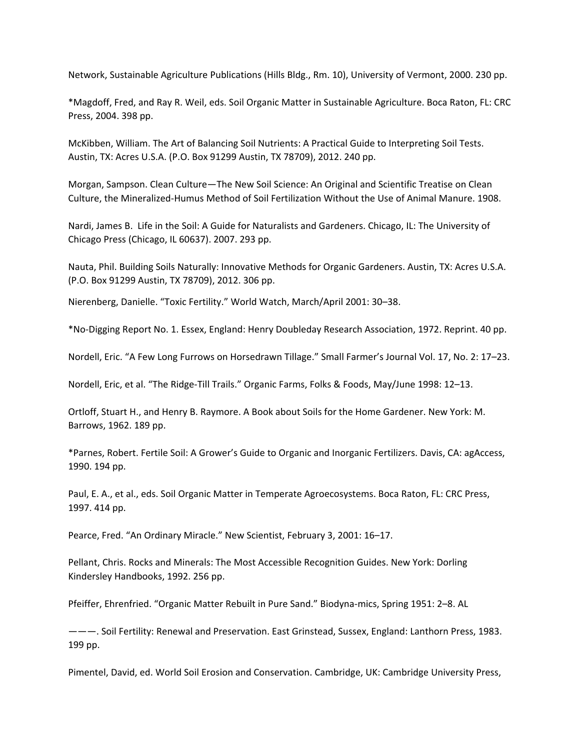Network, Sustainable Agriculture Publications (Hills Bldg., Rm. 10), University of Vermont, 2000. 230 pp.

*Magdoff, Fred, and Ray R. Weil, eds. Soil Organic Matter in Sustainable Agriculture. Boca Raton, FL: CRC Press, 2004. 398 pp.

McKibben, William. The Art of Balancing Soil Nutrients: A Practical Guide to Interpreting Soil Tests. Austin, TX: Acres U.S.A. (P.O. Box 91299 Austin, TX 78709), 2012. 240 pp.

Morgan, Sampson. Clean Culture—The New Soil Science: An Original and Scientific Treatise on Clean Culture, the Mineralized-Humus Method of Soil Fertilization Without the Use of Animal Manure. 1908.

Nardi, James B. Life in the Soil: A Guide for Naturalists and Gardeners. Chicago, IL: The University of Chicago Press (Chicago, IL 60637). 2007. 293 pp.

Nauta, Phil. Building Soils Naturally: Innovative Methods for Organic Gardeners. Austin, TX: Acres U.S.A. (P.O. Box 91299 Austin, TX 78709), 2012. 306 pp.

Nierenberg, Danielle. "Toxic Fertility." World Watch, March/April 2001: 30–38.

*No-Digging Report No. 1. Essex, England: Henry Doubleday Research Association, 1972. Reprint. 40 pp.

Nordell, Eric. "A Few Long Furrows on Horsedrawn Tillage." Small Farmer's Journal Vol. 17, No. 2: 17–23.

Nordell, Eric, et al. "The Ridge-Till Trails." Organic Farms, Folks & Foods, May/June 1998: 12–13.

Ortloff, Stuart H., and Henry B. Raymore. A Book about Soils for the Home Gardener. New York: M. Barrows, 1962. 189 pp.

*Parnes, Robert. Fertile Soil: A Grower's Guide to Organic and Inorganic Fertilizers. Davis, CA: agAccess, 1990. 194 pp.

Paul, E. A., et al., eds. Soil Organic Matter in Temperate Agroecosystems. Boca Raton, FL: CRC Press, 1997. 414 pp.

Pearce, Fred. "An Ordinary Miracle." New Scientist, February 3, 2001: 16–17.

Pellant, Chris. Rocks and Minerals: The Most Accessible Recognition Guides. New York: Dorling Kindersley Handbooks, 1992. 256 pp.

Pfeiffer, Ehrenfried. "Organic Matter Rebuilt in Pure Sand." Biodyna-mics, Spring 1951: 2–8. AL

———. Soil Fertility: Renewal and Preservation. East Grinstead, Sussex, England: Lanthorn Press, 1983. 199 pp.

Pimentel, David, ed. World Soil Erosion and Conservation. Cambridge, UK: Cambridge University Press,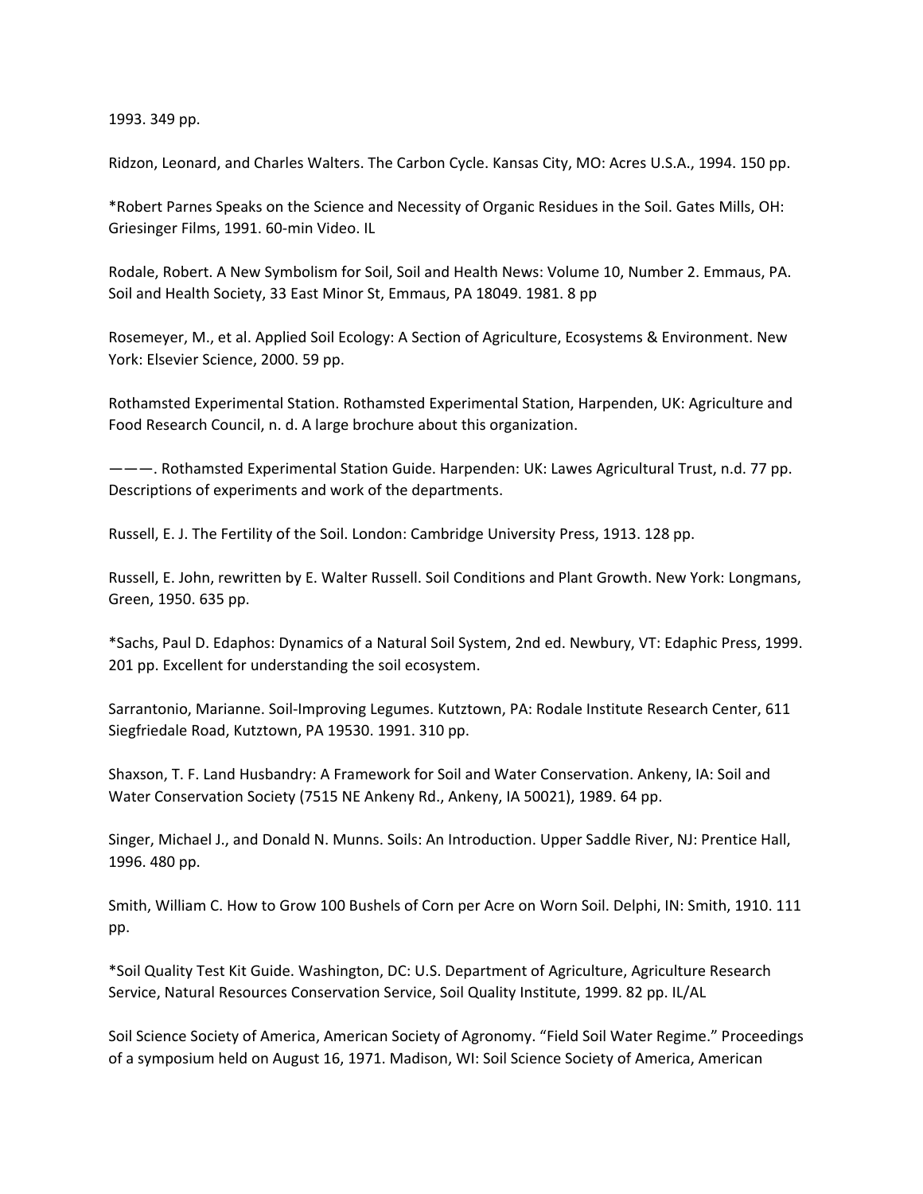1993. 349 pp.

Ridzon, Leonard, and Charles Walters. The Carbon Cycle. Kansas City, MO: Acres U.S.A., 1994. 150 pp.

*Robert Parnes Speaks on the Science and Necessity of Organic Residues in the Soil. Gates Mills, OH: Griesinger Films, 1991. 60-min Video. IL

Rodale, Robert. A New Symbolism for Soil, Soil and Health News: Volume 10, Number 2. Emmaus, PA. Soil and Health Society, 33 East Minor St, Emmaus, PA 18049. 1981. 8 pp

Rosemeyer, M., et al. Applied Soil Ecology: A Section of Agriculture, Ecosystems & Environment. New York: Elsevier Science, 2000. 59 pp.

Rothamsted Experimental Station. Rothamsted Experimental Station, Harpenden, UK: Agriculture and Food Research Council, n. d. A large brochure about this organization.

———. Rothamsted Experimental Station Guide. Harpenden: UK: Lawes Agricultural Trust, n.d. 77 pp. Descriptions of experiments and work of the departments.

Russell, E. J. The Fertility of the Soil. London: Cambridge University Press, 1913. 128 pp.

Russell, E. John, rewritten by E. Walter Russell. Soil Conditions and Plant Growth. New York: Longmans, Green, 1950. 635 pp.

*Sachs, Paul D. Edaphos: Dynamics of a Natural Soil System, 2nd ed. Newbury, VT: Edaphic Press, 1999. 201 pp. Excellent for understanding the soil ecosystem.

Sarrantonio, Marianne. Soil-Improving Legumes. Kutztown, PA: Rodale Institute Research Center, 611 Siegfriedale Road, Kutztown, PA 19530. 1991. 310 pp.

Shaxson, T. F. Land Husbandry: A Framework for Soil and Water Conservation. Ankeny, IA: Soil and Water Conservation Society (7515 NE Ankeny Rd., Ankeny, IA 50021), 1989. 64 pp.

Singer, Michael J., and Donald N. Munns. Soils: An Introduction. Upper Saddle River, NJ: Prentice Hall, 1996. 480 pp.

Smith, William C. How to Grow 100 Bushels of Corn per Acre on Worn Soil. Delphi, IN: Smith, 1910. 111 pp.

*Soil Quality Test Kit Guide. Washington, DC: U.S. Department of Agriculture, Agriculture Research Service, Natural Resources Conservation Service, Soil Quality Institute, 1999. 82 pp. IL/AL

Soil Science Society of America, American Society of Agronomy. "Field Soil Water Regime." Proceedings of a symposium held on August 16, 1971. Madison, WI: Soil Science Society of America, American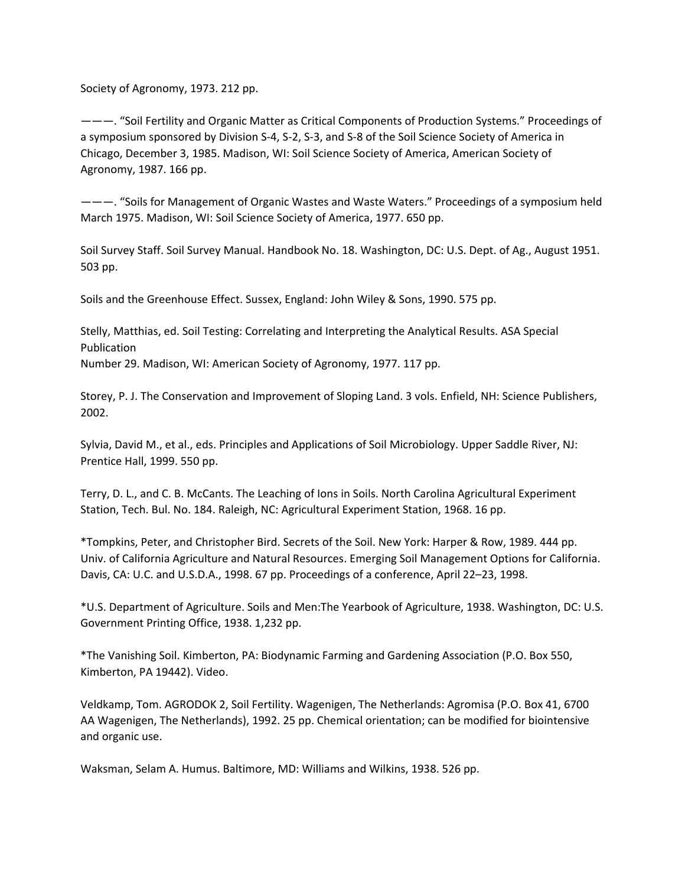Society of Agronomy, 1973. 212 pp.

———. “Soil Fertility and Organic Matter as Critical Components of Production Systems.” Proceedings of a symposium sponsored by Division S-4, S-2, S-3, and S-8 of the Soil Science Society of America in Chicago, December 3, 1985. Madison, WI: Soil Science Society of America, American Society of Agronomy, 1987. 166 pp.

———. “Soils for Management of Organic Wastes and Waste Waters.” Proceedings of a symposium held March 1975. Madison, WI: Soil Science Society of America, 1977. 650 pp.

Soil Survey Staff. Soil Survey Manual. Handbook No. 18. Washington, DC: U.S. Dept. of Ag., August 1951. 503 pp.

Soils and the Greenhouse Effect. Sussex, England: John Wiley & Sons, 1990. 575 pp.

Stelly, Matthias, ed. Soil Testing: Correlating and Interpreting the Analytical Results. ASA Special Publication
Number 29. Madison, WI: American Society of Agronomy, 1977. 117 pp.

Storey, P. J. The Conservation and Improvement of Sloping Land. 3 vols. Enfield, NH: Science Publishers, 2002.

Sylvia, David M., et al., eds. Principles and Applications of Soil Microbiology. Upper Saddle River, NJ: Prentice Hall, 1999. 550 pp.

Terry, D. L., and C. B. McCants. The Leaching of Ions in Soils. North Carolina Agricultural Experiment Station, Tech. Bul. No. 184. Raleigh, NC: Agricultural Experiment Station, 1968. 16 pp.

*Tompkins, Peter, and Christopher Bird. Secrets of the Soil. New York: Harper & Row, 1989. 444 pp.
Univ. of California Agriculture and Natural Resources. Emerging Soil Management Options for California. Davis, CA: U.C. and U.S.D.A., 1998. 67 pp. Proceedings of a conference, April 22–23, 1998.

*U.S. Department of Agriculture. Soils and Men:The Yearbook of Agriculture, 1938. Washington, DC: U.S. Government Printing Office, 1938. 1,232 pp.

*The Vanishing Soil. Kimberton, PA: Biodynamic Farming and Gardening Association (P.O. Box 550, Kimberton, PA 19442). Video.

Veldkamp, Tom. AGRODOK 2, Soil Fertility. Wagenigen, The Netherlands: Agromisa (P.O. Box 41, 6700 AA Wagenigen, The Netherlands), 1992. 25 pp. Chemical orientation; can be modified for biointensive and organic use.

Waksman, Selam A. Humus. Baltimore, MD: Williams and Wilkins, 1938. 526 pp.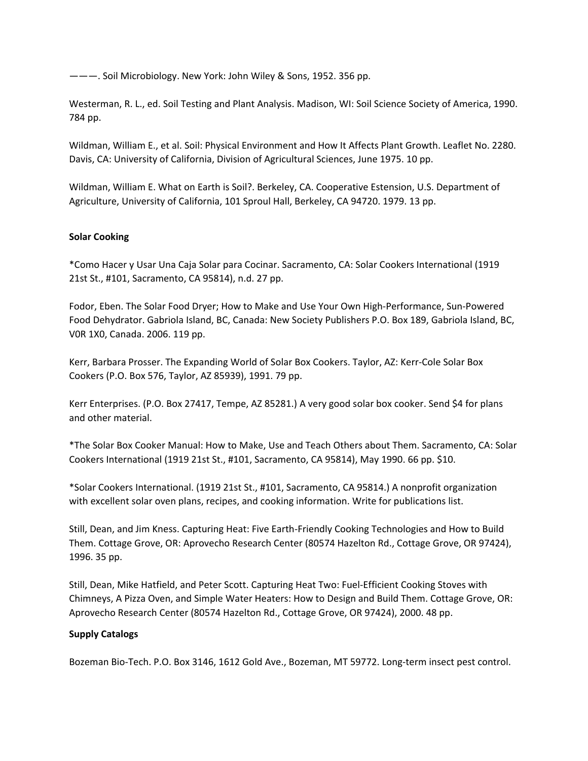———. Soil Microbiology. New York: John Wiley & Sons, 1952. 356 pp.

Westerman, R. L., ed. Soil Testing and Plant Analysis. Madison, WI: Soil Science Society of America, 1990. 784 pp.

Wildman, William E., et al. Soil: Physical Environment and How It Affects Plant Growth. Leaflet No. 2280. Davis, CA: University of California, Division of Agricultural Sciences, June 1975. 10 pp.

Wildman, William E. What on Earth is Soil?. Berkeley, CA. Cooperative Estension, U.S. Department of Agriculture, University of California, 101 Sproul Hall, Berkeley, CA 94720. 1979. 13 pp.

**Solar Cooking**

*Como Hacer y Usar Una Caja Solar para Cocinar. Sacramento, CA: Solar Cookers International (1919 21st St., #101, Sacramento, CA 95814), n.d. 27 pp.

Fodor, Eben. The Solar Food Dryer; How to Make and Use Your Own High-Performance, Sun-Powered Food Dehydrator. Gabriola Island, BC, Canada: New Society Publishers P.O. Box 189, Gabriola Island, BC, V0R 1X0, Canada. 2006. 119 pp.

Kerr, Barbara Prosser. The Expanding World of Solar Box Cookers. Taylor, AZ: Kerr-Cole Solar Box Cookers (P.O. Box 576, Taylor, AZ 85939), 1991. 79 pp.

Kerr Enterprises. (P.O. Box 27417, Tempe, AZ 85281.) A very good solar box cooker. Send $4 for plans and other material.

*The Solar Box Cooker Manual: How to Make, Use and Teach Others about Them. Sacramento, CA: Solar Cookers International (1919 21st St., #101, Sacramento, CA 95814), May 1990. 66 pp. $10.

*Solar Cookers International. (1919 21st St., #101, Sacramento, CA 95814.) A nonprofit organization with excellent solar oven plans, recipes, and cooking information. Write for publications list.

Still, Dean, and Jim Kness. Capturing Heat: Five Earth-Friendly Cooking Technologies and How to Build Them. Cottage Grove, OR: Aprovecho Research Center (80574 Hazelton Rd., Cottage Grove, OR 97424), 1996. 35 pp.

Still, Dean, Mike Hatfield, and Peter Scott. Capturing Heat Two: Fuel-Efficient Cooking Stoves with Chimneys, A Pizza Oven, and Simple Water Heaters: How to Design and Build Them. Cottage Grove, OR: Aprovecho Research Center (80574 Hazelton Rd., Cottage Grove, OR 97424), 2000. 48 pp.

**Supply Catalogs**

Bozeman Bio-Tech. P.O. Box 3146, 1612 Gold Ave., Bozeman, MT 59772. Long-term insect pest control.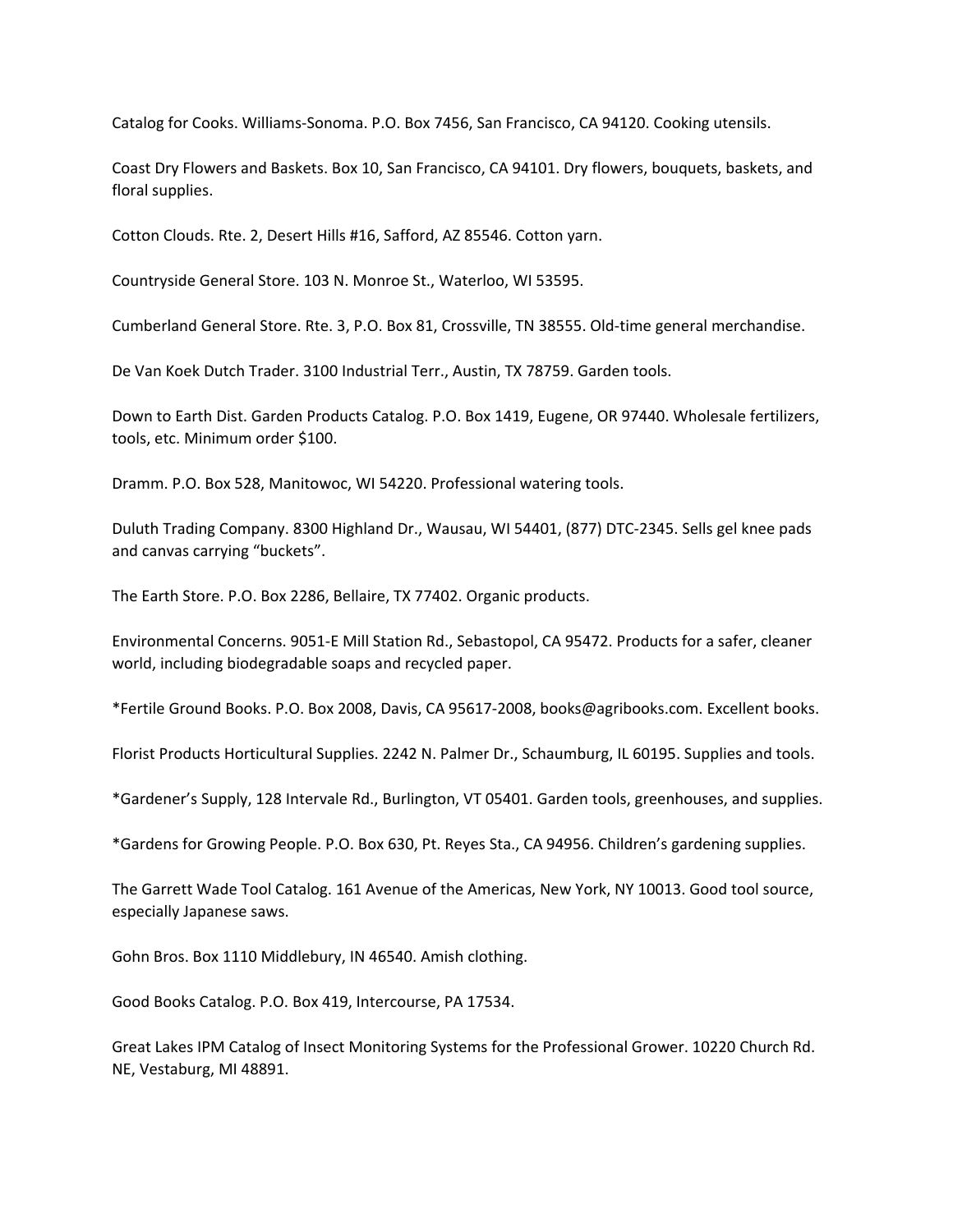Catalog for Cooks. Williams-Sonoma. P.O. Box 7456, San Francisco, CA 94120. Cooking utensils.

Coast Dry Flowers and Baskets. Box 10, San Francisco, CA 94101. Dry flowers, bouquets, baskets, and floral supplies.

Cotton Clouds. Rte. 2, Desert Hills #16, Safford, AZ 85546. Cotton yarn.

Countryside General Store. 103 N. Monroe St., Waterloo, WI 53595.

Cumberland General Store. Rte. 3, P.O. Box 81, Crossville, TN 38555. Old-time general merchandise.

De Van Koek Dutch Trader. 3100 Industrial Terr., Austin, TX 78759. Garden tools.

Down to Earth Dist. Garden Products Catalog. P.O. Box 1419, Eugene, OR 97440. Wholesale fertilizers, tools, etc. Minimum order $100.

Dramm. P.O. Box 528, Manitowoc, WI 54220. Professional watering tools.

Duluth Trading Company. 8300 Highland Dr., Wausau, WI 54401, (877) DTC-2345. Sells gel knee pads and canvas carrying "buckets".

The Earth Store. P.O. Box 2286, Bellaire, TX 77402. Organic products.

Environmental Concerns. 9051-E Mill Station Rd., Sebastopol, CA 95472. Products for a safer, cleaner world, including biodegradable soaps and recycled paper.

*Fertile Ground Books. P.O. Box 2008, Davis, CA 95617-2008, books@agribooks.com. Excellent books.

Florist Products Horticultural Supplies. 2242 N. Palmer Dr., Schaumburg, IL 60195. Supplies and tools.

*Gardener's Supply, 128 Intervale Rd., Burlington, VT 05401. Garden tools, greenhouses, and supplies.

*Gardens for Growing People. P.O. Box 630, Pt. Reyes Sta., CA 94956. Children's gardening supplies.

The Garrett Wade Tool Catalog. 161 Avenue of the Americas, New York, NY 10013. Good tool source, especially Japanese saws.

Gohn Bros. Box 1110 Middlebury, IN 46540. Amish clothing.

Good Books Catalog. P.O. Box 419, Intercourse, PA 17534.

Great Lakes IPM Catalog of Insect Monitoring Systems for the Professional Grower. 10220 Church Rd. NE, Vestaburg, MI 48891.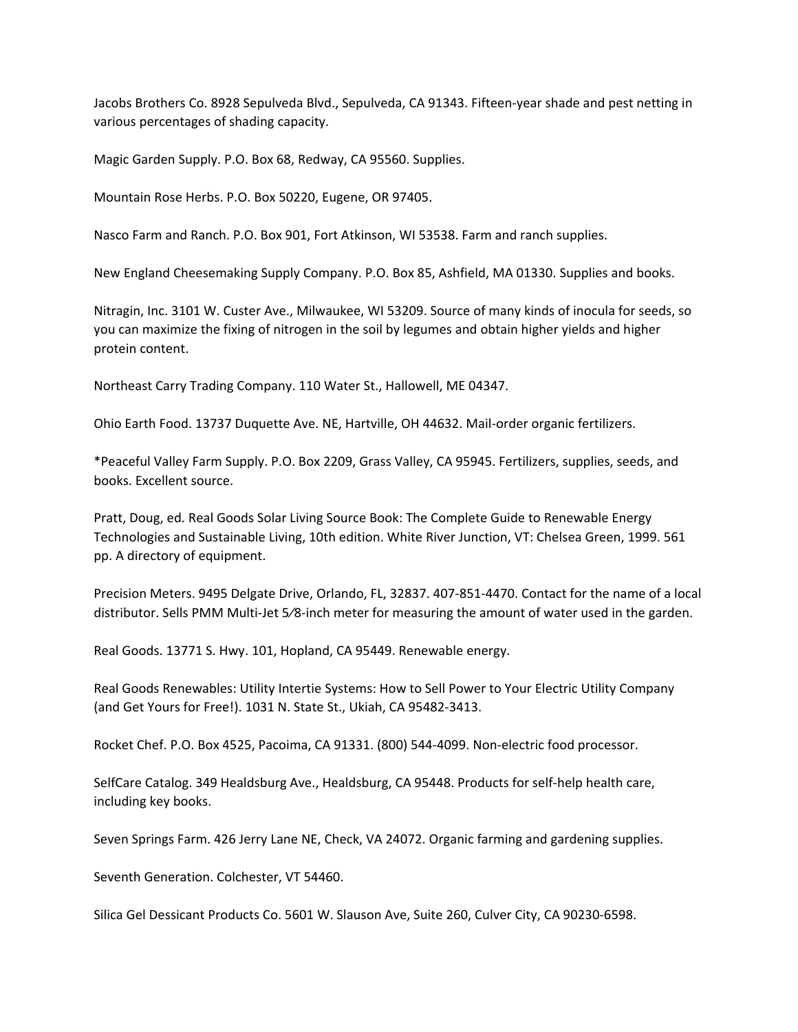Jacobs Brothers Co. 8928 Sepulveda Blvd., Sepulveda, CA 91343. Fifteen-year shade and pest netting in various percentages of shading capacity.

Magic Garden Supply. P.O. Box 68, Redway, CA 95560. Supplies.

Mountain Rose Herbs. P.O. Box 50220, Eugene, OR 97405.

Nasco Farm and Ranch. P.O. Box 901, Fort Atkinson, WI 53538. Farm and ranch supplies.

New England Cheesemaking Supply Company. P.O. Box 85, Ashfield, MA 01330. Supplies and books.

Nitragin, Inc. 3101 W. Custer Ave., Milwaukee, WI 53209. Source of many kinds of inocula for seeds, so you can maximize the fixing of nitrogen in the soil by legumes and obtain higher yields and higher protein content.

Northeast Carry Trading Company. 110 Water St., Hallowell, ME 04347.

Ohio Earth Food. 13737 Duquette Ave. NE, Hartville, OH 44632. Mail-order organic fertilizers.

*Peaceful Valley Farm Supply. P.O. Box 2209, Grass Valley, CA 95945. Fertilizers, supplies, seeds, and books. Excellent source.

Pratt, Doug, ed. Real Goods Solar Living Source Book: The Complete Guide to Renewable Energy Technologies and Sustainable Living, 10th edition. White River Junction, VT: Chelsea Green, 1999. 561 pp. A directory of equipment.

Precision Meters. 9495 Delgate Drive, Orlando, FL, 32837. 407-851-4470. Contact for the name of a local distributor. Sells PMM Multi-Jet 5⁄8-inch meter for measuring the amount of water used in the garden.

Real Goods. 13771 S. Hwy. 101, Hopland, CA 95449. Renewable energy.

Real Goods Renewables: Utility Intertie Systems: How to Sell Power to Your Electric Utility Company (and Get Yours for Free!). 1031 N. State St., Ukiah, CA 95482-3413.

Rocket Chef. P.O. Box 4525, Pacoima, CA 91331. (800) 544-4099. Non-electric food processor.

SelfCare Catalog. 349 Healdsburg Ave., Healdsburg, CA 95448. Products for self-help health care, including key books.

Seven Springs Farm. 426 Jerry Lane NE, Check, VA 24072. Organic farming and gardening supplies.

Seventh Generation. Colchester, VT 54460.

Silica Gel Dessicant Products Co. 5601 W. Slauson Ave, Suite 260, Culver City, CA 90230-6598.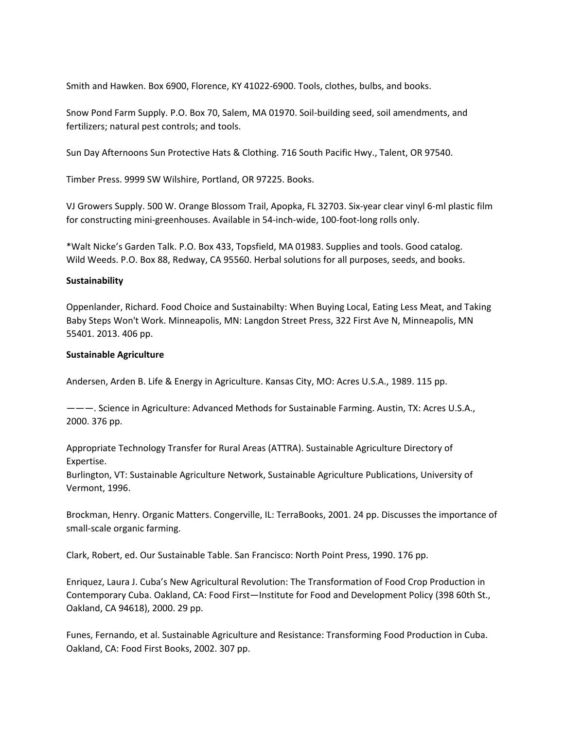Smith and Hawken. Box 6900, Florence, KY 41022-6900. Tools, clothes, bulbs, and books.

Snow Pond Farm Supply. P.O. Box 70, Salem, MA 01970. Soil-building seed, soil amendments, and fertilizers; natural pest controls; and tools.

Sun Day Afternoons Sun Protective Hats & Clothing. 716 South Pacific Hwy., Talent, OR 97540.

Timber Press. 9999 SW Wilshire, Portland, OR 97225. Books.

VJ Growers Supply. 500 W. Orange Blossom Trail, Apopka, FL 32703. Six-year clear vinyl 6-ml plastic film for constructing mini-greenhouses. Available in 54-inch-wide, 100-foot-long rolls only.

*Walt Nicke's Garden Talk. P.O. Box 433, Topsfield, MA 01983. Supplies and tools. Good catalog.
Wild Weeds. P.O. Box 88, Redway, CA 95560. Herbal solutions for all purposes, seeds, and books.

**Sustainability**

Oppenlander, Richard. Food Choice and Sustainabilty: When Buying Local, Eating Less Meat, and Taking Baby Steps Won't Work. Minneapolis, MN: Langdon Street Press, 322 First Ave N, Minneapolis, MN 55401. 2013. 406 pp.

**Sustainable Agriculture**

Andersen, Arden B. Life & Energy in Agriculture. Kansas City, MO: Acres U.S.A., 1989. 115 pp.

———. Science in Agriculture: Advanced Methods for Sustainable Farming. Austin, TX: Acres U.S.A., 2000. 376 pp.

Appropriate Technology Transfer for Rural Areas (ATTRA). Sustainable Agriculture Directory of Expertise.
Burlington, VT: Sustainable Agriculture Network, Sustainable Agriculture Publications, University of Vermont, 1996.

Brockman, Henry. Organic Matters. Congerville, IL: TerraBooks, 2001. 24 pp. Discusses the importance of small-scale organic farming.

Clark, Robert, ed. Our Sustainable Table. San Francisco: North Point Press, 1990. 176 pp.

Enriquez, Laura J. Cuba's New Agricultural Revolution: The Transformation of Food Crop Production in Contemporary Cuba. Oakland, CA: Food First—Institute for Food and Development Policy (398 60th St., Oakland, CA 94618), 2000. 29 pp.

Funes, Fernando, et al. Sustainable Agriculture and Resistance: Transforming Food Production in Cuba. Oakland, CA: Food First Books, 2002. 307 pp.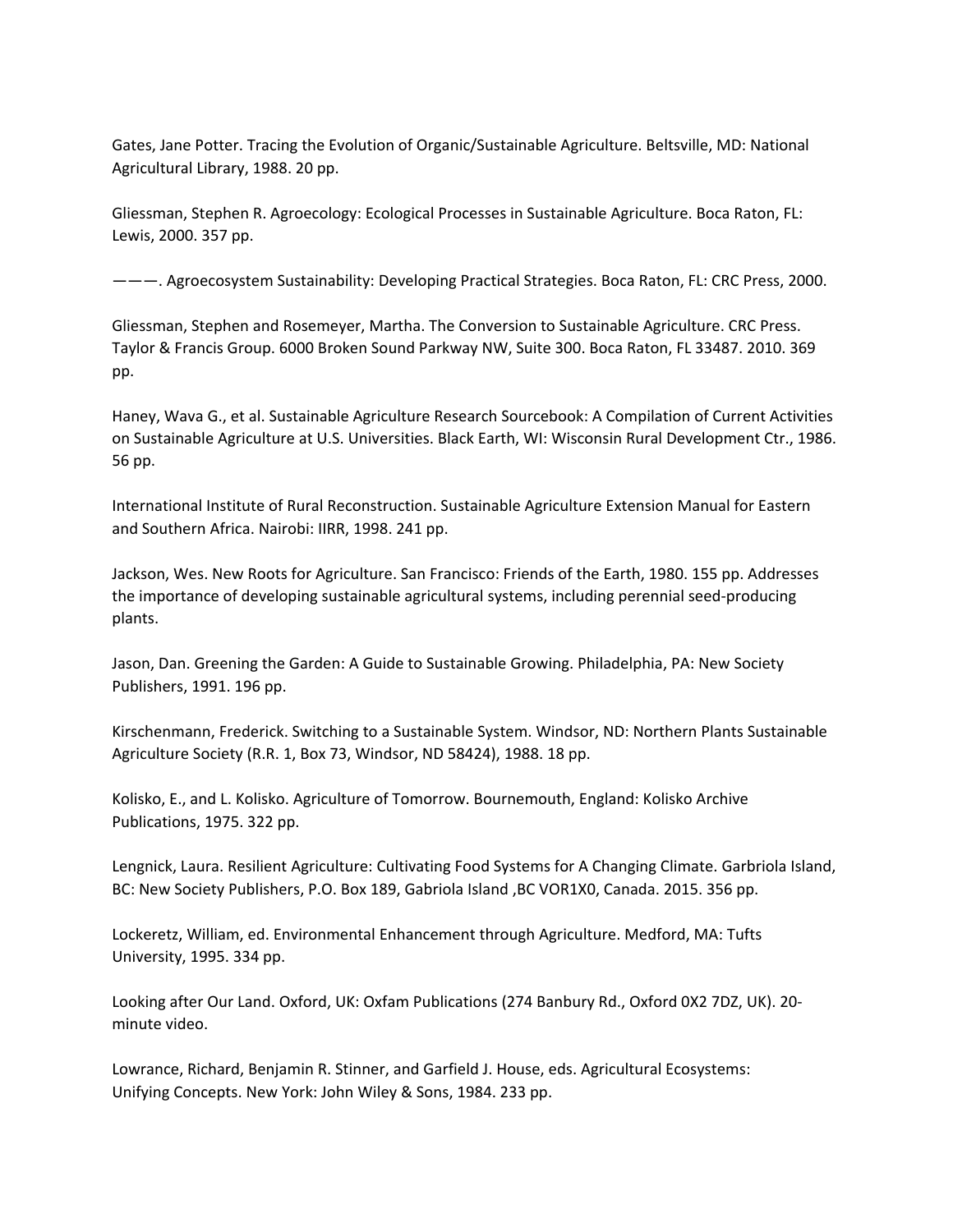Gates, Jane Potter. Tracing the Evolution of Organic/Sustainable Agriculture. Beltsville, MD: National Agricultural Library, 1988. 20 pp.

Gliessman, Stephen R. Agroecology: Ecological Processes in Sustainable Agriculture. Boca Raton, FL: Lewis, 2000. 357 pp.

———. Agroecosystem Sustainability: Developing Practical Strategies. Boca Raton, FL: CRC Press, 2000.

Gliessman, Stephen and Rosemeyer, Martha. The Conversion to Sustainable Agriculture. CRC Press. Taylor & Francis Group. 6000 Broken Sound Parkway NW, Suite 300. Boca Raton, FL 33487. 2010. 369 pp.

Haney, Wava G., et al. Sustainable Agriculture Research Sourcebook: A Compilation of Current Activities on Sustainable Agriculture at U.S. Universities. Black Earth, WI: Wisconsin Rural Development Ctr., 1986. 56 pp.

International Institute of Rural Reconstruction. Sustainable Agriculture Extension Manual for Eastern and Southern Africa. Nairobi: IIRR, 1998. 241 pp.

Jackson, Wes. New Roots for Agriculture. San Francisco: Friends of the Earth, 1980. 155 pp. Addresses the importance of developing sustainable agricultural systems, including perennial seed-producing plants.

Jason, Dan. Greening the Garden: A Guide to Sustainable Growing. Philadelphia, PA: New Society Publishers, 1991. 196 pp.

Kirschenmann, Frederick. Switching to a Sustainable System. Windsor, ND: Northern Plants Sustainable Agriculture Society (R.R. 1, Box 73, Windsor, ND 58424), 1988. 18 pp.

Kolisko, E., and L. Kolisko. Agriculture of Tomorrow. Bournemouth, England: Kolisko Archive Publications, 1975. 322 pp.

Lengnick, Laura. Resilient Agriculture: Cultivating Food Systems for A Changing Climate. Garbriola Island, BC: New Society Publishers, P.O. Box 189, Gabriola Island ,BC VOR1X0, Canada. 2015. 356 pp.

Lockeretz, William, ed. Environmental Enhancement through Agriculture. Medford, MA: Tufts University, 1995. 334 pp.

Looking after Our Land. Oxford, UK: Oxfam Publications (274 Banbury Rd., Oxford 0X2 7DZ, UK). 20-minute video.

Lowrance, Richard, Benjamin R. Stinner, and Garfield J. House, eds. Agricultural Ecosystems: Unifying Concepts. New York: John Wiley & Sons, 1984. 233 pp.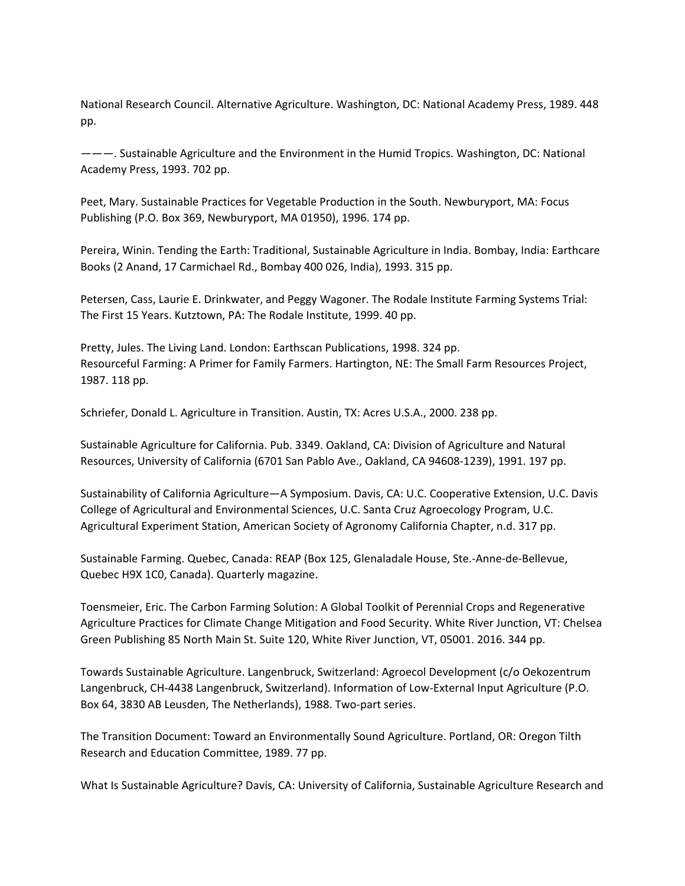National Research Council. Alternative Agriculture. Washington, DC: National Academy Press, 1989. 448 pp.

———. Sustainable Agriculture and the Environment in the Humid Tropics. Washington, DC: National Academy Press, 1993. 702 pp.

Peet, Mary. Sustainable Practices for Vegetable Production in the South. Newburyport, MA: Focus Publishing (P.O. Box 369, Newburyport, MA 01950), 1996. 174 pp.

Pereira, Winin. Tending the Earth: Traditional, Sustainable Agriculture in India. Bombay, India: Earthcare Books (2 Anand, 17 Carmichael Rd., Bombay 400 026, India), 1993. 315 pp.

Petersen, Cass, Laurie E. Drinkwater, and Peggy Wagoner. The Rodale Institute Farming Systems Trial: The First 15 Years. Kutztown, PA: The Rodale Institute, 1999. 40 pp.

Pretty, Jules. The Living Land. London: Earthscan Publications, 1998. 324 pp.
Resourceful Farming: A Primer for Family Farmers. Hartington, NE: The Small Farm Resources Project, 1987. 118 pp.

Schriefer, Donald L. Agriculture in Transition. Austin, TX: Acres U.S.A., 2000. 238 pp.

Sustainable Agriculture for California. Pub. 3349. Oakland, CA: Division of Agriculture and Natural Resources, University of California (6701 San Pablo Ave., Oakland, CA 94608-1239), 1991. 197 pp.

Sustainability of California Agriculture—A Symposium. Davis, CA: U.C. Cooperative Extension, U.C. Davis College of Agricultural and Environmental Sciences, U.C. Santa Cruz Agroecology Program, U.C. Agricultural Experiment Station, American Society of Agronomy California Chapter, n.d. 317 pp.

Sustainable Farming. Quebec, Canada: REAP (Box 125, Glenaladale House, Ste.-Anne-de-Bellevue, Quebec H9X 1C0, Canada). Quarterly magazine.

Toensmeier, Eric. The Carbon Farming Solution: A Global Toolkit of Perennial Crops and Regenerative Agriculture Practices for Climate Change Mitigation and Food Security. White River Junction, VT: Chelsea Green Publishing 85 North Main St. Suite 120, White River Junction, VT, 05001. 2016. 344 pp.

Towards Sustainable Agriculture. Langenbruck, Switzerland: Agroecol Development (c/o Oekozentrum Langenbruck, CH-4438 Langenbruck, Switzerland). Information of Low-External Input Agriculture (P.O. Box 64, 3830 AB Leusden, The Netherlands), 1988. Two-part series.

The Transition Document: Toward an Environmentally Sound Agriculture. Portland, OR: Oregon Tilth Research and Education Committee, 1989. 77 pp.

What Is Sustainable Agriculture? Davis, CA: University of California, Sustainable Agriculture Research and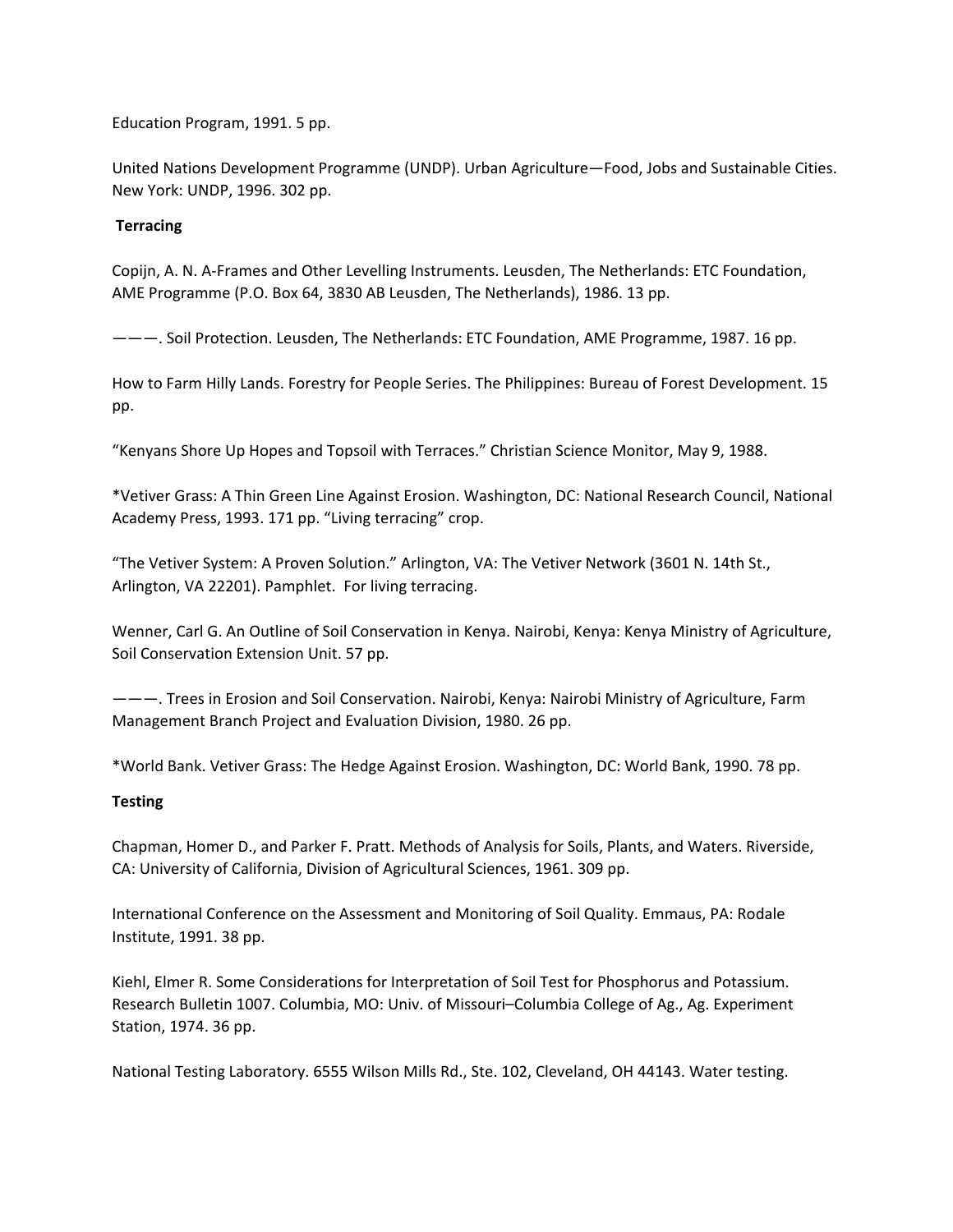Education Program, 1991. 5 pp.

United Nations Development Programme (UNDP). Urban Agriculture—Food, Jobs and Sustainable Cities. New York: UNDP, 1996. 302 pp.

**Terracing**

Copijn, A. N. A-Frames and Other Levelling Instruments. Leusden, The Netherlands: ETC Foundation, AME Programme (P.O. Box 64, 3830 AB Leusden, The Netherlands), 1986. 13 pp.

———. Soil Protection. Leusden, The Netherlands: ETC Foundation, AME Programme, 1987. 16 pp.

How to Farm Hilly Lands. Forestry for People Series. The Philippines: Bureau of Forest Development. 15 pp.

"Kenyans Shore Up Hopes and Topsoil with Terraces." Christian Science Monitor, May 9, 1988.

*Vetiver Grass: A Thin Green Line Against Erosion. Washington, DC: National Research Council, National Academy Press, 1993. 171 pp. "Living terracing" crop.

"The Vetiver System: A Proven Solution." Arlington, VA: The Vetiver Network (3601 N. 14th St., Arlington, VA 22201). Pamphlet. For living terracing.

Wenner, Carl G. An Outline of Soil Conservation in Kenya. Nairobi, Kenya: Kenya Ministry of Agriculture, Soil Conservation Extension Unit. 57 pp.

———. Trees in Erosion and Soil Conservation. Nairobi, Kenya: Nairobi Ministry of Agriculture, Farm Management Branch Project and Evaluation Division, 1980. 26 pp.

*World Bank. Vetiver Grass: The Hedge Against Erosion. Washington, DC: World Bank, 1990. 78 pp.

**Testing**

Chapman, Homer D., and Parker F. Pratt. Methods of Analysis for Soils, Plants, and Waters. Riverside, CA: University of California, Division of Agricultural Sciences, 1961. 309 pp.

International Conference on the Assessment and Monitoring of Soil Quality. Emmaus, PA: Rodale Institute, 1991. 38 pp.

Kiehl, Elmer R. Some Considerations for Interpretation of Soil Test for Phosphorus and Potassium. Research Bulletin 1007. Columbia, MO: Univ. of Missouri–Columbia College of Ag., Ag. Experiment Station, 1974. 36 pp.

National Testing Laboratory. 6555 Wilson Mills Rd., Ste. 102, Cleveland, OH 44143. Water testing.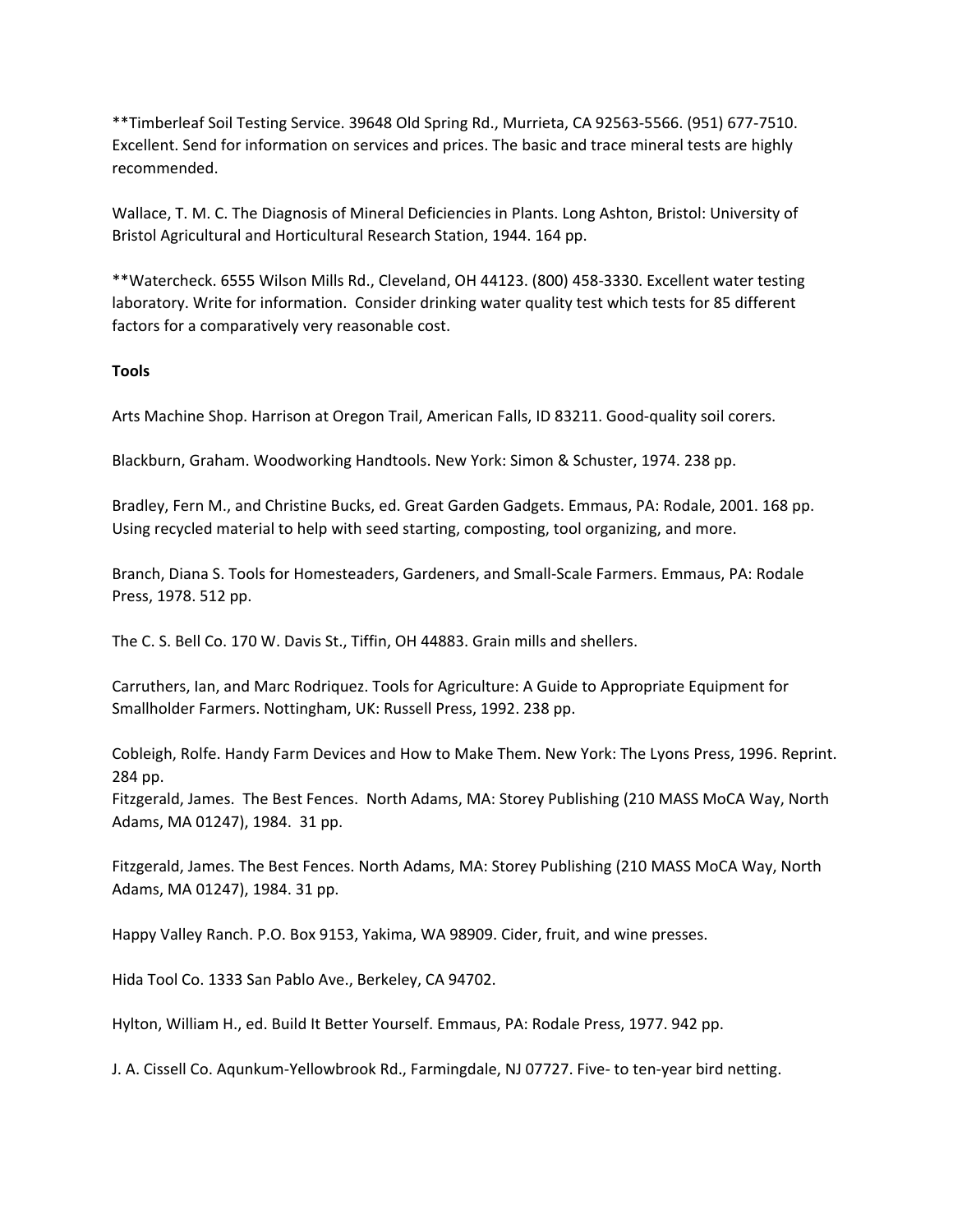**Timberleaf Soil Testing Service. 39648 Old Spring Rd., Murrieta, CA 92563-5566. (951) 677-7510. Excellent. Send for information on services and prices. The basic and trace mineral tests are highly recommended.

Wallace, T. M. C. The Diagnosis of Mineral Deficiencies in Plants. Long Ashton, Bristol: University of Bristol Agricultural and Horticultural Research Station, 1944. 164 pp.

**Watercheck. 6555 Wilson Mills Rd., Cleveland, OH 44123. (800) 458-3330. Excellent water testing laboratory. Write for information. Consider drinking water quality test which tests for 85 different factors for a comparatively very reasonable cost.

**Tools**

Arts Machine Shop. Harrison at Oregon Trail, American Falls, ID 83211. Good-quality soil corers.

Blackburn, Graham. Woodworking Handtools. New York: Simon & Schuster, 1974. 238 pp.

Bradley, Fern M., and Christine Bucks, ed. Great Garden Gadgets. Emmaus, PA: Rodale, 2001. 168 pp. Using recycled material to help with seed starting, composting, tool organizing, and more.

Branch, Diana S. Tools for Homesteaders, Gardeners, and Small-Scale Farmers. Emmaus, PA: Rodale Press, 1978. 512 pp.

The C. S. Bell Co. 170 W. Davis St., Tiffin, OH 44883. Grain mills and shellers.

Carruthers, Ian, and Marc Rodriquez. Tools for Agriculture: A Guide to Appropriate Equipment for Smallholder Farmers. Nottingham, UK: Russell Press, 1992. 238 pp.

Cobleigh, Rolfe. Handy Farm Devices and How to Make Them. New York: The Lyons Press, 1996. Reprint. 284 pp.
Fitzgerald, James. The Best Fences. North Adams, MA: Storey Publishing (210 MASS MoCA Way, North Adams, MA 01247), 1984. 31 pp.

Fitzgerald, James. The Best Fences. North Adams, MA: Storey Publishing (210 MASS MoCA Way, North Adams, MA 01247), 1984. 31 pp.

Happy Valley Ranch. P.O. Box 9153, Yakima, WA 98909. Cider, fruit, and wine presses.

Hida Tool Co. 1333 San Pablo Ave., Berkeley, CA 94702.

Hylton, William H., ed. Build It Better Yourself. Emmaus, PA: Rodale Press, 1977. 942 pp.

J. A. Cissell Co. Aqunkum-Yellowbrook Rd., Farmingdale, NJ 07727. Five- to ten-year bird netting.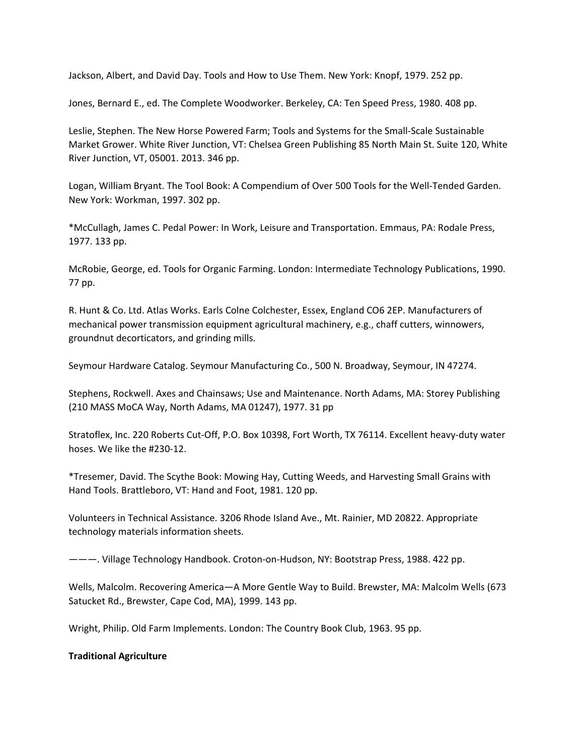Jackson, Albert, and David Day. Tools and How to Use Them. New York: Knopf, 1979. 252 pp.

Jones, Bernard E., ed. The Complete Woodworker. Berkeley, CA: Ten Speed Press, 1980. 408 pp.

Leslie, Stephen. The New Horse Powered Farm; Tools and Systems for the Small-Scale Sustainable Market Grower. White River Junction, VT: Chelsea Green Publishing 85 North Main St. Suite 120, White River Junction, VT, 05001. 2013. 346 pp.

Logan, William Bryant. The Tool Book: A Compendium of Over 500 Tools for the Well-Tended Garden. New York: Workman, 1997. 302 pp.

*McCullagh, James C. Pedal Power: In Work, Leisure and Transportation. Emmaus, PA: Rodale Press, 1977. 133 pp.

McRobie, George, ed. Tools for Organic Farming. London: Intermediate Technology Publications, 1990. 77 pp.

R. Hunt & Co. Ltd. Atlas Works. Earls Colne Colchester, Essex, England CO6 2EP. Manufacturers of mechanical power transmission equipment agricultural machinery, e.g., chaff cutters, winnowers, groundnut decorticators, and grinding mills.

Seymour Hardware Catalog. Seymour Manufacturing Co., 500 N. Broadway, Seymour, IN 47274.

Stephens, Rockwell. Axes and Chainsaws; Use and Maintenance. North Adams, MA: Storey Publishing (210 MASS MoCA Way, North Adams, MA 01247), 1977. 31 pp

Stratoflex, Inc. 220 Roberts Cut-Off, P.O. Box 10398, Fort Worth, TX 76114. Excellent heavy-duty water hoses. We like the #230-12.

*Tresemer, David. The Scythe Book: Mowing Hay, Cutting Weeds, and Harvesting Small Grains with Hand Tools. Brattleboro, VT: Hand and Foot, 1981. 120 pp.

Volunteers in Technical Assistance. 3206 Rhode Island Ave., Mt. Rainier, MD 20822. Appropriate technology materials information sheets.

———. Village Technology Handbook. Croton-on-Hudson, NY: Bootstrap Press, 1988. 422 pp.

Wells, Malcolm. Recovering America—A More Gentle Way to Build. Brewster, MA: Malcolm Wells (673 Satucket Rd., Brewster, Cape Cod, MA), 1999. 143 pp.

Wright, Philip. Old Farm Implements. London: The Country Book Club, 1963. 95 pp.

**Traditional Agriculture**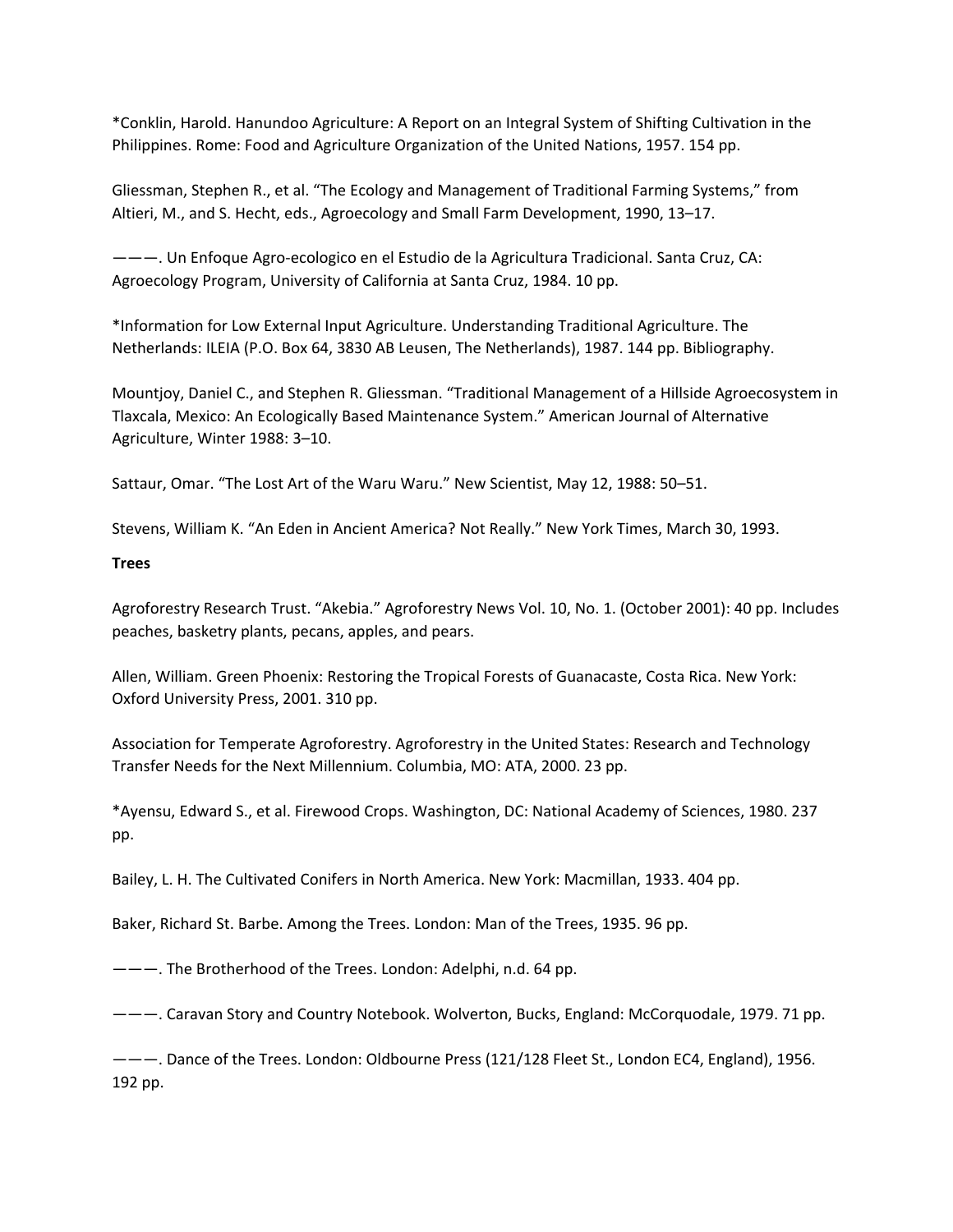*Conklin, Harold. Hanundoo Agriculture: A Report on an Integral System of Shifting Cultivation in the Philippines. Rome: Food and Agriculture Organization of the United Nations, 1957. 154 pp.

Gliessman, Stephen R., et al. "The Ecology and Management of Traditional Farming Systems," from Altieri, M., and S. Hecht, eds., Agroecology and Small Farm Development, 1990, 13–17.

———. Un Enfoque Agro-ecologico en el Estudio de la Agricultura Tradicional. Santa Cruz, CA: Agroecology Program, University of California at Santa Cruz, 1984. 10 pp.

*Information for Low External Input Agriculture. Understanding Traditional Agriculture. The Netherlands: ILEIA (P.O. Box 64, 3830 AB Leusen, The Netherlands), 1987. 144 pp. Bibliography.

Mountjoy, Daniel C., and Stephen R. Gliessman. "Traditional Management of a Hillside Agroecosystem in Tlaxcala, Mexico: An Ecologically Based Maintenance System." American Journal of Alternative Agriculture, Winter 1988: 3–10.

Sattaur, Omar. "The Lost Art of the Waru Waru." New Scientist, May 12, 1988: 50–51.

Stevens, William K. "An Eden in Ancient America? Not Really." New York Times, March 30, 1993.

**Trees**

Agroforestry Research Trust. "Akebia." Agroforestry News Vol. 10, No. 1. (October 2001): 40 pp. Includes peaches, basketry plants, pecans, apples, and pears.

Allen, William. Green Phoenix: Restoring the Tropical Forests of Guanacaste, Costa Rica. New York: Oxford University Press, 2001. 310 pp.

Association for Temperate Agroforestry. Agroforestry in the United States: Research and Technology Transfer Needs for the Next Millennium. Columbia, MO: ATA, 2000. 23 pp.

*Ayensu, Edward S., et al. Firewood Crops. Washington, DC: National Academy of Sciences, 1980. 237 pp.

Bailey, L. H. The Cultivated Conifers in North America. New York: Macmillan, 1933. 404 pp.

Baker, Richard St. Barbe. Among the Trees. London: Man of the Trees, 1935. 96 pp.

———. The Brotherhood of the Trees. London: Adelphi, n.d. 64 pp.

———. Caravan Story and Country Notebook. Wolverton, Bucks, England: McCorquodale, 1979. 71 pp.

———. Dance of the Trees. London: Oldbourne Press (121/128 Fleet St., London EC4, England), 1956. 192 pp.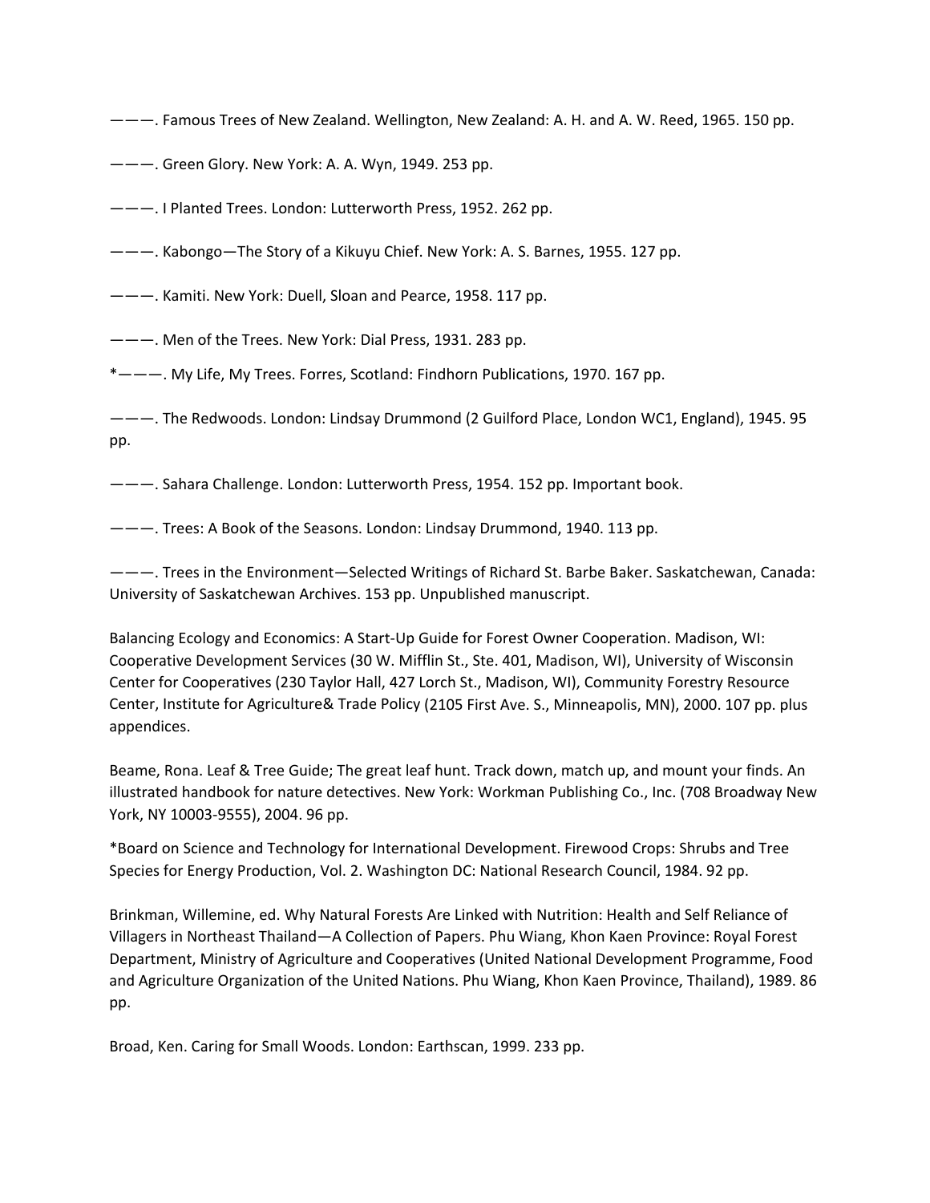———. Famous Trees of New Zealand. Wellington, New Zealand: A. H. and A. W. Reed, 1965. 150 pp.

———. Green Glory. New York: A. A. Wyn, 1949. 253 pp.

———. I Planted Trees. London: Lutterworth Press, 1952. 262 pp.

———. Kabongo—The Story of a Kikuyu Chief. New York: A. S. Barnes, 1955. 127 pp.

———. Kamiti. New York: Duell, Sloan and Pearce, 1958. 117 pp.

———. Men of the Trees. New York: Dial Press, 1931. 283 pp.

*———. My Life, My Trees. Forres, Scotland: Findhorn Publications, 1970. 167 pp.

———. The Redwoods. London: Lindsay Drummond (2 Guilford Place, London WC1, England), 1945. 95 pp.

———. Sahara Challenge. London: Lutterworth Press, 1954. 152 pp. Important book.

———. Trees: A Book of the Seasons. London: Lindsay Drummond, 1940. 113 pp.

———. Trees in the Environment—Selected Writings of Richard St. Barbe Baker. Saskatchewan, Canada: University of Saskatchewan Archives. 153 pp. Unpublished manuscript.

Balancing Ecology and Economics: A Start-Up Guide for Forest Owner Cooperation. Madison, WI: Cooperative Development Services (30 W. Mifflin St., Ste. 401, Madison, WI), University of Wisconsin Center for Cooperatives (230 Taylor Hall, 427 Lorch St., Madison, WI), Community Forestry Resource Center, Institute for Agriculture& Trade Policy (2105 First Ave. S., Minneapolis, MN), 2000. 107 pp. plus appendices.

Beame, Rona. Leaf & Tree Guide; The great leaf hunt. Track down, match up, and mount your finds. An illustrated handbook for nature detectives. New York: Workman Publishing Co., Inc. (708 Broadway New York, NY 10003-9555), 2004. 96 pp.

*Board on Science and Technology for International Development. Firewood Crops: Shrubs and Tree Species for Energy Production, Vol. 2. Washington DC: National Research Council, 1984. 92 pp.

Brinkman, Willemine, ed. Why Natural Forests Are Linked with Nutrition: Health and Self Reliance of Villagers in Northeast Thailand—A Collection of Papers. Phu Wiang, Khon Kaen Province: Royal Forest Department, Ministry of Agriculture and Cooperatives (United National Development Programme, Food and Agriculture Organization of the United Nations. Phu Wiang, Khon Kaen Province, Thailand), 1989. 86 pp.

Broad, Ken. Caring for Small Woods. London: Earthscan, 1999. 233 pp.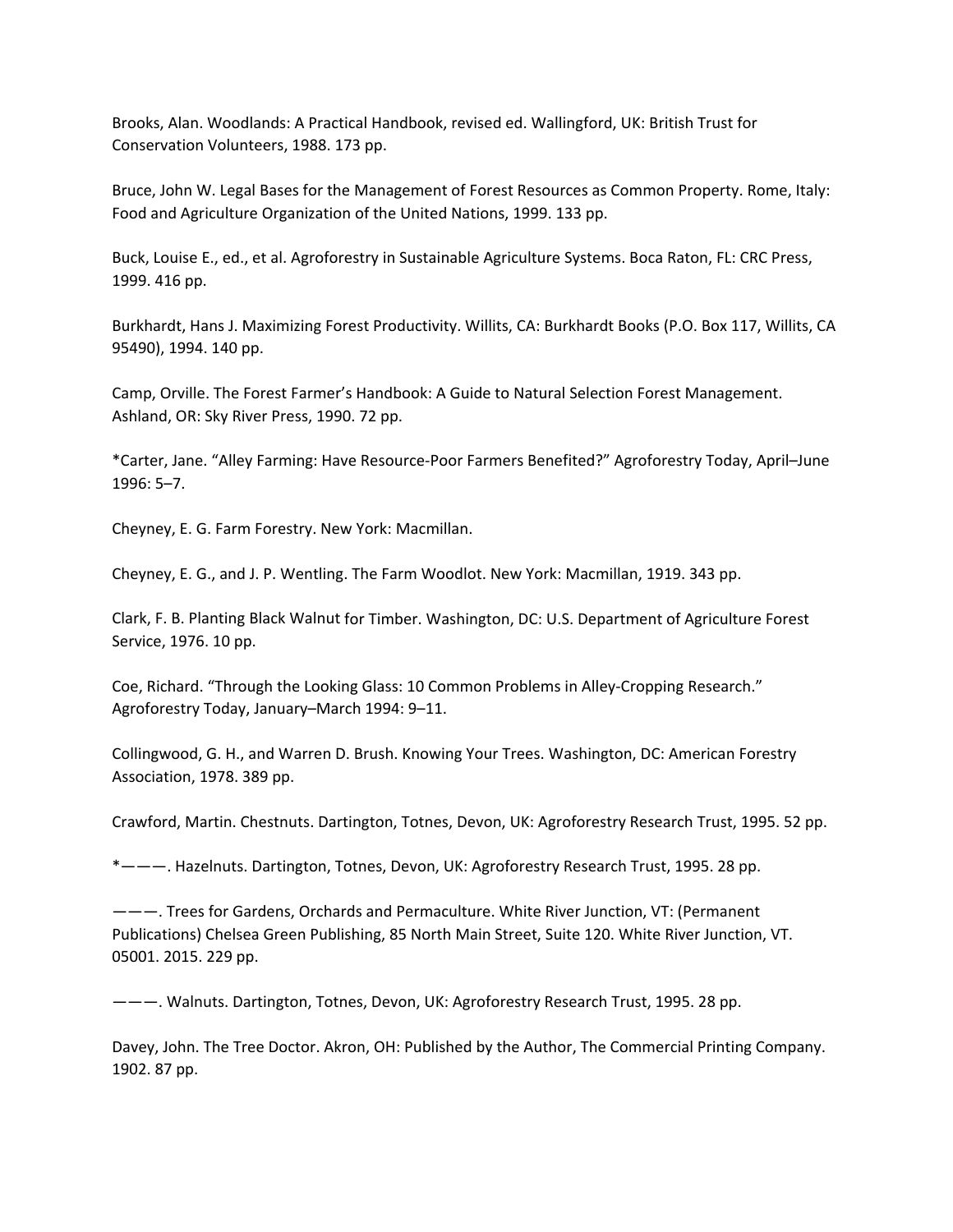Brooks, Alan. Woodlands: A Practical Handbook, revised ed. Wallingford, UK: British Trust for Conservation Volunteers, 1988. 173 pp.

Bruce, John W. Legal Bases for the Management of Forest Resources as Common Property. Rome, Italy: Food and Agriculture Organization of the United Nations, 1999. 133 pp.

Buck, Louise E., ed., et al. Agroforestry in Sustainable Agriculture Systems. Boca Raton, FL: CRC Press, 1999. 416 pp.

Burkhardt, Hans J. Maximizing Forest Productivity. Willits, CA: Burkhardt Books (P.O. Box 117, Willits, CA 95490), 1994. 140 pp.

Camp, Orville. The Forest Farmer's Handbook: A Guide to Natural Selection Forest Management. Ashland, OR: Sky River Press, 1990. 72 pp.

*Carter, Jane. "Alley Farming: Have Resource-Poor Farmers Benefited?" Agroforestry Today, April–June 1996: 5–7.

Cheyney, E. G. Farm Forestry. New York: Macmillan.

Cheyney, E. G., and J. P. Wentling. The Farm Woodlot. New York: Macmillan, 1919. 343 pp.

Clark, F. B. Planting Black Walnut for Timber. Washington, DC: U.S. Department of Agriculture Forest Service, 1976. 10 pp.

Coe, Richard. "Through the Looking Glass: 10 Common Problems in Alley-Cropping Research." Agroforestry Today, January–March 1994: 9–11.

Collingwood, G. H., and Warren D. Brush. Knowing Your Trees. Washington, DC: American Forestry Association, 1978. 389 pp.

Crawford, Martin. Chestnuts. Dartington, Totnes, Devon, UK: Agroforestry Research Trust, 1995. 52 pp.

*———. Hazelnuts. Dartington, Totnes, Devon, UK: Agroforestry Research Trust, 1995. 28 pp.

———. Trees for Gardens, Orchards and Permaculture. White River Junction, VT: (Permanent Publications) Chelsea Green Publishing, 85 North Main Street, Suite 120. White River Junction, VT. 05001. 2015. 229 pp.

———. Walnuts. Dartington, Totnes, Devon, UK: Agroforestry Research Trust, 1995. 28 pp.

Davey, John. The Tree Doctor. Akron, OH: Published by the Author, The Commercial Printing Company. 1902. 87 pp.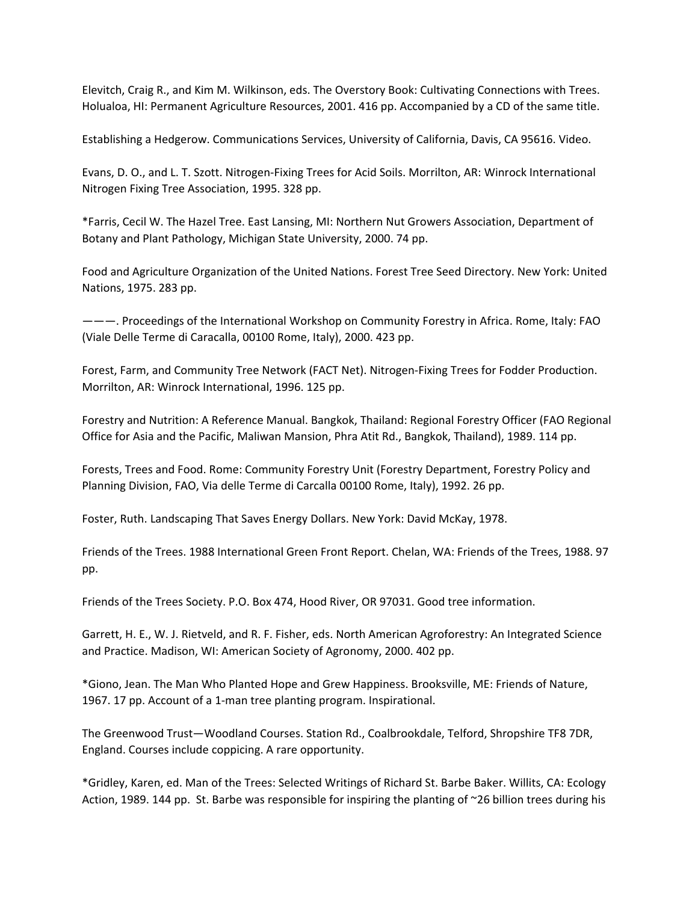Elevitch, Craig R., and Kim M. Wilkinson, eds. The Overstory Book: Cultivating Connections with Trees. Holualoa, HI: Permanent Agriculture Resources, 2001. 416 pp. Accompanied by a CD of the same title.

Establishing a Hedgerow. Communications Services, University of California, Davis, CA 95616. Video.

Evans, D. O., and L. T. Szott. Nitrogen-Fixing Trees for Acid Soils. Morrilton, AR: Winrock International Nitrogen Fixing Tree Association, 1995. 328 pp.

*Farris, Cecil W. The Hazel Tree. East Lansing, MI: Northern Nut Growers Association, Department of Botany and Plant Pathology, Michigan State University, 2000. 74 pp.

Food and Agriculture Organization of the United Nations. Forest Tree Seed Directory. New York: United Nations, 1975. 283 pp.

———. Proceedings of the International Workshop on Community Forestry in Africa. Rome, Italy: FAO (Viale Delle Terme di Caracalla, 00100 Rome, Italy), 2000. 423 pp.

Forest, Farm, and Community Tree Network (FACT Net). Nitrogen-Fixing Trees for Fodder Production. Morrilton, AR: Winrock International, 1996. 125 pp.

Forestry and Nutrition: A Reference Manual. Bangkok, Thailand: Regional Forestry Officer (FAO Regional Office for Asia and the Pacific, Maliwan Mansion, Phra Atit Rd., Bangkok, Thailand), 1989. 114 pp.

Forests, Trees and Food. Rome: Community Forestry Unit (Forestry Department, Forestry Policy and Planning Division, FAO, Via delle Terme di Carcalla 00100 Rome, Italy), 1992. 26 pp.

Foster, Ruth. Landscaping That Saves Energy Dollars. New York: David McKay, 1978.

Friends of the Trees. 1988 International Green Front Report. Chelan, WA: Friends of the Trees, 1988. 97 pp.

Friends of the Trees Society. P.O. Box 474, Hood River, OR 97031. Good tree information.

Garrett, H. E., W. J. Rietveld, and R. F. Fisher, eds. North American Agroforestry: An Integrated Science and Practice. Madison, WI: American Society of Agronomy, 2000. 402 pp.

*Giono, Jean. The Man Who Planted Hope and Grew Happiness. Brooksville, ME: Friends of Nature, 1967. 17 pp. Account of a 1-man tree planting program. Inspirational.

The Greenwood Trust—Woodland Courses. Station Rd., Coalbrookdale, Telford, Shropshire TF8 7DR, England. Courses include coppicing. A rare opportunity.

*Gridley, Karen, ed. Man of the Trees: Selected Writings of Richard St. Barbe Baker. Willits, CA: Ecology Action, 1989. 144 pp. St. Barbe was responsible for inspiring the planting of ~26 billion trees during his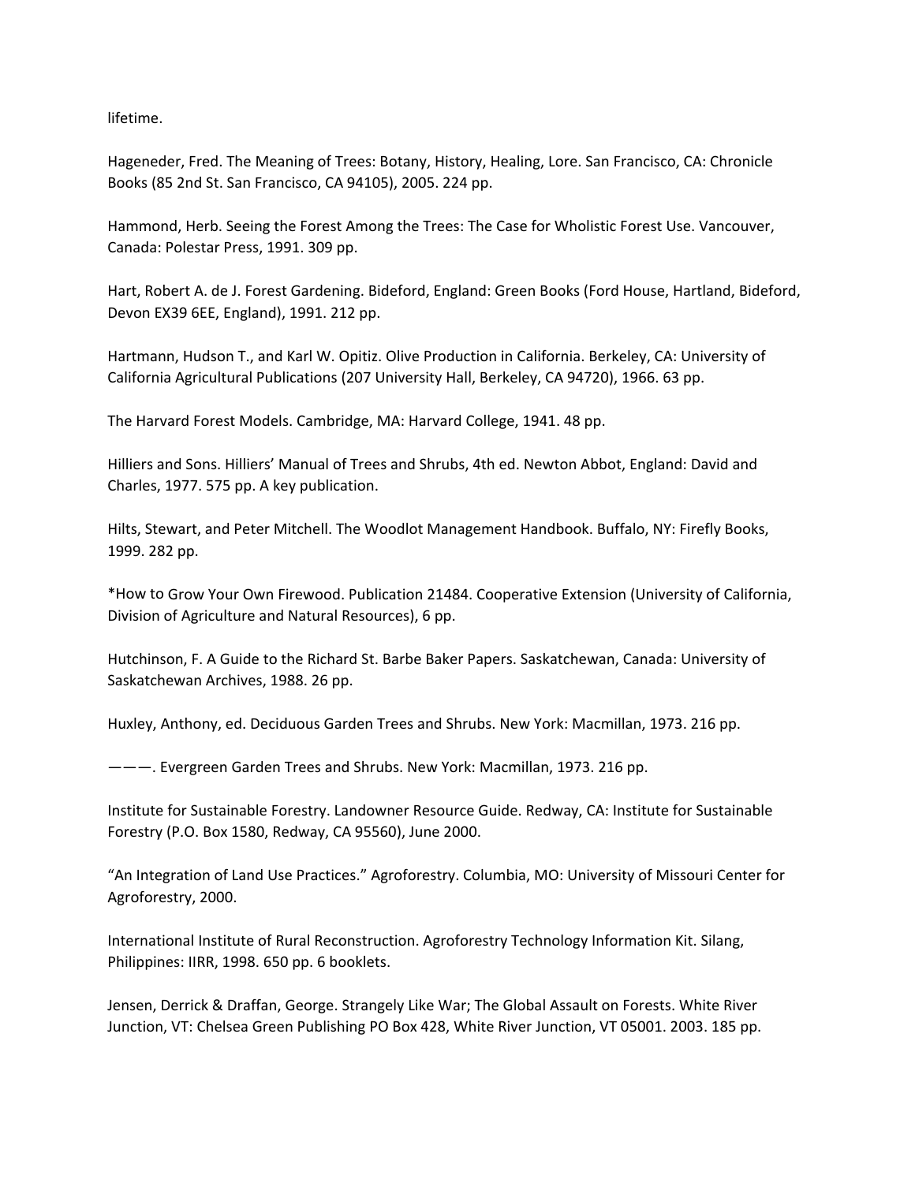lifetime.

Hageneder, Fred. The Meaning of Trees: Botany, History, Healing, Lore. San Francisco, CA: Chronicle Books (85 2nd St. San Francisco, CA 94105), 2005. 224 pp.

Hammond, Herb. Seeing the Forest Among the Trees: The Case for Wholistic Forest Use. Vancouver, Canada: Polestar Press, 1991. 309 pp.

Hart, Robert A. de J. Forest Gardening. Bideford, England: Green Books (Ford House, Hartland, Bideford, Devon EX39 6EE, England), 1991. 212 pp.

Hartmann, Hudson T., and Karl W. Opitiz. Olive Production in California. Berkeley, CA: University of California Agricultural Publications (207 University Hall, Berkeley, CA 94720), 1966. 63 pp.

The Harvard Forest Models. Cambridge, MA: Harvard College, 1941. 48 pp.

Hilliers and Sons. Hilliers' Manual of Trees and Shrubs, 4th ed. Newton Abbot, England: David and Charles, 1977. 575 pp. A key publication.

Hilts, Stewart, and Peter Mitchell. The Woodlot Management Handbook. Buffalo, NY: Firefly Books, 1999. 282 pp.

*How to Grow Your Own Firewood. Publication 21484. Cooperative Extension (University of California, Division of Agriculture and Natural Resources), 6 pp.

Hutchinson, F. A Guide to the Richard St. Barbe Baker Papers. Saskatchewan, Canada: University of Saskatchewan Archives, 1988. 26 pp.

Huxley, Anthony, ed. Deciduous Garden Trees and Shrubs. New York: Macmillan, 1973. 216 pp.

———. Evergreen Garden Trees and Shrubs. New York: Macmillan, 1973. 216 pp.

Institute for Sustainable Forestry. Landowner Resource Guide. Redway, CA: Institute for Sustainable Forestry (P.O. Box 1580, Redway, CA 95560), June 2000.

"An Integration of Land Use Practices." Agroforestry. Columbia, MO: University of Missouri Center for Agroforestry, 2000.

International Institute of Rural Reconstruction. Agroforestry Technology Information Kit. Silang, Philippines: IIRR, 1998. 650 pp. 6 booklets.

Jensen, Derrick & Draffan, George. Strangely Like War; The Global Assault on Forests. White River Junction, VT: Chelsea Green Publishing PO Box 428, White River Junction, VT 05001. 2003. 185 pp.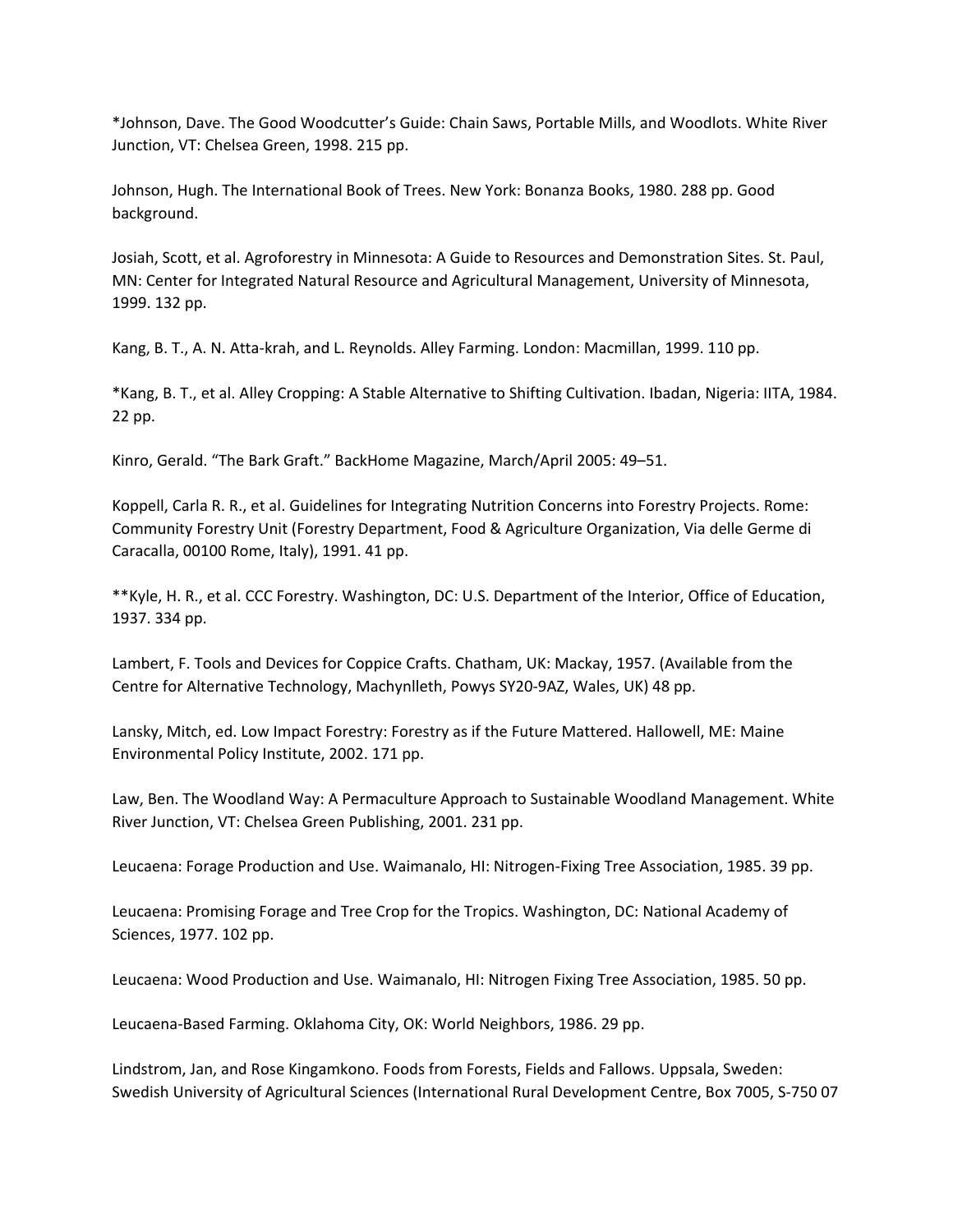*Johnson, Dave. The Good Woodcutter's Guide: Chain Saws, Portable Mills, and Woodlots. White River Junction, VT: Chelsea Green, 1998. 215 pp.

Johnson, Hugh. The International Book of Trees. New York: Bonanza Books, 1980. 288 pp. Good background.

Josiah, Scott, et al. Agroforestry in Minnesota: A Guide to Resources and Demonstration Sites. St. Paul, MN: Center for Integrated Natural Resource and Agricultural Management, University of Minnesota, 1999. 132 pp.

Kang, B. T., A. N. Atta-krah, and L. Reynolds. Alley Farming. London: Macmillan, 1999. 110 pp.

*Kang, B. T., et al. Alley Cropping: A Stable Alternative to Shifting Cultivation. Ibadan, Nigeria: IITA, 1984. 22 pp.

Kinro, Gerald. "The Bark Graft." BackHome Magazine, March/April 2005: 49–51.

Koppell, Carla R. R., et al. Guidelines for Integrating Nutrition Concerns into Forestry Projects. Rome: Community Forestry Unit (Forestry Department, Food & Agriculture Organization, Via delle Germe di Caracalla, 00100 Rome, Italy), 1991. 41 pp.

**Kyle, H. R., et al. CCC Forestry. Washington, DC: U.S. Department of the Interior, Office of Education, 1937. 334 pp.

Lambert, F. Tools and Devices for Coppice Crafts. Chatham, UK: Mackay, 1957. (Available from the Centre for Alternative Technology, Machynlleth, Powys SY20-9AZ, Wales, UK) 48 pp.

Lansky, Mitch, ed. Low Impact Forestry: Forestry as if the Future Mattered. Hallowell, ME: Maine Environmental Policy Institute, 2002. 171 pp.

Law, Ben. The Woodland Way: A Permaculture Approach to Sustainable Woodland Management. White River Junction, VT: Chelsea Green Publishing, 2001. 231 pp.

Leucaena: Forage Production and Use. Waimanalo, HI: Nitrogen-Fixing Tree Association, 1985. 39 pp.

Leucaena: Promising Forage and Tree Crop for the Tropics. Washington, DC: National Academy of Sciences, 1977. 102 pp.

Leucaena: Wood Production and Use. Waimanalo, HI: Nitrogen Fixing Tree Association, 1985. 50 pp.

Leucaena-Based Farming. Oklahoma City, OK: World Neighbors, 1986. 29 pp.

Lindstrom, Jan, and Rose Kingamkono. Foods from Forests, Fields and Fallows. Uppsala, Sweden: Swedish University of Agricultural Sciences (International Rural Development Centre, Box 7005, S-750 07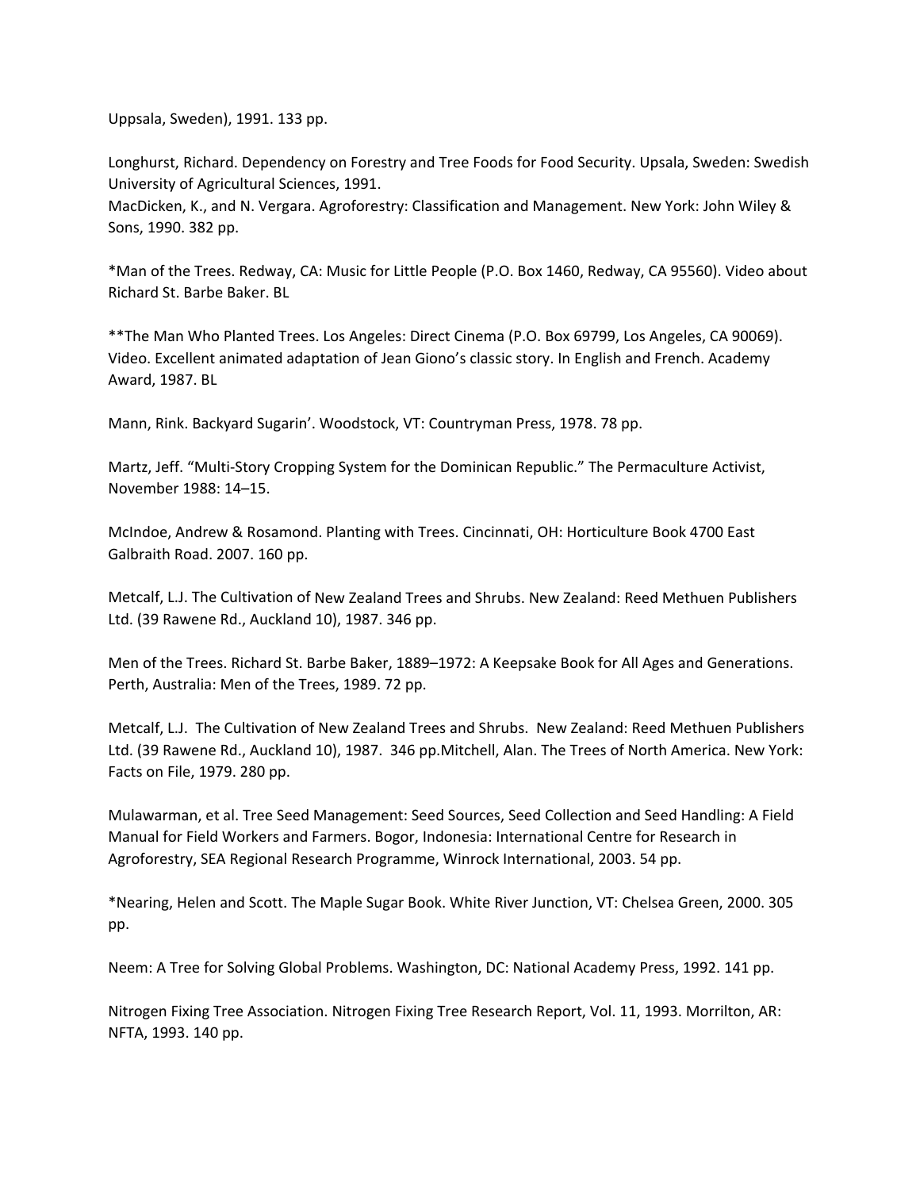Uppsala, Sweden), 1991. 133 pp.

Longhurst, Richard. Dependency on Forestry and Tree Foods for Food Security. Upsala, Sweden: Swedish University of Agricultural Sciences, 1991.
MacDicken, K., and N. Vergara. Agroforestry: Classification and Management. New York: John Wiley & Sons, 1990. 382 pp.

*Man of the Trees. Redway, CA: Music for Little People (P.O. Box 1460, Redway, CA 95560). Video about Richard St. Barbe Baker. BL

**The Man Who Planted Trees. Los Angeles: Direct Cinema (P.O. Box 69799, Los Angeles, CA 90069). Video. Excellent animated adaptation of Jean Giono's classic story. In English and French. Academy Award, 1987. BL

Mann, Rink. Backyard Sugarin'. Woodstock, VT: Countryman Press, 1978. 78 pp.

Martz, Jeff. "Multi-Story Cropping System for the Dominican Republic." The Permaculture Activist, November 1988: 14–15.

McIndoe, Andrew & Rosamond. Planting with Trees. Cincinnati, OH: Horticulture Book 4700 East Galbraith Road. 2007. 160 pp.

Metcalf, L.J. The Cultivation of New Zealand Trees and Shrubs. New Zealand: Reed Methuen Publishers Ltd. (39 Rawene Rd., Auckland 10), 1987. 346 pp.

Men of the Trees. Richard St. Barbe Baker, 1889–1972: A Keepsake Book for All Ages and Generations. Perth, Australia: Men of the Trees, 1989. 72 pp.

Metcalf, L.J. The Cultivation of New Zealand Trees and Shrubs. New Zealand: Reed Methuen Publishers Ltd. (39 Rawene Rd., Auckland 10), 1987. 346 pp.Mitchell, Alan. The Trees of North America. New York: Facts on File, 1979. 280 pp.

Mulawarman, et al. Tree Seed Management: Seed Sources, Seed Collection and Seed Handling: A Field Manual for Field Workers and Farmers. Bogor, Indonesia: International Centre for Research in Agroforestry, SEA Regional Research Programme, Winrock International, 2003. 54 pp.

*Nearing, Helen and Scott. The Maple Sugar Book. White River Junction, VT: Chelsea Green, 2000. 305 pp.

Neem: A Tree for Solving Global Problems. Washington, DC: National Academy Press, 1992. 141 pp.

Nitrogen Fixing Tree Association. Nitrogen Fixing Tree Research Report, Vol. 11, 1993. Morrilton, AR: NFTA, 1993. 140 pp.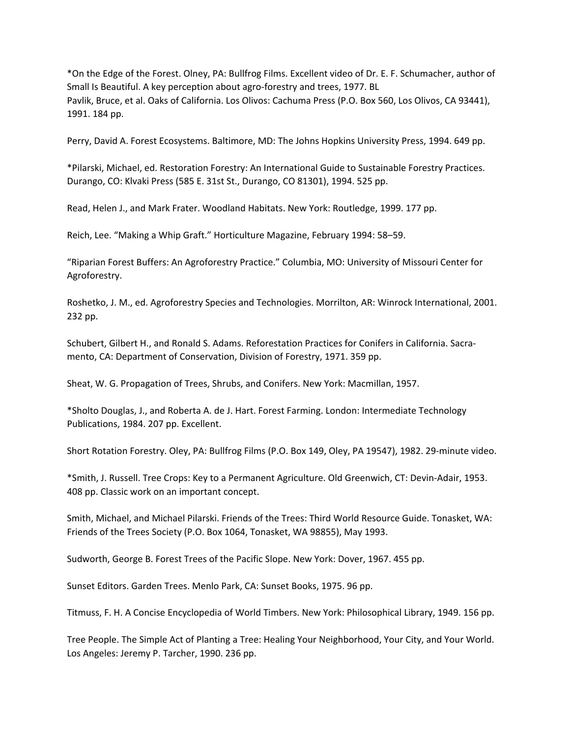*On the Edge of the Forest. Olney, PA: Bullfrog Films. Excellent video of Dr. E. F. Schumacher, author of Small Is Beautiful. A key perception about agro-forestry and trees, 1977. BL
Pavlik, Bruce, et al. Oaks of California. Los Olivos: Cachuma Press (P.O. Box 560, Los Olivos, CA 93441), 1991. 184 pp.

Perry, David A. Forest Ecosystems. Baltimore, MD: The Johns Hopkins University Press, 1994. 649 pp.

*Pilarski, Michael, ed. Restoration Forestry: An International Guide to Sustainable Forestry Practices. Durango, CO: Klvaki Press (585 E. 31st St., Durango, CO 81301), 1994. 525 pp.

Read, Helen J., and Mark Frater. Woodland Habitats. New York: Routledge, 1999. 177 pp.

Reich, Lee. "Making a Whip Graft." Horticulture Magazine, February 1994: 58–59.

"Riparian Forest Buffers: An Agroforestry Practice." Columbia, MO: University of Missouri Center for Agroforestry.

Roshetko, J. M., ed. Agroforestry Species and Technologies. Morrilton, AR: Winrock International, 2001. 232 pp.

Schubert, Gilbert H., and Ronald S. Adams. Reforestation Practices for Conifers in California. Sacramento, CA: Department of Conservation, Division of Forestry, 1971. 359 pp.

Sheat, W. G. Propagation of Trees, Shrubs, and Conifers. New York: Macmillan, 1957.

*Sholto Douglas, J., and Roberta A. de J. Hart. Forest Farming. London: Intermediate Technology Publications, 1984. 207 pp. Excellent.

Short Rotation Forestry. Oley, PA: Bullfrog Films (P.O. Box 149, Oley, PA 19547), 1982. 29-minute video.

*Smith, J. Russell. Tree Crops: Key to a Permanent Agriculture. Old Greenwich, CT: Devin-Adair, 1953. 408 pp. Classic work on an important concept.

Smith, Michael, and Michael Pilarski. Friends of the Trees: Third World Resource Guide. Tonasket, WA: Friends of the Trees Society (P.O. Box 1064, Tonasket, WA 98855), May 1993.

Sudworth, George B. Forest Trees of the Pacific Slope. New York: Dover, 1967. 455 pp.

Sunset Editors. Garden Trees. Menlo Park, CA: Sunset Books, 1975. 96 pp.

Titmuss, F. H. A Concise Encyclopedia of World Timbers. New York: Philosophical Library, 1949. 156 pp.

Tree People. The Simple Act of Planting a Tree: Healing Your Neighborhood, Your City, and Your World. Los Angeles: Jeremy P. Tarcher, 1990. 236 pp.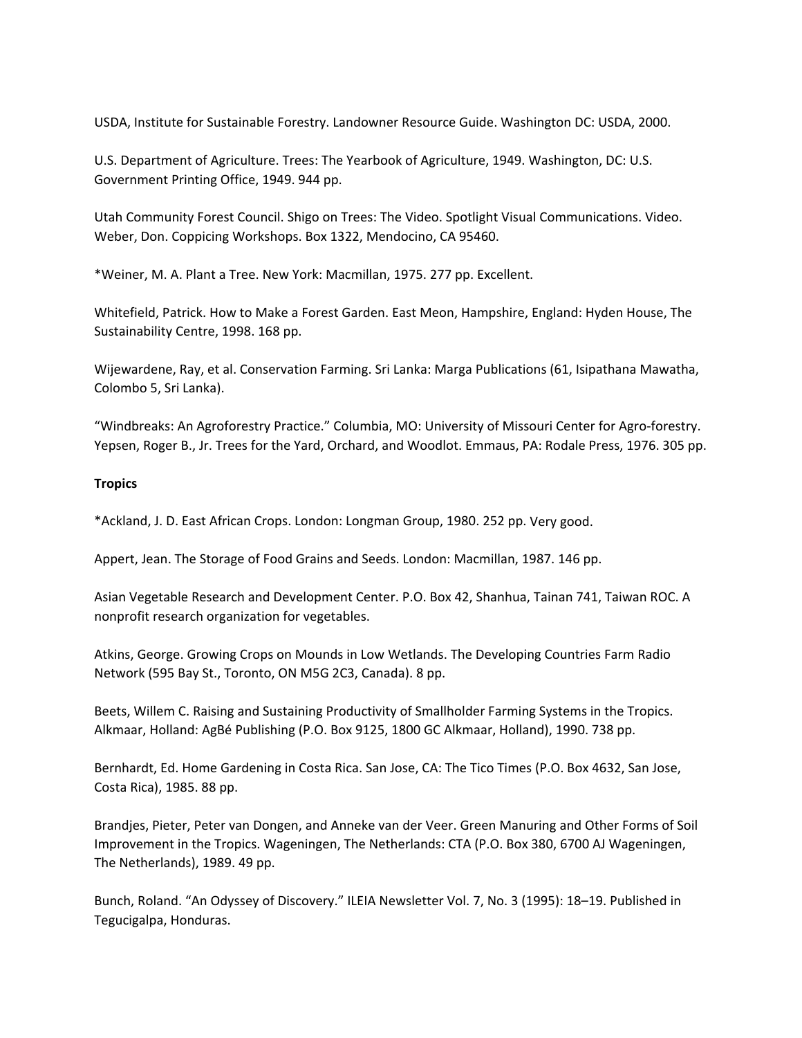USDA, Institute for Sustainable Forestry. Landowner Resource Guide. Washington DC: USDA, 2000.

U.S. Department of Agriculture. Trees: The Yearbook of Agriculture, 1949. Washington, DC: U.S. Government Printing Office, 1949. 944 pp.

Utah Community Forest Council. Shigo on Trees: The Video. Spotlight Visual Communications. Video.
Weber, Don. Coppicing Workshops. Box 1322, Mendocino, CA 95460.

*Weiner, M. A. Plant a Tree. New York: Macmillan, 1975. 277 pp. Excellent.

Whitefield, Patrick. How to Make a Forest Garden. East Meon, Hampshire, England: Hyden House, The Sustainability Centre, 1998. 168 pp.

Wijewardene, Ray, et al. Conservation Farming. Sri Lanka: Marga Publications (61, Isipathana Mawatha, Colombo 5, Sri Lanka).

"Windbreaks: An Agroforestry Practice." Columbia, MO: University of Missouri Center for Agro-forestry.
Yepsen, Roger B., Jr. Trees for the Yard, Orchard, and Woodlot. Emmaus, PA: Rodale Press, 1976. 305 pp.

**Tropics**

*Ackland, J. D. East African Crops. London: Longman Group, 1980. 252 pp. Very good.

Appert, Jean. The Storage of Food Grains and Seeds. London: Macmillan, 1987. 146 pp.

Asian Vegetable Research and Development Center. P.O. Box 42, Shanhua, Tainan 741, Taiwan ROC. A nonprofit research organization for vegetables.

Atkins, George. Growing Crops on Mounds in Low Wetlands. The Developing Countries Farm Radio Network (595 Bay St., Toronto, ON M5G 2C3, Canada). 8 pp.

Beets, Willem C. Raising and Sustaining Productivity of Smallholder Farming Systems in the Tropics. Alkmaar, Holland: AgBé Publishing (P.O. Box 9125, 1800 GC Alkmaar, Holland), 1990. 738 pp.

Bernhardt, Ed. Home Gardening in Costa Rica. San Jose, CA: The Tico Times (P.O. Box 4632, San Jose, Costa Rica), 1985. 88 pp.

Brandjes, Pieter, Peter van Dongen, and Anneke van der Veer. Green Manuring and Other Forms of Soil Improvement in the Tropics. Wageningen, The Netherlands: CTA (P.O. Box 380, 6700 AJ Wageningen, The Netherlands), 1989. 49 pp.

Bunch, Roland. "An Odyssey of Discovery." ILEIA Newsletter Vol. 7, No. 3 (1995): 18–19. Published in Tegucigalpa, Honduras.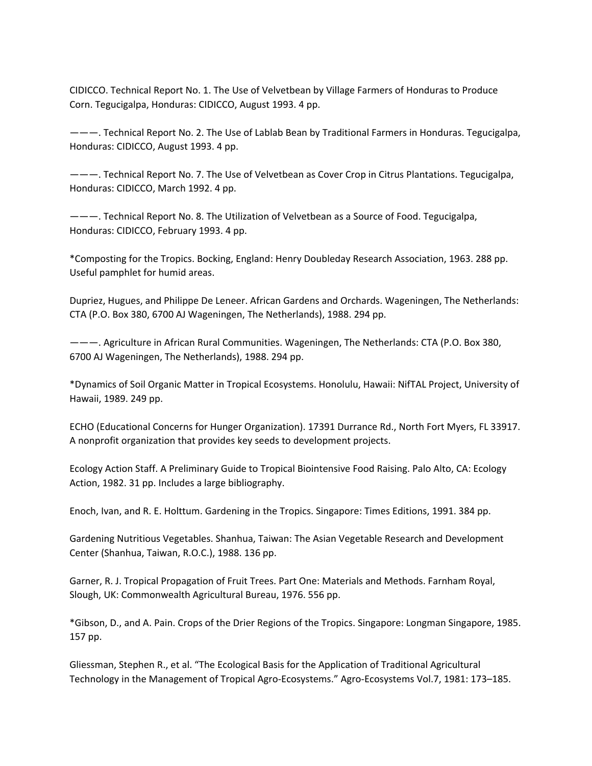CIDICCO. Technical Report No. 1. The Use of Velvetbean by Village Farmers of Honduras to Produce Corn. Tegucigalpa, Honduras: CIDICCO, August 1993. 4 pp.

———. Technical Report No. 2. The Use of Lablab Bean by Traditional Farmers in Honduras. Tegucigalpa, Honduras: CIDICCO, August 1993. 4 pp.

———. Technical Report No. 7. The Use of Velvetbean as Cover Crop in Citrus Plantations. Tegucigalpa, Honduras: CIDICCO, March 1992. 4 pp.

———. Technical Report No. 8. The Utilization of Velvetbean as a Source of Food. Tegucigalpa, Honduras: CIDICCO, February 1993. 4 pp.

*Composting for the Tropics. Bocking, England: Henry Doubleday Research Association, 1963. 288 pp. Useful pamphlet for humid areas.

Dupriez, Hugues, and Philippe De Leneer. African Gardens and Orchards. Wageningen, The Netherlands: CTA (P.O. Box 380, 6700 AJ Wageningen, The Netherlands), 1988. 294 pp.

———. Agriculture in African Rural Communities. Wageningen, The Netherlands: CTA (P.O. Box 380, 6700 AJ Wageningen, The Netherlands), 1988. 294 pp.

*Dynamics of Soil Organic Matter in Tropical Ecosystems. Honolulu, Hawaii: NifTAL Project, University of Hawaii, 1989. 249 pp.

ECHO (Educational Concerns for Hunger Organization). 17391 Durrance Rd., North Fort Myers, FL 33917. A nonprofit organization that provides key seeds to development projects.

Ecology Action Staff. A Preliminary Guide to Tropical Biointensive Food Raising. Palo Alto, CA: Ecology Action, 1982. 31 pp. Includes a large bibliography.

Enoch, Ivan, and R. E. Holttum. Gardening in the Tropics. Singapore: Times Editions, 1991. 384 pp.

Gardening Nutritious Vegetables. Shanhua, Taiwan: The Asian Vegetable Research and Development Center (Shanhua, Taiwan, R.O.C.), 1988. 136 pp.

Garner, R. J. Tropical Propagation of Fruit Trees. Part One: Materials and Methods. Farnham Royal, Slough, UK: Commonwealth Agricultural Bureau, 1976. 556 pp.

*Gibson, D., and A. Pain. Crops of the Drier Regions of the Tropics. Singapore: Longman Singapore, 1985. 157 pp.

Gliessman, Stephen R., et al. "The Ecological Basis for the Application of Traditional Agricultural Technology in the Management of Tropical Agro-Ecosystems." Agro-Ecosystems Vol.7, 1981: 173–185.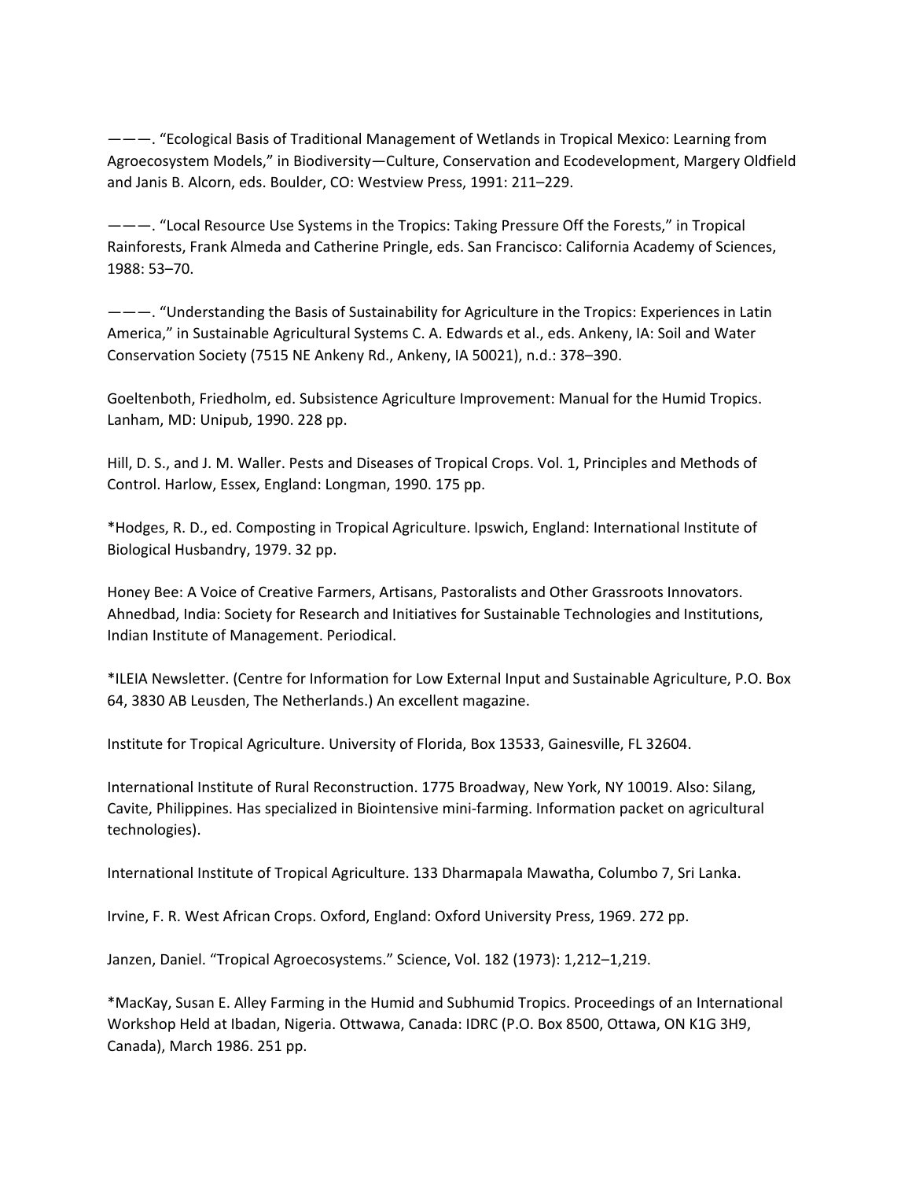———. “Ecological Basis of Traditional Management of Wetlands in Tropical Mexico: Learning from Agroecosystem Models,” in Biodiversity—Culture, Conservation and Ecodevelopment, Margery Oldfield and Janis B. Alcorn, eds. Boulder, CO: Westview Press, 1991: 211–229.

———. “Local Resource Use Systems in the Tropics: Taking Pressure Off the Forests,” in Tropical Rainforests, Frank Almeda and Catherine Pringle, eds. San Francisco: California Academy of Sciences, 1988: 53–70.

———. “Understanding the Basis of Sustainability for Agriculture in the Tropics: Experiences in Latin America,” in Sustainable Agricultural Systems C. A. Edwards et al., eds. Ankeny, IA: Soil and Water Conservation Society (7515 NE Ankeny Rd., Ankeny, IA 50021), n.d.: 378–390.

Goeltenboth, Friedholm, ed. Subsistence Agriculture Improvement: Manual for the Humid Tropics. Lanham, MD: Unipub, 1990. 228 pp.

Hill, D. S., and J. M. Waller. Pests and Diseases of Tropical Crops. Vol. 1, Principles and Methods of Control. Harlow, Essex, England: Longman, 1990. 175 pp.

*Hodges, R. D., ed. Composting in Tropical Agriculture. Ipswich, England: International Institute of Biological Husbandry, 1979. 32 pp.

Honey Bee: A Voice of Creative Farmers, Artisans, Pastoralists and Other Grassroots Innovators. Ahnedbad, India: Society for Research and Initiatives for Sustainable Technologies and Institutions, Indian Institute of Management. Periodical.

*ILEIA Newsletter. (Centre for Information for Low External Input and Sustainable Agriculture, P.O. Box 64, 3830 AB Leusden, The Netherlands.) An excellent magazine.

Institute for Tropical Agriculture. University of Florida, Box 13533, Gainesville, FL 32604.

International Institute of Rural Reconstruction. 1775 Broadway, New York, NY 10019. Also: Silang, Cavite, Philippines. Has specialized in Biointensive mini-farming. Information packet on agricultural technologies).

International Institute of Tropical Agriculture. 133 Dharmapala Mawatha, Columbo 7, Sri Lanka.

Irvine, F. R. West African Crops. Oxford, England: Oxford University Press, 1969. 272 pp.

Janzen, Daniel. “Tropical Agroecosystems.” Science, Vol. 182 (1973): 1,212–1,219.

*MacKay, Susan E. Alley Farming in the Humid and Subhumid Tropics. Proceedings of an International Workshop Held at Ibadan, Nigeria. Ottwawa, Canada: IDRC (P.O. Box 8500, Ottawa, ON K1G 3H9, Canada), March 1986. 251 pp.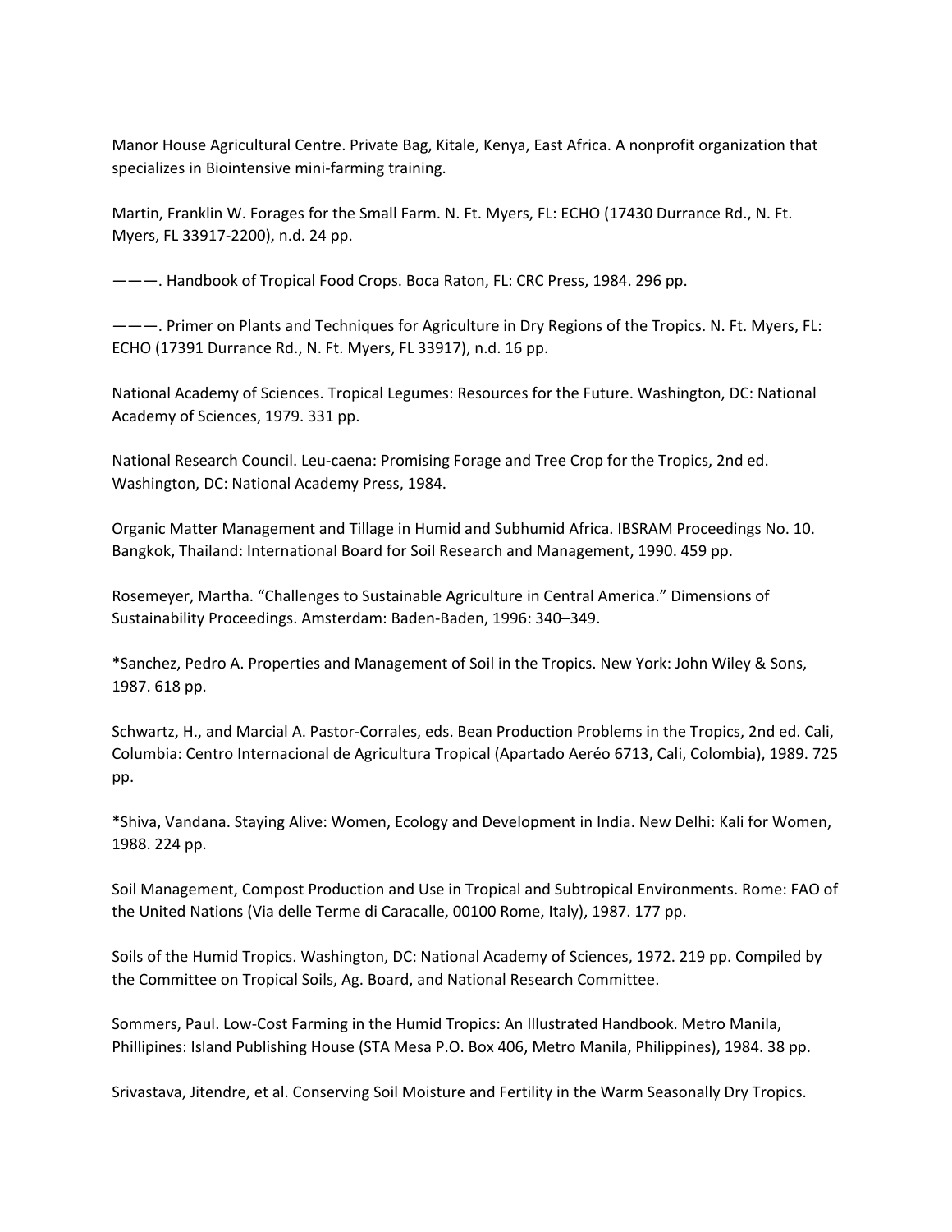Manor House Agricultural Centre. Private Bag, Kitale, Kenya, East Africa. A nonprofit organization that specializes in Biointensive mini-farming training.

Martin, Franklin W. Forages for the Small Farm. N. Ft. Myers, FL: ECHO (17430 Durrance Rd., N. Ft. Myers, FL 33917-2200), n.d. 24 pp.

———. Handbook of Tropical Food Crops. Boca Raton, FL: CRC Press, 1984. 296 pp.

———. Primer on Plants and Techniques for Agriculture in Dry Regions of the Tropics. N. Ft. Myers, FL: ECHO (17391 Durrance Rd., N. Ft. Myers, FL 33917), n.d. 16 pp.

National Academy of Sciences. Tropical Legumes: Resources for the Future. Washington, DC: National Academy of Sciences, 1979. 331 pp.

National Research Council. Leu-caena: Promising Forage and Tree Crop for the Tropics, 2nd ed. Washington, DC: National Academy Press, 1984.

Organic Matter Management and Tillage in Humid and Subhumid Africa. IBSRAM Proceedings No. 10. Bangkok, Thailand: International Board for Soil Research and Management, 1990. 459 pp.

Rosemeyer, Martha. "Challenges to Sustainable Agriculture in Central America." Dimensions of Sustainability Proceedings. Amsterdam: Baden-Baden, 1996: 340–349.

*Sanchez, Pedro A. Properties and Management of Soil in the Tropics. New York: John Wiley & Sons, 1987. 618 pp.

Schwartz, H., and Marcial A. Pastor-Corrales, eds. Bean Production Problems in the Tropics, 2nd ed. Cali, Columbia: Centro Internacional de Agricultura Tropical (Apartado Aeréo 6713, Cali, Colombia), 1989. 725 pp.

*Shiva, Vandana. Staying Alive: Women, Ecology and Development in India. New Delhi: Kali for Women, 1988. 224 pp.

Soil Management, Compost Production and Use in Tropical and Subtropical Environments. Rome: FAO of the United Nations (Via delle Terme di Caracalle, 00100 Rome, Italy), 1987. 177 pp.

Soils of the Humid Tropics. Washington, DC: National Academy of Sciences, 1972. 219 pp. Compiled by the Committee on Tropical Soils, Ag. Board, and National Research Committee.

Sommers, Paul. Low-Cost Farming in the Humid Tropics: An Illustrated Handbook. Metro Manila, Phillipines: Island Publishing House (STA Mesa P.O. Box 406, Metro Manila, Philippines), 1984. 38 pp.

Srivastava, Jitendre, et al. Conserving Soil Moisture and Fertility in the Warm Seasonally Dry Tropics.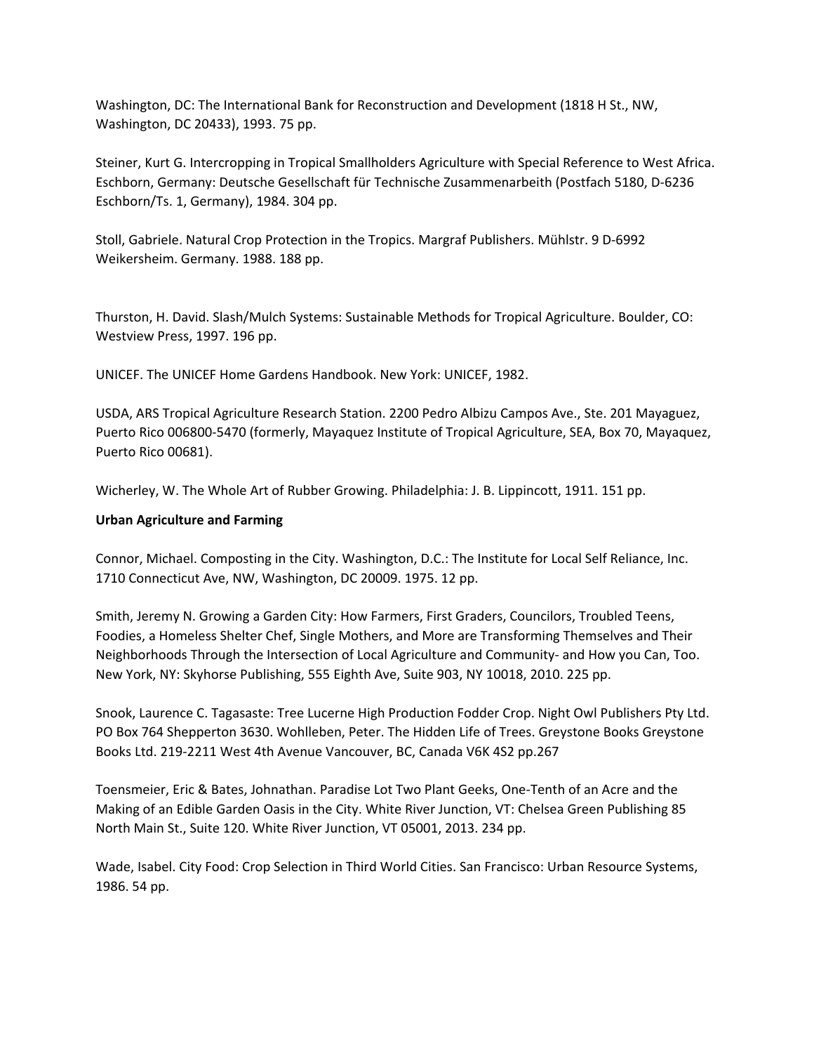Washington, DC: The International Bank for Reconstruction and Development (1818 H St., NW, Washington, DC 20433), 1993. 75 pp.

Steiner, Kurt G. Intercropping in Tropical Smallholders Agriculture with Special Reference to West Africa. Eschborn, Germany: Deutsche Gesellschaft für Technische Zusammenarbeith (Postfach 5180, D-6236 Eschborn/Ts. 1, Germany), 1984. 304 pp.

Stoll, Gabriele. Natural Crop Protection in the Tropics. Margraf Publishers. Mühlstr. 9 D-6992 Weikersheim. Germany. 1988. 188 pp.

Thurston, H. David. Slash/Mulch Systems: Sustainable Methods for Tropical Agriculture. Boulder, CO: Westview Press, 1997. 196 pp.

UNICEF. The UNICEF Home Gardens Handbook. New York: UNICEF, 1982.

USDA, ARS Tropical Agriculture Research Station. 2200 Pedro Albizu Campos Ave., Ste. 201 Mayaguez, Puerto Rico 006800-5470 (formerly, Mayaquez Institute of Tropical Agriculture, SEA, Box 70, Mayaquez, Puerto Rico 00681).

Wicherley, W. The Whole Art of Rubber Growing. Philadelphia: J. B. Lippincott, 1911. 151 pp.

**Urban Agriculture and Farming**

Connor, Michael. Composting in the City. Washington, D.C.: The Institute for Local Self Reliance, Inc. 1710 Connecticut Ave, NW, Washington, DC 20009. 1975. 12 pp.

Smith, Jeremy N. Growing a Garden City: How Farmers, First Graders, Councilors, Troubled Teens, Foodies, a Homeless Shelter Chef, Single Mothers, and More are Transforming Themselves and Their Neighborhoods Through the Intersection of Local Agriculture and Community- and How you Can, Too. New York, NY: Skyhorse Publishing, 555 Eighth Ave, Suite 903, NY 10018, 2010. 225 pp.

Snook, Laurence C. Tagasaste: Tree Lucerne High Production Fodder Crop. Night Owl Publishers Pty Ltd. PO Box 764 Shepperton 3630. Wohlleben, Peter. The Hidden Life of Trees. Greystone Books Greystone Books Ltd. 219-2211 West 4th Avenue Vancouver, BC, Canada V6K 4S2 pp.267

Toensmeier, Eric & Bates, Johnathan. Paradise Lot Two Plant Geeks, One-Tenth of an Acre and the Making of an Edible Garden Oasis in the City. White River Junction, VT: Chelsea Green Publishing 85 North Main St., Suite 120. White River Junction, VT 05001, 2013. 234 pp.

Wade, Isabel. City Food: Crop Selection in Third World Cities. San Francisco: Urban Resource Systems, 1986. 54 pp.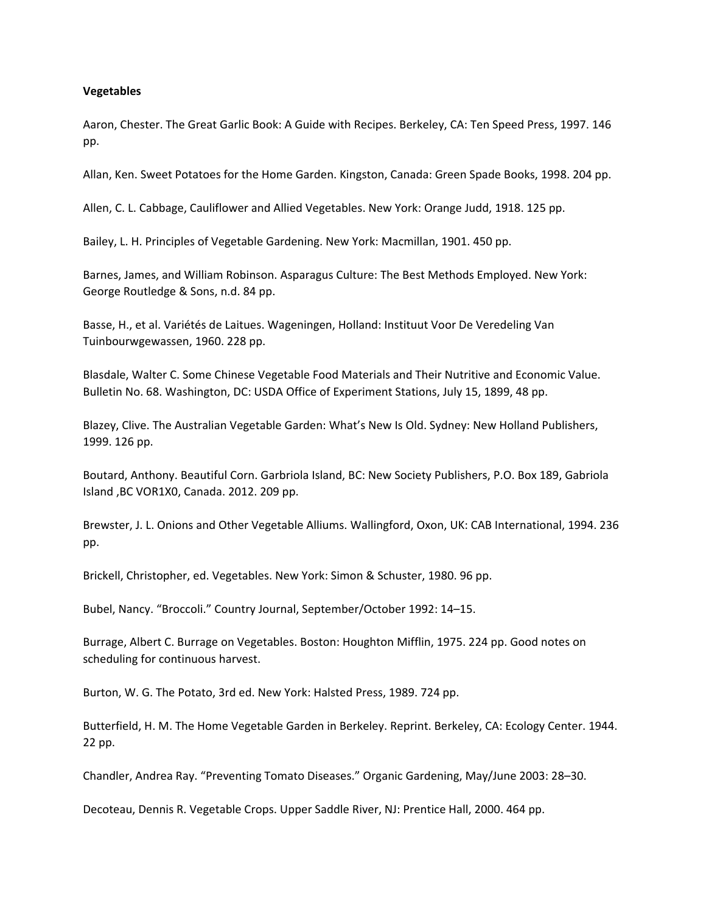**Vegetables**

Aaron, Chester. The Great Garlic Book: A Guide with Recipes. Berkeley, CA: Ten Speed Press, 1997. 146 pp.

Allan, Ken. Sweet Potatoes for the Home Garden. Kingston, Canada: Green Spade Books, 1998. 204 pp.

Allen, C. L. Cabbage, Cauliflower and Allied Vegetables. New York: Orange Judd, 1918. 125 pp.

Bailey, L. H. Principles of Vegetable Gardening. New York: Macmillan, 1901. 450 pp.

Barnes, James, and William Robinson. Asparagus Culture: The Best Methods Employed. New York: George Routledge & Sons, n.d. 84 pp.

Basse, H., et al. Variétés de Laitues. Wageningen, Holland: Instituut Voor De Veredeling Van Tuinbourwgewassen, 1960. 228 pp.

Blasdale, Walter C. Some Chinese Vegetable Food Materials and Their Nutritive and Economic Value. Bulletin No. 68. Washington, DC: USDA Office of Experiment Stations, July 15, 1899, 48 pp.

Blazey, Clive. The Australian Vegetable Garden: What's New Is Old. Sydney: New Holland Publishers, 1999. 126 pp.

Boutard, Anthony. Beautiful Corn. Garbriola Island, BC: New Society Publishers, P.O. Box 189, Gabriola Island ,BC VOR1X0, Canada. 2012. 209 pp.

Brewster, J. L. Onions and Other Vegetable Alliums. Wallingford, Oxon, UK: CAB International, 1994. 236 pp.

Brickell, Christopher, ed. Vegetables. New York: Simon & Schuster, 1980. 96 pp.

Bubel, Nancy. "Broccoli." Country Journal, September/October 1992: 14–15.

Burrage, Albert C. Burrage on Vegetables. Boston: Houghton Mifflin, 1975. 224 pp. Good notes on scheduling for continuous harvest.

Burton, W. G. The Potato, 3rd ed. New York: Halsted Press, 1989. 724 pp.

Butterfield, H. M. The Home Vegetable Garden in Berkeley. Reprint. Berkeley, CA: Ecology Center. 1944. 22 pp.

Chandler, Andrea Ray. "Preventing Tomato Diseases." Organic Gardening, May/June 2003: 28–30.

Decoteau, Dennis R. Vegetable Crops. Upper Saddle River, NJ: Prentice Hall, 2000. 464 pp.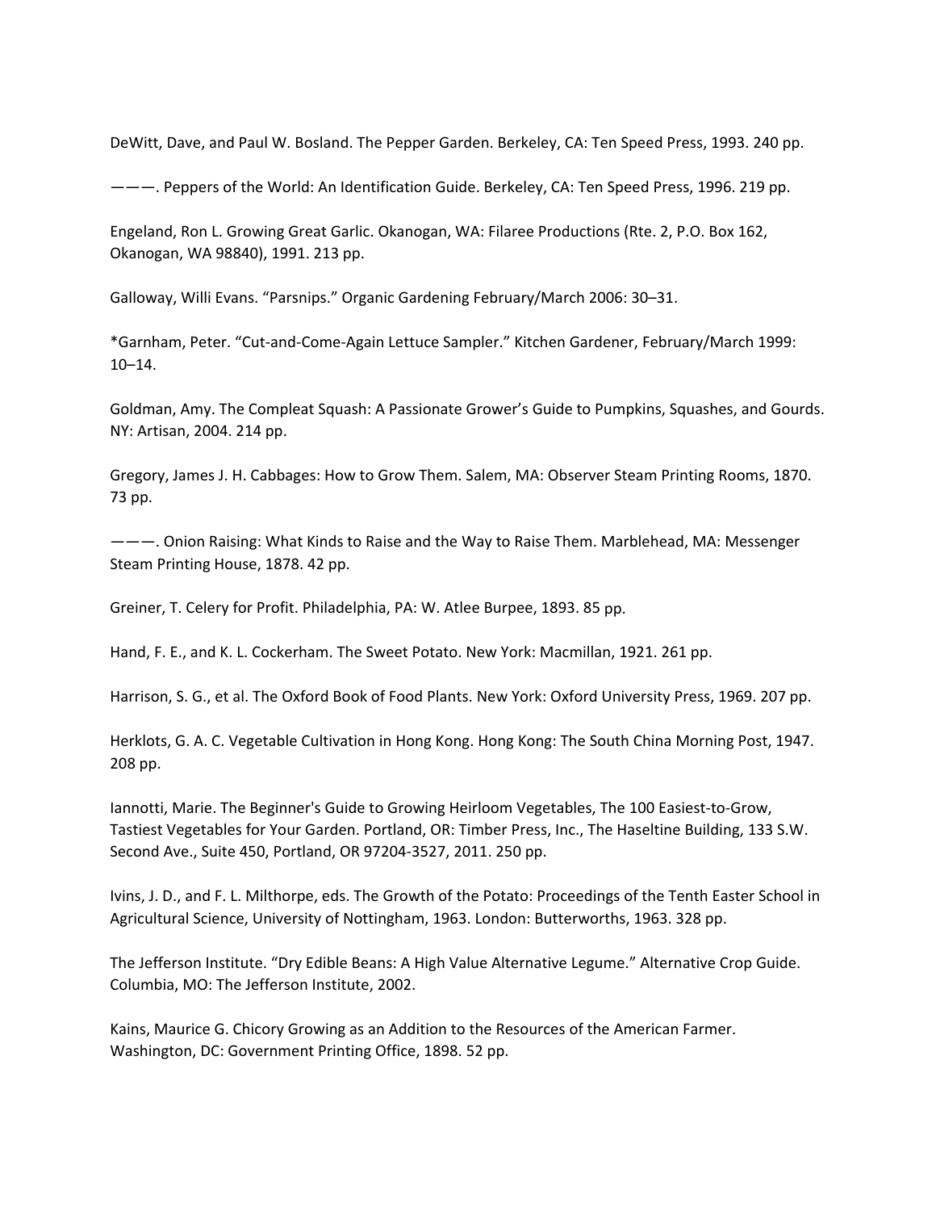DeWitt, Dave, and Paul W. Bosland. The Pepper Garden. Berkeley, CA: Ten Speed Press, 1993. 240 pp.

———. Peppers of the World: An Identification Guide. Berkeley, CA: Ten Speed Press, 1996. 219 pp.

Engeland, Ron L. Growing Great Garlic. Okanogan, WA: Filaree Productions (Rte. 2, P.O. Box 162, Okanogan, WA 98840), 1991. 213 pp.

Galloway, Willi Evans. “Parsnips.” Organic Gardening February/March 2006: 30–31.

*Garnham, Peter. “Cut-and-Come-Again Lettuce Sampler.” Kitchen Gardener, February/March 1999: 10–14.

Goldman, Amy. The Compleat Squash: A Passionate Grower’s Guide to Pumpkins, Squashes, and Gourds. NY: Artisan, 2004. 214 pp.

Gregory, James J. H. Cabbages: How to Grow Them. Salem, MA: Observer Steam Printing Rooms, 1870. 73 pp.

———. Onion Raising: What Kinds to Raise and the Way to Raise Them. Marblehead, MA: Messenger Steam Printing House, 1878. 42 pp.

Greiner, T. Celery for Profit. Philadelphia, PA: W. Atlee Burpee, 1893. 85 pp.

Hand, F. E., and K. L. Cockerham. The Sweet Potato. New York: Macmillan, 1921. 261 pp.

Harrison, S. G., et al. The Oxford Book of Food Plants. New York: Oxford University Press, 1969. 207 pp.

Herklots, G. A. C. Vegetable Cultivation in Hong Kong. Hong Kong: The South China Morning Post, 1947. 208 pp.

Iannotti, Marie. The Beginner's Guide to Growing Heirloom Vegetables, The 100 Easiest-to-Grow, Tastiest Vegetables for Your Garden. Portland, OR: Timber Press, Inc., The Haseltine Building, 133 S.W. Second Ave., Suite 450, Portland, OR 97204-3527, 2011. 250 pp.

Ivins, J. D., and F. L. Milthorpe, eds. The Growth of the Potato: Proceedings of the Tenth Easter School in Agricultural Science, University of Nottingham, 1963. London: Butterworths, 1963. 328 pp.

The Jefferson Institute. “Dry Edible Beans: A High Value Alternative Legume.” Alternative Crop Guide. Columbia, MO: The Jefferson Institute, 2002.

Kains, Maurice G. Chicory Growing as an Addition to the Resources of the American Farmer. Washington, DC: Government Printing Office, 1898. 52 pp.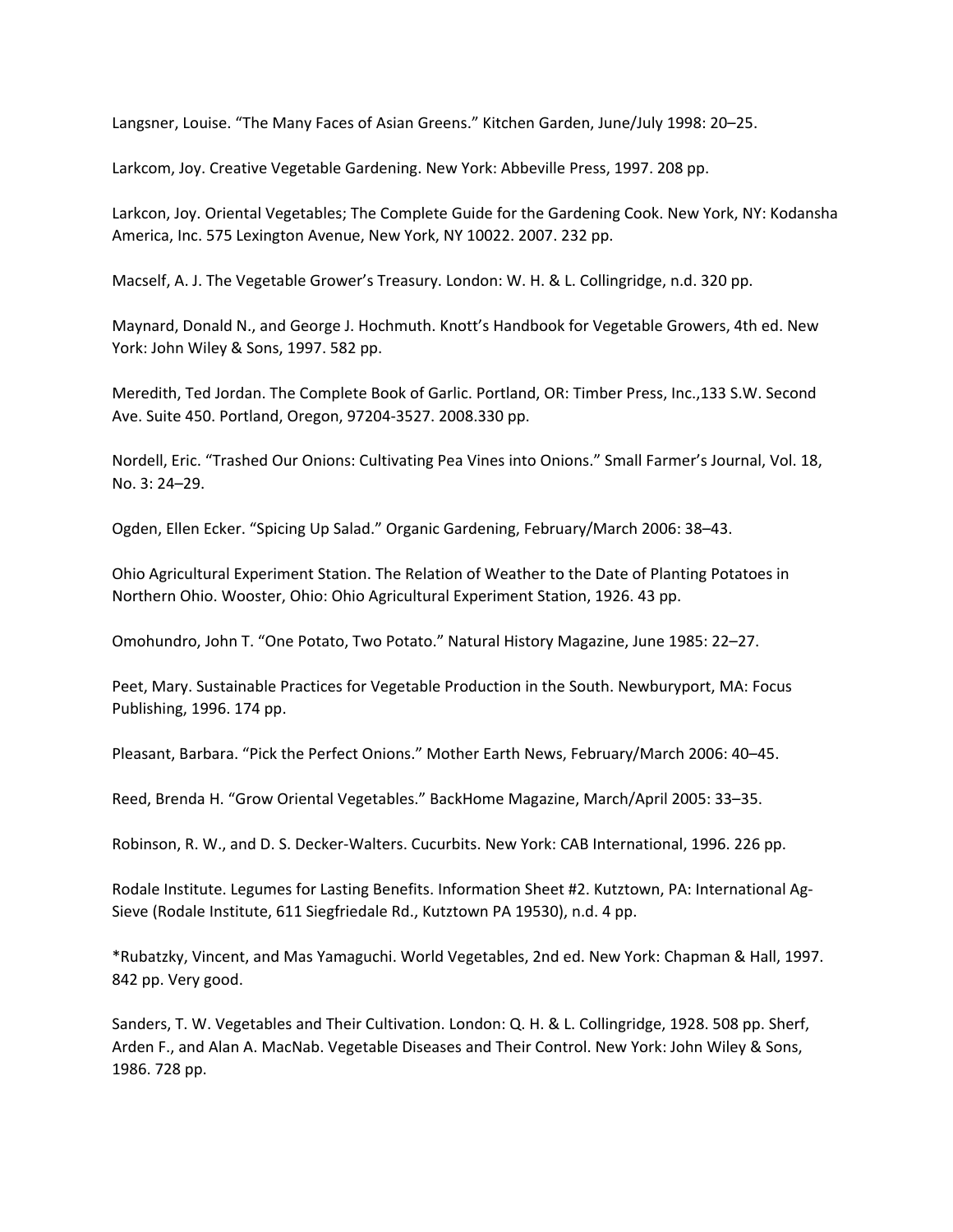Langsner, Louise. “The Many Faces of Asian Greens.” Kitchen Garden, June/July 1998: 20–25.

Larkcom, Joy. Creative Vegetable Gardening. New York: Abbeville Press, 1997. 208 pp.

Larkcon, Joy. Oriental Vegetables; The Complete Guide for the Gardening Cook. New York, NY: Kodansha America, Inc. 575 Lexington Avenue, New York, NY 10022. 2007. 232 pp.

Macself, A. J. The Vegetable Grower’s Treasury. London: W. H. & L. Collingridge, n.d. 320 pp.

Maynard, Donald N., and George J. Hochmuth. Knott’s Handbook for Vegetable Growers, 4th ed. New York: John Wiley & Sons, 1997. 582 pp.

Meredith, Ted Jordan. The Complete Book of Garlic. Portland, OR: Timber Press, Inc.,133 S.W. Second Ave. Suite 450. Portland, Oregon, 97204-3527. 2008.330 pp.

Nordell, Eric. “Trashed Our Onions: Cultivating Pea Vines into Onions.” Small Farmer’s Journal, Vol. 18, No. 3: 24–29.

Ogden, Ellen Ecker. “Spicing Up Salad.” Organic Gardening, February/March 2006: 38–43.

Ohio Agricultural Experiment Station. The Relation of Weather to the Date of Planting Potatoes in Northern Ohio. Wooster, Ohio: Ohio Agricultural Experiment Station, 1926. 43 pp.

Omohundro, John T. “One Potato, Two Potato.” Natural History Magazine, June 1985: 22–27.

Peet, Mary. Sustainable Practices for Vegetable Production in the South. Newburyport, MA: Focus Publishing, 1996. 174 pp.

Pleasant, Barbara. “Pick the Perfect Onions.” Mother Earth News, February/March 2006: 40–45.

Reed, Brenda H. “Grow Oriental Vegetables.” BackHome Magazine, March/April 2005: 33–35.

Robinson, R. W., and D. S. Decker-Walters. Cucurbits. New York: CAB International, 1996. 226 pp.

Rodale Institute. Legumes for Lasting Benefits. Information Sheet #2. Kutztown, PA: International Ag-Sieve (Rodale Institute, 611 Siegfriedale Rd., Kutztown PA 19530), n.d. 4 pp.

*Rubatzky, Vincent, and Mas Yamaguchi. World Vegetables, 2nd ed. New York: Chapman & Hall, 1997. 842 pp. Very good.

Sanders, T. W. Vegetables and Their Cultivation. London: Q. H. & L. Collingridge, 1928. 508 pp. Sherf, Arden F., and Alan A. MacNab. Vegetable Diseases and Their Control. New York: John Wiley & Sons, 1986. 728 pp.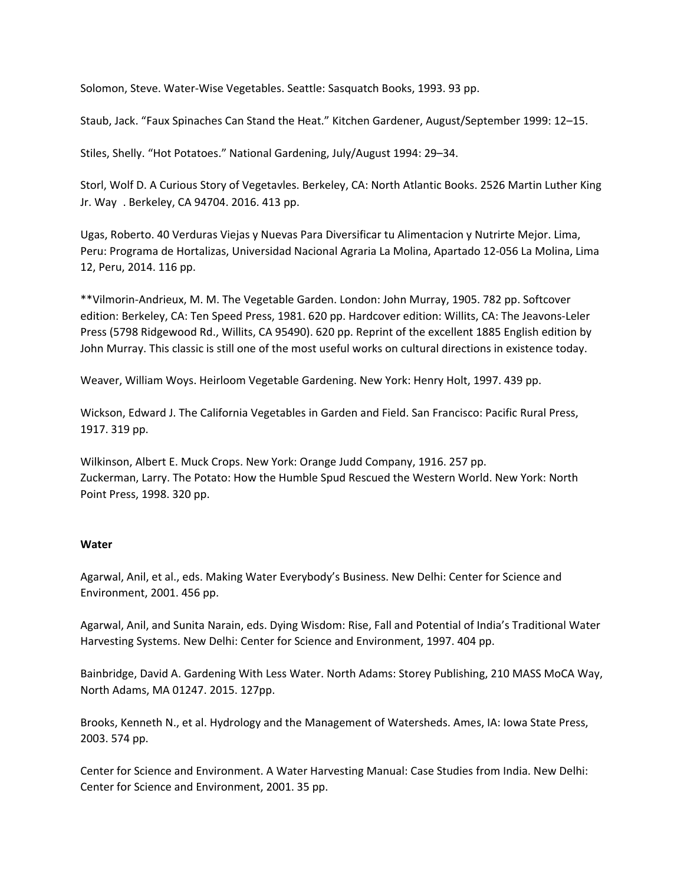Solomon, Steve. Water-Wise Vegetables. Seattle: Sasquatch Books, 1993. 93 pp.

Staub, Jack. “Faux Spinaches Can Stand the Heat.” Kitchen Gardener, August/September 1999: 12–15.

Stiles, Shelly. “Hot Potatoes.” National Gardening, July/August 1994: 29–34.

Storl, Wolf D. A Curious Story of Vegetavles. Berkeley, CA: North Atlantic Books. 2526 Martin Luther King Jr. Way . Berkeley, CA 94704. 2016. 413 pp.

Ugas, Roberto. 40 Verduras Viejas y Nuevas Para Diversificar tu Alimentacion y Nutrirte Mejor. Lima, Peru: Programa de Hortalizas, Universidad Nacional Agraria La Molina, Apartado 12-056 La Molina, Lima 12, Peru, 2014. 116 pp.

**Vilmorin-Andrieux, M. M. The Vegetable Garden. London: John Murray, 1905. 782 pp. Softcover edition: Berkeley, CA: Ten Speed Press, 1981. 620 pp. Hardcover edition: Willits, CA: The Jeavons-Leler Press (5798 Ridgewood Rd., Willits, CA 95490). 620 pp. Reprint of the excellent 1885 English edition by John Murray. This classic is still one of the most useful works on cultural directions in existence today.

Weaver, William Woys. Heirloom Vegetable Gardening. New York: Henry Holt, 1997. 439 pp.

Wickson, Edward J. The California Vegetables in Garden and Field. San Francisco: Pacific Rural Press, 1917. 319 pp.

Wilkinson, Albert E. Muck Crops. New York: Orange Judd Company, 1916. 257 pp.

Zuckerman, Larry. The Potato: How the Humble Spud Rescued the Western World. New York: North Point Press, 1998. 320 pp.

**Water**

Agarwal, Anil, et al., eds. Making Water Everybody’s Business. New Delhi: Center for Science and Environment, 2001. 456 pp.

Agarwal, Anil, and Sunita Narain, eds. Dying Wisdom: Rise, Fall and Potential of India’s Traditional Water Harvesting Systems. New Delhi: Center for Science and Environment, 1997. 404 pp.

Bainbridge, David A. Gardening With Less Water. North Adams: Storey Publishing, 210 MASS MoCA Way, North Adams, MA 01247. 2015. 127pp.

Brooks, Kenneth N., et al. Hydrology and the Management of Watersheds. Ames, IA: Iowa State Press, 2003. 574 pp.

Center for Science and Environment. A Water Harvesting Manual: Case Studies from India. New Delhi: Center for Science and Environment, 2001. 35 pp.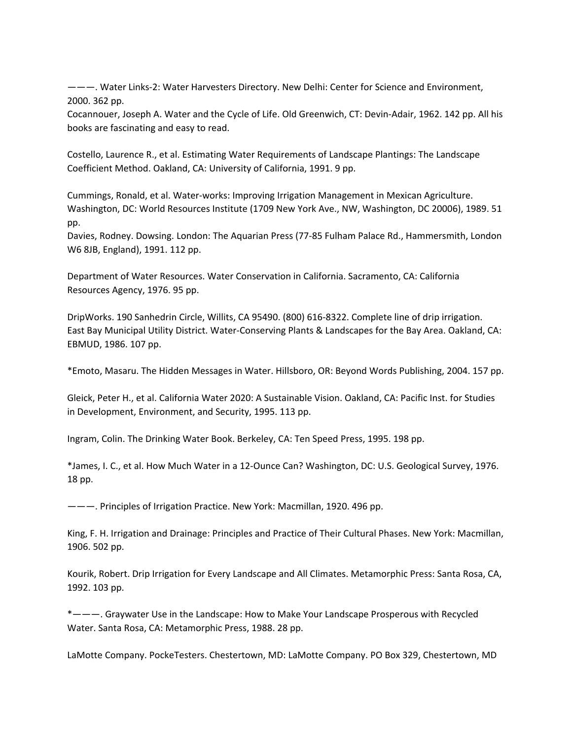———. Water Links-2: Water Harvesters Directory. New Delhi: Center for Science and Environment, 2000. 362 pp.
Cocannouer, Joseph A. Water and the Cycle of Life. Old Greenwich, CT: Devin-Adair, 1962. 142 pp. All his books are fascinating and easy to read.

Costello, Laurence R., et al. Estimating Water Requirements of Landscape Plantings: The Landscape Coefficient Method. Oakland, CA: University of California, 1991. 9 pp.

Cummings, Ronald, et al. Water-works: Improving Irrigation Management in Mexican Agriculture. Washington, DC: World Resources Institute (1709 New York Ave., NW, Washington, DC 20006), 1989. 51 pp.
Davies, Rodney. Dowsing. London: The Aquarian Press (77-85 Fulham Palace Rd., Hammersmith, London W6 8JB, England), 1991. 112 pp.

Department of Water Resources. Water Conservation in California. Sacramento, CA: California Resources Agency, 1976. 95 pp.

DripWorks. 190 Sanhedrin Circle, Willits, CA 95490. (800) 616-8322. Complete line of drip irrigation.
East Bay Municipal Utility District. Water-Conserving Plants & Landscapes for the Bay Area. Oakland, CA: EBMUD, 1986. 107 pp.

*Emoto, Masaru. The Hidden Messages in Water. Hillsboro, OR: Beyond Words Publishing, 2004. 157 pp.

Gleick, Peter H., et al. California Water 2020: A Sustainable Vision. Oakland, CA: Pacific Inst. for Studies in Development, Environment, and Security, 1995. 113 pp.

Ingram, Colin. The Drinking Water Book. Berkeley, CA: Ten Speed Press, 1995. 198 pp.

*James, I. C., et al. How Much Water in a 12-Ounce Can? Washington, DC: U.S. Geological Survey, 1976. 18 pp.

———. Principles of Irrigation Practice. New York: Macmillan, 1920. 496 pp.

King, F. H. Irrigation and Drainage: Principles and Practice of Their Cultural Phases. New York: Macmillan, 1906. 502 pp.

Kourik, Robert. Drip Irrigation for Every Landscape and All Climates. Metamorphic Press: Santa Rosa, CA, 1992. 103 pp.

*———. Graywater Use in the Landscape: How to Make Your Landscape Prosperous with Recycled Water. Santa Rosa, CA: Metamorphic Press, 1988. 28 pp.

LaMotte Company. PockeTesters. Chestertown, MD: LaMotte Company. PO Box 329, Chestertown, MD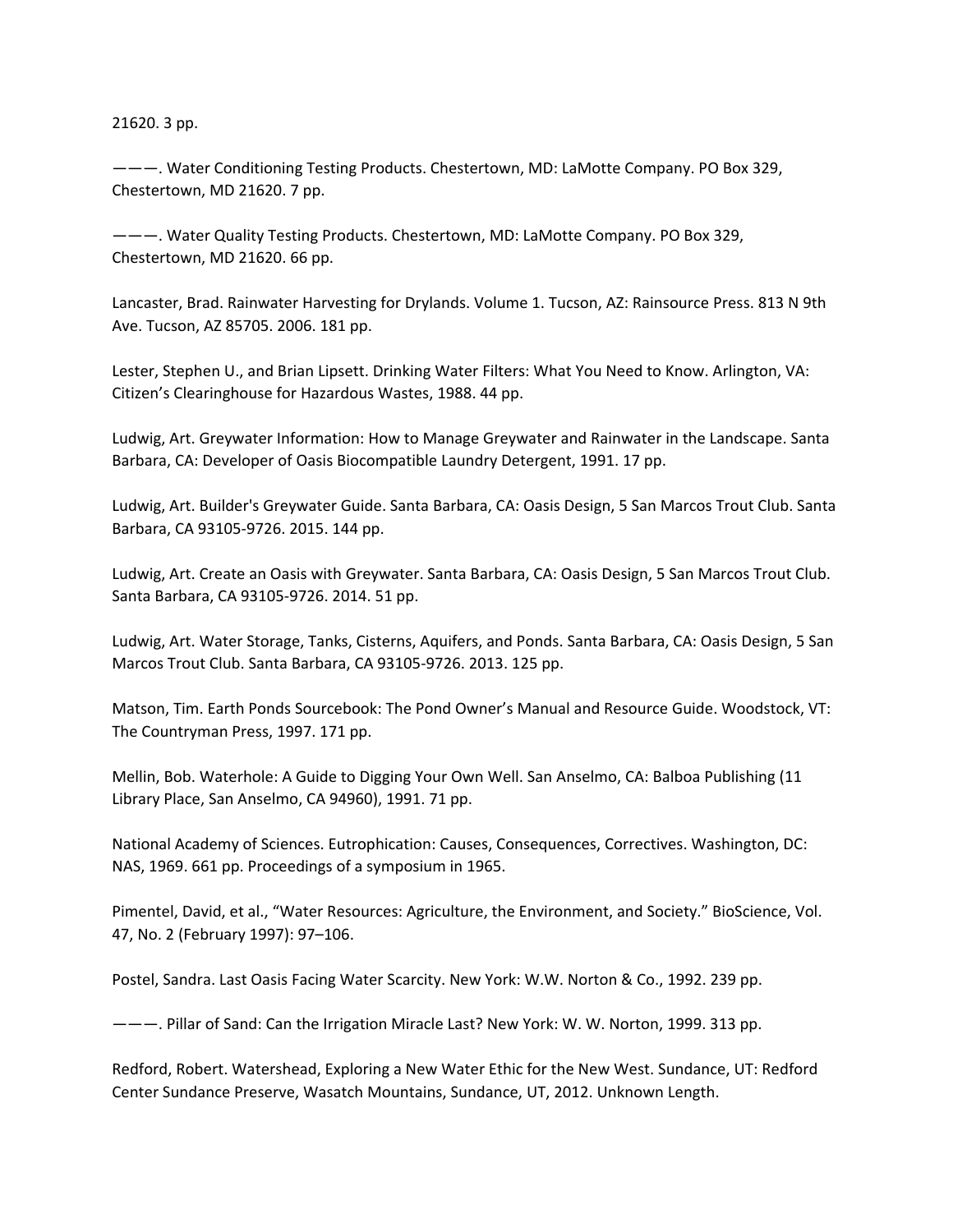21620. 3 pp.

———. Water Conditioning Testing Products. Chestertown, MD: LaMotte Company. PO Box 329, Chestertown, MD 21620. 7 pp.

———. Water Quality Testing Products. Chestertown, MD: LaMotte Company. PO Box 329, Chestertown, MD 21620. 66 pp.

Lancaster, Brad. Rainwater Harvesting for Drylands. Volume 1. Tucson, AZ: Rainsource Press. 813 N 9th Ave. Tucson, AZ 85705. 2006. 181 pp.

Lester, Stephen U., and Brian Lipsett. Drinking Water Filters: What You Need to Know. Arlington, VA: Citizen's Clearinghouse for Hazardous Wastes, 1988. 44 pp.

Ludwig, Art. Greywater Information: How to Manage Greywater and Rainwater in the Landscape. Santa Barbara, CA: Developer of Oasis Biocompatible Laundry Detergent, 1991. 17 pp.

Ludwig, Art. Builder's Greywater Guide. Santa Barbara, CA: Oasis Design, 5 San Marcos Trout Club. Santa Barbara, CA 93105-9726. 2015. 144 pp.

Ludwig, Art. Create an Oasis with Greywater. Santa Barbara, CA: Oasis Design, 5 San Marcos Trout Club. Santa Barbara, CA 93105-9726. 2014. 51 pp.

Ludwig, Art. Water Storage, Tanks, Cisterns, Aquifers, and Ponds. Santa Barbara, CA: Oasis Design, 5 San Marcos Trout Club. Santa Barbara, CA 93105-9726. 2013. 125 pp.

Matson, Tim. Earth Ponds Sourcebook: The Pond Owner's Manual and Resource Guide. Woodstock, VT: The Countryman Press, 1997. 171 pp.

Mellin, Bob. Waterhole: A Guide to Digging Your Own Well. San Anselmo, CA: Balboa Publishing (11 Library Place, San Anselmo, CA 94960), 1991. 71 pp.

National Academy of Sciences. Eutrophication: Causes, Consequences, Correctives. Washington, DC: NAS, 1969. 661 pp. Proceedings of a symposium in 1965.

Pimentel, David, et al., "Water Resources: Agriculture, the Environment, and Society." BioScience, Vol. 47, No. 2 (February 1997): 97–106.

Postel, Sandra. Last Oasis Facing Water Scarcity. New York: W.W. Norton & Co., 1992. 239 pp.

———. Pillar of Sand: Can the Irrigation Miracle Last? New York: W. W. Norton, 1999. 313 pp.

Redford, Robert. Watershead, Exploring a New Water Ethic for the New West. Sundance, UT: Redford Center Sundance Preserve, Wasatch Mountains, Sundance, UT, 2012. Unknown Length.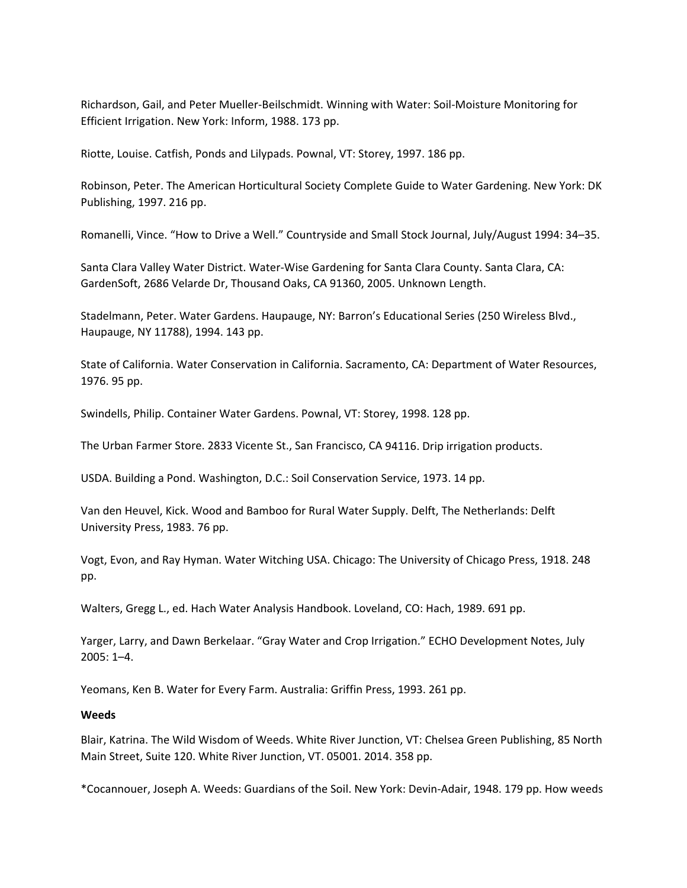Richardson, Gail, and Peter Mueller-Beilschmidt. Winning with Water: Soil-Moisture Monitoring for Efficient Irrigation. New York: Inform, 1988. 173 pp.

Riotte, Louise. Catfish, Ponds and Lilypads. Pownal, VT: Storey, 1997. 186 pp.

Robinson, Peter. The American Horticultural Society Complete Guide to Water Gardening. New York: DK Publishing, 1997. 216 pp.

Romanelli, Vince. "How to Drive a Well." Countryside and Small Stock Journal, July/August 1994: 34–35.

Santa Clara Valley Water District. Water-Wise Gardening for Santa Clara County. Santa Clara, CA: GardenSoft, 2686 Velarde Dr, Thousand Oaks, CA 91360, 2005. Unknown Length.

Stadelmann, Peter. Water Gardens. Haupauge, NY: Barron's Educational Series (250 Wireless Blvd., Haupauge, NY 11788), 1994. 143 pp.

State of California. Water Conservation in California. Sacramento, CA: Department of Water Resources, 1976. 95 pp.

Swindells, Philip. Container Water Gardens. Pownal, VT: Storey, 1998. 128 pp.

The Urban Farmer Store. 2833 Vicente St., San Francisco, CA 94116. Drip irrigation products.

USDA. Building a Pond. Washington, D.C.: Soil Conservation Service, 1973. 14 pp.

Van den Heuvel, Kick. Wood and Bamboo for Rural Water Supply. Delft, The Netherlands: Delft University Press, 1983. 76 pp.

Vogt, Evon, and Ray Hyman. Water Witching USA. Chicago: The University of Chicago Press, 1918. 248 pp.

Walters, Gregg L., ed. Hach Water Analysis Handbook. Loveland, CO: Hach, 1989. 691 pp.

Yarger, Larry, and Dawn Berkelaar. "Gray Water and Crop Irrigation." ECHO Development Notes, July 2005: 1–4.

Yeomans, Ken B. Water for Every Farm. Australia: Griffin Press, 1993. 261 pp.

**Weeds**

Blair, Katrina. The Wild Wisdom of Weeds. White River Junction, VT: Chelsea Green Publishing, 85 North Main Street, Suite 120. White River Junction, VT. 05001. 2014. 358 pp.

*Cocannouer, Joseph A. Weeds: Guardians of the Soil. New York: Devin-Adair, 1948. 179 pp. How weeds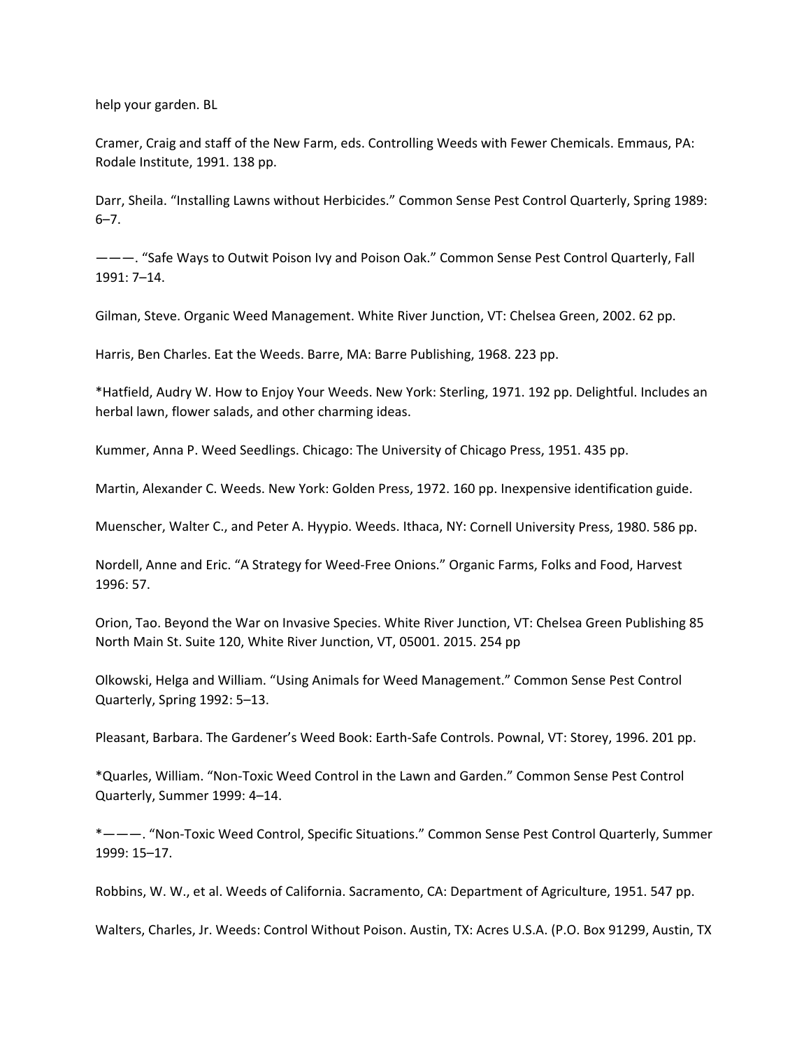help your garden. BL

Cramer, Craig and staff of the New Farm, eds. Controlling Weeds with Fewer Chemicals. Emmaus, PA: Rodale Institute, 1991. 138 pp.

Darr, Sheila. “Installing Lawns without Herbicides.” Common Sense Pest Control Quarterly, Spring 1989: 6–7.

———. “Safe Ways to Outwit Poison Ivy and Poison Oak.” Common Sense Pest Control Quarterly, Fall 1991: 7–14.

Gilman, Steve. Organic Weed Management. White River Junction, VT: Chelsea Green, 2002. 62 pp.

Harris, Ben Charles. Eat the Weeds. Barre, MA: Barre Publishing, 1968. 223 pp.

*Hatfield, Audry W. How to Enjoy Your Weeds. New York: Sterling, 1971. 192 pp. Delightful. Includes an herbal lawn, flower salads, and other charming ideas.

Kummer, Anna P. Weed Seedlings. Chicago: The University of Chicago Press, 1951. 435 pp.

Martin, Alexander C. Weeds. New York: Golden Press, 1972. 160 pp. Inexpensive identification guide.

Muenscher, Walter C., and Peter A. Hyypio. Weeds. Ithaca, NY: Cornell University Press, 1980. 586 pp.

Nordell, Anne and Eric. “A Strategy for Weed-Free Onions.” Organic Farms, Folks and Food, Harvest 1996: 57.

Orion, Tao. Beyond the War on Invasive Species. White River Junction, VT: Chelsea Green Publishing 85 North Main St. Suite 120, White River Junction, VT, 05001. 2015. 254 pp

Olkowski, Helga and William. “Using Animals for Weed Management.” Common Sense Pest Control Quarterly, Spring 1992: 5–13.

Pleasant, Barbara. The Gardener’s Weed Book: Earth-Safe Controls. Pownal, VT: Storey, 1996. 201 pp.

*Quarles, William. “Non-Toxic Weed Control in the Lawn and Garden.” Common Sense Pest Control Quarterly, Summer 1999: 4–14.

*———. “Non-Toxic Weed Control, Specific Situations.” Common Sense Pest Control Quarterly, Summer 1999: 15–17.

Robbins, W. W., et al. Weeds of California. Sacramento, CA: Department of Agriculture, 1951. 547 pp.

Walters, Charles, Jr. Weeds: Control Without Poison. Austin, TX: Acres U.S.A. (P.O. Box 91299, Austin, TX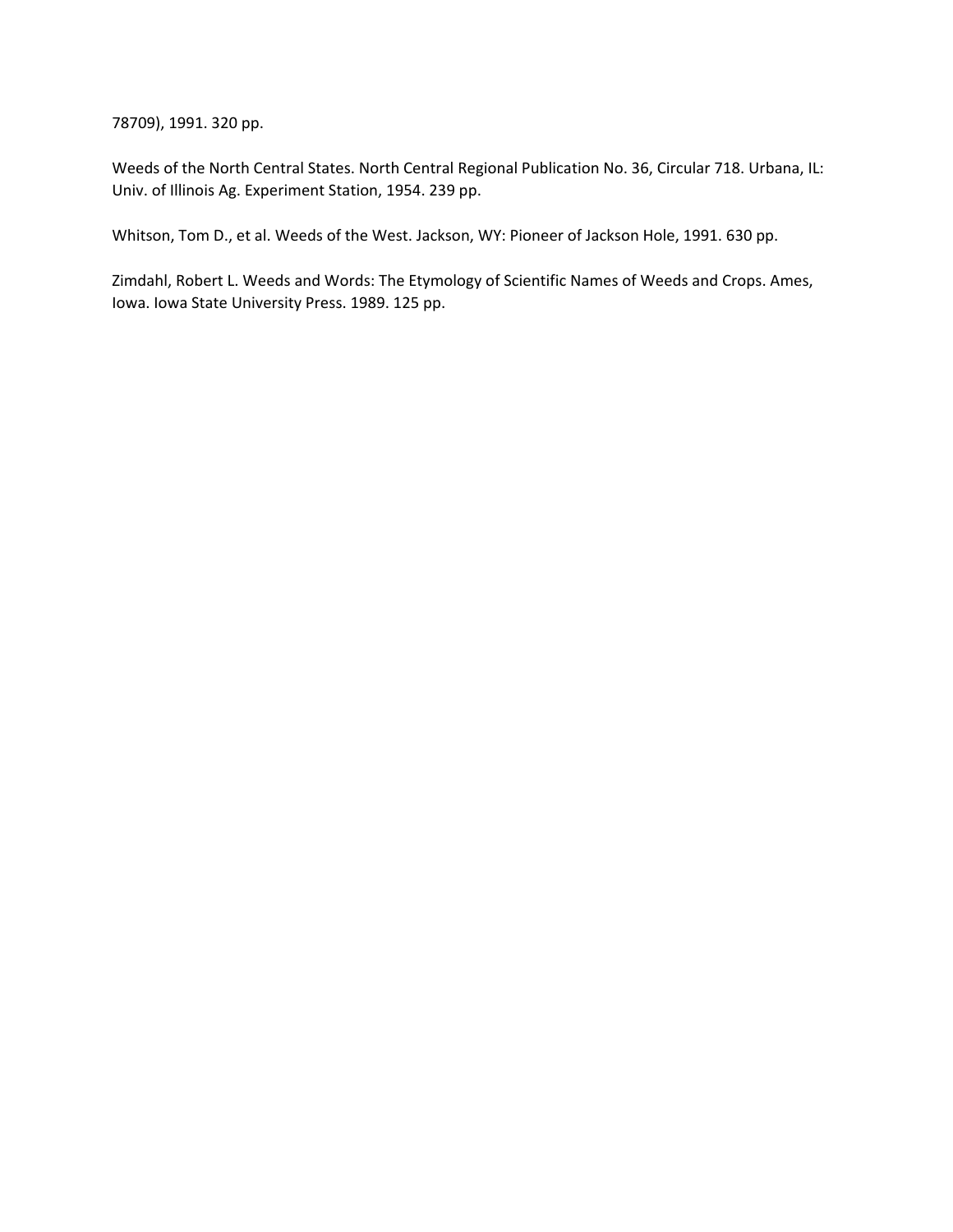78709), 1991. 320 pp.

Weeds of the North Central States. North Central Regional Publication No. 36, Circular 718. Urbana, IL: Univ. of Illinois Ag. Experiment Station, 1954. 239 pp.

Whitson, Tom D., et al. Weeds of the West. Jackson, WY: Pioneer of Jackson Hole, 1991. 630 pp.

Zimdahl, Robert L. Weeds and Words: The Etymology of Scientific Names of Weeds and Crops. Ames, Iowa. Iowa State University Press. 1989. 125 pp.